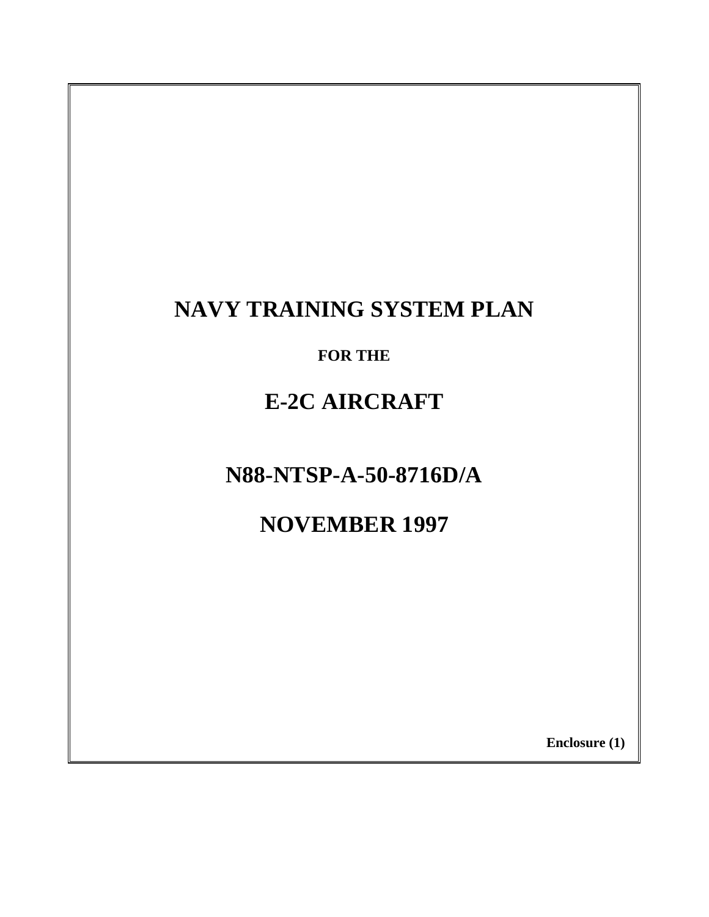# NAVY TRAINING SYSTEM PLAN

**FOR THE**

# E-2C AIRCRAFT

# N88-NTSP-A-50-8716D/A

# NOVEMBER 1997

**Enclosure (1)**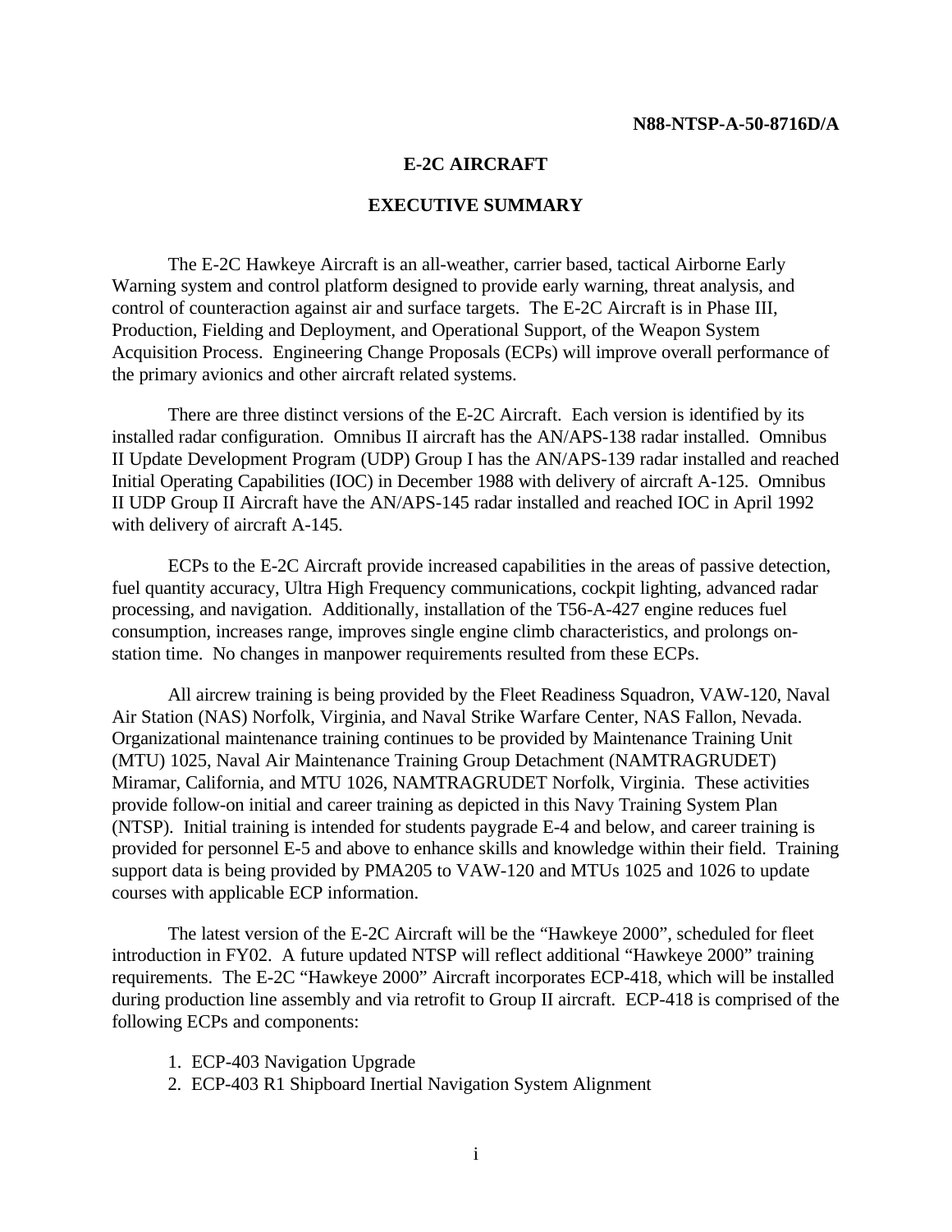# E-2C AIRCRAFT

## EXECUTIVE SUMMARY

The E-2C Hawkeye Aircraft is an all-weather, carrier based, tactical Airborne Early Warning system and control platform designed to provide early warning, threat analysis, and control of counteraction against air and surface targets. The E-2C Aircraft is in Phase III, Production, Fielding and Deployment, and Operational Support, of the Weapon System Acquisition Process. Engineering Change Proposals (ECPs) will improve overall performance of the primary avionics and other aircraft related systems.

There are three distinct versions of the E-2C Aircraft. Each version is identified by its installed radar configuration. Omnibus II aircraft has the AN/APS-138 radar installed. Omnibus II Update Development Program (UDP) Group I has the AN/APS-139 radar installed and reached Initial Operating Capabilities (IOC) in December 1988 with delivery of aircraft A-125. Omnibus II UDP Group II Aircraft have the AN/APS-145 radar installed and reached IOC in April 1992 with delivery of aircraft A-145.

ECPs to the E-2C Aircraft provide increased capabilities in the areas of passive detection, fuel quantity accuracy, Ultra High Frequency communications, cockpit lighting, advanced radar processing, and navigation. Additionally, installation of the T56-A-427 engine reduces fuel consumption, increases range, improves single engine climb characteristics, and prolongs on-station time. No changes in manpower requirements resulted from these ECPs.

All aircrew training is being provided by the Fleet Readiness Squadron, VAW-120, Naval Air Station (NAS) Norfolk, Virginia, and Naval Strike Warfare Center, NAS Fallon, Nevada. Organizational maintenance training continues to be provided by Maintenance Training Unit (MTU) 1025, Naval Air Maintenance Training Group Detachment (NAMTRAGRUDET) Miramar, California, and MTU 1026, NAMTRAGRUDET Norfolk, Virginia. These activities provide follow-on initial and career training as depicted in this Navy Training System Plan (NTSP). Initial training is intended for students paygrade E-4 and below, and career training is provided for personnel E-5 and above to enhance skills and knowledge within their field. Training support data is being provided by PMA205 to VAW-120 and MTUs 1025 and 1026 to update courses with applicable ECP information.

The latest version of the E-2C Aircraft will be the "Hawkeye 2000", scheduled for fleet introduction in FY02. A future updated NTSP will reflect additional "Hawkeye 2000" training requirements. The E-2C "Hawkeye 2000" Aircraft incorporates ECP-418, which will be installed during production line assembly and via retrofit to Group II aircraft. ECP-418 is comprised of the following ECPs and components:

1. ECP-403 Navigation Upgrade
2. ECP-403 R1 Shipboard Inertial Navigation System Alignment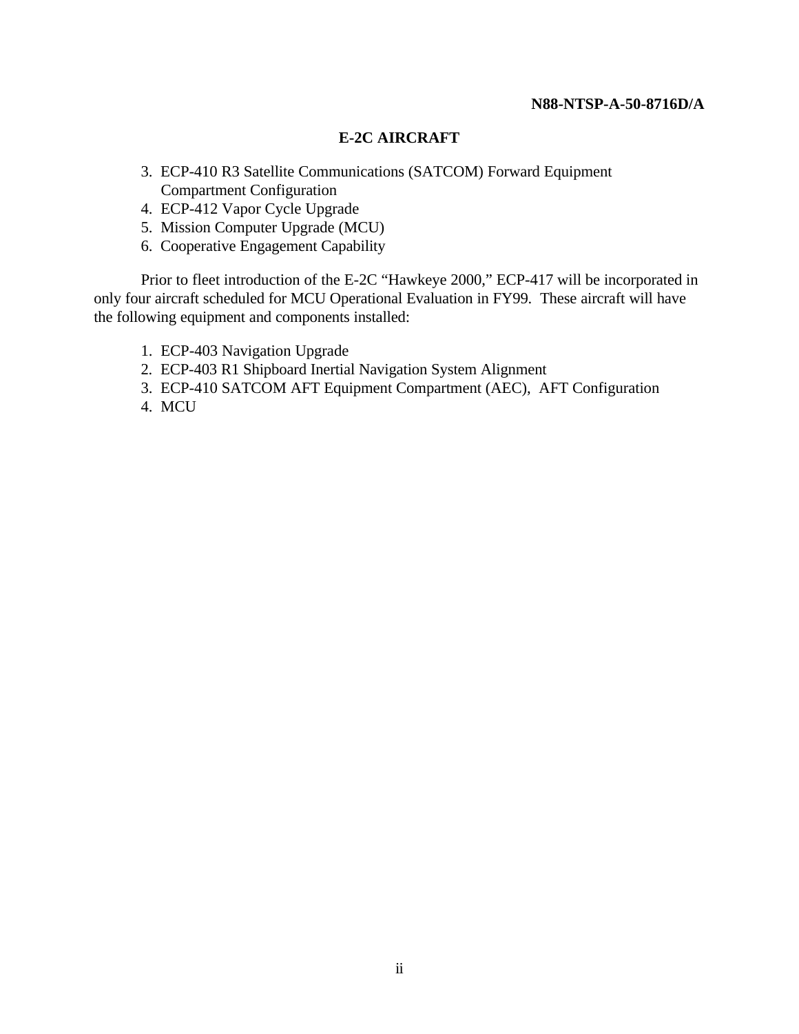## E-2C AIRCRAFT

3. ECP-410 R3 Satellite Communications (SATCOM) Forward Equipment Compartment Configuration
4. ECP-412 Vapor Cycle Upgrade
5. Mission Computer Upgrade (MCU)
6. Cooperative Engagement Capability

Prior to fleet introduction of the E-2C "Hawkeye 2000," ECP-417 will be incorporated in only four aircraft scheduled for MCU Operational Evaluation in FY99. These aircraft will have the following equipment and components installed:

1. ECP-403 Navigation Upgrade
2. ECP-403 R1 Shipboard Inertial Navigation System Alignment
3. ECP-410 SATCOM AFT Equipment Compartment (AEC), AFT Configuration
4. MCU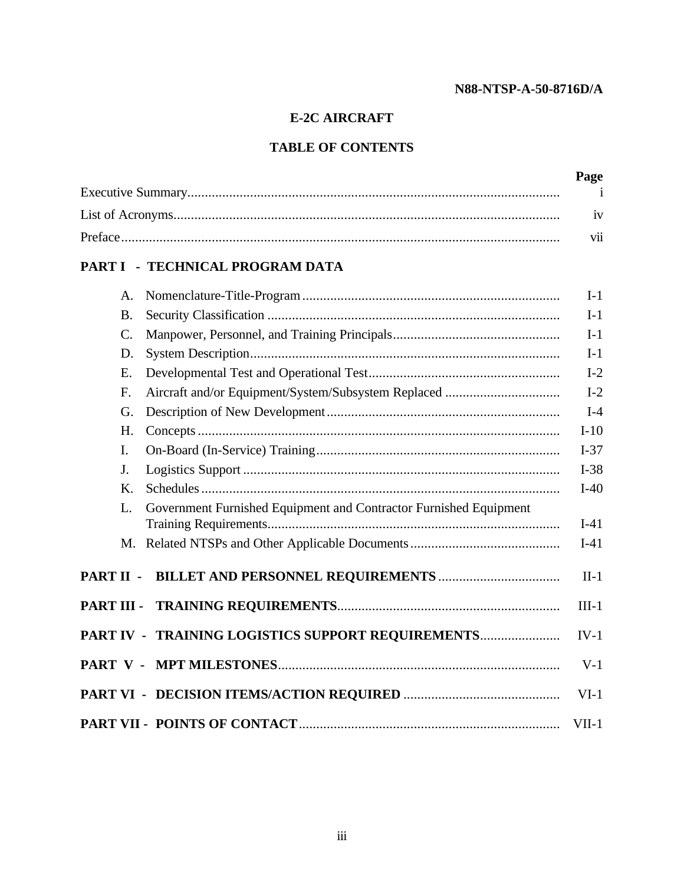N88-NTSP-A-50-8716D/A

# E-2C AIRCRAFT

## TABLE OF CONTENTS

| | Page |
|---|---|
| Executive Summary | i |
| List of Acronyms | iv |
| Preface | vii |
| **PART I - TECHNICAL PROGRAM DATA** | |
| A. Nomenclature-Title-Program | I-1 |
| B. Security Classification | I-1 |
| C. Manpower, Personnel, and Training Principals | I-1 |
| D. System Description | I-1 |
| E. Developmental Test and Operational Test | I-2 |
| F. Aircraft and/or Equipment/System/Subsystem Replaced | I-2 |
| G. Description of New Development | I-4 |
| H. Concepts | I-10 |
| I. On-Board (In-Service) Training | I-37 |
| J. Logistics Support | I-38 |
| K. Schedules | I-40 |
| L. Government Furnished Equipment and Contractor Furnished Equipment Training Requirements | I-41 |
| M. Related NTSPs and Other Applicable Documents | I-41 |
| **PART II - BILLET AND PERSONNEL REQUIREMENTS** | II-1 |
| **PART III - TRAINING REQUIREMENTS** | III-1 |
| **PART IV - TRAINING LOGISTICS SUPPORT REQUIREMENTS** | IV-1 |
| **PART V - MPT MILESTONES** | V-1 |
| **PART VI - DECISION ITEMS/ACTION REQUIRED** | VI-1 |
| **PART VII - POINTS OF CONTACT** | VII-1 |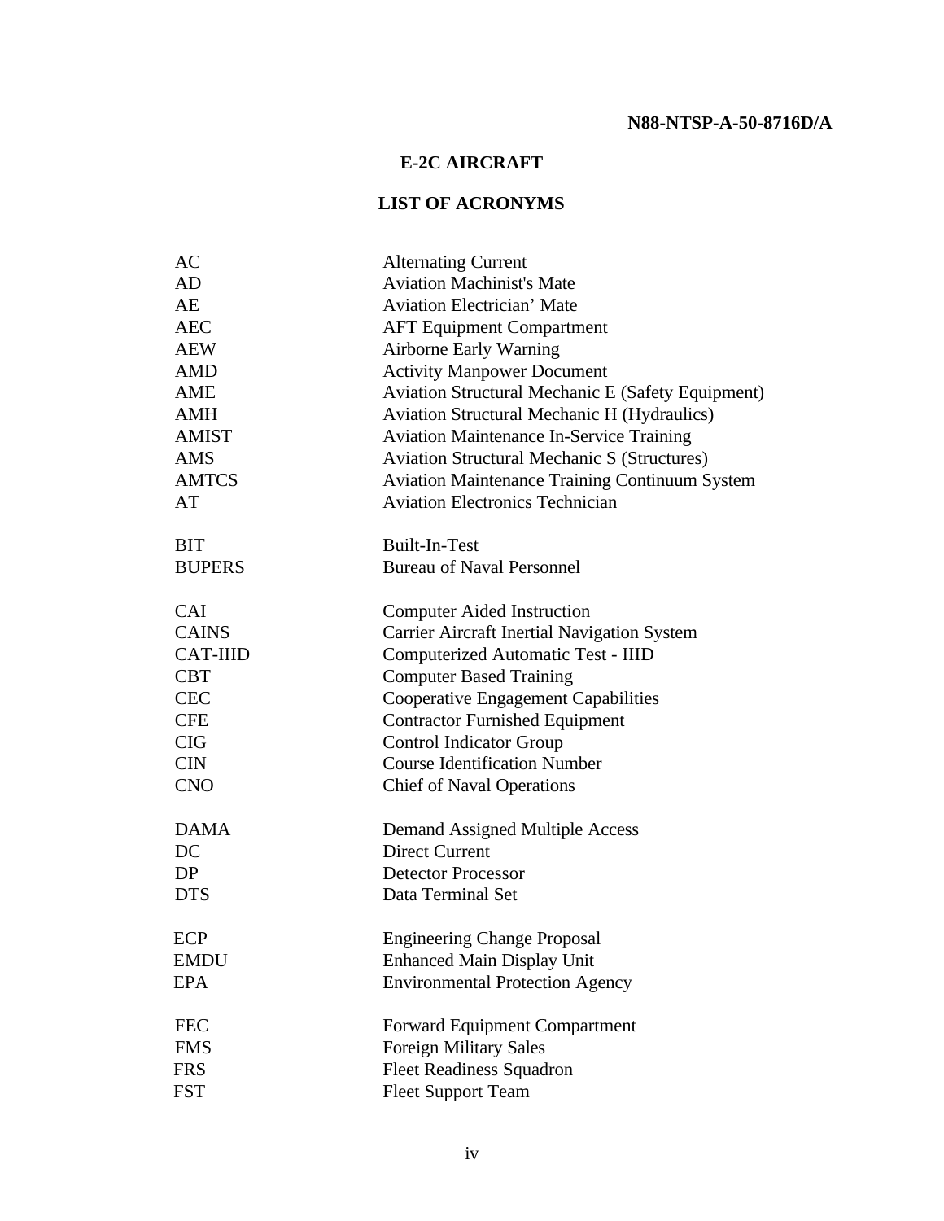# E-2C AIRCRAFT

## LIST OF ACRONYMS

| | |
|---|---|
| AC | Alternating Current |
| AD | Aviation Machinist's Mate |
| AE | Aviation Electrician' Mate |
| AEC | AFT Equipment Compartment |
| AEW | Airborne Early Warning |
| AMD | Activity Manpower Document |
| AME | Aviation Structural Mechanic E (Safety Equipment) |
| AMH | Aviation Structural Mechanic H (Hydraulics) |
| AMIST | Aviation Maintenance In-Service Training |
| AMS | Aviation Structural Mechanic S (Structures) |
| AMTCS | Aviation Maintenance Training Continuum System |
| AT | Aviation Electronics Technician |
| | |
| BIT | Built-In-Test |
| BUPERS | Bureau of Naval Personnel |
| | |
| CAI | Computer Aided Instruction |
| CAINS | Carrier Aircraft Inertial Navigation System |
| CAT-IIID | Computerized Automatic Test - IIID |
| CBT | Computer Based Training |
| CEC | Cooperative Engagement Capabilities |
| CFE | Contractor Furnished Equipment |
| CIG | Control Indicator Group |
| CIN | Course Identification Number |
| CNO | Chief of Naval Operations |
| | |
| DAMA | Demand Assigned Multiple Access |
| DC | Direct Current |
| DP | Detector Processor |
| DTS | Data Terminal Set |
| | |
| ECP | Engineering Change Proposal |
| EMDU | Enhanced Main Display Unit |
| EPA | Environmental Protection Agency |
| | |
| FEC | Forward Equipment Compartment |
| FMS | Foreign Military Sales |
| FRS | Fleet Readiness Squadron |
| FST | Fleet Support Team |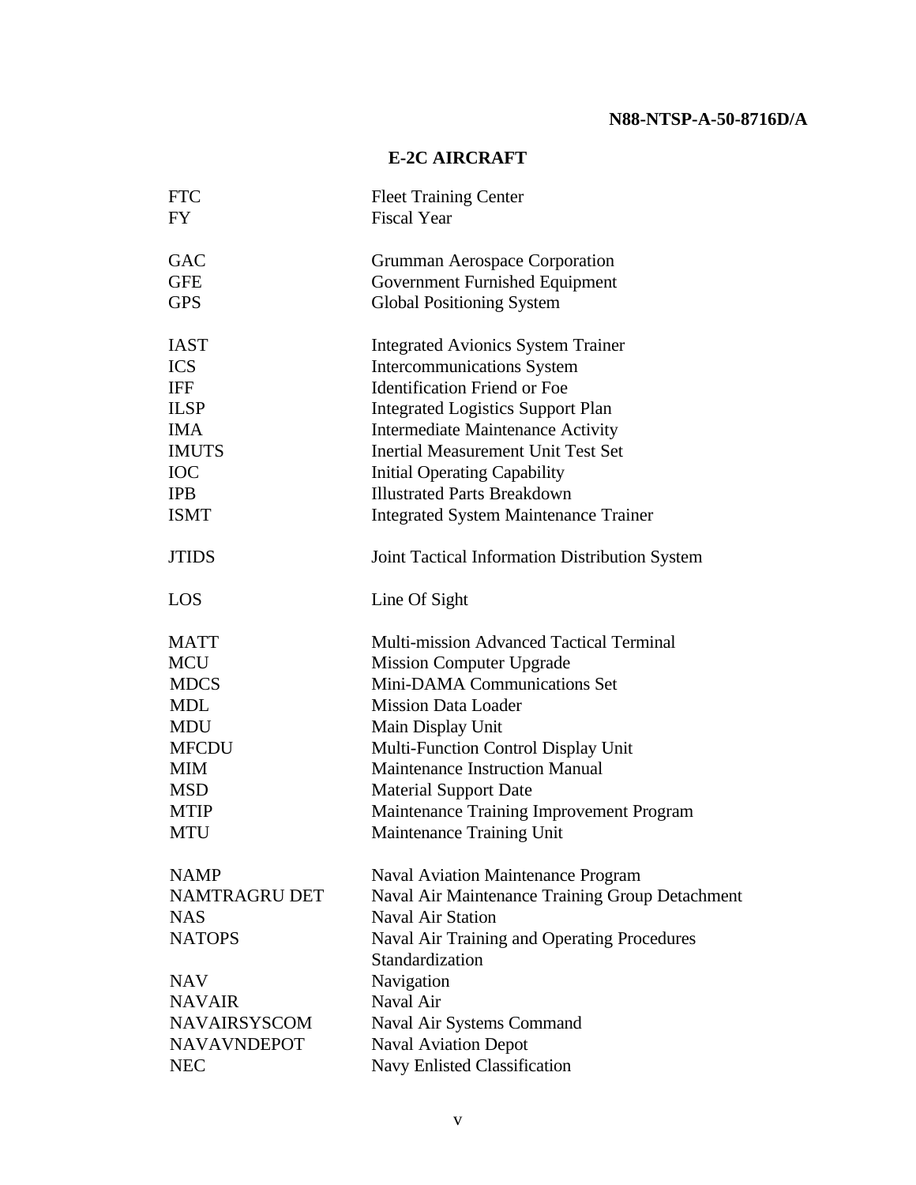## E-2C AIRCRAFT

| | |
|---|---|
| FTC | Fleet Training Center |
| FY | Fiscal Year |
| | |
| GAC | Grumman Aerospace Corporation |
| GFE | Government Furnished Equipment |
| GPS | Global Positioning System |
| | |
| IAST | Integrated Avionics System Trainer |
| ICS | Intercommunications System |
| IFF | Identification Friend or Foe |
| ILSP | Integrated Logistics Support Plan |
| IMA | Intermediate Maintenance Activity |
| IMUTS | Inertial Measurement Unit Test Set |
| IOC | Initial Operating Capability |
| IPB | Illustrated Parts Breakdown |
| ISMT | Integrated System Maintenance Trainer |
| | |
| JTIDS | Joint Tactical Information Distribution System |
| | |
| LOS | Line Of Sight |
| | |
| MATT | Multi-mission Advanced Tactical Terminal |
| MCU | Mission Computer Upgrade |
| MDCS | Mini-DAMA Communications Set |
| MDL | Mission Data Loader |
| MDU | Main Display Unit |
| MFCDU | Multi-Function Control Display Unit |
| MIM | Maintenance Instruction Manual |
| MSD | Material Support Date |
| MTIP | Maintenance Training Improvement Program |
| MTU | Maintenance Training Unit |
| | |
| NAMP | Naval Aviation Maintenance Program |
| NAMTRAGRU DET | Naval Air Maintenance Training Group Detachment |
| NAS | Naval Air Station |
| NATOPS | Naval Air Training and Operating Procedures Standardization |
| NAV | Navigation |
| NAVAIR | Naval Air |
| NAVAIRSYSCOM | Naval Air Systems Command |
| NAVAVNDEPOT | Naval Aviation Depot |
| NEC | Navy Enlisted Classification |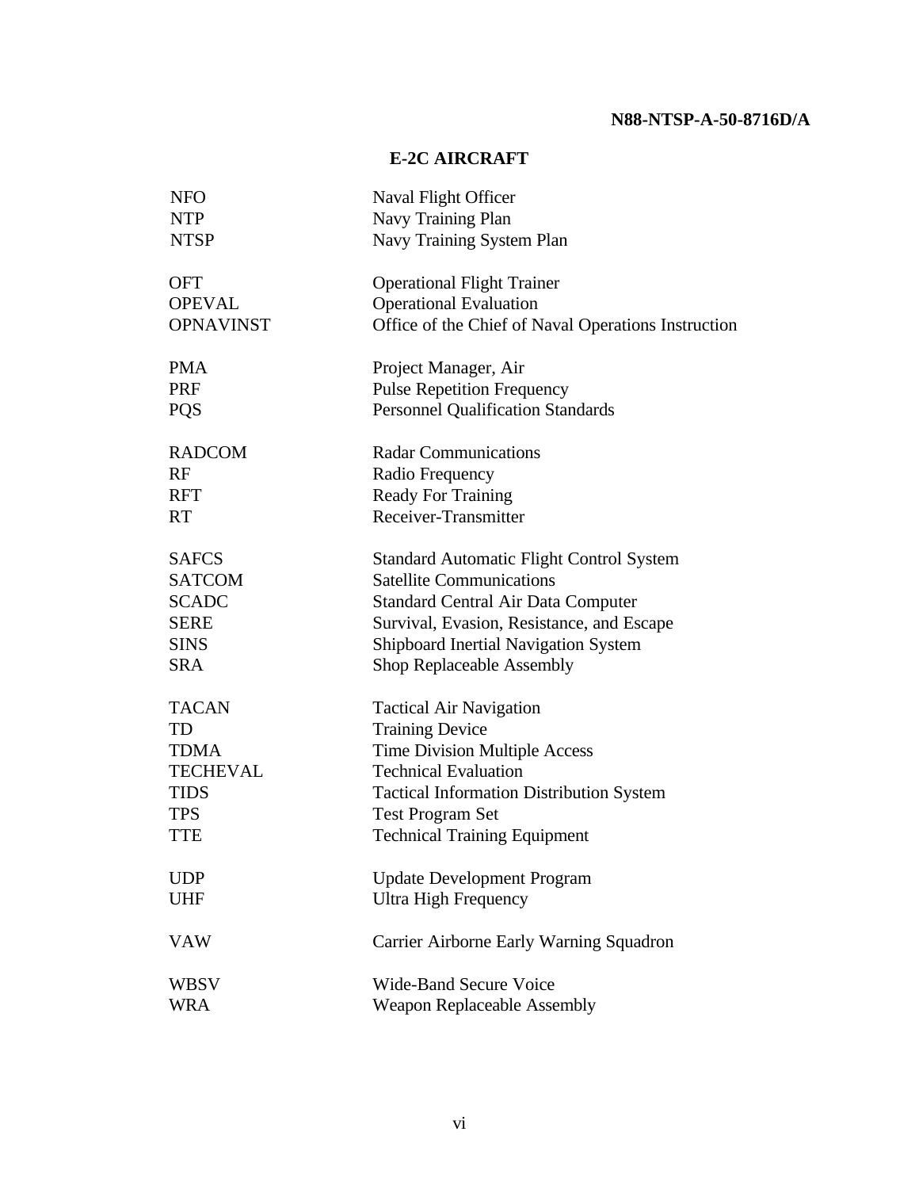## E-2C AIRCRAFT

| | |
|---|---|
| NFO | Naval Flight Officer |
| NTP | Navy Training Plan |
| NTSP | Navy Training System Plan |
| | |
| OFT | Operational Flight Trainer |
| OPEVAL | Operational Evaluation |
| OPNAVINST | Office of the Chief of Naval Operations Instruction |
| | |
| PMA | Project Manager, Air |
| PRF | Pulse Repetition Frequency |
| PQS | Personnel Qualification Standards |
| | |
| RADCOM | Radar Communications |
| RF | Radio Frequency |
| RFT | Ready For Training |
| RT | Receiver-Transmitter |
| | |
| SAFCS | Standard Automatic Flight Control System |
| SATCOM | Satellite Communications |
| SCADC | Standard Central Air Data Computer |
| SERE | Survival, Evasion, Resistance, and Escape |
| SINS | Shipboard Inertial Navigation System |
| SRA | Shop Replaceable Assembly |
| | |
| TACAN | Tactical Air Navigation |
| TD | Training Device |
| TDMA | Time Division Multiple Access |
| TECHEVAL | Technical Evaluation |
| TIDS | Tactical Information Distribution System |
| TPS | Test Program Set |
| TTE | Technical Training Equipment |
| | |
| UDP | Update Development Program |
| UHF | Ultra High Frequency |
| | |
| VAW | Carrier Airborne Early Warning Squadron |
| | |
| WBSV | Wide-Band Secure Voice |
| WRA | Weapon Replaceable Assembly |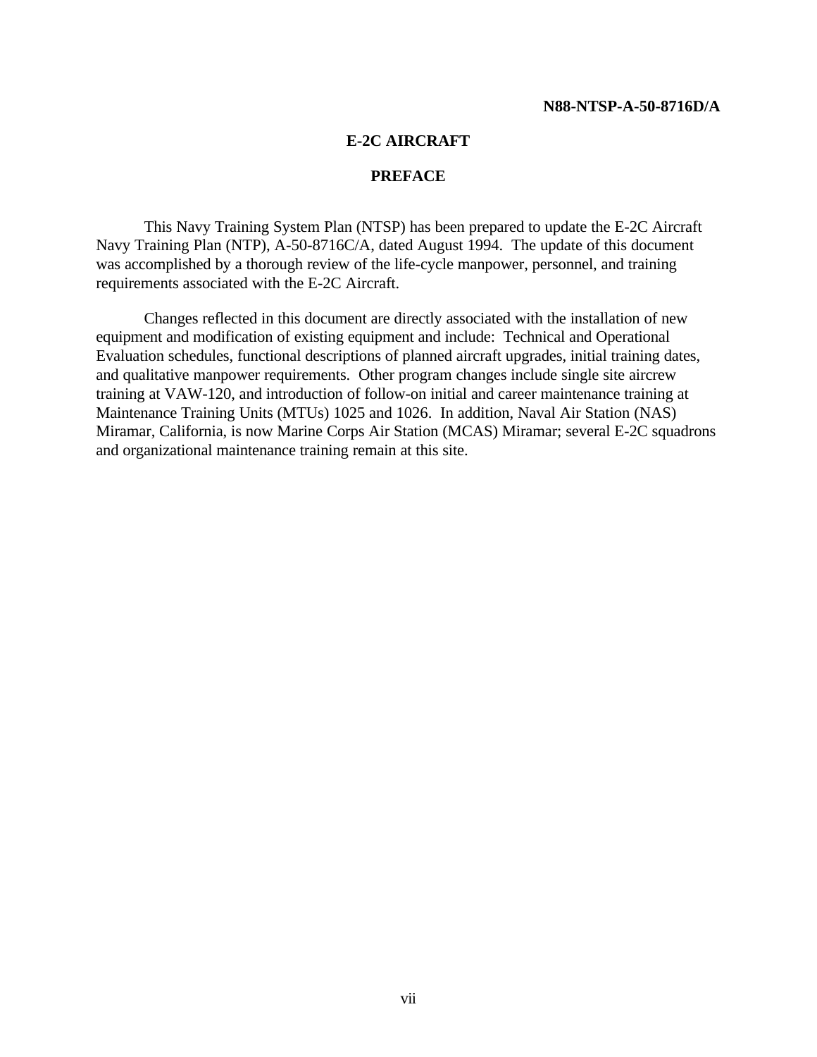# E-2C AIRCRAFT

## PREFACE

This Navy Training System Plan (NTSP) has been prepared to update the E-2C Aircraft Navy Training Plan (NTP), A-50-8716C/A, dated August 1994. The update of this document was accomplished by a thorough review of the life-cycle manpower, personnel, and training requirements associated with the E-2C Aircraft.

Changes reflected in this document are directly associated with the installation of new equipment and modification of existing equipment and include: Technical and Operational Evaluation schedules, functional descriptions of planned aircraft upgrades, initial training dates, and qualitative manpower requirements. Other program changes include single site aircrew training at VAW-120, and introduction of follow-on initial and career maintenance training at Maintenance Training Units (MTUs) 1025 and 1026. In addition, Naval Air Station (NAS) Miramar, California, is now Marine Corps Air Station (MCAS) Miramar; several E-2C squadrons and organizational maintenance training remain at this site.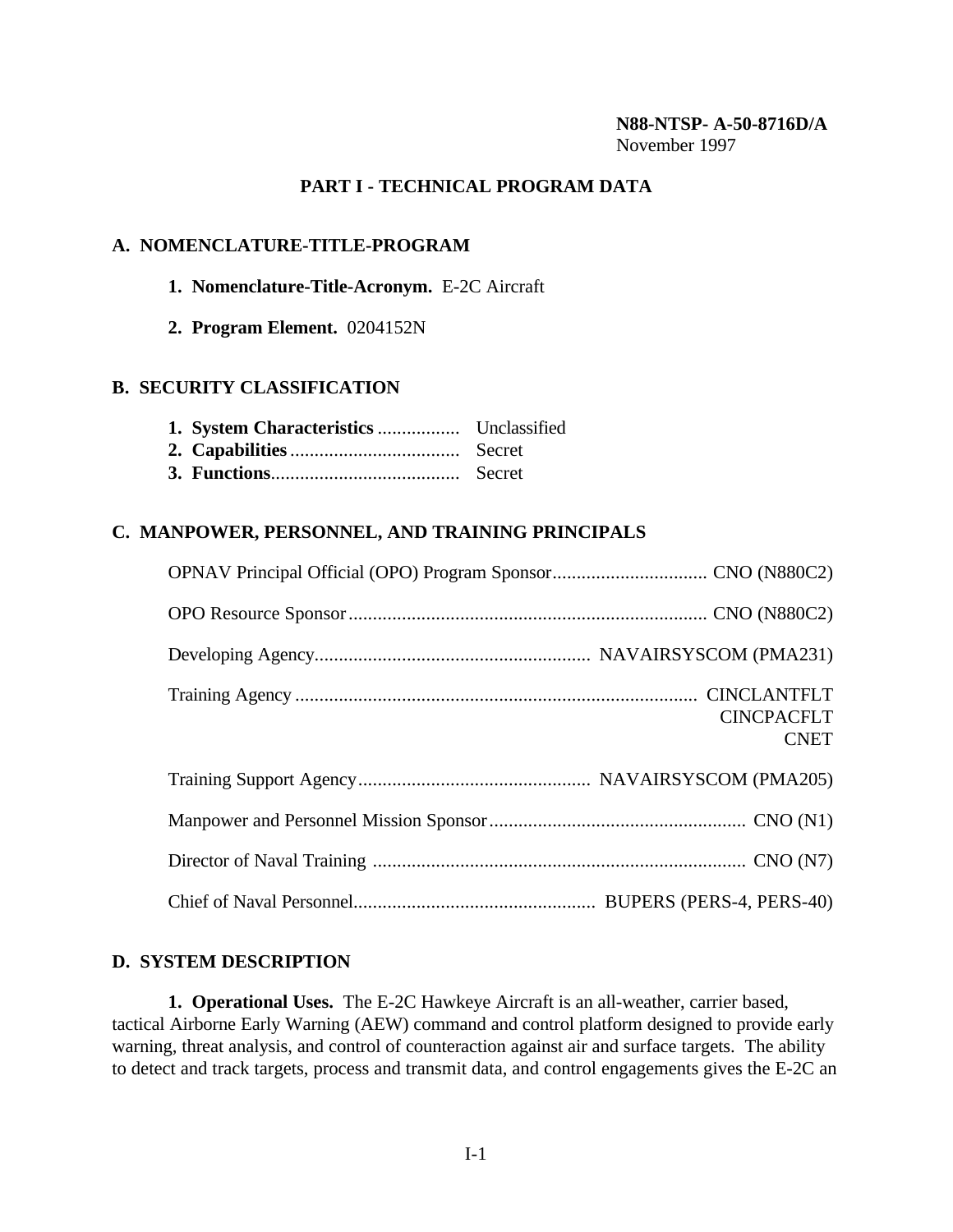N88-NTSP- A-50-8716D/A
November 1997

# PART I - TECHNICAL PROGRAM DATA

## A. NOMENCLATURE-TITLE-PROGRAM

**1. Nomenclature-Title-Acronym.** E-2C Aircraft

**2. Program Element.** 0204152N

## B. SECURITY CLASSIFICATION

**1. System Characteristics** ................. Unclassified
**2. Capabilities** ................................... Secret
**3. Functions**....................................... Secret

## C. MANPOWER, PERSONNEL, AND TRAINING PRINCIPALS

OPNAV Principal Official (OPO) Program Sponsor................................ CNO (N880C2)

OPO Resource Sponsor .......................................................................... CNO (N880C2)

Developing Agency......................................................... NAVAIRSYSCOM (PMA231)

Training Agency ................................................................................... CINCLANTFLT
CINCPACFLT
CNET

Training Support Agency................................................ NAVAIRSYSCOM (PMA205)

Manpower and Personnel Mission Sponsor..................................................... CNO (N1)

Director of Naval Training ............................................................................. CNO (N7)

Chief of Naval Personnel.................................................. BUPERS (PERS-4, PERS-40)

## D. SYSTEM DESCRIPTION

**1. Operational Uses.** The E-2C Hawkeye Aircraft is an all-weather, carrier based, tactical Airborne Early Warning (AEW) command and control platform designed to provide early warning, threat analysis, and control of counteraction against air and surface targets. The ability to detect and track targets, process and transmit data, and control engagements gives the E-2C an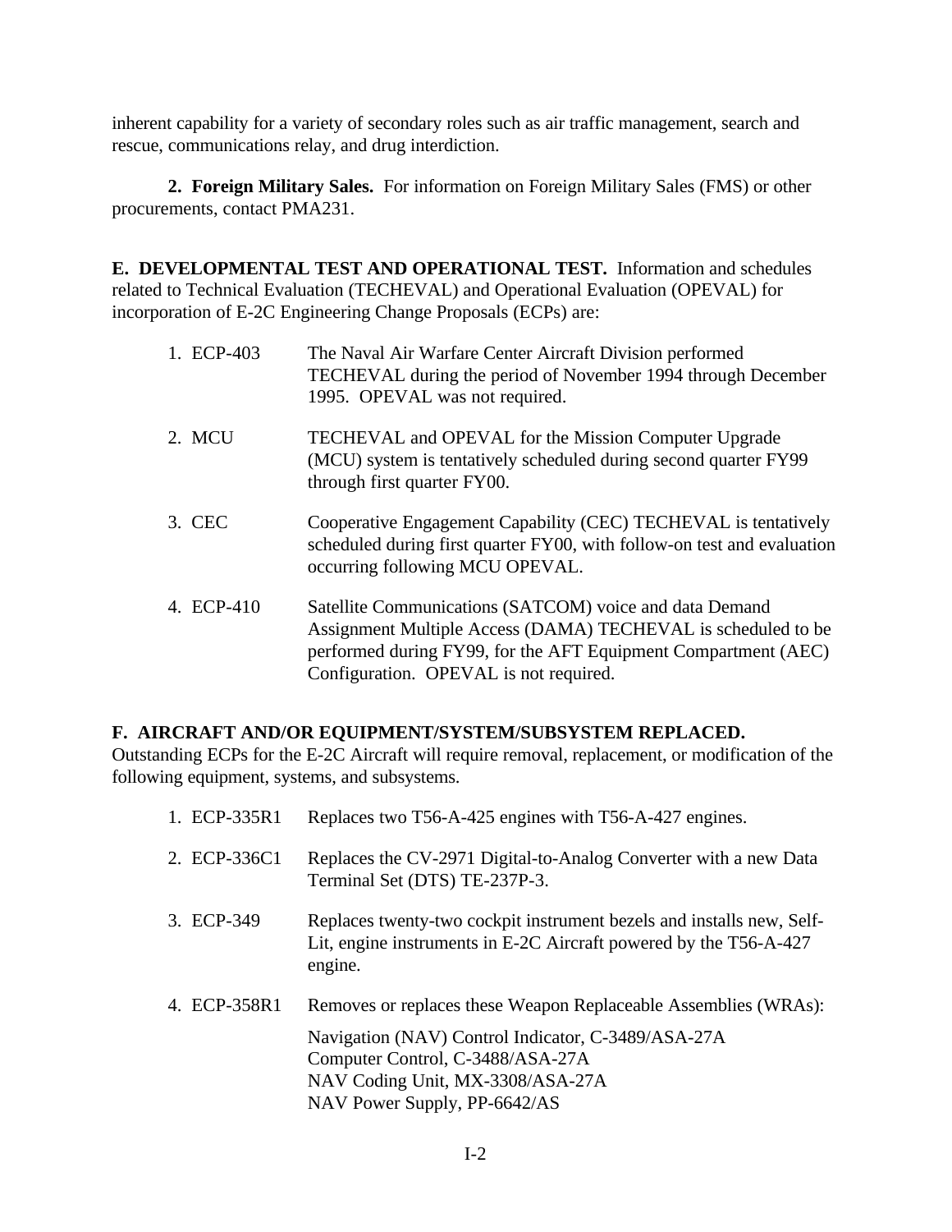inherent capability for a variety of secondary roles such as air traffic management, search and rescue, communications relay, and drug interdiction.

**2. Foreign Military Sales.** For information on Foreign Military Sales (FMS) or other procurements, contact PMA231.

**E. DEVELOPMENTAL TEST AND OPERATIONAL TEST.** Information and schedules related to Technical Evaluation (TECHEVAL) and Operational Evaluation (OPEVAL) for incorporation of E-2C Engineering Change Proposals (ECPs) are:

1. ECP-403 — The Naval Air Warfare Center Aircraft Division performed TECHEVAL during the period of November 1994 through December 1995. OPEVAL was not required.

2. MCU — TECHEVAL and OPEVAL for the Mission Computer Upgrade (MCU) system is tentatively scheduled during second quarter FY99 through first quarter FY00.

3. CEC — Cooperative Engagement Capability (CEC) TECHEVAL is tentatively scheduled during first quarter FY00, with follow-on test and evaluation occurring following MCU OPEVAL.

4. ECP-410 — Satellite Communications (SATCOM) voice and data Demand Assignment Multiple Access (DAMA) TECHEVAL is scheduled to be performed during FY99, for the AFT Equipment Compartment (AEC) Configuration. OPEVAL is not required.

**F. AIRCRAFT AND/OR EQUIPMENT/SYSTEM/SUBSYSTEM REPLACED.** Outstanding ECPs for the E-2C Aircraft will require removal, replacement, or modification of the following equipment, systems, and subsystems.

1. ECP-335R1 — Replaces two T56-A-425 engines with T56-A-427 engines.

2. ECP-336C1 — Replaces the CV-2971 Digital-to-Analog Converter with a new Data Terminal Set (DTS) TE-237P-3.

3. ECP-349 — Replaces twenty-two cockpit instrument bezels and installs new, Self-Lit, engine instruments in E-2C Aircraft powered by the T56-A-427 engine.

4. ECP-358R1 — Removes or replaces these Weapon Replaceable Assemblies (WRAs):

   Navigation (NAV) Control Indicator, C-3489/ASA-27A
   Computer Control, C-3488/ASA-27A
   NAV Coding Unit, MX-3308/ASA-27A
   NAV Power Supply, PP-6642/AS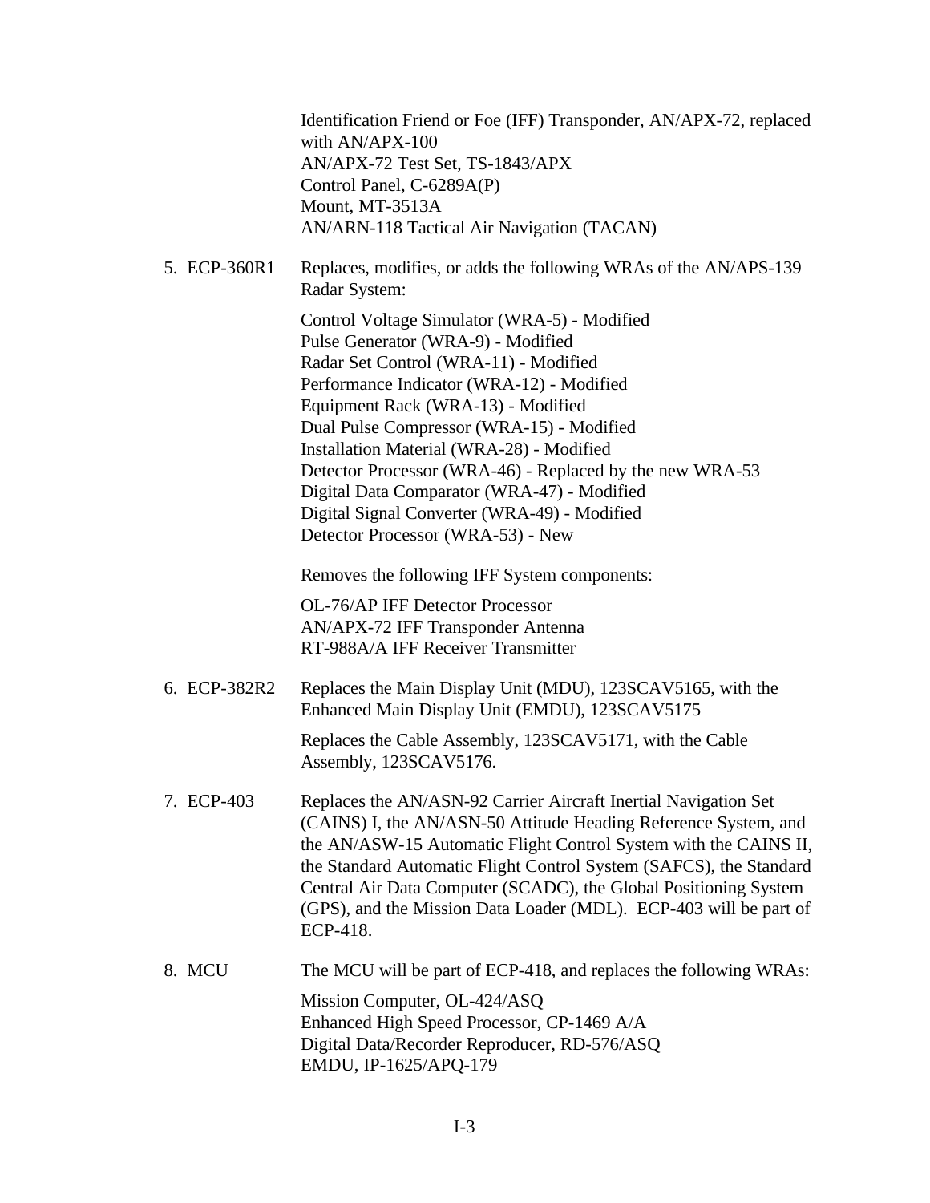Identification Friend or Foe (IFF) Transponder, AN/APX-72, replaced with AN/APX-100
AN/APX-72 Test Set, TS-1843/APX
Control Panel, C-6289A(P)
Mount, MT-3513A
AN/ARN-118 Tactical Air Navigation (TACAN)

5. ECP-360R1 Replaces, modifies, or adds the following WRAs of the AN/APS-139 Radar System:

   Control Voltage Simulator (WRA-5) - Modified
   Pulse Generator (WRA-9) - Modified
   Radar Set Control (WRA-11) - Modified
   Performance Indicator (WRA-12) - Modified
   Equipment Rack (WRA-13) - Modified
   Dual Pulse Compressor (WRA-15) - Modified
   Installation Material (WRA-28) - Modified
   Detector Processor (WRA-46) - Replaced by the new WRA-53
   Digital Data Comparator (WRA-47) - Modified
   Digital Signal Converter (WRA-49) - Modified
   Detector Processor (WRA-53) - New

   Removes the following IFF System components:

   OL-76/AP IFF Detector Processor
   AN/APX-72 IFF Transponder Antenna
   RT-988A/A IFF Receiver Transmitter

6. ECP-382R2 Replaces the Main Display Unit (MDU), 123SCAV5165, with the Enhanced Main Display Unit (EMDU), 123SCAV5175

   Replaces the Cable Assembly, 123SCAV5171, with the Cable Assembly, 123SCAV5176.

7. ECP-403 Replaces the AN/ASN-92 Carrier Aircraft Inertial Navigation Set (CAINS) I, the AN/ASN-50 Attitude Heading Reference System, and the AN/ASW-15 Automatic Flight Control System with the CAINS II, the Standard Automatic Flight Control System (SAFCS), the Standard Central Air Data Computer (SCADC), the Global Positioning System (GPS), and the Mission Data Loader (MDL). ECP-403 will be part of ECP-418.

8. MCU The MCU will be part of ECP-418, and replaces the following WRAs:

   Mission Computer, OL-424/ASQ
   Enhanced High Speed Processor, CP-1469 A/A
   Digital Data/Recorder Reproducer, RD-576/ASQ
   EMDU, IP-1625/APQ-179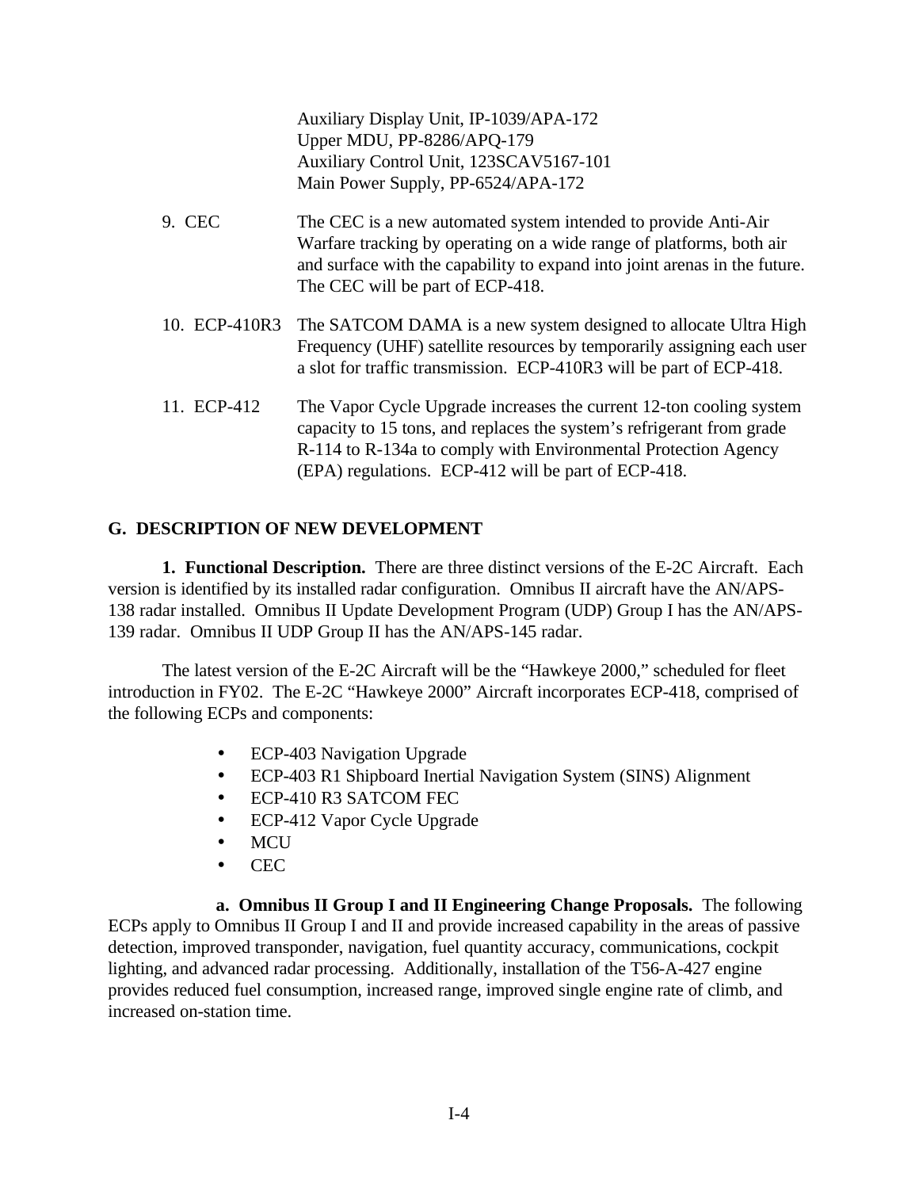Auxiliary Display Unit, IP-1039/APA-172
Upper MDU, PP-8286/APQ-179
Auxiliary Control Unit, 123SCAV5167-101
Main Power Supply, PP-6524/APA-172

9. CEC — The CEC is a new automated system intended to provide Anti-Air Warfare tracking by operating on a wide range of platforms, both air and surface with the capability to expand into joint arenas in the future. The CEC will be part of ECP-418.

10. ECP-410R3 — The SATCOM DAMA is a new system designed to allocate Ultra High Frequency (UHF) satellite resources by temporarily assigning each user a slot for traffic transmission. ECP-410R3 will be part of ECP-418.

11. ECP-412 — The Vapor Cycle Upgrade increases the current 12-ton cooling system capacity to 15 tons, and replaces the system's refrigerant from grade R-114 to R-134a to comply with Environmental Protection Agency (EPA) regulations. ECP-412 will be part of ECP-418.

## G. DESCRIPTION OF NEW DEVELOPMENT

**1. Functional Description.** There are three distinct versions of the E-2C Aircraft. Each version is identified by its installed radar configuration. Omnibus II aircraft have the AN/APS-138 radar installed. Omnibus II Update Development Program (UDP) Group I has the AN/APS-139 radar. Omnibus II UDP Group II has the AN/APS-145 radar.

The latest version of the E-2C Aircraft will be the "Hawkeye 2000," scheduled for fleet introduction in FY02. The E-2C "Hawkeye 2000" Aircraft incorporates ECP-418, comprised of the following ECPs and components:

- ECP-403 Navigation Upgrade
- ECP-403 R1 Shipboard Inertial Navigation System (SINS) Alignment
- ECP-410 R3 SATCOM FEC
- ECP-412 Vapor Cycle Upgrade
- MCU
- CEC

**a. Omnibus II Group I and II Engineering Change Proposals.** The following ECPs apply to Omnibus II Group I and II and provide increased capability in the areas of passive detection, improved transponder, navigation, fuel quantity accuracy, communications, cockpit lighting, and advanced radar processing. Additionally, installation of the T56-A-427 engine provides reduced fuel consumption, increased range, improved single engine rate of climb, and increased on-station time.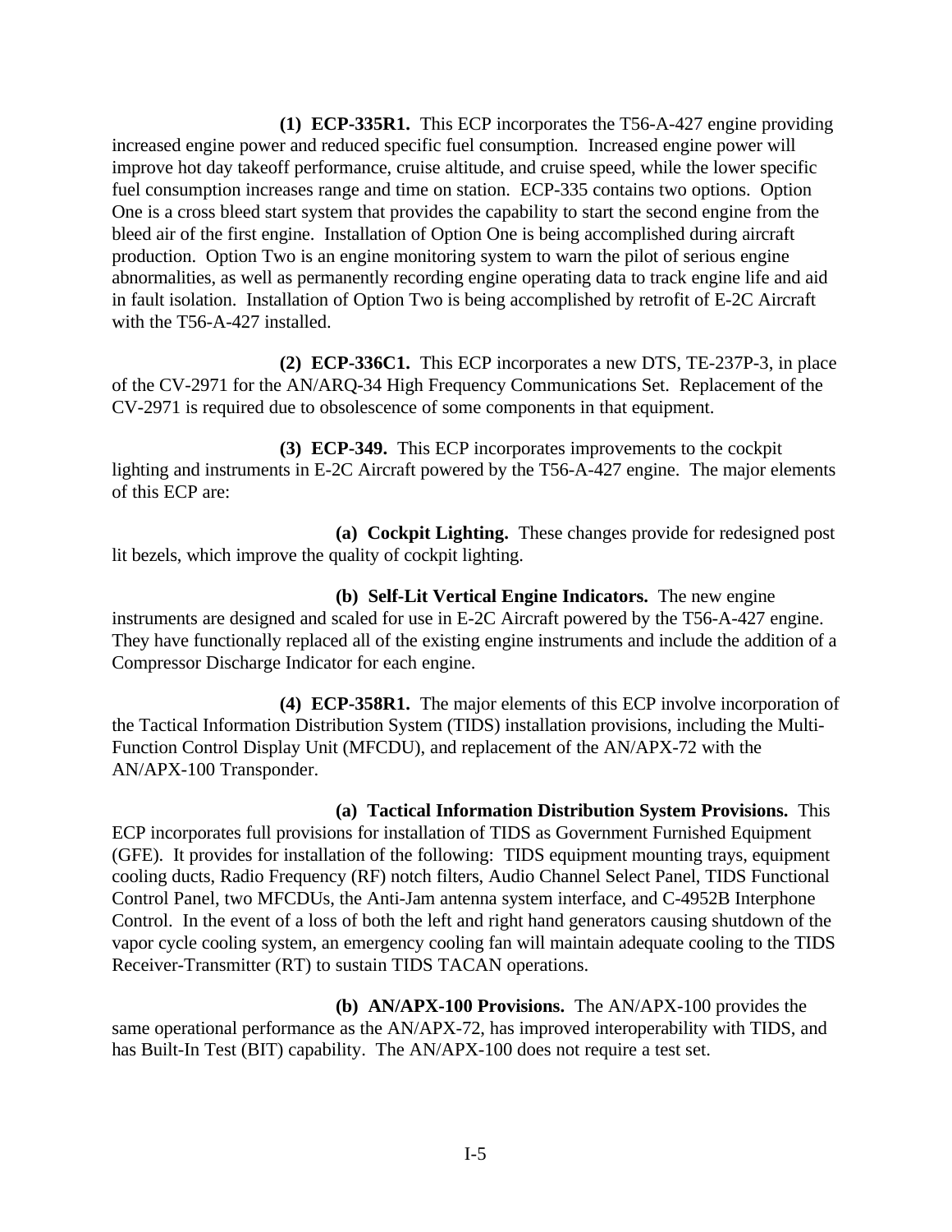**(1) ECP-335R1.** This ECP incorporates the T56-A-427 engine providing increased engine power and reduced specific fuel consumption. Increased engine power will improve hot day takeoff performance, cruise altitude, and cruise speed, while the lower specific fuel consumption increases range and time on station. ECP-335 contains two options. Option One is a cross bleed start system that provides the capability to start the second engine from the bleed air of the first engine. Installation of Option One is being accomplished during aircraft production. Option Two is an engine monitoring system to warn the pilot of serious engine abnormalities, as well as permanently recording engine operating data to track engine life and aid in fault isolation. Installation of Option Two is being accomplished by retrofit of E-2C Aircraft with the T56-A-427 installed.

**(2) ECP-336C1.** This ECP incorporates a new DTS, TE-237P-3, in place of the CV-2971 for the AN/ARQ-34 High Frequency Communications Set. Replacement of the CV-2971 is required due to obsolescence of some components in that equipment.

**(3) ECP-349.** This ECP incorporates improvements to the cockpit lighting and instruments in E-2C Aircraft powered by the T56-A-427 engine. The major elements of this ECP are:

**(a) Cockpit Lighting.** These changes provide for redesigned post lit bezels, which improve the quality of cockpit lighting.

**(b) Self-Lit Vertical Engine Indicators.** The new engine instruments are designed and scaled for use in E-2C Aircraft powered by the T56-A-427 engine. They have functionally replaced all of the existing engine instruments and include the addition of a Compressor Discharge Indicator for each engine.

**(4) ECP-358R1.** The major elements of this ECP involve incorporation of the Tactical Information Distribution System (TIDS) installation provisions, including the Multi-Function Control Display Unit (MFCDU), and replacement of the AN/APX-72 with the AN/APX-100 Transponder.

**(a) Tactical Information Distribution System Provisions.** This ECP incorporates full provisions for installation of TIDS as Government Furnished Equipment (GFE). It provides for installation of the following: TIDS equipment mounting trays, equipment cooling ducts, Radio Frequency (RF) notch filters, Audio Channel Select Panel, TIDS Functional Control Panel, two MFCDUs, the Anti-Jam antenna system interface, and C-4952B Interphone Control. In the event of a loss of both the left and right hand generators causing shutdown of the vapor cycle cooling system, an emergency cooling fan will maintain adequate cooling to the TIDS Receiver-Transmitter (RT) to sustain TIDS TACAN operations.

**(b) AN/APX-100 Provisions.** The AN/APX-100 provides the same operational performance as the AN/APX-72, has improved interoperability with TIDS, and has Built-In Test (BIT) capability. The AN/APX-100 does not require a test set.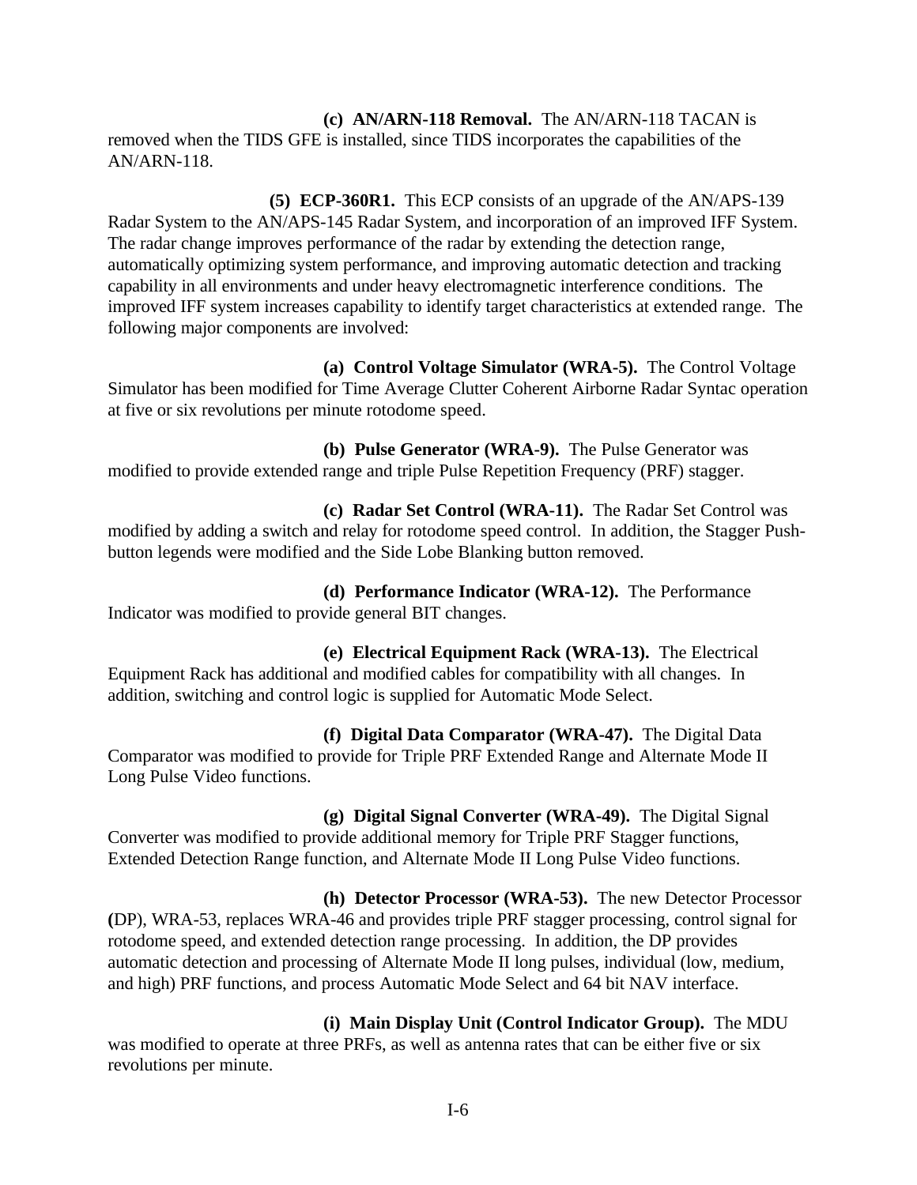**(c) AN/ARN-118 Removal.** The AN/ARN-118 TACAN is removed when the TIDS GFE is installed, since TIDS incorporates the capabilities of the AN/ARN-118.

**(5) ECP-360R1.** This ECP consists of an upgrade of the AN/APS-139 Radar System to the AN/APS-145 Radar System, and incorporation of an improved IFF System. The radar change improves performance of the radar by extending the detection range, automatically optimizing system performance, and improving automatic detection and tracking capability in all environments and under heavy electromagnetic interference conditions. The improved IFF system increases capability to identify target characteristics at extended range. The following major components are involved:

**(a) Control Voltage Simulator (WRA-5).** The Control Voltage Simulator has been modified for Time Average Clutter Coherent Airborne Radar Syntac operation at five or six revolutions per minute rotodome speed.

**(b) Pulse Generator (WRA-9).** The Pulse Generator was modified to provide extended range and triple Pulse Repetition Frequency (PRF) stagger.

**(c) Radar Set Control (WRA-11).** The Radar Set Control was modified by adding a switch and relay for rotodome speed control. In addition, the Stagger Push-button legends were modified and the Side Lobe Blanking button removed.

**(d) Performance Indicator (WRA-12).** The Performance Indicator was modified to provide general BIT changes.

**(e) Electrical Equipment Rack (WRA-13).** The Electrical Equipment Rack has additional and modified cables for compatibility with all changes. In addition, switching and control logic is supplied for Automatic Mode Select.

**(f) Digital Data Comparator (WRA-47).** The Digital Data Comparator was modified to provide for Triple PRF Extended Range and Alternate Mode II Long Pulse Video functions.

**(g) Digital Signal Converter (WRA-49).** The Digital Signal Converter was modified to provide additional memory for Triple PRF Stagger functions, Extended Detection Range function, and Alternate Mode II Long Pulse Video functions.

**(h) Detector Processor (WRA-53).** The new Detector Processor (DP), WRA-53, replaces WRA-46 and provides triple PRF stagger processing, control signal for rotodome speed, and extended detection range processing. In addition, the DP provides automatic detection and processing of Alternate Mode II long pulses, individual (low, medium, and high) PRF functions, and process Automatic Mode Select and 64 bit NAV interface.

**(i) Main Display Unit (Control Indicator Group).** The MDU was modified to operate at three PRFs, as well as antenna rates that can be either five or six revolutions per minute.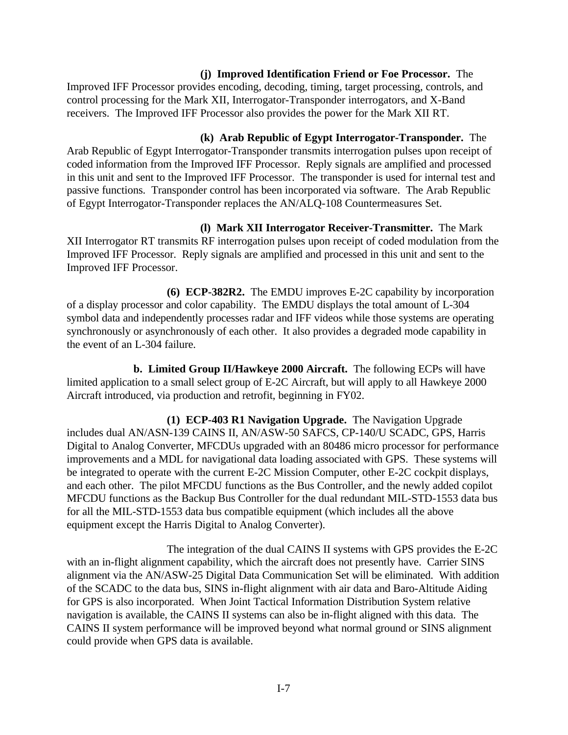**(j) Improved Identification Friend or Foe Processor.** The Improved IFF Processor provides encoding, decoding, timing, target processing, controls, and control processing for the Mark XII, Interrogator-Transponder interrogators, and X-Band receivers. The Improved IFF Processor also provides the power for the Mark XII RT.

**(k) Arab Republic of Egypt Interrogator-Transponder.** The Arab Republic of Egypt Interrogator-Transponder transmits interrogation pulses upon receipt of coded information from the Improved IFF Processor. Reply signals are amplified and processed in this unit and sent to the Improved IFF Processor. The transponder is used for internal test and passive functions. Transponder control has been incorporated via software. The Arab Republic of Egypt Interrogator-Transponder replaces the AN/ALQ-108 Countermeasures Set.

**(l) Mark XII Interrogator Receiver-Transmitter.** The Mark XII Interrogator RT transmits RF interrogation pulses upon receipt of coded modulation from the Improved IFF Processor. Reply signals are amplified and processed in this unit and sent to the Improved IFF Processor.

**(6) ECP-382R2.** The EMDU improves E-2C capability by incorporation of a display processor and color capability. The EMDU displays the total amount of L-304 symbol data and independently processes radar and IFF videos while those systems are operating synchronously or asynchronously of each other. It also provides a degraded mode capability in the event of an L-304 failure.

**b. Limited Group II/Hawkeye 2000 Aircraft.** The following ECPs will have limited application to a small select group of E-2C Aircraft, but will apply to all Hawkeye 2000 Aircraft introduced, via production and retrofit, beginning in FY02.

**(1) ECP-403 R1 Navigation Upgrade.** The Navigation Upgrade includes dual AN/ASN-139 CAINS II, AN/ASW-50 SAFCS, CP-140/U SCADC, GPS, Harris Digital to Analog Converter, MFCDUs upgraded with an 80486 micro processor for performance improvements and a MDL for navigational data loading associated with GPS. These systems will be integrated to operate with the current E-2C Mission Computer, other E-2C cockpit displays, and each other. The pilot MFCDU functions as the Bus Controller, and the newly added copilot MFCDU functions as the Backup Bus Controller for the dual redundant MIL-STD-1553 data bus for all the MIL-STD-1553 data bus compatible equipment (which includes all the above equipment except the Harris Digital to Analog Converter).

The integration of the dual CAINS II systems with GPS provides the E-2C with an in-flight alignment capability, which the aircraft does not presently have. Carrier SINS alignment via the AN/ASW-25 Digital Data Communication Set will be eliminated. With addition of the SCADC to the data bus, SINS in-flight alignment with air data and Baro-Altitude Aiding for GPS is also incorporated. When Joint Tactical Information Distribution System relative navigation is available, the CAINS II systems can also be in-flight aligned with this data. The CAINS II system performance will be improved beyond what normal ground or SINS alignment could provide when GPS data is available.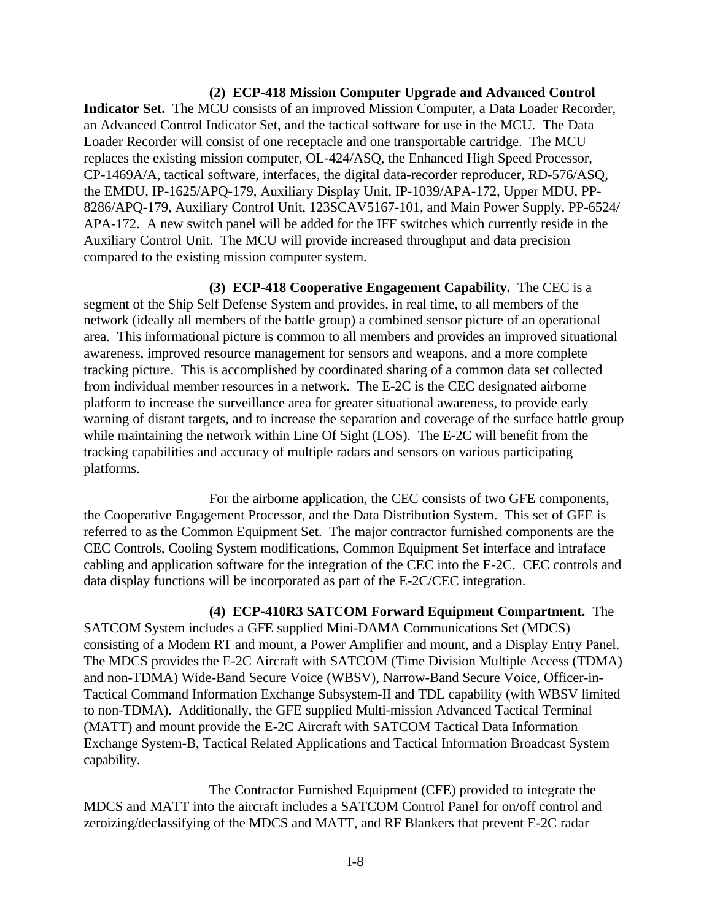**(2) ECP-418 Mission Computer Upgrade and Advanced Control Indicator Set.** The MCU consists of an improved Mission Computer, a Data Loader Recorder, an Advanced Control Indicator Set, and the tactical software for use in the MCU. The Data Loader Recorder will consist of one receptacle and one transportable cartridge. The MCU replaces the existing mission computer, OL-424/ASQ, the Enhanced High Speed Processor, CP-1469A/A, tactical software, interfaces, the digital data-recorder reproducer, RD-576/ASQ, the EMDU, IP-1625/APQ-179, Auxiliary Display Unit, IP-1039/APA-172, Upper MDU, PP-8286/APQ-179, Auxiliary Control Unit, 123SCAV5167-101, and Main Power Supply, PP-6524/APA-172. A new switch panel will be added for the IFF switches which currently reside in the Auxiliary Control Unit. The MCU will provide increased throughput and data precision compared to the existing mission computer system.

**(3) ECP-418 Cooperative Engagement Capability.** The CEC is a segment of the Ship Self Defense System and provides, in real time, to all members of the network (ideally all members of the battle group) a combined sensor picture of an operational area. This informational picture is common to all members and provides an improved situational awareness, improved resource management for sensors and weapons, and a more complete tracking picture. This is accomplished by coordinated sharing of a common data set collected from individual member resources in a network. The E-2C is the CEC designated airborne platform to increase the surveillance area for greater situational awareness, to provide early warning of distant targets, and to increase the separation and coverage of the surface battle group while maintaining the network within Line Of Sight (LOS). The E-2C will benefit from the tracking capabilities and accuracy of multiple radars and sensors on various participating platforms.

For the airborne application, the CEC consists of two GFE components, the Cooperative Engagement Processor, and the Data Distribution System. This set of GFE is referred to as the Common Equipment Set. The major contractor furnished components are the CEC Controls, Cooling System modifications, Common Equipment Set interface and intraface cabling and application software for the integration of the CEC into the E-2C. CEC controls and data display functions will be incorporated as part of the E-2C/CEC integration.

**(4) ECP-410R3 SATCOM Forward Equipment Compartment.** The SATCOM System includes a GFE supplied Mini-DAMA Communications Set (MDCS) consisting of a Modem RT and mount, a Power Amplifier and mount, and a Display Entry Panel. The MDCS provides the E-2C Aircraft with SATCOM (Time Division Multiple Access (TDMA) and non-TDMA) Wide-Band Secure Voice (WBSV), Narrow-Band Secure Voice, Officer-in-Tactical Command Information Exchange Subsystem-II and TDL capability (with WBSV limited to non-TDMA). Additionally, the GFE supplied Multi-mission Advanced Tactical Terminal (MATT) and mount provide the E-2C Aircraft with SATCOM Tactical Data Information Exchange System-B, Tactical Related Applications and Tactical Information Broadcast System capability.

The Contractor Furnished Equipment (CFE) provided to integrate the MDCS and MATT into the aircraft includes a SATCOM Control Panel for on/off control and zeroizing/declassifying of the MDCS and MATT, and RF Blankers that prevent E-2C radar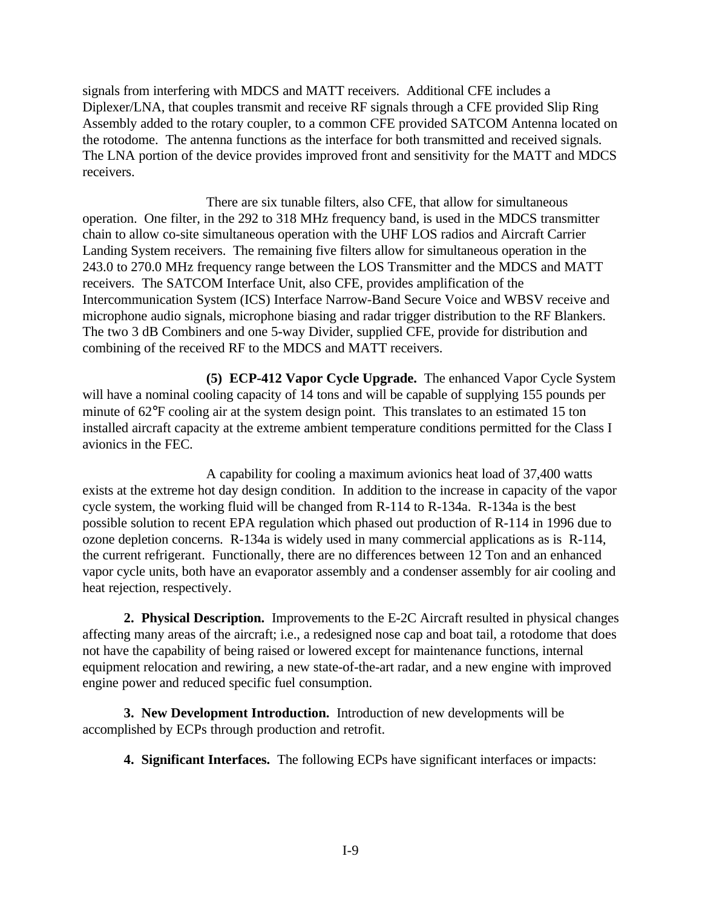signals from interfering with MDCS and MATT receivers. Additional CFE includes a Diplexer/LNA, that couples transmit and receive RF signals through a CFE provided Slip Ring Assembly added to the rotary coupler, to a common CFE provided SATCOM Antenna located on the rotodome. The antenna functions as the interface for both transmitted and received signals. The LNA portion of the device provides improved front and sensitivity for the MATT and MDCS receivers.

There are six tunable filters, also CFE, that allow for simultaneous operation. One filter, in the 292 to 318 MHz frequency band, is used in the MDCS transmitter chain to allow co-site simultaneous operation with the UHF LOS radios and Aircraft Carrier Landing System receivers. The remaining five filters allow for simultaneous operation in the 243.0 to 270.0 MHz frequency range between the LOS Transmitter and the MDCS and MATT receivers. The SATCOM Interface Unit, also CFE, provides amplification of the Intercommunication System (ICS) Interface Narrow-Band Secure Voice and WBSV receive and microphone audio signals, microphone biasing and radar trigger distribution to the RF Blankers. The two 3 dB Combiners and one 5-way Divider, supplied CFE, provide for distribution and combining of the received RF to the MDCS and MATT receivers.

**(5) ECP-412 Vapor Cycle Upgrade.** The enhanced Vapor Cycle System will have a nominal cooling capacity of 14 tons and will be capable of supplying 155 pounds per minute of 62°F cooling air at the system design point. This translates to an estimated 15 ton installed aircraft capacity at the extreme ambient temperature conditions permitted for the Class I avionics in the FEC.

A capability for cooling a maximum avionics heat load of 37,400 watts exists at the extreme hot day design condition. In addition to the increase in capacity of the vapor cycle system, the working fluid will be changed from R-114 to R-134a. R-134a is the best possible solution to recent EPA regulation which phased out production of R-114 in 1996 due to ozone depletion concerns. R-134a is widely used in many commercial applications as is R-114, the current refrigerant. Functionally, there are no differences between 12 Ton and an enhanced vapor cycle units, both have an evaporator assembly and a condenser assembly for air cooling and heat rejection, respectively.

**2. Physical Description.** Improvements to the E-2C Aircraft resulted in physical changes affecting many areas of the aircraft; i.e., a redesigned nose cap and boat tail, a rotodome that does not have the capability of being raised or lowered except for maintenance functions, internal equipment relocation and rewiring, a new state-of-the-art radar, and a new engine with improved engine power and reduced specific fuel consumption.

**3. New Development Introduction.** Introduction of new developments will be accomplished by ECPs through production and retrofit.

**4. Significant Interfaces.** The following ECPs have significant interfaces or impacts: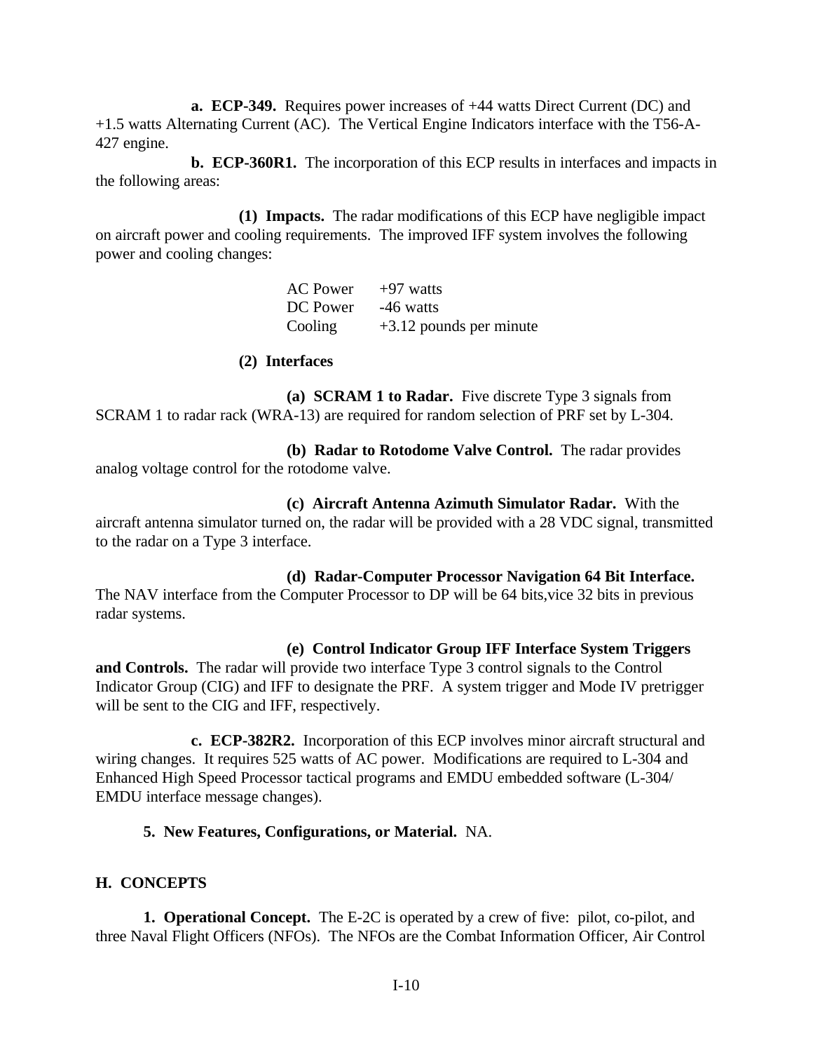**a. ECP-349.** Requires power increases of +44 watts Direct Current (DC) and +1.5 watts Alternating Current (AC). The Vertical Engine Indicators interface with the T56-A-427 engine.

**b. ECP-360R1.** The incorporation of this ECP results in interfaces and impacts in the following areas:

**(1) Impacts.** The radar modifications of this ECP have negligible impact on aircraft power and cooling requirements. The improved IFF system involves the following power and cooling changes:

| | |
|---|---|
| AC Power | +97 watts |
| DC Power | -46 watts |
| Cooling | +3.12 pounds per minute |

**(2) Interfaces**

**(a) SCRAM 1 to Radar.** Five discrete Type 3 signals from SCRAM 1 to radar rack (WRA-13) are required for random selection of PRF set by L-304.

**(b) Radar to Rotodome Valve Control.** The radar provides analog voltage control for the rotodome valve.

**(c) Aircraft Antenna Azimuth Simulator Radar.** With the aircraft antenna simulator turned on, the radar will be provided with a 28 VDC signal, transmitted to the radar on a Type 3 interface.

**(d) Radar-Computer Processor Navigation 64 Bit Interface.** The NAV interface from the Computer Processor to DP will be 64 bits,vice 32 bits in previous radar systems.

**(e) Control Indicator Group IFF Interface System Triggers and Controls.** The radar will provide two interface Type 3 control signals to the Control Indicator Group (CIG) and IFF to designate the PRF. A system trigger and Mode IV pretrigger will be sent to the CIG and IFF, respectively.

**c. ECP-382R2.** Incorporation of this ECP involves minor aircraft structural and wiring changes. It requires 525 watts of AC power. Modifications are required to L-304 and Enhanced High Speed Processor tactical programs and EMDU embedded software (L-304/ EMDU interface message changes).

**5. New Features, Configurations, or Material.** NA.

## H. CONCEPTS

**1. Operational Concept.** The E-2C is operated by a crew of five: pilot, co-pilot, and three Naval Flight Officers (NFOs). The NFOs are the Combat Information Officer, Air Control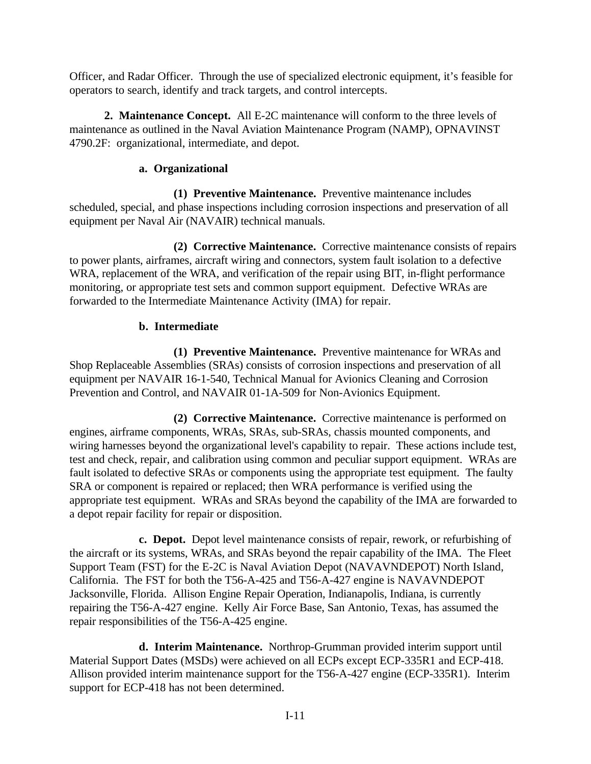Officer, and Radar Officer. Through the use of specialized electronic equipment, it's feasible for operators to search, identify and track targets, and control intercepts.

**2. Maintenance Concept.** All E-2C maintenance will conform to the three levels of maintenance as outlined in the Naval Aviation Maintenance Program (NAMP), OPNAVINST 4790.2F: organizational, intermediate, and depot.

**a. Organizational**

**(1) Preventive Maintenance.** Preventive maintenance includes scheduled, special, and phase inspections including corrosion inspections and preservation of all equipment per Naval Air (NAVAIR) technical manuals.

**(2) Corrective Maintenance.** Corrective maintenance consists of repairs to power plants, airframes, aircraft wiring and connectors, system fault isolation to a defective WRA, replacement of the WRA, and verification of the repair using BIT, in-flight performance monitoring, or appropriate test sets and common support equipment. Defective WRAs are forwarded to the Intermediate Maintenance Activity (IMA) for repair.

**b. Intermediate**

**(1) Preventive Maintenance.** Preventive maintenance for WRAs and Shop Replaceable Assemblies (SRAs) consists of corrosion inspections and preservation of all equipment per NAVAIR 16-1-540, Technical Manual for Avionics Cleaning and Corrosion Prevention and Control, and NAVAIR 01-1A-509 for Non-Avionics Equipment.

**(2) Corrective Maintenance.** Corrective maintenance is performed on engines, airframe components, WRAs, SRAs, sub-SRAs, chassis mounted components, and wiring harnesses beyond the organizational level's capability to repair. These actions include test, test and check, repair, and calibration using common and peculiar support equipment. WRAs are fault isolated to defective SRAs or components using the appropriate test equipment. The faulty SRA or component is repaired or replaced; then WRA performance is verified using the appropriate test equipment. WRAs and SRAs beyond the capability of the IMA are forwarded to a depot repair facility for repair or disposition.

**c. Depot.** Depot level maintenance consists of repair, rework, or refurbishing of the aircraft or its systems, WRAs, and SRAs beyond the repair capability of the IMA. The Fleet Support Team (FST) for the E-2C is Naval Aviation Depot (NAVAVNDEPOT) North Island, California. The FST for both the T56-A-425 and T56-A-427 engine is NAVAVNDEPOT Jacksonville, Florida. Allison Engine Repair Operation, Indianapolis, Indiana, is currently repairing the T56-A-427 engine. Kelly Air Force Base, San Antonio, Texas, has assumed the repair responsibilities of the T56-A-425 engine.

**d. Interim Maintenance.** Northrop-Grumman provided interim support until Material Support Dates (MSDs) were achieved on all ECPs except ECP-335R1 and ECP-418. Allison provided interim maintenance support for the T56-A-427 engine (ECP-335R1). Interim support for ECP-418 has not been determined.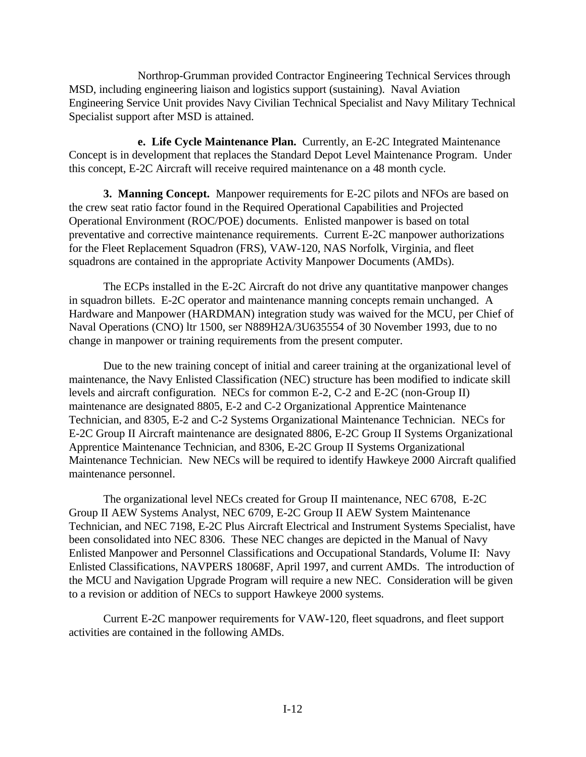Northrop-Grumman provided Contractor Engineering Technical Services through MSD, including engineering liaison and logistics support (sustaining). Naval Aviation Engineering Service Unit provides Navy Civilian Technical Specialist and Navy Military Technical Specialist support after MSD is attained.

**e. Life Cycle Maintenance Plan.** Currently, an E-2C Integrated Maintenance Concept is in development that replaces the Standard Depot Level Maintenance Program. Under this concept, E-2C Aircraft will receive required maintenance on a 48 month cycle.

**3. Manning Concept.** Manpower requirements for E-2C pilots and NFOs are based on the crew seat ratio factor found in the Required Operational Capabilities and Projected Operational Environment (ROC/POE) documents. Enlisted manpower is based on total preventative and corrective maintenance requirements. Current E-2C manpower authorizations for the Fleet Replacement Squadron (FRS), VAW-120, NAS Norfolk, Virginia, and fleet squadrons are contained in the appropriate Activity Manpower Documents (AMDs).

The ECPs installed in the E-2C Aircraft do not drive any quantitative manpower changes in squadron billets. E-2C operator and maintenance manning concepts remain unchanged. A Hardware and Manpower (HARDMAN) integration study was waived for the MCU, per Chief of Naval Operations (CNO) ltr 1500, ser N889H2A/3U635554 of 30 November 1993, due to no change in manpower or training requirements from the present computer.

Due to the new training concept of initial and career training at the organizational level of maintenance, the Navy Enlisted Classification (NEC) structure has been modified to indicate skill levels and aircraft configuration. NECs for common E-2, C-2 and E-2C (non-Group II) maintenance are designated 8805, E-2 and C-2 Organizational Apprentice Maintenance Technician, and 8305, E-2 and C-2 Systems Organizational Maintenance Technician. NECs for E-2C Group II Aircraft maintenance are designated 8806, E-2C Group II Systems Organizational Apprentice Maintenance Technician, and 8306, E-2C Group II Systems Organizational Maintenance Technician. New NECs will be required to identify Hawkeye 2000 Aircraft qualified maintenance personnel.

The organizational level NECs created for Group II maintenance, NEC 6708, E-2C Group II AEW Systems Analyst, NEC 6709, E-2C Group II AEW System Maintenance Technician, and NEC 7198, E-2C Plus Aircraft Electrical and Instrument Systems Specialist, have been consolidated into NEC 8306. These NEC changes are depicted in the Manual of Navy Enlisted Manpower and Personnel Classifications and Occupational Standards, Volume II: Navy Enlisted Classifications, NAVPERS 18068F, April 1997, and current AMDs. The introduction of the MCU and Navigation Upgrade Program will require a new NEC. Consideration will be given to a revision or addition of NECs to support Hawkeye 2000 systems.

Current E-2C manpower requirements for VAW-120, fleet squadrons, and fleet support activities are contained in the following AMDs.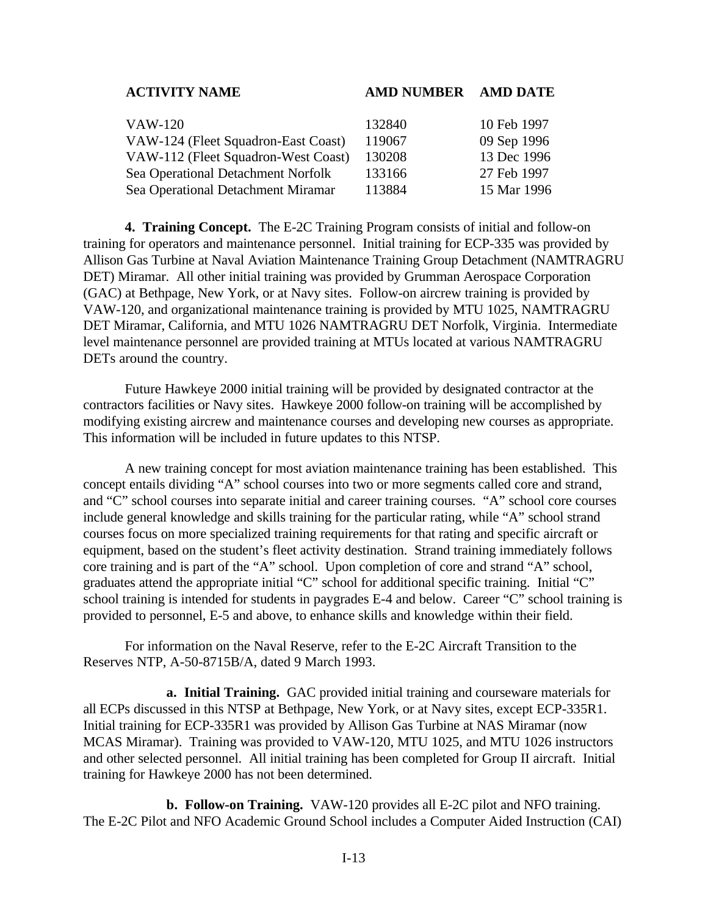| ACTIVITY NAME | AMD NUMBER | AMD DATE |
|---|---|---|
| VAW-120 | 132840 | 10 Feb 1997 |
| VAW-124 (Fleet Squadron-East Coast) | 119067 | 09 Sep 1996 |
| VAW-112 (Fleet Squadron-West Coast) | 130208 | 13 Dec 1996 |
| Sea Operational Detachment Norfolk | 133166 | 27 Feb 1997 |
| Sea Operational Detachment Miramar | 113884 | 15 Mar 1996 |

**4. Training Concept.** The E-2C Training Program consists of initial and follow-on training for operators and maintenance personnel. Initial training for ECP-335 was provided by Allison Gas Turbine at Naval Aviation Maintenance Training Group Detachment (NAMTRAGRU DET) Miramar. All other initial training was provided by Grumman Aerospace Corporation (GAC) at Bethpage, New York, or at Navy sites. Follow-on aircrew training is provided by VAW-120, and organizational maintenance training is provided by MTU 1025, NAMTRAGRU DET Miramar, California, and MTU 1026 NAMTRAGRU DET Norfolk, Virginia. Intermediate level maintenance personnel are provided training at MTUs located at various NAMTRAGRU DETs around the country.

Future Hawkeye 2000 initial training will be provided by designated contractor at the contractors facilities or Navy sites. Hawkeye 2000 follow-on training will be accomplished by modifying existing aircrew and maintenance courses and developing new courses as appropriate. This information will be included in future updates to this NTSP.

A new training concept for most aviation maintenance training has been established. This concept entails dividing "A" school courses into two or more segments called core and strand, and "C" school courses into separate initial and career training courses. "A" school core courses include general knowledge and skills training for the particular rating, while "A" school strand courses focus on more specialized training requirements for that rating and specific aircraft or equipment, based on the student's fleet activity destination. Strand training immediately follows core training and is part of the "A" school. Upon completion of core and strand "A" school, graduates attend the appropriate initial "C" school for additional specific training. Initial "C" school training is intended for students in paygrades E-4 and below. Career "C" school training is provided to personnel, E-5 and above, to enhance skills and knowledge within their field.

For information on the Naval Reserve, refer to the E-2C Aircraft Transition to the Reserves NTP, A-50-8715B/A, dated 9 March 1993.

**a. Initial Training.** GAC provided initial training and courseware materials for all ECPs discussed in this NTSP at Bethpage, New York, or at Navy sites, except ECP-335R1. Initial training for ECP-335R1 was provided by Allison Gas Turbine at NAS Miramar (now MCAS Miramar). Training was provided to VAW-120, MTU 1025, and MTU 1026 instructors and other selected personnel. All initial training has been completed for Group II aircraft. Initial training for Hawkeye 2000 has not been determined.

**b. Follow-on Training.** VAW-120 provides all E-2C pilot and NFO training. The E-2C Pilot and NFO Academic Ground School includes a Computer Aided Instruction (CAI)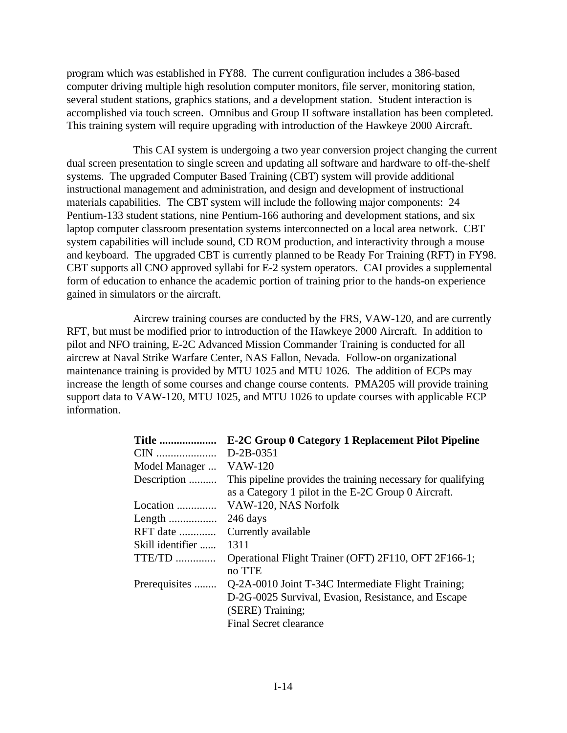program which was established in FY88. The current configuration includes a 386-based computer driving multiple high resolution computer monitors, file server, monitoring station, several student stations, graphics stations, and a development station. Student interaction is accomplished via touch screen. Omnibus and Group II software installation has been completed. This training system will require upgrading with introduction of the Hawkeye 2000 Aircraft.

This CAI system is undergoing a two year conversion project changing the current dual screen presentation to single screen and updating all software and hardware to off-the-shelf systems. The upgraded Computer Based Training (CBT) system will provide additional instructional management and administration, and design and development of instructional materials capabilities. The CBT system will include the following major components: 24 Pentium-133 student stations, nine Pentium-166 authoring and development stations, and six laptop computer classroom presentation systems interconnected on a local area network. CBT system capabilities will include sound, CD ROM production, and interactivity through a mouse and keyboard. The upgraded CBT is currently planned to be Ready For Training (RFT) in FY98. CBT supports all CNO approved syllabi for E-2 system operators. CAI provides a supplemental form of education to enhance the academic portion of training prior to the hands-on experience gained in simulators or the aircraft.

Aircrew training courses are conducted by the FRS, VAW-120, and are currently RFT, but must be modified prior to introduction of the Hawkeye 2000 Aircraft. In addition to pilot and NFO training, E-2C Advanced Mission Commander Training is conducted for all aircrew at Naval Strike Warfare Center, NAS Fallon, Nevada. Follow-on organizational maintenance training is provided by MTU 1025 and MTU 1026. The addition of ECPs may increase the length of some courses and change course contents. PMA205 will provide training support data to VAW-120, MTU 1025, and MTU 1026 to update courses with applicable ECP information.

| **Title** .................... | **E-2C Group 0 Category 1 Replacement Pilot Pipeline** |
|---|---|
| CIN .................... | D-2B-0351 |
| Model Manager ... | VAW-120 |
| Description .......... | This pipeline provides the training necessary for qualifying as a Category 1 pilot in the E-2C Group 0 Aircraft. |
| Location ............. | VAW-120, NAS Norfolk |
| Length ................ | 246 days |
| RFT date ............ | Currently available |
| Skill identifier ...... | 1311 |
| TTE/TD ............. | Operational Flight Trainer (OFT) 2F110, OFT 2F166-1; no TTE |
| Prerequisites ........ | Q-2A-0010 Joint T-34C Intermediate Flight Training; D-2G-0025 Survival, Evasion, Resistance, and Escape (SERE) Training; Final Secret clearance |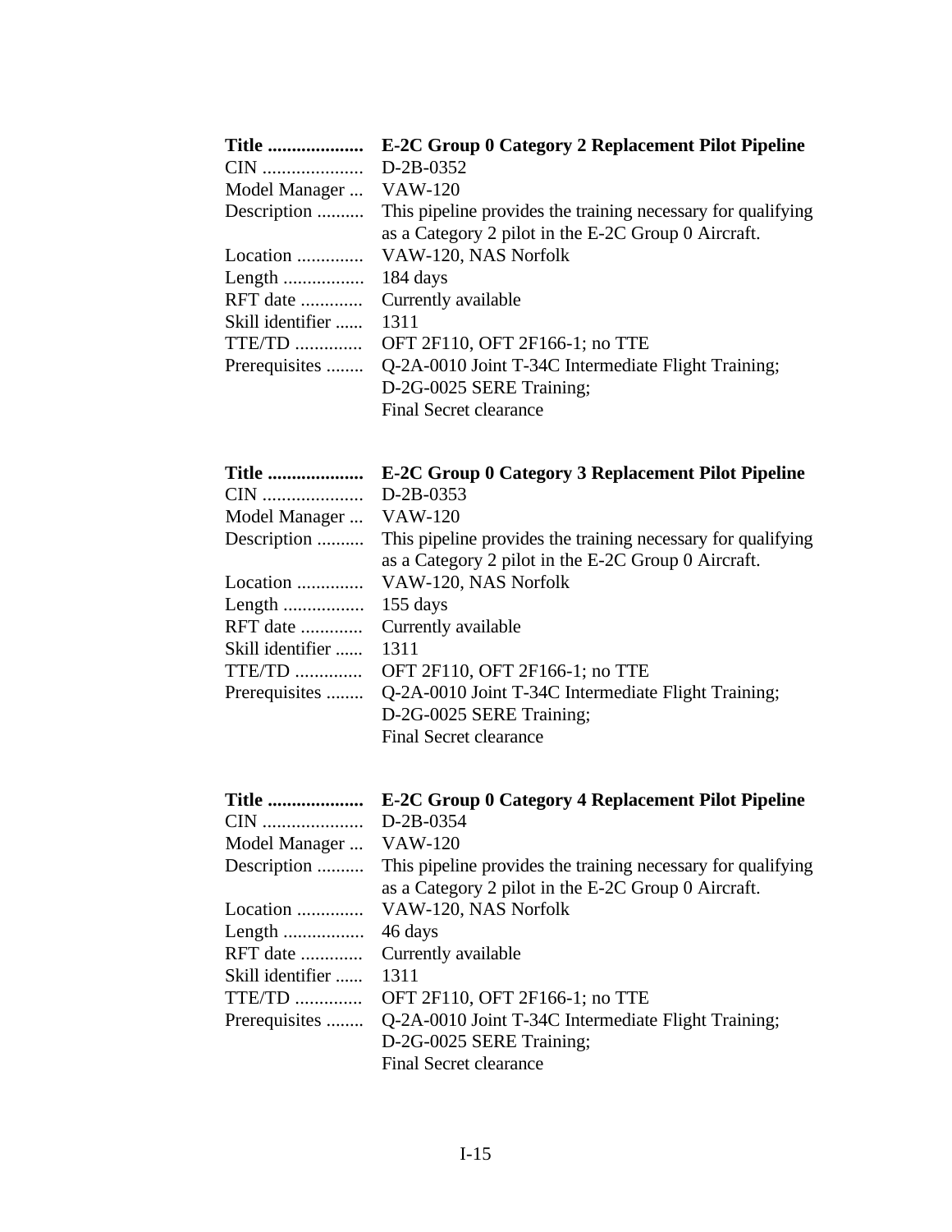| | |
|---|---|
| **Title ....................** | **E-2C Group 0 Category 2 Replacement Pilot Pipeline** |
| CIN ..................... | D-2B-0352 |
| Model Manager ... | VAW-120 |
| Description .......... | This pipeline provides the training necessary for qualifying as a Category 2 pilot in the E-2C Group 0 Aircraft. |
| Location .............. | VAW-120, NAS Norfolk |
| Length ................. | 184 days |
| RFT date ............. | Currently available |
| Skill identifier ...... | 1311 |
| TTE/TD .............. | OFT 2F110, OFT 2F166-1; no TTE |
| Prerequisites ........ | Q-2A-0010 Joint T-34C Intermediate Flight Training; D-2G-0025 SERE Training; Final Secret clearance |

| | |
|---|---|
| **Title ....................** | **E-2C Group 0 Category 3 Replacement Pilot Pipeline** |
| CIN ..................... | D-2B-0353 |
| Model Manager ... | VAW-120 |
| Description .......... | This pipeline provides the training necessary for qualifying as a Category 2 pilot in the E-2C Group 0 Aircraft. |
| Location .............. | VAW-120, NAS Norfolk |
| Length ................. | 155 days |
| RFT date ............. | Currently available |
| Skill identifier ...... | 1311 |
| TTE/TD .............. | OFT 2F110, OFT 2F166-1; no TTE |
| Prerequisites ........ | Q-2A-0010 Joint T-34C Intermediate Flight Training; D-2G-0025 SERE Training; Final Secret clearance |

| | |
|---|---|
| **Title ....................** | **E-2C Group 0 Category 4 Replacement Pilot Pipeline** |
| CIN ..................... | D-2B-0354 |
| Model Manager ... | VAW-120 |
| Description .......... | This pipeline provides the training necessary for qualifying as a Category 2 pilot in the E-2C Group 0 Aircraft. |
| Location .............. | VAW-120, NAS Norfolk |
| Length ................. | 46 days |
| RFT date ............. | Currently available |
| Skill identifier ...... | 1311 |
| TTE/TD .............. | OFT 2F110, OFT 2F166-1; no TTE |
| Prerequisites ........ | Q-2A-0010 Joint T-34C Intermediate Flight Training; D-2G-0025 SERE Training; Final Secret clearance |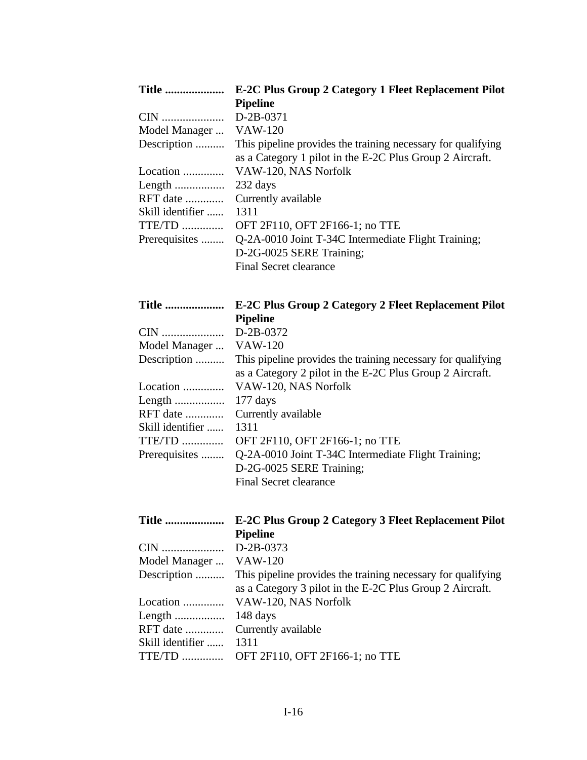| | |
|---|---|
| **Title ....................** | **E-2C Plus Group 2 Category 1 Fleet Replacement Pilot Pipeline** |
| CIN ..................... | D-2B-0371 |
| Model Manager ... | VAW-120 |
| Description .......... | This pipeline provides the training necessary for qualifying as a Category 1 pilot in the E-2C Plus Group 2 Aircraft. |
| Location .............. | VAW-120, NAS Norfolk |
| Length ................. | 232 days |
| RFT date ............. | Currently available |
| Skill identifier ...... | 1311 |
| TTE/TD .............. | OFT 2F110, OFT 2F166-1; no TTE |
| Prerequisites ........ | Q-2A-0010 Joint T-34C Intermediate Flight Training;<br>D-2G-0025 SERE Training;<br>Final Secret clearance |

| | |
|---|---|
| **Title ....................** | **E-2C Plus Group 2 Category 2 Fleet Replacement Pilot Pipeline** |
| CIN ..................... | D-2B-0372 |
| Model Manager ... | VAW-120 |
| Description .......... | This pipeline provides the training necessary for qualifying as a Category 2 pilot in the E-2C Plus Group 2 Aircraft. |
| Location .............. | VAW-120, NAS Norfolk |
| Length ................. | 177 days |
| RFT date ............. | Currently available |
| Skill identifier ...... | 1311 |
| TTE/TD .............. | OFT 2F110, OFT 2F166-1; no TTE |
| Prerequisites ........ | Q-2A-0010 Joint T-34C Intermediate Flight Training;<br>D-2G-0025 SERE Training;<br>Final Secret clearance |

| | |
|---|---|
| **Title ....................** | **E-2C Plus Group 2 Category 3 Fleet Replacement Pilot Pipeline** |
| CIN ..................... | D-2B-0373 |
| Model Manager ... | VAW-120 |
| Description .......... | This pipeline provides the training necessary for qualifying as a Category 3 pilot in the E-2C Plus Group 2 Aircraft. |
| Location .............. | VAW-120, NAS Norfolk |
| Length ................. | 148 days |
| RFT date ............. | Currently available |
| Skill identifier ...... | 1311 |
| TTE/TD .............. | OFT 2F110, OFT 2F166-1; no TTE |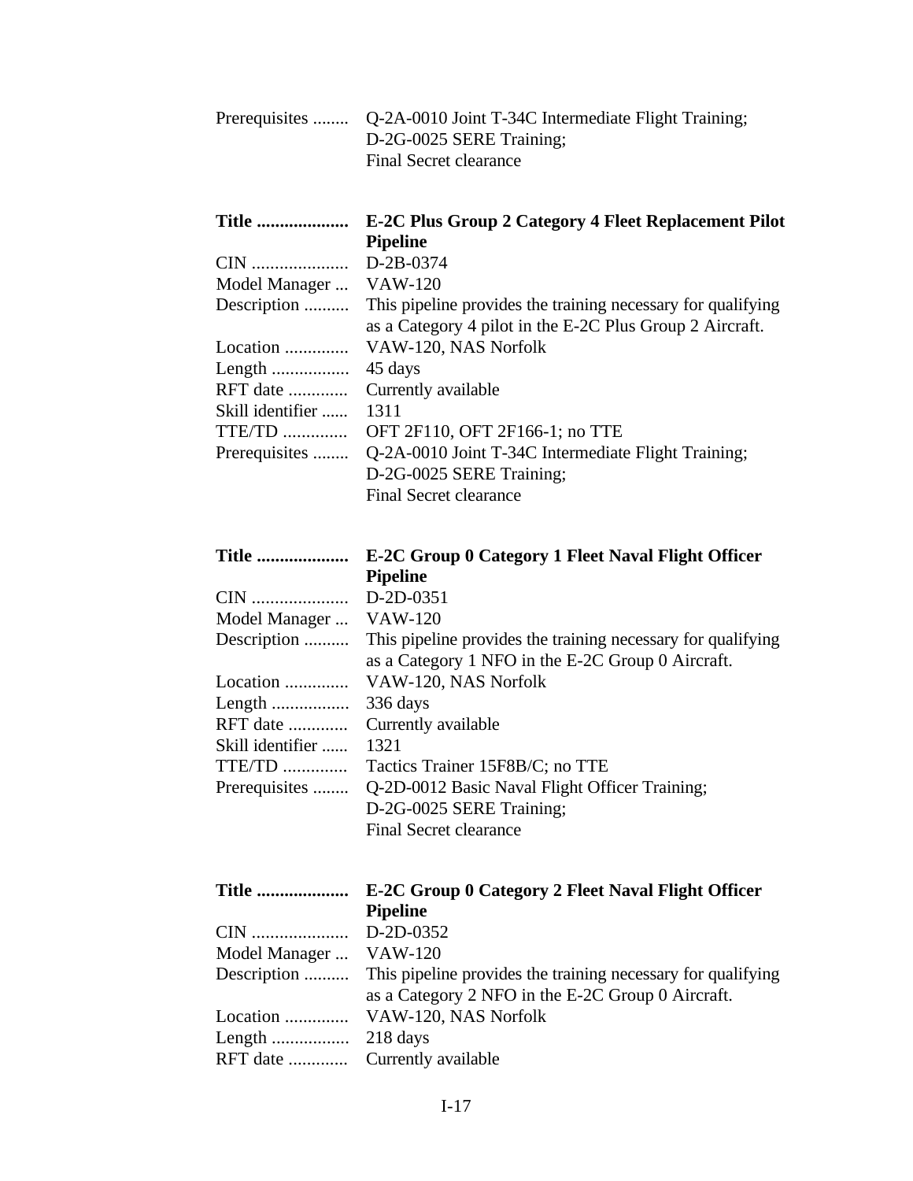Prerequisites ........ Q-2A-0010 Joint T-34C Intermediate Flight Training;
D-2G-0025 SERE Training;
Final Secret clearance

**Title .................... E-2C Plus Group 2 Category 4 Fleet Replacement Pilot Pipeline**

CIN ..................... D-2B-0374
Model Manager ... VAW-120
Description .......... This pipeline provides the training necessary for qualifying as a Category 4 pilot in the E-2C Plus Group 2 Aircraft.
Location .............. VAW-120, NAS Norfolk
Length ................. 45 days
RFT date ............. Currently available
Skill identifier ...... 1311
TTE/TD .............. OFT 2F110, OFT 2F166-1; no TTE
Prerequisites ........ Q-2A-0010 Joint T-34C Intermediate Flight Training;
D-2G-0025 SERE Training;
Final Secret clearance

**Title .................... E-2C Group 0 Category 1 Fleet Naval Flight Officer Pipeline**

CIN ..................... D-2D-0351
Model Manager ... VAW-120
Description .......... This pipeline provides the training necessary for qualifying as a Category 1 NFO in the E-2C Group 0 Aircraft.
Location .............. VAW-120, NAS Norfolk
Length ................. 336 days
RFT date ............. Currently available
Skill identifier ...... 1321
TTE/TD .............. Tactics Trainer 15F8B/C; no TTE
Prerequisites ........ Q-2D-0012 Basic Naval Flight Officer Training;
D-2G-0025 SERE Training;
Final Secret clearance

**Title .................... E-2C Group 0 Category 2 Fleet Naval Flight Officer Pipeline**

CIN ..................... D-2D-0352
Model Manager ... VAW-120
Description .......... This pipeline provides the training necessary for qualifying as a Category 2 NFO in the E-2C Group 0 Aircraft.
Location .............. VAW-120, NAS Norfolk
Length ................. 218 days
RFT date ............. Currently available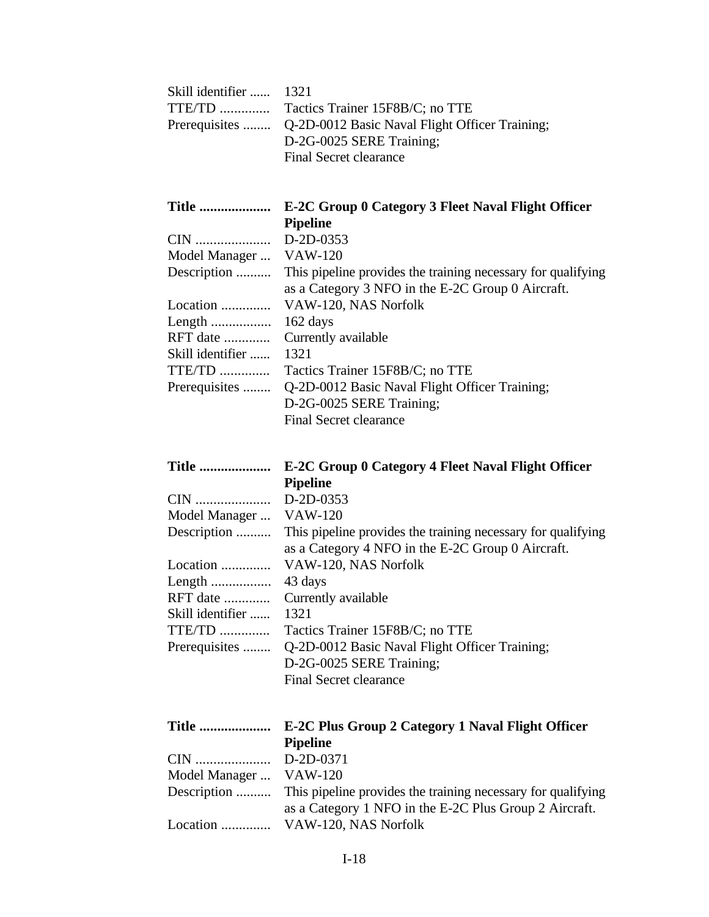Skill identifier ...... 1321
TTE/TD .............. Tactics Trainer 15F8B/C; no TTE
Prerequisites ........ Q-2D-0012 Basic Naval Flight Officer Training;
D-2G-0025 SERE Training;
Final Secret clearance

**Title .................... E-2C Group 0 Category 3 Fleet Naval Flight Officer Pipeline**
CIN ..................... D-2D-0353
Model Manager ... VAW-120
Description .......... This pipeline provides the training necessary for qualifying as a Category 3 NFO in the E-2C Group 0 Aircraft.
Location .............. VAW-120, NAS Norfolk
Length ................. 162 days
RFT date ............. Currently available
Skill identifier ...... 1321
TTE/TD .............. Tactics Trainer 15F8B/C; no TTE
Prerequisites ........ Q-2D-0012 Basic Naval Flight Officer Training;
D-2G-0025 SERE Training;
Final Secret clearance

**Title .................... E-2C Group 0 Category 4 Fleet Naval Flight Officer Pipeline**
CIN ..................... D-2D-0353
Model Manager ... VAW-120
Description .......... This pipeline provides the training necessary for qualifying as a Category 4 NFO in the E-2C Group 0 Aircraft.
Location .............. VAW-120, NAS Norfolk
Length ................. 43 days
RFT date ............. Currently available
Skill identifier ...... 1321
TTE/TD .............. Tactics Trainer 15F8B/C; no TTE
Prerequisites ........ Q-2D-0012 Basic Naval Flight Officer Training;
D-2G-0025 SERE Training;
Final Secret clearance

**Title .................... E-2C Plus Group 2 Category 1 Naval Flight Officer Pipeline**
CIN ..................... D-2D-0371
Model Manager ... VAW-120
Description .......... This pipeline provides the training necessary for qualifying as a Category 1 NFO in the E-2C Plus Group 2 Aircraft.
Location .............. VAW-120, NAS Norfolk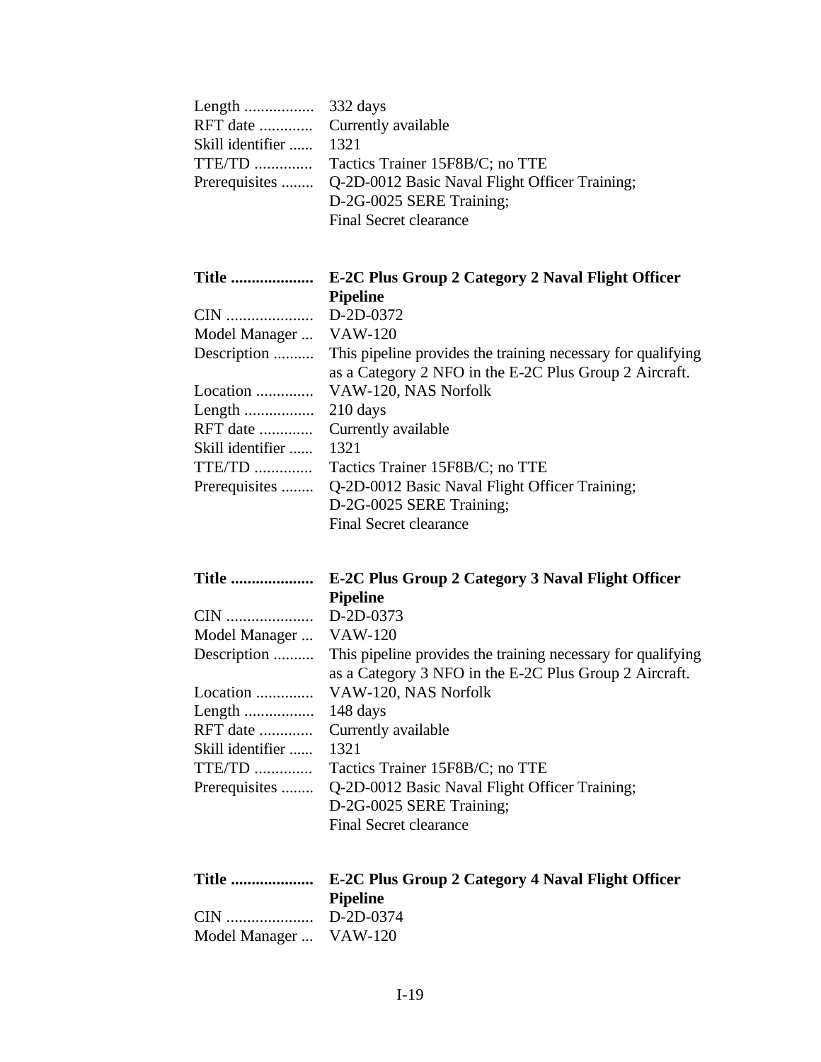Length ................. 332 days
RFT date ............. Currently available
Skill identifier ...... 1321
TTE/TD .............. Tactics Trainer 15F8B/C; no TTE
Prerequisites ........ Q-2D-0012 Basic Naval Flight Officer Training;
D-2G-0025 SERE Training;
Final Secret clearance

**Title .................... E-2C Plus Group 2 Category 2 Naval Flight Officer Pipeline**
CIN ..................... D-2D-0372
Model Manager ... VAW-120
Description .......... This pipeline provides the training necessary for qualifying as a Category 2 NFO in the E-2C Plus Group 2 Aircraft.
Location .............. VAW-120, NAS Norfolk
Length ................. 210 days
RFT date ............. Currently available
Skill identifier ...... 1321
TTE/TD .............. Tactics Trainer 15F8B/C; no TTE
Prerequisites ........ Q-2D-0012 Basic Naval Flight Officer Training;
D-2G-0025 SERE Training;
Final Secret clearance

**Title .................... E-2C Plus Group 2 Category 3 Naval Flight Officer Pipeline**
CIN ..................... D-2D-0373
Model Manager ... VAW-120
Description .......... This pipeline provides the training necessary for qualifying as a Category 3 NFO in the E-2C Plus Group 2 Aircraft.
Location .............. VAW-120, NAS Norfolk
Length ................. 148 days
RFT date ............. Currently available
Skill identifier ...... 1321
TTE/TD .............. Tactics Trainer 15F8B/C; no TTE
Prerequisites ........ Q-2D-0012 Basic Naval Flight Officer Training;
D-2G-0025 SERE Training;
Final Secret clearance

**Title .................... E-2C Plus Group 2 Category 4 Naval Flight Officer Pipeline**
CIN ..................... D-2D-0374
Model Manager ... VAW-120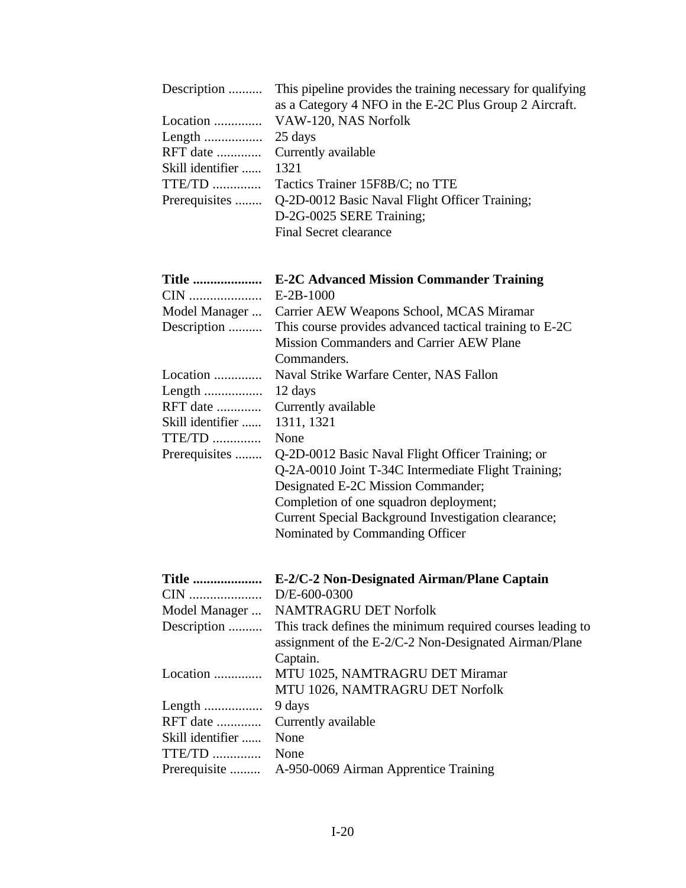Description .......... This pipeline provides the training necessary for qualifying as a Category 4 NFO in the E-2C Plus Group 2 Aircraft.
Location .............. VAW-120, NAS Norfolk
Length ................. 25 days
RFT date ............. Currently available
Skill identifier ...... 1321
TTE/TD .............. Tactics Trainer 15F8B/C; no TTE
Prerequisites ........ Q-2D-0012 Basic Naval Flight Officer Training;
D-2G-0025 SERE Training;
Final Secret clearance

**Title .................... E-2C Advanced Mission Commander Training**
CIN ..................... E-2B-1000
Model Manager ... Carrier AEW Weapons School, MCAS Miramar
Description .......... This course provides advanced tactical training to E-2C Mission Commanders and Carrier AEW Plane Commanders.
Location .............. Naval Strike Warfare Center, NAS Fallon
Length ................. 12 days
RFT date ............. Currently available
Skill identifier ...... 1311, 1321
TTE/TD .............. None
Prerequisites ........ Q-2D-0012 Basic Naval Flight Officer Training; or
Q-2A-0010 Joint T-34C Intermediate Flight Training;
Designated E-2C Mission Commander;
Completion of one squadron deployment;
Current Special Background Investigation clearance;
Nominated by Commanding Officer

**Title .................... E-2/C-2 Non-Designated Airman/Plane Captain**
CIN ..................... D/E-600-0300
Model Manager ... NAMTRAGRU DET Norfolk
Description .......... This track defines the minimum required courses leading to assignment of the E-2/C-2 Non-Designated Airman/Plane Captain.
Location .............. MTU 1025, NAMTRAGRU DET Miramar
MTU 1026, NAMTRAGRU DET Norfolk
Length ................. 9 days
RFT date ............. Currently available
Skill identifier ...... None
TTE/TD .............. None
Prerequisite ......... A-950-0069 Airman Apprentice Training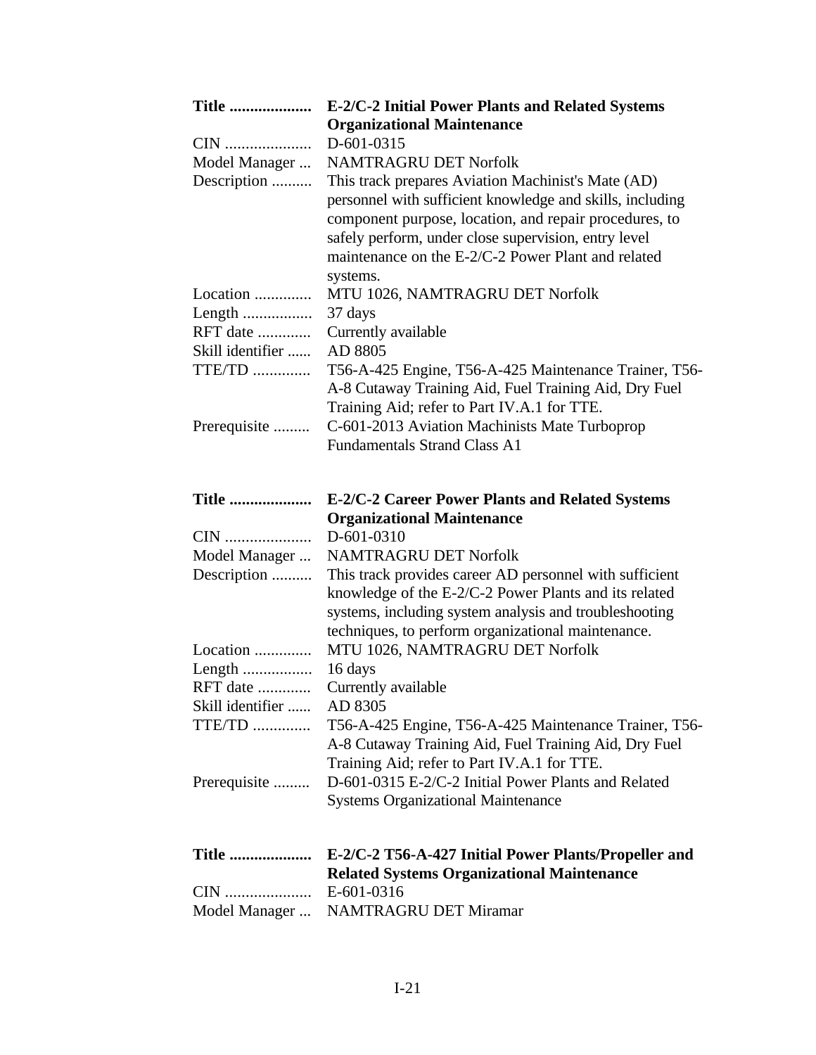| | |
|---|---|
| **Title ....................** | **E-2/C-2 Initial Power Plants and Related Systems Organizational Maintenance** |
| CIN ..................... | D-601-0315 |
| Model Manager ... | NAMTRAGRU DET Norfolk |
| Description .......... | This track prepares Aviation Machinist's Mate (AD) personnel with sufficient knowledge and skills, including component purpose, location, and repair procedures, to safely perform, under close supervision, entry level maintenance on the E-2/C-2 Power Plant and related systems. |
| Location .............. | MTU 1026, NAMTRAGRU DET Norfolk |
| Length ................. | 37 days |
| RFT date ............. | Currently available |
| Skill identifier ...... | AD 8805 |
| TTE/TD .............. | T56-A-425 Engine, T56-A-425 Maintenance Trainer, T56-A-8 Cutaway Training Aid, Fuel Training Aid, Dry Fuel Training Aid; refer to Part IV.A.1 for TTE. |
| Prerequisite ......... | C-601-2013 Aviation Machinists Mate Turboprop Fundamentals Strand Class A1 |

| | |
|---|---|
| **Title ....................** | **E-2/C-2 Career Power Plants and Related Systems Organizational Maintenance** |
| CIN ..................... | D-601-0310 |
| Model Manager ... | NAMTRAGRU DET Norfolk |
| Description .......... | This track provides career AD personnel with sufficient knowledge of the E-2/C-2 Power Plants and its related systems, including system analysis and troubleshooting techniques, to perform organizational maintenance. |
| Location .............. | MTU 1026, NAMTRAGRU DET Norfolk |
| Length ................. | 16 days |
| RFT date ............. | Currently available |
| Skill identifier ...... | AD 8305 |
| TTE/TD .............. | T56-A-425 Engine, T56-A-425 Maintenance Trainer, T56-A-8 Cutaway Training Aid, Fuel Training Aid, Dry Fuel Training Aid; refer to Part IV.A.1 for TTE. |
| Prerequisite ......... | D-601-0315 E-2/C-2 Initial Power Plants and Related Systems Organizational Maintenance |

| | |
|---|---|
| **Title ....................** | **E-2/C-2 T56-A-427 Initial Power Plants/Propeller and Related Systems Organizational Maintenance** |
| CIN ..................... | E-601-0316 |
| Model Manager ... | NAMTRAGRU DET Miramar |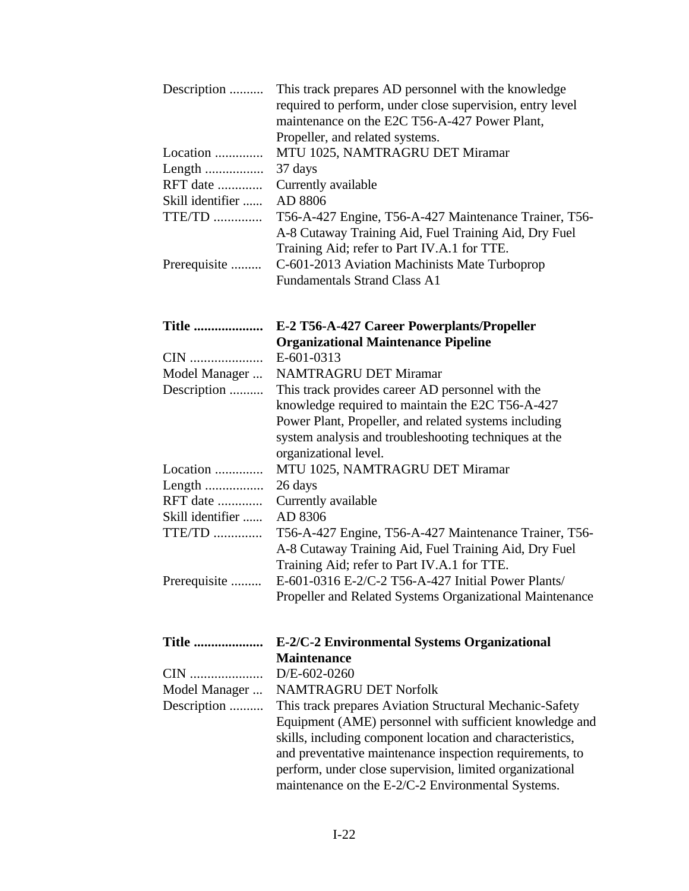| | |
|---|---|
| Description .......... | This track prepares AD personnel with the knowledge required to perform, under close supervision, entry level maintenance on the E2C T56-A-427 Power Plant, Propeller, and related systems. |
| Location .............. | MTU 1025, NAMTRAGRU DET Miramar |
| Length ................. | 37 days |
| RFT date ............. | Currently available |
| Skill identifier ...... | AD 8806 |
| TTE/TD .............. | T56-A-427 Engine, T56-A-427 Maintenance Trainer, T56-A-8 Cutaway Training Aid, Fuel Training Aid, Dry Fuel Training Aid; refer to Part IV.A.1 for TTE. |
| Prerequisite ......... | C-601-2013 Aviation Machinists Mate Turboprop Fundamentals Strand Class A1 |

| | |
|---|---|
| **Title ....................** | **E-2 T56-A-427 Career Powerplants/Propeller Organizational Maintenance Pipeline** |
| CIN ..................... | E-601-0313 |
| Model Manager ... | NAMTRAGRU DET Miramar |
| Description .......... | This track provides career AD personnel with the knowledge required to maintain the E2C T56-A-427 Power Plant, Propeller, and related systems including system analysis and troubleshooting techniques at the organizational level. |
| Location .............. | MTU 1025, NAMTRAGRU DET Miramar |
| Length ................. | 26 days |
| RFT date ............. | Currently available |
| Skill identifier ...... | AD 8306 |
| TTE/TD .............. | T56-A-427 Engine, T56-A-427 Maintenance Trainer, T56-A-8 Cutaway Training Aid, Fuel Training Aid, Dry Fuel Training Aid; refer to Part IV.A.1 for TTE. |
| Prerequisite ......... | E-601-0316 E-2/C-2 T56-A-427 Initial Power Plants/ Propeller and Related Systems Organizational Maintenance |

| | |
|---|---|
| **Title ....................** | **E-2/C-2 Environmental Systems Organizational Maintenance** |
| CIN ..................... | D/E-602-0260 |
| Model Manager ... | NAMTRAGRU DET Norfolk |
| Description .......... | This track prepares Aviation Structural Mechanic-Safety Equipment (AME) personnel with sufficient knowledge and skills, including component location and characteristics, and preventative maintenance inspection requirements, to perform, under close supervision, limited organizational maintenance on the E-2/C-2 Environmental Systems. |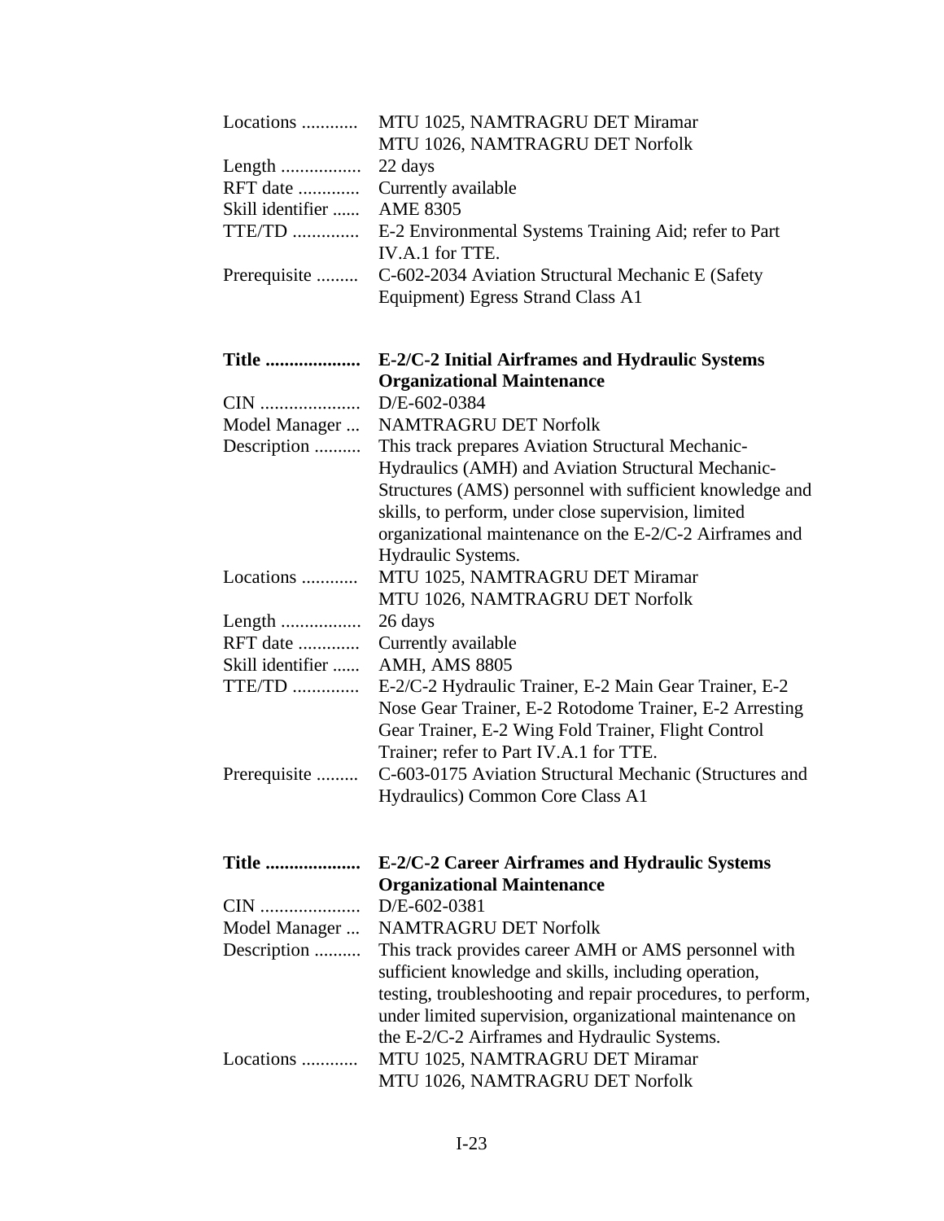| | |
|---|---|
| Locations ............ | MTU 1025, NAMTRAGRU DET Miramar<br>MTU 1026, NAMTRAGRU DET Norfolk |
| Length ................. | 22 days |
| RFT date ............. | Currently available |
| Skill identifier ...... | AME 8305 |
| TTE/TD .............. | E-2 Environmental Systems Training Aid; refer to Part IV.A.1 for TTE. |
| Prerequisite ......... | C-602-2034 Aviation Structural Mechanic E (Safety Equipment) Egress Strand Class A1 |

| | |
|---|---|
| **Title ....................** | **E-2/C-2 Initial Airframes and Hydraulic Systems Organizational Maintenance** |
| CIN ..................... | D/E-602-0384 |
| Model Manager ... | NAMTRAGRU DET Norfolk |
| Description .......... | This track prepares Aviation Structural Mechanic-Hydraulics (AMH) and Aviation Structural Mechanic-Structures (AMS) personnel with sufficient knowledge and skills, to perform, under close supervision, limited organizational maintenance on the E-2/C-2 Airframes and Hydraulic Systems. |
| Locations ............ | MTU 1025, NAMTRAGRU DET Miramar<br>MTU 1026, NAMTRAGRU DET Norfolk |
| Length ................. | 26 days |
| RFT date ............. | Currently available |
| Skill identifier ...... | AMH, AMS 8805 |
| TTE/TD .............. | E-2/C-2 Hydraulic Trainer, E-2 Main Gear Trainer, E-2 Nose Gear Trainer, E-2 Rotodome Trainer, E-2 Arresting Gear Trainer, E-2 Wing Fold Trainer, Flight Control Trainer; refer to Part IV.A.1 for TTE. |
| Prerequisite ......... | C-603-0175 Aviation Structural Mechanic (Structures and Hydraulics) Common Core Class A1 |

| | |
|---|---|
| **Title ....................** | **E-2/C-2 Career Airframes and Hydraulic Systems Organizational Maintenance** |
| CIN ..................... | D/E-602-0381 |
| Model Manager ... | NAMTRAGRU DET Norfolk |
| Description .......... | This track provides career AMH or AMS personnel with sufficient knowledge and skills, including operation, testing, troubleshooting and repair procedures, to perform, under limited supervision, organizational maintenance on the E-2/C-2 Airframes and Hydraulic Systems. |
| Locations ............ | MTU 1025, NAMTRAGRU DET Miramar<br>MTU 1026, NAMTRAGRU DET Norfolk |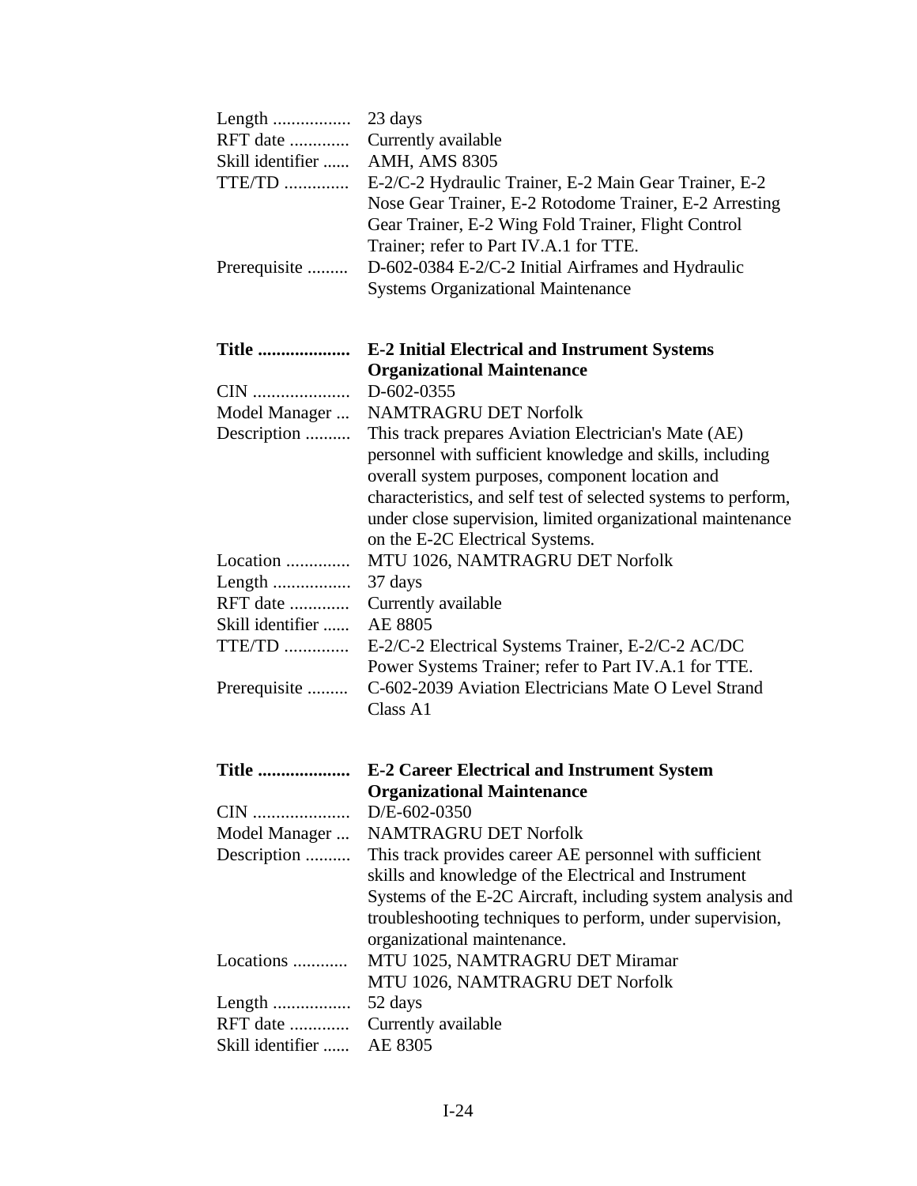Length ................. 23 days
RFT date ............. Currently available
Skill identifier ...... AMH, AMS 8305
TTE/TD .............. E-2/C-2 Hydraulic Trainer, E-2 Main Gear Trainer, E-2 Nose Gear Trainer, E-2 Rotodome Trainer, E-2 Arresting Gear Trainer, E-2 Wing Fold Trainer, Flight Control Trainer; refer to Part IV.A.1 for TTE.
Prerequisite ......... D-602-0384 E-2/C-2 Initial Airframes and Hydraulic Systems Organizational Maintenance

**Title .................... E-2 Initial Electrical and Instrument Systems Organizational Maintenance**
CIN ..................... D-602-0355
Model Manager ... NAMTRAGRU DET Norfolk
Description .......... This track prepares Aviation Electrician's Mate (AE) personnel with sufficient knowledge and skills, including overall system purposes, component location and characteristics, and self test of selected systems to perform, under close supervision, limited organizational maintenance on the E-2C Electrical Systems.
Location .............. MTU 1026, NAMTRAGRU DET Norfolk
Length ................. 37 days
RFT date ............. Currently available
Skill identifier ...... AE 8805
TTE/TD .............. E-2/C-2 Electrical Systems Trainer, E-2/C-2 AC/DC Power Systems Trainer; refer to Part IV.A.1 for TTE.
Prerequisite ......... C-602-2039 Aviation Electricians Mate O Level Strand Class A1

**Title .................... E-2 Career Electrical and Instrument System Organizational Maintenance**
CIN ..................... D/E-602-0350
Model Manager ... NAMTRAGRU DET Norfolk
Description .......... This track provides career AE personnel with sufficient skills and knowledge of the Electrical and Instrument Systems of the E-2C Aircraft, including system analysis and troubleshooting techniques to perform, under supervision, organizational maintenance.
Locations ............ MTU 1025, NAMTRAGRU DET Miramar
MTU 1026, NAMTRAGRU DET Norfolk
Length ................. 52 days
RFT date ............. Currently available
Skill identifier ...... AE 8305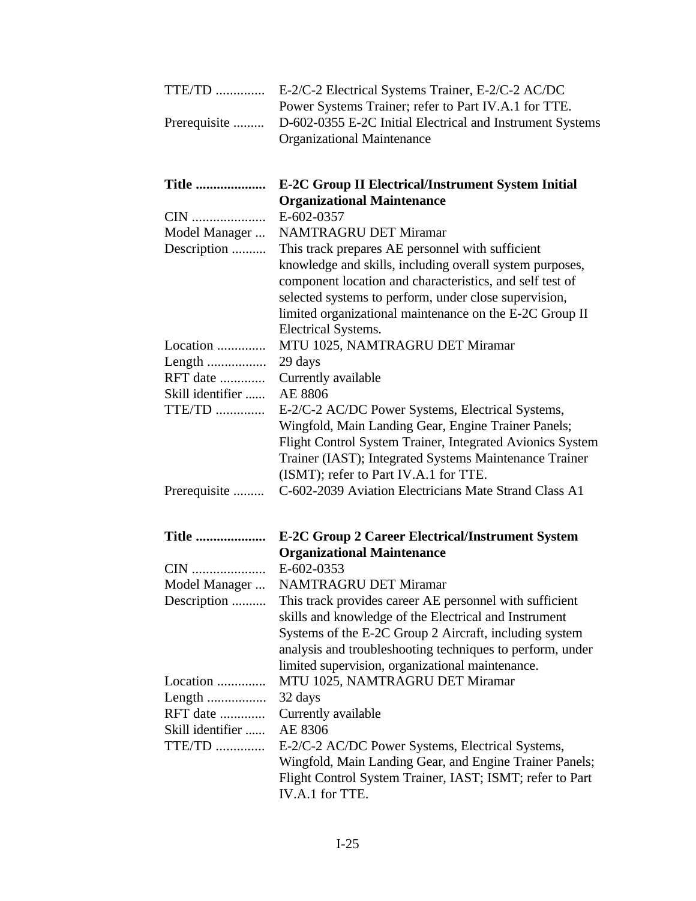| | |
|---|---|
| TTE/TD .............. | E-2/C-2 Electrical Systems Trainer, E-2/C-2 AC/DC Power Systems Trainer; refer to Part IV.A.1 for TTE. |
| Prerequisite ......... | D-602-0355 E-2C Initial Electrical and Instrument Systems Organizational Maintenance |

| | |
|---|---|
| **Title ....................** | **E-2C Group II Electrical/Instrument System Initial Organizational Maintenance** |
| CIN ..................... | E-602-0357 |
| Model Manager ... | NAMTRAGRU DET Miramar |
| Description .......... | This track prepares AE personnel with sufficient knowledge and skills, including overall system purposes, component location and characteristics, and self test of selected systems to perform, under close supervision, limited organizational maintenance on the E-2C Group II Electrical Systems. |
| Location .............. | MTU 1025, NAMTRAGRU DET Miramar |
| Length ................. | 29 days |
| RFT date ............. | Currently available |
| Skill identifier ...... | AE 8806 |
| TTE/TD .............. | E-2/C-2 AC/DC Power Systems, Electrical Systems, Wingfold, Main Landing Gear, Engine Trainer Panels; Flight Control System Trainer, Integrated Avionics System Trainer (IAST); Integrated Systems Maintenance Trainer (ISMT); refer to Part IV.A.1 for TTE. |
| Prerequisite ......... | C-602-2039 Aviation Electricians Mate Strand Class A1 |

| | |
|---|---|
| **Title ....................** | **E-2C Group 2 Career Electrical/Instrument System Organizational Maintenance** |
| CIN ..................... | E-602-0353 |
| Model Manager ... | NAMTRAGRU DET Miramar |
| Description .......... | This track provides career AE personnel with sufficient skills and knowledge of the Electrical and Instrument Systems of the E-2C Group 2 Aircraft, including system analysis and troubleshooting techniques to perform, under limited supervision, organizational maintenance. |
| Location .............. | MTU 1025, NAMTRAGRU DET Miramar |
| Length ................. | 32 days |
| RFT date ............. | Currently available |
| Skill identifier ...... | AE 8306 |
| TTE/TD .............. | E-2/C-2 AC/DC Power Systems, Electrical Systems, Wingfold, Main Landing Gear, and Engine Trainer Panels; Flight Control System Trainer, IAST; ISMT; refer to Part IV.A.1 for TTE. |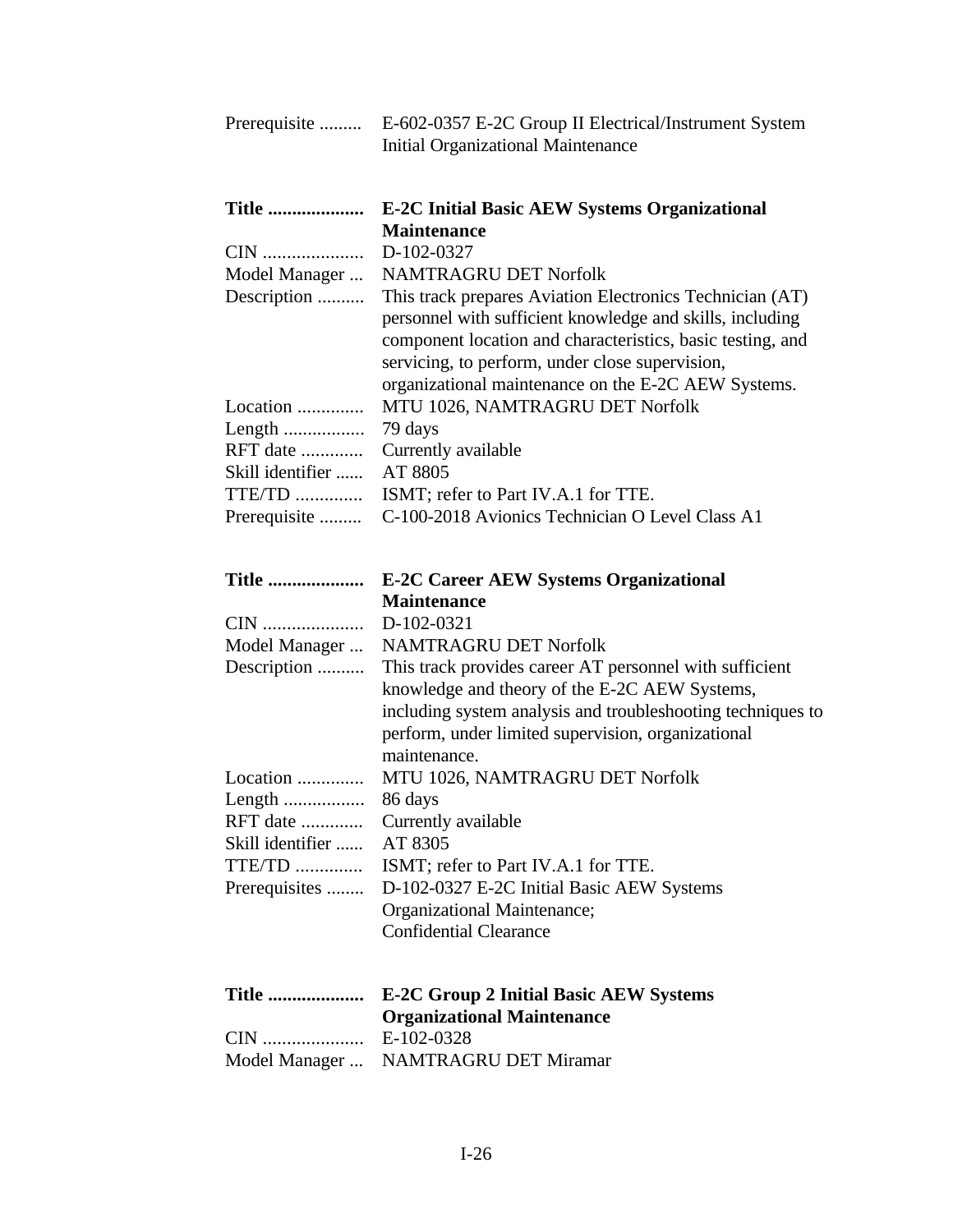Prerequisite ......... E-602-0357 E-2C Group II Electrical/Instrument System Initial Organizational Maintenance

**Title .................... E-2C Initial Basic AEW Systems Organizational Maintenance**
CIN ..................... D-102-0327
Model Manager ... NAMTRAGRU DET Norfolk
Description .......... This track prepares Aviation Electronics Technician (AT) personnel with sufficient knowledge and skills, including component location and characteristics, basic testing, and servicing, to perform, under close supervision, organizational maintenance on the E-2C AEW Systems.
Location .............. MTU 1026, NAMTRAGRU DET Norfolk
Length ................. 79 days
RFT date ............. Currently available
Skill identifier ...... AT 8805
TTE/TD .............. ISMT; refer to Part IV.A.1 for TTE.
Prerequisite ......... C-100-2018 Avionics Technician O Level Class A1

**Title .................... E-2C Career AEW Systems Organizational Maintenance**
CIN ..................... D-102-0321
Model Manager ... NAMTRAGRU DET Norfolk
Description .......... This track provides career AT personnel with sufficient knowledge and theory of the E-2C AEW Systems, including system analysis and troubleshooting techniques to perform, under limited supervision, organizational maintenance.
Location .............. MTU 1026, NAMTRAGRU DET Norfolk
Length ................. 86 days
RFT date ............. Currently available
Skill identifier ...... AT 8305
TTE/TD .............. ISMT; refer to Part IV.A.1 for TTE.
Prerequisites ........ D-102-0327 E-2C Initial Basic AEW Systems Organizational Maintenance;
Confidential Clearance

**Title .................... E-2C Group 2 Initial Basic AEW Systems Organizational Maintenance**
CIN ..................... E-102-0328
Model Manager ... NAMTRAGRU DET Miramar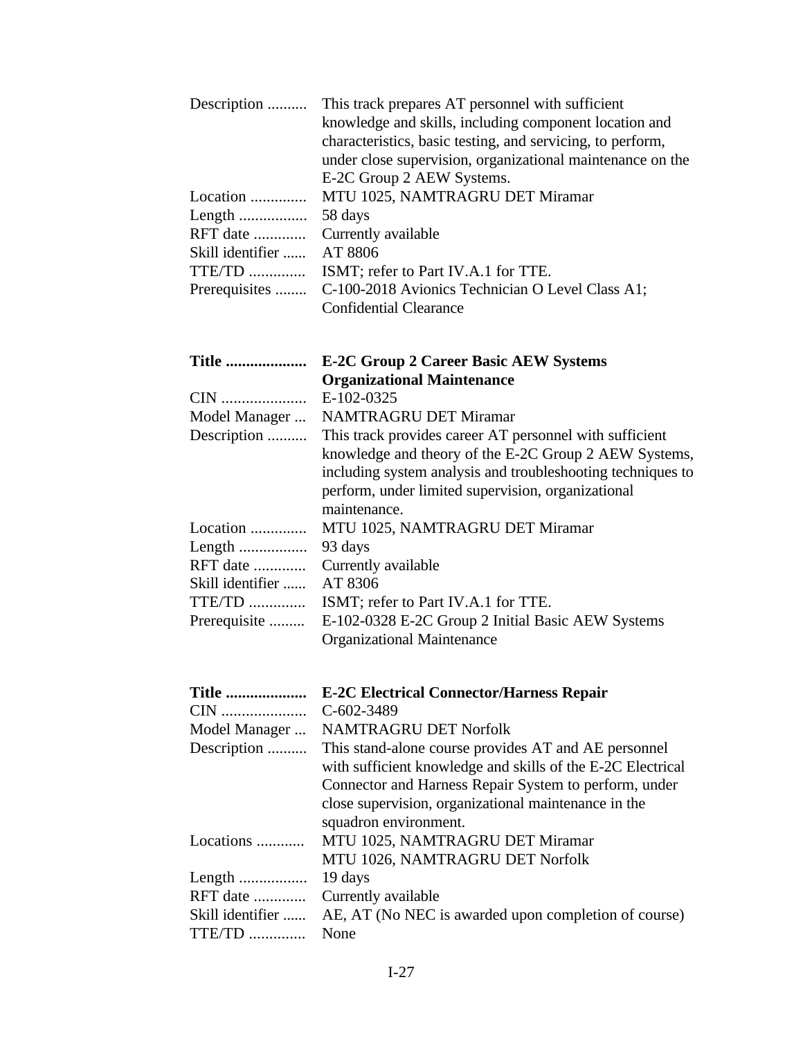| | |
|---|---|
| Description .......... | This track prepares AT personnel with sufficient knowledge and skills, including component location and characteristics, basic testing, and servicing, to perform, under close supervision, organizational maintenance on the E-2C Group 2 AEW Systems. |
| Location .............. | MTU 1025, NAMTRAGRU DET Miramar |
| Length ................. | 58 days |
| RFT date ............. | Currently available |
| Skill identifier ...... | AT 8806 |
| TTE/TD .............. | ISMT; refer to Part IV.A.1 for TTE. |
| Prerequisites ........ | C-100-2018 Avionics Technician O Level Class A1; Confidential Clearance |

| | |
|---|---|
| **Title ....................** | **E-2C Group 2 Career Basic AEW Systems Organizational Maintenance** |
| CIN ..................... | E-102-0325 |
| Model Manager ... | NAMTRAGRU DET Miramar |
| Description .......... | This track provides career AT personnel with sufficient knowledge and theory of the E-2C Group 2 AEW Systems, including system analysis and troubleshooting techniques to perform, under limited supervision, organizational maintenance. |
| Location .............. | MTU 1025, NAMTRAGRU DET Miramar |
| Length ................. | 93 days |
| RFT date ............. | Currently available |
| Skill identifier ...... | AT 8306 |
| TTE/TD .............. | ISMT; refer to Part IV.A.1 for TTE. |
| Prerequisite ......... | E-102-0328 E-2C Group 2 Initial Basic AEW Systems Organizational Maintenance |

| | |
|---|---|
| **Title ....................** | **E-2C Electrical Connector/Harness Repair** |
| CIN ..................... | C-602-3489 |
| Model Manager ... | NAMTRAGRU DET Norfolk |
| Description .......... | This stand-alone course provides AT and AE personnel with sufficient knowledge and skills of the E-2C Electrical Connector and Harness Repair System to perform, under close supervision, organizational maintenance in the squadron environment. |
| Locations ............ | MTU 1025, NAMTRAGRU DET Miramar<br>MTU 1026, NAMTRAGRU DET Norfolk |
| Length ................. | 19 days |
| RFT date ............. | Currently available |
| Skill identifier ...... | AE, AT (No NEC is awarded upon completion of course) |
| TTE/TD .............. | None |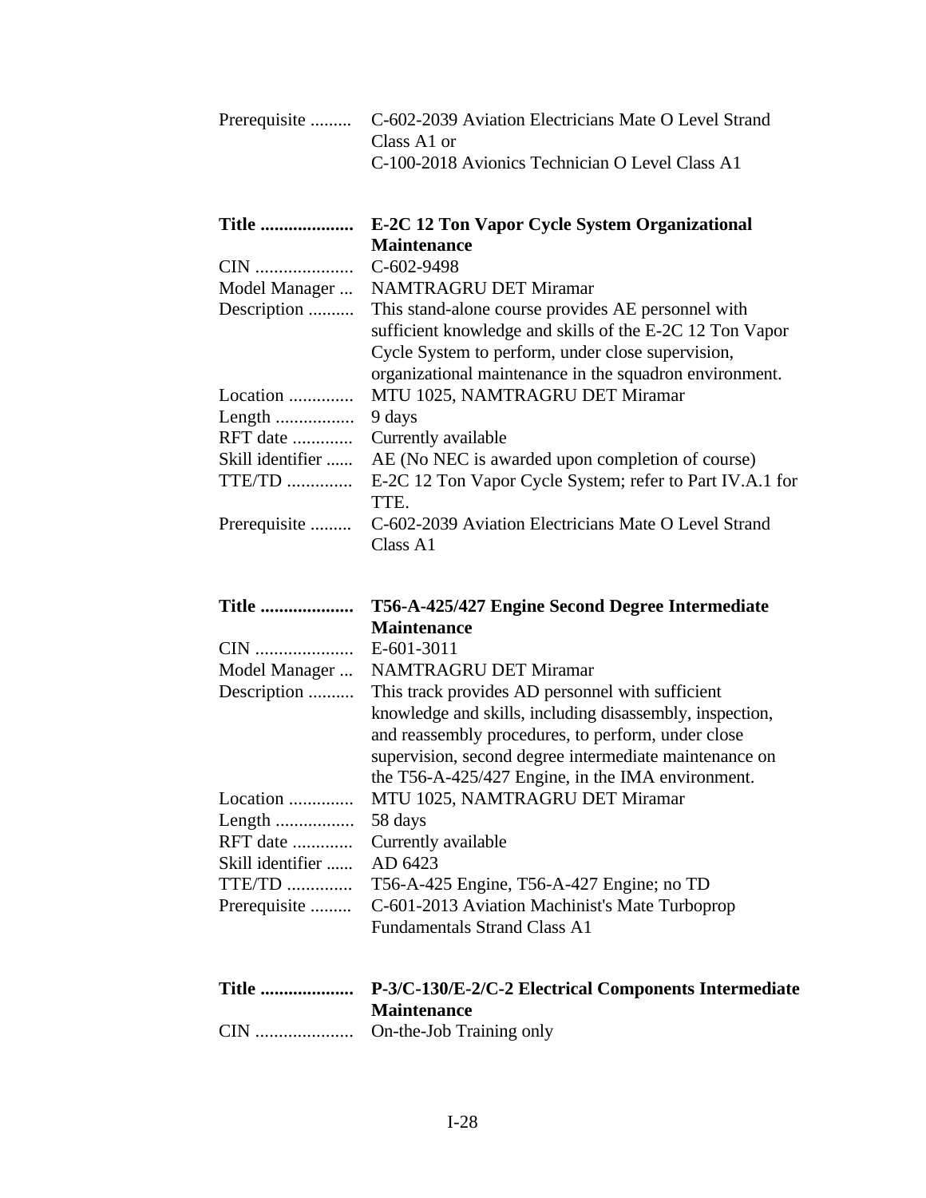| | |
|---|---|
| Prerequisite ......... | C-602-2039 Aviation Electricians Mate O Level Strand Class A1 or<br>C-100-2018 Avionics Technician O Level Class A1 |

| | |
|---|---|
| **Title ...................** | **E-2C 12 Ton Vapor Cycle System Organizational Maintenance** |
| CIN .................... | C-602-9498 |
| Model Manager ... | NAMTRAGRU DET Miramar |
| Description .......... | This stand-alone course provides AE personnel with sufficient knowledge and skills of the E-2C 12 Ton Vapor Cycle System to perform, under close supervision, organizational maintenance in the squadron environment. |
| Location .............. | MTU 1025, NAMTRAGRU DET Miramar |
| Length ................. | 9 days |
| RFT date ............. | Currently available |
| Skill identifier ...... | AE (No NEC is awarded upon completion of course) |
| TTE/TD .............. | E-2C 12 Ton Vapor Cycle System; refer to Part IV.A.1 for TTE. |
| Prerequisite ......... | C-602-2039 Aviation Electricians Mate O Level Strand Class A1 |

| | |
|---|---|
| **Title ...................** | **T56-A-425/427 Engine Second Degree Intermediate Maintenance** |
| CIN .................... | E-601-3011 |
| Model Manager ... | NAMTRAGRU DET Miramar |
| Description .......... | This track provides AD personnel with sufficient knowledge and skills, including disassembly, inspection, and reassembly procedures, to perform, under close supervision, second degree intermediate maintenance on the T56-A-425/427 Engine, in the IMA environment. |
| Location .............. | MTU 1025, NAMTRAGRU DET Miramar |
| Length ................. | 58 days |
| RFT date ............. | Currently available |
| Skill identifier ...... | AD 6423 |
| TTE/TD .............. | T56-A-425 Engine, T56-A-427 Engine; no TD |
| Prerequisite ......... | C-601-2013 Aviation Machinist's Mate Turboprop Fundamentals Strand Class A1 |

| | |
|---|---|
| **Title ...................** | **P-3/C-130/E-2/C-2 Electrical Components Intermediate Maintenance** |
| CIN .................... | On-the-Job Training only |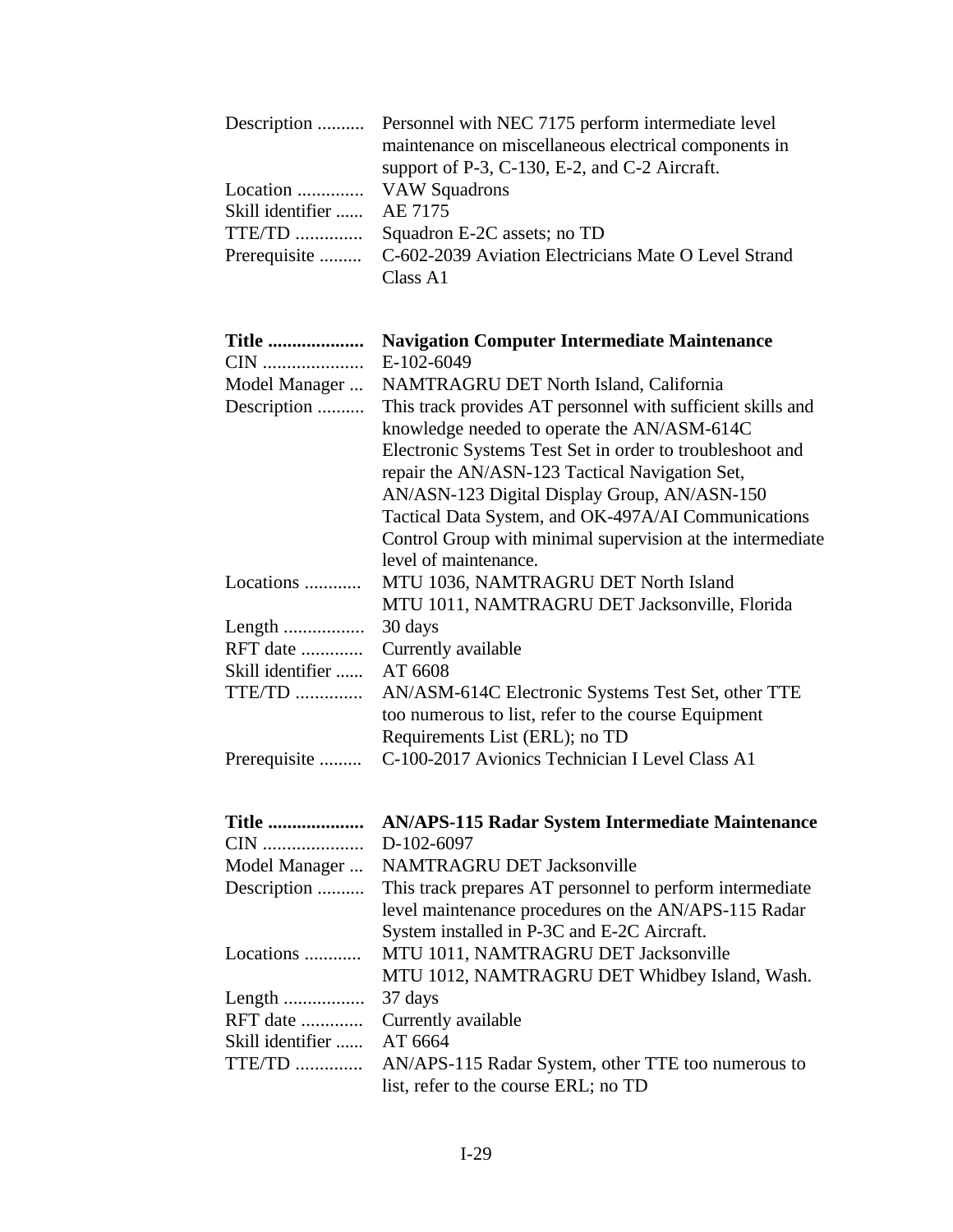| | |
|---|---|
| Description .......... | Personnel with NEC 7175 perform intermediate level maintenance on miscellaneous electrical components in support of P-3, C-130, E-2, and C-2 Aircraft. |
| Location .............. | VAW Squadrons |
| Skill identifier ...... | AE 7175 |
| TTE/TD .............. | Squadron E-2C assets; no TD |
| Prerequisite ......... | C-602-2039 Aviation Electricians Mate O Level Strand Class A1 |

| | |
|---|---|
| **Title ....................** | **Navigation Computer Intermediate Maintenance** |
| CIN ..................... | E-102-6049 |
| Model Manager ... | NAMTRAGRU DET North Island, California |
| Description .......... | This track provides AT personnel with sufficient skills and knowledge needed to operate the AN/ASM-614C Electronic Systems Test Set in order to troubleshoot and repair the AN/ASN-123 Tactical Navigation Set, AN/ASN-123 Digital Display Group, AN/ASN-150 Tactical Data System, and OK-497A/AI Communications Control Group with minimal supervision at the intermediate level of maintenance. |
| Locations ............ | MTU 1036, NAMTRAGRU DET North Island<br>MTU 1011, NAMTRAGRU DET Jacksonville, Florida |
| Length ................. | 30 days |
| RFT date ............. | Currently available |
| Skill identifier ...... | AT 6608 |
| TTE/TD .............. | AN/ASM-614C Electronic Systems Test Set, other TTE too numerous to list, refer to the course Equipment Requirements List (ERL); no TD |
| Prerequisite ......... | C-100-2017 Avionics Technician I Level Class A1 |

| | |
|---|---|
| **Title ....................** | **AN/APS-115 Radar System Intermediate Maintenance** |
| CIN ..................... | D-102-6097 |
| Model Manager ... | NAMTRAGRU DET Jacksonville |
| Description .......... | This track prepares AT personnel to perform intermediate level maintenance procedures on the AN/APS-115 Radar System installed in P-3C and E-2C Aircraft. |
| Locations ............ | MTU 1011, NAMTRAGRU DET Jacksonville<br>MTU 1012, NAMTRAGRU DET Whidbey Island, Wash. |
| Length ................. | 37 days |
| RFT date ............. | Currently available |
| Skill identifier ...... | AT 6664 |
| TTE/TD .............. | AN/APS-115 Radar System, other TTE too numerous to list, refer to the course ERL; no TD |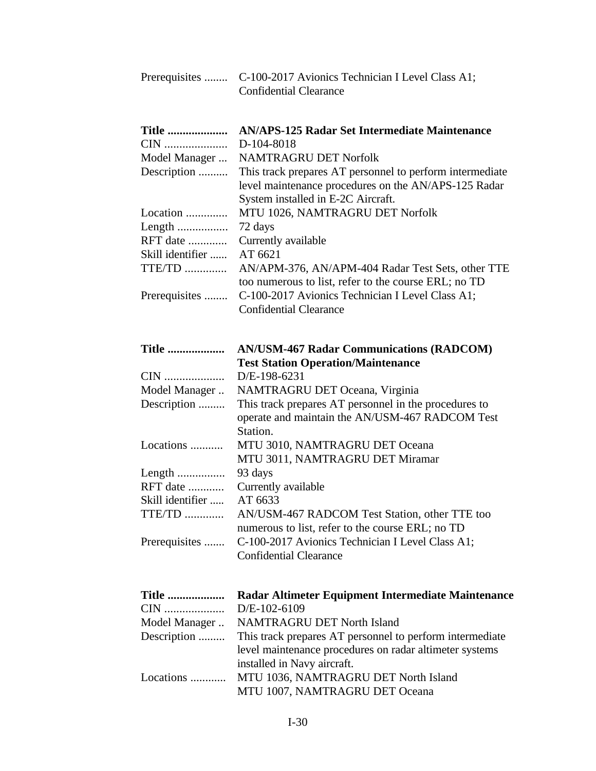| | |
|---|---|
| Prerequisites ........ | C-100-2017 Avionics Technician I Level Class A1; Confidential Clearance |

| | |
|---|---|
| **Title ....................** | **AN/APS-125 Radar Set Intermediate Maintenance** |
| CIN ..................... | D-104-8018 |
| Model Manager ... | NAMTRAGRU DET Norfolk |
| Description .......... | This track prepares AT personnel to perform intermediate level maintenance procedures on the AN/APS-125 Radar System installed in E-2C Aircraft. |
| Location .............. | MTU 1026, NAMTRAGRU DET Norfolk |
| Length ................. | 72 days |
| RFT date ............. | Currently available |
| Skill identifier ...... | AT 6621 |
| TTE/TD .............. | AN/APM-376, AN/APM-404 Radar Test Sets, other TTE too numerous to list, refer to the course ERL; no TD |
| Prerequisites ........ | C-100-2017 Avionics Technician I Level Class A1; Confidential Clearance |

| | |
|---|---|
| **Title ...................** | **AN/USM-467 Radar Communications (RADCOM) Test Station Operation/Maintenance** |
| CIN .................... | D/E-198-6231 |
| Model Manager .. | NAMTRAGRU DET Oceana, Virginia |
| Description ......... | This track prepares AT personnel in the procedures to operate and maintain the AN/USM-467 RADCOM Test Station. |
| Locations ........... | MTU 3010, NAMTRAGRU DET Oceana<br>MTU 3011, NAMTRAGRU DET Miramar |
| Length ................ | 93 days |
| RFT date ............ | Currently available |
| Skill identifier ..... | AT 6633 |
| TTE/TD ............. | AN/USM-467 RADCOM Test Station, other TTE too numerous to list, refer to the course ERL; no TD |
| Prerequisites ....... | C-100-2017 Avionics Technician I Level Class A1; Confidential Clearance |

| | |
|---|---|
| **Title ...................** | **Radar Altimeter Equipment Intermediate Maintenance** |
| CIN .................... | D/E-102-6109 |
| Model Manager .. | NAMTRAGRU DET North Island |
| Description ......... | This track prepares AT personnel to perform intermediate level maintenance procedures on radar altimeter systems installed in Navy aircraft. |
| Locations ............ | MTU 1036, NAMTRAGRU DET North Island<br>MTU 1007, NAMTRAGRU DET Oceana |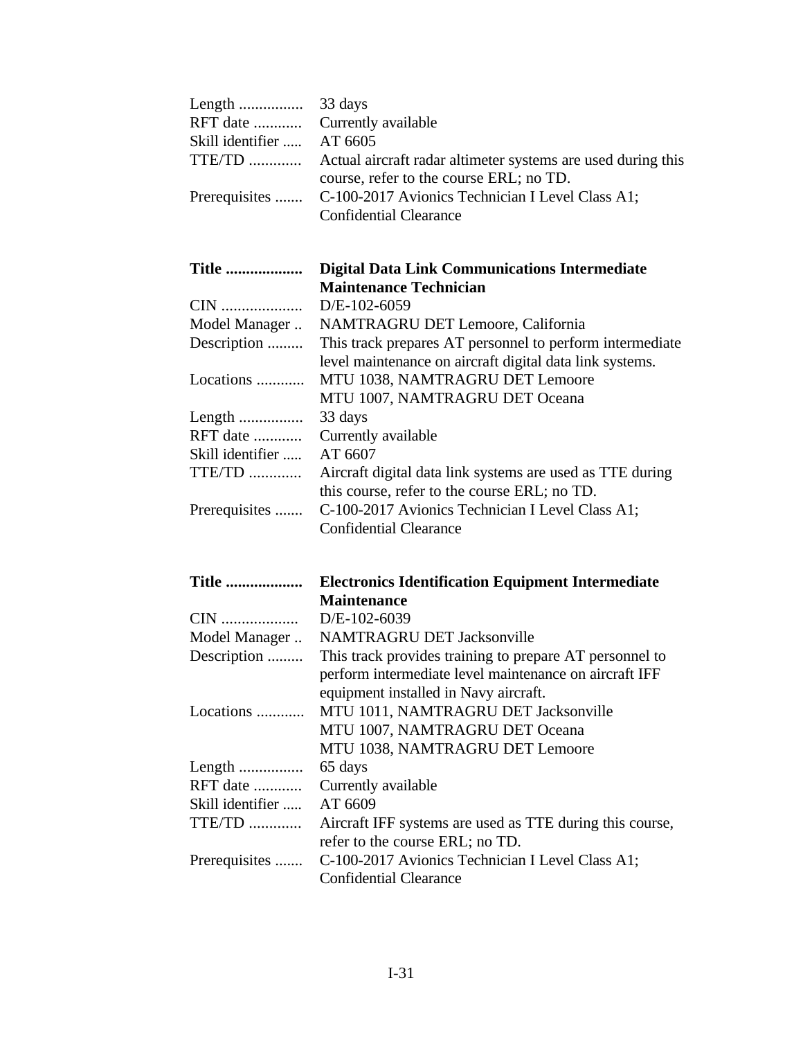| | |
|---|---|
| Length ................ | 33 days |
| RFT date ............ | Currently available |
| Skill identifier ..... | AT 6605 |
| TTE/TD ............. | Actual aircraft radar altimeter systems are used during this course, refer to the course ERL; no TD. |
| Prerequisites ....... | C-100-2017 Avionics Technician I Level Class A1; Confidential Clearance |

| | |
|---|---|
| **Title ...................** | **Digital Data Link Communications Intermediate Maintenance Technician** |
| CIN .................... | D/E-102-6059 |
| Model Manager .. | NAMTRAGRU DET Lemoore, California |
| Description ......... | This track prepares AT personnel to perform intermediate level maintenance on aircraft digital data link systems. |
| Locations ............ | MTU 1038, NAMTRAGRU DET Lemoore<br>MTU 1007, NAMTRAGRU DET Oceana |
| Length ................ | 33 days |
| RFT date ............ | Currently available |
| Skill identifier ..... | AT 6607 |
| TTE/TD ............. | Aircraft digital data link systems are used as TTE during this course, refer to the course ERL; no TD. |
| Prerequisites ....... | C-100-2017 Avionics Technician I Level Class A1; Confidential Clearance |

| | |
|---|---|
| **Title ...................** | **Electronics Identification Equipment Intermediate Maintenance** |
| CIN .................. | D/E-102-6039 |
| Model Manager .. | NAMTRAGRU DET Jacksonville |
| Description ......... | This track provides training to prepare AT personnel to perform intermediate level maintenance on aircraft IFF equipment installed in Navy aircraft. |
| Locations ............ | MTU 1011, NAMTRAGRU DET Jacksonville<br>MTU 1007, NAMTRAGRU DET Oceana<br>MTU 1038, NAMTRAGRU DET Lemoore |
| Length ................ | 65 days |
| RFT date ............ | Currently available |
| Skill identifier ..... | AT 6609 |
| TTE/TD ............. | Aircraft IFF systems are used as TTE during this course, refer to the course ERL; no TD. |
| Prerequisites ....... | C-100-2017 Avionics Technician I Level Class A1; Confidential Clearance |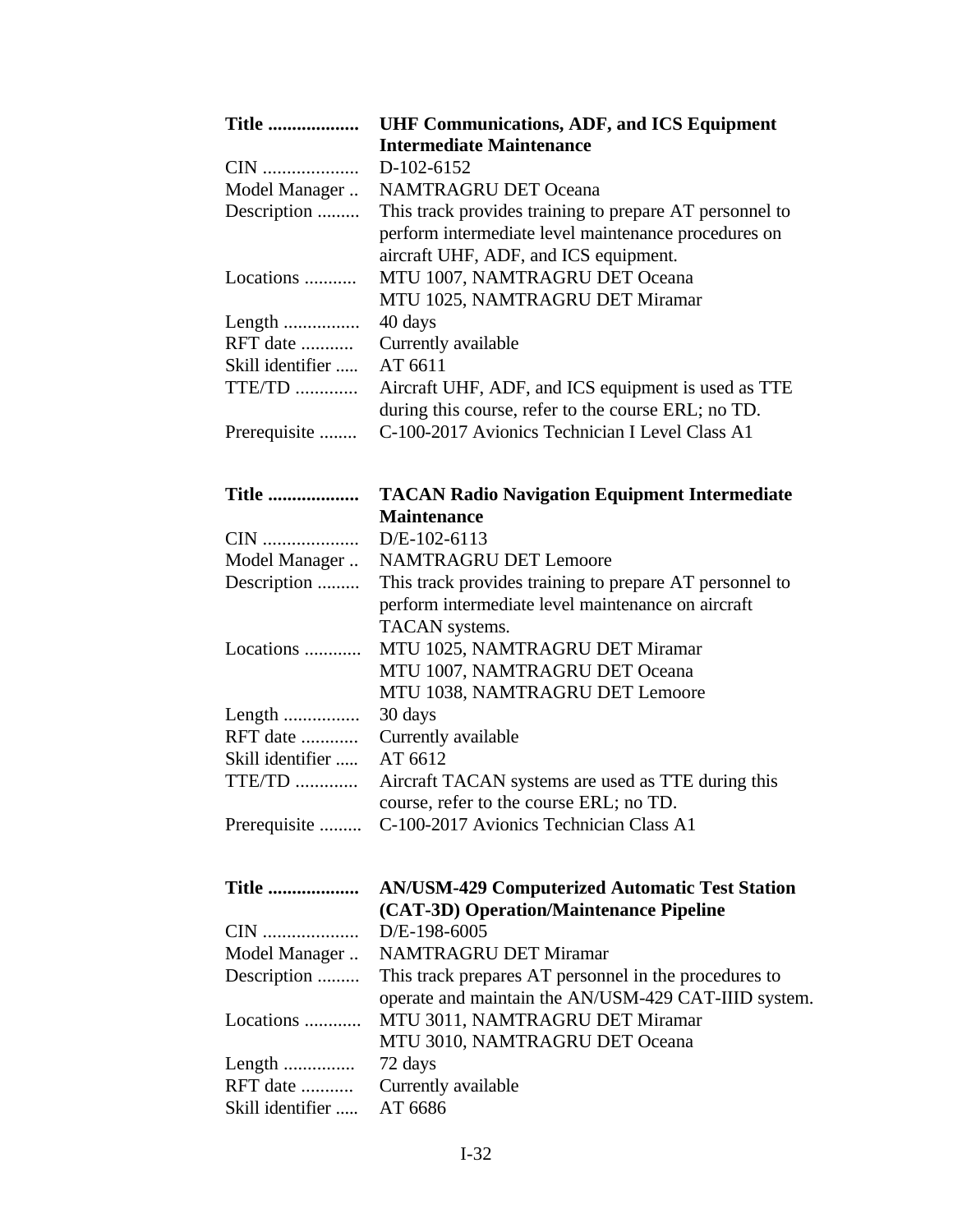| | |
|---|---|
| **Title ..................** | **UHF Communications, ADF, and ICS Equipment Intermediate Maintenance** |
| CIN .................... | D-102-6152 |
| Model Manager .. | NAMTRAGRU DET Oceana |
| Description ......... | This track provides training to prepare AT personnel to perform intermediate level maintenance procedures on aircraft UHF, ADF, and ICS equipment. |
| Locations ........... | MTU 1007, NAMTRAGRU DET Oceana<br>MTU 1025, NAMTRAGRU DET Miramar |
| Length ................ | 40 days |
| RFT date ........... | Currently available |
| Skill identifier ..... | AT 6611 |
| TTE/TD ............. | Aircraft UHF, ADF, and ICS equipment is used as TTE during this course, refer to the course ERL; no TD. |
| Prerequisite ........ | C-100-2017 Avionics Technician I Level Class A1 |

| | |
|---|---|
| **Title ..................** | **TACAN Radio Navigation Equipment Intermediate Maintenance** |
| CIN .................... | D/E-102-6113 |
| Model Manager .. | NAMTRAGRU DET Lemoore |
| Description ......... | This track provides training to prepare AT personnel to perform intermediate level maintenance on aircraft TACAN systems. |
| Locations ............ | MTU 1025, NAMTRAGRU DET Miramar<br>MTU 1007, NAMTRAGRU DET Oceana<br>MTU 1038, NAMTRAGRU DET Lemoore |
| Length ................ | 30 days |
| RFT date ............ | Currently available |
| Skill identifier ..... | AT 6612 |
| TTE/TD ............. | Aircraft TACAN systems are used as TTE during this course, refer to the course ERL; no TD. |
| Prerequisite ......... | C-100-2017 Avionics Technician Class A1 |

| | |
|---|---|
| **Title ..................** | **AN/USM-429 Computerized Automatic Test Station (CAT-3D) Operation/Maintenance Pipeline** |
| CIN .................... | D/E-198-6005 |
| Model Manager .. | NAMTRAGRU DET Miramar |
| Description ......... | This track prepares AT personnel in the procedures to operate and maintain the AN/USM-429 CAT-IIID system. |
| Locations ............ | MTU 3011, NAMTRAGRU DET Miramar<br>MTU 3010, NAMTRAGRU DET Oceana |
| Length ............... | 72 days |
| RFT date ........... | Currently available |
| Skill identifier ..... | AT 6686 |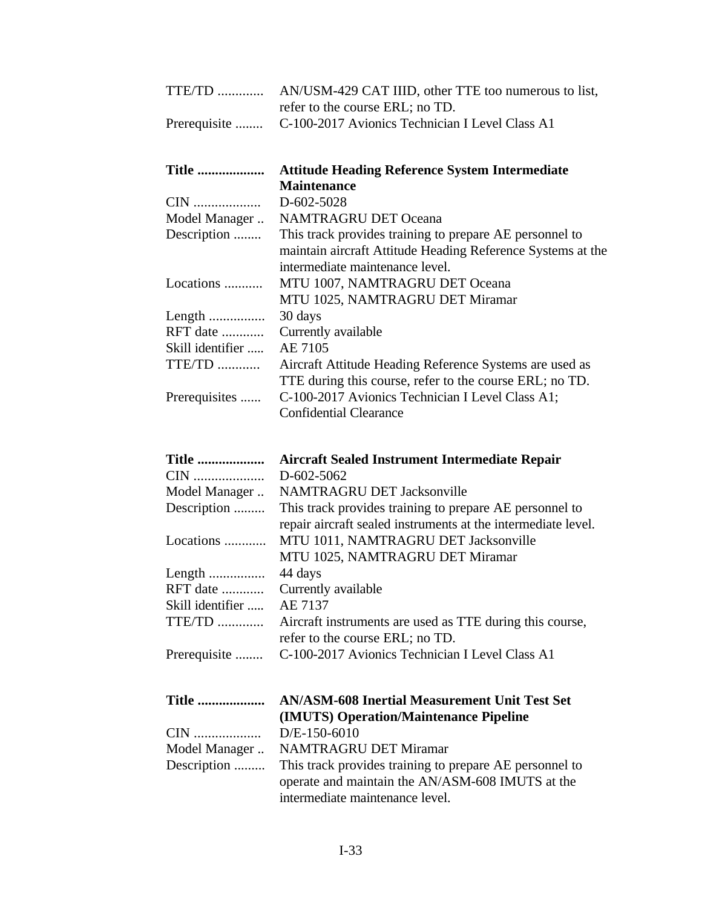TTE/TD ............. AN/USM-429 CAT IIID, other TTE too numerous to list, refer to the course ERL; no TD.
Prerequisite ........ C-100-2017 Avionics Technician I Level Class A1

**Title ..................** **Attitude Heading Reference System Intermediate Maintenance**
CIN .................. D-602-5028
Model Manager .. NAMTRAGRU DET Oceana
Description ........ This track provides training to prepare AE personnel to maintain aircraft Attitude Heading Reference Systems at the intermediate maintenance level.
Locations ........... MTU 1007, NAMTRAGRU DET Oceana
MTU 1025, NAMTRAGRU DET Miramar
Length ................ 30 days
RFT date ............ Currently available
Skill identifier ..... AE 7105
TTE/TD ............ Aircraft Attitude Heading Reference Systems are used as TTE during this course, refer to the course ERL; no TD.
Prerequisites ...... C-100-2017 Avionics Technician I Level Class A1; Confidential Clearance

**Title ..................** **Aircraft Sealed Instrument Intermediate Repair**
CIN .................... D-602-5062
Model Manager .. NAMTRAGRU DET Jacksonville
Description ......... This track provides training to prepare AE personnel to repair aircraft sealed instruments at the intermediate level.
Locations ............ MTU 1011, NAMTRAGRU DET Jacksonville
MTU 1025, NAMTRAGRU DET Miramar
Length ................ 44 days
RFT date ............ Currently available
Skill identifier ..... AE 7137
TTE/TD ............. Aircraft instruments are used as TTE during this course, refer to the course ERL; no TD.
Prerequisite ........ C-100-2017 Avionics Technician I Level Class A1

**Title ..................** **AN/ASM-608 Inertial Measurement Unit Test Set (IMUTS) Operation/Maintenance Pipeline**
CIN .................. D/E-150-6010
Model Manager .. NAMTRAGRU DET Miramar
Description ......... This track provides training to prepare AE personnel to operate and maintain the AN/ASM-608 IMUTS at the intermediate maintenance level.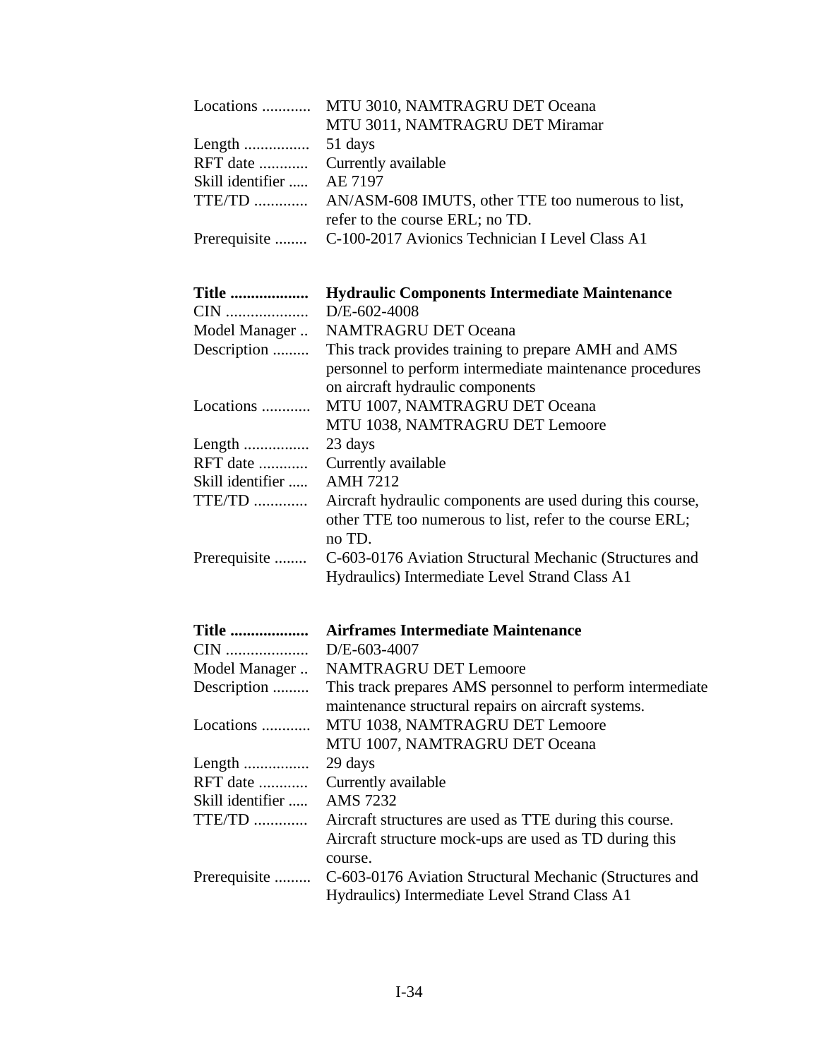| | |
|---|---|
| Locations ............ | MTU 3010, NAMTRAGRU DET Oceana<br>MTU 3011, NAMTRAGRU DET Miramar |
| Length ................ | 51 days |
| RFT date ............ | Currently available |
| Skill identifier ..... | AE 7197 |
| TTE/TD ............. | AN/ASM-608 IMUTS, other TTE too numerous to list, refer to the course ERL; no TD. |
| Prerequisite ........ | C-100-2017 Avionics Technician I Level Class A1 |

| | |
|---|---|
| **Title ...................** | **Hydraulic Components Intermediate Maintenance** |
| CIN .................... | D/E-602-4008 |
| Model Manager .. | NAMTRAGRU DET Oceana |
| Description ......... | This track provides training to prepare AMH and AMS personnel to perform intermediate maintenance procedures on aircraft hydraulic components |
| Locations ............ | MTU 1007, NAMTRAGRU DET Oceana<br>MTU 1038, NAMTRAGRU DET Lemoore |
| Length ................ | 23 days |
| RFT date ............ | Currently available |
| Skill identifier ..... | AMH 7212 |
| TTE/TD ............. | Aircraft hydraulic components are used during this course, other TTE too numerous to list, refer to the course ERL; no TD. |
| Prerequisite ........ | C-603-0176 Aviation Structural Mechanic (Structures and Hydraulics) Intermediate Level Strand Class A1 |

| | |
|---|---|
| **Title ...................** | **Airframes Intermediate Maintenance** |
| CIN .................... | D/E-603-4007 |
| Model Manager .. | NAMTRAGRU DET Lemoore |
| Description ......... | This track prepares AMS personnel to perform intermediate maintenance structural repairs on aircraft systems. |
| Locations ............ | MTU 1038, NAMTRAGRU DET Lemoore<br>MTU 1007, NAMTRAGRU DET Oceana |
| Length ................ | 29 days |
| RFT date ............ | Currently available |
| Skill identifier ..... | AMS 7232 |
| TTE/TD ............. | Aircraft structures are used as TTE during this course. Aircraft structure mock-ups are used as TD during this course. |
| Prerequisite ......... | C-603-0176 Aviation Structural Mechanic (Structures and Hydraulics) Intermediate Level Strand Class A1 |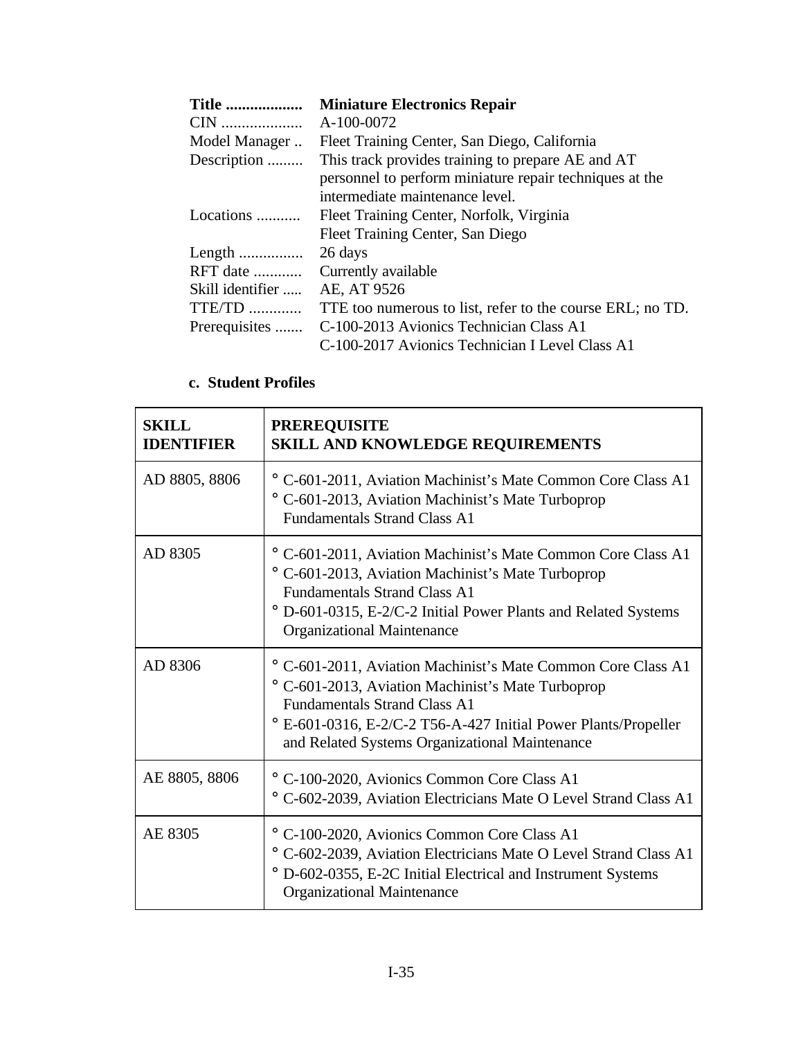| | |
|---|---|
| **Title ..................** | **Miniature Electronics Repair** |
| CIN .................... | A-100-0072 |
| Model Manager .. | Fleet Training Center, San Diego, California |
| Description ......... | This track provides training to prepare AE and AT personnel to perform miniature repair techniques at the intermediate maintenance level. |
| Locations ........... | Fleet Training Center, Norfolk, Virginia<br>Fleet Training Center, San Diego |
| Length ................ | 26 days |
| RFT date ............ | Currently available |
| Skill identifier ..... | AE, AT 9526 |
| TTE/TD ............. | TTE too numerous to list, refer to the course ERL; no TD. |
| Prerequisites ....... | C-100-2013 Avionics Technician Class A1<br>C-100-2017 Avionics Technician I Level Class A1 |

**c. Student Profiles**

| SKILL IDENTIFIER | PREREQUISITE SKILL AND KNOWLEDGE REQUIREMENTS |
|---|---|
| AD 8805, 8806 | ° C-601-2011, Aviation Machinist's Mate Common Core Class A1<br>° C-601-2013, Aviation Machinist's Mate Turboprop Fundamentals Strand Class A1 |
| AD 8305 | ° C-601-2011, Aviation Machinist's Mate Common Core Class A1<br>° C-601-2013, Aviation Machinist's Mate Turboprop Fundamentals Strand Class A1<br>° D-601-0315, E-2/C-2 Initial Power Plants and Related Systems Organizational Maintenance |
| AD 8306 | ° C-601-2011, Aviation Machinist's Mate Common Core Class A1<br>° C-601-2013, Aviation Machinist's Mate Turboprop Fundamentals Strand Class A1<br>° E-601-0316, E-2/C-2 T56-A-427 Initial Power Plants/Propeller and Related Systems Organizational Maintenance |
| AE 8805, 8806 | ° C-100-2020, Avionics Common Core Class A1<br>° C-602-2039, Aviation Electricians Mate O Level Strand Class A1 |
| AE 8305 | ° C-100-2020, Avionics Common Core Class A1<br>° C-602-2039, Aviation Electricians Mate O Level Strand Class A1<br>° D-602-0355, E-2C Initial Electrical and Instrument Systems Organizational Maintenance |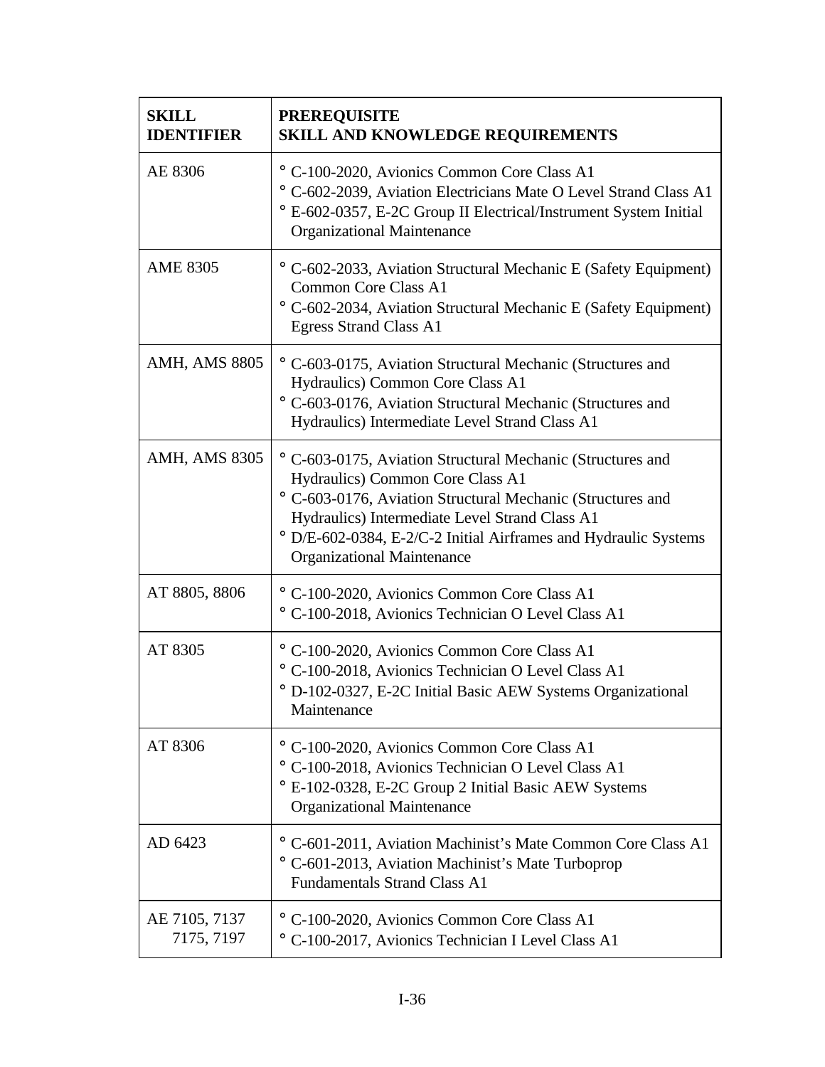| SKILL IDENTIFIER | PREREQUISITE SKILL AND KNOWLEDGE REQUIREMENTS |
|---|---|
| AE 8306 | ° C-100-2020, Avionics Common Core Class A1<br>° C-602-2039, Aviation Electricians Mate O Level Strand Class A1<br>° E-602-0357, E-2C Group II Electrical/Instrument System Initial Organizational Maintenance |
| AME 8305 | ° C-602-2033, Aviation Structural Mechanic E (Safety Equipment) Common Core Class A1<br>° C-602-2034, Aviation Structural Mechanic E (Safety Equipment) Egress Strand Class A1 |
| AMH, AMS 8805 | ° C-603-0175, Aviation Structural Mechanic (Structures and Hydraulics) Common Core Class A1<br>° C-603-0176, Aviation Structural Mechanic (Structures and Hydraulics) Intermediate Level Strand Class A1 |
| AMH, AMS 8305 | ° C-603-0175, Aviation Structural Mechanic (Structures and Hydraulics) Common Core Class A1<br>° C-603-0176, Aviation Structural Mechanic (Structures and Hydraulics) Intermediate Level Strand Class A1<br>° D/E-602-0384, E-2/C-2 Initial Airframes and Hydraulic Systems Organizational Maintenance |
| AT 8805, 8806 | ° C-100-2020, Avionics Common Core Class A1<br>° C-100-2018, Avionics Technician O Level Class A1 |
| AT 8305 | ° C-100-2020, Avionics Common Core Class A1<br>° C-100-2018, Avionics Technician O Level Class A1<br>° D-102-0327, E-2C Initial Basic AEW Systems Organizational Maintenance |
| AT 8306 | ° C-100-2020, Avionics Common Core Class A1<br>° C-100-2018, Avionics Technician O Level Class A1<br>° E-102-0328, E-2C Group 2 Initial Basic AEW Systems Organizational Maintenance |
| AD 6423 | ° C-601-2011, Aviation Machinist's Mate Common Core Class A1<br>° C-601-2013, Aviation Machinist's Mate Turboprop Fundamentals Strand Class A1 |
| AE 7105, 7137 7175, 7197 | ° C-100-2020, Avionics Common Core Class A1<br>° C-100-2017, Avionics Technician I Level Class A1 |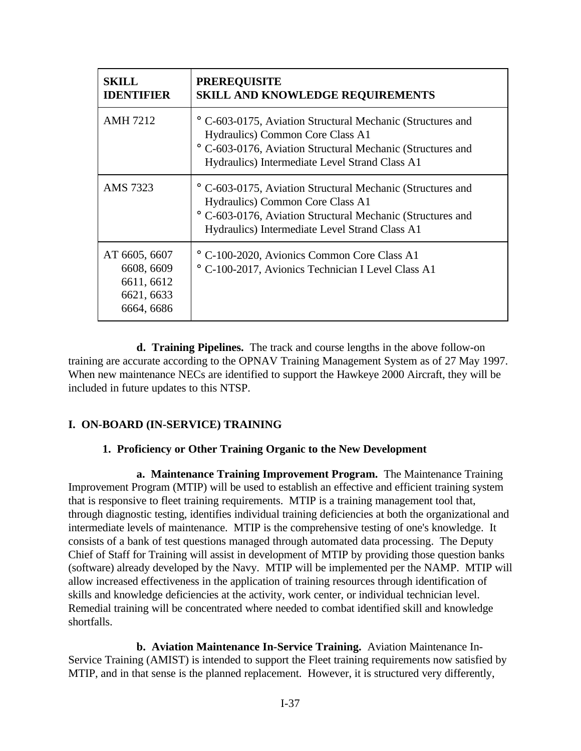| SKILL IDENTIFIER | PREREQUISITE SKILL AND KNOWLEDGE REQUIREMENTS |
|---|---|
| AMH 7212 | ° C-603-0175, Aviation Structural Mechanic (Structures and Hydraulics) Common Core Class A1<br>° C-603-0176, Aviation Structural Mechanic (Structures and Hydraulics) Intermediate Level Strand Class A1 |
| AMS 7323 | ° C-603-0175, Aviation Structural Mechanic (Structures and Hydraulics) Common Core Class A1<br>° C-603-0176, Aviation Structural Mechanic (Structures and Hydraulics) Intermediate Level Strand Class A1 |
| AT 6605, 6607 6608, 6609 6611, 6612 6621, 6633 6664, 6686 | ° C-100-2020, Avionics Common Core Class A1<br>° C-100-2017, Avionics Technician I Level Class A1 |

**d. Training Pipelines.** The track and course lengths in the above follow-on training are accurate according to the OPNAV Training Management System as of 27 May 1997. When new maintenance NECs are identified to support the Hawkeye 2000 Aircraft, they will be included in future updates to this NTSP.

## I. ON-BOARD (IN-SERVICE) TRAINING

### 1. Proficiency or Other Training Organic to the New Development

**a. Maintenance Training Improvement Program.** The Maintenance Training Improvement Program (MTIP) will be used to establish an effective and efficient training system that is responsive to fleet training requirements. MTIP is a training management tool that, through diagnostic testing, identifies individual training deficiencies at both the organizational and intermediate levels of maintenance. MTIP is the comprehensive testing of one's knowledge. It consists of a bank of test questions managed through automated data processing. The Deputy Chief of Staff for Training will assist in development of MTIP by providing those question banks (software) already developed by the Navy. MTIP will be implemented per the NAMP. MTIP will allow increased effectiveness in the application of training resources through identification of skills and knowledge deficiencies at the activity, work center, or individual technician level. Remedial training will be concentrated where needed to combat identified skill and knowledge shortfalls.

**b. Aviation Maintenance In-Service Training.** Aviation Maintenance In-Service Training (AMIST) is intended to support the Fleet training requirements now satisfied by MTIP, and in that sense is the planned replacement. However, it is structured very differently,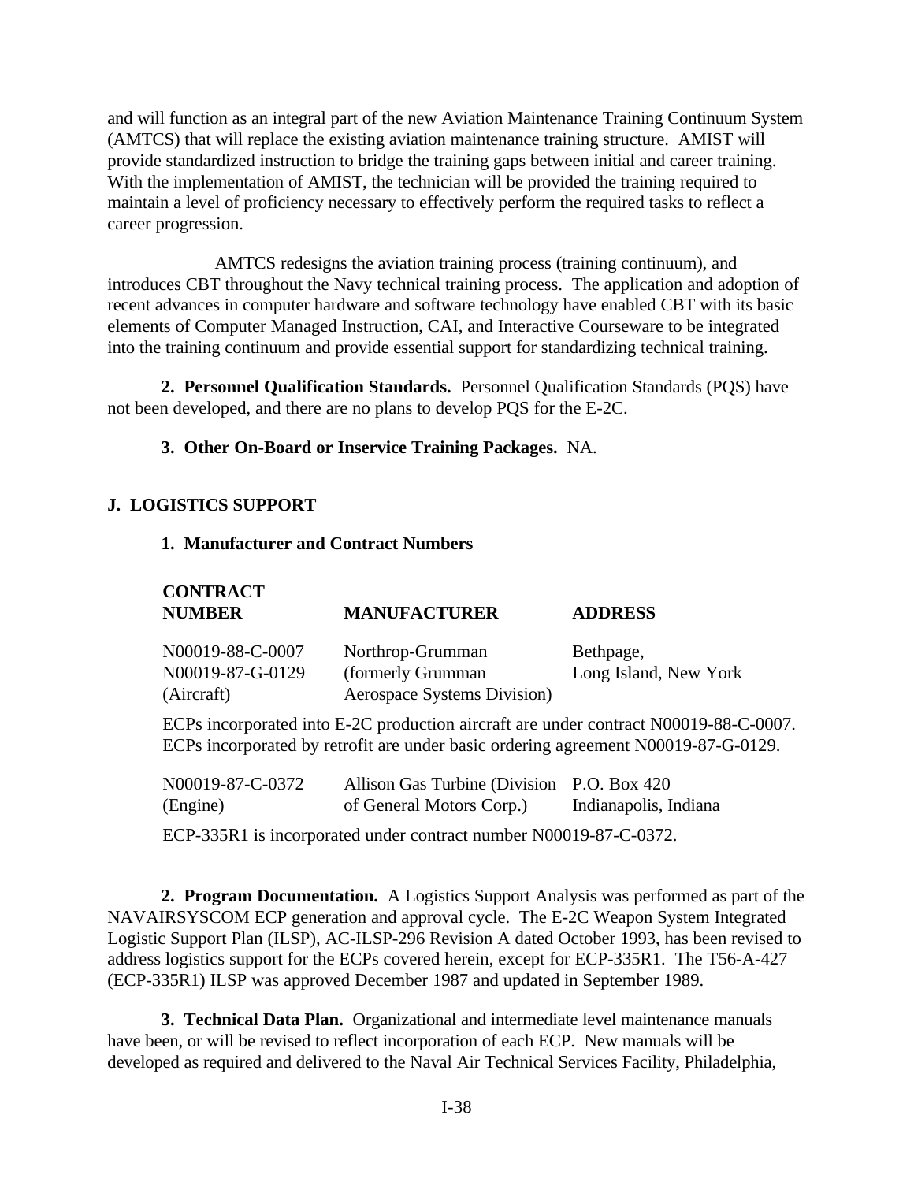and will function as an integral part of the new Aviation Maintenance Training Continuum System (AMTCS) that will replace the existing aviation maintenance training structure. AMIST will provide standardized instruction to bridge the training gaps between initial and career training. With the implementation of AMIST, the technician will be provided the training required to maintain a level of proficiency necessary to effectively perform the required tasks to reflect a career progression.

AMTCS redesigns the aviation training process (training continuum), and introduces CBT throughout the Navy technical training process. The application and adoption of recent advances in computer hardware and software technology have enabled CBT with its basic elements of Computer Managed Instruction, CAI, and Interactive Courseware to be integrated into the training continuum and provide essential support for standardizing technical training.

**2. Personnel Qualification Standards.** Personnel Qualification Standards (PQS) have not been developed, and there are no plans to develop PQS for the E-2C.

**3. Other On-Board or Inservice Training Packages.** NA.

## J. LOGISTICS SUPPORT

**1. Manufacturer and Contract Numbers**

| CONTRACT NUMBER | MANUFACTURER | ADDRESS |
|---|---|---|
| N00019-88-C-0007<br>N00019-87-G-0129<br>(Aircraft) | Northrop-Grumman<br>(formerly Grumman<br>Aerospace Systems Division) | Bethpage,<br>Long Island, New York |

ECPs incorporated into E-2C production aircraft are under contract N00019-88-C-0007. ECPs incorporated by retrofit are under basic ordering agreement N00019-87-G-0129.

| CONTRACT NUMBER | MANUFACTURER | ADDRESS |
|---|---|---|
| N00019-87-C-0372<br>(Engine) | Allison Gas Turbine (Division<br>of General Motors Corp.) | P.O. Box 420<br>Indianapolis, Indiana |

ECP-335R1 is incorporated under contract number N00019-87-C-0372.

**2. Program Documentation.** A Logistics Support Analysis was performed as part of the NAVAIRSYSCOM ECP generation and approval cycle. The E-2C Weapon System Integrated Logistic Support Plan (ILSP), AC-ILSP-296 Revision A dated October 1993, has been revised to address logistics support for the ECPs covered herein, except for ECP-335R1. The T56-A-427 (ECP-335R1) ILSP was approved December 1987 and updated in September 1989.

**3. Technical Data Plan.** Organizational and intermediate level maintenance manuals have been, or will be revised to reflect incorporation of each ECP. New manuals will be developed as required and delivered to the Naval Air Technical Services Facility, Philadelphia,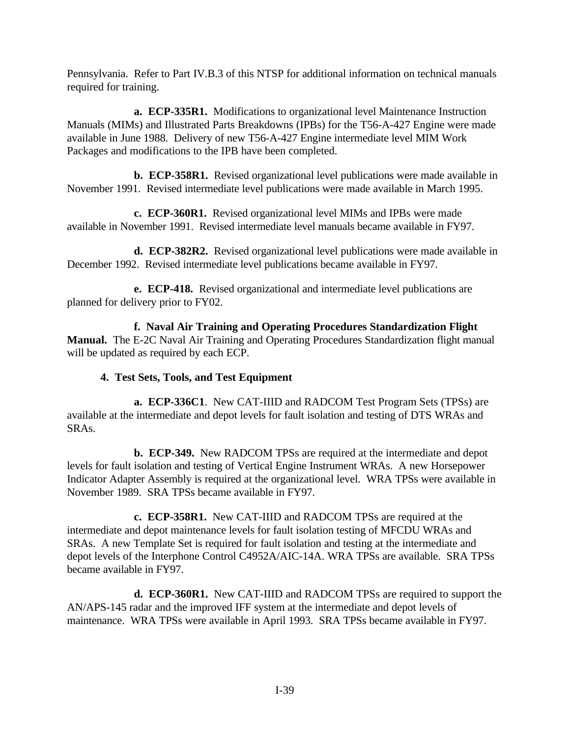Pennsylvania. Refer to Part IV.B.3 of this NTSP for additional information on technical manuals required for training.

**a. ECP-335R1.** Modifications to organizational level Maintenance Instruction Manuals (MIMs) and Illustrated Parts Breakdowns (IPBs) for the T56-A-427 Engine were made available in June 1988. Delivery of new T56-A-427 Engine intermediate level MIM Work Packages and modifications to the IPB have been completed.

**b. ECP-358R1.** Revised organizational level publications were made available in November 1991. Revised intermediate level publications were made available in March 1995.

**c. ECP-360R1.** Revised organizational level MIMs and IPBs were made available in November 1991. Revised intermediate level manuals became available in FY97.

**d. ECP-382R2.** Revised organizational level publications were made available in December 1992. Revised intermediate level publications became available in FY97.

**e. ECP-418.** Revised organizational and intermediate level publications are planned for delivery prior to FY02.

**f. Naval Air Training and Operating Procedures Standardization Flight Manual.** The E-2C Naval Air Training and Operating Procedures Standardization flight manual will be updated as required by each ECP.

**4. Test Sets, Tools, and Test Equipment**

**a. ECP-336C1**. New CAT-IIID and RADCOM Test Program Sets (TPSs) are available at the intermediate and depot levels for fault isolation and testing of DTS WRAs and SRAs.

**b. ECP-349.** New RADCOM TPSs are required at the intermediate and depot levels for fault isolation and testing of Vertical Engine Instrument WRAs. A new Horsepower Indicator Adapter Assembly is required at the organizational level. WRA TPSs were available in November 1989. SRA TPSs became available in FY97.

**c. ECP-358R1.** New CAT-IIID and RADCOM TPSs are required at the intermediate and depot maintenance levels for fault isolation testing of MFCDU WRAs and SRAs. A new Template Set is required for fault isolation and testing at the intermediate and depot levels of the Interphone Control C4952A/AIC-14A. WRA TPSs are available. SRA TPSs became available in FY97.

**d. ECP-360R1.** New CAT-IIID and RADCOM TPSs are required to support the AN/APS-145 radar and the improved IFF system at the intermediate and depot levels of maintenance. WRA TPSs were available in April 1993. SRA TPSs became available in FY97.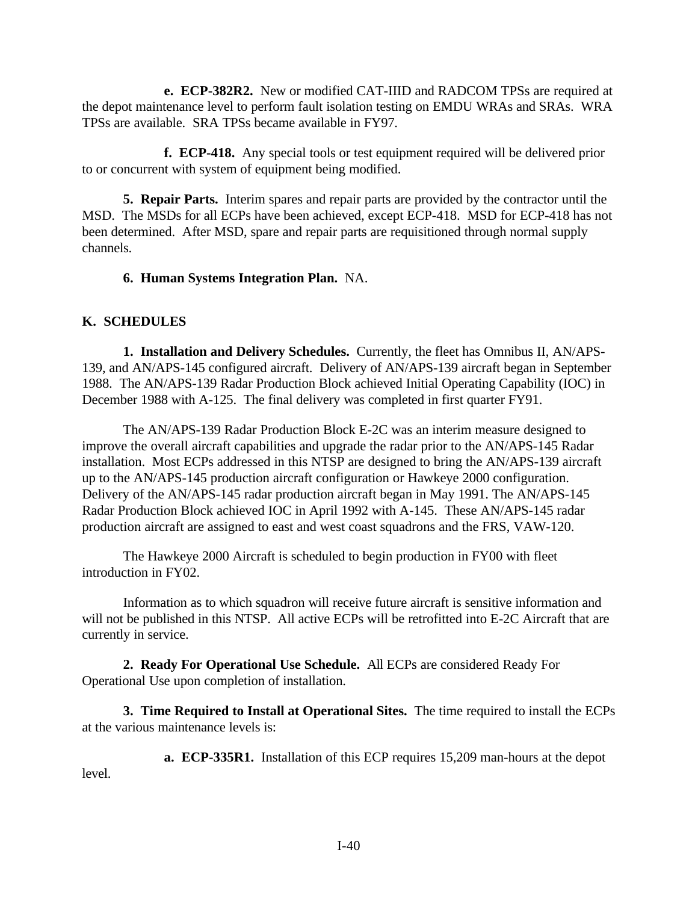**e. ECP-382R2.** New or modified CAT-IIID and RADCOM TPSs are required at the depot maintenance level to perform fault isolation testing on EMDU WRAs and SRAs. WRA TPSs are available. SRA TPSs became available in FY97.

**f. ECP-418.** Any special tools or test equipment required will be delivered prior to or concurrent with system of equipment being modified.

**5. Repair Parts.** Interim spares and repair parts are provided by the contractor until the MSD. The MSDs for all ECPs have been achieved, except ECP-418. MSD for ECP-418 has not been determined. After MSD, spare and repair parts are requisitioned through normal supply channels.

**6. Human Systems Integration Plan.** NA.

## K. SCHEDULES

**1. Installation and Delivery Schedules.** Currently, the fleet has Omnibus II, AN/APS-139, and AN/APS-145 configured aircraft. Delivery of AN/APS-139 aircraft began in September 1988. The AN/APS-139 Radar Production Block achieved Initial Operating Capability (IOC) in December 1988 with A-125. The final delivery was completed in first quarter FY91.

The AN/APS-139 Radar Production Block E-2C was an interim measure designed to improve the overall aircraft capabilities and upgrade the radar prior to the AN/APS-145 Radar installation. Most ECPs addressed in this NTSP are designed to bring the AN/APS-139 aircraft up to the AN/APS-145 production aircraft configuration or Hawkeye 2000 configuration. Delivery of the AN/APS-145 radar production aircraft began in May 1991. The AN/APS-145 Radar Production Block achieved IOC in April 1992 with A-145. These AN/APS-145 radar production aircraft are assigned to east and west coast squadrons and the FRS, VAW-120.

The Hawkeye 2000 Aircraft is scheduled to begin production in FY00 with fleet introduction in FY02.

Information as to which squadron will receive future aircraft is sensitive information and will not be published in this NTSP. All active ECPs will be retrofitted into E-2C Aircraft that are currently in service.

**2. Ready For Operational Use Schedule.** All ECPs are considered Ready For Operational Use upon completion of installation.

**3. Time Required to Install at Operational Sites.** The time required to install the ECPs at the various maintenance levels is:

**a. ECP-335R1.** Installation of this ECP requires 15,209 man-hours at the depot level.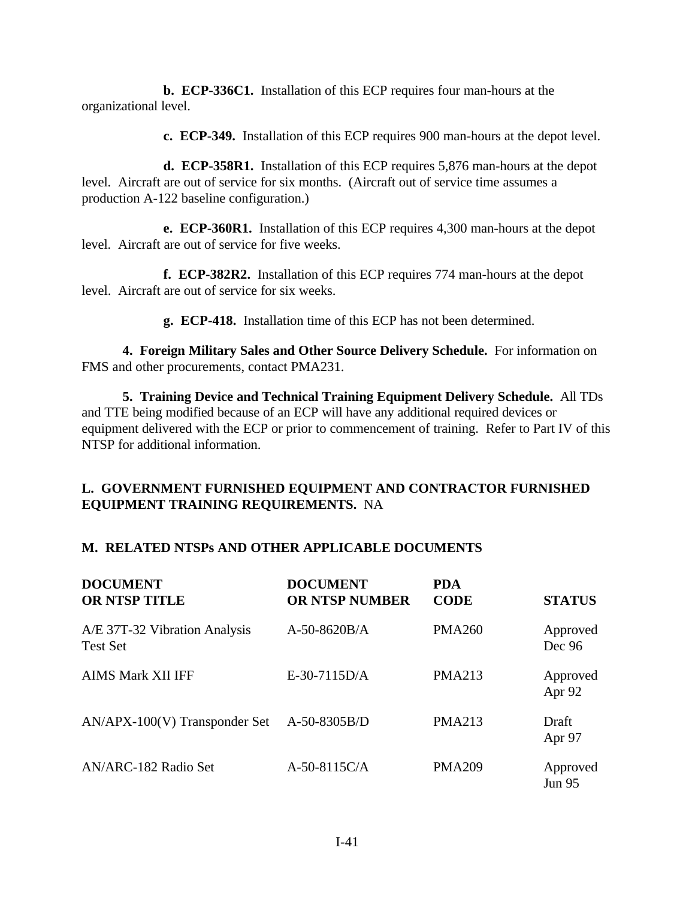**b. ECP-336C1.** Installation of this ECP requires four man-hours at the organizational level.

**c. ECP-349.** Installation of this ECP requires 900 man-hours at the depot level.

**d. ECP-358R1.** Installation of this ECP requires 5,876 man-hours at the depot level. Aircraft are out of service for six months. (Aircraft out of service time assumes a production A-122 baseline configuration.)

**e. ECP-360R1.** Installation of this ECP requires 4,300 man-hours at the depot level. Aircraft are out of service for five weeks.

**f. ECP-382R2.** Installation of this ECP requires 774 man-hours at the depot level. Aircraft are out of service for six weeks.

**g. ECP-418.** Installation time of this ECP has not been determined.

**4. Foreign Military Sales and Other Source Delivery Schedule.** For information on FMS and other procurements, contact PMA231.

**5. Training Device and Technical Training Equipment Delivery Schedule.** All TDs and TTE being modified because of an ECP will have any additional required devices or equipment delivered with the ECP or prior to commencement of training. Refer to Part IV of this NTSP for additional information.

## L. GOVERNMENT FURNISHED EQUIPMENT AND CONTRACTOR FURNISHED EQUIPMENT TRAINING REQUIREMENTS. NA

## M. RELATED NTSPs AND OTHER APPLICABLE DOCUMENTS

| DOCUMENT OR NTSP TITLE | DOCUMENT OR NTSP NUMBER | PDA CODE | STATUS |
|---|---|---|---|
| A/E 37T-32 Vibration Analysis Test Set | A-50-8620B/A | PMA260 | Approved Dec 96 |
| AIMS Mark XII IFF | E-30-7115D/A | PMA213 | Approved Apr 92 |
| AN/APX-100(V) Transponder Set | A-50-8305B/D | PMA213 | Draft Apr 97 |
| AN/ARC-182 Radio Set | A-50-8115C/A | PMA209 | Approved Jun 95 |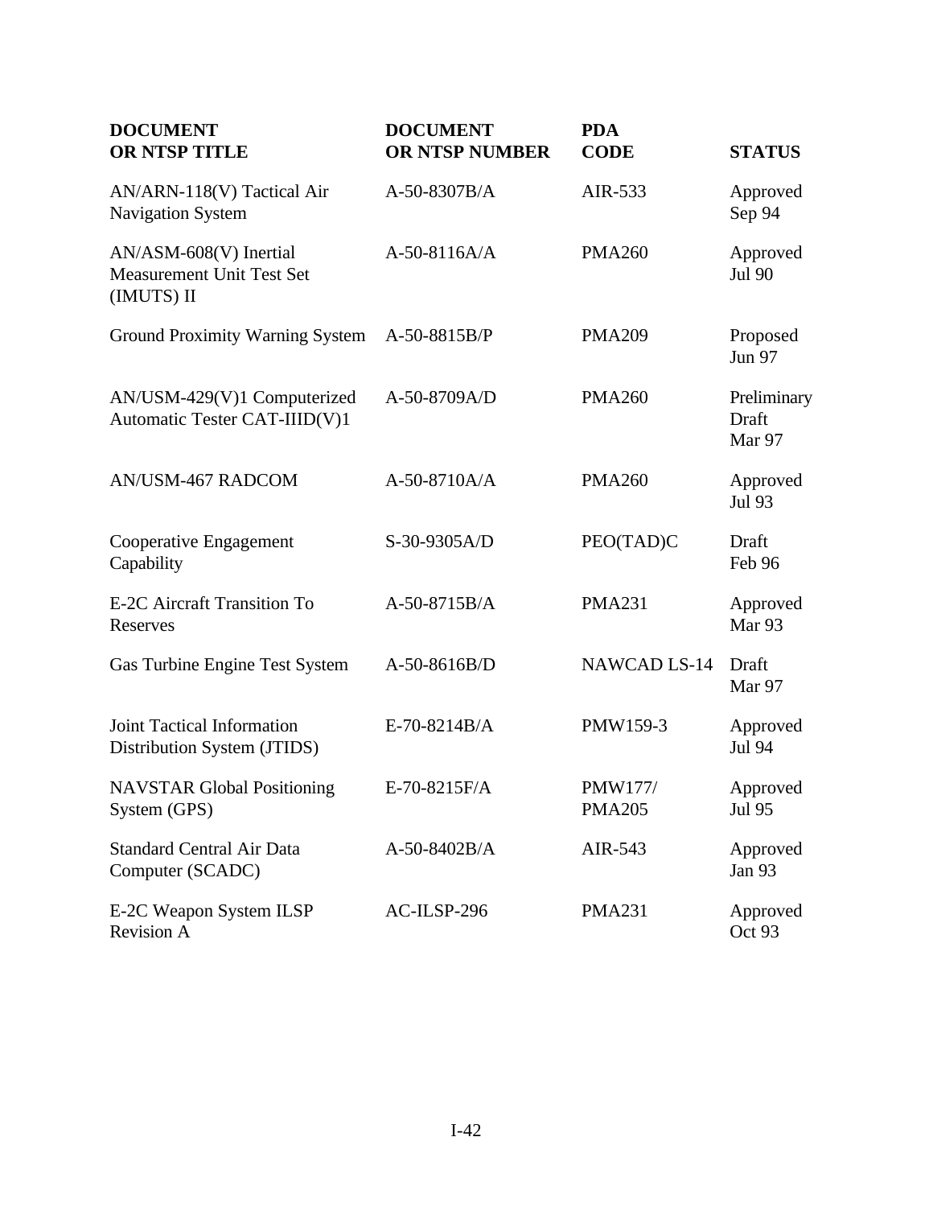| DOCUMENT OR NTSP TITLE | DOCUMENT OR NTSP NUMBER | PDA CODE | STATUS |
|---|---|---|---|
| AN/ARN-118(V) Tactical Air Navigation System | A-50-8307B/A | AIR-533 | Approved Sep 94 |
| AN/ASM-608(V) Inertial Measurement Unit Test Set (IMUTS) II | A-50-8116A/A | PMA260 | Approved Jul 90 |
| Ground Proximity Warning System | A-50-8815B/P | PMA209 | Proposed Jun 97 |
| AN/USM-429(V)1 Computerized Automatic Tester CAT-IIID(V)1 | A-50-8709A/D | PMA260 | Preliminary Draft Mar 97 |
| AN/USM-467 RADCOM | A-50-8710A/A | PMA260 | Approved Jul 93 |
| Cooperative Engagement Capability | S-30-9305A/D | PEO(TAD)C | Draft Feb 96 |
| E-2C Aircraft Transition To Reserves | A-50-8715B/A | PMA231 | Approved Mar 93 |
| Gas Turbine Engine Test System | A-50-8616B/D | NAWCAD LS-14 | Draft Mar 97 |
| Joint Tactical Information Distribution System (JTIDS) | E-70-8214B/A | PMW159-3 | Approved Jul 94 |
| NAVSTAR Global Positioning System (GPS) | E-70-8215F/A | PMW177/ PMA205 | Approved Jul 95 |
| Standard Central Air Data Computer (SCADC) | A-50-8402B/A | AIR-543 | Approved Jan 93 |
| E-2C Weapon System ILSP Revision A | AC-ILSP-296 | PMA231 | Approved Oct 93 |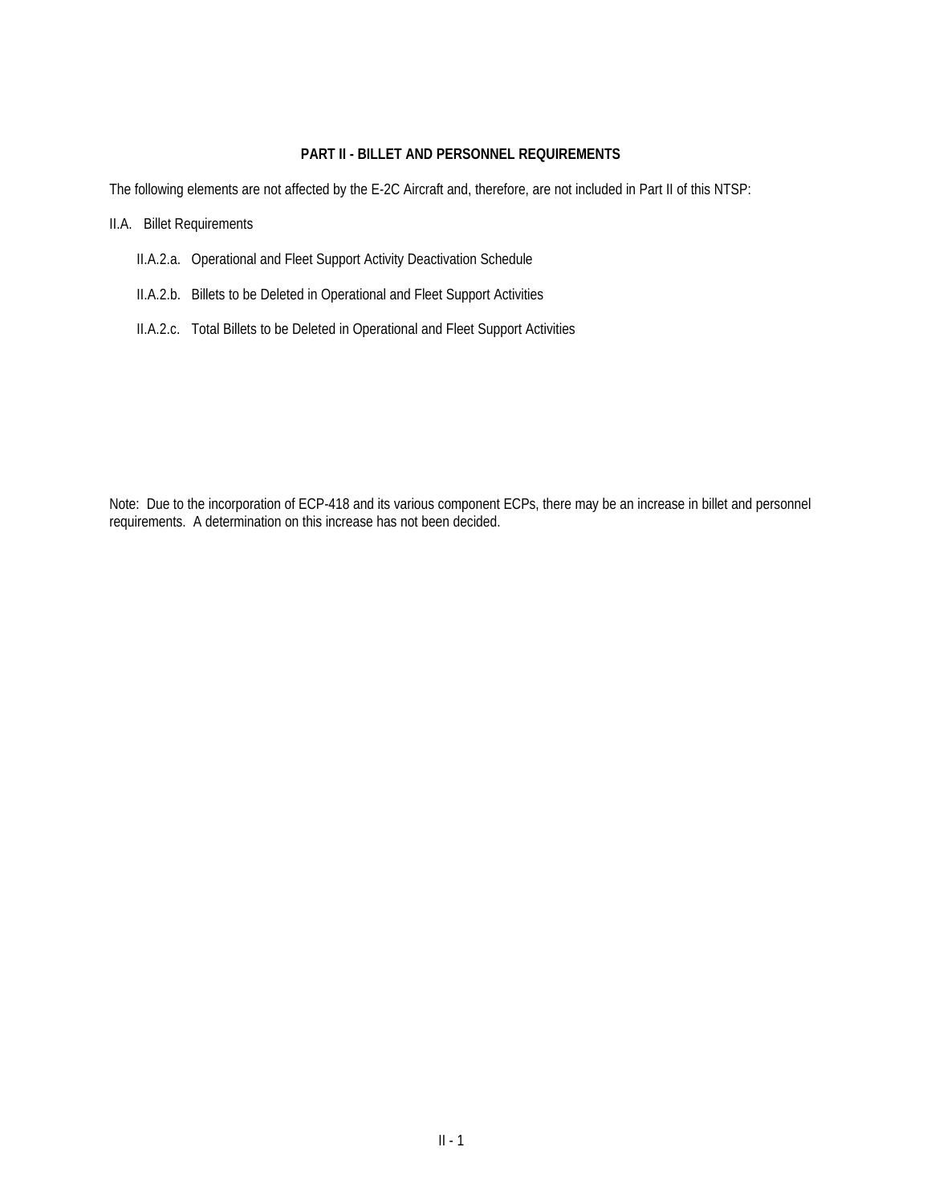## PART II - BILLET AND PERSONNEL REQUIREMENTS

The following elements are not affected by the E-2C Aircraft and, therefore, are not included in Part II of this NTSP:

II.A. Billet Requirements

- II.A.2.a. Operational and Fleet Support Activity Deactivation Schedule
- II.A.2.b. Billets to be Deleted in Operational and Fleet Support Activities
- II.A.2.c. Total Billets to be Deleted in Operational and Fleet Support Activities

Note: Due to the incorporation of ECP-418 and its various component ECPs, there may be an increase in billet and personnel requirements. A determination on this increase has not been decided.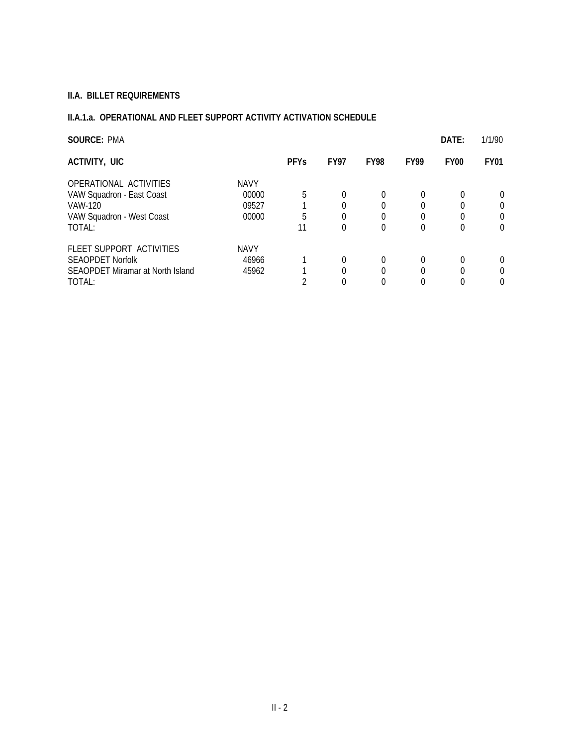## II.A. BILLET REQUIREMENTS

### II.A.1.a. OPERATIONAL AND FLEET SUPPORT ACTIVITY ACTIVATION SCHEDULE

**SOURCE:** PMA **DATE:** 1/1/90

| ACTIVITY, UIC | | PFYs | FY97 | FY98 | FY99 | FY00 | FY01 |
|---|---|---|---|---|---|---|---|
| OPERATIONAL ACTIVITIES | NAVY | | | | | | |
| VAW Squadron - East Coast | 00000 | 5 | 0 | 0 | 0 | 0 | 0 |
| VAW-120 | 09527 | 1 | 0 | 0 | 0 | 0 | 0 |
| VAW Squadron - West Coast | 00000 | 5 | 0 | 0 | 0 | 0 | 0 |
| TOTAL: | | 11 | 0 | 0 | 0 | 0 | 0 |
| FLEET SUPPORT ACTIVITIES | NAVY | | | | | | |
| SEAOPDET Norfolk | 46966 | 1 | 0 | 0 | 0 | 0 | 0 |
| SEAOPDET Miramar at North Island | 45962 | 1 | 0 | 0 | 0 | 0 | 0 |
| TOTAL: | | 2 | 0 | 0 | 0 | 0 | 0 |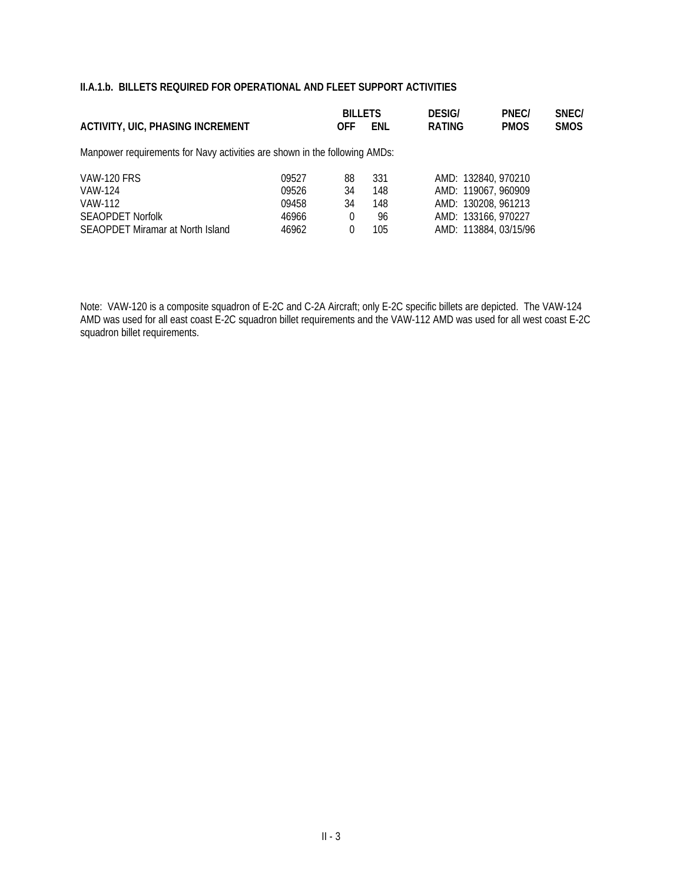**II.A.1.b. BILLETS REQUIRED FOR OPERATIONAL AND FLEET SUPPORT ACTIVITIES**

| ACTIVITY, UIC, PHASING INCREMENT | | BILLETS OFF | BILLETS ENL | DESIG/ RATING | PNEC/ PMOS | SNEC/ SMOS |
|---|---|---|---|---|---|---|

Manpower requirements for Navy activities are shown in the following AMDs:

| Activity | UIC | OFF | ENL | AMD |
|---|---|---|---|---|
| VAW-120 FRS | 09527 | 88 | 331 | AMD: 132840, 970210 |
| VAW-124 | 09526 | 34 | 148 | AMD: 119067, 960909 |
| VAW-112 | 09458 | 34 | 148 | AMD: 130208, 961213 |
| SEAOPDET Norfolk | 46966 | 0 | 96 | AMD: 133166, 970227 |
| SEAOPDET Miramar at North Island | 46962 | 0 | 105 | AMD: 113884, 03/15/96 |

Note: VAW-120 is a composite squadron of E-2C and C-2A Aircraft; only E-2C specific billets are depicted. The VAW-124 AMD was used for all east coast E-2C squadron billet requirements and the VAW-112 AMD was used for all west coast E-2C squadron billet requirements.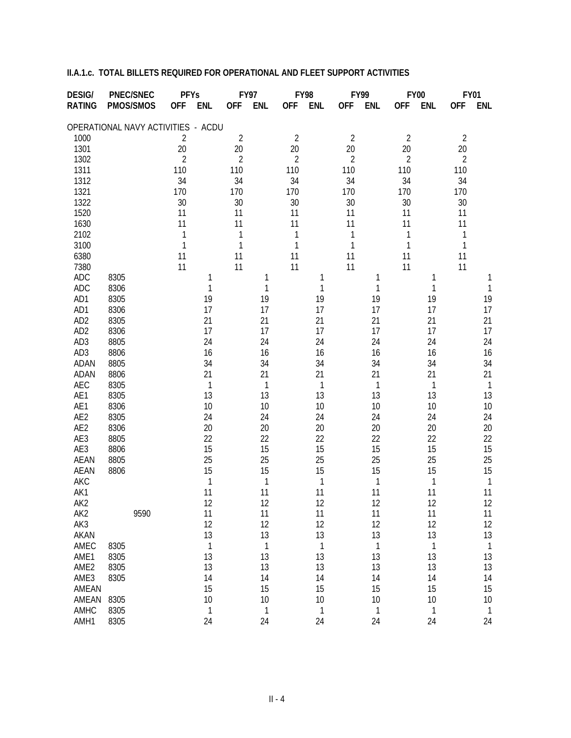**II.A.1.c. TOTAL BILLETS REQUIRED FOR OPERATIONAL AND FLEET SUPPORT ACTIVITIES**

| DESIG/ RATING | PNEC/SNEC PMOS/SMOS | | PFYs OFF | PFYs ENL | FY97 OFF | FY97 ENL | FY98 OFF | FY98 ENL | FY99 OFF | FY99 ENL | FY00 OFF | FY00 ENL | FY01 OFF | FY01 ENL |
|---|---|---|---|---|---|---|---|---|---|---|---|---|---|---|
| OPERATIONAL NAVY ACTIVITIES - ACDU | | | | | | | | | | | | | | |
| 1000 | | | 2 | | 2 | | 2 | | 2 | | 2 | | 2 | |
| 1301 | | | 20 | | 20 | | 20 | | 20 | | 20 | | 20 | |
| 1302 | | | 2 | | 2 | | 2 | | 2 | | 2 | | 2 | |
| 1311 | | | 110 | | 110 | | 110 | | 110 | | 110 | | 110 | |
| 1312 | | | 34 | | 34 | | 34 | | 34 | | 34 | | 34 | |
| 1321 | | | 170 | | 170 | | 170 | | 170 | | 170 | | 170 | |
| 1322 | | | 30 | | 30 | | 30 | | 30 | | 30 | | 30 | |
| 1520 | | | 11 | | 11 | | 11 | | 11 | | 11 | | 11 | |
| 1630 | | | 11 | | 11 | | 11 | | 11 | | 11 | | 11 | |
| 2102 | | | 1 | | 1 | | 1 | | 1 | | 1 | | 1 | |
| 3100 | | | 1 | | 1 | | 1 | | 1 | | 1 | | 1 | |
| 6380 | | | 11 | | 11 | | 11 | | 11 | | 11 | | 11 | |
| 7380 | | | 11 | | 11 | | 11 | | 11 | | 11 | | 11 | |
| ADC | 8305 | | | 1 | | 1 | | 1 | | 1 | | 1 | | 1 |
| ADC | 8306 | | | 1 | | 1 | | 1 | | 1 | | 1 | | 1 |
| AD1 | 8305 | | | 19 | | 19 | | 19 | | 19 | | 19 | | 19 |
| AD1 | 8306 | | | 17 | | 17 | | 17 | | 17 | | 17 | | 17 |
| AD2 | 8305 | | | 21 | | 21 | | 21 | | 21 | | 21 | | 21 |
| AD2 | 8306 | | | 17 | | 17 | | 17 | | 17 | | 17 | | 17 |
| AD3 | 8805 | | | 24 | | 24 | | 24 | | 24 | | 24 | | 24 |
| AD3 | 8806 | | | 16 | | 16 | | 16 | | 16 | | 16 | | 16 |
| ADAN | 8805 | | | 34 | | 34 | | 34 | | 34 | | 34 | | 34 |
| ADAN | 8806 | | | 21 | | 21 | | 21 | | 21 | | 21 | | 21 |
| AEC | 8305 | | | 1 | | 1 | | 1 | | 1 | | 1 | | 1 |
| AE1 | 8305 | | | 13 | | 13 | | 13 | | 13 | | 13 | | 13 |
| AE1 | 8306 | | | 10 | | 10 | | 10 | | 10 | | 10 | | 10 |
| AE2 | 8305 | | | 24 | | 24 | | 24 | | 24 | | 24 | | 24 |
| AE2 | 8306 | | | 20 | | 20 | | 20 | | 20 | | 20 | | 20 |
| AE3 | 8805 | | | 22 | | 22 | | 22 | | 22 | | 22 | | 22 |
| AE3 | 8806 | | | 15 | | 15 | | 15 | | 15 | | 15 | | 15 |
| AEAN | 8805 | | | 25 | | 25 | | 25 | | 25 | | 25 | | 25 |
| AEAN | 8806 | | | 15 | | 15 | | 15 | | 15 | | 15 | | 15 |
| AKC | | | | 1 | | 1 | | 1 | | 1 | | 1 | | 1 |
| AK1 | | | | 11 | | 11 | | 11 | | 11 | | 11 | | 11 |
| AK2 | | | | 12 | | 12 | | 12 | | 12 | | 12 | | 12 |
| AK2 | | 9590 | | 11 | | 11 | | 11 | | 11 | | 11 | | 11 |
| AK3 | | | | 12 | | 12 | | 12 | | 12 | | 12 | | 12 |
| AKAN | | | | 13 | | 13 | | 13 | | 13 | | 13 | | 13 |
| AMEC | 8305 | | | 1 | | 1 | | 1 | | 1 | | 1 | | 1 |
| AME1 | 8305 | | | 13 | | 13 | | 13 | | 13 | | 13 | | 13 |
| AME2 | 8305 | | | 13 | | 13 | | 13 | | 13 | | 13 | | 13 |
| AME3 | 8305 | | | 14 | | 14 | | 14 | | 14 | | 14 | | 14 |
| AMEAN | | | | 15 | | 15 | | 15 | | 15 | | 15 | | 15 |
| AMEAN | 8305 | | | 10 | | 10 | | 10 | | 10 | | 10 | | 10 |
| AMHC | 8305 | | | 1 | | 1 | | 1 | | 1 | | 1 | | 1 |
| AMH1 | 8305 | | | 24 | | 24 | | 24 | | 24 | | 24 | | 24 |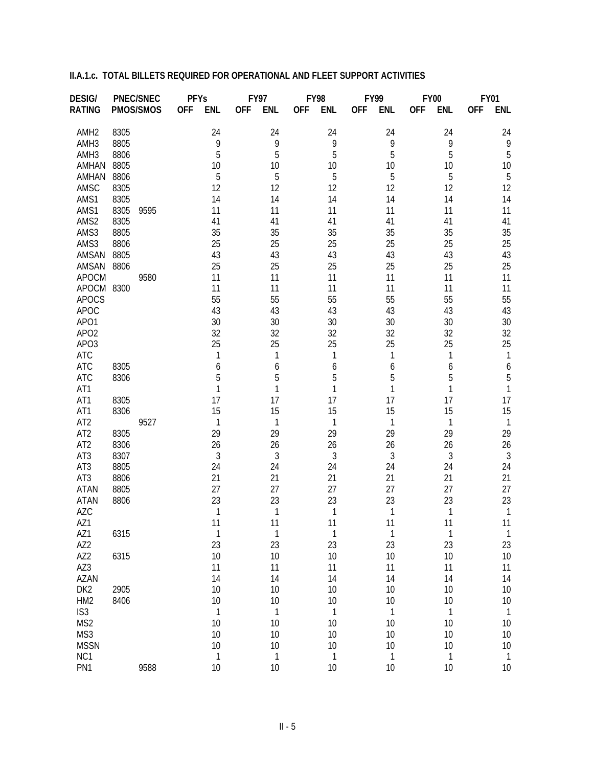**II.A.1.c. TOTAL BILLETS REQUIRED FOR OPERATIONAL AND FLEET SUPPORT ACTIVITIES**

| DESIG/ | PNEC/SNEC | | PFYs | | FY97 | | FY98 | | FY99 | | FY00 | | FY01 | |
|---|---|---|---|---|---|---|---|---|---|---|---|---|---|---|
| RATING | PMOS/SMOS | | OFF | ENL | OFF | ENL | OFF | ENL | OFF | ENL | OFF | ENL | OFF | ENL |
| AMH2 | 8305 | | | 24 | | 24 | | 24 | | 24 | | 24 | | 24 |
| AMH3 | 8805 | | | 9 | | 9 | | 9 | | 9 | | 9 | | 9 |
| AMH3 | 8806 | | | 5 | | 5 | | 5 | | 5 | | 5 | | 5 |
| AMHAN | 8805 | | | 10 | | 10 | | 10 | | 10 | | 10 | | 10 |
| AMHAN | 8806 | | | 5 | | 5 | | 5 | | 5 | | 5 | | 5 |
| AMSC | 8305 | | | 12 | | 12 | | 12 | | 12 | | 12 | | 12 |
| AMS1 | 8305 | | | 14 | | 14 | | 14 | | 14 | | 14 | | 14 |
| AMS1 | 8305 | 9595 | | 11 | | 11 | | 11 | | 11 | | 11 | | 11 |
| AMS2 | 8305 | | | 41 | | 41 | | 41 | | 41 | | 41 | | 41 |
| AMS3 | 8805 | | | 35 | | 35 | | 35 | | 35 | | 35 | | 35 |
| AMS3 | 8806 | | | 25 | | 25 | | 25 | | 25 | | 25 | | 25 |
| AMSAN | 8805 | | | 43 | | 43 | | 43 | | 43 | | 43 | | 43 |
| AMSAN | 8806 | | | 25 | | 25 | | 25 | | 25 | | 25 | | 25 |
| APOCM | | 9580 | | 11 | | 11 | | 11 | | 11 | | 11 | | 11 |
| APOCM | 8300 | | | 11 | | 11 | | 11 | | 11 | | 11 | | 11 |
| APOCS | | | | 55 | | 55 | | 55 | | 55 | | 55 | | 55 |
| APOC | | | | 43 | | 43 | | 43 | | 43 | | 43 | | 43 |
| APO1 | | | | 30 | | 30 | | 30 | | 30 | | 30 | | 30 |
| APO2 | | | | 32 | | 32 | | 32 | | 32 | | 32 | | 32 |
| APO3 | | | | 25 | | 25 | | 25 | | 25 | | 25 | | 25 |
| ATC | | | | 1 | | 1 | | 1 | | 1 | | 1 | | 1 |
| ATC | 8305 | | | 6 | | 6 | | 6 | | 6 | | 6 | | 6 |
| ATC | 8306 | | | 5 | | 5 | | 5 | | 5 | | 5 | | 5 |
| AT1 | | | | 1 | | 1 | | 1 | | 1 | | 1 | | 1 |
| AT1 | 8305 | | | 17 | | 17 | | 17 | | 17 | | 17 | | 17 |
| AT1 | 8306 | | | 15 | | 15 | | 15 | | 15 | | 15 | | 15 |
| AT2 | | 9527 | | 1 | | 1 | | 1 | | 1 | | 1 | | 1 |
| AT2 | 8305 | | | 29 | | 29 | | 29 | | 29 | | 29 | | 29 |
| AT2 | 8306 | | | 26 | | 26 | | 26 | | 26 | | 26 | | 26 |
| AT3 | 8307 | | | 3 | | 3 | | 3 | | 3 | | 3 | | 3 |
| AT3 | 8805 | | | 24 | | 24 | | 24 | | 24 | | 24 | | 24 |
| AT3 | 8806 | | | 21 | | 21 | | 21 | | 21 | | 21 | | 21 |
| ATAN | 8805 | | | 27 | | 27 | | 27 | | 27 | | 27 | | 27 |
| ATAN | 8806 | | | 23 | | 23 | | 23 | | 23 | | 23 | | 23 |
| AZC | | | | 1 | | 1 | | 1 | | 1 | | 1 | | 1 |
| AZ1 | | | | 11 | | 11 | | 11 | | 11 | | 11 | | 11 |
| AZ1 | 6315 | | | 1 | | 1 | | 1 | | 1 | | 1 | | 1 |
| AZ2 | | | | 23 | | 23 | | 23 | | 23 | | 23 | | 23 |
| AZ2 | 6315 | | | 10 | | 10 | | 10 | | 10 | | 10 | | 10 |
| AZ3 | | | | 11 | | 11 | | 11 | | 11 | | 11 | | 11 |
| AZAN | | | | 14 | | 14 | | 14 | | 14 | | 14 | | 14 |
| DK2 | 2905 | | | 10 | | 10 | | 10 | | 10 | | 10 | | 10 |
| HM2 | 8406 | | | 10 | | 10 | | 10 | | 10 | | 10 | | 10 |
| IS3 | | | | 1 | | 1 | | 1 | | 1 | | 1 | | 1 |
| MS2 | | | | 10 | | 10 | | 10 | | 10 | | 10 | | 10 |
| MS3 | | | | 10 | | 10 | | 10 | | 10 | | 10 | | 10 |
| MSSN | | | | 10 | | 10 | | 10 | | 10 | | 10 | | 10 |
| NC1 | | | | 1 | | 1 | | 1 | | 1 | | 1 | | 1 |
| PN1 | | 9588 | | 10 | | 10 | | 10 | | 10 | | 10 | | 10 |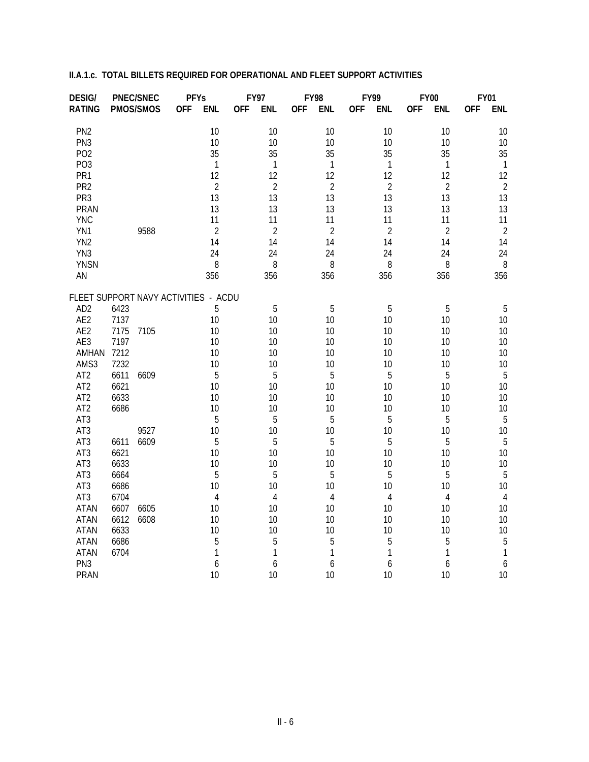## II.A.1.c. TOTAL BILLETS REQUIRED FOR OPERATIONAL AND FLEET SUPPORT ACTIVITIES

| DESIG/ RATING | PNEC/ PMOS | SNEC/ SMOS | PFYs OFF | PFYs ENL | FY97 OFF | FY97 ENL | FY98 OFF | FY98 ENL | FY99 OFF | FY99 ENL | FY00 OFF | FY00 ENL | FY01 OFF | FY01 ENL |
|---|---|---|---|---|---|---|---|---|---|---|---|---|---|---|
| PN2 | | | | 10 | | 10 | | 10 | | 10 | | 10 | | 10 |
| PN3 | | | | 10 | | 10 | | 10 | | 10 | | 10 | | 10 |
| PO2 | | | | 35 | | 35 | | 35 | | 35 | | 35 | | 35 |
| PO3 | | | | 1 | | 1 | | 1 | | 1 | | 1 | | 1 |
| PR1 | | | | 12 | | 12 | | 12 | | 12 | | 12 | | 12 |
| PR2 | | | | 2 | | 2 | | 2 | | 2 | | 2 | | 2 |
| PR3 | | | | 13 | | 13 | | 13 | | 13 | | 13 | | 13 |
| PRAN | | | | 13 | | 13 | | 13 | | 13 | | 13 | | 13 |
| YNC | | | | 11 | | 11 | | 11 | | 11 | | 11 | | 11 |
| YN1 | | 9588 | | 2 | | 2 | | 2 | | 2 | | 2 | | 2 |
| YN2 | | | | 14 | | 14 | | 14 | | 14 | | 14 | | 14 |
| YN3 | | | | 24 | | 24 | | 24 | | 24 | | 24 | | 24 |
| YNSN | | | | 8 | | 8 | | 8 | | 8 | | 8 | | 8 |
| AN | | | | 356 | | 356 | | 356 | | 356 | | 356 | | 356 |
| FLEET SUPPORT NAVY ACTIVITIES - ACDU | | | | | | | | | | | | | | |
| AD2 | 6423 | | | 5 | | 5 | | 5 | | 5 | | 5 | | 5 |
| AE2 | 7137 | | | 10 | | 10 | | 10 | | 10 | | 10 | | 10 |
| AE2 | 7175 | 7105 | | 10 | | 10 | | 10 | | 10 | | 10 | | 10 |
| AE3 | 7197 | | | 10 | | 10 | | 10 | | 10 | | 10 | | 10 |
| AMHAN | 7212 | | | 10 | | 10 | | 10 | | 10 | | 10 | | 10 |
| AMS3 | 7232 | | | 10 | | 10 | | 10 | | 10 | | 10 | | 10 |
| AT2 | 6611 | 6609 | | 5 | | 5 | | 5 | | 5 | | 5 | | 5 |
| AT2 | 6621 | | | 10 | | 10 | | 10 | | 10 | | 10 | | 10 |
| AT2 | 6633 | | | 10 | | 10 | | 10 | | 10 | | 10 | | 10 |
| AT2 | 6686 | | | 10 | | 10 | | 10 | | 10 | | 10 | | 10 |
| AT3 | | | | 5 | | 5 | | 5 | | 5 | | 5 | | 5 |
| AT3 | | 9527 | | 10 | | 10 | | 10 | | 10 | | 10 | | 10 |
| AT3 | 6611 | 6609 | | 5 | | 5 | | 5 | | 5 | | 5 | | 5 |
| AT3 | 6621 | | | 10 | | 10 | | 10 | | 10 | | 10 | | 10 |
| AT3 | 6633 | | | 10 | | 10 | | 10 | | 10 | | 10 | | 10 |
| AT3 | 6664 | | | 5 | | 5 | | 5 | | 5 | | 5 | | 5 |
| AT3 | 6686 | | | 10 | | 10 | | 10 | | 10 | | 10 | | 10 |
| AT3 | 6704 | | | 4 | | 4 | | 4 | | 4 | | 4 | | 4 |
| ATAN | 6607 | 6605 | | 10 | | 10 | | 10 | | 10 | | 10 | | 10 |
| ATAN | 6612 | 6608 | | 10 | | 10 | | 10 | | 10 | | 10 | | 10 |
| ATAN | 6633 | | | 10 | | 10 | | 10 | | 10 | | 10 | | 10 |
| ATAN | 6686 | | | 5 | | 5 | | 5 | | 5 | | 5 | | 5 |
| ATAN | 6704 | | | 1 | | 1 | | 1 | | 1 | | 1 | | 1 |
| PN3 | | | | 6 | | 6 | | 6 | | 6 | | 6 | | 6 |
| PRAN | | | | 10 | | 10 | | 10 | | 10 | | 10 | | 10 |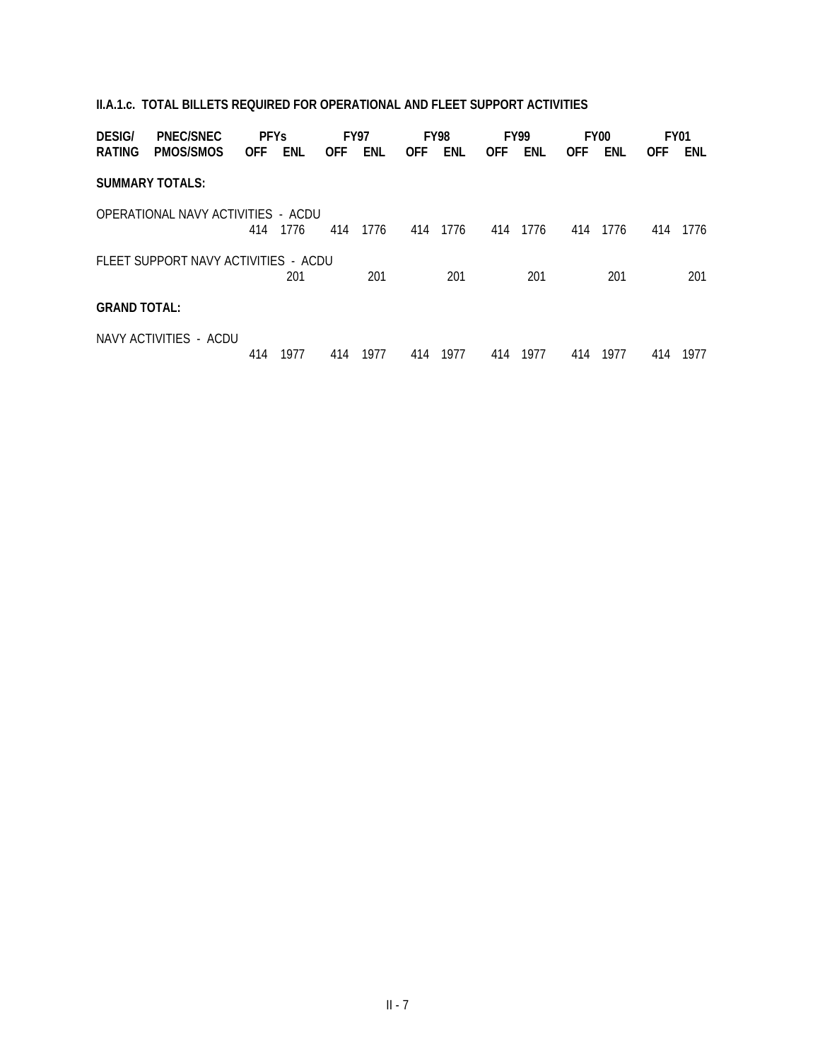**II.A.1.c. TOTAL BILLETS REQUIRED FOR OPERATIONAL AND FLEET SUPPORT ACTIVITIES**

| DESIG/ | PNEC/SNEC | PFYs | | FY97 | | FY98 | | FY99 | | FY00 | | FY01 | |
|---|---|---|---|---|---|---|---|---|---|---|---|---|---|
| RATING | PMOS/SMOS | OFF | ENL | OFF | ENL | OFF | ENL | OFF | ENL | OFF | ENL | OFF | ENL |
| **SUMMARY TOTALS:** | | | | | | | | | | | | | |
| OPERATIONAL NAVY ACTIVITIES - ACDU | | | | | | | | | | | | | |
| | | 414 | 1776 | 414 | 1776 | 414 | 1776 | 414 | 1776 | 414 | 1776 | 414 | 1776 |
| FLEET SUPPORT NAVY ACTIVITIES - ACDU | | | | | | | | | | | | | |
| | | | 201 | | 201 | | 201 | | 201 | | 201 | | 201 |
| **GRAND TOTAL:** | | | | | | | | | | | | | |
| NAVY ACTIVITIES - ACDU | | | | | | | | | | | | | |
| | | 414 | 1977 | 414 | 1977 | 414 | 1977 | 414 | 1977 | 414 | 1977 | 414 | 1977 |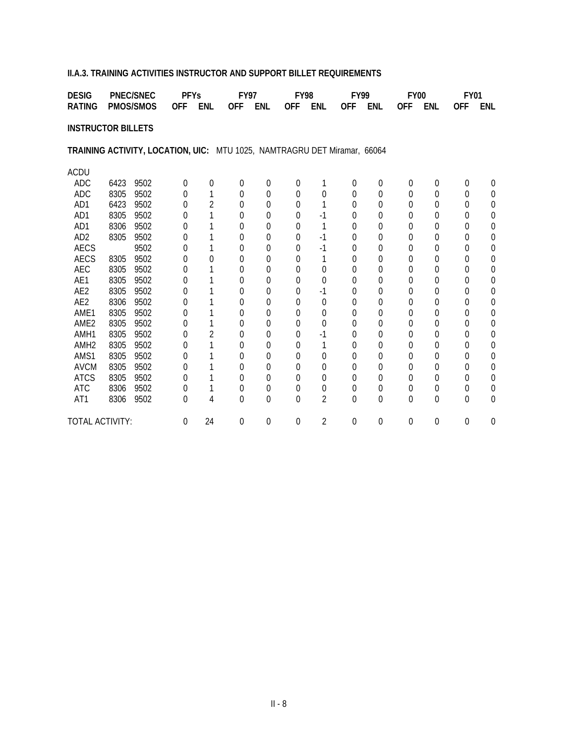**II.A.3. TRAINING ACTIVITIES INSTRUCTOR AND SUPPORT BILLET REQUIREMENTS**

| DESIG RATING | PNEC/SNEC PMOS/SMOS | | PFYs OFF | PFYs ENL | FY97 OFF | FY97 ENL | FY98 OFF | FY98 ENL | FY99 OFF | FY99 ENL | FY00 OFF | FY00 ENL | FY01 OFF | FY01 ENL |
|---|---|---|---|---|---|---|---|---|---|---|---|---|---|---|

**INSTRUCTOR BILLETS**

**TRAINING ACTIVITY, LOCATION, UIC:** MTU 1025, NAMTRAGRU DET Miramar, 66064

| DESIG RATING | PNEC/SNEC PMOS/SMOS | | PFYs OFF | PFYs ENL | FY97 OFF | FY97 ENL | FY98 OFF | FY98 ENL | FY99 OFF | FY99 ENL | FY00 OFF | FY00 ENL | FY01 OFF | FY01 ENL |
|---|---|---|---|---|---|---|---|---|---|---|---|---|---|---|
| ACDU | | | | | | | | | | | | | | |
| ADC | 6423 | 9502 | 0 | 0 | 0 | 0 | 0 | 1 | 0 | 0 | 0 | 0 | 0 | 0 |
| ADC | 8305 | 9502 | 0 | 1 | 0 | 0 | 0 | 0 | 0 | 0 | 0 | 0 | 0 | 0 |
| AD1 | 6423 | 9502 | 0 | 2 | 0 | 0 | 0 | 1 | 0 | 0 | 0 | 0 | 0 | 0 |
| AD1 | 8305 | 9502 | 0 | 1 | 0 | 0 | 0 | -1 | 0 | 0 | 0 | 0 | 0 | 0 |
| AD1 | 8306 | 9502 | 0 | 1 | 0 | 0 | 0 | 1 | 0 | 0 | 0 | 0 | 0 | 0 |
| AD2 | 8305 | 9502 | 0 | 1 | 0 | 0 | 0 | -1 | 0 | 0 | 0 | 0 | 0 | 0 |
| AECS | | 9502 | 0 | 1 | 0 | 0 | 0 | -1 | 0 | 0 | 0 | 0 | 0 | 0 |
| AECS | 8305 | 9502 | 0 | 0 | 0 | 0 | 0 | 1 | 0 | 0 | 0 | 0 | 0 | 0 |
| AEC | 8305 | 9502 | 0 | 1 | 0 | 0 | 0 | 0 | 0 | 0 | 0 | 0 | 0 | 0 |
| AE1 | 8305 | 9502 | 0 | 1 | 0 | 0 | 0 | 0 | 0 | 0 | 0 | 0 | 0 | 0 |
| AE2 | 8305 | 9502 | 0 | 1 | 0 | 0 | 0 | -1 | 0 | 0 | 0 | 0 | 0 | 0 |
| AE2 | 8306 | 9502 | 0 | 1 | 0 | 0 | 0 | 0 | 0 | 0 | 0 | 0 | 0 | 0 |
| AME1 | 8305 | 9502 | 0 | 1 | 0 | 0 | 0 | 0 | 0 | 0 | 0 | 0 | 0 | 0 |
| AME2 | 8305 | 9502 | 0 | 1 | 0 | 0 | 0 | 0 | 0 | 0 | 0 | 0 | 0 | 0 |
| AMH1 | 8305 | 9502 | 0 | 2 | 0 | 0 | 0 | -1 | 0 | 0 | 0 | 0 | 0 | 0 |
| AMH2 | 8305 | 9502 | 0 | 1 | 0 | 0 | 0 | 1 | 0 | 0 | 0 | 0 | 0 | 0 |
| AMS1 | 8305 | 9502 | 0 | 1 | 0 | 0 | 0 | 0 | 0 | 0 | 0 | 0 | 0 | 0 |
| AVCM | 8305 | 9502 | 0 | 1 | 0 | 0 | 0 | 0 | 0 | 0 | 0 | 0 | 0 | 0 |
| ATCS | 8305 | 9502 | 0 | 1 | 0 | 0 | 0 | 0 | 0 | 0 | 0 | 0 | 0 | 0 |
| ATC | 8306 | 9502 | 0 | 1 | 0 | 0 | 0 | 0 | 0 | 0 | 0 | 0 | 0 | 0 |
| AT1 | 8306 | 9502 | 0 | 4 | 0 | 0 | 0 | 2 | 0 | 0 | 0 | 0 | 0 | 0 |
| TOTAL ACTIVITY: | | | 0 | 24 | 0 | 0 | 0 | 2 | 0 | 0 | 0 | 0 | 0 | 0 |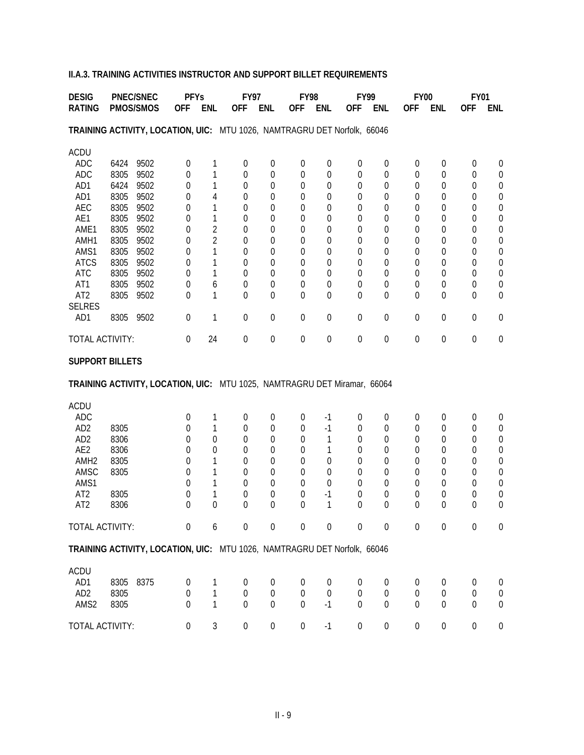**II.A.3. TRAINING ACTIVITIES INSTRUCTOR AND SUPPORT BILLET REQUIREMENTS**

| DESIG RATING | PNEC/SNEC PMOS/SMOS | | PFYs OFF | PFYs ENL | FY97 OFF | FY97 ENL | FY98 OFF | FY98 ENL | FY99 OFF | FY99 ENL | FY00 OFF | FY00 ENL | FY01 OFF | FY01 ENL |
|---|---|---|---|---|---|---|---|---|---|---|---|---|---|---|
| **TRAINING ACTIVITY, LOCATION, UIC:** MTU 1026, NAMTRAGRU DET Norfolk, 66046 | | | | | | | | | | | | | | |
| ACDU | | | | | | | | | | | | | | |
| ADC | 6424 | 9502 | 0 | 1 | 0 | 0 | 0 | 0 | 0 | 0 | 0 | 0 | 0 | 0 |
| ADC | 8305 | 9502 | 0 | 1 | 0 | 0 | 0 | 0 | 0 | 0 | 0 | 0 | 0 | 0 |
| AD1 | 6424 | 9502 | 0 | 1 | 0 | 0 | 0 | 0 | 0 | 0 | 0 | 0 | 0 | 0 |
| AD1 | 8305 | 9502 | 0 | 4 | 0 | 0 | 0 | 0 | 0 | 0 | 0 | 0 | 0 | 0 |
| AEC | 8305 | 9502 | 0 | 1 | 0 | 0 | 0 | 0 | 0 | 0 | 0 | 0 | 0 | 0 |
| AE1 | 8305 | 9502 | 0 | 1 | 0 | 0 | 0 | 0 | 0 | 0 | 0 | 0 | 0 | 0 |
| AME1 | 8305 | 9502 | 0 | 2 | 0 | 0 | 0 | 0 | 0 | 0 | 0 | 0 | 0 | 0 |
| AMH1 | 8305 | 9502 | 0 | 2 | 0 | 0 | 0 | 0 | 0 | 0 | 0 | 0 | 0 | 0 |
| AMS1 | 8305 | 9502 | 0 | 1 | 0 | 0 | 0 | 0 | 0 | 0 | 0 | 0 | 0 | 0 |
| ATCS | 8305 | 9502 | 0 | 1 | 0 | 0 | 0 | 0 | 0 | 0 | 0 | 0 | 0 | 0 |
| ATC | 8305 | 9502 | 0 | 1 | 0 | 0 | 0 | 0 | 0 | 0 | 0 | 0 | 0 | 0 |
| AT1 | 8305 | 9502 | 0 | 6 | 0 | 0 | 0 | 0 | 0 | 0 | 0 | 0 | 0 | 0 |
| AT2 | 8305 | 9502 | 0 | 1 | 0 | 0 | 0 | 0 | 0 | 0 | 0 | 0 | 0 | 0 |
| SELRES | | | | | | | | | | | | | | |
| AD1 | 8305 | 9502 | 0 | 1 | 0 | 0 | 0 | 0 | 0 | 0 | 0 | 0 | 0 | 0 |
| TOTAL ACTIVITY: | | | 0 | 24 | 0 | 0 | 0 | 0 | 0 | 0 | 0 | 0 | 0 | 0 |

**SUPPORT BILLETS**

| DESIG RATING | PNEC/SNEC PMOS/SMOS | | PFYs OFF | PFYs ENL | FY97 OFF | FY97 ENL | FY98 OFF | FY98 ENL | FY99 OFF | FY99 ENL | FY00 OFF | FY00 ENL | FY01 OFF | FY01 ENL |
|---|---|---|---|---|---|---|---|---|---|---|---|---|---|---|
| **TRAINING ACTIVITY, LOCATION, UIC:** MTU 1025, NAMTRAGRU DET Miramar, 66064 | | | | | | | | | | | | | | |
| ACDU | | | | | | | | | | | | | | |
| ADC | | | 0 | 1 | 0 | 0 | 0 | -1 | 0 | 0 | 0 | 0 | 0 | 0 |
| AD2 | 8305 | | 0 | 1 | 0 | 0 | 0 | -1 | 0 | 0 | 0 | 0 | 0 | 0 |
| AD2 | 8306 | | 0 | 0 | 0 | 0 | 0 | 1 | 0 | 0 | 0 | 0 | 0 | 0 |
| AE2 | 8306 | | 0 | 0 | 0 | 0 | 0 | 1 | 0 | 0 | 0 | 0 | 0 | 0 |
| AMH2 | 8305 | | 0 | 1 | 0 | 0 | 0 | 0 | 0 | 0 | 0 | 0 | 0 | 0 |
| AMSC | 8305 | | 0 | 1 | 0 | 0 | 0 | 0 | 0 | 0 | 0 | 0 | 0 | 0 |
| AMS1 | | | 0 | 1 | 0 | 0 | 0 | 0 | 0 | 0 | 0 | 0 | 0 | 0 |
| AT2 | 8305 | | 0 | 1 | 0 | 0 | 0 | -1 | 0 | 0 | 0 | 0 | 0 | 0 |
| AT2 | 8306 | | 0 | 0 | 0 | 0 | 0 | 1 | 0 | 0 | 0 | 0 | 0 | 0 |
| TOTAL ACTIVITY: | | | 0 | 6 | 0 | 0 | 0 | 0 | 0 | 0 | 0 | 0 | 0 | 0 |
| **TRAINING ACTIVITY, LOCATION, UIC:** MTU 1026, NAMTRAGRU DET Norfolk, 66046 | | | | | | | | | | | | | | |
| ACDU | | | | | | | | | | | | | | |
| AD1 | 8305 | 8375 | 0 | 1 | 0 | 0 | 0 | 0 | 0 | 0 | 0 | 0 | 0 | 0 |
| AD2 | 8305 | | 0 | 1 | 0 | 0 | 0 | 0 | 0 | 0 | 0 | 0 | 0 | 0 |
| AMS2 | 8305 | | 0 | 1 | 0 | 0 | 0 | -1 | 0 | 0 | 0 | 0 | 0 | 0 |
| TOTAL ACTIVITY: | | | 0 | 3 | 0 | 0 | 0 | -1 | 0 | 0 | 0 | 0 | 0 | 0 |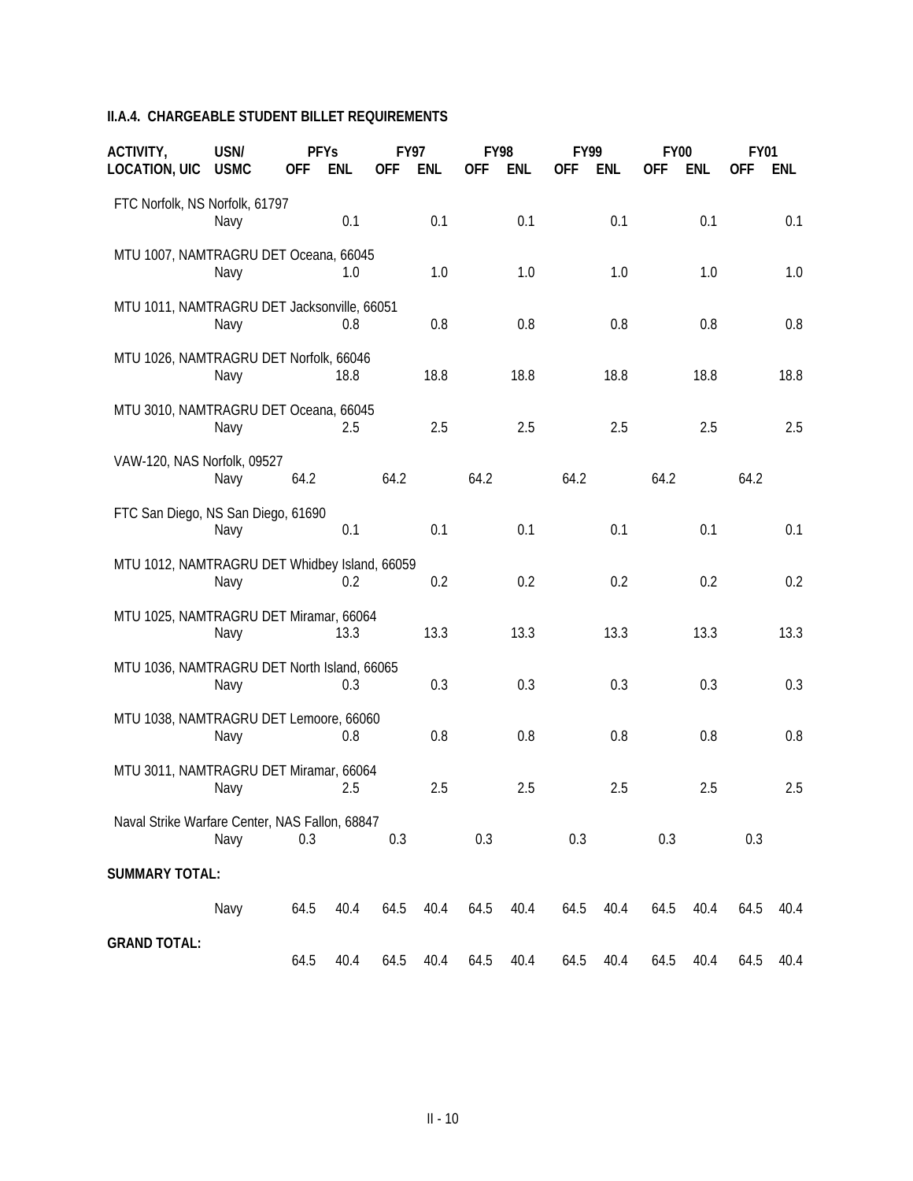**II.A.4. CHARGEABLE STUDENT BILLET REQUIREMENTS**

| ACTIVITY, LOCATION, UIC | USN/ USMC | PFYs OFF | PFYs ENL | FY97 OFF | FY97 ENL | FY98 OFF | FY98 ENL | FY99 OFF | FY99 ENL | FY00 OFF | FY00 ENL | FY01 OFF | FY01 ENL |
|---|---|---|---|---|---|---|---|---|---|---|---|---|---|
| FTC Norfolk, NS Norfolk, 61797 | Navy | | 0.1 | | 0.1 | | 0.1 | | 0.1 | | 0.1 | | 0.1 |
| MTU 1007, NAMTRAGRU DET Oceana, 66045 | Navy | | 1.0 | | 1.0 | | 1.0 | | 1.0 | | 1.0 | | 1.0 |
| MTU 1011, NAMTRAGRU DET Jacksonville, 66051 | Navy | | 0.8 | | 0.8 | | 0.8 | | 0.8 | | 0.8 | | 0.8 |
| MTU 1026, NAMTRAGRU DET Norfolk, 66046 | Navy | | 18.8 | | 18.8 | | 18.8 | | 18.8 | | 18.8 | | 18.8 |
| MTU 3010, NAMTRAGRU DET Oceana, 66045 | Navy | | 2.5 | | 2.5 | | 2.5 | | 2.5 | | 2.5 | | 2.5 |
| VAW-120, NAS Norfolk, 09527 | Navy | 64.2 | | 64.2 | | 64.2 | | 64.2 | | 64.2 | | 64.2 | |
| FTC San Diego, NS San Diego, 61690 | Navy | | 0.1 | | 0.1 | | 0.1 | | 0.1 | | 0.1 | | 0.1 |
| MTU 1012, NAMTRAGRU DET Whidbey Island, 66059 | Navy | | 0.2 | | 0.2 | | 0.2 | | 0.2 | | 0.2 | | 0.2 |
| MTU 1025, NAMTRAGRU DET Miramar, 66064 | Navy | | 13.3 | | 13.3 | | 13.3 | | 13.3 | | 13.3 | | 13.3 |
| MTU 1036, NAMTRAGRU DET North Island, 66065 | Navy | | 0.3 | | 0.3 | | 0.3 | | 0.3 | | 0.3 | | 0.3 |
| MTU 1038, NAMTRAGRU DET Lemoore, 66060 | Navy | | 0.8 | | 0.8 | | 0.8 | | 0.8 | | 0.8 | | 0.8 |
| MTU 3011, NAMTRAGRU DET Miramar, 66064 | Navy | | 2.5 | | 2.5 | | 2.5 | | 2.5 | | 2.5 | | 2.5 |
| Naval Strike Warfare Center, NAS Fallon, 68847 | Navy | 0.3 | | 0.3 | | 0.3 | | 0.3 | | 0.3 | | 0.3 | |
| **SUMMARY TOTAL:** | Navy | 64.5 | 40.4 | 64.5 | 40.4 | 64.5 | 40.4 | 64.5 | 40.4 | 64.5 | 40.4 | 64.5 | 40.4 |
| **GRAND TOTAL:** | | 64.5 | 40.4 | 64.5 | 40.4 | 64.5 | 40.4 | 64.5 | 40.4 | 64.5 | 40.4 | 64.5 | 40.4 |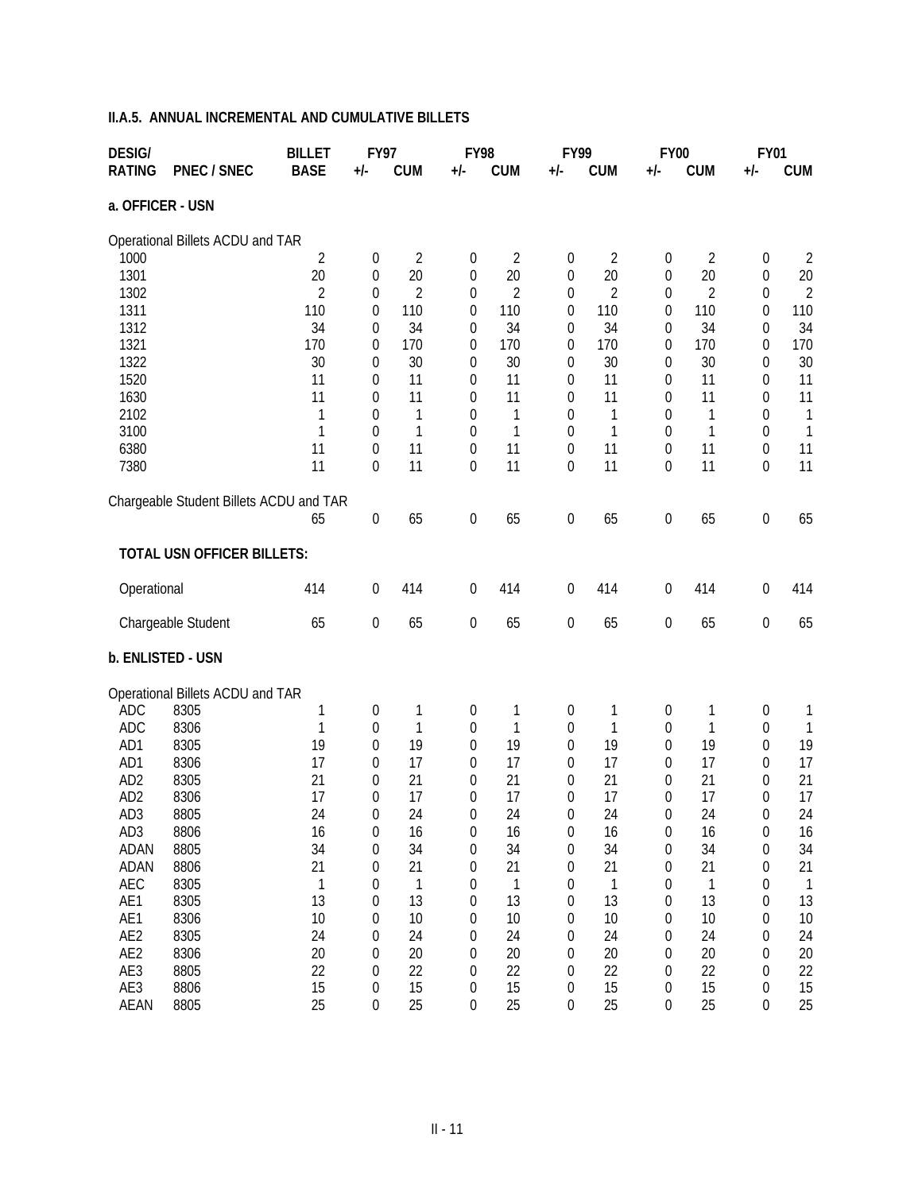**II.A.5. ANNUAL INCREMENTAL AND CUMULATIVE BILLETS**

| DESIG/ RATING | PNEC / SNEC | BILLET BASE | FY97 +/- | FY97 CUM | FY98 +/- | FY98 CUM | FY99 +/- | FY99 CUM | FY00 +/- | FY00 CUM | FY01 +/- | FY01 CUM |
|---|---|---|---|---|---|---|---|---|---|---|---|---|
| **a. OFFICER - USN** | | | | | | | | | | | | |
| Operational Billets ACDU and TAR | | | | | | | | | | | | |
| 1000 | | 2 | 0 | 2 | 0 | 2 | 0 | 2 | 0 | 2 | 0 | 2 |
| 1301 | | 20 | 0 | 20 | 0 | 20 | 0 | 20 | 0 | 20 | 0 | 20 |
| 1302 | | 2 | 0 | 2 | 0 | 2 | 0 | 2 | 0 | 2 | 0 | 2 |
| 1311 | | 110 | 0 | 110 | 0 | 110 | 0 | 110 | 0 | 110 | 0 | 110 |
| 1312 | | 34 | 0 | 34 | 0 | 34 | 0 | 34 | 0 | 34 | 0 | 34 |
| 1321 | | 170 | 0 | 170 | 0 | 170 | 0 | 170 | 0 | 170 | 0 | 170 |
| 1322 | | 30 | 0 | 30 | 0 | 30 | 0 | 30 | 0 | 30 | 0 | 30 |
| 1520 | | 11 | 0 | 11 | 0 | 11 | 0 | 11 | 0 | 11 | 0 | 11 |
| 1630 | | 11 | 0 | 11 | 0 | 11 | 0 | 11 | 0 | 11 | 0 | 11 |
| 2102 | | 1 | 0 | 1 | 0 | 1 | 0 | 1 | 0 | 1 | 0 | 1 |
| 3100 | | 1 | 0 | 1 | 0 | 1 | 0 | 1 | 0 | 1 | 0 | 1 |
| 6380 | | 11 | 0 | 11 | 0 | 11 | 0 | 11 | 0 | 11 | 0 | 11 |
| 7380 | | 11 | 0 | 11 | 0 | 11 | 0 | 11 | 0 | 11 | 0 | 11 |
| Chargeable Student Billets ACDU and TAR | | | | | | | | | | | | |
| | | 65 | 0 | 65 | 0 | 65 | 0 | 65 | 0 | 65 | 0 | 65 |
| **TOTAL USN OFFICER BILLETS:** | | | | | | | | | | | | |
| Operational | | 414 | 0 | 414 | 0 | 414 | 0 | 414 | 0 | 414 | 0 | 414 |
| Chargeable Student | | 65 | 0 | 65 | 0 | 65 | 0 | 65 | 0 | 65 | 0 | 65 |
| **b. ENLISTED - USN** | | | | | | | | | | | | |
| Operational Billets ACDU and TAR | | | | | | | | | | | | |
| ADC | 8305 | 1 | 0 | 1 | 0 | 1 | 0 | 1 | 0 | 1 | 0 | 1 |
| ADC | 8306 | 1 | 0 | 1 | 0 | 1 | 0 | 1 | 0 | 1 | 0 | 1 |
| AD1 | 8305 | 19 | 0 | 19 | 0 | 19 | 0 | 19 | 0 | 19 | 0 | 19 |
| AD1 | 8306 | 17 | 0 | 17 | 0 | 17 | 0 | 17 | 0 | 17 | 0 | 17 |
| AD2 | 8305 | 21 | 0 | 21 | 0 | 21 | 0 | 21 | 0 | 21 | 0 | 21 |
| AD2 | 8306 | 17 | 0 | 17 | 0 | 17 | 0 | 17 | 0 | 17 | 0 | 17 |
| AD3 | 8805 | 24 | 0 | 24 | 0 | 24 | 0 | 24 | 0 | 24 | 0 | 24 |
| AD3 | 8806 | 16 | 0 | 16 | 0 | 16 | 0 | 16 | 0 | 16 | 0 | 16 |
| ADAN | 8805 | 34 | 0 | 34 | 0 | 34 | 0 | 34 | 0 | 34 | 0 | 34 |
| ADAN | 8806 | 21 | 0 | 21 | 0 | 21 | 0 | 21 | 0 | 21 | 0 | 21 |
| AEC | 8305 | 1 | 0 | 1 | 0 | 1 | 0 | 1 | 0 | 1 | 0 | 1 |
| AE1 | 8305 | 13 | 0 | 13 | 0 | 13 | 0 | 13 | 0 | 13 | 0 | 13 |
| AE1 | 8306 | 10 | 0 | 10 | 0 | 10 | 0 | 10 | 0 | 10 | 0 | 10 |
| AE2 | 8305 | 24 | 0 | 24 | 0 | 24 | 0 | 24 | 0 | 24 | 0 | 24 |
| AE2 | 8306 | 20 | 0 | 20 | 0 | 20 | 0 | 20 | 0 | 20 | 0 | 20 |
| AE3 | 8805 | 22 | 0 | 22 | 0 | 22 | 0 | 22 | 0 | 22 | 0 | 22 |
| AE3 | 8806 | 15 | 0 | 15 | 0 | 15 | 0 | 15 | 0 | 15 | 0 | 15 |
| AEAN | 8805 | 25 | 0 | 25 | 0 | 25 | 0 | 25 | 0 | 25 | 0 | 25 |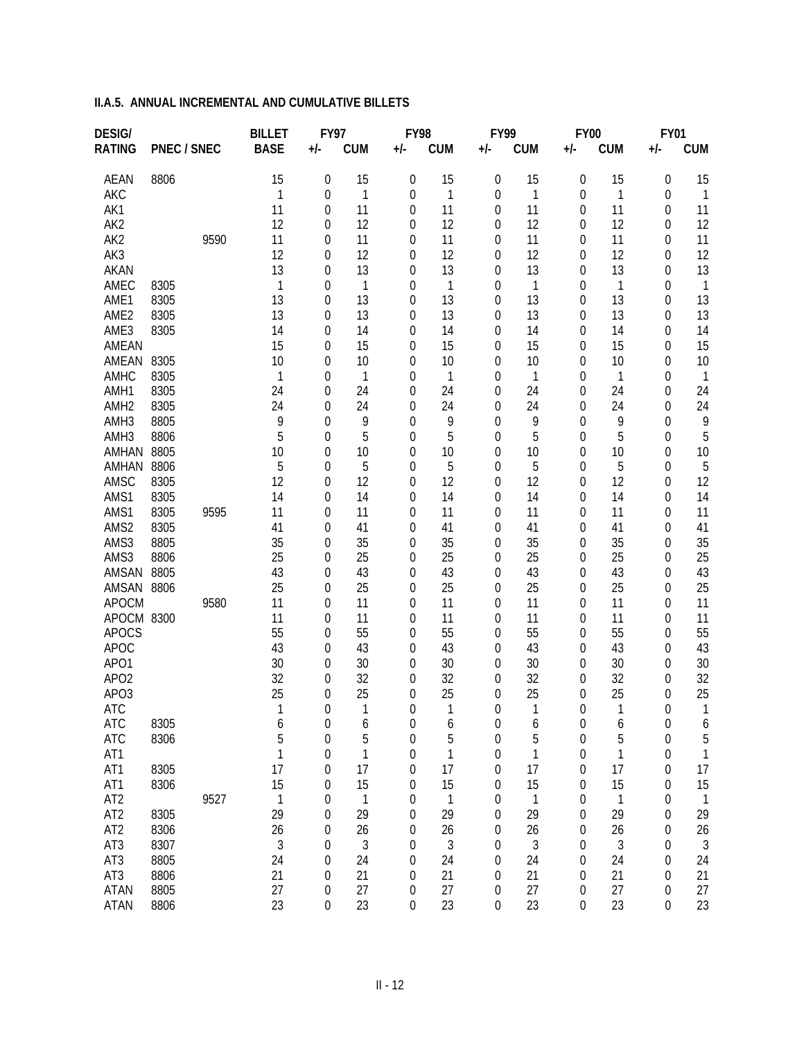### II.A.5. ANNUAL INCREMENTAL AND CUMULATIVE BILLETS

| DESIG/ RATING | PNEC | SNEC | BILLET BASE | FY97 +/- | FY97 CUM | FY98 +/- | FY98 CUM | FY99 +/- | FY99 CUM | FY00 +/- | FY00 CUM | FY01 +/- | FY01 CUM |
|---|---|---|---|---|---|---|---|---|---|---|---|---|---|
| AEAN | 8806 | | 15 | 0 | 15 | 0 | 15 | 0 | 15 | 0 | 15 | 0 | 15 |
| AKC | | | 1 | 0 | 1 | 0 | 1 | 0 | 1 | 0 | 1 | 0 | 1 |
| AK1 | | | 11 | 0 | 11 | 0 | 11 | 0 | 11 | 0 | 11 | 0 | 11 |
| AK2 | | | 12 | 0 | 12 | 0 | 12 | 0 | 12 | 0 | 12 | 0 | 12 |
| AK2 | | 9590 | 11 | 0 | 11 | 0 | 11 | 0 | 11 | 0 | 11 | 0 | 11 |
| AK3 | | | 12 | 0 | 12 | 0 | 12 | 0 | 12 | 0 | 12 | 0 | 12 |
| AKAN | | | 13 | 0 | 13 | 0 | 13 | 0 | 13 | 0 | 13 | 0 | 13 |
| AMEC | 8305 | | 1 | 0 | 1 | 0 | 1 | 0 | 1 | 0 | 1 | 0 | 1 |
| AME1 | 8305 | | 13 | 0 | 13 | 0 | 13 | 0 | 13 | 0 | 13 | 0 | 13 |
| AME2 | 8305 | | 13 | 0 | 13 | 0 | 13 | 0 | 13 | 0 | 13 | 0 | 13 |
| AME3 | 8305 | | 14 | 0 | 14 | 0 | 14 | 0 | 14 | 0 | 14 | 0 | 14 |
| AMEAN | | | 15 | 0 | 15 | 0 | 15 | 0 | 15 | 0 | 15 | 0 | 15 |
| AMEAN | 8305 | | 10 | 0 | 10 | 0 | 10 | 0 | 10 | 0 | 10 | 0 | 10 |
| AMHC | 8305 | | 1 | 0 | 1 | 0 | 1 | 0 | 1 | 0 | 1 | 0 | 1 |
| AMH1 | 8305 | | 24 | 0 | 24 | 0 | 24 | 0 | 24 | 0 | 24 | 0 | 24 |
| AMH2 | 8305 | | 24 | 0 | 24 | 0 | 24 | 0 | 24 | 0 | 24 | 0 | 24 |
| AMH3 | 8805 | | 9 | 0 | 9 | 0 | 9 | 0 | 9 | 0 | 9 | 0 | 9 |
| AMH3 | 8806 | | 5 | 0 | 5 | 0 | 5 | 0 | 5 | 0 | 5 | 0 | 5 |
| AMHAN | 8805 | | 10 | 0 | 10 | 0 | 10 | 0 | 10 | 0 | 10 | 0 | 10 |
| AMHAN | 8806 | | 5 | 0 | 5 | 0 | 5 | 0 | 5 | 0 | 5 | 0 | 5 |
| AMSC | 8305 | | 12 | 0 | 12 | 0 | 12 | 0 | 12 | 0 | 12 | 0 | 12 |
| AMS1 | 8305 | | 14 | 0 | 14 | 0 | 14 | 0 | 14 | 0 | 14 | 0 | 14 |
| AMS1 | 8305 | 9595 | 11 | 0 | 11 | 0 | 11 | 0 | 11 | 0 | 11 | 0 | 11 |
| AMS2 | 8305 | | 41 | 0 | 41 | 0 | 41 | 0 | 41 | 0 | 41 | 0 | 41 |
| AMS3 | 8805 | | 35 | 0 | 35 | 0 | 35 | 0 | 35 | 0 | 35 | 0 | 35 |
| AMS3 | 8806 | | 25 | 0 | 25 | 0 | 25 | 0 | 25 | 0 | 25 | 0 | 25 |
| AMSAN | 8805 | | 43 | 0 | 43 | 0 | 43 | 0 | 43 | 0 | 43 | 0 | 43 |
| AMSAN | 8806 | | 25 | 0 | 25 | 0 | 25 | 0 | 25 | 0 | 25 | 0 | 25 |
| APOCM | | 9580 | 11 | 0 | 11 | 0 | 11 | 0 | 11 | 0 | 11 | 0 | 11 |
| APOCM | 8300 | | 11 | 0 | 11 | 0 | 11 | 0 | 11 | 0 | 11 | 0 | 11 |
| APOCS | | | 55 | 0 | 55 | 0 | 55 | 0 | 55 | 0 | 55 | 0 | 55 |
| APOC | | | 43 | 0 | 43 | 0 | 43 | 0 | 43 | 0 | 43 | 0 | 43 |
| APO1 | | | 30 | 0 | 30 | 0 | 30 | 0 | 30 | 0 | 30 | 0 | 30 |
| APO2 | | | 32 | 0 | 32 | 0 | 32 | 0 | 32 | 0 | 32 | 0 | 32 |
| APO3 | | | 25 | 0 | 25 | 0 | 25 | 0 | 25 | 0 | 25 | 0 | 25 |
| ATC | | | 1 | 0 | 1 | 0 | 1 | 0 | 1 | 0 | 1 | 0 | 1 |
| ATC | 8305 | | 6 | 0 | 6 | 0 | 6 | 0 | 6 | 0 | 6 | 0 | 6 |
| ATC | 8306 | | 5 | 0 | 5 | 0 | 5 | 0 | 5 | 0 | 5 | 0 | 5 |
| AT1 | | | 1 | 0 | 1 | 0 | 1 | 0 | 1 | 0 | 1 | 0 | 1 |
| AT1 | 8305 | | 17 | 0 | 17 | 0 | 17 | 0 | 17 | 0 | 17 | 0 | 17 |
| AT1 | 8306 | | 15 | 0 | 15 | 0 | 15 | 0 | 15 | 0 | 15 | 0 | 15 |
| AT2 | | 9527 | 1 | 0 | 1 | 0 | 1 | 0 | 1 | 0 | 1 | 0 | 1 |
| AT2 | 8305 | | 29 | 0 | 29 | 0 | 29 | 0 | 29 | 0 | 29 | 0 | 29 |
| AT2 | 8306 | | 26 | 0 | 26 | 0 | 26 | 0 | 26 | 0 | 26 | 0 | 26 |
| AT3 | 8307 | | 3 | 0 | 3 | 0 | 3 | 0 | 3 | 0 | 3 | 0 | 3 |
| AT3 | 8805 | | 24 | 0 | 24 | 0 | 24 | 0 | 24 | 0 | 24 | 0 | 24 |
| AT3 | 8806 | | 21 | 0 | 21 | 0 | 21 | 0 | 21 | 0 | 21 | 0 | 21 |
| ATAN | 8805 | | 27 | 0 | 27 | 0 | 27 | 0 | 27 | 0 | 27 | 0 | 27 |
| ATAN | 8806 | | 23 | 0 | 23 | 0 | 23 | 0 | 23 | 0 | 23 | 0 | 23 |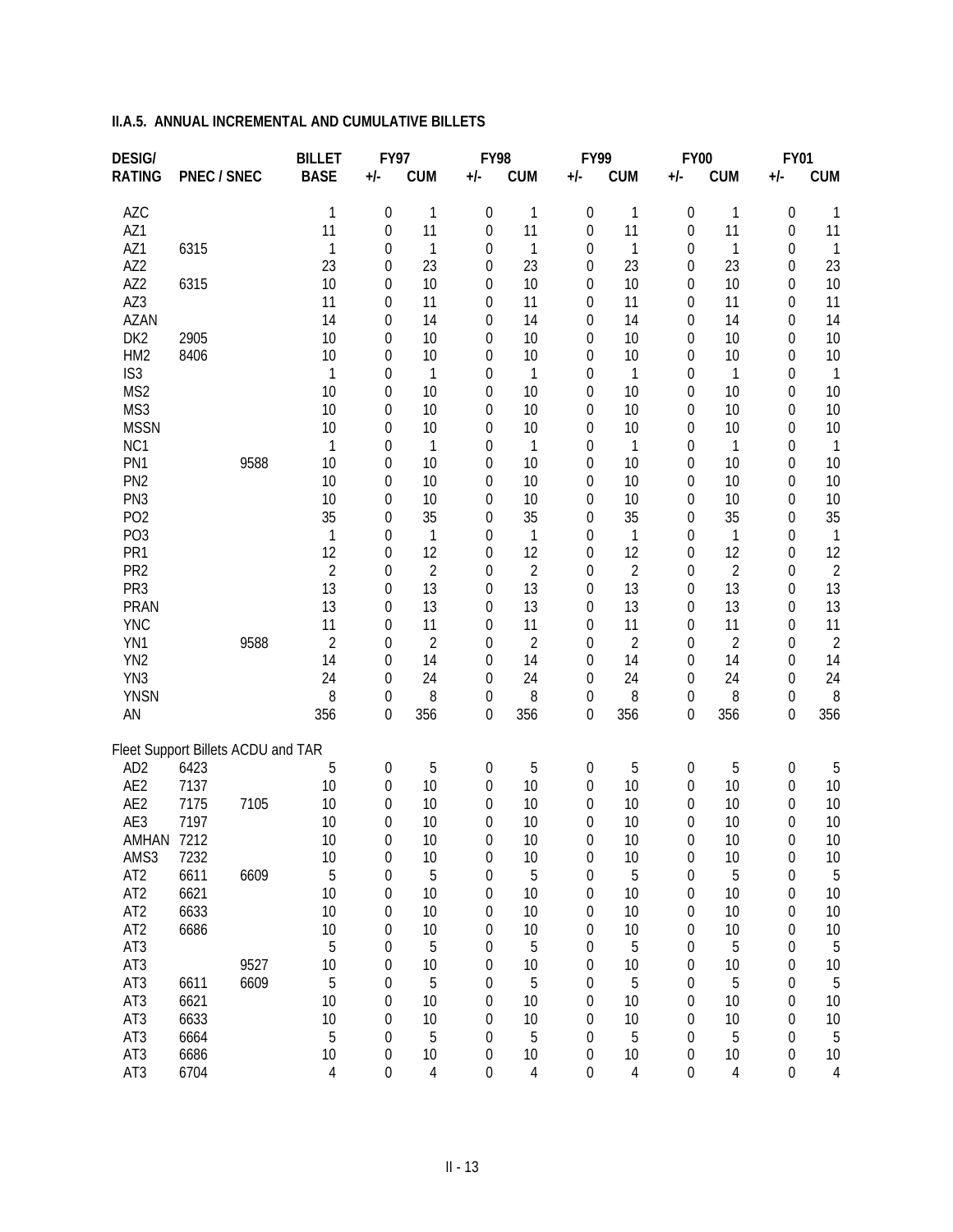**II.A.5. ANNUAL INCREMENTAL AND CUMULATIVE BILLETS**

| DESIG/ RATING | PNEC / SNEC | | BILLET BASE | FY97 +/- | FY97 CUM | FY98 +/- | FY98 CUM | FY99 +/- | FY99 CUM | FY00 +/- | FY00 CUM | FY01 +/- | FY01 CUM |
|---|---|---|---|---|---|---|---|---|---|---|---|---|---|
| AZC | | | 1 | 0 | 1 | 0 | 1 | 0 | 1 | 0 | 1 | 0 | 1 |
| AZ1 | | | 11 | 0 | 11 | 0 | 11 | 0 | 11 | 0 | 11 | 0 | 11 |
| AZ1 | 6315 | | 1 | 0 | 1 | 0 | 1 | 0 | 1 | 0 | 1 | 0 | 1 |
| AZ2 | | | 23 | 0 | 23 | 0 | 23 | 0 | 23 | 0 | 23 | 0 | 23 |
| AZ2 | 6315 | | 10 | 0 | 10 | 0 | 10 | 0 | 10 | 0 | 10 | 0 | 10 |
| AZ3 | | | 11 | 0 | 11 | 0 | 11 | 0 | 11 | 0 | 11 | 0 | 11 |
| AZAN | | | 14 | 0 | 14 | 0 | 14 | 0 | 14 | 0 | 14 | 0 | 14 |
| DK2 | 2905 | | 10 | 0 | 10 | 0 | 10 | 0 | 10 | 0 | 10 | 0 | 10 |
| HM2 | 8406 | | 10 | 0 | 10 | 0 | 10 | 0 | 10 | 0 | 10 | 0 | 10 |
| IS3 | | | 1 | 0 | 1 | 0 | 1 | 0 | 1 | 0 | 1 | 0 | 1 |
| MS2 | | | 10 | 0 | 10 | 0 | 10 | 0 | 10 | 0 | 10 | 0 | 10 |
| MS3 | | | 10 | 0 | 10 | 0 | 10 | 0 | 10 | 0 | 10 | 0 | 10 |
| MSSN | | | 10 | 0 | 10 | 0 | 10 | 0 | 10 | 0 | 10 | 0 | 10 |
| NC1 | | | 1 | 0 | 1 | 0 | 1 | 0 | 1 | 0 | 1 | 0 | 1 |
| PN1 | | 9588 | 10 | 0 | 10 | 0 | 10 | 0 | 10 | 0 | 10 | 0 | 10 |
| PN2 | | | 10 | 0 | 10 | 0 | 10 | 0 | 10 | 0 | 10 | 0 | 10 |
| PN3 | | | 10 | 0 | 10 | 0 | 10 | 0 | 10 | 0 | 10 | 0 | 10 |
| PO2 | | | 35 | 0 | 35 | 0 | 35 | 0 | 35 | 0 | 35 | 0 | 35 |
| PO3 | | | 1 | 0 | 1 | 0 | 1 | 0 | 1 | 0 | 1 | 0 | 1 |
| PR1 | | | 12 | 0 | 12 | 0 | 12 | 0 | 12 | 0 | 12 | 0 | 12 |
| PR2 | | | 2 | 0 | 2 | 0 | 2 | 0 | 2 | 0 | 2 | 0 | 2 |
| PR3 | | | 13 | 0 | 13 | 0 | 13 | 0 | 13 | 0 | 13 | 0 | 13 |
| PRAN | | | 13 | 0 | 13 | 0 | 13 | 0 | 13 | 0 | 13 | 0 | 13 |
| YNC | | | 11 | 0 | 11 | 0 | 11 | 0 | 11 | 0 | 11 | 0 | 11 |
| YN1 | | 9588 | 2 | 0 | 2 | 0 | 2 | 0 | 2 | 0 | 2 | 0 | 2 |
| YN2 | | | 14 | 0 | 14 | 0 | 14 | 0 | 14 | 0 | 14 | 0 | 14 |
| YN3 | | | 24 | 0 | 24 | 0 | 24 | 0 | 24 | 0 | 24 | 0 | 24 |
| YNSN | | | 8 | 0 | 8 | 0 | 8 | 0 | 8 | 0 | 8 | 0 | 8 |
| AN | | | 356 | 0 | 356 | 0 | 356 | 0 | 356 | 0 | 356 | 0 | 356 |
| Fleet Support Billets ACDU and TAR | | | | | | | | | | | | | |
| AD2 | 6423 | | 5 | 0 | 5 | 0 | 5 | 0 | 5 | 0 | 5 | 0 | 5 |
| AE2 | 7137 | | 10 | 0 | 10 | 0 | 10 | 0 | 10 | 0 | 10 | 0 | 10 |
| AE2 | 7175 | 7105 | 10 | 0 | 10 | 0 | 10 | 0 | 10 | 0 | 10 | 0 | 10 |
| AE3 | 7197 | | 10 | 0 | 10 | 0 | 10 | 0 | 10 | 0 | 10 | 0 | 10 |
| AMHAN | 7212 | | 10 | 0 | 10 | 0 | 10 | 0 | 10 | 0 | 10 | 0 | 10 |
| AMS3 | 7232 | | 10 | 0 | 10 | 0 | 10 | 0 | 10 | 0 | 10 | 0 | 10 |
| AT2 | 6611 | 6609 | 5 | 0 | 5 | 0 | 5 | 0 | 5 | 0 | 5 | 0 | 5 |
| AT2 | 6621 | | 10 | 0 | 10 | 0 | 10 | 0 | 10 | 0 | 10 | 0 | 10 |
| AT2 | 6633 | | 10 | 0 | 10 | 0 | 10 | 0 | 10 | 0 | 10 | 0 | 10 |
| AT2 | 6686 | | 10 | 0 | 10 | 0 | 10 | 0 | 10 | 0 | 10 | 0 | 10 |
| AT3 | | | 5 | 0 | 5 | 0 | 5 | 0 | 5 | 0 | 5 | 0 | 5 |
| AT3 | | 9527 | 10 | 0 | 10 | 0 | 10 | 0 | 10 | 0 | 10 | 0 | 10 |
| AT3 | 6611 | 6609 | 5 | 0 | 5 | 0 | 5 | 0 | 5 | 0 | 5 | 0 | 5 |
| AT3 | 6621 | | 10 | 0 | 10 | 0 | 10 | 0 | 10 | 0 | 10 | 0 | 10 |
| AT3 | 6633 | | 10 | 0 | 10 | 0 | 10 | 0 | 10 | 0 | 10 | 0 | 10 |
| AT3 | 6664 | | 5 | 0 | 5 | 0 | 5 | 0 | 5 | 0 | 5 | 0 | 5 |
| AT3 | 6686 | | 10 | 0 | 10 | 0 | 10 | 0 | 10 | 0 | 10 | 0 | 10 |
| AT3 | 6704 | | 4 | 0 | 4 | 0 | 4 | 0 | 4 | 0 | 4 | 0 | 4 |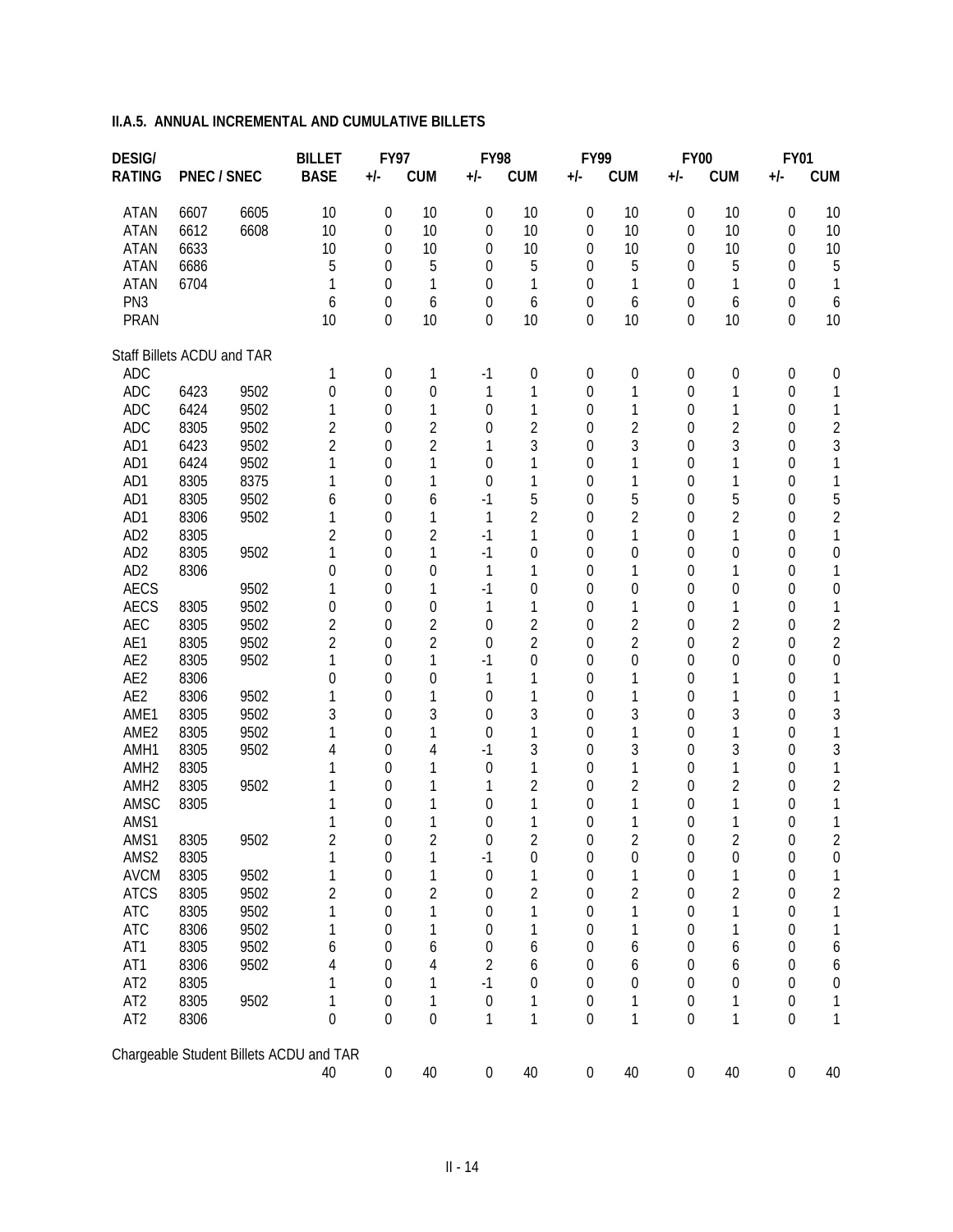**II.A.5. ANNUAL INCREMENTAL AND CUMULATIVE BILLETS**

| DESIG/ RATING | PNEC / SNEC | | BILLET BASE | FY97 +/- | FY97 CUM | FY98 +/- | FY98 CUM | FY99 +/- | FY99 CUM | FY00 +/- | FY00 CUM | FY01 +/- | FY01 CUM |
|---|---|---|---|---|---|---|---|---|---|---|---|---|---|
| ATAN | 6607 | 6605 | 10 | 0 | 10 | 0 | 10 | 0 | 10 | 0 | 10 | 0 | 10 |
| ATAN | 6612 | 6608 | 10 | 0 | 10 | 0 | 10 | 0 | 10 | 0 | 10 | 0 | 10 |
| ATAN | 6633 | | 10 | 0 | 10 | 0 | 10 | 0 | 10 | 0 | 10 | 0 | 10 |
| ATAN | 6686 | | 5 | 0 | 5 | 0 | 5 | 0 | 5 | 0 | 5 | 0 | 5 |
| ATAN | 6704 | | 1 | 0 | 1 | 0 | 1 | 0 | 1 | 0 | 1 | 0 | 1 |
| PN3 | | | 6 | 0 | 6 | 0 | 6 | 0 | 6 | 0 | 6 | 0 | 6 |
| PRAN | | | 10 | 0 | 10 | 0 | 10 | 0 | 10 | 0 | 10 | 0 | 10 |
| Staff Billets ACDU and TAR | | | | | | | | | | | | | |
| ADC | | | 1 | 0 | 1 | -1 | 0 | 0 | 0 | 0 | 0 | 0 | 0 |
| ADC | 6423 | 9502 | 0 | 0 | 0 | 1 | 1 | 0 | 1 | 0 | 1 | 0 | 1 |
| ADC | 6424 | 9502 | 1 | 0 | 1 | 0 | 1 | 0 | 1 | 0 | 1 | 0 | 1 |
| ADC | 8305 | 9502 | 2 | 0 | 2 | 0 | 2 | 0 | 2 | 0 | 2 | 0 | 2 |
| AD1 | 6423 | 9502 | 2 | 0 | 2 | 1 | 3 | 0 | 3 | 0 | 3 | 0 | 3 |
| AD1 | 6424 | 9502 | 1 | 0 | 1 | 0 | 1 | 0 | 1 | 0 | 1 | 0 | 1 |
| AD1 | 8305 | 8375 | 1 | 0 | 1 | 0 | 1 | 0 | 1 | 0 | 1 | 0 | 1 |
| AD1 | 8305 | 9502 | 6 | 0 | 6 | -1 | 5 | 0 | 5 | 0 | 5 | 0 | 5 |
| AD1 | 8306 | 9502 | 1 | 0 | 1 | 1 | 2 | 0 | 2 | 0 | 2 | 0 | 2 |
| AD2 | 8305 | | 2 | 0 | 2 | -1 | 1 | 0 | 1 | 0 | 1 | 0 | 1 |
| AD2 | 8305 | 9502 | 1 | 0 | 1 | -1 | 0 | 0 | 0 | 0 | 0 | 0 | 0 |
| AD2 | 8306 | | 0 | 0 | 0 | 1 | 1 | 0 | 1 | 0 | 1 | 0 | 1 |
| AECS | | 9502 | 1 | 0 | 1 | -1 | 0 | 0 | 0 | 0 | 0 | 0 | 0 |
| AECS | 8305 | 9502 | 0 | 0 | 0 | 1 | 1 | 0 | 1 | 0 | 1 | 0 | 1 |
| AEC | 8305 | 9502 | 2 | 0 | 2 | 0 | 2 | 0 | 2 | 0 | 2 | 0 | 2 |
| AE1 | 8305 | 9502 | 2 | 0 | 2 | 0 | 2 | 0 | 2 | 0 | 2 | 0 | 2 |
| AE2 | 8305 | 9502 | 1 | 0 | 1 | -1 | 0 | 0 | 0 | 0 | 0 | 0 | 0 |
| AE2 | 8306 | | 0 | 0 | 0 | 1 | 1 | 0 | 1 | 0 | 1 | 0 | 1 |
| AE2 | 8306 | 9502 | 1 | 0 | 1 | 0 | 1 | 0 | 1 | 0 | 1 | 0 | 1 |
| AME1 | 8305 | 9502 | 3 | 0 | 3 | 0 | 3 | 0 | 3 | 0 | 3 | 0 | 3 |
| AME2 | 8305 | 9502 | 1 | 0 | 1 | 0 | 1 | 0 | 1 | 0 | 1 | 0 | 1 |
| AMH1 | 8305 | 9502 | 4 | 0 | 4 | -1 | 3 | 0 | 3 | 0 | 3 | 0 | 3 |
| AMH2 | 8305 | | 1 | 0 | 1 | 0 | 1 | 0 | 1 | 0 | 1 | 0 | 1 |
| AMH2 | 8305 | 9502 | 1 | 0 | 1 | 1 | 2 | 0 | 2 | 0 | 2 | 0 | 2 |
| AMSC | 8305 | | 1 | 0 | 1 | 0 | 1 | 0 | 1 | 0 | 1 | 0 | 1 |
| AMS1 | | | 1 | 0 | 1 | 0 | 1 | 0 | 1 | 0 | 1 | 0 | 1 |
| AMS1 | 8305 | 9502 | 2 | 0 | 2 | 0 | 2 | 0 | 2 | 0 | 2 | 0 | 2 |
| AMS2 | 8305 | | 1 | 0 | 1 | -1 | 0 | 0 | 0 | 0 | 0 | 0 | 0 |
| AVCM | 8305 | 9502 | 1 | 0 | 1 | 0 | 1 | 0 | 1 | 0 | 1 | 0 | 1 |
| ATCS | 8305 | 9502 | 2 | 0 | 2 | 0 | 2 | 0 | 2 | 0 | 2 | 0 | 2 |
| ATC | 8305 | 9502 | 1 | 0 | 1 | 0 | 1 | 0 | 1 | 0 | 1 | 0 | 1 |
| ATC | 8306 | 9502 | 1 | 0 | 1 | 0 | 1 | 0 | 1 | 0 | 1 | 0 | 1 |
| AT1 | 8305 | 9502 | 6 | 0 | 6 | 0 | 6 | 0 | 6 | 0 | 6 | 0 | 6 |
| AT1 | 8306 | 9502 | 4 | 0 | 4 | 2 | 6 | 0 | 6 | 0 | 6 | 0 | 6 |
| AT2 | 8305 | | 1 | 0 | 1 | -1 | 0 | 0 | 0 | 0 | 0 | 0 | 0 |
| AT2 | 8305 | 9502 | 1 | 0 | 1 | 0 | 1 | 0 | 1 | 0 | 1 | 0 | 1 |
| AT2 | 8306 | | 0 | 0 | 0 | 1 | 1 | 0 | 1 | 0 | 1 | 0 | 1 |
| Chargeable Student Billets ACDU and TAR | | | | | | | | | | | | | |
| | | | 40 | 0 | 40 | 0 | 40 | 0 | 40 | 0 | 40 | 0 | 40 |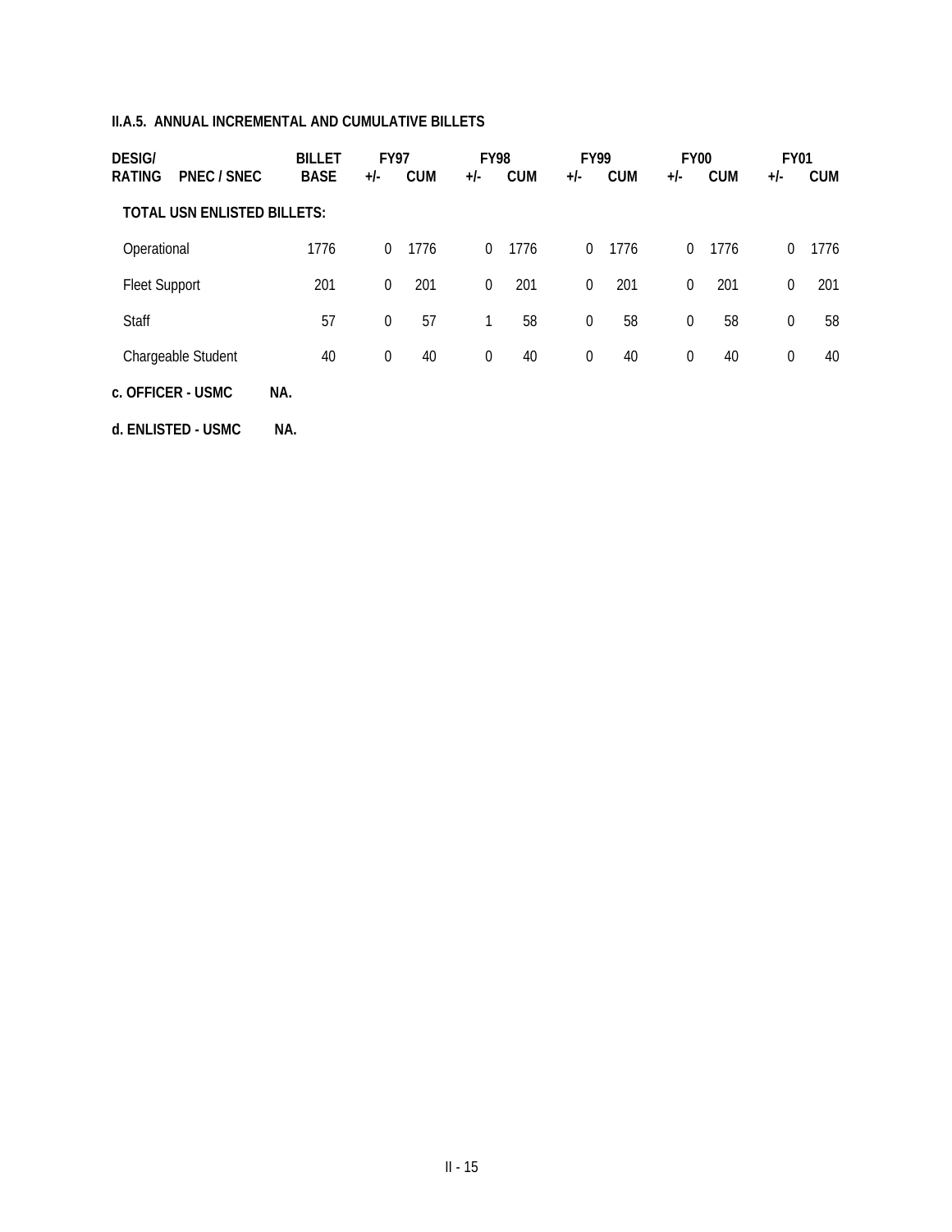**II.A.5. ANNUAL INCREMENTAL AND CUMULATIVE BILLETS**

| DESIG/ RATING | PNEC / SNEC | BILLET BASE | FY97 +/- | FY97 CUM | FY98 +/- | FY98 CUM | FY99 +/- | FY99 CUM | FY00 +/- | FY00 CUM | FY01 +/- | FY01 CUM |
|---|---|---|---|---|---|---|---|---|---|---|---|---|
| **TOTAL USN ENLISTED BILLETS:** | | | | | | | | | | | | |
| Operational | | 1776 | 0 | 1776 | 0 | 1776 | 0 | 1776 | 0 | 1776 | 0 | 1776 |
| Fleet Support | | 201 | 0 | 201 | 0 | 201 | 0 | 201 | 0 | 201 | 0 | 201 |
| Staff | | 57 | 0 | 57 | 1 | 58 | 0 | 58 | 0 | 58 | 0 | 58 |
| Chargeable Student | | 40 | 0 | 40 | 0 | 40 | 0 | 40 | 0 | 40 | 0 | 40 |

**c. OFFICER - USMC** NA.

**d. ENLISTED - USMC** NA.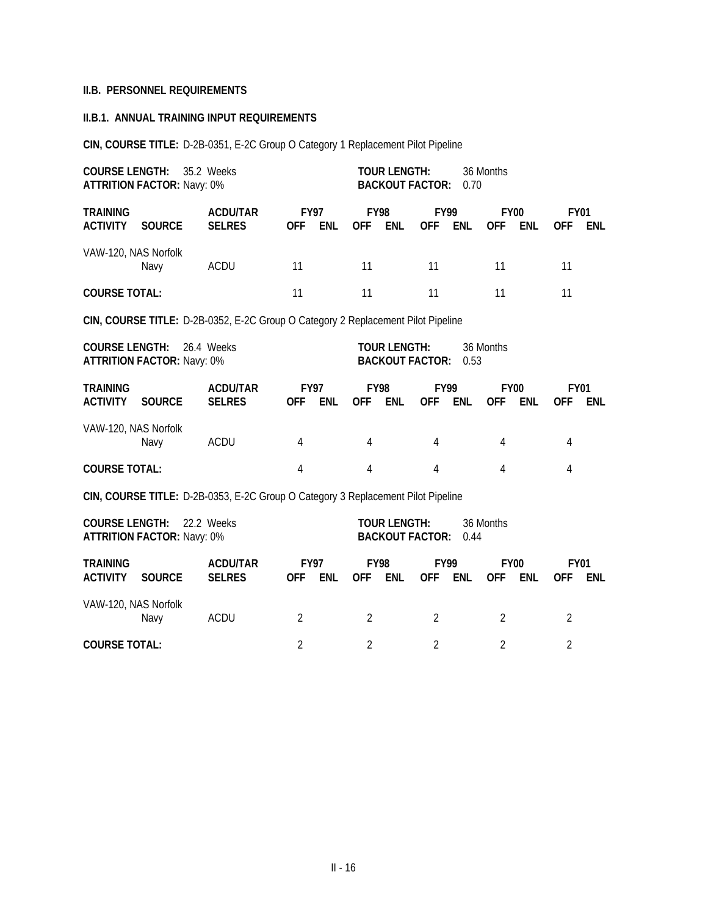**II.B. PERSONNEL REQUIREMENTS**

**II.B.1. ANNUAL TRAINING INPUT REQUIREMENTS**

**CIN, COURSE TITLE:** D-2B-0351, E-2C Group O Category 1 Replacement Pilot Pipeline

**COURSE LENGTH:** 35.2 Weeks
**ATTRITION FACTOR:** Navy: 0%
**TOUR LENGTH:** 36 Months
**BACKOUT FACTOR:** 0.70

| TRAINING ACTIVITY | SOURCE | ACDU/TAR SELRES | FY97 OFF | FY97 ENL | FY98 OFF | FY98 ENL | FY99 OFF | FY99 ENL | FY00 OFF | FY00 ENL | FY01 OFF | FY01 ENL |
|---|---|---|---|---|---|---|---|---|---|---|---|---|
| VAW-120, NAS Norfolk | | | | | | | | | | | | |
| | Navy | ACDU | 11 | | 11 | | 11 | | 11 | | 11 | |
| **COURSE TOTAL:** | | | 11 | | 11 | | 11 | | 11 | | 11 | |

**CIN, COURSE TITLE:** D-2B-0352, E-2C Group O Category 2 Replacement Pilot Pipeline

**COURSE LENGTH:** 26.4 Weeks
**ATTRITION FACTOR:** Navy: 0%
**TOUR LENGTH:** 36 Months
**BACKOUT FACTOR:** 0.53

| TRAINING ACTIVITY | SOURCE | ACDU/TAR SELRES | FY97 OFF | FY97 ENL | FY98 OFF | FY98 ENL | FY99 OFF | FY99 ENL | FY00 OFF | FY00 ENL | FY01 OFF | FY01 ENL |
|---|---|---|---|---|---|---|---|---|---|---|---|---|
| VAW-120, NAS Norfolk | | | | | | | | | | | | |
| | Navy | ACDU | 4 | | 4 | | 4 | | 4 | | 4 | |
| **COURSE TOTAL:** | | | 4 | | 4 | | 4 | | 4 | | 4 | |

**CIN, COURSE TITLE:** D-2B-0353, E-2C Group O Category 3 Replacement Pilot Pipeline

**COURSE LENGTH:** 22.2 Weeks
**ATTRITION FACTOR:** Navy: 0%
**TOUR LENGTH:** 36 Months
**BACKOUT FACTOR:** 0.44

| TRAINING ACTIVITY | SOURCE | ACDU/TAR SELRES | FY97 OFF | FY97 ENL | FY98 OFF | FY98 ENL | FY99 OFF | FY99 ENL | FY00 OFF | FY00 ENL | FY01 OFF | FY01 ENL |
|---|---|---|---|---|---|---|---|---|---|---|---|---|
| VAW-120, NAS Norfolk | | | | | | | | | | | | |
| | Navy | ACDU | 2 | | 2 | | 2 | | 2 | | 2 | |
| **COURSE TOTAL:** | | | 2 | | 2 | | 2 | | 2 | | 2 | |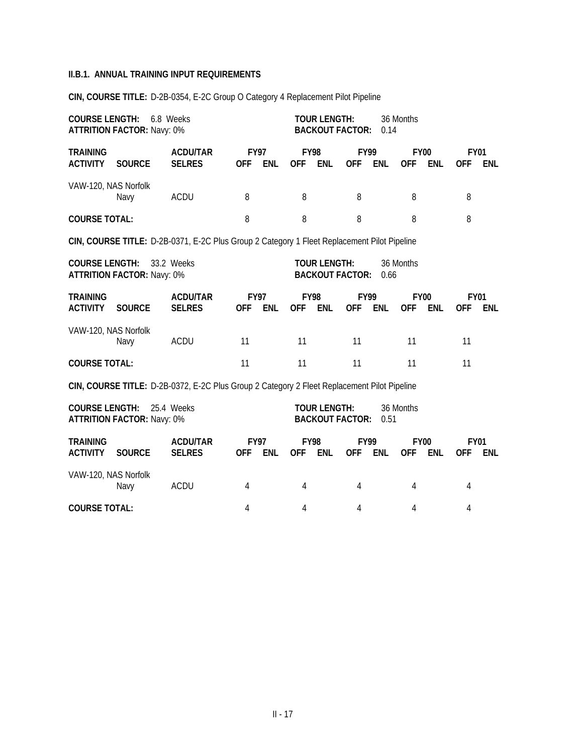**II.B.1. ANNUAL TRAINING INPUT REQUIREMENTS**

**CIN, COURSE TITLE:** D-2B-0354, E-2C Group O Category 4 Replacement Pilot Pipeline

**COURSE LENGTH:** 6.8 Weeks
**ATTRITION FACTOR:** Navy: 0%
**TOUR LENGTH:** 36 Months
**BACKOUT FACTOR:** 0.14

| TRAINING ACTIVITY | SOURCE | ACDU/TAR SELRES | FY97 OFF | FY97 ENL | FY98 OFF | FY98 ENL | FY99 OFF | FY99 ENL | FY00 OFF | FY00 ENL | FY01 OFF | FY01 ENL |
|---|---|---|---|---|---|---|---|---|---|---|---|---|
| VAW-120, NAS Norfolk | Navy | ACDU | 8 | | 8 | | 8 | | 8 | | 8 | |
| **COURSE TOTAL:** | | | 8 | | 8 | | 8 | | 8 | | 8 | |

**CIN, COURSE TITLE:** D-2B-0371, E-2C Plus Group 2 Category 1 Fleet Replacement Pilot Pipeline

**COURSE LENGTH:** 33.2 Weeks
**ATTRITION FACTOR:** Navy: 0%
**TOUR LENGTH:** 36 Months
**BACKOUT FACTOR:** 0.66

| TRAINING ACTIVITY | SOURCE | ACDU/TAR SELRES | FY97 OFF | FY97 ENL | FY98 OFF | FY98 ENL | FY99 OFF | FY99 ENL | FY00 OFF | FY00 ENL | FY01 OFF | FY01 ENL |
|---|---|---|---|---|---|---|---|---|---|---|---|---|
| VAW-120, NAS Norfolk | Navy | ACDU | 11 | | 11 | | 11 | | 11 | | 11 | |
| **COURSE TOTAL:** | | | 11 | | 11 | | 11 | | 11 | | 11 | |

**CIN, COURSE TITLE:** D-2B-0372, E-2C Plus Group 2 Category 2 Fleet Replacement Pilot Pipeline

**COURSE LENGTH:** 25.4 Weeks
**ATTRITION FACTOR:** Navy: 0%
**TOUR LENGTH:** 36 Months
**BACKOUT FACTOR:** 0.51

| TRAINING ACTIVITY | SOURCE | ACDU/TAR SELRES | FY97 OFF | FY97 ENL | FY98 OFF | FY98 ENL | FY99 OFF | FY99 ENL | FY00 OFF | FY00 ENL | FY01 OFF | FY01 ENL |
|---|---|---|---|---|---|---|---|---|---|---|---|---|
| VAW-120, NAS Norfolk | Navy | ACDU | 4 | | 4 | | 4 | | 4 | | 4 | |
| **COURSE TOTAL:** | | | 4 | | 4 | | 4 | | 4 | | 4 | |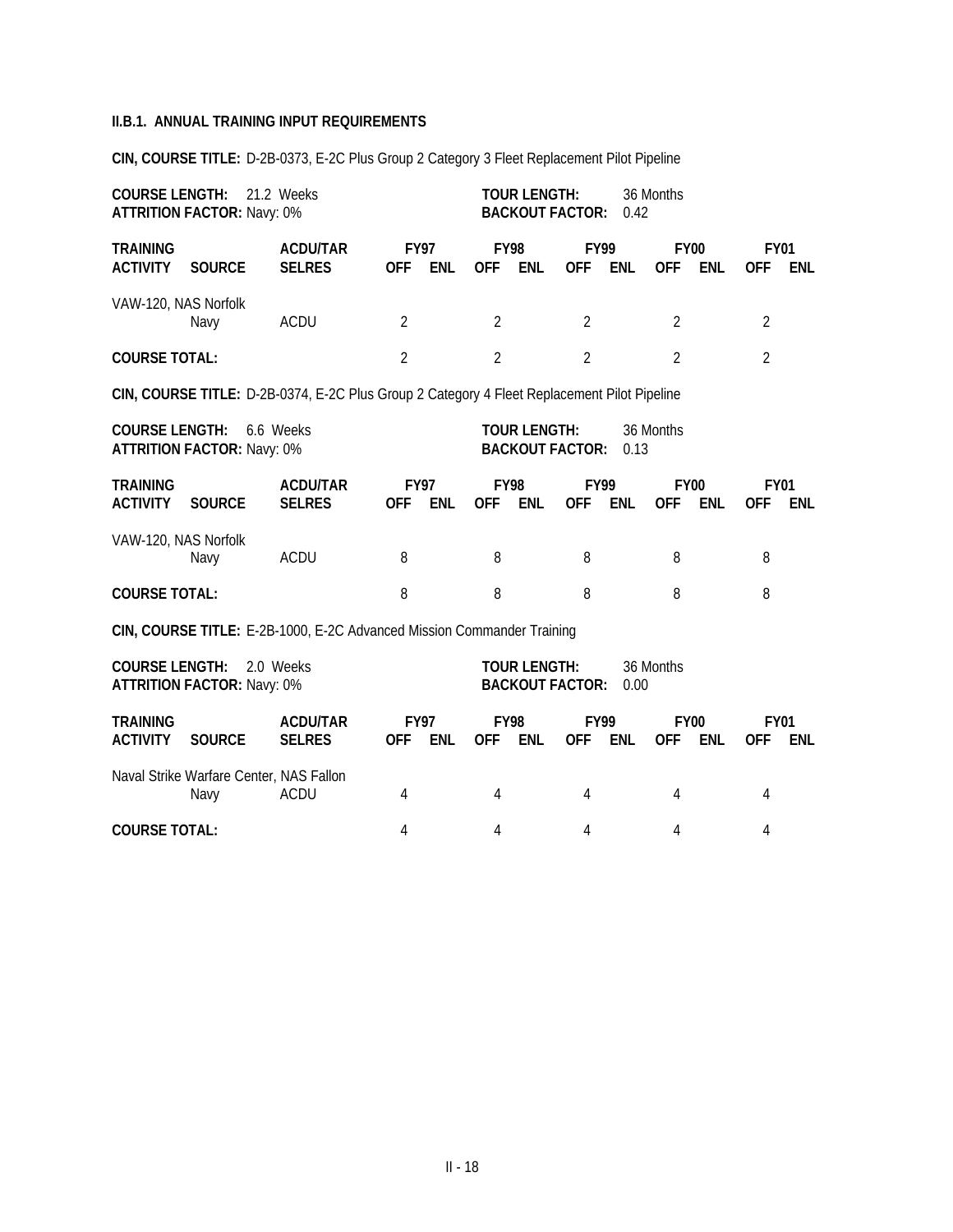**II.B.1. ANNUAL TRAINING INPUT REQUIREMENTS**

**CIN, COURSE TITLE:** D-2B-0373, E-2C Plus Group 2 Category 3 Fleet Replacement Pilot Pipeline

**COURSE LENGTH:** 21.2 Weeks
**ATTRITION FACTOR:** Navy: 0%
**TOUR LENGTH:** 36 Months
**BACKOUT FACTOR:** 0.42

| TRAINING ACTIVITY | SOURCE | ACDU/TAR SELRES | FY97 OFF | FY97 ENL | FY98 OFF | FY98 ENL | FY99 OFF | FY99 ENL | FY00 OFF | FY00 ENL | FY01 OFF | FY01 ENL |
|---|---|---|---|---|---|---|---|---|---|---|---|---|
| VAW-120, NAS Norfolk | | | | | | | | | | | | |
| | Navy | ACDU | 2 | | 2 | | 2 | | 2 | | 2 | |
| **COURSE TOTAL:** | | | 2 | | 2 | | 2 | | 2 | | 2 | |

**CIN, COURSE TITLE:** D-2B-0374, E-2C Plus Group 2 Category 4 Fleet Replacement Pilot Pipeline

**COURSE LENGTH:** 6.6 Weeks
**ATTRITION FACTOR:** Navy: 0%
**TOUR LENGTH:** 36 Months
**BACKOUT FACTOR:** 0.13

| TRAINING ACTIVITY | SOURCE | ACDU/TAR SELRES | FY97 OFF | FY97 ENL | FY98 OFF | FY98 ENL | FY99 OFF | FY99 ENL | FY00 OFF | FY00 ENL | FY01 OFF | FY01 ENL |
|---|---|---|---|---|---|---|---|---|---|---|---|---|
| VAW-120, NAS Norfolk | | | | | | | | | | | | |
| | Navy | ACDU | 8 | | 8 | | 8 | | 8 | | 8 | |
| **COURSE TOTAL:** | | | 8 | | 8 | | 8 | | 8 | | 8 | |

**CIN, COURSE TITLE:** E-2B-1000, E-2C Advanced Mission Commander Training

**COURSE LENGTH:** 2.0 Weeks
**ATTRITION FACTOR:** Navy: 0%
**TOUR LENGTH:** 36 Months
**BACKOUT FACTOR:** 0.00

| TRAINING ACTIVITY | SOURCE | ACDU/TAR SELRES | FY97 OFF | FY97 ENL | FY98 OFF | FY98 ENL | FY99 OFF | FY99 ENL | FY00 OFF | FY00 ENL | FY01 OFF | FY01 ENL |
|---|---|---|---|---|---|---|---|---|---|---|---|---|
| Naval Strike Warfare Center, NAS Fallon | | | | | | | | | | | | |
| | Navy | ACDU | 4 | | 4 | | 4 | | 4 | | 4 | |
| **COURSE TOTAL:** | | | 4 | | 4 | | 4 | | 4 | | 4 | |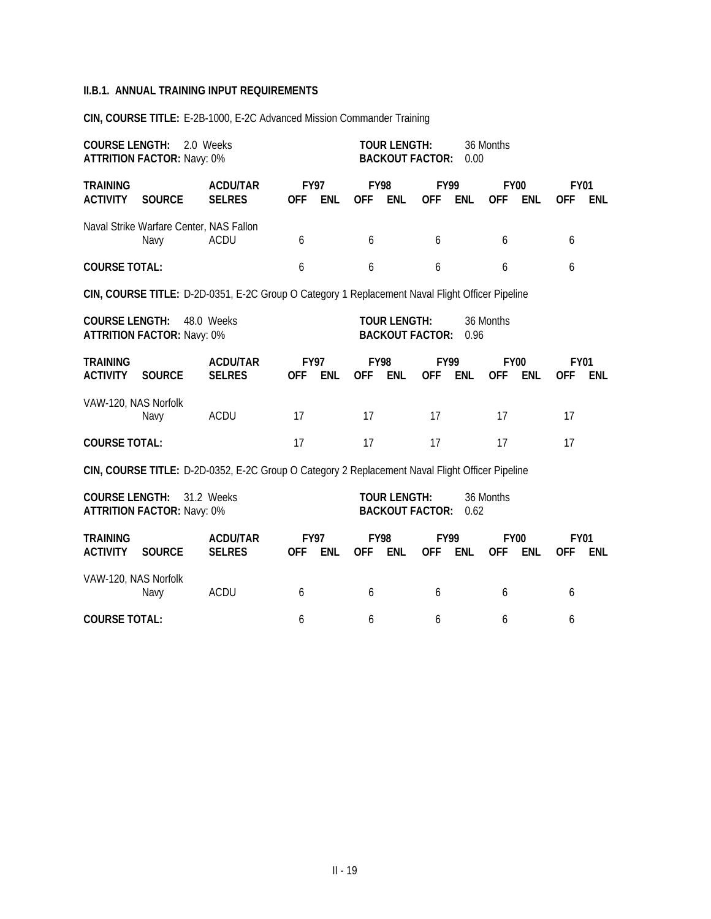**II.B.1. ANNUAL TRAINING INPUT REQUIREMENTS**

**CIN, COURSE TITLE:** E-2B-1000, E-2C Advanced Mission Commander Training

**COURSE LENGTH:** 2.0 Weeks
**ATTRITION FACTOR:** Navy: 0%
**TOUR LENGTH:** 36 Months
**BACKOUT FACTOR:** 0.00

| TRAINING ACTIVITY | SOURCE | ACDU/TAR SELRES | FY97 OFF | FY97 ENL | FY98 OFF | FY98 ENL | FY99 OFF | FY99 ENL | FY00 OFF | FY00 ENL | FY01 OFF | FY01 ENL |
|---|---|---|---|---|---|---|---|---|---|---|---|---|
| Naval Strike Warfare Center, NAS Fallon | | | | | | | | | | | | |
| | Navy | ACDU | 6 | | 6 | | 6 | | 6 | | 6 | |
| **COURSE TOTAL:** | | | 6 | | 6 | | 6 | | 6 | | 6 | |

**CIN, COURSE TITLE:** D-2D-0351, E-2C Group O Category 1 Replacement Naval Flight Officer Pipeline

**COURSE LENGTH:** 48.0 Weeks
**ATTRITION FACTOR:** Navy: 0%
**TOUR LENGTH:** 36 Months
**BACKOUT FACTOR:** 0.96

| TRAINING ACTIVITY | SOURCE | ACDU/TAR SELRES | FY97 OFF | FY97 ENL | FY98 OFF | FY98 ENL | FY99 OFF | FY99 ENL | FY00 OFF | FY00 ENL | FY01 OFF | FY01 ENL |
|---|---|---|---|---|---|---|---|---|---|---|---|---|
| VAW-120, NAS Norfolk | | | | | | | | | | | | |
| | Navy | ACDU | 17 | | 17 | | 17 | | 17 | | 17 | |
| **COURSE TOTAL:** | | | 17 | | 17 | | 17 | | 17 | | 17 | |

**CIN, COURSE TITLE:** D-2D-0352, E-2C Group O Category 2 Replacement Naval Flight Officer Pipeline

**COURSE LENGTH:** 31.2 Weeks
**ATTRITION FACTOR:** Navy: 0%
**TOUR LENGTH:** 36 Months
**BACKOUT FACTOR:** 0.62

| TRAINING ACTIVITY | SOURCE | ACDU/TAR SELRES | FY97 OFF | FY97 ENL | FY98 OFF | FY98 ENL | FY99 OFF | FY99 ENL | FY00 OFF | FY00 ENL | FY01 OFF | FY01 ENL |
|---|---|---|---|---|---|---|---|---|---|---|---|---|
| VAW-120, NAS Norfolk | | | | | | | | | | | | |
| | Navy | ACDU | 6 | | 6 | | 6 | | 6 | | 6 | |
| **COURSE TOTAL:** | | | 6 | | 6 | | 6 | | 6 | | 6 | |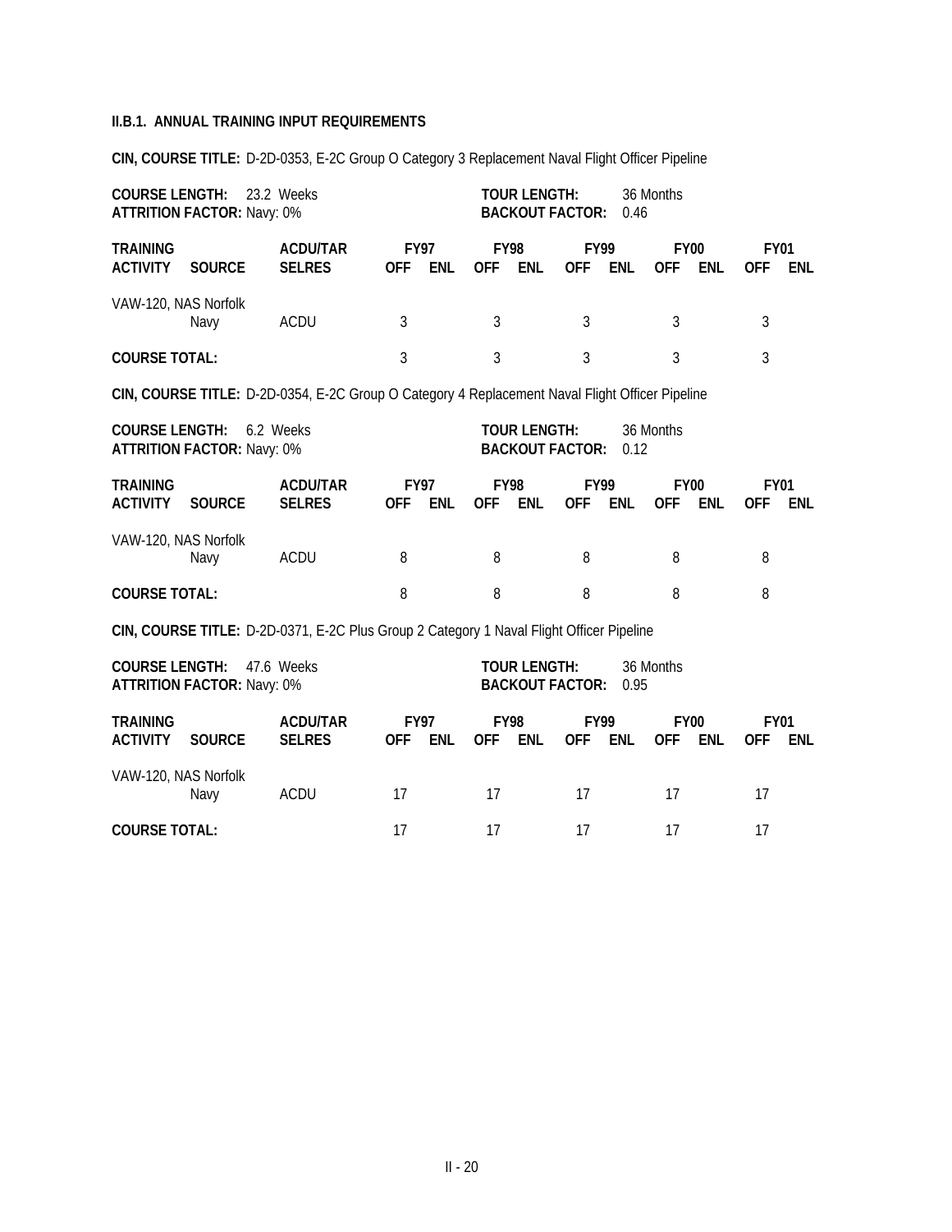**II.B.1. ANNUAL TRAINING INPUT REQUIREMENTS**

**CIN, COURSE TITLE:** D-2D-0353, E-2C Group O Category 3 Replacement Naval Flight Officer Pipeline

**COURSE LENGTH:** 23.2 Weeks
**ATTRITION FACTOR:** Navy: 0%
**TOUR LENGTH:** 36 Months
**BACKOUT FACTOR:** 0.46

| TRAINING ACTIVITY | SOURCE | ACDU/TAR SELRES | FY97 OFF | FY97 ENL | FY98 OFF | FY98 ENL | FY99 OFF | FY99 ENL | FY00 OFF | FY00 ENL | FY01 OFF | FY01 ENL |
|---|---|---|---|---|---|---|---|---|---|---|---|---|
| VAW-120, NAS Norfolk | | | | | | | | | | | | |
| | Navy | ACDU | 3 | | 3 | | 3 | | 3 | | 3 | |
| **COURSE TOTAL:** | | | 3 | | 3 | | 3 | | 3 | | 3 | |

**CIN, COURSE TITLE:** D-2D-0354, E-2C Group O Category 4 Replacement Naval Flight Officer Pipeline

**COURSE LENGTH:** 6.2 Weeks
**ATTRITION FACTOR:** Navy: 0%
**TOUR LENGTH:** 36 Months
**BACKOUT FACTOR:** 0.12

| TRAINING ACTIVITY | SOURCE | ACDU/TAR SELRES | FY97 OFF | FY97 ENL | FY98 OFF | FY98 ENL | FY99 OFF | FY99 ENL | FY00 OFF | FY00 ENL | FY01 OFF | FY01 ENL |
|---|---|---|---|---|---|---|---|---|---|---|---|---|
| VAW-120, NAS Norfolk | | | | | | | | | | | | |
| | Navy | ACDU | 8 | | 8 | | 8 | | 8 | | 8 | |
| **COURSE TOTAL:** | | | 8 | | 8 | | 8 | | 8 | | 8 | |

**CIN, COURSE TITLE:** D-2D-0371, E-2C Plus Group 2 Category 1 Naval Flight Officer Pipeline

**COURSE LENGTH:** 47.6 Weeks
**ATTRITION FACTOR:** Navy: 0%
**TOUR LENGTH:** 36 Months
**BACKOUT FACTOR:** 0.95

| TRAINING ACTIVITY | SOURCE | ACDU/TAR SELRES | FY97 OFF | FY97 ENL | FY98 OFF | FY98 ENL | FY99 OFF | FY99 ENL | FY00 OFF | FY00 ENL | FY01 OFF | FY01 ENL |
|---|---|---|---|---|---|---|---|---|---|---|---|---|
| VAW-120, NAS Norfolk | | | | | | | | | | | | |
| | Navy | ACDU | 17 | | 17 | | 17 | | 17 | | 17 | |
| **COURSE TOTAL:** | | | 17 | | 17 | | 17 | | 17 | | 17 | |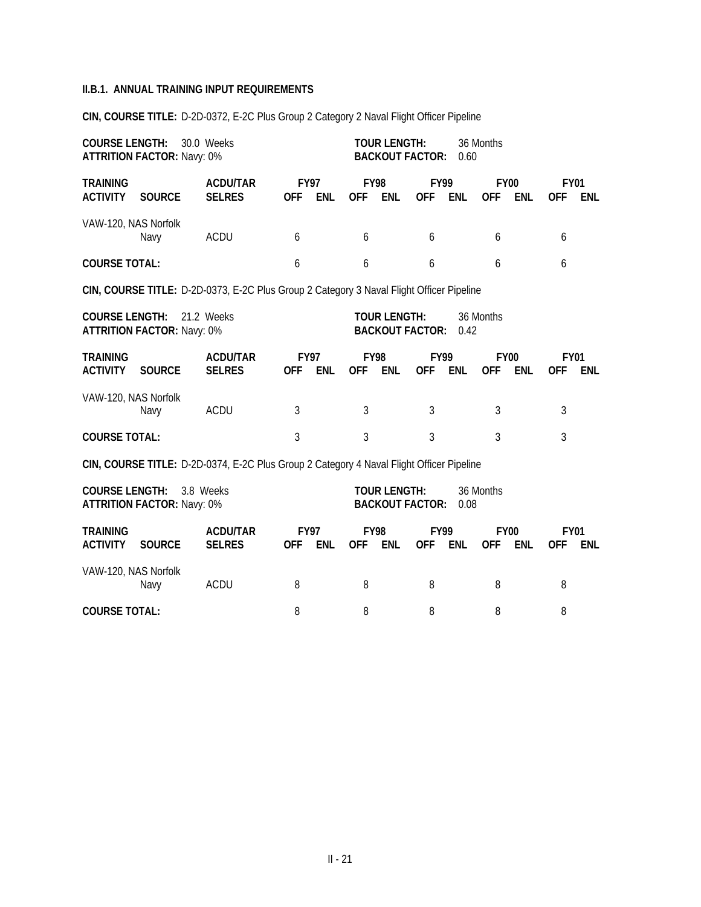**II.B.1. ANNUAL TRAINING INPUT REQUIREMENTS**

**CIN, COURSE TITLE:** D-2D-0372, E-2C Plus Group 2 Category 2 Naval Flight Officer Pipeline

**COURSE LENGTH:** 30.0 Weeks
**ATTRITION FACTOR:** Navy: 0%
**TOUR LENGTH:** 36 Months
**BACKOUT FACTOR:** 0.60

| TRAINING ACTIVITY | SOURCE | ACDU/TAR SELRES | FY97 OFF | FY97 ENL | FY98 OFF | FY98 ENL | FY99 OFF | FY99 ENL | FY00 OFF | FY00 ENL | FY01 OFF | FY01 ENL |
|---|---|---|---|---|---|---|---|---|---|---|---|---|
| VAW-120, NAS Norfolk | | | | | | | | | | | | |
| | Navy | ACDU | 6 | | 6 | | 6 | | 6 | | 6 | |
| **COURSE TOTAL:** | | | 6 | | 6 | | 6 | | 6 | | 6 | |

**CIN, COURSE TITLE:** D-2D-0373, E-2C Plus Group 2 Category 3 Naval Flight Officer Pipeline

**COURSE LENGTH:** 21.2 Weeks
**ATTRITION FACTOR:** Navy: 0%
**TOUR LENGTH:** 36 Months
**BACKOUT FACTOR:** 0.42

| TRAINING ACTIVITY | SOURCE | ACDU/TAR SELRES | FY97 OFF | FY97 ENL | FY98 OFF | FY98 ENL | FY99 OFF | FY99 ENL | FY00 OFF | FY00 ENL | FY01 OFF | FY01 ENL |
|---|---|---|---|---|---|---|---|---|---|---|---|---|
| VAW-120, NAS Norfolk | | | | | | | | | | | | |
| | Navy | ACDU | 3 | | 3 | | 3 | | 3 | | 3 | |
| **COURSE TOTAL:** | | | 3 | | 3 | | 3 | | 3 | | 3 | |

**CIN, COURSE TITLE:** D-2D-0374, E-2C Plus Group 2 Category 4 Naval Flight Officer Pipeline

**COURSE LENGTH:** 3.8 Weeks
**ATTRITION FACTOR:** Navy: 0%
**TOUR LENGTH:** 36 Months
**BACKOUT FACTOR:** 0.08

| TRAINING ACTIVITY | SOURCE | ACDU/TAR SELRES | FY97 OFF | FY97 ENL | FY98 OFF | FY98 ENL | FY99 OFF | FY99 ENL | FY00 OFF | FY00 ENL | FY01 OFF | FY01 ENL |
|---|---|---|---|---|---|---|---|---|---|---|---|---|
| VAW-120, NAS Norfolk | | | | | | | | | | | | |
| | Navy | ACDU | 8 | | 8 | | 8 | | 8 | | 8 | |
| **COURSE TOTAL:** | | | 8 | | 8 | | 8 | | 8 | | 8 | |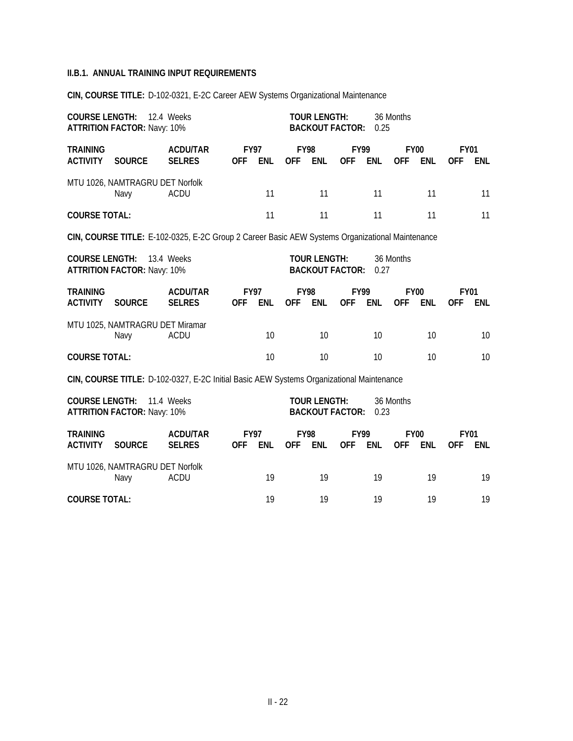**II.B.1. ANNUAL TRAINING INPUT REQUIREMENTS**

**CIN, COURSE TITLE:** D-102-0321, E-2C Career AEW Systems Organizational Maintenance

**COURSE LENGTH:** 12.4 Weeks    **TOUR LENGTH:** 36 Months
**ATTRITION FACTOR:** Navy: 10%    **BACKOUT FACTOR:** 0.25

| TRAINING ACTIVITY | SOURCE | ACDU/TAR SELRES | FY97 OFF | FY97 ENL | FY98 OFF | FY98 ENL | FY99 OFF | FY99 ENL | FY00 OFF | FY00 ENL | FY01 OFF | FY01 ENL |
|---|---|---|---|---|---|---|---|---|---|---|---|---|
| MTU 1026, NAMTRAGRU DET Norfolk | | | | | | | | | | | | |
| | Navy | ACDU | | 11 | | 11 | | 11 | | 11 | | 11 |
| **COURSE TOTAL:** | | | | 11 | | 11 | | 11 | | 11 | | 11 |

**CIN, COURSE TITLE:** E-102-0325, E-2C Group 2 Career Basic AEW Systems Organizational Maintenance

**COURSE LENGTH:** 13.4 Weeks    **TOUR LENGTH:** 36 Months
**ATTRITION FACTOR:** Navy: 10%    **BACKOUT FACTOR:** 0.27

| TRAINING ACTIVITY | SOURCE | ACDU/TAR SELRES | FY97 OFF | FY97 ENL | FY98 OFF | FY98 ENL | FY99 OFF | FY99 ENL | FY00 OFF | FY00 ENL | FY01 OFF | FY01 ENL |
|---|---|---|---|---|---|---|---|---|---|---|---|---|
| MTU 1025, NAMTRAGRU DET Miramar | | | | | | | | | | | | |
| | Navy | ACDU | | 10 | | 10 | | 10 | | 10 | | 10 |
| **COURSE TOTAL:** | | | | 10 | | 10 | | 10 | | 10 | | 10 |

**CIN, COURSE TITLE:** D-102-0327, E-2C Initial Basic AEW Systems Organizational Maintenance

**COURSE LENGTH:** 11.4 Weeks    **TOUR LENGTH:** 36 Months
**ATTRITION FACTOR:** Navy: 10%    **BACKOUT FACTOR:** 0.23

| TRAINING ACTIVITY | SOURCE | ACDU/TAR SELRES | FY97 OFF | FY97 ENL | FY98 OFF | FY98 ENL | FY99 OFF | FY99 ENL | FY00 OFF | FY00 ENL | FY01 OFF | FY01 ENL |
|---|---|---|---|---|---|---|---|---|---|---|---|---|
| MTU 1026, NAMTRAGRU DET Norfolk | | | | | | | | | | | | |
| | Navy | ACDU | | 19 | | 19 | | 19 | | 19 | | 19 |
| **COURSE TOTAL:** | | | | 19 | | 19 | | 19 | | 19 | | 19 |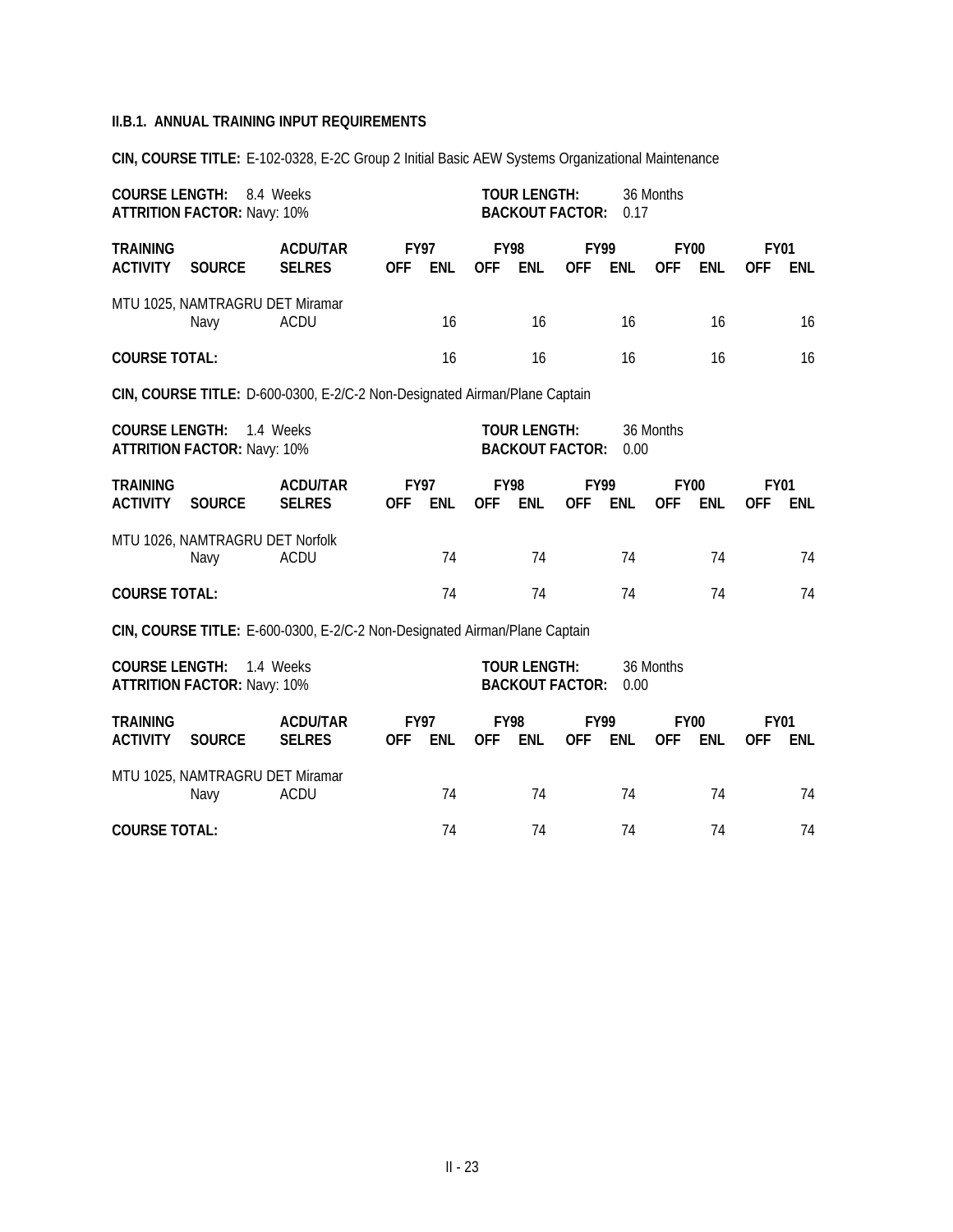**II.B.1. ANNUAL TRAINING INPUT REQUIREMENTS**

**CIN, COURSE TITLE:** E-102-0328, E-2C Group 2 Initial Basic AEW Systems Organizational Maintenance

**COURSE LENGTH:** 8.4 Weeks
**ATTRITION FACTOR:** Navy: 10%
**TOUR LENGTH:** 36 Months
**BACKOUT FACTOR:** 0.17

| TRAINING ACTIVITY | SOURCE | ACDU/TAR SELRES | FY97 OFF | FY97 ENL | FY98 OFF | FY98 ENL | FY99 OFF | FY99 ENL | FY00 OFF | FY00 ENL | FY01 OFF | FY01 ENL |
|---|---|---|---|---|---|---|---|---|---|---|---|---|
| MTU 1025, NAMTRAGRU DET Miramar | | | | | | | | | | | | |
| | Navy | ACDU | | 16 | | 16 | | 16 | | 16 | | 16 |
| **COURSE TOTAL:** | | | | 16 | | 16 | | 16 | | 16 | | 16 |

**CIN, COURSE TITLE:** D-600-0300, E-2/C-2 Non-Designated Airman/Plane Captain

**COURSE LENGTH:** 1.4 Weeks
**ATTRITION FACTOR:** Navy: 10%
**TOUR LENGTH:** 36 Months
**BACKOUT FACTOR:** 0.00

| TRAINING ACTIVITY | SOURCE | ACDU/TAR SELRES | FY97 OFF | FY97 ENL | FY98 OFF | FY98 ENL | FY99 OFF | FY99 ENL | FY00 OFF | FY00 ENL | FY01 OFF | FY01 ENL |
|---|---|---|---|---|---|---|---|---|---|---|---|---|
| MTU 1026, NAMTRAGRU DET Norfolk | | | | | | | | | | | | |
| | Navy | ACDU | | 74 | | 74 | | 74 | | 74 | | 74 |
| **COURSE TOTAL:** | | | | 74 | | 74 | | 74 | | 74 | | 74 |

**CIN, COURSE TITLE:** E-600-0300, E-2/C-2 Non-Designated Airman/Plane Captain

**COURSE LENGTH:** 1.4 Weeks
**ATTRITION FACTOR:** Navy: 10%
**TOUR LENGTH:** 36 Months
**BACKOUT FACTOR:** 0.00

| TRAINING ACTIVITY | SOURCE | ACDU/TAR SELRES | FY97 OFF | FY97 ENL | FY98 OFF | FY98 ENL | FY99 OFF | FY99 ENL | FY00 OFF | FY00 ENL | FY01 OFF | FY01 ENL |
|---|---|---|---|---|---|---|---|---|---|---|---|---|
| MTU 1025, NAMTRAGRU DET Miramar | | | | | | | | | | | | |
| | Navy | ACDU | | 74 | | 74 | | 74 | | 74 | | 74 |
| **COURSE TOTAL:** | | | | 74 | | 74 | | 74 | | 74 | | 74 |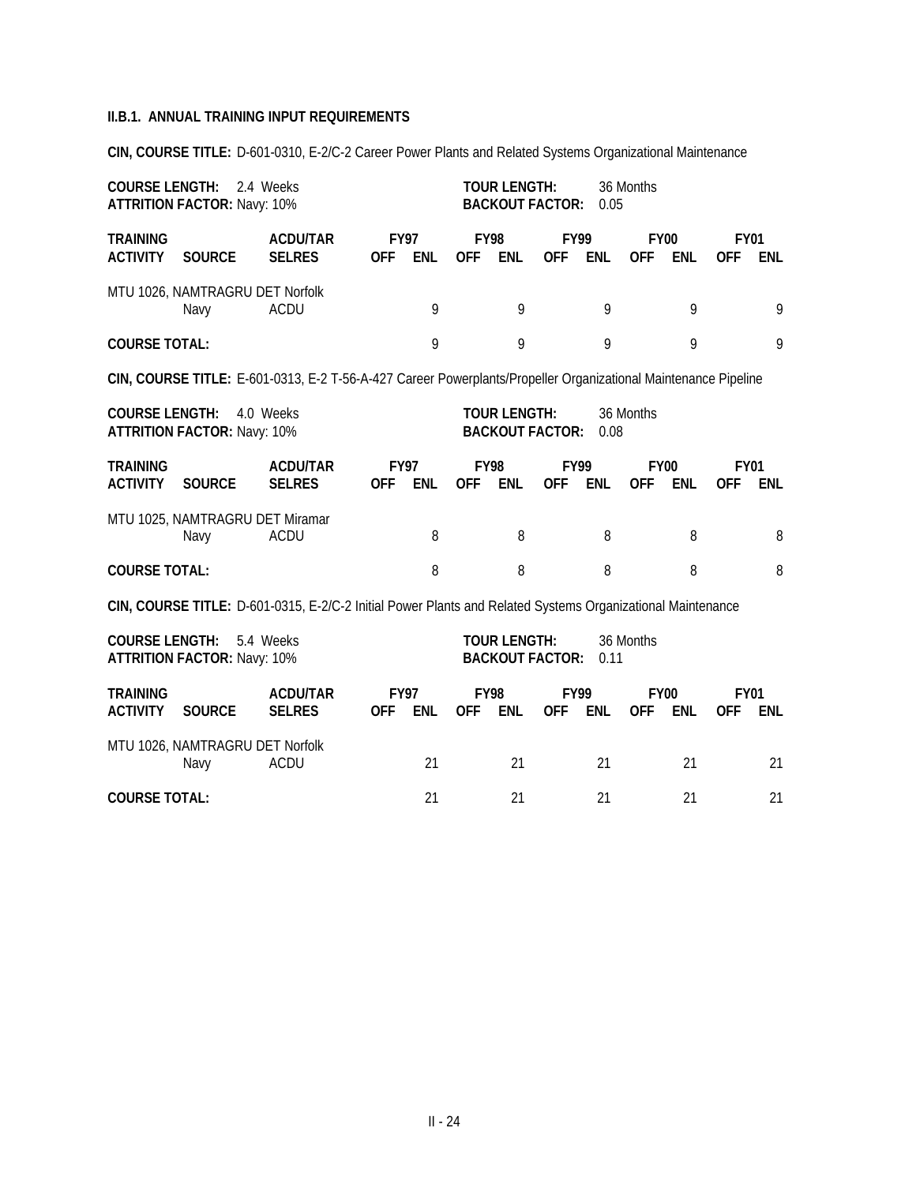**II.B.1. ANNUAL TRAINING INPUT REQUIREMENTS**

**CIN, COURSE TITLE:** D-601-0310, E-2/C-2 Career Power Plants and Related Systems Organizational Maintenance

**COURSE LENGTH:** 2.4 Weeks
**ATTRITION FACTOR:** Navy: 10%
**TOUR LENGTH:** 36 Months
**BACKOUT FACTOR:** 0.05

| TRAINING ACTIVITY | SOURCE | ACDU/TAR SELRES | FY97 OFF | FY97 ENL | FY98 OFF | FY98 ENL | FY99 OFF | FY99 ENL | FY00 OFF | FY00 ENL | FY01 OFF | FY01 ENL |
|---|---|---|---|---|---|---|---|---|---|---|---|---|
| MTU 1026, NAMTRAGRU DET Norfolk | | | | | | | | | | | | |
| | Navy | ACDU | | 9 | | 9 | | 9 | | 9 | | 9 |
| **COURSE TOTAL:** | | | | 9 | | 9 | | 9 | | 9 | | 9 |

**CIN, COURSE TITLE:** E-601-0313, E-2 T-56-A-427 Career Powerplants/Propeller Organizational Maintenance Pipeline

**COURSE LENGTH:** 4.0 Weeks
**ATTRITION FACTOR:** Navy: 10%
**TOUR LENGTH:** 36 Months
**BACKOUT FACTOR:** 0.08

| TRAINING ACTIVITY | SOURCE | ACDU/TAR SELRES | FY97 OFF | FY97 ENL | FY98 OFF | FY98 ENL | FY99 OFF | FY99 ENL | FY00 OFF | FY00 ENL | FY01 OFF | FY01 ENL |
|---|---|---|---|---|---|---|---|---|---|---|---|---|
| MTU 1025, NAMTRAGRU DET Miramar | | | | | | | | | | | | |
| | Navy | ACDU | | 8 | | 8 | | 8 | | 8 | | 8 |
| **COURSE TOTAL:** | | | | 8 | | 8 | | 8 | | 8 | | 8 |

**CIN, COURSE TITLE:** D-601-0315, E-2/C-2 Initial Power Plants and Related Systems Organizational Maintenance

**COURSE LENGTH:** 5.4 Weeks
**ATTRITION FACTOR:** Navy: 10%
**TOUR LENGTH:** 36 Months
**BACKOUT FACTOR:** 0.11

| TRAINING ACTIVITY | SOURCE | ACDU/TAR SELRES | FY97 OFF | FY97 ENL | FY98 OFF | FY98 ENL | FY99 OFF | FY99 ENL | FY00 OFF | FY00 ENL | FY01 OFF | FY01 ENL |
|---|---|---|---|---|---|---|---|---|---|---|---|---|
| MTU 1026, NAMTRAGRU DET Norfolk | | | | | | | | | | | | |
| | Navy | ACDU | | 21 | | 21 | | 21 | | 21 | | 21 |
| **COURSE TOTAL:** | | | | 21 | | 21 | | 21 | | 21 | | 21 |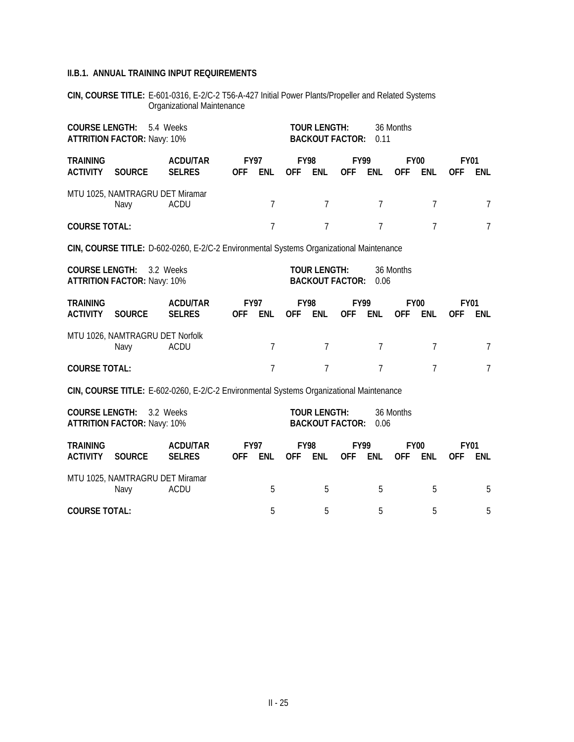**II.B.1. ANNUAL TRAINING INPUT REQUIREMENTS**

**CIN, COURSE TITLE:** E-601-0316, E-2/C-2 T56-A-427 Initial Power Plants/Propeller and Related Systems Organizational Maintenance

**COURSE LENGTH:** 5.4 Weeks
**ATTRITION FACTOR:** Navy: 10%
**TOUR LENGTH:** 36 Months
**BACKOUT FACTOR:** 0.11

| TRAINING ACTIVITY | SOURCE | ACDU/TAR SELRES | FY97 OFF | FY97 ENL | FY98 OFF | FY98 ENL | FY99 OFF | FY99 ENL | FY00 OFF | FY00 ENL | FY01 OFF | FY01 ENL |
|---|---|---|---|---|---|---|---|---|---|---|---|---|
| MTU 1025, NAMTRAGRU DET Miramar | | | | | | | | | | | | |
| | Navy | ACDU | | 7 | | 7 | | 7 | | 7 | | 7 |
| **COURSE TOTAL:** | | | | 7 | | 7 | | 7 | | 7 | | 7 |

**CIN, COURSE TITLE:** D-602-0260, E-2/C-2 Environmental Systems Organizational Maintenance

**COURSE LENGTH:** 3.2 Weeks
**ATTRITION FACTOR:** Navy: 10%
**TOUR LENGTH:** 36 Months
**BACKOUT FACTOR:** 0.06

| TRAINING ACTIVITY | SOURCE | ACDU/TAR SELRES | FY97 OFF | FY97 ENL | FY98 OFF | FY98 ENL | FY99 OFF | FY99 ENL | FY00 OFF | FY00 ENL | FY01 OFF | FY01 ENL |
|---|---|---|---|---|---|---|---|---|---|---|---|---|
| MTU 1026, NAMTRAGRU DET Norfolk | | | | | | | | | | | | |
| | Navy | ACDU | | 7 | | 7 | | 7 | | 7 | | 7 |
| **COURSE TOTAL:** | | | | 7 | | 7 | | 7 | | 7 | | 7 |

**CIN, COURSE TITLE:** E-602-0260, E-2/C-2 Environmental Systems Organizational Maintenance

**COURSE LENGTH:** 3.2 Weeks
**ATTRITION FACTOR:** Navy: 10%
**TOUR LENGTH:** 36 Months
**BACKOUT FACTOR:** 0.06

| TRAINING ACTIVITY | SOURCE | ACDU/TAR SELRES | FY97 OFF | FY97 ENL | FY98 OFF | FY98 ENL | FY99 OFF | FY99 ENL | FY00 OFF | FY00 ENL | FY01 OFF | FY01 ENL |
|---|---|---|---|---|---|---|---|---|---|---|---|---|
| MTU 1025, NAMTRAGRU DET Miramar | | | | | | | | | | | | |
| | Navy | ACDU | | 5 | | 5 | | 5 | | 5 | | 5 |
| **COURSE TOTAL:** | | | | 5 | | 5 | | 5 | | 5 | | 5 |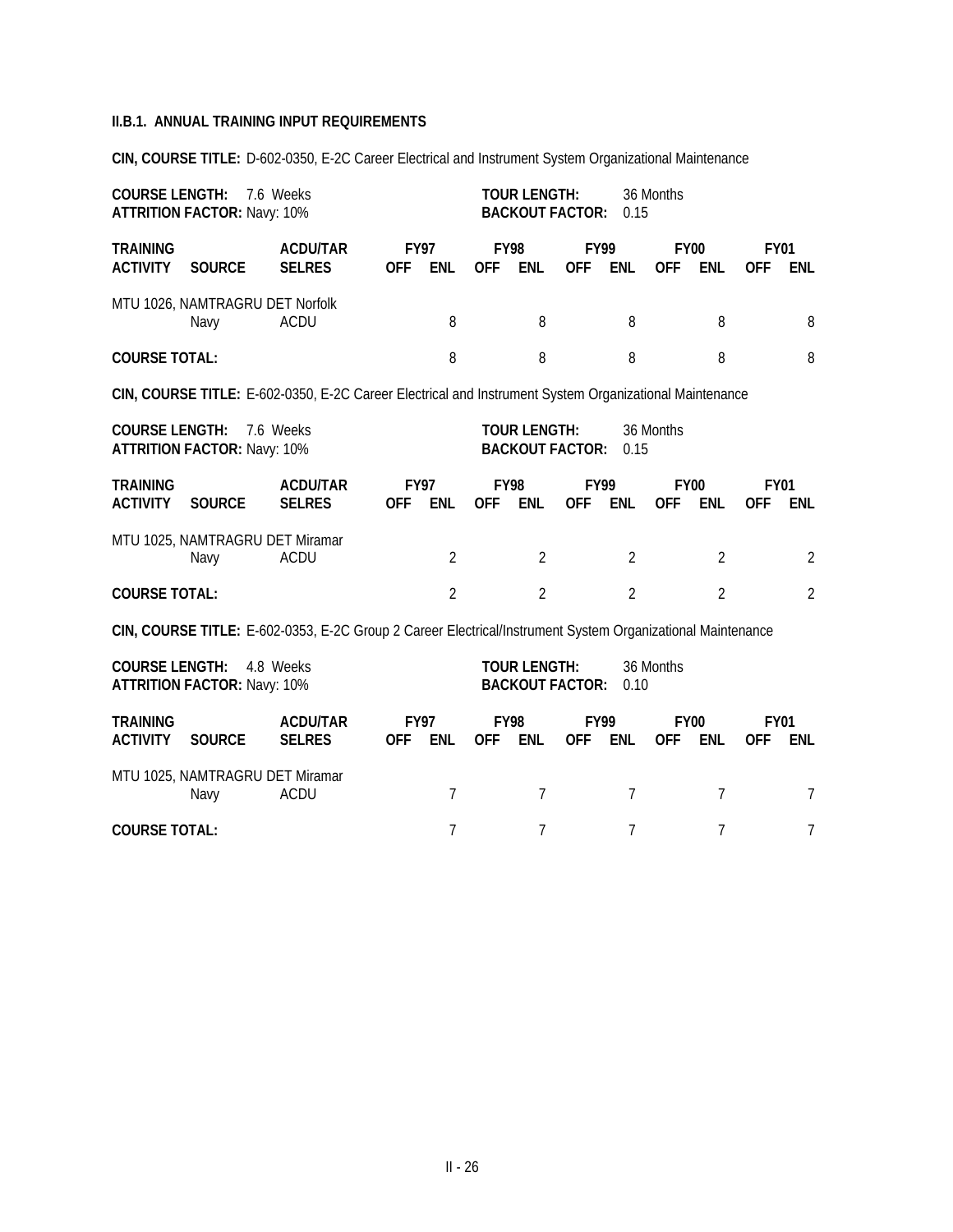### II.B.1. ANNUAL TRAINING INPUT REQUIREMENTS

**CIN, COURSE TITLE:** D-602-0350, E-2C Career Electrical and Instrument System Organizational Maintenance

**COURSE LENGTH:** 7.6 Weeks
**ATTRITION FACTOR:** Navy: 10%
**TOUR LENGTH:** 36 Months
**BACKOUT FACTOR:** 0.15

| TRAINING ACTIVITY | SOURCE | ACDU/TAR SELRES | FY97 OFF | FY97 ENL | FY98 OFF | FY98 ENL | FY99 OFF | FY99 ENL | FY00 OFF | FY00 ENL | FY01 OFF | FY01 ENL |
|---|---|---|---|---|---|---|---|---|---|---|---|---|
| MTU 1026, NAMTRAGRU DET Norfolk | | | | | | | | | | | | |
| | Navy | ACDU | | 8 | | 8 | | 8 | | 8 | | 8 |
| **COURSE TOTAL:** | | | | 8 | | 8 | | 8 | | 8 | | 8 |

**CIN, COURSE TITLE:** E-602-0350, E-2C Career Electrical and Instrument System Organizational Maintenance

**COURSE LENGTH:** 7.6 Weeks
**ATTRITION FACTOR:** Navy: 10%
**TOUR LENGTH:** 36 Months
**BACKOUT FACTOR:** 0.15

| TRAINING ACTIVITY | SOURCE | ACDU/TAR SELRES | FY97 OFF | FY97 ENL | FY98 OFF | FY98 ENL | FY99 OFF | FY99 ENL | FY00 OFF | FY00 ENL | FY01 OFF | FY01 ENL |
|---|---|---|---|---|---|---|---|---|---|---|---|---|
| MTU 1025, NAMTRAGRU DET Miramar | | | | | | | | | | | | |
| | Navy | ACDU | | 2 | | 2 | | 2 | | 2 | | 2 |
| **COURSE TOTAL:** | | | | 2 | | 2 | | 2 | | 2 | | 2 |

**CIN, COURSE TITLE:** E-602-0353, E-2C Group 2 Career Electrical/Instrument System Organizational Maintenance

**COURSE LENGTH:** 4.8 Weeks
**ATTRITION FACTOR:** Navy: 10%
**TOUR LENGTH:** 36 Months
**BACKOUT FACTOR:** 0.10

| TRAINING ACTIVITY | SOURCE | ACDU/TAR SELRES | FY97 OFF | FY97 ENL | FY98 OFF | FY98 ENL | FY99 OFF | FY99 ENL | FY00 OFF | FY00 ENL | FY01 OFF | FY01 ENL |
|---|---|---|---|---|---|---|---|---|---|---|---|---|
| MTU 1025, NAMTRAGRU DET Miramar | | | | | | | | | | | | |
| | Navy | ACDU | | 7 | | 7 | | 7 | | 7 | | 7 |
| **COURSE TOTAL:** | | | | 7 | | 7 | | 7 | | 7 | | 7 |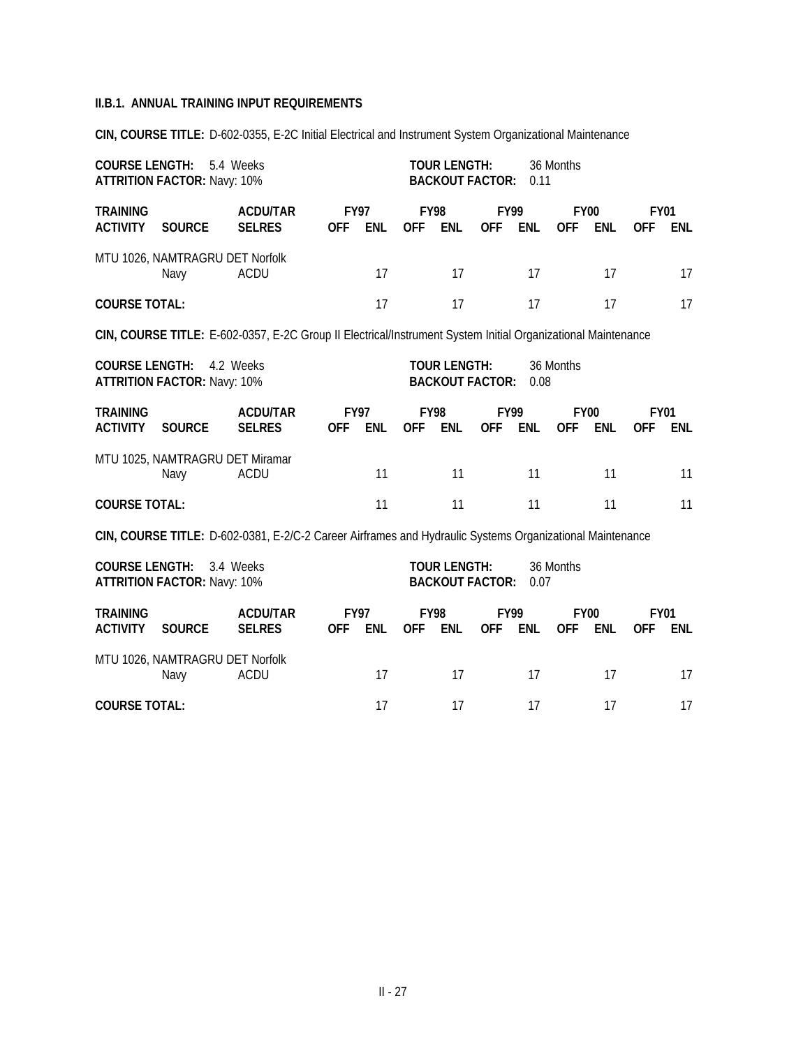### II.B.1. ANNUAL TRAINING INPUT REQUIREMENTS

**CIN, COURSE TITLE:** D-602-0355, E-2C Initial Electrical and Instrument System Organizational Maintenance

**COURSE LENGTH:** 5.4 Weeks  
**ATTRITION FACTOR:** Navy: 10%  
**TOUR LENGTH:** 36 Months  
**BACKOUT FACTOR:** 0.11

| TRAINING ACTIVITY | SOURCE | ACDU/TAR SELRES | FY97 OFF | FY97 ENL | FY98 OFF | FY98 ENL | FY99 OFF | FY99 ENL | FY00 OFF | FY00 ENL | FY01 OFF | FY01 ENL |
|---|---|---|---|---|---|---|---|---|---|---|---|---|
| MTU 1026, NAMTRAGRU DET Norfolk | | | | | | | | | | | | |
| | Navy | ACDU | | 17 | | 17 | | 17 | | 17 | | 17 |
| **COURSE TOTAL:** | | | | 17 | | 17 | | 17 | | 17 | | 17 |

**CIN, COURSE TITLE:** E-602-0357, E-2C Group II Electrical/Instrument System Initial Organizational Maintenance

**COURSE LENGTH:** 4.2 Weeks  
**ATTRITION FACTOR:** Navy: 10%  
**TOUR LENGTH:** 36 Months  
**BACKOUT FACTOR:** 0.08

| TRAINING ACTIVITY | SOURCE | ACDU/TAR SELRES | FY97 OFF | FY97 ENL | FY98 OFF | FY98 ENL | FY99 OFF | FY99 ENL | FY00 OFF | FY00 ENL | FY01 OFF | FY01 ENL |
|---|---|---|---|---|---|---|---|---|---|---|---|---|
| MTU 1025, NAMTRAGRU DET Miramar | | | | | | | | | | | | |
| | Navy | ACDU | | 11 | | 11 | | 11 | | 11 | | 11 |
| **COURSE TOTAL:** | | | | 11 | | 11 | | 11 | | 11 | | 11 |

**CIN, COURSE TITLE:** D-602-0381, E-2/C-2 Career Airframes and Hydraulic Systems Organizational Maintenance

**COURSE LENGTH:** 3.4 Weeks  
**ATTRITION FACTOR:** Navy: 10%  
**TOUR LENGTH:** 36 Months  
**BACKOUT FACTOR:** 0.07

| TRAINING ACTIVITY | SOURCE | ACDU/TAR SELRES | FY97 OFF | FY97 ENL | FY98 OFF | FY98 ENL | FY99 OFF | FY99 ENL | FY00 OFF | FY00 ENL | FY01 OFF | FY01 ENL |
|---|---|---|---|---|---|---|---|---|---|---|---|---|
| MTU 1026, NAMTRAGRU DET Norfolk | | | | | | | | | | | | |
| | Navy | ACDU | | 17 | | 17 | | 17 | | 17 | | 17 |
| **COURSE TOTAL:** | | | | 17 | | 17 | | 17 | | 17 | | 17 |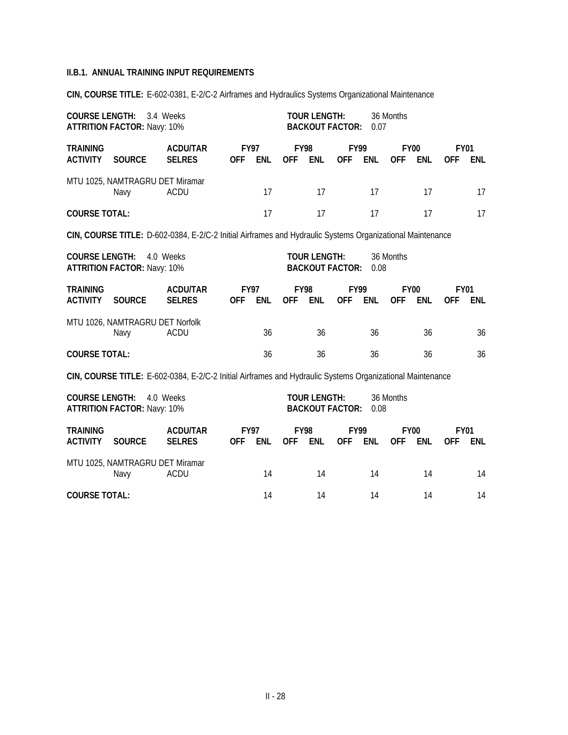**II.B.1. ANNUAL TRAINING INPUT REQUIREMENTS**

**CIN, COURSE TITLE:** E-602-0381, E-2/C-2 Airframes and Hydraulics Systems Organizational Maintenance

**COURSE LENGTH:** 3.4 Weeks
**ATTRITION FACTOR:** Navy: 10%
**TOUR LENGTH:** 36 Months
**BACKOUT FACTOR:** 0.07

| TRAINING ACTIVITY | SOURCE | ACDU/TAR SELRES | FY97 OFF | FY97 ENL | FY98 OFF | FY98 ENL | FY99 OFF | FY99 ENL | FY00 OFF | FY00 ENL | FY01 OFF | FY01 ENL |
|---|---|---|---|---|---|---|---|---|---|---|---|---|
| MTU 1025, NAMTRAGRU DET Miramar | | | | | | | | | | | | |
| | Navy | ACDU | | 17 | | 17 | | 17 | | 17 | | 17 |
| **COURSE TOTAL:** | | | | 17 | | 17 | | 17 | | 17 | | 17 |

**CIN, COURSE TITLE:** D-602-0384, E-2/C-2 Initial Airframes and Hydraulic Systems Organizational Maintenance

**COURSE LENGTH:** 4.0 Weeks
**ATTRITION FACTOR:** Navy: 10%
**TOUR LENGTH:** 36 Months
**BACKOUT FACTOR:** 0.08

| TRAINING ACTIVITY | SOURCE | ACDU/TAR SELRES | FY97 OFF | FY97 ENL | FY98 OFF | FY98 ENL | FY99 OFF | FY99 ENL | FY00 OFF | FY00 ENL | FY01 OFF | FY01 ENL |
|---|---|---|---|---|---|---|---|---|---|---|---|---|
| MTU 1026, NAMTRAGRU DET Norfolk | | | | | | | | | | | | |
| | Navy | ACDU | | 36 | | 36 | | 36 | | 36 | | 36 |
| **COURSE TOTAL:** | | | | 36 | | 36 | | 36 | | 36 | | 36 |

**CIN, COURSE TITLE:** E-602-0384, E-2/C-2 Initial Airframes and Hydraulic Systems Organizational Maintenance

**COURSE LENGTH:** 4.0 Weeks
**ATTRITION FACTOR:** Navy: 10%
**TOUR LENGTH:** 36 Months
**BACKOUT FACTOR:** 0.08

| TRAINING ACTIVITY | SOURCE | ACDU/TAR SELRES | FY97 OFF | FY97 ENL | FY98 OFF | FY98 ENL | FY99 OFF | FY99 ENL | FY00 OFF | FY00 ENL | FY01 OFF | FY01 ENL |
|---|---|---|---|---|---|---|---|---|---|---|---|---|
| MTU 1025, NAMTRAGRU DET Miramar | | | | | | | | | | | | |
| | Navy | ACDU | | 14 | | 14 | | 14 | | 14 | | 14 |
| **COURSE TOTAL:** | | | | 14 | | 14 | | 14 | | 14 | | 14 |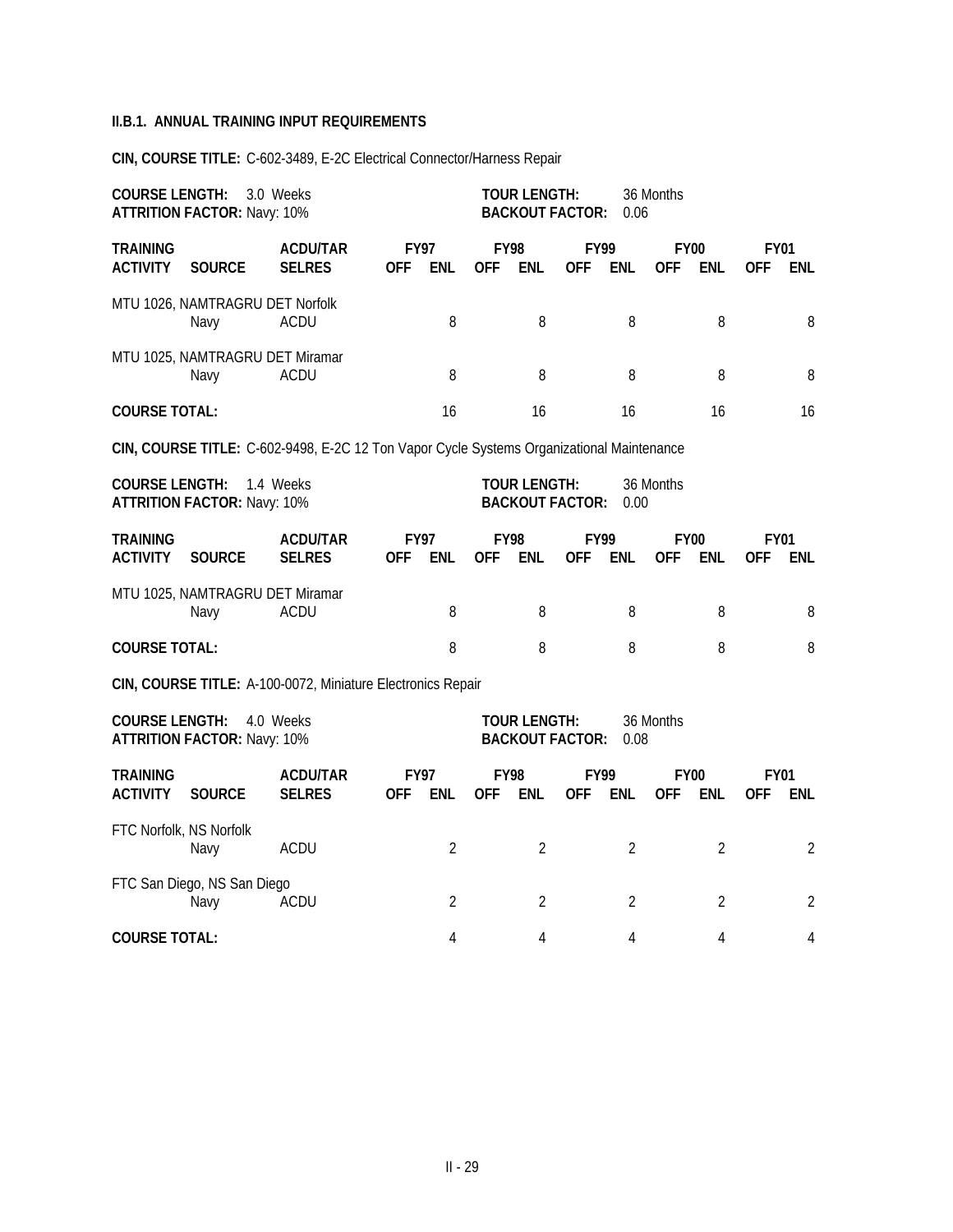**II.B.1. ANNUAL TRAINING INPUT REQUIREMENTS**

**CIN, COURSE TITLE:** C-602-3489, E-2C Electrical Connector/Harness Repair

**COURSE LENGTH:** 3.0 Weeks
**ATTRITION FACTOR:** Navy: 10%
**TOUR LENGTH:** 36 Months
**BACKOUT FACTOR:** 0.06

| TRAINING ACTIVITY | SOURCE | ACDU/TAR SELRES | FY97 OFF | FY97 ENL | FY98 OFF | FY98 ENL | FY99 OFF | FY99 ENL | FY00 OFF | FY00 ENL | FY01 OFF | FY01 ENL |
|---|---|---|---|---|---|---|---|---|---|---|---|---|
| MTU 1026, NAMTRAGRU DET Norfolk | | | | | | | | | | | | |
| | Navy | ACDU | | 8 | | 8 | | 8 | | 8 | | 8 |
| MTU 1025, NAMTRAGRU DET Miramar | | | | | | | | | | | | |
| | Navy | ACDU | | 8 | | 8 | | 8 | | 8 | | 8 |
| **COURSE TOTAL:** | | | | 16 | | 16 | | 16 | | 16 | | 16 |

**CIN, COURSE TITLE:** C-602-9498, E-2C 12 Ton Vapor Cycle Systems Organizational Maintenance

**COURSE LENGTH:** 1.4 Weeks
**ATTRITION FACTOR:** Navy: 10%
**TOUR LENGTH:** 36 Months
**BACKOUT FACTOR:** 0.00

| TRAINING ACTIVITY | SOURCE | ACDU/TAR SELRES | FY97 OFF | FY97 ENL | FY98 OFF | FY98 ENL | FY99 OFF | FY99 ENL | FY00 OFF | FY00 ENL | FY01 OFF | FY01 ENL |
|---|---|---|---|---|---|---|---|---|---|---|---|---|
| MTU 1025, NAMTRAGRU DET Miramar | | | | | | | | | | | | |
| | Navy | ACDU | | 8 | | 8 | | 8 | | 8 | | 8 |
| **COURSE TOTAL:** | | | | 8 | | 8 | | 8 | | 8 | | 8 |

**CIN, COURSE TITLE:** A-100-0072, Miniature Electronics Repair

**COURSE LENGTH:** 4.0 Weeks
**ATTRITION FACTOR:** Navy: 10%
**TOUR LENGTH:** 36 Months
**BACKOUT FACTOR:** 0.08

| TRAINING ACTIVITY | SOURCE | ACDU/TAR SELRES | FY97 OFF | FY97 ENL | FY98 OFF | FY98 ENL | FY99 OFF | FY99 ENL | FY00 OFF | FY00 ENL | FY01 OFF | FY01 ENL |
|---|---|---|---|---|---|---|---|---|---|---|---|---|
| FTC Norfolk, NS Norfolk | | | | | | | | | | | | |
| | Navy | ACDU | | 2 | | 2 | | 2 | | 2 | | 2 |
| FTC San Diego, NS San Diego | | | | | | | | | | | | |
| | Navy | ACDU | | 2 | | 2 | | 2 | | 2 | | 2 |
| **COURSE TOTAL:** | | | | 4 | | 4 | | 4 | | 4 | | 4 |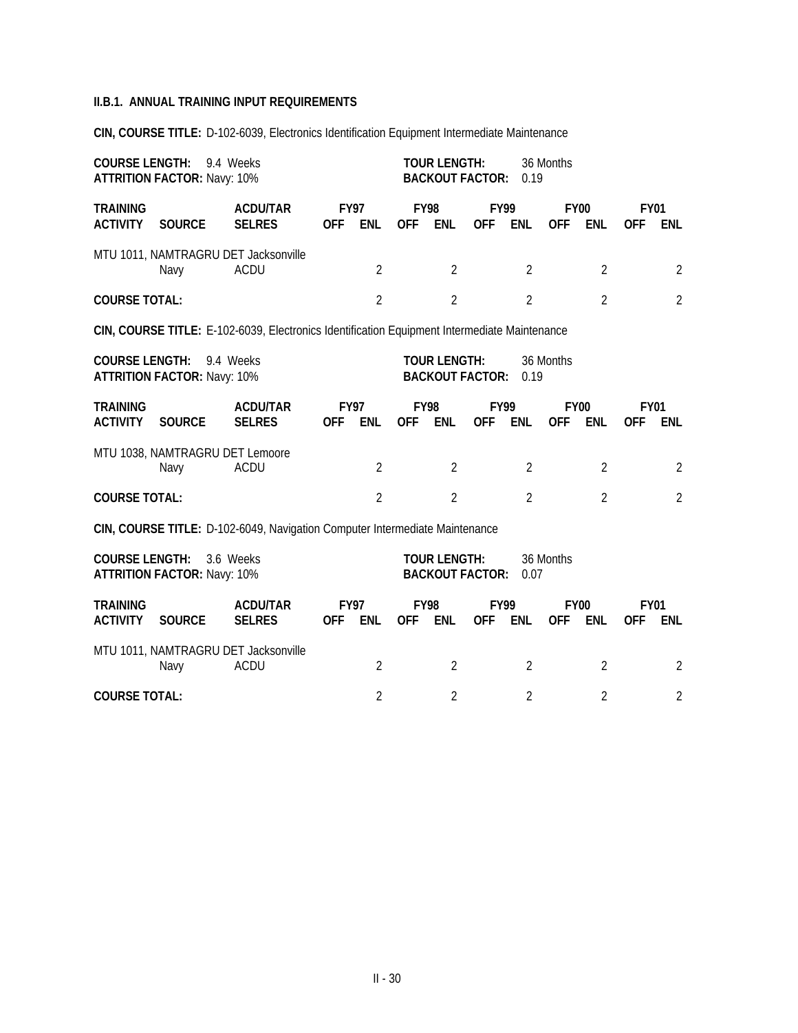#### II.B.1. ANNUAL TRAINING INPUT REQUIREMENTS

**CIN, COURSE TITLE:** D-102-6039, Electronics Identification Equipment Intermediate Maintenance

**COURSE LENGTH:** 9.4 Weeks
**ATTRITION FACTOR:** Navy: 10%
**TOUR LENGTH:** 36 Months
**BACKOUT FACTOR:** 0.19

| TRAINING ACTIVITY | SOURCE | ACDU/TAR SELRES | FY97 OFF | FY97 ENL | FY98 OFF | FY98 ENL | FY99 OFF | FY99 ENL | FY00 OFF | FY00 ENL | FY01 OFF | FY01 ENL |
|---|---|---|---|---|---|---|---|---|---|---|---|---|
| MTU 1011, NAMTRAGRU DET Jacksonville | | | | | | | | | | | | |
| | Navy | ACDU | | 2 | | 2 | | 2 | | 2 | | 2 |
| **COURSE TOTAL:** | | | | 2 | | 2 | | 2 | | 2 | | 2 |

**CIN, COURSE TITLE:** E-102-6039, Electronics Identification Equipment Intermediate Maintenance

**COURSE LENGTH:** 9.4 Weeks
**ATTRITION FACTOR:** Navy: 10%
**TOUR LENGTH:** 36 Months
**BACKOUT FACTOR:** 0.19

| TRAINING ACTIVITY | SOURCE | ACDU/TAR SELRES | FY97 OFF | FY97 ENL | FY98 OFF | FY98 ENL | FY99 OFF | FY99 ENL | FY00 OFF | FY00 ENL | FY01 OFF | FY01 ENL |
|---|---|---|---|---|---|---|---|---|---|---|---|---|
| MTU 1038, NAMTRAGRU DET Lemoore | | | | | | | | | | | | |
| | Navy | ACDU | | 2 | | 2 | | 2 | | 2 | | 2 |
| **COURSE TOTAL:** | | | | 2 | | 2 | | 2 | | 2 | | 2 |

**CIN, COURSE TITLE:** D-102-6049, Navigation Computer Intermediate Maintenance

**COURSE LENGTH:** 3.6 Weeks
**ATTRITION FACTOR:** Navy: 10%
**TOUR LENGTH:** 36 Months
**BACKOUT FACTOR:** 0.07

| TRAINING ACTIVITY | SOURCE | ACDU/TAR SELRES | FY97 OFF | FY97 ENL | FY98 OFF | FY98 ENL | FY99 OFF | FY99 ENL | FY00 OFF | FY00 ENL | FY01 OFF | FY01 ENL |
|---|---|---|---|---|---|---|---|---|---|---|---|---|
| MTU 1011, NAMTRAGRU DET Jacksonville | | | | | | | | | | | | |
| | Navy | ACDU | | 2 | | 2 | | 2 | | 2 | | 2 |
| **COURSE TOTAL:** | | | | 2 | | 2 | | 2 | | 2 | | 2 |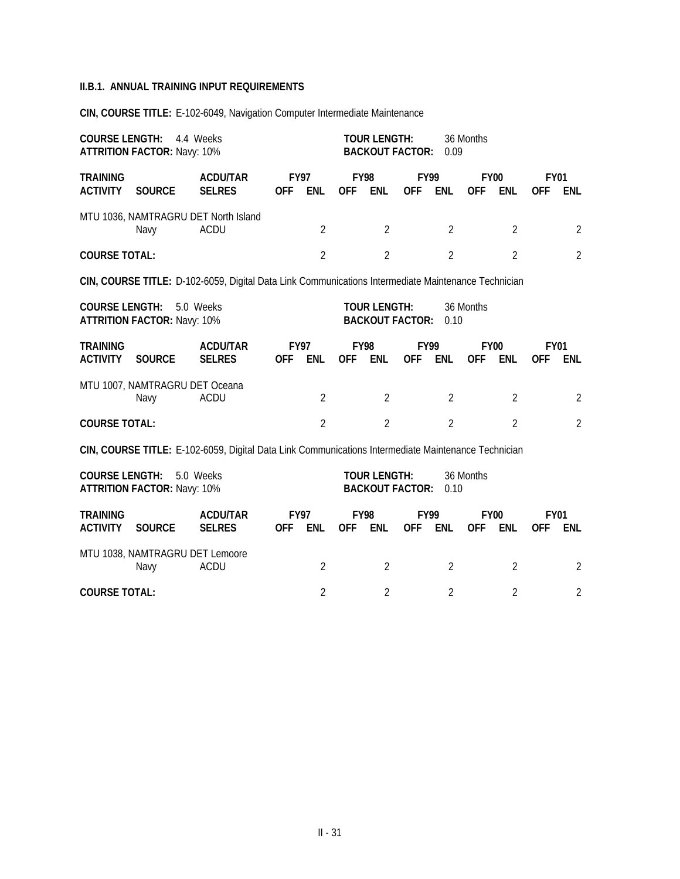#### II.B.1. ANNUAL TRAINING INPUT REQUIREMENTS

**CIN, COURSE TITLE:** E-102-6049, Navigation Computer Intermediate Maintenance

**COURSE LENGTH:** 4.4 Weeks **TOUR LENGTH:** 36 Months
**ATTRITION FACTOR:** Navy: 10% **BACKOUT FACTOR:** 0.09

| TRAINING ACTIVITY | SOURCE | ACDU/TAR SELRES | FY97 OFF | FY97 ENL | FY98 OFF | FY98 ENL | FY99 OFF | FY99 ENL | FY00 OFF | FY00 ENL | FY01 OFF | FY01 ENL |
|---|---|---|---|---|---|---|---|---|---|---|---|---|
| MTU 1036, NAMTRAGRU DET North Island | | | | | | | | | | | | |
| | Navy | ACDU | | 2 | | 2 | | 2 | | 2 | | 2 |
| **COURSE TOTAL:** | | | | 2 | | 2 | | 2 | | 2 | | 2 |

**CIN, COURSE TITLE:** D-102-6059, Digital Data Link Communications Intermediate Maintenance Technician

**COURSE LENGTH:** 5.0 Weeks **TOUR LENGTH:** 36 Months
**ATTRITION FACTOR:** Navy: 10% **BACKOUT FACTOR:** 0.10

| TRAINING ACTIVITY | SOURCE | ACDU/TAR SELRES | FY97 OFF | FY97 ENL | FY98 OFF | FY98 ENL | FY99 OFF | FY99 ENL | FY00 OFF | FY00 ENL | FY01 OFF | FY01 ENL |
|---|---|---|---|---|---|---|---|---|---|---|---|---|
| MTU 1007, NAMTRAGRU DET Oceana | | | | | | | | | | | | |
| | Navy | ACDU | | 2 | | 2 | | 2 | | 2 | | 2 |
| **COURSE TOTAL:** | | | | 2 | | 2 | | 2 | | 2 | | 2 |

**CIN, COURSE TITLE:** E-102-6059, Digital Data Link Communications Intermediate Maintenance Technician

**COURSE LENGTH:** 5.0 Weeks **TOUR LENGTH:** 36 Months
**ATTRITION FACTOR:** Navy: 10% **BACKOUT FACTOR:** 0.10

| TRAINING ACTIVITY | SOURCE | ACDU/TAR SELRES | FY97 OFF | FY97 ENL | FY98 OFF | FY98 ENL | FY99 OFF | FY99 ENL | FY00 OFF | FY00 ENL | FY01 OFF | FY01 ENL |
|---|---|---|---|---|---|---|---|---|---|---|---|---|
| MTU 1038, NAMTRAGRU DET Lemoore | | | | | | | | | | | | |
| | Navy | ACDU | | 2 | | 2 | | 2 | | 2 | | 2 |
| **COURSE TOTAL:** | | | | 2 | | 2 | | 2 | | 2 | | 2 |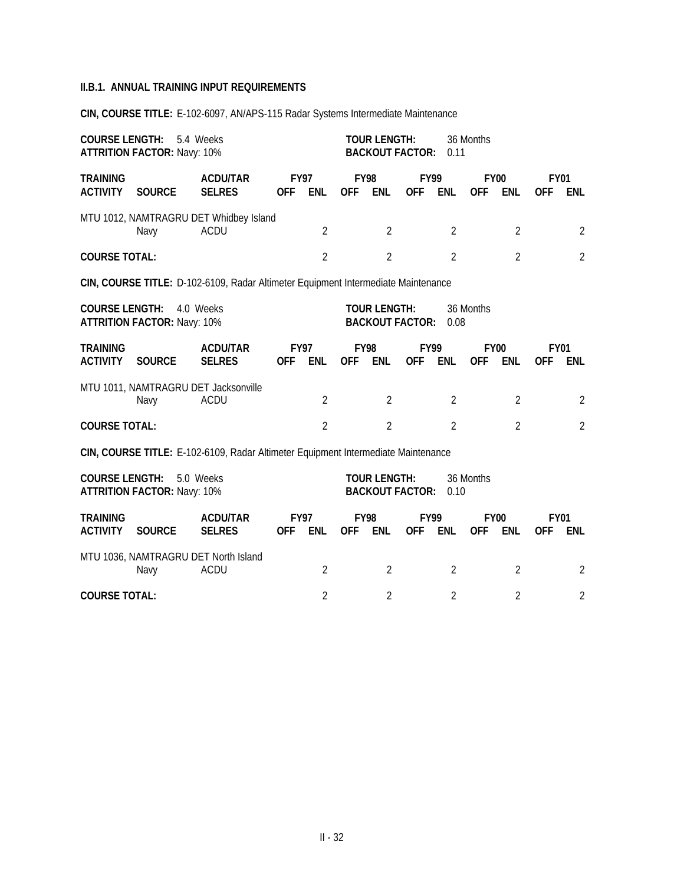**II.B.1. ANNUAL TRAINING INPUT REQUIREMENTS**

**CIN, COURSE TITLE:** E-102-6097, AN/APS-115 Radar Systems Intermediate Maintenance

**COURSE LENGTH:** 5.4 Weeks
**ATTRITION FACTOR:** Navy: 10%
**TOUR LENGTH:** 36 Months
**BACKOUT FACTOR:** 0.11

| TRAINING ACTIVITY | SOURCE | ACDU/TAR SELRES | FY97 OFF | FY97 ENL | FY98 OFF | FY98 ENL | FY99 OFF | FY99 ENL | FY00 OFF | FY00 ENL | FY01 OFF | FY01 ENL |
|---|---|---|---|---|---|---|---|---|---|---|---|---|
| MTU 1012, NAMTRAGRU DET Whidbey Island | | | | | | | | | | | | |
| | Navy | ACDU | | 2 | | 2 | | 2 | | 2 | | 2 |
| **COURSE TOTAL:** | | | | 2 | | 2 | | 2 | | 2 | | 2 |

**CIN, COURSE TITLE:** D-102-6109, Radar Altimeter Equipment Intermediate Maintenance

**COURSE LENGTH:** 4.0 Weeks
**ATTRITION FACTOR:** Navy: 10%
**TOUR LENGTH:** 36 Months
**BACKOUT FACTOR:** 0.08

| TRAINING ACTIVITY | SOURCE | ACDU/TAR SELRES | FY97 OFF | FY97 ENL | FY98 OFF | FY98 ENL | FY99 OFF | FY99 ENL | FY00 OFF | FY00 ENL | FY01 OFF | FY01 ENL |
|---|---|---|---|---|---|---|---|---|---|---|---|---|
| MTU 1011, NAMTRAGRU DET Jacksonville | | | | | | | | | | | | |
| | Navy | ACDU | | 2 | | 2 | | 2 | | 2 | | 2 |
| **COURSE TOTAL:** | | | | 2 | | 2 | | 2 | | 2 | | 2 |

**CIN, COURSE TITLE:** E-102-6109, Radar Altimeter Equipment Intermediate Maintenance

**COURSE LENGTH:** 5.0 Weeks
**ATTRITION FACTOR:** Navy: 10%
**TOUR LENGTH:** 36 Months
**BACKOUT FACTOR:** 0.10

| TRAINING ACTIVITY | SOURCE | ACDU/TAR SELRES | FY97 OFF | FY97 ENL | FY98 OFF | FY98 ENL | FY99 OFF | FY99 ENL | FY00 OFF | FY00 ENL | FY01 OFF | FY01 ENL |
|---|---|---|---|---|---|---|---|---|---|---|---|---|
| MTU 1036, NAMTRAGRU DET North Island | | | | | | | | | | | | |
| | Navy | ACDU | | 2 | | 2 | | 2 | | 2 | | 2 |
| **COURSE TOTAL:** | | | | 2 | | 2 | | 2 | | 2 | | 2 |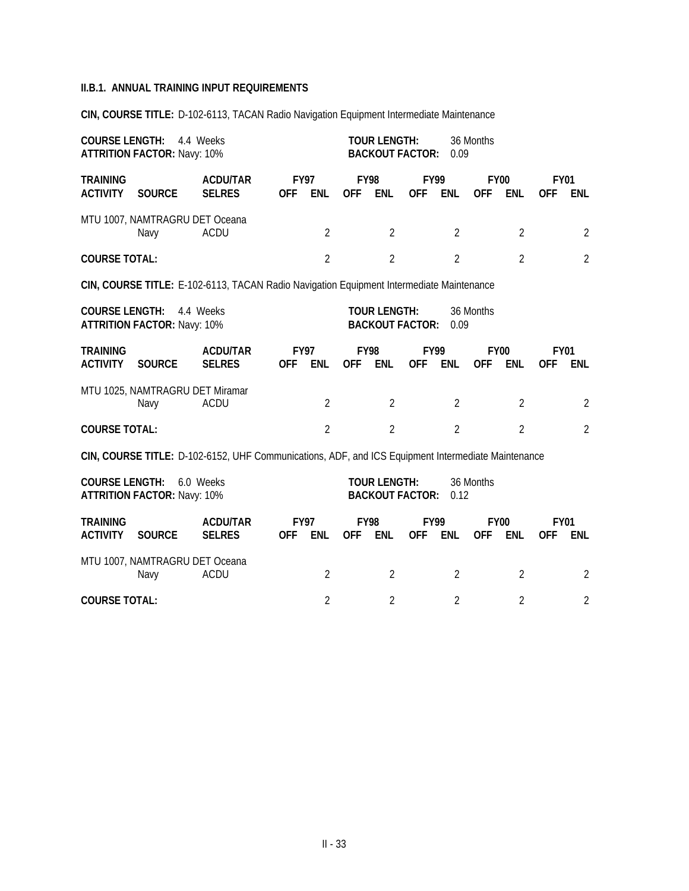**II.B.1. ANNUAL TRAINING INPUT REQUIREMENTS**

**CIN, COURSE TITLE:** D-102-6113, TACAN Radio Navigation Equipment Intermediate Maintenance

**COURSE LENGTH:** 4.4 Weeks
**ATTRITION FACTOR:** Navy: 10%
**TOUR LENGTH:** 36 Months
**BACKOUT FACTOR:** 0.09

| TRAINING ACTIVITY | SOURCE | ACDU/TAR SELRES | FY97 OFF | FY97 ENL | FY98 OFF | FY98 ENL | FY99 OFF | FY99 ENL | FY00 OFF | FY00 ENL | FY01 OFF | FY01 ENL |
|---|---|---|---|---|---|---|---|---|---|---|---|---|
| MTU 1007, NAMTRAGRU DET Oceana | | | | | | | | | | | | |
| | Navy | ACDU | | 2 | | 2 | | 2 | | 2 | | 2 |
| **COURSE TOTAL:** | | | | 2 | | 2 | | 2 | | 2 | | 2 |

**CIN, COURSE TITLE:** E-102-6113, TACAN Radio Navigation Equipment Intermediate Maintenance

**COURSE LENGTH:** 4.4 Weeks
**ATTRITION FACTOR:** Navy: 10%
**TOUR LENGTH:** 36 Months
**BACKOUT FACTOR:** 0.09

| TRAINING ACTIVITY | SOURCE | ACDU/TAR SELRES | FY97 OFF | FY97 ENL | FY98 OFF | FY98 ENL | FY99 OFF | FY99 ENL | FY00 OFF | FY00 ENL | FY01 OFF | FY01 ENL |
|---|---|---|---|---|---|---|---|---|---|---|---|---|
| MTU 1025, NAMTRAGRU DET Miramar | | | | | | | | | | | | |
| | Navy | ACDU | | 2 | | 2 | | 2 | | 2 | | 2 |
| **COURSE TOTAL:** | | | | 2 | | 2 | | 2 | | 2 | | 2 |

**CIN, COURSE TITLE:** D-102-6152, UHF Communications, ADF, and ICS Equipment Intermediate Maintenance

**COURSE LENGTH:** 6.0 Weeks
**ATTRITION FACTOR:** Navy: 10%
**TOUR LENGTH:** 36 Months
**BACKOUT FACTOR:** 0.12

| TRAINING ACTIVITY | SOURCE | ACDU/TAR SELRES | FY97 OFF | FY97 ENL | FY98 OFF | FY98 ENL | FY99 OFF | FY99 ENL | FY00 OFF | FY00 ENL | FY01 OFF | FY01 ENL |
|---|---|---|---|---|---|---|---|---|---|---|---|---|
| MTU 1007, NAMTRAGRU DET Oceana | | | | | | | | | | | | |
| | Navy | ACDU | | 2 | | 2 | | 2 | | 2 | | 2 |
| **COURSE TOTAL:** | | | | 2 | | 2 | | 2 | | 2 | | 2 |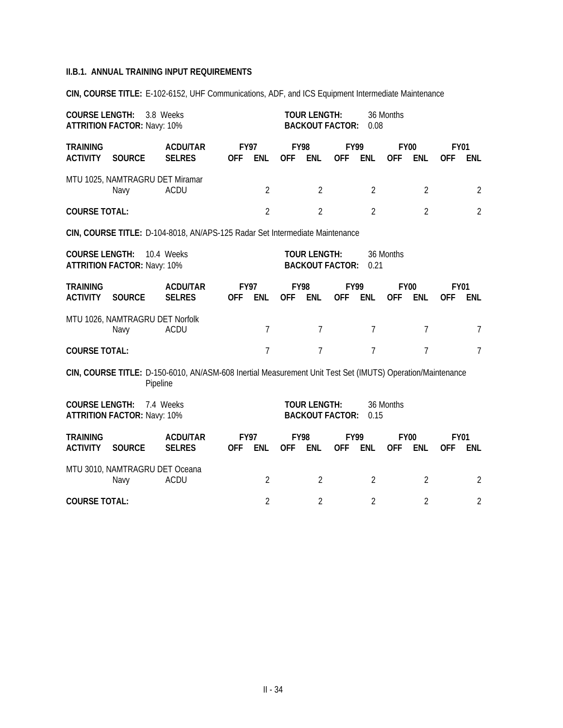**II.B.1. ANNUAL TRAINING INPUT REQUIREMENTS**

**CIN, COURSE TITLE:** E-102-6152, UHF Communications, ADF, and ICS Equipment Intermediate Maintenance

**COURSE LENGTH:** 3.8 Weeks
**ATTRITION FACTOR:** Navy: 10%
**TOUR LENGTH:** 36 Months
**BACKOUT FACTOR:** 0.08

| TRAINING ACTIVITY | SOURCE | ACDU/TAR SELRES | FY97 OFF | FY97 ENL | FY98 OFF | FY98 ENL | FY99 OFF | FY99 ENL | FY00 OFF | FY00 ENL | FY01 OFF | FY01 ENL |
|---|---|---|---|---|---|---|---|---|---|---|---|---|
| MTU 1025, NAMTRAGRU DET Miramar | | | | | | | | | | | | |
| | Navy | ACDU | | 2 | | 2 | | 2 | | 2 | | 2 |
| **COURSE TOTAL:** | | | | 2 | | 2 | | 2 | | 2 | | 2 |

**CIN, COURSE TITLE:** D-104-8018, AN/APS-125 Radar Set Intermediate Maintenance

**COURSE LENGTH:** 10.4 Weeks
**ATTRITION FACTOR:** Navy: 10%
**TOUR LENGTH:** 36 Months
**BACKOUT FACTOR:** 0.21

| TRAINING ACTIVITY | SOURCE | ACDU/TAR SELRES | FY97 OFF | FY97 ENL | FY98 OFF | FY98 ENL | FY99 OFF | FY99 ENL | FY00 OFF | FY00 ENL | FY01 OFF | FY01 ENL |
|---|---|---|---|---|---|---|---|---|---|---|---|---|
| MTU 1026, NAMTRAGRU DET Norfolk | | | | | | | | | | | | |
| | Navy | ACDU | | 7 | | 7 | | 7 | | 7 | | 7 |
| **COURSE TOTAL:** | | | | 7 | | 7 | | 7 | | 7 | | 7 |

**CIN, COURSE TITLE:** D-150-6010, AN/ASM-608 Inertial Measurement Unit Test Set (IMUTS) Operation/Maintenance Pipeline

**COURSE LENGTH:** 7.4 Weeks
**ATTRITION FACTOR:** Navy: 10%
**TOUR LENGTH:** 36 Months
**BACKOUT FACTOR:** 0.15

| TRAINING ACTIVITY | SOURCE | ACDU/TAR SELRES | FY97 OFF | FY97 ENL | FY98 OFF | FY98 ENL | FY99 OFF | FY99 ENL | FY00 OFF | FY00 ENL | FY01 OFF | FY01 ENL |
|---|---|---|---|---|---|---|---|---|---|---|---|---|
| MTU 3010, NAMTRAGRU DET Oceana | | | | | | | | | | | | |
| | Navy | ACDU | | 2 | | 2 | | 2 | | 2 | | 2 |
| **COURSE TOTAL:** | | | | 2 | | 2 | | 2 | | 2 | | 2 |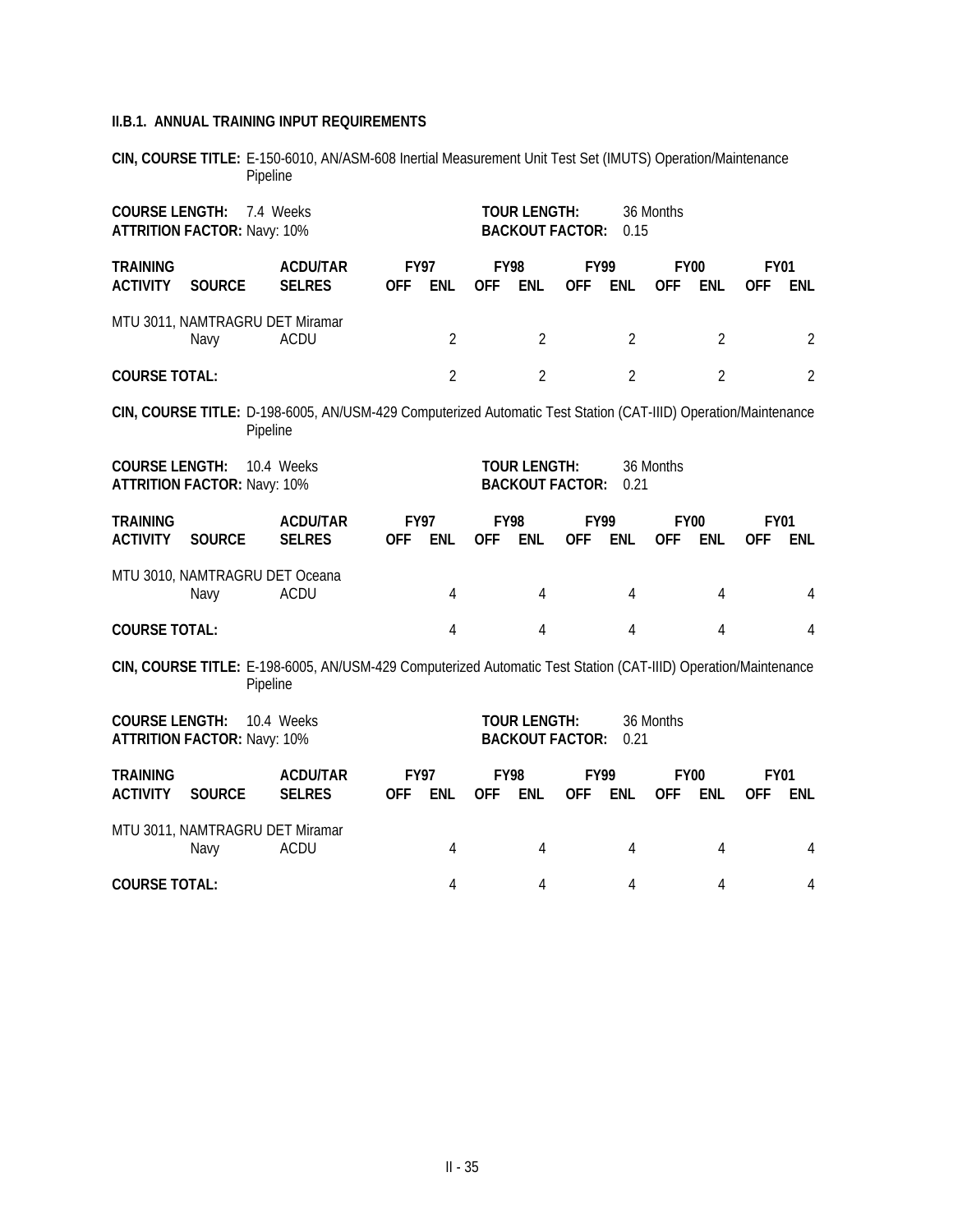**II.B.1. ANNUAL TRAINING INPUT REQUIREMENTS**

**CIN, COURSE TITLE:** E-150-6010, AN/ASM-608 Inertial Measurement Unit Test Set (IMUTS) Operation/Maintenance Pipeline

**COURSE LENGTH:** 7.4 Weeks **TOUR LENGTH:** 36 Months
**ATTRITION FACTOR:** Navy: 10% **BACKOUT FACTOR:** 0.15

| TRAINING ACTIVITY | SOURCE | ACDU/TAR SELRES | FY97 OFF | FY97 ENL | FY98 OFF | FY98 ENL | FY99 OFF | FY99 ENL | FY00 OFF | FY00 ENL | FY01 OFF | FY01 ENL |
|---|---|---|---|---|---|---|---|---|---|---|---|---|
| MTU 3011, NAMTRAGRU DET Miramar | | | | | | | | | | | | |
| | Navy | ACDU | | 2 | | 2 | | 2 | | 2 | | 2 |
| **COURSE TOTAL:** | | | | 2 | | 2 | | 2 | | 2 | | 2 |

**CIN, COURSE TITLE:** D-198-6005, AN/USM-429 Computerized Automatic Test Station (CAT-IIID) Operation/Maintenance Pipeline

**COURSE LENGTH:** 10.4 Weeks **TOUR LENGTH:** 36 Months
**ATTRITION FACTOR:** Navy: 10% **BACKOUT FACTOR:** 0.21

| TRAINING ACTIVITY | SOURCE | ACDU/TAR SELRES | FY97 OFF | FY97 ENL | FY98 OFF | FY98 ENL | FY99 OFF | FY99 ENL | FY00 OFF | FY00 ENL | FY01 OFF | FY01 ENL |
|---|---|---|---|---|---|---|---|---|---|---|---|---|
| MTU 3010, NAMTRAGRU DET Oceana | | | | | | | | | | | | |
| | Navy | ACDU | | 4 | | 4 | | 4 | | 4 | | 4 |
| **COURSE TOTAL:** | | | | 4 | | 4 | | 4 | | 4 | | 4 |

**CIN, COURSE TITLE:** E-198-6005, AN/USM-429 Computerized Automatic Test Station (CAT-IIID) Operation/Maintenance Pipeline

**COURSE LENGTH:** 10.4 Weeks **TOUR LENGTH:** 36 Months
**ATTRITION FACTOR:** Navy: 10% **BACKOUT FACTOR:** 0.21

| TRAINING ACTIVITY | SOURCE | ACDU/TAR SELRES | FY97 OFF | FY97 ENL | FY98 OFF | FY98 ENL | FY99 OFF | FY99 ENL | FY00 OFF | FY00 ENL | FY01 OFF | FY01 ENL |
|---|---|---|---|---|---|---|---|---|---|---|---|---|
| MTU 3011, NAMTRAGRU DET Miramar | | | | | | | | | | | | |
| | Navy | ACDU | | 4 | | 4 | | 4 | | 4 | | 4 |
| **COURSE TOTAL:** | | | | 4 | | 4 | | 4 | | 4 | | 4 |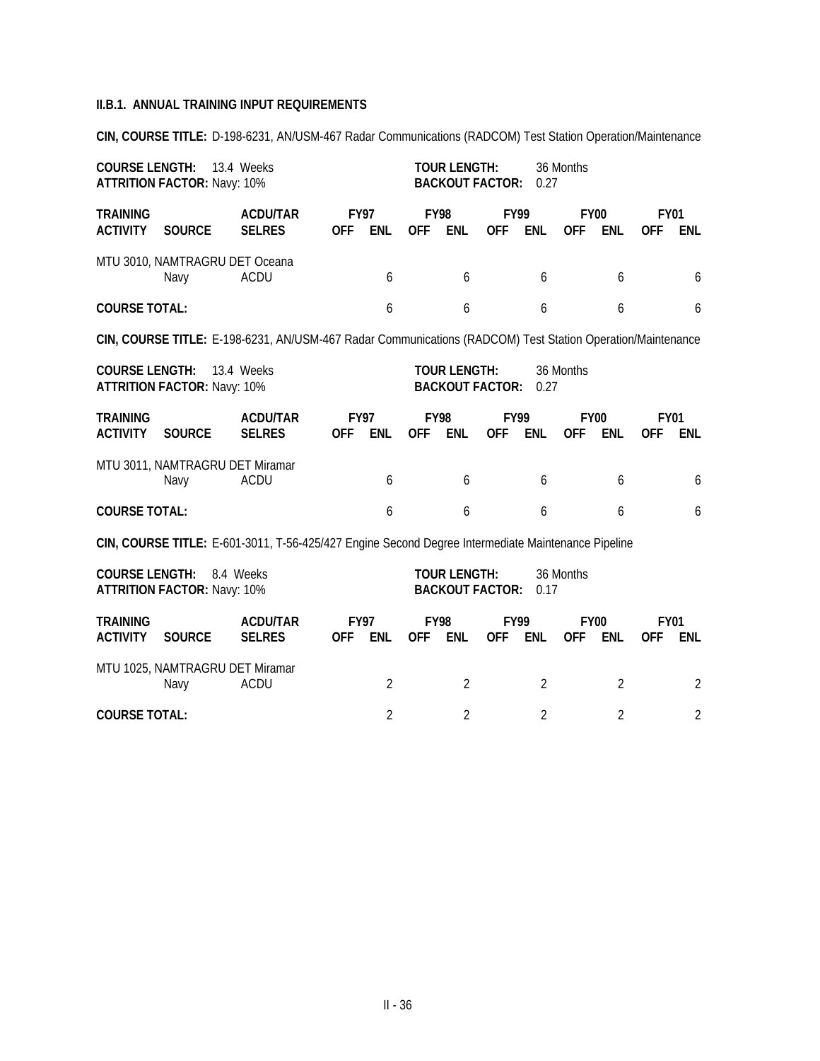**II.B.1. ANNUAL TRAINING INPUT REQUIREMENTS**

**CIN, COURSE TITLE:** D-198-6231, AN/USM-467 Radar Communications (RADCOM) Test Station Operation/Maintenance

**COURSE LENGTH:** 13.4 Weeks | **TOUR LENGTH:** 36 Months
**ATTRITION FACTOR:** Navy: 10% | **BACKOUT FACTOR:** 0.27

| TRAINING ACTIVITY | SOURCE | ACDU/TAR SELRES | FY97 OFF | FY97 ENL | FY98 OFF | FY98 ENL | FY99 OFF | FY99 ENL | FY00 OFF | FY00 ENL | FY01 OFF | FY01 ENL |
|---|---|---|---|---|---|---|---|---|---|---|---|---|
| MTU 3010, NAMTRAGRU DET Oceana | | | | | | | | | | | | |
| | Navy | ACDU | | 6 | | 6 | | 6 | | 6 | | 6 |
| **COURSE TOTAL:** | | | | 6 | | 6 | | 6 | | 6 | | 6 |

**CIN, COURSE TITLE:** E-198-6231, AN/USM-467 Radar Communications (RADCOM) Test Station Operation/Maintenance

**COURSE LENGTH:** 13.4 Weeks | **TOUR LENGTH:** 36 Months
**ATTRITION FACTOR:** Navy: 10% | **BACKOUT FACTOR:** 0.27

| TRAINING ACTIVITY | SOURCE | ACDU/TAR SELRES | FY97 OFF | FY97 ENL | FY98 OFF | FY98 ENL | FY99 OFF | FY99 ENL | FY00 OFF | FY00 ENL | FY01 OFF | FY01 ENL |
|---|---|---|---|---|---|---|---|---|---|---|---|---|
| MTU 3011, NAMTRAGRU DET Miramar | | | | | | | | | | | | |
| | Navy | ACDU | | 6 | | 6 | | 6 | | 6 | | 6 |
| **COURSE TOTAL:** | | | | 6 | | 6 | | 6 | | 6 | | 6 |

**CIN, COURSE TITLE:** E-601-3011, T-56-425/427 Engine Second Degree Intermediate Maintenance Pipeline

**COURSE LENGTH:** 8.4 Weeks | **TOUR LENGTH:** 36 Months
**ATTRITION FACTOR:** Navy: 10% | **BACKOUT FACTOR:** 0.17

| TRAINING ACTIVITY | SOURCE | ACDU/TAR SELRES | FY97 OFF | FY97 ENL | FY98 OFF | FY98 ENL | FY99 OFF | FY99 ENL | FY00 OFF | FY00 ENL | FY01 OFF | FY01 ENL |
|---|---|---|---|---|---|---|---|---|---|---|---|---|
| MTU 1025, NAMTRAGRU DET Miramar | | | | | | | | | | | | |
| | Navy | ACDU | | 2 | | 2 | | 2 | | 2 | | 2 |
| **COURSE TOTAL:** | | | | 2 | | 2 | | 2 | | 2 | | 2 |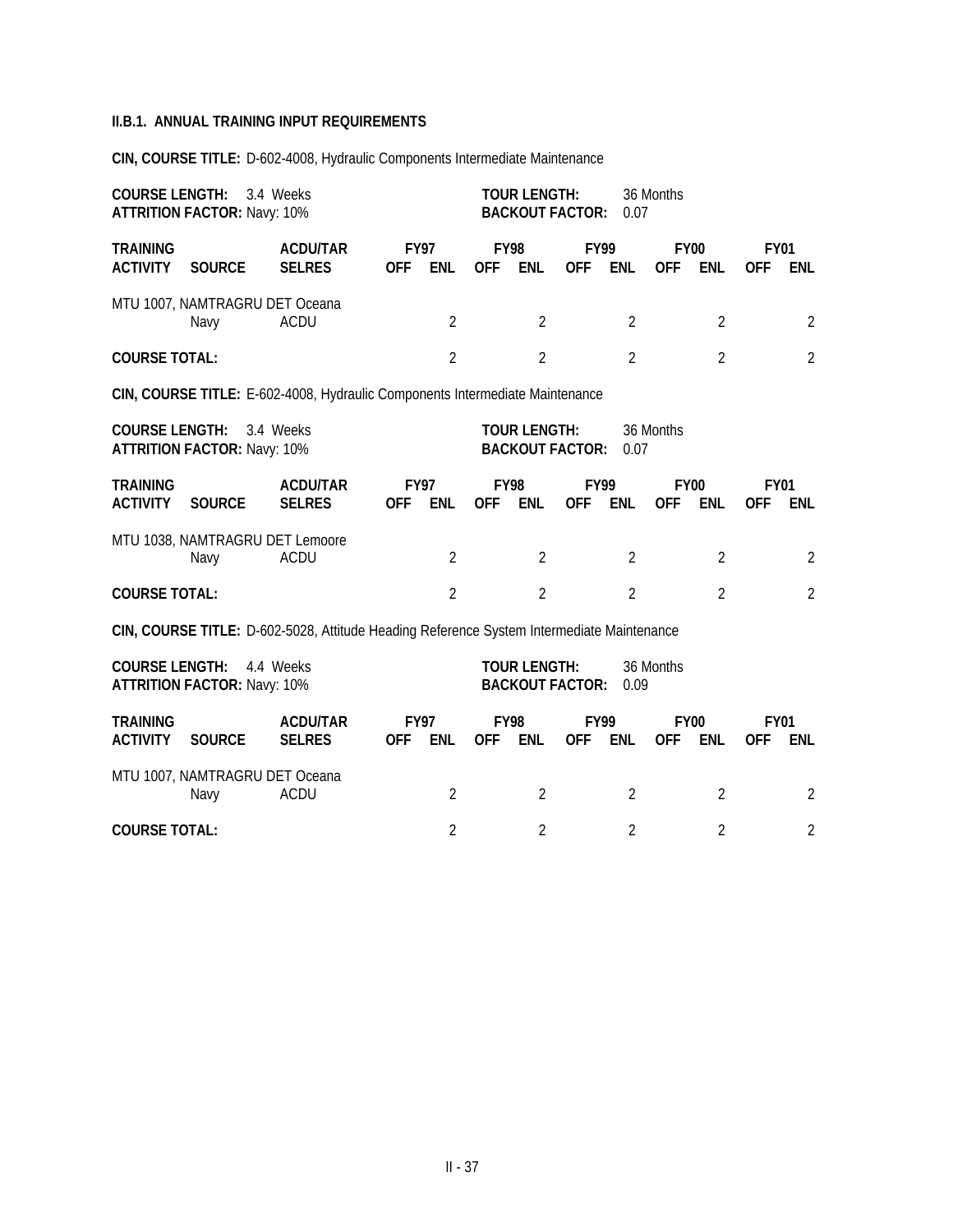**II.B.1. ANNUAL TRAINING INPUT REQUIREMENTS**

**CIN, COURSE TITLE:** D-602-4008, Hydraulic Components Intermediate Maintenance

**COURSE LENGTH:** 3.4 Weeks  
**ATTRITION FACTOR:** Navy: 10%  
**TOUR LENGTH:** 36 Months  
**BACKOUT FACTOR:** 0.07

| TRAINING ACTIVITY | SOURCE | ACDU/TAR SELRES | FY97 OFF | FY97 ENL | FY98 OFF | FY98 ENL | FY99 OFF | FY99 ENL | FY00 OFF | FY00 ENL | FY01 OFF | FY01 ENL |
|---|---|---|---|---|---|---|---|---|---|---|---|---|
| MTU 1007, NAMTRAGRU DET Oceana | | | | | | | | | | | | |
| | Navy | ACDU | | 2 | | 2 | | 2 | | 2 | | 2 |
| **COURSE TOTAL:** | | | | 2 | | 2 | | 2 | | 2 | | 2 |

**CIN, COURSE TITLE:** E-602-4008, Hydraulic Components Intermediate Maintenance

**COURSE LENGTH:** 3.4 Weeks  
**ATTRITION FACTOR:** Navy: 10%  
**TOUR LENGTH:** 36 Months  
**BACKOUT FACTOR:** 0.07

| TRAINING ACTIVITY | SOURCE | ACDU/TAR SELRES | FY97 OFF | FY97 ENL | FY98 OFF | FY98 ENL | FY99 OFF | FY99 ENL | FY00 OFF | FY00 ENL | FY01 OFF | FY01 ENL |
|---|---|---|---|---|---|---|---|---|---|---|---|---|
| MTU 1038, NAMTRAGRU DET Lemoore | | | | | | | | | | | | |
| | Navy | ACDU | | 2 | | 2 | | 2 | | 2 | | 2 |
| **COURSE TOTAL:** | | | | 2 | | 2 | | 2 | | 2 | | 2 |

**CIN, COURSE TITLE:** D-602-5028, Attitude Heading Reference System Intermediate Maintenance

**COURSE LENGTH:** 4.4 Weeks  
**ATTRITION FACTOR:** Navy: 10%  
**TOUR LENGTH:** 36 Months  
**BACKOUT FACTOR:** 0.09

| TRAINING ACTIVITY | SOURCE | ACDU/TAR SELRES | FY97 OFF | FY97 ENL | FY98 OFF | FY98 ENL | FY99 OFF | FY99 ENL | FY00 OFF | FY00 ENL | FY01 OFF | FY01 ENL |
|---|---|---|---|---|---|---|---|---|---|---|---|---|
| MTU 1007, NAMTRAGRU DET Oceana | | | | | | | | | | | | |
| | Navy | ACDU | | 2 | | 2 | | 2 | | 2 | | 2 |
| **COURSE TOTAL:** | | | | 2 | | 2 | | 2 | | 2 | | 2 |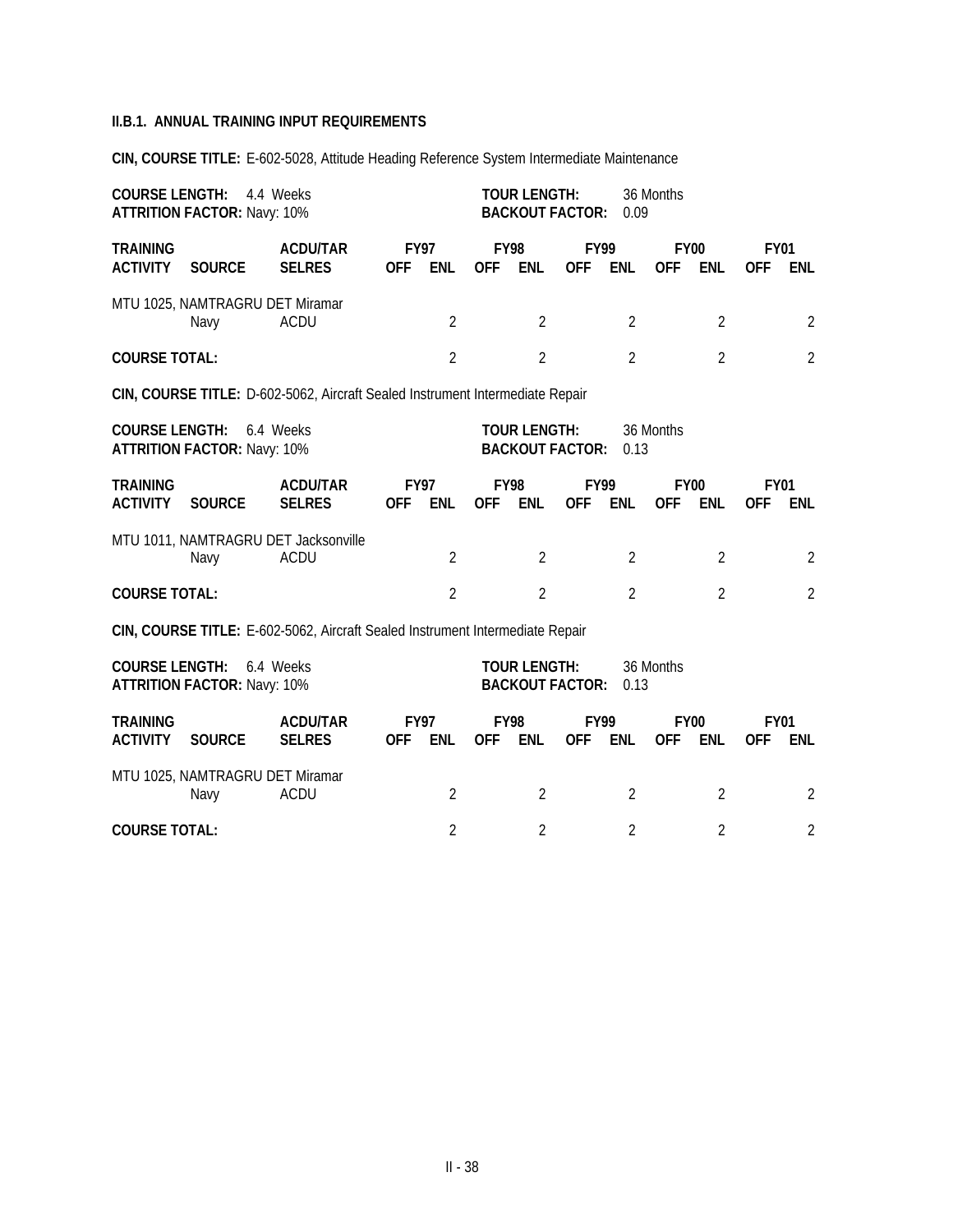**II.B.1. ANNUAL TRAINING INPUT REQUIREMENTS**

**CIN, COURSE TITLE:** E-602-5028, Attitude Heading Reference System Intermediate Maintenance

**COURSE LENGTH:** 4.4 Weeks
**ATTRITION FACTOR:** Navy: 10%

**TOUR LENGTH:** 36 Months
**BACKOUT FACTOR:** 0.09

| TRAINING | | ACDU/TAR | FY97 | | FY98 | | FY99 | | FY00 | | FY01 | |
|---|---|---|---|---|---|---|---|---|---|---|---|---|
| ACTIVITY | SOURCE | SELRES | OFF | ENL | OFF | ENL | OFF | ENL | OFF | ENL | OFF | ENL |
| MTU 1025, NAMTRAGRU DET Miramar | | | | | | | | | | | | |
| | Navy | ACDU | | 2 | | 2 | | 2 | | 2 | | 2 |
| **COURSE TOTAL:** | | | | 2 | | 2 | | 2 | | 2 | | 2 |

**CIN, COURSE TITLE:** D-602-5062, Aircraft Sealed Instrument Intermediate Repair

**COURSE LENGTH:** 6.4 Weeks
**ATTRITION FACTOR:** Navy: 10%

**TOUR LENGTH:** 36 Months
**BACKOUT FACTOR:** 0.13

| TRAINING | | ACDU/TAR | FY97 | | FY98 | | FY99 | | FY00 | | FY01 | |
|---|---|---|---|---|---|---|---|---|---|---|---|---|
| ACTIVITY | SOURCE | SELRES | OFF | ENL | OFF | ENL | OFF | ENL | OFF | ENL | OFF | ENL |
| MTU 1011, NAMTRAGRU DET Jacksonville | | | | | | | | | | | | |
| | Navy | ACDU | | 2 | | 2 | | 2 | | 2 | | 2 |
| **COURSE TOTAL:** | | | | 2 | | 2 | | 2 | | 2 | | 2 |

**CIN, COURSE TITLE:** E-602-5062, Aircraft Sealed Instrument Intermediate Repair

**COURSE LENGTH:** 6.4 Weeks
**ATTRITION FACTOR:** Navy: 10%

**TOUR LENGTH:** 36 Months
**BACKOUT FACTOR:** 0.13

| TRAINING | | ACDU/TAR | FY97 | | FY98 | | FY99 | | FY00 | | FY01 | |
|---|---|---|---|---|---|---|---|---|---|---|---|---|
| ACTIVITY | SOURCE | SELRES | OFF | ENL | OFF | ENL | OFF | ENL | OFF | ENL | OFF | ENL |
| MTU 1025, NAMTRAGRU DET Miramar | | | | | | | | | | | | |
| | Navy | ACDU | | 2 | | 2 | | 2 | | 2 | | 2 |
| **COURSE TOTAL:** | | | | 2 | | 2 | | 2 | | 2 | | 2 |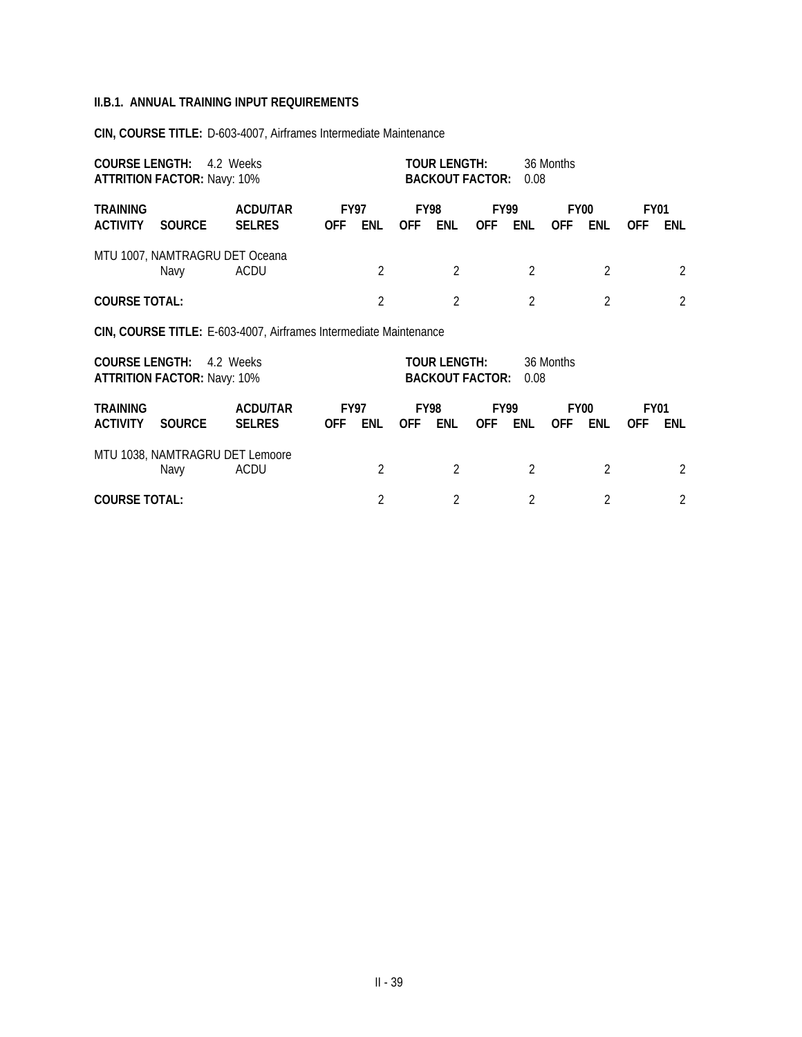### II.B.1. ANNUAL TRAINING INPUT REQUIREMENTS

**CIN, COURSE TITLE:** D-603-4007, Airframes Intermediate Maintenance

**COURSE LENGTH:** 4.2 Weeks
**ATTRITION FACTOR:** Navy: 10%
**TOUR LENGTH:** 36 Months
**BACKOUT FACTOR:** 0.08

| TRAINING | | ACDU/TAR | FY97 | | FY98 | | FY99 | | FY00 | | FY01 | |
|---|---|---|---|---|---|---|---|---|---|---|---|---|
| ACTIVITY | SOURCE | SELRES | OFF | ENL | OFF | ENL | OFF | ENL | OFF | ENL | OFF | ENL |
| MTU 1007, NAMTRAGRU DET Oceana | | | | | | | | | | | | |
| | Navy | ACDU | | 2 | | 2 | | 2 | | 2 | | 2 |
| **COURSE TOTAL:** | | | | 2 | | 2 | | 2 | | 2 | | 2 |

**CIN, COURSE TITLE:** E-603-4007, Airframes Intermediate Maintenance

**COURSE LENGTH:** 4.2 Weeks
**ATTRITION FACTOR:** Navy: 10%
**TOUR LENGTH:** 36 Months
**BACKOUT FACTOR:** 0.08

| TRAINING | | ACDU/TAR | FY97 | | FY98 | | FY99 | | FY00 | | FY01 | |
|---|---|---|---|---|---|---|---|---|---|---|---|---|
| ACTIVITY | SOURCE | SELRES | OFF | ENL | OFF | ENL | OFF | ENL | OFF | ENL | OFF | ENL |
| MTU 1038, NAMTRAGRU DET Lemoore | | | | | | | | | | | | |
| | Navy | ACDU | | 2 | | 2 | | 2 | | 2 | | 2 |
| **COURSE TOTAL:** | | | | 2 | | 2 | | 2 | | 2 | | 2 |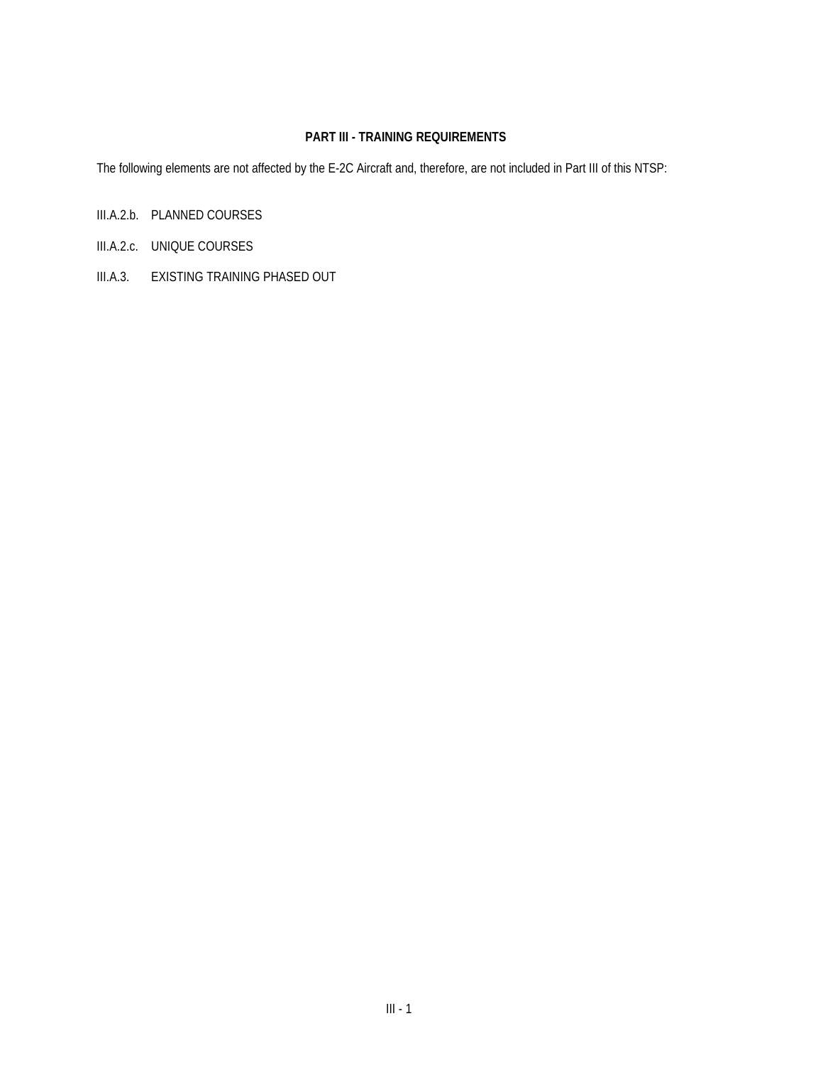## PART III - TRAINING REQUIREMENTS

The following elements are not affected by the E-2C Aircraft and, therefore, are not included in Part III of this NTSP:

III.A.2.b. PLANNED COURSES

III.A.2.c. UNIQUE COURSES

III.A.3. EXISTING TRAINING PHASED OUT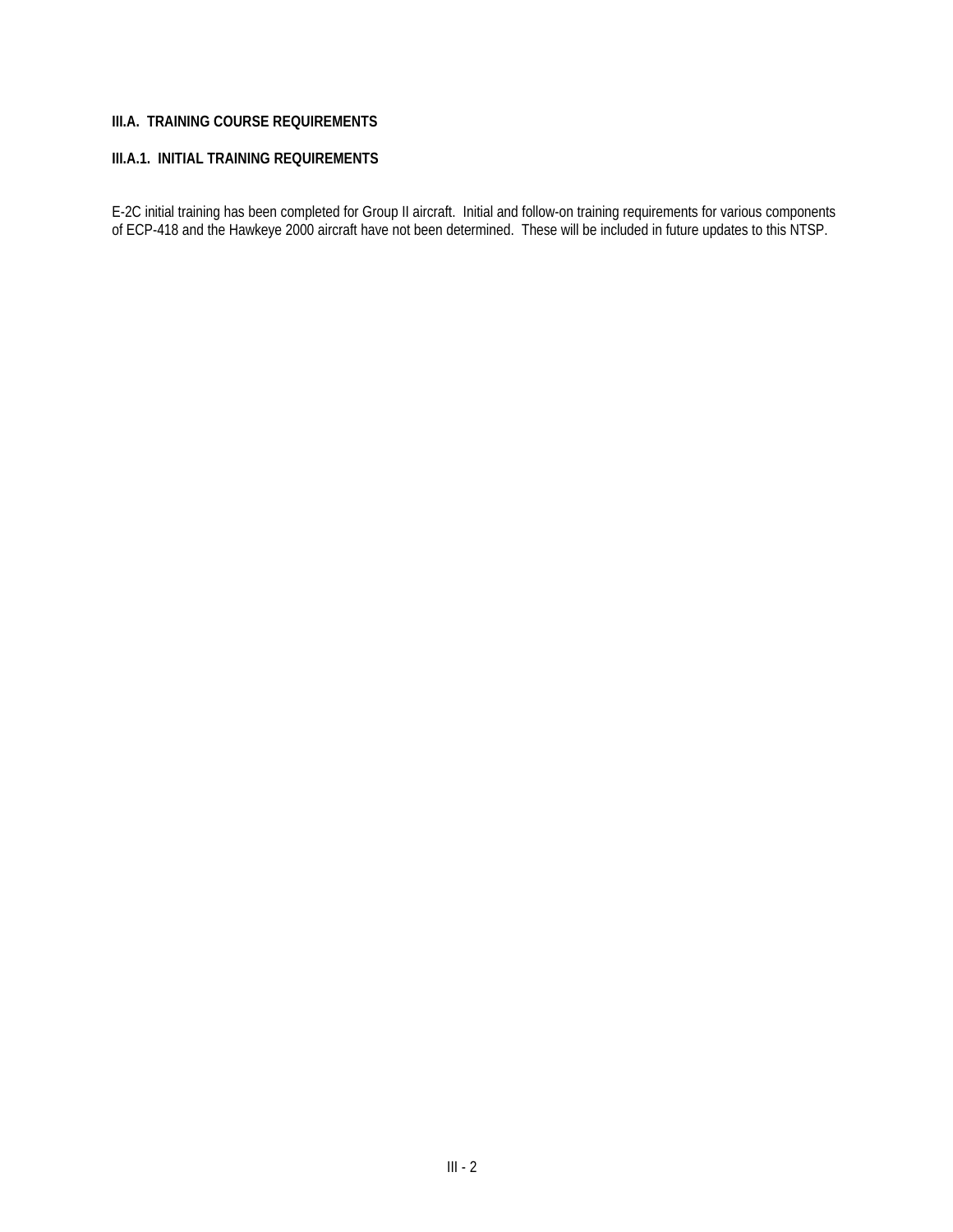## III.A. TRAINING COURSE REQUIREMENTS

### III.A.1. INITIAL TRAINING REQUIREMENTS

E-2C initial training has been completed for Group II aircraft. Initial and follow-on training requirements for various components of ECP-418 and the Hawkeye 2000 aircraft have not been determined. These will be included in future updates to this NTSP.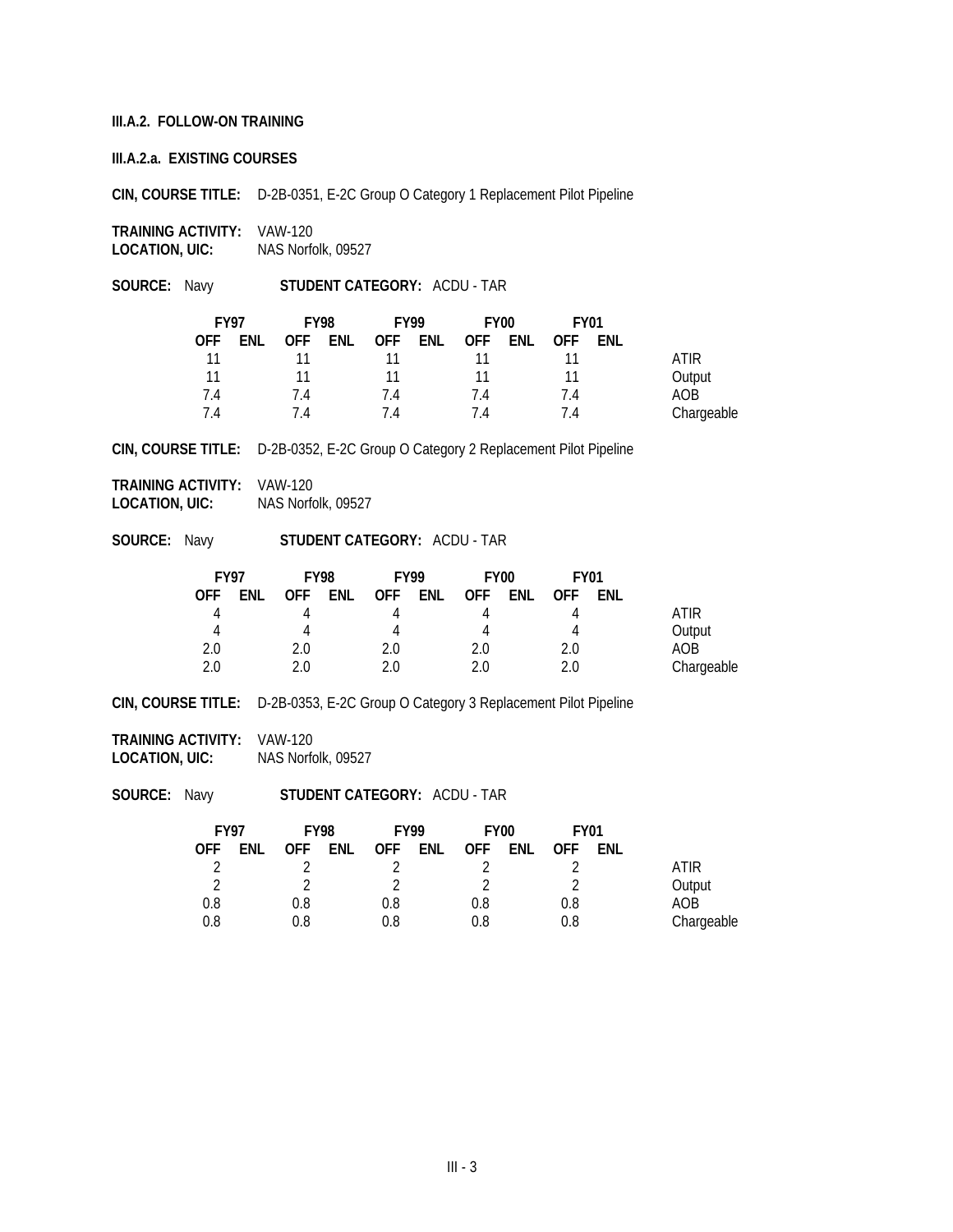**III.A.2. FOLLOW-ON TRAINING**

**III.A.2.a. EXISTING COURSES**

**CIN, COURSE TITLE:** D-2B-0351, E-2C Group O Category 1 Replacement Pilot Pipeline

**TRAINING ACTIVITY:** VAW-120
**LOCATION, UIC:** NAS Norfolk, 09527

**SOURCE:** Navy **STUDENT CATEGORY:** ACDU - TAR

| FY97 | | FY98 | | FY99 | | FY00 | | FY01 | | |
|---|---|---|---|---|---|---|---|---|---|---|
| OFF | ENL | OFF | ENL | OFF | ENL | OFF | ENL | OFF | ENL | |
| 11 | | 11 | | 11 | | 11 | | 11 | | ATIR |
| 11 | | 11 | | 11 | | 11 | | 11 | | Output |
| 7.4 | | 7.4 | | 7.4 | | 7.4 | | 7.4 | | AOB |
| 7.4 | | 7.4 | | 7.4 | | 7.4 | | 7.4 | | Chargeable |

**CIN, COURSE TITLE:** D-2B-0352, E-2C Group O Category 2 Replacement Pilot Pipeline

**TRAINING ACTIVITY:** VAW-120
**LOCATION, UIC:** NAS Norfolk, 09527

**SOURCE:** Navy **STUDENT CATEGORY:** ACDU - TAR

| FY97 | | FY98 | | FY99 | | FY00 | | FY01 | | |
|---|---|---|---|---|---|---|---|---|---|---|
| OFF | ENL | OFF | ENL | OFF | ENL | OFF | ENL | OFF | ENL | |
| 4 | | 4 | | 4 | | 4 | | 4 | | ATIR |
| 4 | | 4 | | 4 | | 4 | | 4 | | Output |
| 2.0 | | 2.0 | | 2.0 | | 2.0 | | 2.0 | | AOB |
| 2.0 | | 2.0 | | 2.0 | | 2.0 | | 2.0 | | Chargeable |

**CIN, COURSE TITLE:** D-2B-0353, E-2C Group O Category 3 Replacement Pilot Pipeline

**TRAINING ACTIVITY:** VAW-120
**LOCATION, UIC:** NAS Norfolk, 09527

**SOURCE:** Navy **STUDENT CATEGORY:** ACDU - TAR

| FY97 | | FY98 | | FY99 | | FY00 | | FY01 | | |
|---|---|---|---|---|---|---|---|---|---|---|
| OFF | ENL | OFF | ENL | OFF | ENL | OFF | ENL | OFF | ENL | |
| 2 | | 2 | | 2 | | 2 | | 2 | | ATIR |
| 2 | | 2 | | 2 | | 2 | | 2 | | Output |
| 0.8 | | 0.8 | | 0.8 | | 0.8 | | 0.8 | | AOB |
| 0.8 | | 0.8 | | 0.8 | | 0.8 | | 0.8 | | Chargeable |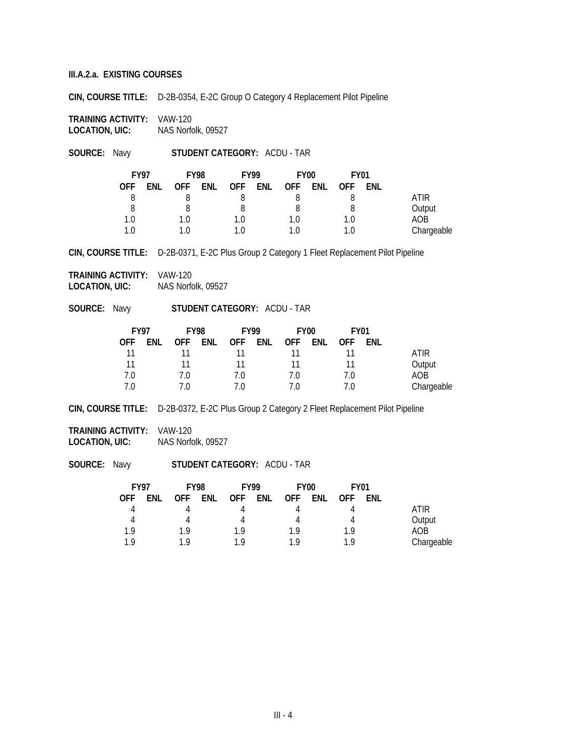**III.A.2.a. EXISTING COURSES**

**CIN, COURSE TITLE:** D-2B-0354, E-2C Group O Category 4 Replacement Pilot Pipeline

**TRAINING ACTIVITY:** VAW-120
**LOCATION, UIC:** NAS Norfolk, 09527

**SOURCE:** Navy **STUDENT CATEGORY:** ACDU - TAR

| FY97 | | FY98 | | FY99 | | FY00 | | FY01 | | |
|---|---|---|---|---|---|---|---|---|---|---|
| OFF | ENL | OFF | ENL | OFF | ENL | OFF | ENL | OFF | ENL | |
| 8 | | 8 | | 8 | | 8 | | 8 | | ATIR |
| 8 | | 8 | | 8 | | 8 | | 8 | | Output |
| 1.0 | | 1.0 | | 1.0 | | 1.0 | | 1.0 | | AOB |
| 1.0 | | 1.0 | | 1.0 | | 1.0 | | 1.0 | | Chargeable |

**CIN, COURSE TITLE:** D-2B-0371, E-2C Plus Group 2 Category 1 Fleet Replacement Pilot Pipeline

**TRAINING ACTIVITY:** VAW-120
**LOCATION, UIC:** NAS Norfolk, 09527

**SOURCE:** Navy **STUDENT CATEGORY:** ACDU - TAR

| FY97 | | FY98 | | FY99 | | FY00 | | FY01 | | |
|---|---|---|---|---|---|---|---|---|---|---|
| OFF | ENL | OFF | ENL | OFF | ENL | OFF | ENL | OFF | ENL | |
| 11 | | 11 | | 11 | | 11 | | 11 | | ATIR |
| 11 | | 11 | | 11 | | 11 | | 11 | | Output |
| 7.0 | | 7.0 | | 7.0 | | 7.0 | | 7.0 | | AOB |
| 7.0 | | 7.0 | | 7.0 | | 7.0 | | 7.0 | | Chargeable |

**CIN, COURSE TITLE:** D-2B-0372, E-2C Plus Group 2 Category 2 Fleet Replacement Pilot Pipeline

**TRAINING ACTIVITY:** VAW-120
**LOCATION, UIC:** NAS Norfolk, 09527

**SOURCE:** Navy **STUDENT CATEGORY:** ACDU - TAR

| FY97 | | FY98 | | FY99 | | FY00 | | FY01 | | |
|---|---|---|---|---|---|---|---|---|---|---|
| OFF | ENL | OFF | ENL | OFF | ENL | OFF | ENL | OFF | ENL | |
| 4 | | 4 | | 4 | | 4 | | 4 | | ATIR |
| 4 | | 4 | | 4 | | 4 | | 4 | | Output |
| 1.9 | | 1.9 | | 1.9 | | 1.9 | | 1.9 | | AOB |
| 1.9 | | 1.9 | | 1.9 | | 1.9 | | 1.9 | | Chargeable |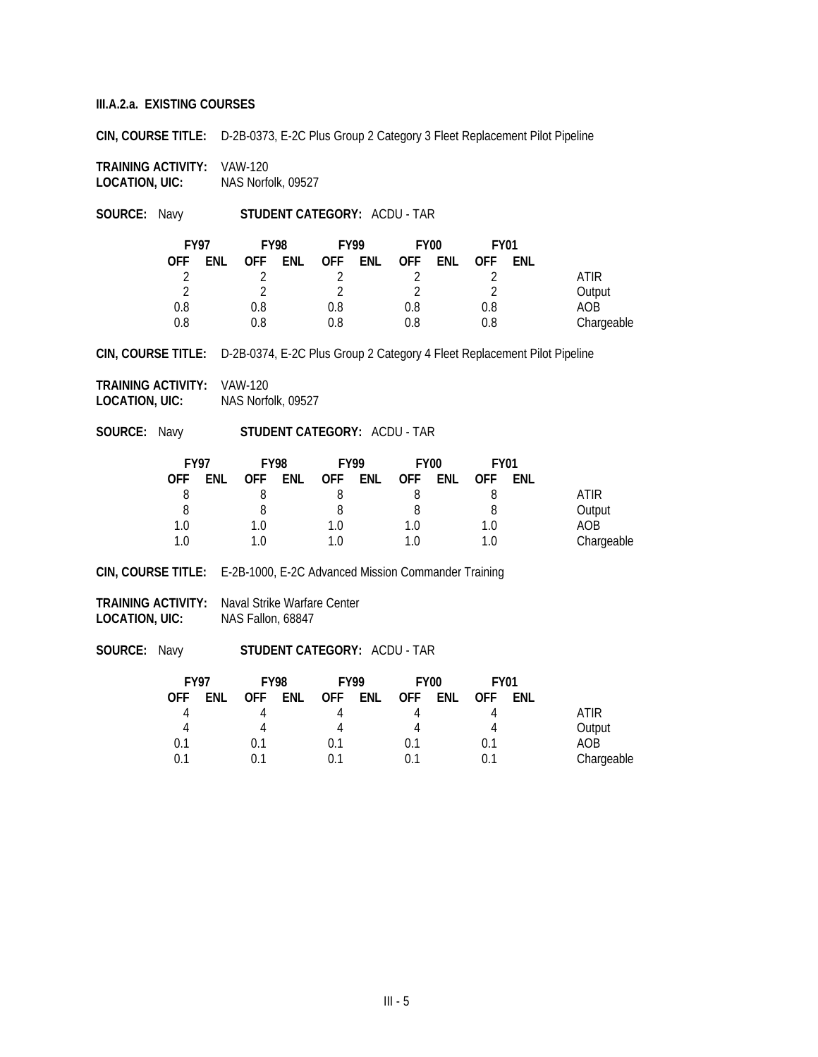**III.A.2.a. EXISTING COURSES**

**CIN, COURSE TITLE:** D-2B-0373, E-2C Plus Group 2 Category 3 Fleet Replacement Pilot Pipeline

**TRAINING ACTIVITY:** VAW-120
**LOCATION, UIC:** NAS Norfolk, 09527

**SOURCE:** Navy **STUDENT CATEGORY:** ACDU - TAR

| FY97 | | FY98 | | FY99 | | FY00 | | FY01 | | |
|---|---|---|---|---|---|---|---|---|---|---|
| OFF | ENL | OFF | ENL | OFF | ENL | OFF | ENL | OFF | ENL | |
| 2 | | 2 | | 2 | | 2 | | 2 | | ATIR |
| 2 | | 2 | | 2 | | 2 | | 2 | | Output |
| 0.8 | | 0.8 | | 0.8 | | 0.8 | | 0.8 | | AOB |
| 0.8 | | 0.8 | | 0.8 | | 0.8 | | 0.8 | | Chargeable |

**CIN, COURSE TITLE:** D-2B-0374, E-2C Plus Group 2 Category 4 Fleet Replacement Pilot Pipeline

**TRAINING ACTIVITY:** VAW-120
**LOCATION, UIC:** NAS Norfolk, 09527

**SOURCE:** Navy **STUDENT CATEGORY:** ACDU - TAR

| FY97 | | FY98 | | FY99 | | FY00 | | FY01 | | |
|---|---|---|---|---|---|---|---|---|---|---|
| OFF | ENL | OFF | ENL | OFF | ENL | OFF | ENL | OFF | ENL | |
| 8 | | 8 | | 8 | | 8 | | 8 | | ATIR |
| 8 | | 8 | | 8 | | 8 | | 8 | | Output |
| 1.0 | | 1.0 | | 1.0 | | 1.0 | | 1.0 | | AOB |
| 1.0 | | 1.0 | | 1.0 | | 1.0 | | 1.0 | | Chargeable |

**CIN, COURSE TITLE:** E-2B-1000, E-2C Advanced Mission Commander Training

**TRAINING ACTIVITY:** Naval Strike Warfare Center
**LOCATION, UIC:** NAS Fallon, 68847

**SOURCE:** Navy **STUDENT CATEGORY:** ACDU - TAR

| FY97 | | FY98 | | FY99 | | FY00 | | FY01 | | |
|---|---|---|---|---|---|---|---|---|---|---|
| OFF | ENL | OFF | ENL | OFF | ENL | OFF | ENL | OFF | ENL | |
| 4 | | 4 | | 4 | | 4 | | 4 | | ATIR |
| 4 | | 4 | | 4 | | 4 | | 4 | | Output |
| 0.1 | | 0.1 | | 0.1 | | 0.1 | | 0.1 | | AOB |
| 0.1 | | 0.1 | | 0.1 | | 0.1 | | 0.1 | | Chargeable |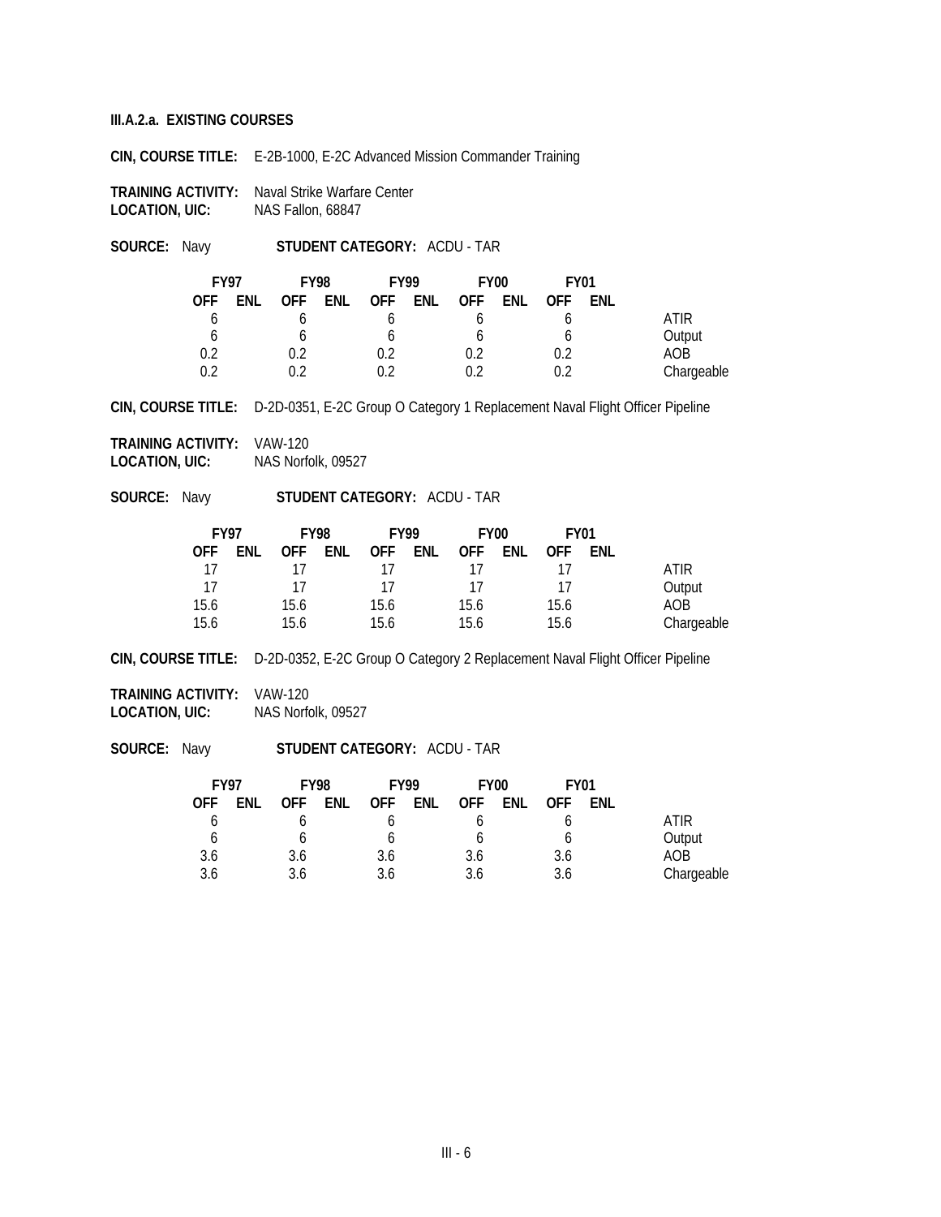**III.A.2.a. EXISTING COURSES**

**CIN, COURSE TITLE:** E-2B-1000, E-2C Advanced Mission Commander Training

**TRAINING ACTIVITY:** Naval Strike Warfare Center
**LOCATION, UIC:** NAS Fallon, 68847

**SOURCE:** Navy **STUDENT CATEGORY:** ACDU - TAR

| FY97 | | FY98 | | FY99 | | FY00 | | FY01 | | |
|---|---|---|---|---|---|---|---|---|---|---|
| OFF | ENL | OFF | ENL | OFF | ENL | OFF | ENL | OFF | ENL | |
| 6 | | 6 | | 6 | | 6 | | 6 | | ATIR |
| 6 | | 6 | | 6 | | 6 | | 6 | | Output |
| 0.2 | | 0.2 | | 0.2 | | 0.2 | | 0.2 | | AOB |
| 0.2 | | 0.2 | | 0.2 | | 0.2 | | 0.2 | | Chargeable |

**CIN, COURSE TITLE:** D-2D-0351, E-2C Group O Category 1 Replacement Naval Flight Officer Pipeline

**TRAINING ACTIVITY:** VAW-120
**LOCATION, UIC:** NAS Norfolk, 09527

**SOURCE:** Navy **STUDENT CATEGORY:** ACDU - TAR

| FY97 | | FY98 | | FY99 | | FY00 | | FY01 | | |
|---|---|---|---|---|---|---|---|---|---|---|
| OFF | ENL | OFF | ENL | OFF | ENL | OFF | ENL | OFF | ENL | |
| 17 | | 17 | | 17 | | 17 | | 17 | | ATIR |
| 17 | | 17 | | 17 | | 17 | | 17 | | Output |
| 15.6 | | 15.6 | | 15.6 | | 15.6 | | 15.6 | | AOB |
| 15.6 | | 15.6 | | 15.6 | | 15.6 | | 15.6 | | Chargeable |

**CIN, COURSE TITLE:** D-2D-0352, E-2C Group O Category 2 Replacement Naval Flight Officer Pipeline

**TRAINING ACTIVITY:** VAW-120
**LOCATION, UIC:** NAS Norfolk, 09527

**SOURCE:** Navy **STUDENT CATEGORY:** ACDU - TAR

| FY97 | | FY98 | | FY99 | | FY00 | | FY01 | | |
|---|---|---|---|---|---|---|---|---|---|---|
| OFF | ENL | OFF | ENL | OFF | ENL | OFF | ENL | OFF | ENL | |
| 6 | | 6 | | 6 | | 6 | | 6 | | ATIR |
| 6 | | 6 | | 6 | | 6 | | 6 | | Output |
| 3.6 | | 3.6 | | 3.6 | | 3.6 | | 3.6 | | AOB |
| 3.6 | | 3.6 | | 3.6 | | 3.6 | | 3.6 | | Chargeable |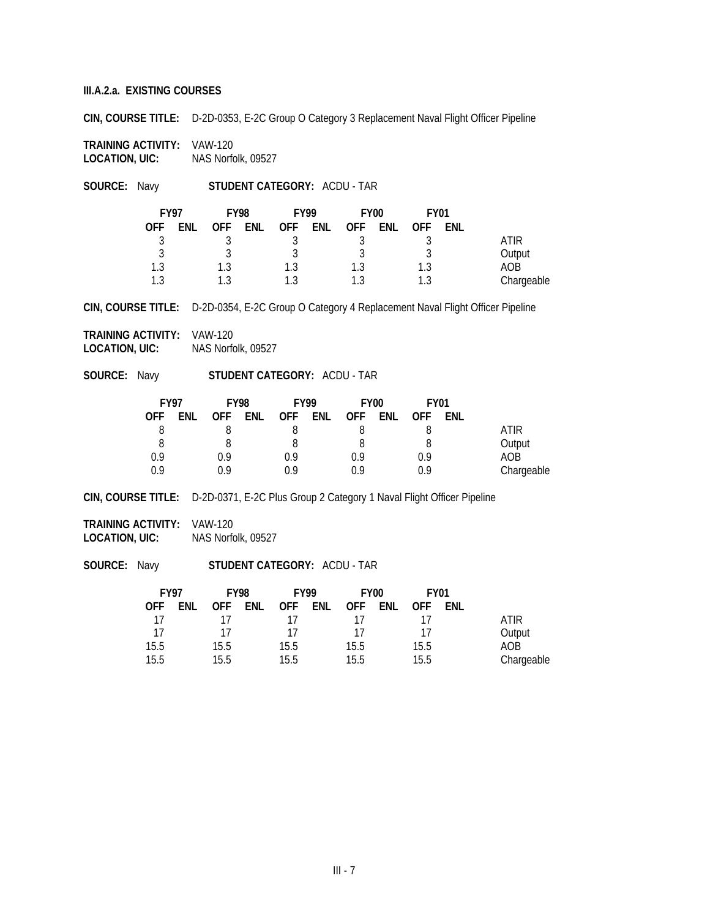**III.A.2.a. EXISTING COURSES**

**CIN, COURSE TITLE:** D-2D-0353, E-2C Group O Category 3 Replacement Naval Flight Officer Pipeline

**TRAINING ACTIVITY:** VAW-120
**LOCATION, UIC:** NAS Norfolk, 09527

**SOURCE:** Navy **STUDENT CATEGORY:** ACDU - TAR

| FY97 | | FY98 | | FY99 | | FY00 | | FY01 | | |
|---|---|---|---|---|---|---|---|---|---|---|
| **OFF** | **ENL** | **OFF** | **ENL** | **OFF** | **ENL** | **OFF** | **ENL** | **OFF** | **ENL** | |
| 3 | | 3 | | 3 | | 3 | | 3 | | ATIR |
| 3 | | 3 | | 3 | | 3 | | 3 | | Output |
| 1.3 | | 1.3 | | 1.3 | | 1.3 | | 1.3 | | AOB |
| 1.3 | | 1.3 | | 1.3 | | 1.3 | | 1.3 | | Chargeable |

**CIN, COURSE TITLE:** D-2D-0354, E-2C Group O Category 4 Replacement Naval Flight Officer Pipeline

**TRAINING ACTIVITY:** VAW-120
**LOCATION, UIC:** NAS Norfolk, 09527

**SOURCE:** Navy **STUDENT CATEGORY:** ACDU - TAR

| FY97 | | FY98 | | FY99 | | FY00 | | FY01 | | |
|---|---|---|---|---|---|---|---|---|---|---|
| **OFF** | **ENL** | **OFF** | **ENL** | **OFF** | **ENL** | **OFF** | **ENL** | **OFF** | **ENL** | |
| 8 | | 8 | | 8 | | 8 | | 8 | | ATIR |
| 8 | | 8 | | 8 | | 8 | | 8 | | Output |
| 0.9 | | 0.9 | | 0.9 | | 0.9 | | 0.9 | | AOB |
| 0.9 | | 0.9 | | 0.9 | | 0.9 | | 0.9 | | Chargeable |

**CIN, COURSE TITLE:** D-2D-0371, E-2C Plus Group 2 Category 1 Naval Flight Officer Pipeline

**TRAINING ACTIVITY:** VAW-120
**LOCATION, UIC:** NAS Norfolk, 09527

**SOURCE:** Navy **STUDENT CATEGORY:** ACDU - TAR

| FY97 | | FY98 | | FY99 | | FY00 | | FY01 | | |
|---|---|---|---|---|---|---|---|---|---|---|
| **OFF** | **ENL** | **OFF** | **ENL** | **OFF** | **ENL** | **OFF** | **ENL** | **OFF** | **ENL** | |
| 17 | | 17 | | 17 | | 17 | | 17 | | ATIR |
| 17 | | 17 | | 17 | | 17 | | 17 | | Output |
| 15.5 | | 15.5 | | 15.5 | | 15.5 | | 15.5 | | AOB |
| 15.5 | | 15.5 | | 15.5 | | 15.5 | | 15.5 | | Chargeable |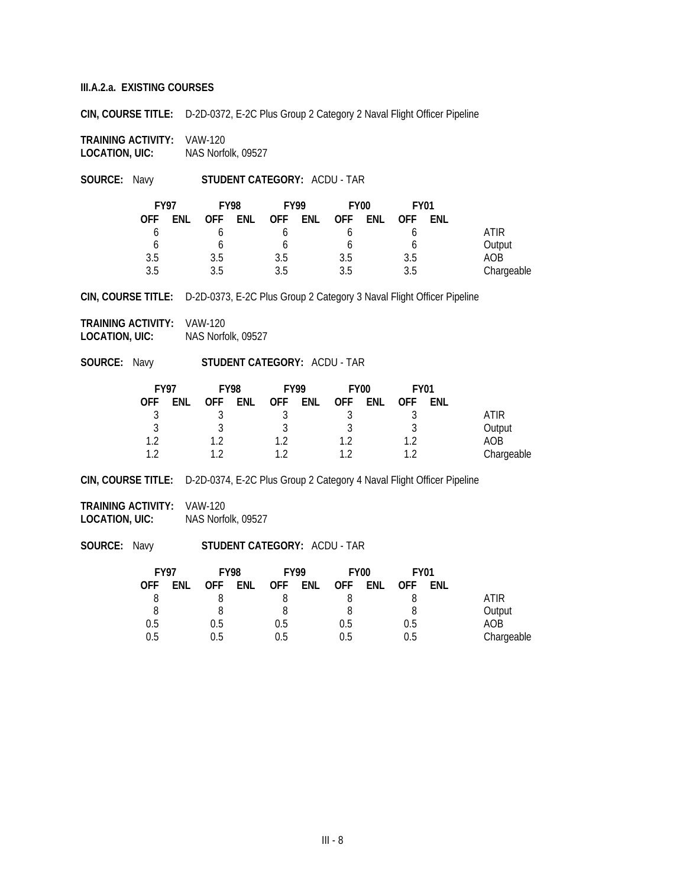**III.A.2.a. EXISTING COURSES**

**CIN, COURSE TITLE:** D-2D-0372, E-2C Plus Group 2 Category 2 Naval Flight Officer Pipeline

**TRAINING ACTIVITY:** VAW-120
**LOCATION, UIC:** NAS Norfolk, 09527

**SOURCE:** Navy **STUDENT CATEGORY:** ACDU - TAR

| FY97 | | FY98 | | FY99 | | FY00 | | FY01 | | |
|---|---|---|---|---|---|---|---|---|---|---|
| OFF | ENL | OFF | ENL | OFF | ENL | OFF | ENL | OFF | ENL | |
| 6 | | 6 | | 6 | | 6 | | 6 | | ATIR |
| 6 | | 6 | | 6 | | 6 | | 6 | | Output |
| 3.5 | | 3.5 | | 3.5 | | 3.5 | | 3.5 | | AOB |
| 3.5 | | 3.5 | | 3.5 | | 3.5 | | 3.5 | | Chargeable |

**CIN, COURSE TITLE:** D-2D-0373, E-2C Plus Group 2 Category 3 Naval Flight Officer Pipeline

**TRAINING ACTIVITY:** VAW-120
**LOCATION, UIC:** NAS Norfolk, 09527

**SOURCE:** Navy **STUDENT CATEGORY:** ACDU - TAR

| FY97 | | FY98 | | FY99 | | FY00 | | FY01 | | |
|---|---|---|---|---|---|---|---|---|---|---|
| OFF | ENL | OFF | ENL | OFF | ENL | OFF | ENL | OFF | ENL | |
| 3 | | 3 | | 3 | | 3 | | 3 | | ATIR |
| 3 | | 3 | | 3 | | 3 | | 3 | | Output |
| 1.2 | | 1.2 | | 1.2 | | 1.2 | | 1.2 | | AOB |
| 1.2 | | 1.2 | | 1.2 | | 1.2 | | 1.2 | | Chargeable |

**CIN, COURSE TITLE:** D-2D-0374, E-2C Plus Group 2 Category 4 Naval Flight Officer Pipeline

**TRAINING ACTIVITY:** VAW-120
**LOCATION, UIC:** NAS Norfolk, 09527

**SOURCE:** Navy **STUDENT CATEGORY:** ACDU - TAR

| FY97 | | FY98 | | FY99 | | FY00 | | FY01 | | |
|---|---|---|---|---|---|---|---|---|---|---|
| OFF | ENL | OFF | ENL | OFF | ENL | OFF | ENL | OFF | ENL | |
| 8 | | 8 | | 8 | | 8 | | 8 | | ATIR |
| 8 | | 8 | | 8 | | 8 | | 8 | | Output |
| 0.5 | | 0.5 | | 0.5 | | 0.5 | | 0.5 | | AOB |
| 0.5 | | 0.5 | | 0.5 | | 0.5 | | 0.5 | | Chargeable |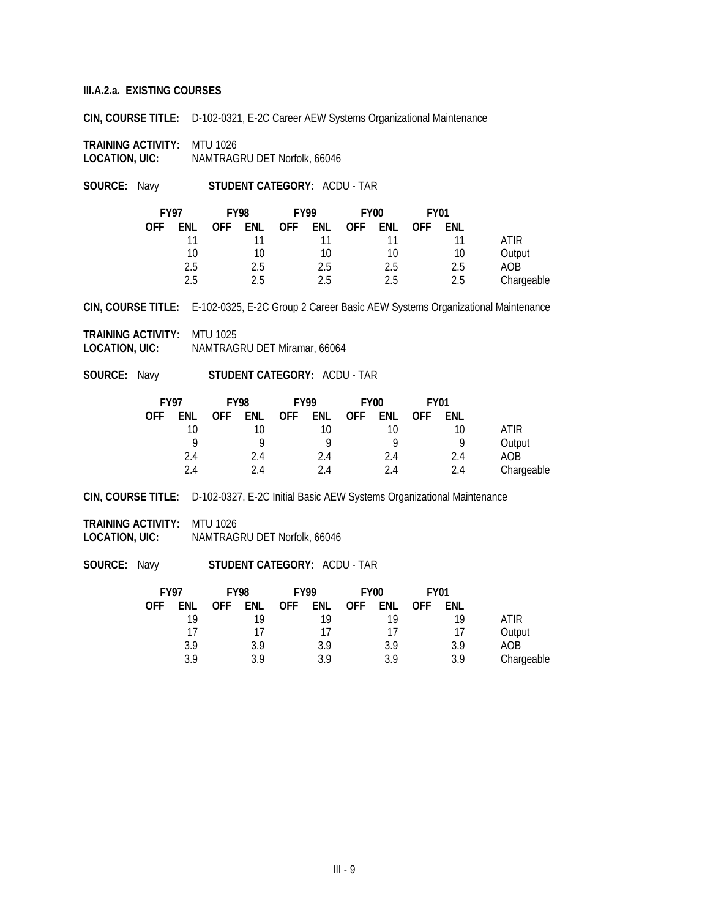### III.A.2.a. EXISTING COURSES

**CIN, COURSE TITLE:** D-102-0321, E-2C Career AEW Systems Organizational Maintenance

**TRAINING ACTIVITY:** MTU 1026
**LOCATION, UIC:** NAMTRAGRU DET Norfolk, 66046

**SOURCE:** Navy **STUDENT CATEGORY:** ACDU - TAR

| FY97 | | FY98 | | FY99 | | FY00 | | FY01 | | |
|---|---|---|---|---|---|---|---|---|---|---|
| OFF | ENL | OFF | ENL | OFF | ENL | OFF | ENL | OFF | ENL | |
| | 11 | | 11 | | 11 | | 11 | | 11 | ATIR |
| | 10 | | 10 | | 10 | | 10 | | 10 | Output |
| | 2.5 | | 2.5 | | 2.5 | | 2.5 | | 2.5 | AOB |
| | 2.5 | | 2.5 | | 2.5 | | 2.5 | | 2.5 | Chargeable |

**CIN, COURSE TITLE:** E-102-0325, E-2C Group 2 Career Basic AEW Systems Organizational Maintenance

**TRAINING ACTIVITY:** MTU 1025
**LOCATION, UIC:** NAMTRAGRU DET Miramar, 66064

**SOURCE:** Navy **STUDENT CATEGORY:** ACDU - TAR

| FY97 | | FY98 | | FY99 | | FY00 | | FY01 | | |
|---|---|---|---|---|---|---|---|---|---|---|
| OFF | ENL | OFF | ENL | OFF | ENL | OFF | ENL | OFF | ENL | |
| | 10 | | 10 | | 10 | | 10 | | 10 | ATIR |
| | 9 | | 9 | | 9 | | 9 | | 9 | Output |
| | 2.4 | | 2.4 | | 2.4 | | 2.4 | | 2.4 | AOB |
| | 2.4 | | 2.4 | | 2.4 | | 2.4 | | 2.4 | Chargeable |

**CIN, COURSE TITLE:** D-102-0327, E-2C Initial Basic AEW Systems Organizational Maintenance

**TRAINING ACTIVITY:** MTU 1026
**LOCATION, UIC:** NAMTRAGRU DET Norfolk, 66046

**SOURCE:** Navy **STUDENT CATEGORY:** ACDU - TAR

| FY97 | | FY98 | | FY99 | | FY00 | | FY01 | | |
|---|---|---|---|---|---|---|---|---|---|---|
| OFF | ENL | OFF | ENL | OFF | ENL | OFF | ENL | OFF | ENL | |
| | 19 | | 19 | | 19 | | 19 | | 19 | ATIR |
| | 17 | | 17 | | 17 | | 17 | | 17 | Output |
| | 3.9 | | 3.9 | | 3.9 | | 3.9 | | 3.9 | AOB |
| | 3.9 | | 3.9 | | 3.9 | | 3.9 | | 3.9 | Chargeable |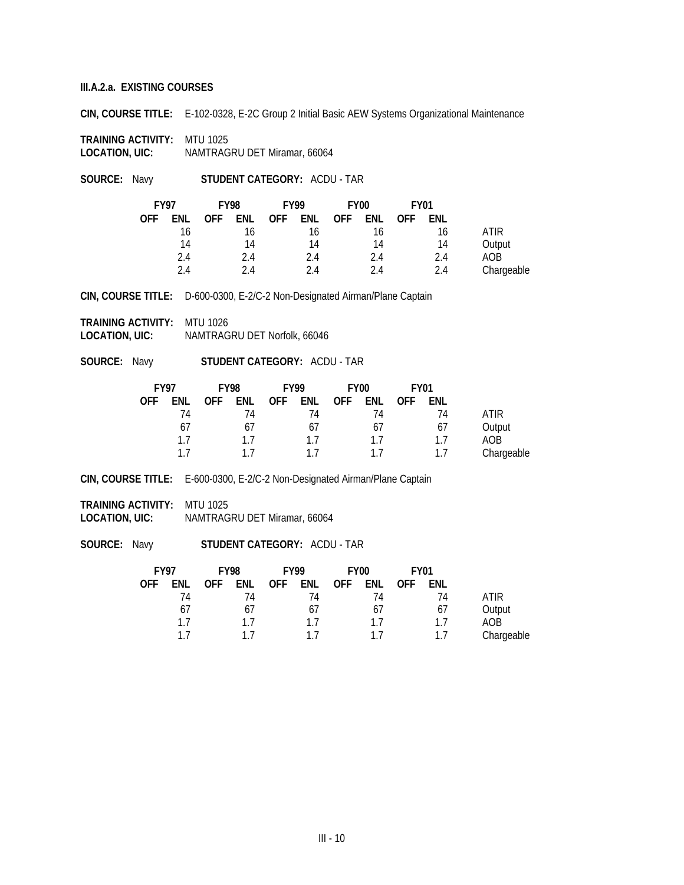### III.A.2.a. EXISTING COURSES

**CIN, COURSE TITLE:** E-102-0328, E-2C Group 2 Initial Basic AEW Systems Organizational Maintenance

**TRAINING ACTIVITY:** MTU 1025
**LOCATION, UIC:** NAMTRAGRU DET Miramar, 66064

**SOURCE:** Navy **STUDENT CATEGORY:** ACDU - TAR

| FY97 | | FY98 | | FY99 | | FY00 | | FY01 | | |
|---|---|---|---|---|---|---|---|---|---|---|
| OFF | ENL | OFF | ENL | OFF | ENL | OFF | ENL | OFF | ENL | |
| | 16 | | 16 | | 16 | | 16 | | 16 | ATIR |
| | 14 | | 14 | | 14 | | 14 | | 14 | Output |
| | 2.4 | | 2.4 | | 2.4 | | 2.4 | | 2.4 | AOB |
| | 2.4 | | 2.4 | | 2.4 | | 2.4 | | 2.4 | Chargeable |

**CIN, COURSE TITLE:** D-600-0300, E-2/C-2 Non-Designated Airman/Plane Captain

**TRAINING ACTIVITY:** MTU 1026
**LOCATION, UIC:** NAMTRAGRU DET Norfolk, 66046

**SOURCE:** Navy **STUDENT CATEGORY:** ACDU - TAR

| FY97 | | FY98 | | FY99 | | FY00 | | FY01 | | |
|---|---|---|---|---|---|---|---|---|---|---|
| OFF | ENL | OFF | ENL | OFF | ENL | OFF | ENL | OFF | ENL | |
| | 74 | | 74 | | 74 | | 74 | | 74 | ATIR |
| | 67 | | 67 | | 67 | | 67 | | 67 | Output |
| | 1.7 | | 1.7 | | 1.7 | | 1.7 | | 1.7 | AOB |
| | 1.7 | | 1.7 | | 1.7 | | 1.7 | | 1.7 | Chargeable |

**CIN, COURSE TITLE:** E-600-0300, E-2/C-2 Non-Designated Airman/Plane Captain

**TRAINING ACTIVITY:** MTU 1025
**LOCATION, UIC:** NAMTRAGRU DET Miramar, 66064

**SOURCE:** Navy **STUDENT CATEGORY:** ACDU - TAR

| FY97 | | FY98 | | FY99 | | FY00 | | FY01 | | |
|---|---|---|---|---|---|---|---|---|---|---|
| OFF | ENL | OFF | ENL | OFF | ENL | OFF | ENL | OFF | ENL | |
| | 74 | | 74 | | 74 | | 74 | | 74 | ATIR |
| | 67 | | 67 | | 67 | | 67 | | 67 | Output |
| | 1.7 | | 1.7 | | 1.7 | | 1.7 | | 1.7 | AOB |
| | 1.7 | | 1.7 | | 1.7 | | 1.7 | | 1.7 | Chargeable |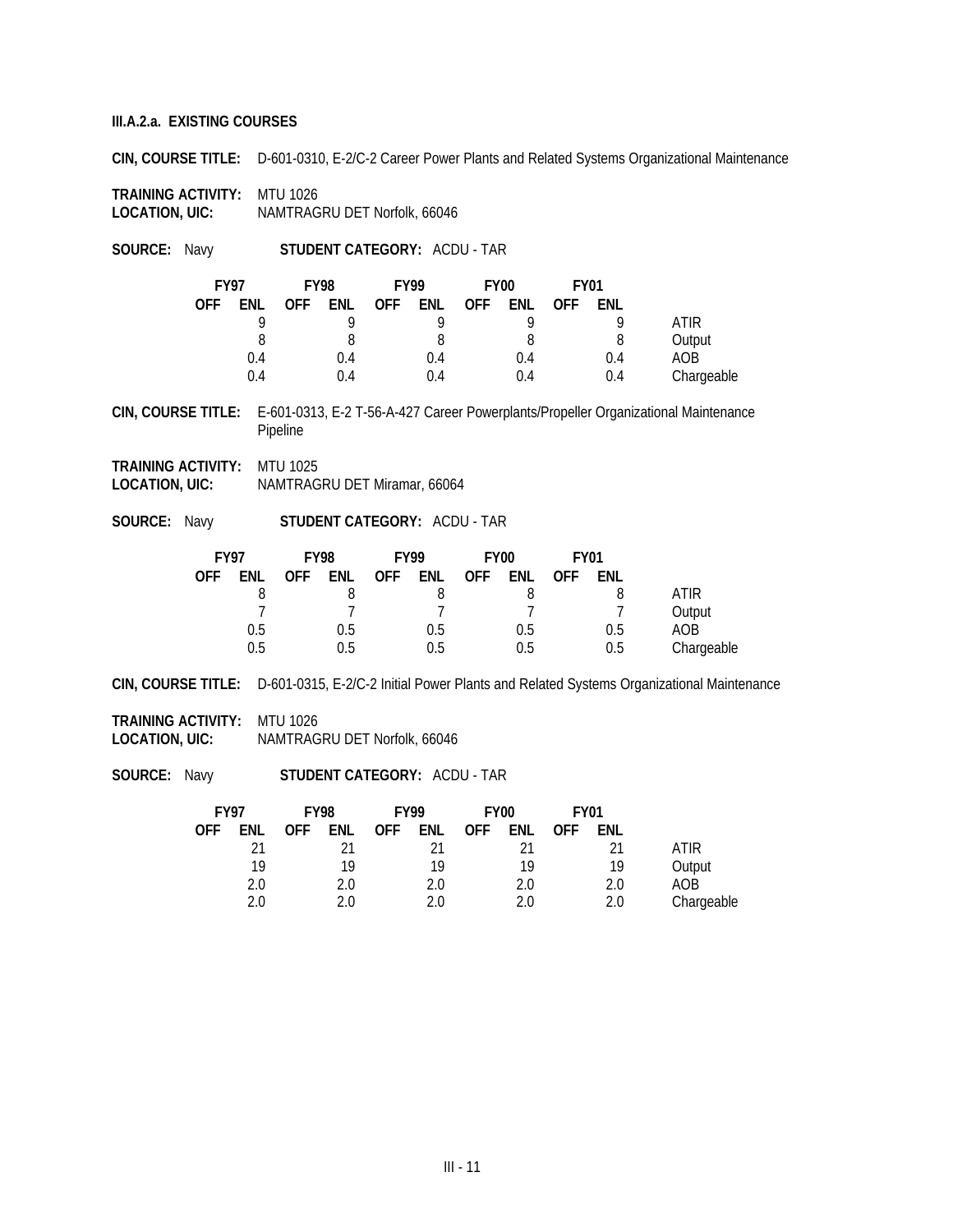**III.A.2.a. EXISTING COURSES**

**CIN, COURSE TITLE:** D-601-0310, E-2/C-2 Career Power Plants and Related Systems Organizational Maintenance

**TRAINING ACTIVITY:** MTU 1026
**LOCATION, UIC:** NAMTRAGRU DET Norfolk, 66046

**SOURCE:** Navy **STUDENT CATEGORY:** ACDU - TAR

| FY97 | | FY98 | | FY99 | | FY00 | | FY01 | | |
|---|---|---|---|---|---|---|---|---|---|---|
| OFF | ENL | OFF | ENL | OFF | ENL | OFF | ENL | OFF | ENL | |
| | 9 | | 9 | | 9 | | 9 | | 9 | ATIR |
| | 8 | | 8 | | 8 | | 8 | | 8 | Output |
| | 0.4 | | 0.4 | | 0.4 | | 0.4 | | 0.4 | AOB |
| | 0.4 | | 0.4 | | 0.4 | | 0.4 | | 0.4 | Chargeable |

**CIN, COURSE TITLE:** E-601-0313, E-2 T-56-A-427 Career Powerplants/Propeller Organizational Maintenance Pipeline

**TRAINING ACTIVITY:** MTU 1025
**LOCATION, UIC:** NAMTRAGRU DET Miramar, 66064

**SOURCE:** Navy **STUDENT CATEGORY:** ACDU - TAR

| FY97 | | FY98 | | FY99 | | FY00 | | FY01 | | |
|---|---|---|---|---|---|---|---|---|---|---|
| OFF | ENL | OFF | ENL | OFF | ENL | OFF | ENL | OFF | ENL | |
| | 8 | | 8 | | 8 | | 8 | | 8 | ATIR |
| | 7 | | 7 | | 7 | | 7 | | 7 | Output |
| | 0.5 | | 0.5 | | 0.5 | | 0.5 | | 0.5 | AOB |
| | 0.5 | | 0.5 | | 0.5 | | 0.5 | | 0.5 | Chargeable |

**CIN, COURSE TITLE:** D-601-0315, E-2/C-2 Initial Power Plants and Related Systems Organizational Maintenance

**TRAINING ACTIVITY:** MTU 1026
**LOCATION, UIC:** NAMTRAGRU DET Norfolk, 66046

**SOURCE:** Navy **STUDENT CATEGORY:** ACDU - TAR

| FY97 | | FY98 | | FY99 | | FY00 | | FY01 | | |
|---|---|---|---|---|---|---|---|---|---|---|
| OFF | ENL | OFF | ENL | OFF | ENL | OFF | ENL | OFF | ENL | |
| | 21 | | 21 | | 21 | | 21 | | 21 | ATIR |
| | 19 | | 19 | | 19 | | 19 | | 19 | Output |
| | 2.0 | | 2.0 | | 2.0 | | 2.0 | | 2.0 | AOB |
| | 2.0 | | 2.0 | | 2.0 | | 2.0 | | 2.0 | Chargeable |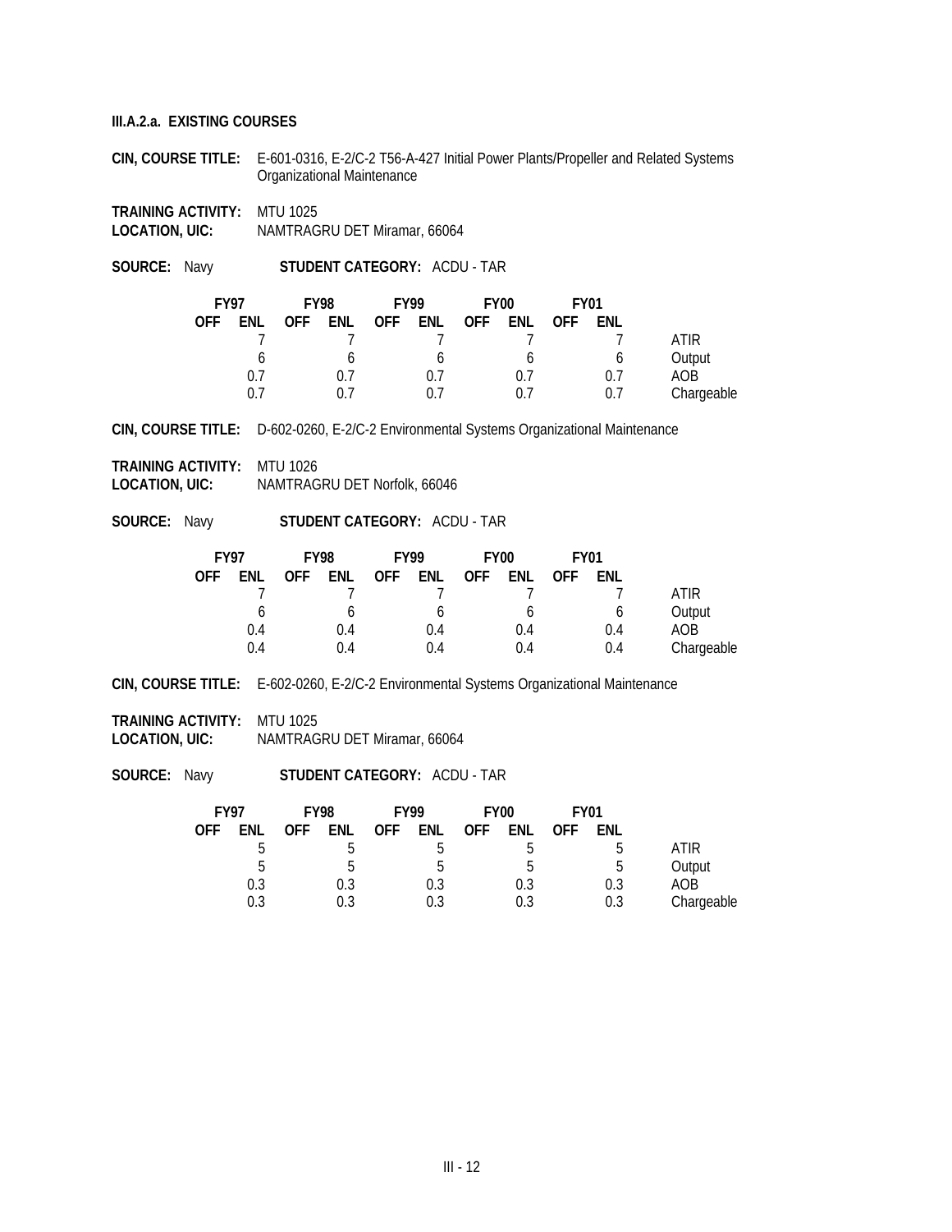**III.A.2.a. EXISTING COURSES**

**CIN, COURSE TITLE:** E-601-0316, E-2/C-2 T56-A-427 Initial Power Plants/Propeller and Related Systems Organizational Maintenance

**TRAINING ACTIVITY:** MTU 1025
**LOCATION, UIC:** NAMTRAGRU DET Miramar, 66064

**SOURCE:** Navy **STUDENT CATEGORY:** ACDU - TAR

| FY97 | | FY98 | | FY99 | | FY00 | | FY01 | | |
|---|---|---|---|---|---|---|---|---|---|---|
| OFF | ENL | OFF | ENL | OFF | ENL | OFF | ENL | OFF | ENL | |
| | 7 | | 7 | | 7 | | 7 | | 7 | ATIR |
| | 6 | | 6 | | 6 | | 6 | | 6 | Output |
| | 0.7 | | 0.7 | | 0.7 | | 0.7 | | 0.7 | AOB |
| | 0.7 | | 0.7 | | 0.7 | | 0.7 | | 0.7 | Chargeable |

**CIN, COURSE TITLE:** D-602-0260, E-2/C-2 Environmental Systems Organizational Maintenance

**TRAINING ACTIVITY:** MTU 1026
**LOCATION, UIC:** NAMTRAGRU DET Norfolk, 66046

**SOURCE:** Navy **STUDENT CATEGORY:** ACDU - TAR

| FY97 | | FY98 | | FY99 | | FY00 | | FY01 | | |
|---|---|---|---|---|---|---|---|---|---|---|
| OFF | ENL | OFF | ENL | OFF | ENL | OFF | ENL | OFF | ENL | |
| | 7 | | 7 | | 7 | | 7 | | 7 | ATIR |
| | 6 | | 6 | | 6 | | 6 | | 6 | Output |
| | 0.4 | | 0.4 | | 0.4 | | 0.4 | | 0.4 | AOB |
| | 0.4 | | 0.4 | | 0.4 | | 0.4 | | 0.4 | Chargeable |

**CIN, COURSE TITLE:** E-602-0260, E-2/C-2 Environmental Systems Organizational Maintenance

**TRAINING ACTIVITY:** MTU 1025
**LOCATION, UIC:** NAMTRAGRU DET Miramar, 66064

**SOURCE:** Navy **STUDENT CATEGORY:** ACDU - TAR

| FY97 | | FY98 | | FY99 | | FY00 | | FY01 | | |
|---|---|---|---|---|---|---|---|---|---|---|
| OFF | ENL | OFF | ENL | OFF | ENL | OFF | ENL | OFF | ENL | |
| | 5 | | 5 | | 5 | | 5 | | 5 | ATIR |
| | 5 | | 5 | | 5 | | 5 | | 5 | Output |
| | 0.3 | | 0.3 | | 0.3 | | 0.3 | | 0.3 | AOB |
| | 0.3 | | 0.3 | | 0.3 | | 0.3 | | 0.3 | Chargeable |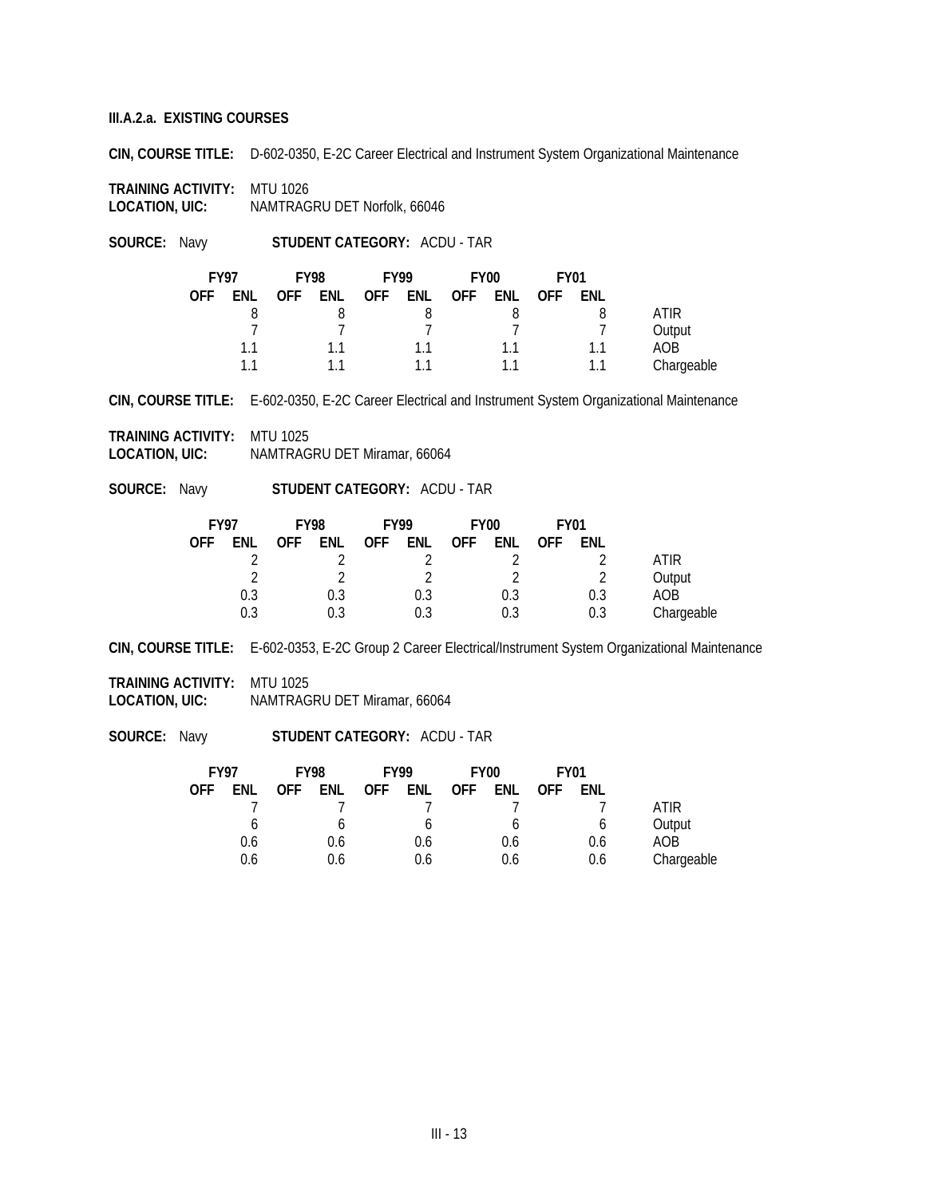**III.A.2.a. EXISTING COURSES**

**CIN, COURSE TITLE:** D-602-0350, E-2C Career Electrical and Instrument System Organizational Maintenance

**TRAINING ACTIVITY:** MTU 1026
**LOCATION, UIC:** NAMTRAGRU DET Norfolk, 66046

**SOURCE:** Navy **STUDENT CATEGORY:** ACDU - TAR

| FY97 | | FY98 | | FY99 | | FY00 | | FY01 | | |
|---|---|---|---|---|---|---|---|---|---|---|
| OFF | ENL | OFF | ENL | OFF | ENL | OFF | ENL | OFF | ENL | |
| | 8 | | 8 | | 8 | | 8 | | 8 | ATIR |
| | 7 | | 7 | | 7 | | 7 | | 7 | Output |
| | 1.1 | | 1.1 | | 1.1 | | 1.1 | | 1.1 | AOB |
| | 1.1 | | 1.1 | | 1.1 | | 1.1 | | 1.1 | Chargeable |

**CIN, COURSE TITLE:** E-602-0350, E-2C Career Electrical and Instrument System Organizational Maintenance

**TRAINING ACTIVITY:** MTU 1025
**LOCATION, UIC:** NAMTRAGRU DET Miramar, 66064

**SOURCE:** Navy **STUDENT CATEGORY:** ACDU - TAR

| FY97 | | FY98 | | FY99 | | FY00 | | FY01 | | |
|---|---|---|---|---|---|---|---|---|---|---|
| OFF | ENL | OFF | ENL | OFF | ENL | OFF | ENL | OFF | ENL | |
| | 2 | | 2 | | 2 | | 2 | | 2 | ATIR |
| | 2 | | 2 | | 2 | | 2 | | 2 | Output |
| | 0.3 | | 0.3 | | 0.3 | | 0.3 | | 0.3 | AOB |
| | 0.3 | | 0.3 | | 0.3 | | 0.3 | | 0.3 | Chargeable |

**CIN, COURSE TITLE:** E-602-0353, E-2C Group 2 Career Electrical/Instrument System Organizational Maintenance

**TRAINING ACTIVITY:** MTU 1025
**LOCATION, UIC:** NAMTRAGRU DET Miramar, 66064

**SOURCE:** Navy **STUDENT CATEGORY:** ACDU - TAR

| FY97 | | FY98 | | FY99 | | FY00 | | FY01 | | |
|---|---|---|---|---|---|---|---|---|---|---|
| OFF | ENL | OFF | ENL | OFF | ENL | OFF | ENL | OFF | ENL | |
| | 7 | | 7 | | 7 | | 7 | | 7 | ATIR |
| | 6 | | 6 | | 6 | | 6 | | 6 | Output |
| | 0.6 | | 0.6 | | 0.6 | | 0.6 | | 0.6 | AOB |
| | 0.6 | | 0.6 | | 0.6 | | 0.6 | | 0.6 | Chargeable |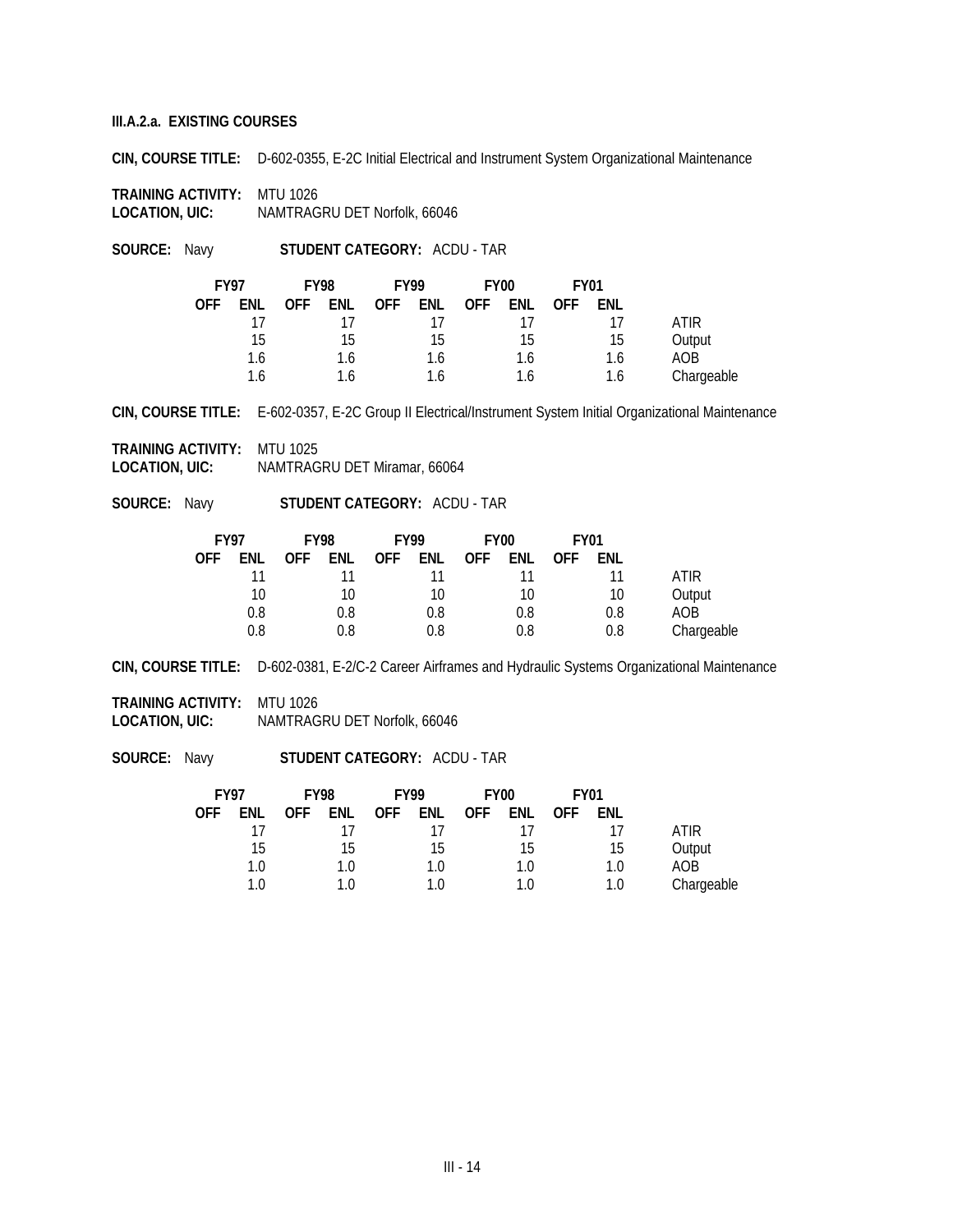**III.A.2.a. EXISTING COURSES**

**CIN, COURSE TITLE:** D-602-0355, E-2C Initial Electrical and Instrument System Organizational Maintenance

**TRAINING ACTIVITY:** MTU 1026
**LOCATION, UIC:** NAMTRAGRU DET Norfolk, 66046

**SOURCE:** Navy **STUDENT CATEGORY:** ACDU - TAR

| FY97 | | FY98 | | FY99 | | FY00 | | FY01 | | |
|---|---|---|---|---|---|---|---|---|---|---|
| OFF | ENL | OFF | ENL | OFF | ENL | OFF | ENL | OFF | ENL | |
| | 17 | | 17 | | 17 | | 17 | | 17 | ATIR |
| | 15 | | 15 | | 15 | | 15 | | 15 | Output |
| | 1.6 | | 1.6 | | 1.6 | | 1.6 | | 1.6 | AOB |
| | 1.6 | | 1.6 | | 1.6 | | 1.6 | | 1.6 | Chargeable |

**CIN, COURSE TITLE:** E-602-0357, E-2C Group II Electrical/Instrument System Initial Organizational Maintenance

**TRAINING ACTIVITY:** MTU 1025
**LOCATION, UIC:** NAMTRAGRU DET Miramar, 66064

**SOURCE:** Navy **STUDENT CATEGORY:** ACDU - TAR

| FY97 | | FY98 | | FY99 | | FY00 | | FY01 | | |
|---|---|---|---|---|---|---|---|---|---|---|
| OFF | ENL | OFF | ENL | OFF | ENL | OFF | ENL | OFF | ENL | |
| | 11 | | 11 | | 11 | | 11 | | 11 | ATIR |
| | 10 | | 10 | | 10 | | 10 | | 10 | Output |
| | 0.8 | | 0.8 | | 0.8 | | 0.8 | | 0.8 | AOB |
| | 0.8 | | 0.8 | | 0.8 | | 0.8 | | 0.8 | Chargeable |

**CIN, COURSE TITLE:** D-602-0381, E-2/C-2 Career Airframes and Hydraulic Systems Organizational Maintenance

**TRAINING ACTIVITY:** MTU 1026
**LOCATION, UIC:** NAMTRAGRU DET Norfolk, 66046

**SOURCE:** Navy **STUDENT CATEGORY:** ACDU - TAR

| FY97 | | FY98 | | FY99 | | FY00 | | FY01 | | |
|---|---|---|---|---|---|---|---|---|---|---|
| OFF | ENL | OFF | ENL | OFF | ENL | OFF | ENL | OFF | ENL | |
| | 17 | | 17 | | 17 | | 17 | | 17 | ATIR |
| | 15 | | 15 | | 15 | | 15 | | 15 | Output |
| | 1.0 | | 1.0 | | 1.0 | | 1.0 | | 1.0 | AOB |
| | 1.0 | | 1.0 | | 1.0 | | 1.0 | | 1.0 | Chargeable |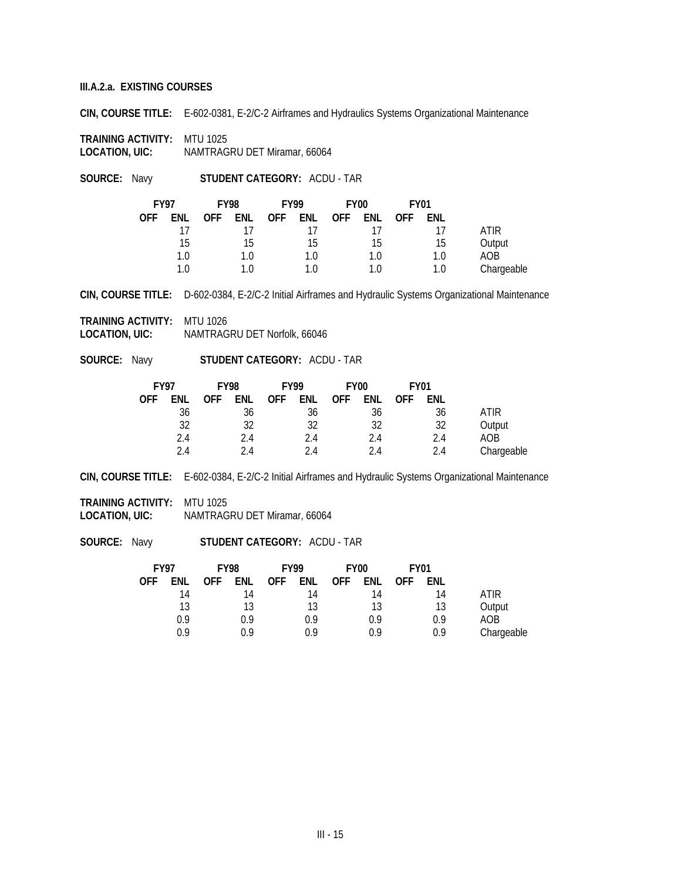**III.A.2.a. EXISTING COURSES**

**CIN, COURSE TITLE:** E-602-0381, E-2/C-2 Airframes and Hydraulics Systems Organizational Maintenance

**TRAINING ACTIVITY:** MTU 1025
**LOCATION, UIC:** NAMTRAGRU DET Miramar, 66064

**SOURCE:** Navy **STUDENT CATEGORY:** ACDU - TAR

| FY97 | | FY98 | | FY99 | | FY00 | | FY01 | | |
|---|---|---|---|---|---|---|---|---|---|---|
| OFF | ENL | OFF | ENL | OFF | ENL | OFF | ENL | OFF | ENL | |
| | 17 | | 17 | | 17 | | 17 | | 17 | ATIR |
| | 15 | | 15 | | 15 | | 15 | | 15 | Output |
| | 1.0 | | 1.0 | | 1.0 | | 1.0 | | 1.0 | AOB |
| | 1.0 | | 1.0 | | 1.0 | | 1.0 | | 1.0 | Chargeable |

**CIN, COURSE TITLE:** D-602-0384, E-2/C-2 Initial Airframes and Hydraulic Systems Organizational Maintenance

**TRAINING ACTIVITY:** MTU 1026
**LOCATION, UIC:** NAMTRAGRU DET Norfolk, 66046

**SOURCE:** Navy **STUDENT CATEGORY:** ACDU - TAR

| FY97 | | FY98 | | FY99 | | FY00 | | FY01 | | |
|---|---|---|---|---|---|---|---|---|---|---|
| OFF | ENL | OFF | ENL | OFF | ENL | OFF | ENL | OFF | ENL | |
| | 36 | | 36 | | 36 | | 36 | | 36 | ATIR |
| | 32 | | 32 | | 32 | | 32 | | 32 | Output |
| | 2.4 | | 2.4 | | 2.4 | | 2.4 | | 2.4 | AOB |
| | 2.4 | | 2.4 | | 2.4 | | 2.4 | | 2.4 | Chargeable |

**CIN, COURSE TITLE:** E-602-0384, E-2/C-2 Initial Airframes and Hydraulic Systems Organizational Maintenance

**TRAINING ACTIVITY:** MTU 1025
**LOCATION, UIC:** NAMTRAGRU DET Miramar, 66064

**SOURCE:** Navy **STUDENT CATEGORY:** ACDU - TAR

| FY97 | | FY98 | | FY99 | | FY00 | | FY01 | | |
|---|---|---|---|---|---|---|---|---|---|---|
| OFF | ENL | OFF | ENL | OFF | ENL | OFF | ENL | OFF | ENL | |
| | 14 | | 14 | | 14 | | 14 | | 14 | ATIR |
| | 13 | | 13 | | 13 | | 13 | | 13 | Output |
| | 0.9 | | 0.9 | | 0.9 | | 0.9 | | 0.9 | AOB |
| | 0.9 | | 0.9 | | 0.9 | | 0.9 | | 0.9 | Chargeable |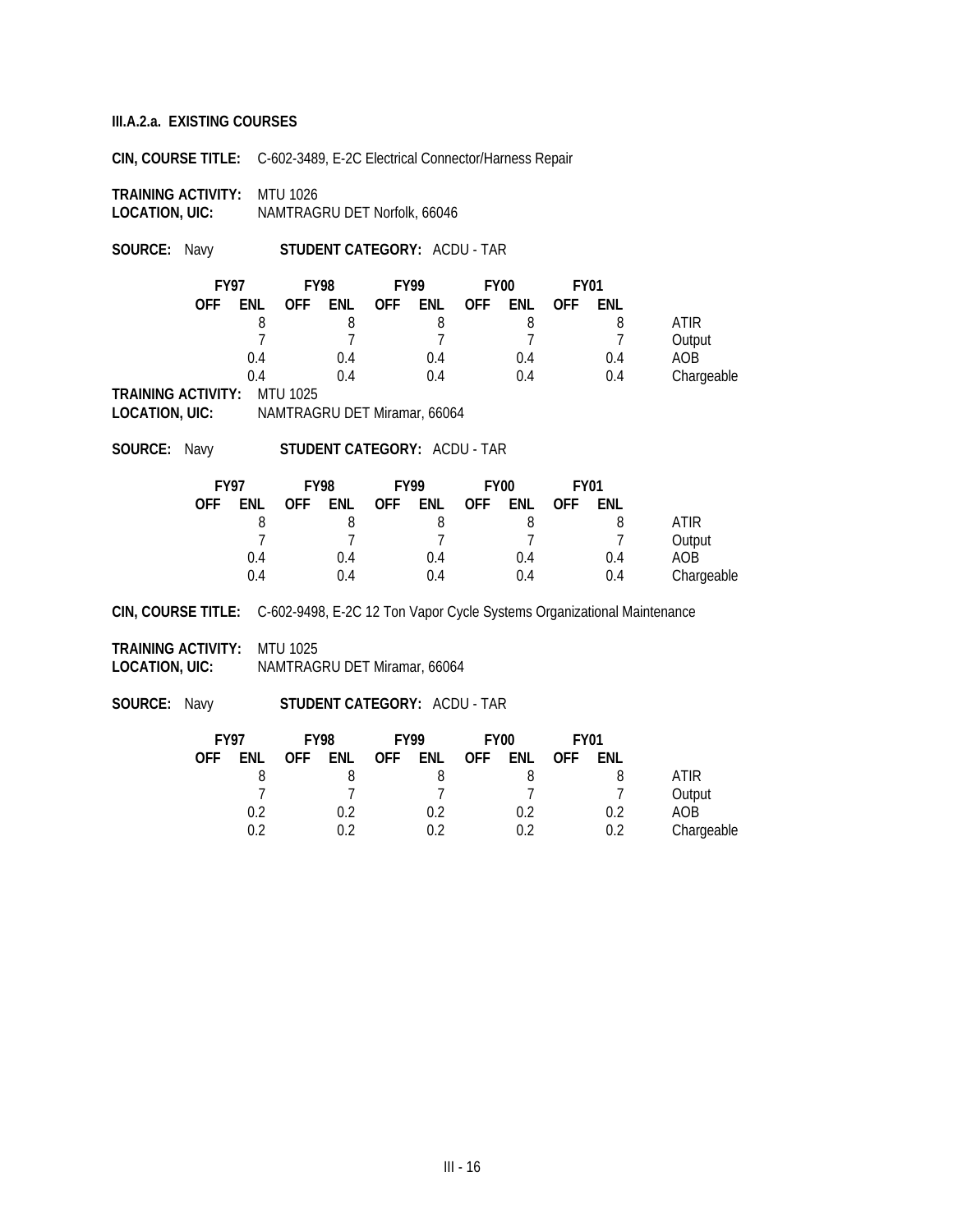**III.A.2.a. EXISTING COURSES**

**CIN, COURSE TITLE:** C-602-3489, E-2C Electrical Connector/Harness Repair

**TRAINING ACTIVITY:** MTU 1026
**LOCATION, UIC:** NAMTRAGRU DET Norfolk, 66046

**SOURCE:** Navy **STUDENT CATEGORY:** ACDU - TAR

| FY97 | | FY98 | | FY99 | | FY00 | | FY01 | | |
|---|---|---|---|---|---|---|---|---|---|---|
| OFF | ENL | OFF | ENL | OFF | ENL | OFF | ENL | OFF | ENL | |
| | 8 | | 8 | | 8 | | 8 | | 8 | ATIR |
| | 7 | | 7 | | 7 | | 7 | | 7 | Output |
| | 0.4 | | 0.4 | | 0.4 | | 0.4 | | 0.4 | AOB |
| | 0.4 | | 0.4 | | 0.4 | | 0.4 | | 0.4 | Chargeable |

**TRAINING ACTIVITY:** MTU 1025
**LOCATION, UIC:** NAMTRAGRU DET Miramar, 66064

**SOURCE:** Navy **STUDENT CATEGORY:** ACDU - TAR

| FY97 | | FY98 | | FY99 | | FY00 | | FY01 | | |
|---|---|---|---|---|---|---|---|---|---|---|
| OFF | ENL | OFF | ENL | OFF | ENL | OFF | ENL | OFF | ENL | |
| | 8 | | 8 | | 8 | | 8 | | 8 | ATIR |
| | 7 | | 7 | | 7 | | 7 | | 7 | Output |
| | 0.4 | | 0.4 | | 0.4 | | 0.4 | | 0.4 | AOB |
| | 0.4 | | 0.4 | | 0.4 | | 0.4 | | 0.4 | Chargeable |

**CIN, COURSE TITLE:** C-602-9498, E-2C 12 Ton Vapor Cycle Systems Organizational Maintenance

**TRAINING ACTIVITY:** MTU 1025
**LOCATION, UIC:** NAMTRAGRU DET Miramar, 66064

**SOURCE:** Navy **STUDENT CATEGORY:** ACDU - TAR

| FY97 | | FY98 | | FY99 | | FY00 | | FY01 | | |
|---|---|---|---|---|---|---|---|---|---|---|
| OFF | ENL | OFF | ENL | OFF | ENL | OFF | ENL | OFF | ENL | |
| | 8 | | 8 | | 8 | | 8 | | 8 | ATIR |
| | 7 | | 7 | | 7 | | 7 | | 7 | Output |
| | 0.2 | | 0.2 | | 0.2 | | 0.2 | | 0.2 | AOB |
| | 0.2 | | 0.2 | | 0.2 | | 0.2 | | 0.2 | Chargeable |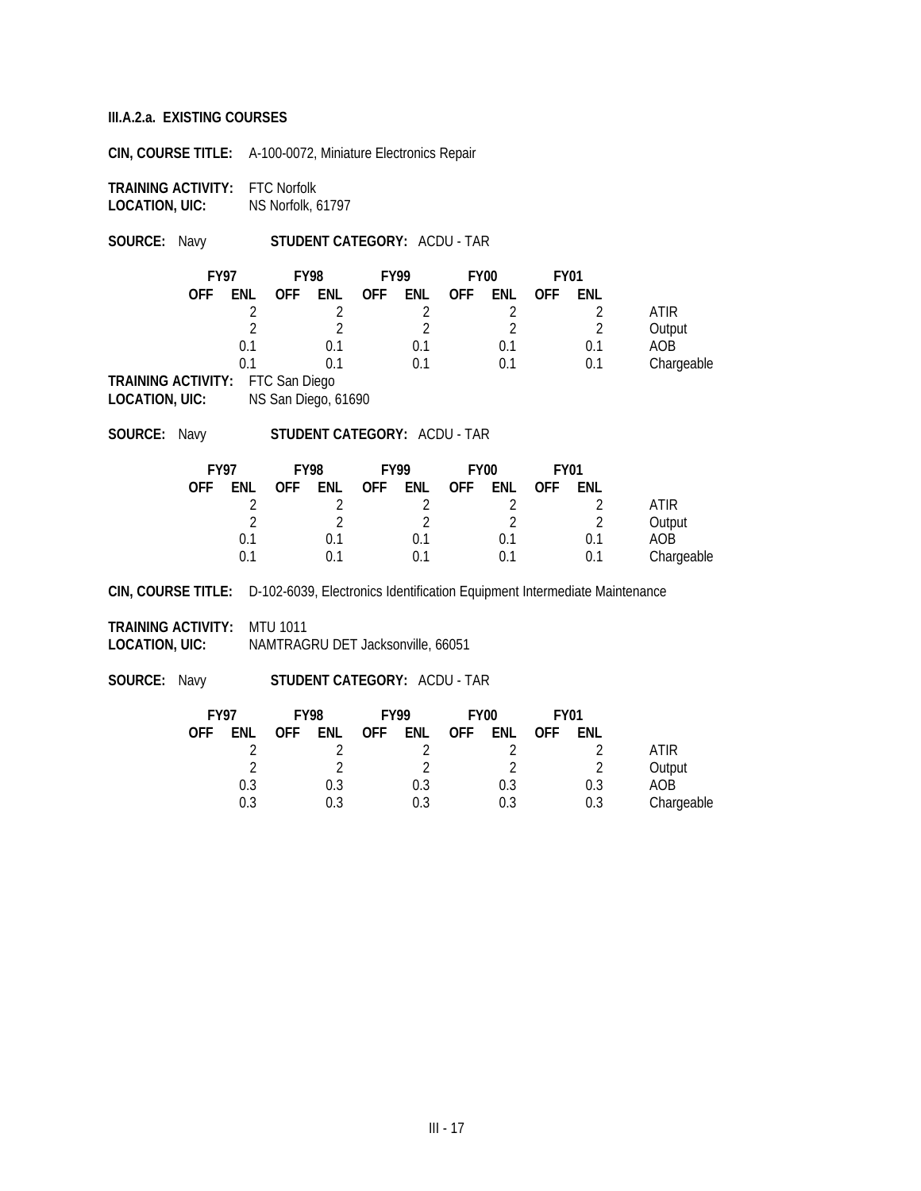**III.A.2.a. EXISTING COURSES**

**CIN, COURSE TITLE:** A-100-0072, Miniature Electronics Repair

**TRAINING ACTIVITY:** FTC Norfolk
**LOCATION, UIC:** NS Norfolk, 61797

**SOURCE:** Navy **STUDENT CATEGORY:** ACDU - TAR

| FY97 | | FY98 | | FY99 | | FY00 | | FY01 | | |
|---|---|---|---|---|---|---|---|---|---|---|
| OFF | ENL | OFF | ENL | OFF | ENL | OFF | ENL | OFF | ENL | |
| | 2 | | 2 | | 2 | | 2 | | 2 | ATIR |
| | 2 | | 2 | | 2 | | 2 | | 2 | Output |
| | 0.1 | | 0.1 | | 0.1 | | 0.1 | | 0.1 | AOB |
| | 0.1 | | 0.1 | | 0.1 | | 0.1 | | 0.1 | Chargeable |

**TRAINING ACTIVITY:** FTC San Diego
**LOCATION, UIC:** NS San Diego, 61690

**SOURCE:** Navy **STUDENT CATEGORY:** ACDU - TAR

| FY97 | | FY98 | | FY99 | | FY00 | | FY01 | | |
|---|---|---|---|---|---|---|---|---|---|---|
| OFF | ENL | OFF | ENL | OFF | ENL | OFF | ENL | OFF | ENL | |
| | 2 | | 2 | | 2 | | 2 | | 2 | ATIR |
| | 2 | | 2 | | 2 | | 2 | | 2 | Output |
| | 0.1 | | 0.1 | | 0.1 | | 0.1 | | 0.1 | AOB |
| | 0.1 | | 0.1 | | 0.1 | | 0.1 | | 0.1 | Chargeable |

**CIN, COURSE TITLE:** D-102-6039, Electronics Identification Equipment Intermediate Maintenance

**TRAINING ACTIVITY:** MTU 1011
**LOCATION, UIC:** NAMTRAGRU DET Jacksonville, 66051

**SOURCE:** Navy **STUDENT CATEGORY:** ACDU - TAR

| FY97 | | FY98 | | FY99 | | FY00 | | FY01 | | |
|---|---|---|---|---|---|---|---|---|---|---|
| OFF | ENL | OFF | ENL | OFF | ENL | OFF | ENL | OFF | ENL | |
| | 2 | | 2 | | 2 | | 2 | | 2 | ATIR |
| | 2 | | 2 | | 2 | | 2 | | 2 | Output |
| | 0.3 | | 0.3 | | 0.3 | | 0.3 | | 0.3 | AOB |
| | 0.3 | | 0.3 | | 0.3 | | 0.3 | | 0.3 | Chargeable |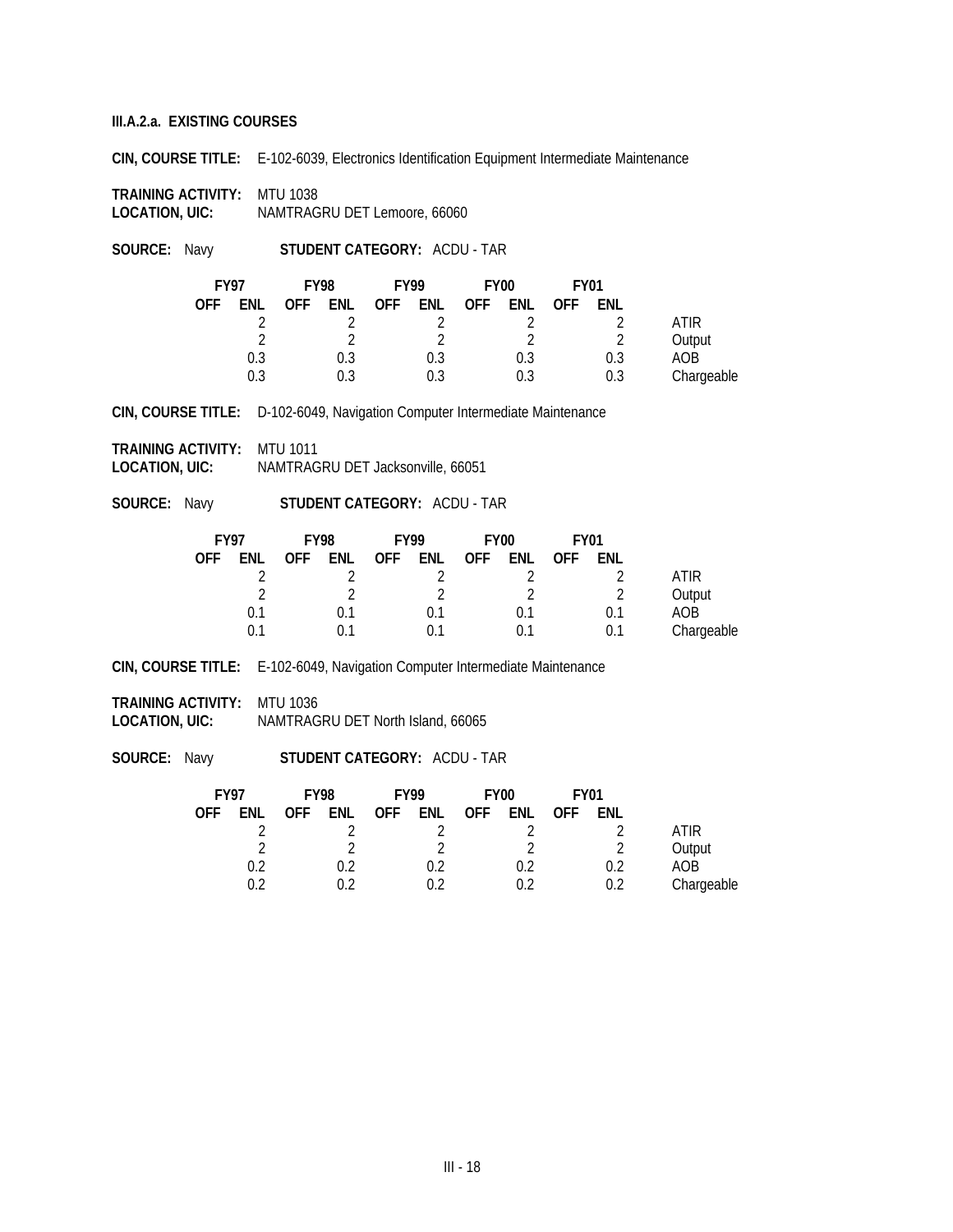**III.A.2.a. EXISTING COURSES**

**CIN, COURSE TITLE:** E-102-6039, Electronics Identification Equipment Intermediate Maintenance

**TRAINING ACTIVITY:** MTU 1038
**LOCATION, UIC:** NAMTRAGRU DET Lemoore, 66060

**SOURCE:** Navy **STUDENT CATEGORY:** ACDU - TAR

| FY97 | | FY98 | | FY99 | | FY00 | | FY01 | | |
|---|---|---|---|---|---|---|---|---|---|---|
| OFF | ENL | OFF | ENL | OFF | ENL | OFF | ENL | OFF | ENL | |
| | 2 | | 2 | | 2 | | 2 | | 2 | ATIR |
| | 2 | | 2 | | 2 | | 2 | | 2 | Output |
| | 0.3 | | 0.3 | | 0.3 | | 0.3 | | 0.3 | AOB |
| | 0.3 | | 0.3 | | 0.3 | | 0.3 | | 0.3 | Chargeable |

**CIN, COURSE TITLE:** D-102-6049, Navigation Computer Intermediate Maintenance

**TRAINING ACTIVITY:** MTU 1011
**LOCATION, UIC:** NAMTRAGRU DET Jacksonville, 66051

**SOURCE:** Navy **STUDENT CATEGORY:** ACDU - TAR

| FY97 | | FY98 | | FY99 | | FY00 | | FY01 | | |
|---|---|---|---|---|---|---|---|---|---|---|
| OFF | ENL | OFF | ENL | OFF | ENL | OFF | ENL | OFF | ENL | |
| | 2 | | 2 | | 2 | | 2 | | 2 | ATIR |
| | 2 | | 2 | | 2 | | 2 | | 2 | Output |
| | 0.1 | | 0.1 | | 0.1 | | 0.1 | | 0.1 | AOB |
| | 0.1 | | 0.1 | | 0.1 | | 0.1 | | 0.1 | Chargeable |

**CIN, COURSE TITLE:** E-102-6049, Navigation Computer Intermediate Maintenance

**TRAINING ACTIVITY:** MTU 1036
**LOCATION, UIC:** NAMTRAGRU DET North Island, 66065

**SOURCE:** Navy **STUDENT CATEGORY:** ACDU - TAR

| FY97 | | FY98 | | FY99 | | FY00 | | FY01 | | |
|---|---|---|---|---|---|---|---|---|---|---|
| OFF | ENL | OFF | ENL | OFF | ENL | OFF | ENL | OFF | ENL | |
| | 2 | | 2 | | 2 | | 2 | | 2 | ATIR |
| | 2 | | 2 | | 2 | | 2 | | 2 | Output |
| | 0.2 | | 0.2 | | 0.2 | | 0.2 | | 0.2 | AOB |
| | 0.2 | | 0.2 | | 0.2 | | 0.2 | | 0.2 | Chargeable |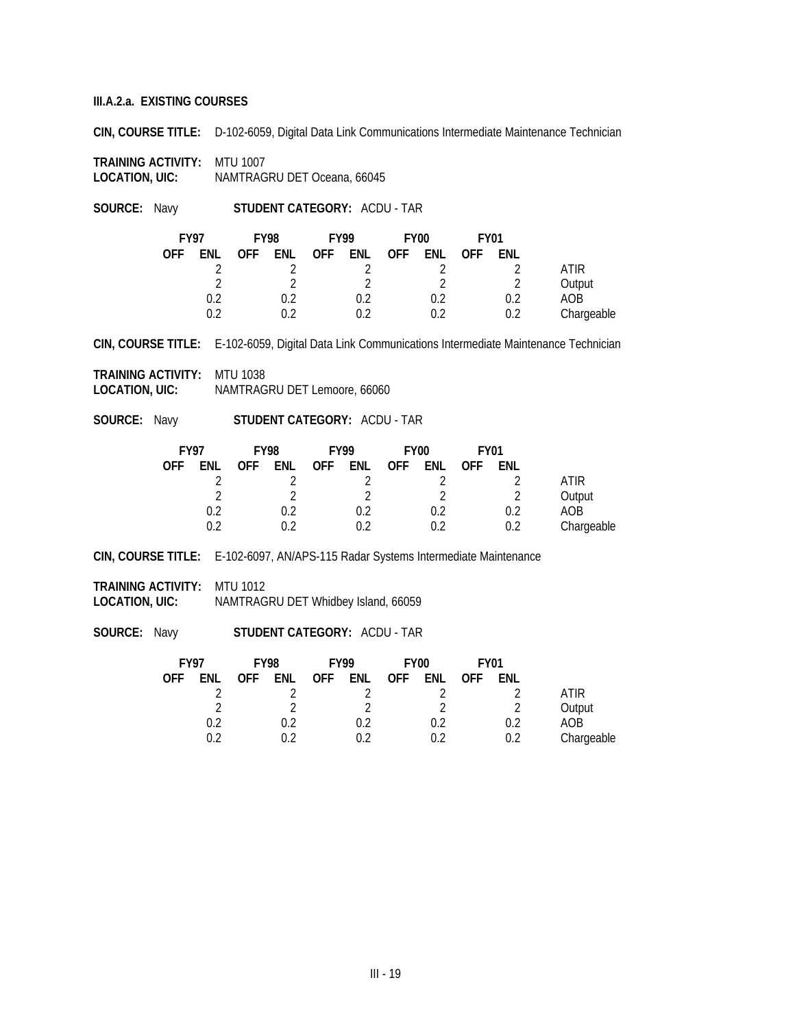**III.A.2.a. EXISTING COURSES**

**CIN, COURSE TITLE:** D-102-6059, Digital Data Link Communications Intermediate Maintenance Technician

**TRAINING ACTIVITY:** MTU 1007
**LOCATION, UIC:** NAMTRAGRU DET Oceana, 66045

**SOURCE:** Navy **STUDENT CATEGORY:** ACDU - TAR

| FY97 | | FY98 | | FY99 | | FY00 | | FY01 | | |
|---|---|---|---|---|---|---|---|---|---|---|
| OFF | ENL | OFF | ENL | OFF | ENL | OFF | ENL | OFF | ENL | |
| | 2 | | 2 | | 2 | | 2 | | 2 | ATIR |
| | 2 | | 2 | | 2 | | 2 | | 2 | Output |
| | 0.2 | | 0.2 | | 0.2 | | 0.2 | | 0.2 | AOB |
| | 0.2 | | 0.2 | | 0.2 | | 0.2 | | 0.2 | Chargeable |

**CIN, COURSE TITLE:** E-102-6059, Digital Data Link Communications Intermediate Maintenance Technician

**TRAINING ACTIVITY:** MTU 1038
**LOCATION, UIC:** NAMTRAGRU DET Lemoore, 66060

**SOURCE:** Navy **STUDENT CATEGORY:** ACDU - TAR

| FY97 | | FY98 | | FY99 | | FY00 | | FY01 | | |
|---|---|---|---|---|---|---|---|---|---|---|
| OFF | ENL | OFF | ENL | OFF | ENL | OFF | ENL | OFF | ENL | |
| | 2 | | 2 | | 2 | | 2 | | 2 | ATIR |
| | 2 | | 2 | | 2 | | 2 | | 2 | Output |
| | 0.2 | | 0.2 | | 0.2 | | 0.2 | | 0.2 | AOB |
| | 0.2 | | 0.2 | | 0.2 | | 0.2 | | 0.2 | Chargeable |

**CIN, COURSE TITLE:** E-102-6097, AN/APS-115 Radar Systems Intermediate Maintenance

**TRAINING ACTIVITY:** MTU 1012
**LOCATION, UIC:** NAMTRAGRU DET Whidbey Island, 66059

**SOURCE:** Navy **STUDENT CATEGORY:** ACDU - TAR

| FY97 | | FY98 | | FY99 | | FY00 | | FY01 | | |
|---|---|---|---|---|---|---|---|---|---|---|
| OFF | ENL | OFF | ENL | OFF | ENL | OFF | ENL | OFF | ENL | |
| | 2 | | 2 | | 2 | | 2 | | 2 | ATIR |
| | 2 | | 2 | | 2 | | 2 | | 2 | Output |
| | 0.2 | | 0.2 | | 0.2 | | 0.2 | | 0.2 | AOB |
| | 0.2 | | 0.2 | | 0.2 | | 0.2 | | 0.2 | Chargeable |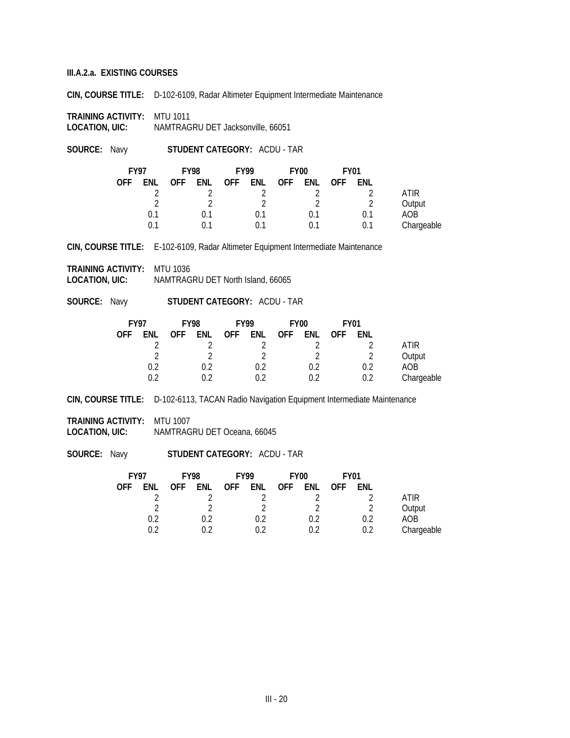**III.A.2.a. EXISTING COURSES**

**CIN, COURSE TITLE:** D-102-6109, Radar Altimeter Equipment Intermediate Maintenance

**TRAINING ACTIVITY:** MTU 1011
**LOCATION, UIC:** NAMTRAGRU DET Jacksonville, 66051

**SOURCE:** Navy **STUDENT CATEGORY:** ACDU - TAR

| FY97 | | FY98 | | FY99 | | FY00 | | FY01 | | |
|---|---|---|---|---|---|---|---|---|---|---|
| OFF | ENL | OFF | ENL | OFF | ENL | OFF | ENL | OFF | ENL | |
| | 2 | | 2 | | 2 | | 2 | | 2 | ATIR |
| | 2 | | 2 | | 2 | | 2 | | 2 | Output |
| | 0.1 | | 0.1 | | 0.1 | | 0.1 | | 0.1 | AOB |
| | 0.1 | | 0.1 | | 0.1 | | 0.1 | | 0.1 | Chargeable |

**CIN, COURSE TITLE:** E-102-6109, Radar Altimeter Equipment Intermediate Maintenance

**TRAINING ACTIVITY:** MTU 1036
**LOCATION, UIC:** NAMTRAGRU DET North Island, 66065

**SOURCE:** Navy **STUDENT CATEGORY:** ACDU - TAR

| FY97 | | FY98 | | FY99 | | FY00 | | FY01 | | |
|---|---|---|---|---|---|---|---|---|---|---|
| OFF | ENL | OFF | ENL | OFF | ENL | OFF | ENL | OFF | ENL | |
| | 2 | | 2 | | 2 | | 2 | | 2 | ATIR |
| | 2 | | 2 | | 2 | | 2 | | 2 | Output |
| | 0.2 | | 0.2 | | 0.2 | | 0.2 | | 0.2 | AOB |
| | 0.2 | | 0.2 | | 0.2 | | 0.2 | | 0.2 | Chargeable |

**CIN, COURSE TITLE:** D-102-6113, TACAN Radio Navigation Equipment Intermediate Maintenance

**TRAINING ACTIVITY:** MTU 1007
**LOCATION, UIC:** NAMTRAGRU DET Oceana, 66045

**SOURCE:** Navy **STUDENT CATEGORY:** ACDU - TAR

| FY97 | | FY98 | | FY99 | | FY00 | | FY01 | | |
|---|---|---|---|---|---|---|---|---|---|---|
| OFF | ENL | OFF | ENL | OFF | ENL | OFF | ENL | OFF | ENL | |
| | 2 | | 2 | | 2 | | 2 | | 2 | ATIR |
| | 2 | | 2 | | 2 | | 2 | | 2 | Output |
| | 0.2 | | 0.2 | | 0.2 | | 0.2 | | 0.2 | AOB |
| | 0.2 | | 0.2 | | 0.2 | | 0.2 | | 0.2 | Chargeable |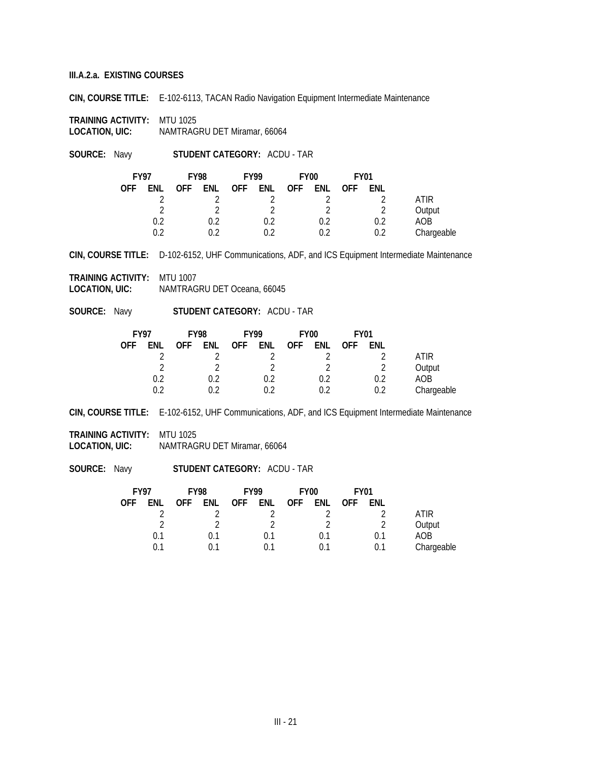**III.A.2.a. EXISTING COURSES**

**CIN, COURSE TITLE:** E-102-6113, TACAN Radio Navigation Equipment Intermediate Maintenance

**TRAINING ACTIVITY:** MTU 1025
**LOCATION, UIC:** NAMTRAGRU DET Miramar, 66064

**SOURCE:** Navy **STUDENT CATEGORY:** ACDU - TAR

| FY97 | | FY98 | | FY99 | | FY00 | | FY01 | | |
|---|---|---|---|---|---|---|---|---|---|---|
| OFF | ENL | OFF | ENL | OFF | ENL | OFF | ENL | OFF | ENL | |
| | 2 | | 2 | | 2 | | 2 | | 2 | ATIR |
| | 2 | | 2 | | 2 | | 2 | | 2 | Output |
| | 0.2 | | 0.2 | | 0.2 | | 0.2 | | 0.2 | AOB |
| | 0.2 | | 0.2 | | 0.2 | | 0.2 | | 0.2 | Chargeable |

**CIN, COURSE TITLE:** D-102-6152, UHF Communications, ADF, and ICS Equipment Intermediate Maintenance

**TRAINING ACTIVITY:** MTU 1007
**LOCATION, UIC:** NAMTRAGRU DET Oceana, 66045

**SOURCE:** Navy **STUDENT CATEGORY:** ACDU - TAR

| FY97 | | FY98 | | FY99 | | FY00 | | FY01 | | |
|---|---|---|---|---|---|---|---|---|---|---|
| OFF | ENL | OFF | ENL | OFF | ENL | OFF | ENL | OFF | ENL | |
| | 2 | | 2 | | 2 | | 2 | | 2 | ATIR |
| | 2 | | 2 | | 2 | | 2 | | 2 | Output |
| | 0.2 | | 0.2 | | 0.2 | | 0.2 | | 0.2 | AOB |
| | 0.2 | | 0.2 | | 0.2 | | 0.2 | | 0.2 | Chargeable |

**CIN, COURSE TITLE:** E-102-6152, UHF Communications, ADF, and ICS Equipment Intermediate Maintenance

**TRAINING ACTIVITY:** MTU 1025
**LOCATION, UIC:** NAMTRAGRU DET Miramar, 66064

**SOURCE:** Navy **STUDENT CATEGORY:** ACDU - TAR

| FY97 | | FY98 | | FY99 | | FY00 | | FY01 | | |
|---|---|---|---|---|---|---|---|---|---|---|
| OFF | ENL | OFF | ENL | OFF | ENL | OFF | ENL | OFF | ENL | |
| | 2 | | 2 | | 2 | | 2 | | 2 | ATIR |
| | 2 | | 2 | | 2 | | 2 | | 2 | Output |
| | 0.1 | | 0.1 | | 0.1 | | 0.1 | | 0.1 | AOB |
| | 0.1 | | 0.1 | | 0.1 | | 0.1 | | 0.1 | Chargeable |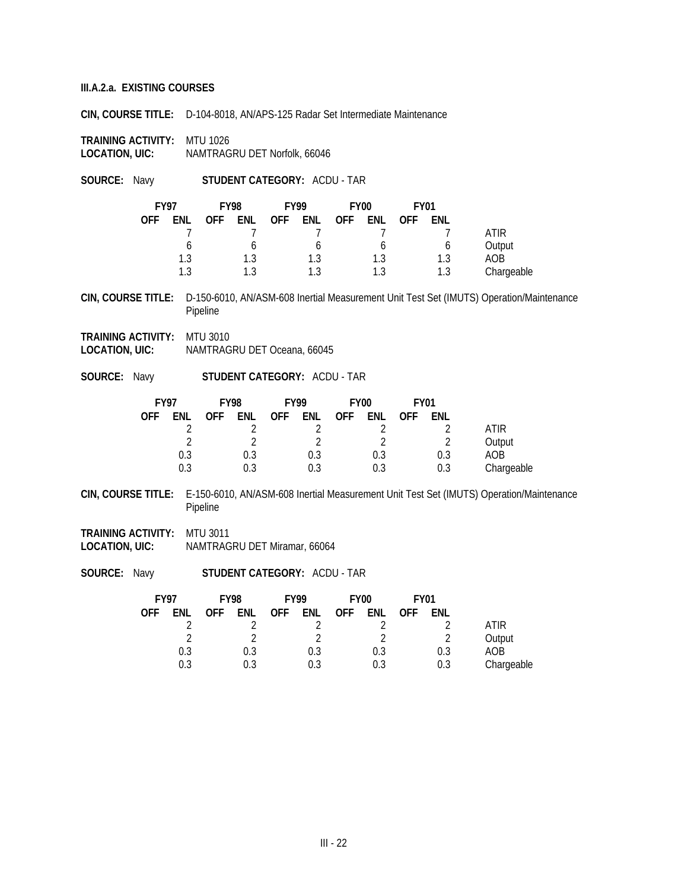**III.A.2.a. EXISTING COURSES**

**CIN, COURSE TITLE:** D-104-8018, AN/APS-125 Radar Set Intermediate Maintenance

**TRAINING ACTIVITY:** MTU 1026
**LOCATION, UIC:** NAMTRAGRU DET Norfolk, 66046

**SOURCE:** Navy **STUDENT CATEGORY:** ACDU - TAR

| FY97 | | FY98 | | FY99 | | FY00 | | FY01 | | |
|---|---|---|---|---|---|---|---|---|---|---|
| OFF | ENL | OFF | ENL | OFF | ENL | OFF | ENL | OFF | ENL | |
| | 7 | | 7 | | 7 | | 7 | | 7 | ATIR |
| | 6 | | 6 | | 6 | | 6 | | 6 | Output |
| | 1.3 | | 1.3 | | 1.3 | | 1.3 | | 1.3 | AOB |
| | 1.3 | | 1.3 | | 1.3 | | 1.3 | | 1.3 | Chargeable |

**CIN, COURSE TITLE:** D-150-6010, AN/ASM-608 Inertial Measurement Unit Test Set (IMUTS) Operation/Maintenance Pipeline

**TRAINING ACTIVITY:** MTU 3010
**LOCATION, UIC:** NAMTRAGRU DET Oceana, 66045

**SOURCE:** Navy **STUDENT CATEGORY:** ACDU - TAR

| FY97 | | FY98 | | FY99 | | FY00 | | FY01 | | |
|---|---|---|---|---|---|---|---|---|---|---|
| OFF | ENL | OFF | ENL | OFF | ENL | OFF | ENL | OFF | ENL | |
| | 2 | | 2 | | 2 | | 2 | | 2 | ATIR |
| | 2 | | 2 | | 2 | | 2 | | 2 | Output |
| | 0.3 | | 0.3 | | 0.3 | | 0.3 | | 0.3 | AOB |
| | 0.3 | | 0.3 | | 0.3 | | 0.3 | | 0.3 | Chargeable |

**CIN, COURSE TITLE:** E-150-6010, AN/ASM-608 Inertial Measurement Unit Test Set (IMUTS) Operation/Maintenance Pipeline

**TRAINING ACTIVITY:** MTU 3011
**LOCATION, UIC:** NAMTRAGRU DET Miramar, 66064

**SOURCE:** Navy **STUDENT CATEGORY:** ACDU - TAR

| FY97 | | FY98 | | FY99 | | FY00 | | FY01 | | |
|---|---|---|---|---|---|---|---|---|---|---|
| OFF | ENL | OFF | ENL | OFF | ENL | OFF | ENL | OFF | ENL | |
| | 2 | | 2 | | 2 | | 2 | | 2 | ATIR |
| | 2 | | 2 | | 2 | | 2 | | 2 | Output |
| | 0.3 | | 0.3 | | 0.3 | | 0.3 | | 0.3 | AOB |
| | 0.3 | | 0.3 | | 0.3 | | 0.3 | | 0.3 | Chargeable |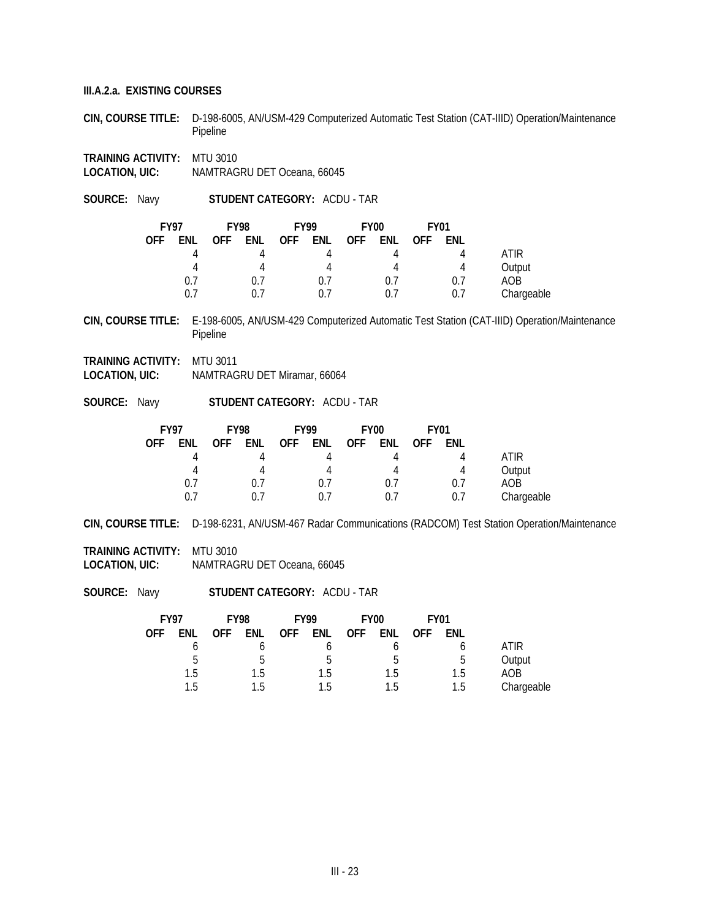**III.A.2.a. EXISTING COURSES**

**CIN, COURSE TITLE:** D-198-6005, AN/USM-429 Computerized Automatic Test Station (CAT-IIID) Operation/Maintenance Pipeline

**TRAINING ACTIVITY:** MTU 3010
**LOCATION, UIC:** NAMTRAGRU DET Oceana, 66045

**SOURCE:** Navy **STUDENT CATEGORY:** ACDU - TAR

| FY97 | | FY98 | | FY99 | | FY00 | | FY01 | | |
|---|---|---|---|---|---|---|---|---|---|---|
| OFF | ENL | OFF | ENL | OFF | ENL | OFF | ENL | OFF | ENL | |
| | 4 | | 4 | | 4 | | 4 | | 4 | ATIR |
| | 4 | | 4 | | 4 | | 4 | | 4 | Output |
| | 0.7 | | 0.7 | | 0.7 | | 0.7 | | 0.7 | AOB |
| | 0.7 | | 0.7 | | 0.7 | | 0.7 | | 0.7 | Chargeable |

**CIN, COURSE TITLE:** E-198-6005, AN/USM-429 Computerized Automatic Test Station (CAT-IIID) Operation/Maintenance Pipeline

**TRAINING ACTIVITY:** MTU 3011
**LOCATION, UIC:** NAMTRAGRU DET Miramar, 66064

**SOURCE:** Navy **STUDENT CATEGORY:** ACDU - TAR

| FY97 | | FY98 | | FY99 | | FY00 | | FY01 | | |
|---|---|---|---|---|---|---|---|---|---|---|
| OFF | ENL | OFF | ENL | OFF | ENL | OFF | ENL | OFF | ENL | |
| | 4 | | 4 | | 4 | | 4 | | 4 | ATIR |
| | 4 | | 4 | | 4 | | 4 | | 4 | Output |
| | 0.7 | | 0.7 | | 0.7 | | 0.7 | | 0.7 | AOB |
| | 0.7 | | 0.7 | | 0.7 | | 0.7 | | 0.7 | Chargeable |

**CIN, COURSE TITLE:** D-198-6231, AN/USM-467 Radar Communications (RADCOM) Test Station Operation/Maintenance

**TRAINING ACTIVITY:** MTU 3010
**LOCATION, UIC:** NAMTRAGRU DET Oceana, 66045

**SOURCE:** Navy **STUDENT CATEGORY:** ACDU - TAR

| FY97 | | FY98 | | FY99 | | FY00 | | FY01 | | |
|---|---|---|---|---|---|---|---|---|---|---|
| OFF | ENL | OFF | ENL | OFF | ENL | OFF | ENL | OFF | ENL | |
| | 6 | | 6 | | 6 | | 6 | | 6 | ATIR |
| | 5 | | 5 | | 5 | | 5 | | 5 | Output |
| | 1.5 | | 1.5 | | 1.5 | | 1.5 | | 1.5 | AOB |
| | 1.5 | | 1.5 | | 1.5 | | 1.5 | | 1.5 | Chargeable |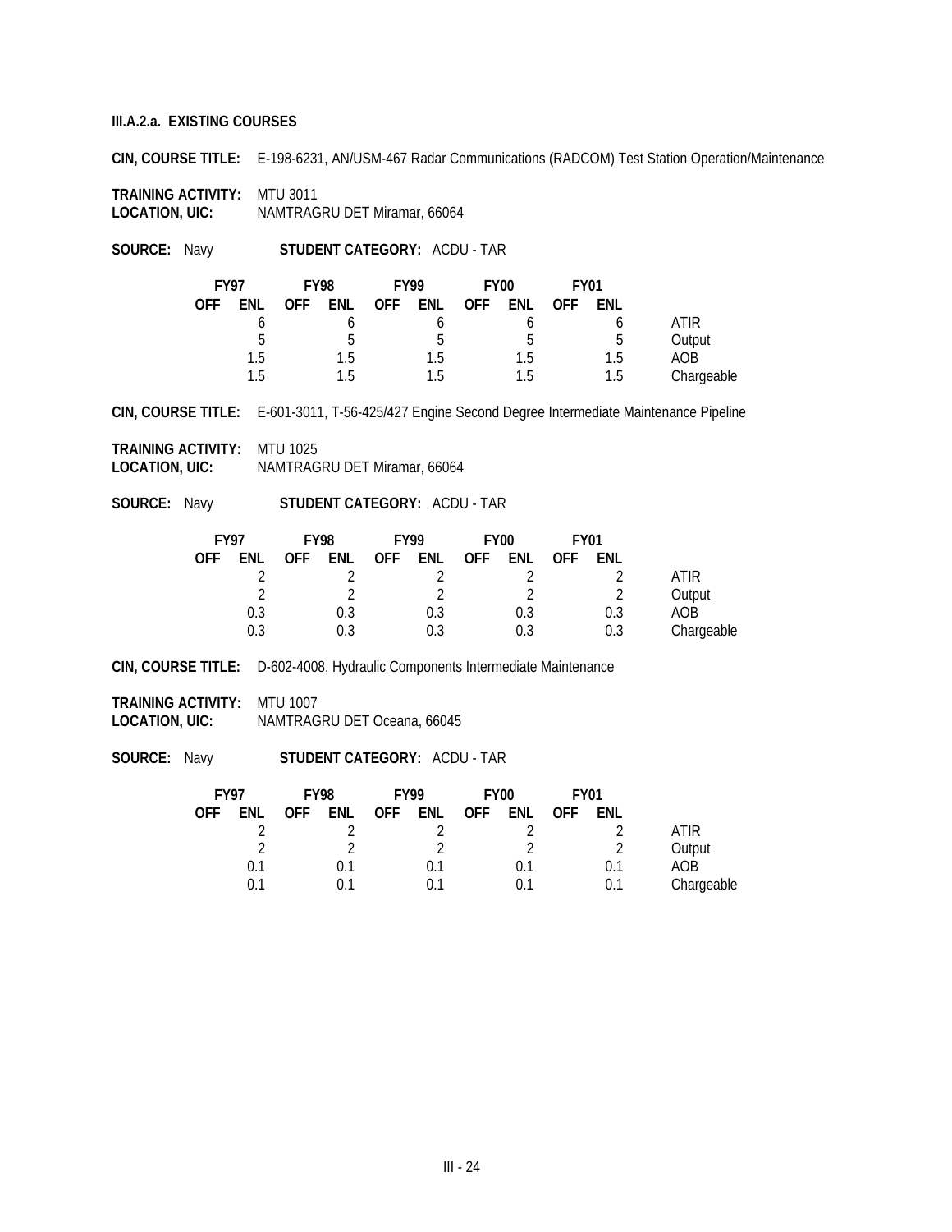**III.A.2.a. EXISTING COURSES**

**CIN, COURSE TITLE:** E-198-6231, AN/USM-467 Radar Communications (RADCOM) Test Station Operation/Maintenance

**TRAINING ACTIVITY:** MTU 3011
**LOCATION, UIC:** NAMTRAGRU DET Miramar, 66064

**SOURCE:** Navy **STUDENT CATEGORY:** ACDU - TAR

| FY97 | | FY98 | | FY99 | | FY00 | | FY01 | | |
|---|---|---|---|---|---|---|---|---|---|---|
| OFF | ENL | OFF | ENL | OFF | ENL | OFF | ENL | OFF | ENL | |
| | 6 | | 6 | | 6 | | 6 | | 6 | ATIR |
| | 5 | | 5 | | 5 | | 5 | | 5 | Output |
| | 1.5 | | 1.5 | | 1.5 | | 1.5 | | 1.5 | AOB |
| | 1.5 | | 1.5 | | 1.5 | | 1.5 | | 1.5 | Chargeable |

**CIN, COURSE TITLE:** E-601-3011, T-56-425/427 Engine Second Degree Intermediate Maintenance Pipeline

**TRAINING ACTIVITY:** MTU 1025
**LOCATION, UIC:** NAMTRAGRU DET Miramar, 66064

**SOURCE:** Navy **STUDENT CATEGORY:** ACDU - TAR

| FY97 | | FY98 | | FY99 | | FY00 | | FY01 | | |
|---|---|---|---|---|---|---|---|---|---|---|
| OFF | ENL | OFF | ENL | OFF | ENL | OFF | ENL | OFF | ENL | |
| | 2 | | 2 | | 2 | | 2 | | 2 | ATIR |
| | 2 | | 2 | | 2 | | 2 | | 2 | Output |
| | 0.3 | | 0.3 | | 0.3 | | 0.3 | | 0.3 | AOB |
| | 0.3 | | 0.3 | | 0.3 | | 0.3 | | 0.3 | Chargeable |

**CIN, COURSE TITLE:** D-602-4008, Hydraulic Components Intermediate Maintenance

**TRAINING ACTIVITY:** MTU 1007
**LOCATION, UIC:** NAMTRAGRU DET Oceana, 66045

**SOURCE:** Navy **STUDENT CATEGORY:** ACDU - TAR

| FY97 | | FY98 | | FY99 | | FY00 | | FY01 | | |
|---|---|---|---|---|---|---|---|---|---|---|
| OFF | ENL | OFF | ENL | OFF | ENL | OFF | ENL | OFF | ENL | |
| | 2 | | 2 | | 2 | | 2 | | 2 | ATIR |
| | 2 | | 2 | | 2 | | 2 | | 2 | Output |
| | 0.1 | | 0.1 | | 0.1 | | 0.1 | | 0.1 | AOB |
| | 0.1 | | 0.1 | | 0.1 | | 0.1 | | 0.1 | Chargeable |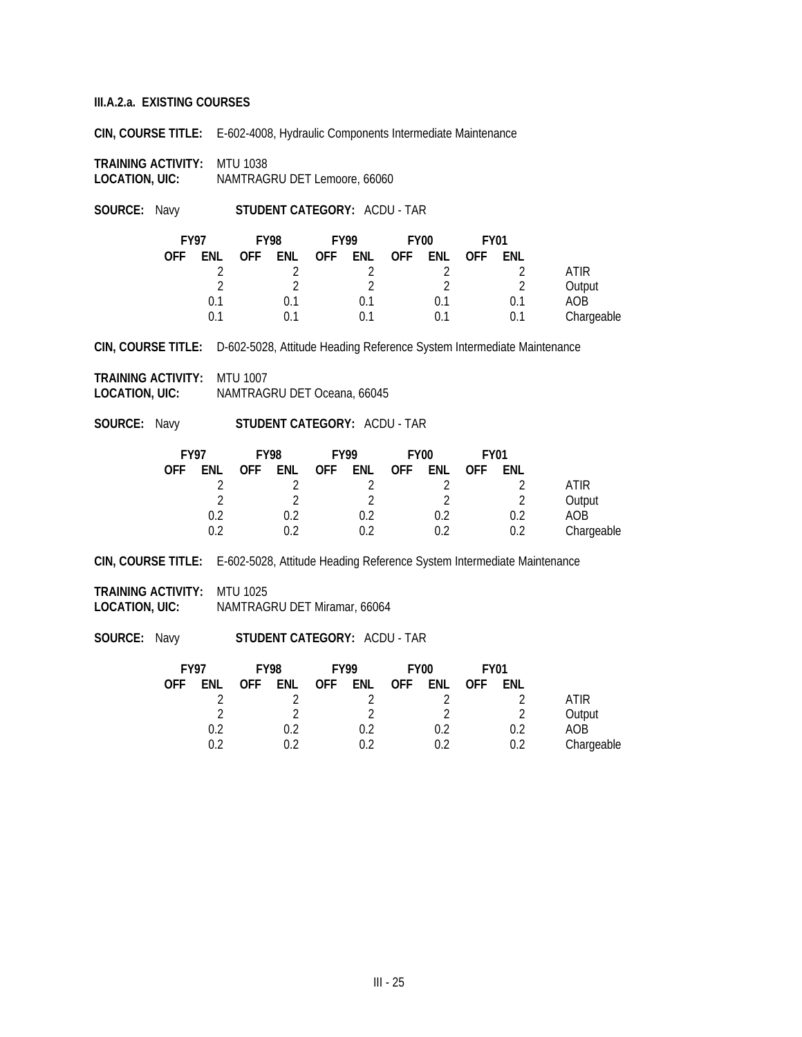**III.A.2.a. EXISTING COURSES**

**CIN, COURSE TITLE:** E-602-4008, Hydraulic Components Intermediate Maintenance

**TRAINING ACTIVITY:** MTU 1038
**LOCATION, UIC:** NAMTRAGRU DET Lemoore, 66060

**SOURCE:** Navy **STUDENT CATEGORY:** ACDU - TAR

| FY97 | | FY98 | | FY99 | | FY00 | | FY01 | | |
|---|---|---|---|---|---|---|---|---|---|---|
| **OFF** | **ENL** | **OFF** | **ENL** | **OFF** | **ENL** | **OFF** | **ENL** | **OFF** | **ENL** | |
| | 2 | | 2 | | 2 | | 2 | | 2 | ATIR |
| | 2 | | 2 | | 2 | | 2 | | 2 | Output |
| | 0.1 | | 0.1 | | 0.1 | | 0.1 | | 0.1 | AOB |
| | 0.1 | | 0.1 | | 0.1 | | 0.1 | | 0.1 | Chargeable |

**CIN, COURSE TITLE:** D-602-5028, Attitude Heading Reference System Intermediate Maintenance

**TRAINING ACTIVITY:** MTU 1007
**LOCATION, UIC:** NAMTRAGRU DET Oceana, 66045

**SOURCE:** Navy **STUDENT CATEGORY:** ACDU - TAR

| FY97 | | FY98 | | FY99 | | FY00 | | FY01 | | |
|---|---|---|---|---|---|---|---|---|---|---|
| **OFF** | **ENL** | **OFF** | **ENL** | **OFF** | **ENL** | **OFF** | **ENL** | **OFF** | **ENL** | |
| | 2 | | 2 | | 2 | | 2 | | 2 | ATIR |
| | 2 | | 2 | | 2 | | 2 | | 2 | Output |
| | 0.2 | | 0.2 | | 0.2 | | 0.2 | | 0.2 | AOB |
| | 0.2 | | 0.2 | | 0.2 | | 0.2 | | 0.2 | Chargeable |

**CIN, COURSE TITLE:** E-602-5028, Attitude Heading Reference System Intermediate Maintenance

**TRAINING ACTIVITY:** MTU 1025
**LOCATION, UIC:** NAMTRAGRU DET Miramar, 66064

**SOURCE:** Navy **STUDENT CATEGORY:** ACDU - TAR

| FY97 | | FY98 | | FY99 | | FY00 | | FY01 | | |
|---|---|---|---|---|---|---|---|---|---|---|
| **OFF** | **ENL** | **OFF** | **ENL** | **OFF** | **ENL** | **OFF** | **ENL** | **OFF** | **ENL** | |
| | 2 | | 2 | | 2 | | 2 | | 2 | ATIR |
| | 2 | | 2 | | 2 | | 2 | | 2 | Output |
| | 0.2 | | 0.2 | | 0.2 | | 0.2 | | 0.2 | AOB |
| | 0.2 | | 0.2 | | 0.2 | | 0.2 | | 0.2 | Chargeable |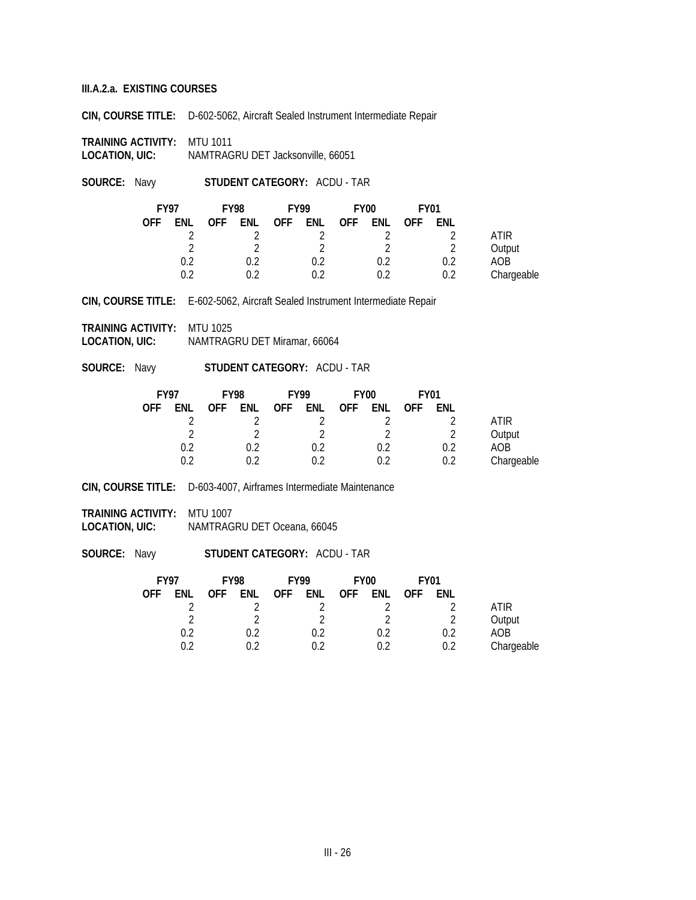**III.A.2.a. EXISTING COURSES**

**CIN, COURSE TITLE:** D-602-5062, Aircraft Sealed Instrument Intermediate Repair

**TRAINING ACTIVITY:** MTU 1011
**LOCATION, UIC:** NAMTRAGRU DET Jacksonville, 66051

**SOURCE:** Navy **STUDENT CATEGORY:** ACDU - TAR

| FY97 | | FY98 | | FY99 | | FY00 | | FY01 | | |
|---|---|---|---|---|---|---|---|---|---|---|
| OFF | ENL | OFF | ENL | OFF | ENL | OFF | ENL | OFF | ENL | |
| | 2 | | 2 | | 2 | | 2 | | 2 | ATIR |
| | 2 | | 2 | | 2 | | 2 | | 2 | Output |
| | 0.2 | | 0.2 | | 0.2 | | 0.2 | | 0.2 | AOB |
| | 0.2 | | 0.2 | | 0.2 | | 0.2 | | 0.2 | Chargeable |

**CIN, COURSE TITLE:** E-602-5062, Aircraft Sealed Instrument Intermediate Repair

**TRAINING ACTIVITY:** MTU 1025
**LOCATION, UIC:** NAMTRAGRU DET Miramar, 66064

**SOURCE:** Navy **STUDENT CATEGORY:** ACDU - TAR

| FY97 | | FY98 | | FY99 | | FY00 | | FY01 | | |
|---|---|---|---|---|---|---|---|---|---|---|
| OFF | ENL | OFF | ENL | OFF | ENL | OFF | ENL | OFF | ENL | |
| | 2 | | 2 | | 2 | | 2 | | 2 | ATIR |
| | 2 | | 2 | | 2 | | 2 | | 2 | Output |
| | 0.2 | | 0.2 | | 0.2 | | 0.2 | | 0.2 | AOB |
| | 0.2 | | 0.2 | | 0.2 | | 0.2 | | 0.2 | Chargeable |

**CIN, COURSE TITLE:** D-603-4007, Airframes Intermediate Maintenance

**TRAINING ACTIVITY:** MTU 1007
**LOCATION, UIC:** NAMTRAGRU DET Oceana, 66045

**SOURCE:** Navy **STUDENT CATEGORY:** ACDU - TAR

| FY97 | | FY98 | | FY99 | | FY00 | | FY01 | | |
|---|---|---|---|---|---|---|---|---|---|---|
| OFF | ENL | OFF | ENL | OFF | ENL | OFF | ENL | OFF | ENL | |
| | 2 | | 2 | | 2 | | 2 | | 2 | ATIR |
| | 2 | | 2 | | 2 | | 2 | | 2 | Output |
| | 0.2 | | 0.2 | | 0.2 | | 0.2 | | 0.2 | AOB |
| | 0.2 | | 0.2 | | 0.2 | | 0.2 | | 0.2 | Chargeable |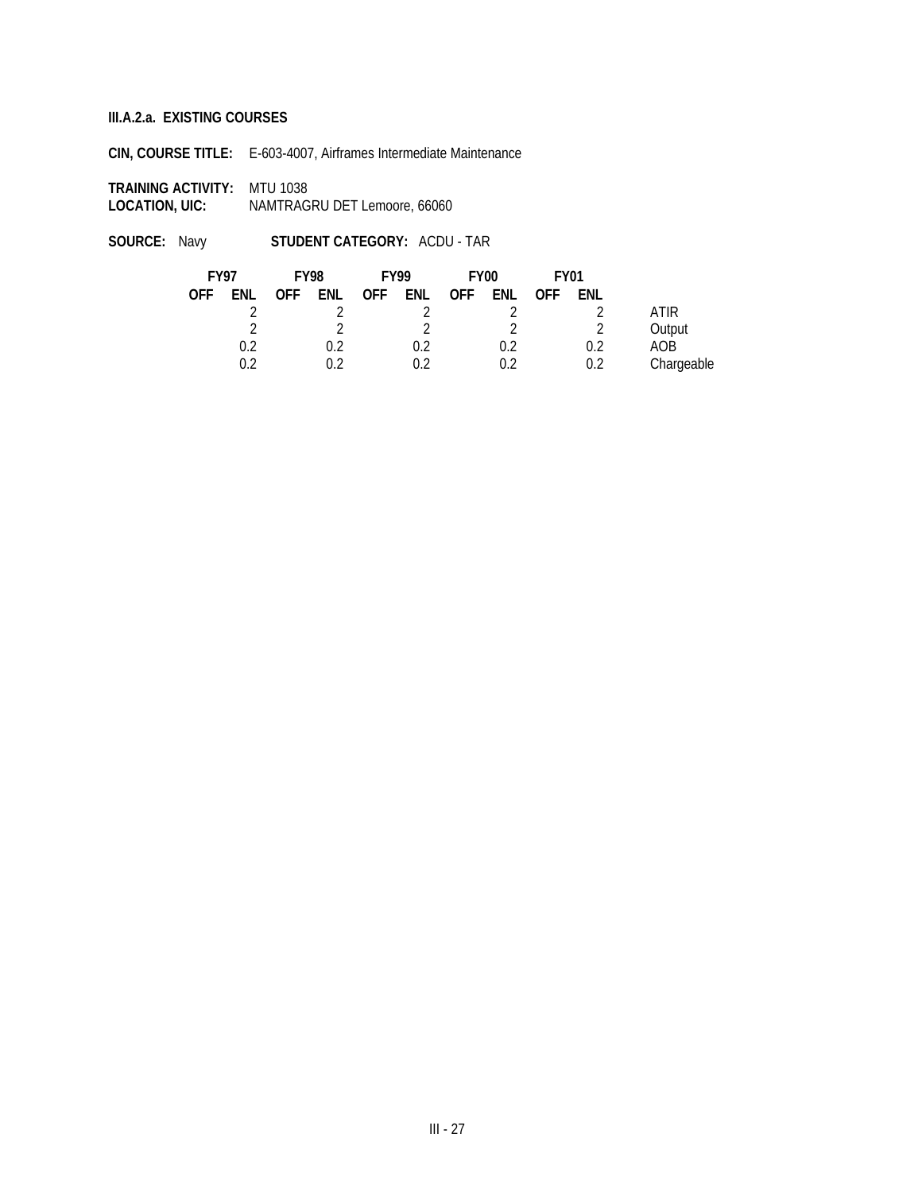**III.A.2.a. EXISTING COURSES**

**CIN, COURSE TITLE:** E-603-4007, Airframes Intermediate Maintenance

**TRAINING ACTIVITY:** MTU 1038
**LOCATION, UIC:** NAMTRAGRU DET Lemoore, 66060

**SOURCE:** Navy **STUDENT CATEGORY:** ACDU - TAR

| FY97 | | FY98 | | FY99 | | FY00 | | FY01 | | |
|---|---|---|---|---|---|---|---|---|---|---|
| OFF | ENL | OFF | ENL | OFF | ENL | OFF | ENL | OFF | ENL | |
| | 2 | | 2 | | 2 | | 2 | | 2 | ATIR |
| | 2 | | 2 | | 2 | | 2 | | 2 | Output |
| | 0.2 | | 0.2 | | 0.2 | | 0.2 | | 0.2 | AOB |
| | 0.2 | | 0.2 | | 0.2 | | 0.2 | | 0.2 | Chargeable |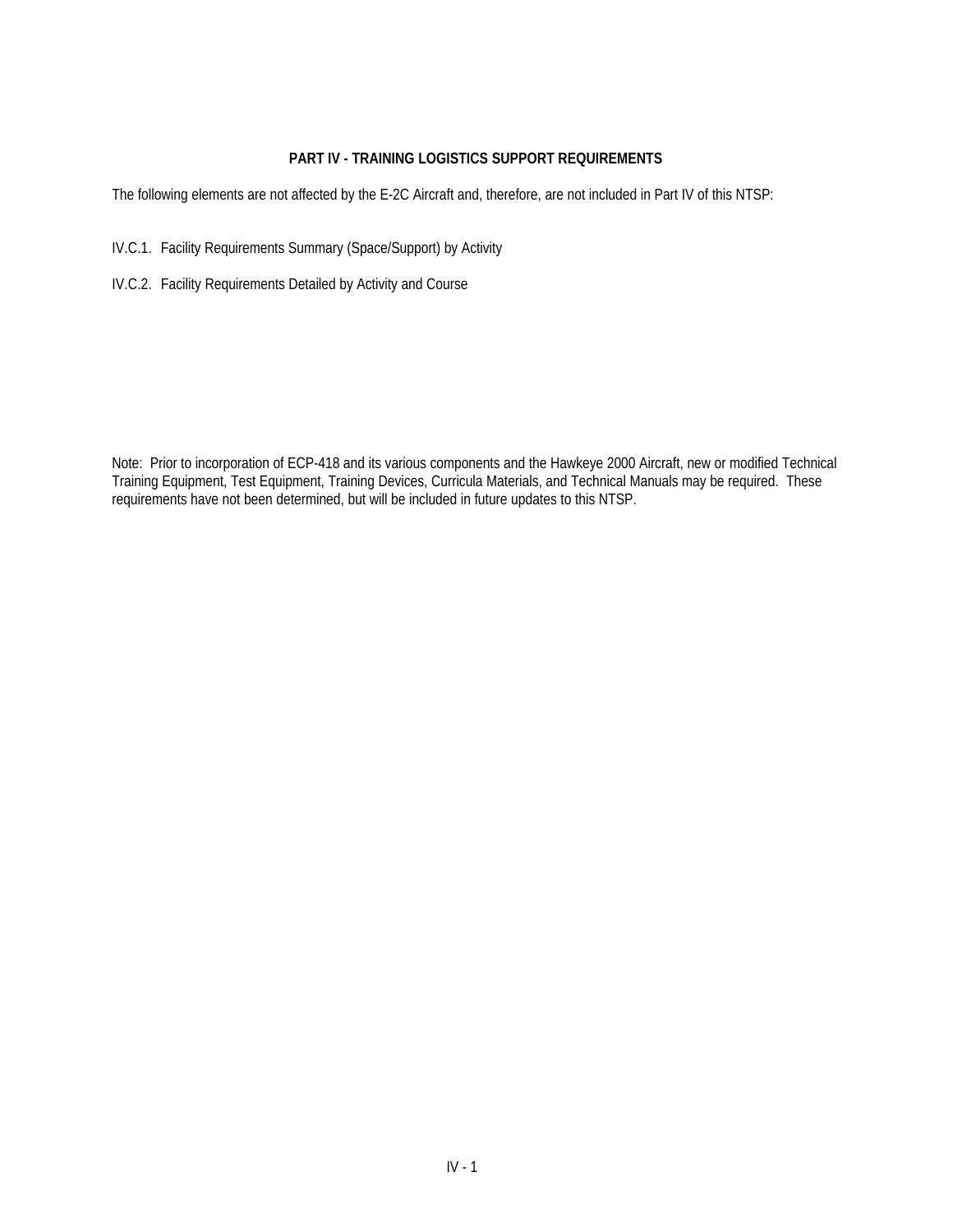## PART IV - TRAINING LOGISTICS SUPPORT REQUIREMENTS

The following elements are not affected by the E-2C Aircraft and, therefore, are not included in Part IV of this NTSP:

IV.C.1. Facility Requirements Summary (Space/Support) by Activity

IV.C.2. Facility Requirements Detailed by Activity and Course

Note: Prior to incorporation of ECP-418 and its various components and the Hawkeye 2000 Aircraft, new or modified Technical Training Equipment, Test Equipment, Training Devices, Curricula Materials, and Technical Manuals may be required. These requirements have not been determined, but will be included in future updates to this NTSP.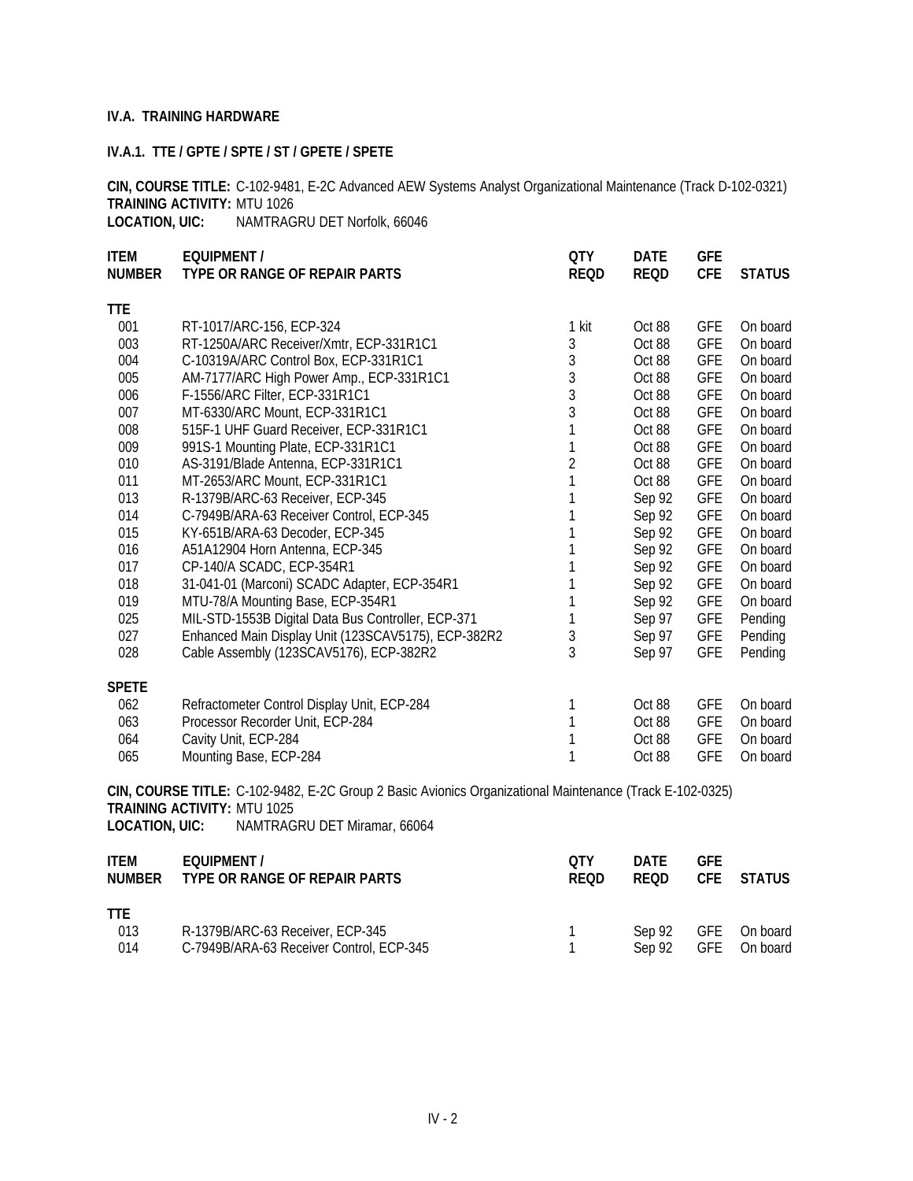**IV.A. TRAINING HARDWARE**

**IV.A.1. TTE / GPTE / SPTE / ST / GPETE / SPETE**

**CIN, COURSE TITLE:** C-102-9481, E-2C Advanced AEW Systems Analyst Organizational Maintenance (Track D-102-0321)
**TRAINING ACTIVITY:** MTU 1026
**LOCATION, UIC:** NAMTRAGRU DET Norfolk, 66046

| ITEM NUMBER | EQUIPMENT / TYPE OR RANGE OF REPAIR PARTS | QTY REQD | DATE REQD | GFE CFE | STATUS |
|---|---|---|---|---|---|
| **TTE** | | | | | |
| 001 | RT-1017/ARC-156, ECP-324 | 1 kit | Oct 88 | GFE | On board |
| 003 | RT-1250A/ARC Receiver/Xmtr, ECP-331R1C1 | 3 | Oct 88 | GFE | On board |
| 004 | C-10319A/ARC Control Box, ECP-331R1C1 | 3 | Oct 88 | GFE | On board |
| 005 | AM-7177/ARC High Power Amp., ECP-331R1C1 | 3 | Oct 88 | GFE | On board |
| 006 | F-1556/ARC Filter, ECP-331R1C1 | 3 | Oct 88 | GFE | On board |
| 007 | MT-6330/ARC Mount, ECP-331R1C1 | 3 | Oct 88 | GFE | On board |
| 008 | 515F-1 UHF Guard Receiver, ECP-331R1C1 | 1 | Oct 88 | GFE | On board |
| 009 | 991S-1 Mounting Plate, ECP-331R1C1 | 1 | Oct 88 | GFE | On board |
| 010 | AS-3191/Blade Antenna, ECP-331R1C1 | 2 | Oct 88 | GFE | On board |
| 011 | MT-2653/ARC Mount, ECP-331R1C1 | 1 | Oct 88 | GFE | On board |
| 013 | R-1379B/ARC-63 Receiver, ECP-345 | 1 | Sep 92 | GFE | On board |
| 014 | C-7949B/ARA-63 Receiver Control, ECP-345 | 1 | Sep 92 | GFE | On board |
| 015 | KY-651B/ARA-63 Decoder, ECP-345 | 1 | Sep 92 | GFE | On board |
| 016 | A51A12904 Horn Antenna, ECP-345 | 1 | Sep 92 | GFE | On board |
| 017 | CP-140/A SCADC, ECP-354R1 | 1 | Sep 92 | GFE | On board |
| 018 | 31-041-01 (Marconi) SCADC Adapter, ECP-354R1 | 1 | Sep 92 | GFE | On board |
| 019 | MTU-78/A Mounting Base, ECP-354R1 | 1 | Sep 92 | GFE | On board |
| 025 | MIL-STD-1553B Digital Data Bus Controller, ECP-371 | 1 | Sep 97 | GFE | Pending |
| 027 | Enhanced Main Display Unit (123SCAV5175), ECP-382R2 | 3 | Sep 97 | GFE | Pending |
| 028 | Cable Assembly (123SCAV5176), ECP-382R2 | 3 | Sep 97 | GFE | Pending |
| **SPETE** | | | | | |
| 062 | Refractometer Control Display Unit, ECP-284 | 1 | Oct 88 | GFE | On board |
| 063 | Processor Recorder Unit, ECP-284 | 1 | Oct 88 | GFE | On board |
| 064 | Cavity Unit, ECP-284 | 1 | Oct 88 | GFE | On board |
| 065 | Mounting Base, ECP-284 | 1 | Oct 88 | GFE | On board |

**CIN, COURSE TITLE:** C-102-9482, E-2C Group 2 Basic Avionics Organizational Maintenance (Track E-102-0325)
**TRAINING ACTIVITY:** MTU 1025
**LOCATION, UIC:** NAMTRAGRU DET Miramar, 66064

| ITEM NUMBER | EQUIPMENT / TYPE OR RANGE OF REPAIR PARTS | QTY REQD | DATE REQD | GFE CFE | STATUS |
|---|---|---|---|---|---|
| **TTE** | | | | | |
| 013 | R-1379B/ARC-63 Receiver, ECP-345 | 1 | Sep 92 | GFE | On board |
| 014 | C-7949B/ARA-63 Receiver Control, ECP-345 | 1 | Sep 92 | GFE | On board |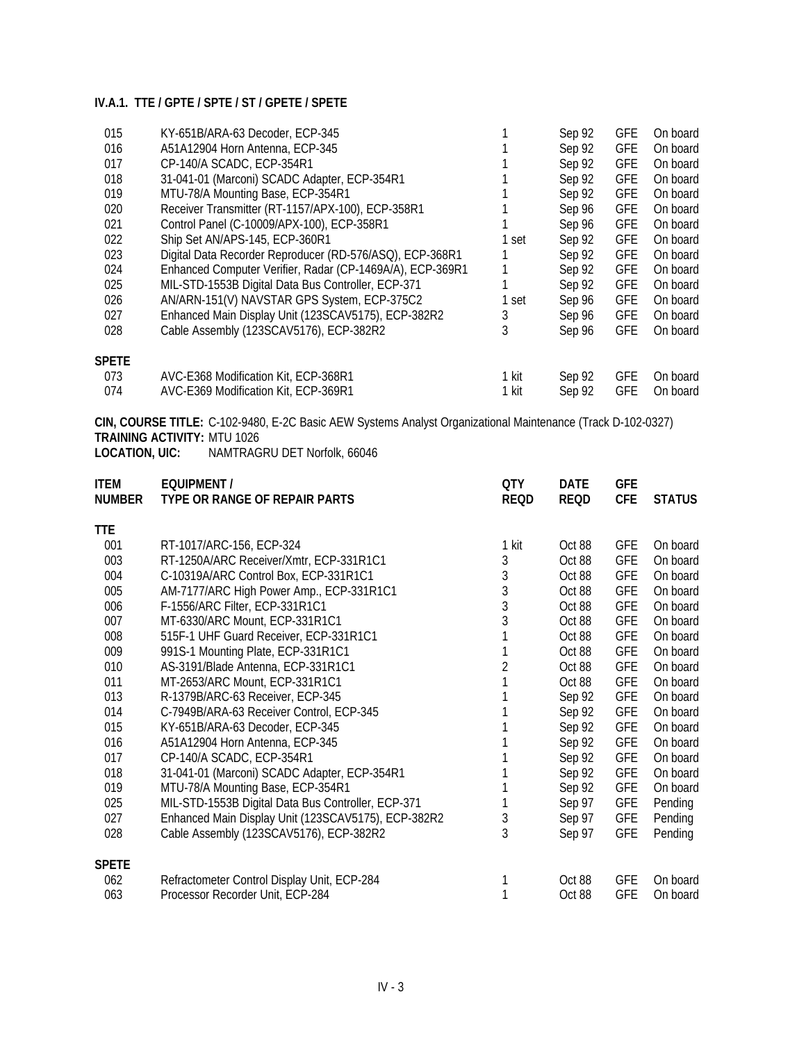### IV.A.1. TTE / GPTE / SPTE / ST / GPETE / SPETE

| | | | | | |
|---|---|---|---|---|---|
| 015 | KY-651B/ARA-63 Decoder, ECP-345 | 1 | Sep 92 | GFE | On board |
| 016 | A51A12904 Horn Antenna, ECP-345 | 1 | Sep 92 | GFE | On board |
| 017 | CP-140/A SCADC, ECP-354R1 | 1 | Sep 92 | GFE | On board |
| 018 | 31-041-01 (Marconi) SCADC Adapter, ECP-354R1 | 1 | Sep 92 | GFE | On board |
| 019 | MTU-78/A Mounting Base, ECP-354R1 | 1 | Sep 92 | GFE | On board |
| 020 | Receiver Transmitter (RT-1157/APX-100), ECP-358R1 | 1 | Sep 96 | GFE | On board |
| 021 | Control Panel (C-10009/APX-100), ECP-358R1 | 1 | Sep 96 | GFE | On board |
| 022 | Ship Set AN/APS-145, ECP-360R1 | 1 set | Sep 92 | GFE | On board |
| 023 | Digital Data Recorder Reproducer (RD-576/ASQ), ECP-368R1 | 1 | Sep 92 | GFE | On board |
| 024 | Enhanced Computer Verifier, Radar (CP-1469A/A), ECP-369R1 | 1 | Sep 92 | GFE | On board |
| 025 | MIL-STD-1553B Digital Data Bus Controller, ECP-371 | 1 | Sep 92 | GFE | On board |
| 026 | AN/ARN-151(V) NAVSTAR GPS System, ECP-375C2 | 1 set | Sep 96 | GFE | On board |
| 027 | Enhanced Main Display Unit (123SCAV5175), ECP-382R2 | 3 | Sep 96 | GFE | On board |
| 028 | Cable Assembly (123SCAV5176), ECP-382R2 | 3 | Sep 96 | GFE | On board |
| **SPETE** | | | | | |
| 073 | AVC-E368 Modification Kit, ECP-368R1 | 1 kit | Sep 92 | GFE | On board |
| 074 | AVC-E369 Modification Kit, ECP-369R1 | 1 kit | Sep 92 | GFE | On board |

**CIN, COURSE TITLE:** C-102-9480, E-2C Basic AEW Systems Analyst Organizational Maintenance (Track D-102-0327)
**TRAINING ACTIVITY:** MTU 1026
**LOCATION, UIC:** NAMTRAGRU DET Norfolk, 66046

| ITEM NUMBER | EQUIPMENT / TYPE OR RANGE OF REPAIR PARTS | QTY REQD | DATE REQD | GFE CFE | STATUS |
|---|---|---|---|---|---|
| **TTE** | | | | | |
| 001 | RT-1017/ARC-156, ECP-324 | 1 kit | Oct 88 | GFE | On board |
| 003 | RT-1250A/ARC Receiver/Xmtr, ECP-331R1C1 | 3 | Oct 88 | GFE | On board |
| 004 | C-10319A/ARC Control Box, ECP-331R1C1 | 3 | Oct 88 | GFE | On board |
| 005 | AM-7177/ARC High Power Amp., ECP-331R1C1 | 3 | Oct 88 | GFE | On board |
| 006 | F-1556/ARC Filter, ECP-331R1C1 | 3 | Oct 88 | GFE | On board |
| 007 | MT-6330/ARC Mount, ECP-331R1C1 | 3 | Oct 88 | GFE | On board |
| 008 | 515F-1 UHF Guard Receiver, ECP-331R1C1 | 1 | Oct 88 | GFE | On board |
| 009 | 991S-1 Mounting Plate, ECP-331R1C1 | 1 | Oct 88 | GFE | On board |
| 010 | AS-3191/Blade Antenna, ECP-331R1C1 | 2 | Oct 88 | GFE | On board |
| 011 | MT-2653/ARC Mount, ECP-331R1C1 | 1 | Oct 88 | GFE | On board |
| 013 | R-1379B/ARC-63 Receiver, ECP-345 | 1 | Sep 92 | GFE | On board |
| 014 | C-7949B/ARA-63 Receiver Control, ECP-345 | 1 | Sep 92 | GFE | On board |
| 015 | KY-651B/ARA-63 Decoder, ECP-345 | 1 | Sep 92 | GFE | On board |
| 016 | A51A12904 Horn Antenna, ECP-345 | 1 | Sep 92 | GFE | On board |
| 017 | CP-140/A SCADC, ECP-354R1 | 1 | Sep 92 | GFE | On board |
| 018 | 31-041-01 (Marconi) SCADC Adapter, ECP-354R1 | 1 | Sep 92 | GFE | On board |
| 019 | MTU-78/A Mounting Base, ECP-354R1 | 1 | Sep 92 | GFE | On board |
| 025 | MIL-STD-1553B Digital Data Bus Controller, ECP-371 | 1 | Sep 97 | GFE | Pending |
| 027 | Enhanced Main Display Unit (123SCAV5175), ECP-382R2 | 3 | Sep 97 | GFE | Pending |
| 028 | Cable Assembly (123SCAV5176), ECP-382R2 | 3 | Sep 97 | GFE | Pending |
| **SPETE** | | | | | |
| 062 | Refractometer Control Display Unit, ECP-284 | 1 | Oct 88 | GFE | On board |
| 063 | Processor Recorder Unit, ECP-284 | 1 | Oct 88 | GFE | On board |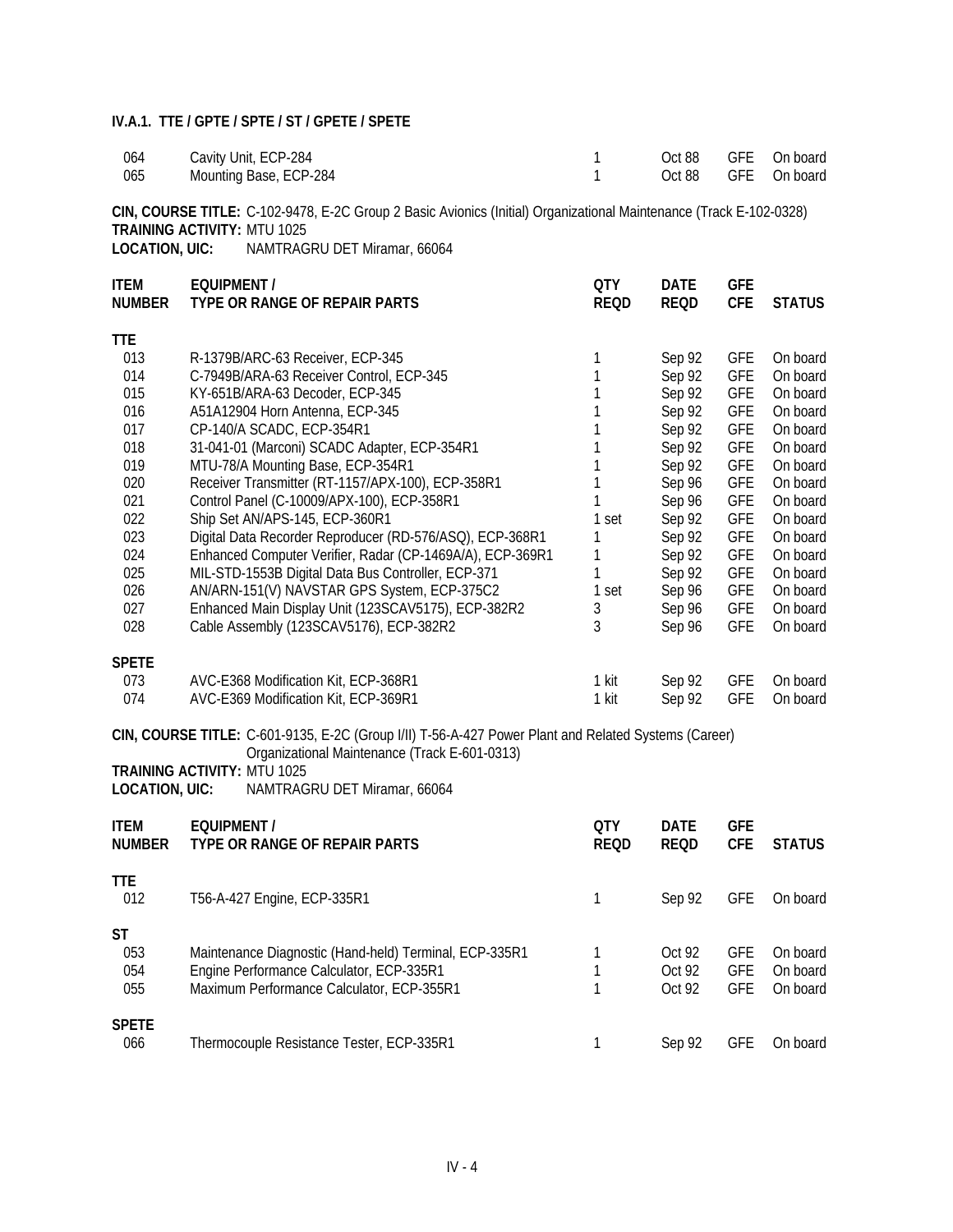### IV.A.1. TTE / GPTE / SPTE / ST / GPETE / SPETE

| | | | | | |
|---|---|---|---|---|---|
| 064 | Cavity Unit, ECP-284 | 1 | Oct 88 | GFE | On board |
| 065 | Mounting Base, ECP-284 | 1 | Oct 88 | GFE | On board |

**CIN, COURSE TITLE:** C-102-9478, E-2C Group 2 Basic Avionics (Initial) Organizational Maintenance (Track E-102-0328)
**TRAINING ACTIVITY:** MTU 1025
**LOCATION, UIC:** NAMTRAGRU DET Miramar, 66064

| ITEM NUMBER | EQUIPMENT / TYPE OR RANGE OF REPAIR PARTS | QTY REQD | DATE REQD | GFE CFE | STATUS |
|---|---|---|---|---|---|
| **TTE** | | | | | |
| 013 | R-1379B/ARC-63 Receiver, ECP-345 | 1 | Sep 92 | GFE | On board |
| 014 | C-7949B/ARA-63 Receiver Control, ECP-345 | 1 | Sep 92 | GFE | On board |
| 015 | KY-651B/ARA-63 Decoder, ECP-345 | 1 | Sep 92 | GFE | On board |
| 016 | A51A12904 Horn Antenna, ECP-345 | 1 | Sep 92 | GFE | On board |
| 017 | CP-140/A SCADC, ECP-354R1 | 1 | Sep 92 | GFE | On board |
| 018 | 31-041-01 (Marconi) SCADC Adapter, ECP-354R1 | 1 | Sep 92 | GFE | On board |
| 019 | MTU-78/A Mounting Base, ECP-354R1 | 1 | Sep 92 | GFE | On board |
| 020 | Receiver Transmitter (RT-1157/APX-100), ECP-358R1 | 1 | Sep 96 | GFE | On board |
| 021 | Control Panel (C-10009/APX-100), ECP-358R1 | 1 | Sep 96 | GFE | On board |
| 022 | Ship Set AN/APS-145, ECP-360R1 | 1 set | Sep 92 | GFE | On board |
| 023 | Digital Data Recorder Reproducer (RD-576/ASQ), ECP-368R1 | 1 | Sep 92 | GFE | On board |
| 024 | Enhanced Computer Verifier, Radar (CP-1469A/A), ECP-369R1 | 1 | Sep 92 | GFE | On board |
| 025 | MIL-STD-1553B Digital Data Bus Controller, ECP-371 | 1 | Sep 92 | GFE | On board |
| 026 | AN/ARN-151(V) NAVSTAR GPS System, ECP-375C2 | 1 set | Sep 96 | GFE | On board |
| 027 | Enhanced Main Display Unit (123SCAV5175), ECP-382R2 | 3 | Sep 96 | GFE | On board |
| 028 | Cable Assembly (123SCAV5176), ECP-382R2 | 3 | Sep 96 | GFE | On board |
| **SPETE** | | | | | |
| 073 | AVC-E368 Modification Kit, ECP-368R1 | 1 kit | Sep 92 | GFE | On board |
| 074 | AVC-E369 Modification Kit, ECP-369R1 | 1 kit | Sep 92 | GFE | On board |

**CIN, COURSE TITLE:** C-601-9135, E-2C (Group I/II) T-56-A-427 Power Plant and Related Systems (Career) Organizational Maintenance (Track E-601-0313)
**TRAINING ACTIVITY:** MTU 1025
**LOCATION, UIC:** NAMTRAGRU DET Miramar, 66064

| ITEM NUMBER | EQUIPMENT / TYPE OR RANGE OF REPAIR PARTS | QTY REQD | DATE REQD | GFE CFE | STATUS |
|---|---|---|---|---|---|
| **TTE** | | | | | |
| 012 | T56-A-427 Engine, ECP-335R1 | 1 | Sep 92 | GFE | On board |
| **ST** | | | | | |
| 053 | Maintenance Diagnostic (Hand-held) Terminal, ECP-335R1 | 1 | Oct 92 | GFE | On board |
| 054 | Engine Performance Calculator, ECP-335R1 | 1 | Oct 92 | GFE | On board |
| 055 | Maximum Performance Calculator, ECP-355R1 | 1 | Oct 92 | GFE | On board |
| **SPETE** | | | | | |
| 066 | Thermocouple Resistance Tester, ECP-335R1 | 1 | Sep 92 | GFE | On board |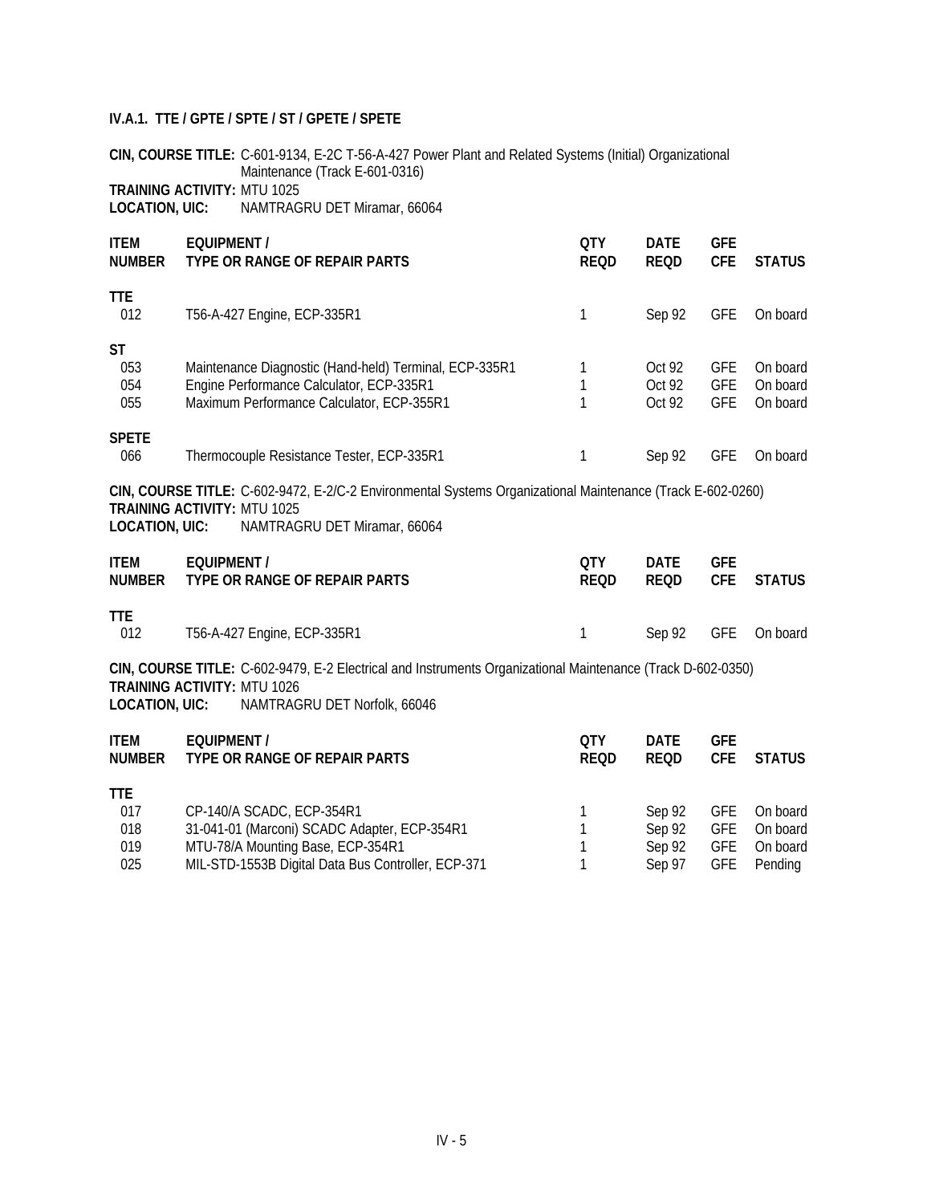### IV.A.1. TTE / GPTE / SPTE / ST / GPETE / SPETE

**CIN, COURSE TITLE:** C-601-9134, E-2C T-56-A-427 Power Plant and Related Systems (Initial) Organizational Maintenance (Track E-601-0316)
**TRAINING ACTIVITY:** MTU 1025
**LOCATION, UIC:** NAMTRAGRU DET Miramar, 66064

| ITEM NUMBER | EQUIPMENT / TYPE OR RANGE OF REPAIR PARTS | QTY REQD | DATE REQD | GFE CFE | STATUS |
|---|---|---|---|---|---|
| **TTE** | | | | | |
| 012 | T56-A-427 Engine, ECP-335R1 | 1 | Sep 92 | GFE | On board |
| **ST** | | | | | |
| 053 | Maintenance Diagnostic (Hand-held) Terminal, ECP-335R1 | 1 | Oct 92 | GFE | On board |
| 054 | Engine Performance Calculator, ECP-335R1 | 1 | Oct 92 | GFE | On board |
| 055 | Maximum Performance Calculator, ECP-355R1 | 1 | Oct 92 | GFE | On board |
| **SPETE** | | | | | |
| 066 | Thermocouple Resistance Tester, ECP-335R1 | 1 | Sep 92 | GFE | On board |

**CIN, COURSE TITLE:** C-602-9472, E-2/C-2 Environmental Systems Organizational Maintenance (Track E-602-0260)
**TRAINING ACTIVITY:** MTU 1025
**LOCATION, UIC:** NAMTRAGRU DET Miramar, 66064

| ITEM NUMBER | EQUIPMENT / TYPE OR RANGE OF REPAIR PARTS | QTY REQD | DATE REQD | GFE CFE | STATUS |
|---|---|---|---|---|---|
| **TTE** | | | | | |
| 012 | T56-A-427 Engine, ECP-335R1 | 1 | Sep 92 | GFE | On board |

**CIN, COURSE TITLE:** C-602-9479, E-2 Electrical and Instruments Organizational Maintenance (Track D-602-0350)
**TRAINING ACTIVITY:** MTU 1026
**LOCATION, UIC:** NAMTRAGRU DET Norfolk, 66046

| ITEM NUMBER | EQUIPMENT / TYPE OR RANGE OF REPAIR PARTS | QTY REQD | DATE REQD | GFE CFE | STATUS |
|---|---|---|---|---|---|
| **TTE** | | | | | |
| 017 | CP-140/A SCADC, ECP-354R1 | 1 | Sep 92 | GFE | On board |
| 018 | 31-041-01 (Marconi) SCADC Adapter, ECP-354R1 | 1 | Sep 92 | GFE | On board |
| 019 | MTU-78/A Mounting Base, ECP-354R1 | 1 | Sep 92 | GFE | On board |
| 025 | MIL-STD-1553B Digital Data Bus Controller, ECP-371 | 1 | Sep 97 | GFE | Pending |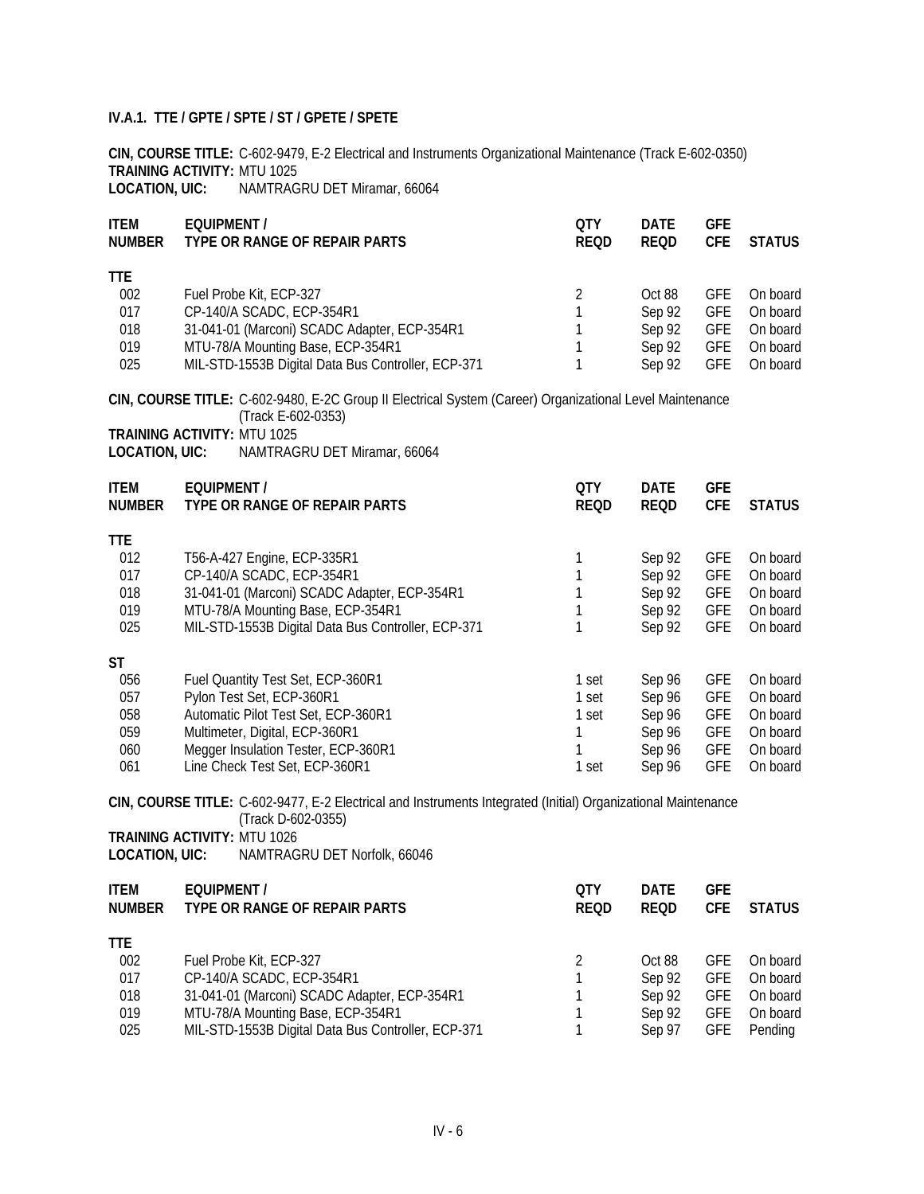**IV.A.1. TTE / GPTE / SPTE / ST / GPETE / SPETE**

**CIN, COURSE TITLE:** C-602-9479, E-2 Electrical and Instruments Organizational Maintenance (Track E-602-0350)
**TRAINING ACTIVITY:** MTU 1025
**LOCATION, UIC:** NAMTRAGRU DET Miramar, 66064

| ITEM NUMBER | EQUIPMENT / TYPE OR RANGE OF REPAIR PARTS | QTY REQD | DATE REQD | GFE CFE | STATUS |
|---|---|---|---|---|---|
| **TTE** | | | | | |
| 002 | Fuel Probe Kit, ECP-327 | 2 | Oct 88 | GFE | On board |
| 017 | CP-140/A SCADC, ECP-354R1 | 1 | Sep 92 | GFE | On board |
| 018 | 31-041-01 (Marconi) SCADC Adapter, ECP-354R1 | 1 | Sep 92 | GFE | On board |
| 019 | MTU-78/A Mounting Base, ECP-354R1 | 1 | Sep 92 | GFE | On board |
| 025 | MIL-STD-1553B Digital Data Bus Controller, ECP-371 | 1 | Sep 92 | GFE | On board |

**CIN, COURSE TITLE:** C-602-9480, E-2C Group II Electrical System (Career) Organizational Level Maintenance (Track E-602-0353)
**TRAINING ACTIVITY:** MTU 1025
**LOCATION, UIC:** NAMTRAGRU DET Miramar, 66064

| ITEM NUMBER | EQUIPMENT / TYPE OR RANGE OF REPAIR PARTS | QTY REQD | DATE REQD | GFE CFE | STATUS |
|---|---|---|---|---|---|
| **TTE** | | | | | |
| 012 | T56-A-427 Engine, ECP-335R1 | 1 | Sep 92 | GFE | On board |
| 017 | CP-140/A SCADC, ECP-354R1 | 1 | Sep 92 | GFE | On board |
| 018 | 31-041-01 (Marconi) SCADC Adapter, ECP-354R1 | 1 | Sep 92 | GFE | On board |
| 019 | MTU-78/A Mounting Base, ECP-354R1 | 1 | Sep 92 | GFE | On board |
| 025 | MIL-STD-1553B Digital Data Bus Controller, ECP-371 | 1 | Sep 92 | GFE | On board |
| **ST** | | | | | |
| 056 | Fuel Quantity Test Set, ECP-360R1 | 1 set | Sep 96 | GFE | On board |
| 057 | Pylon Test Set, ECP-360R1 | 1 set | Sep 96 | GFE | On board |
| 058 | Automatic Pilot Test Set, ECP-360R1 | 1 set | Sep 96 | GFE | On board |
| 059 | Multimeter, Digital, ECP-360R1 | 1 | Sep 96 | GFE | On board |
| 060 | Megger Insulation Tester, ECP-360R1 | 1 | Sep 96 | GFE | On board |
| 061 | Line Check Test Set, ECP-360R1 | 1 set | Sep 96 | GFE | On board |

**CIN, COURSE TITLE:** C-602-9477, E-2 Electrical and Instruments Integrated (Initial) Organizational Maintenance (Track D-602-0355)
**TRAINING ACTIVITY:** MTU 1026
**LOCATION, UIC:** NAMTRAGRU DET Norfolk, 66046

| ITEM NUMBER | EQUIPMENT / TYPE OR RANGE OF REPAIR PARTS | QTY REQD | DATE REQD | GFE CFE | STATUS |
|---|---|---|---|---|---|
| **TTE** | | | | | |
| 002 | Fuel Probe Kit, ECP-327 | 2 | Oct 88 | GFE | On board |
| 017 | CP-140/A SCADC, ECP-354R1 | 1 | Sep 92 | GFE | On board |
| 018 | 31-041-01 (Marconi) SCADC Adapter, ECP-354R1 | 1 | Sep 92 | GFE | On board |
| 019 | MTU-78/A Mounting Base, ECP-354R1 | 1 | Sep 92 | GFE | On board |
| 025 | MIL-STD-1553B Digital Data Bus Controller, ECP-371 | 1 | Sep 97 | GFE | Pending |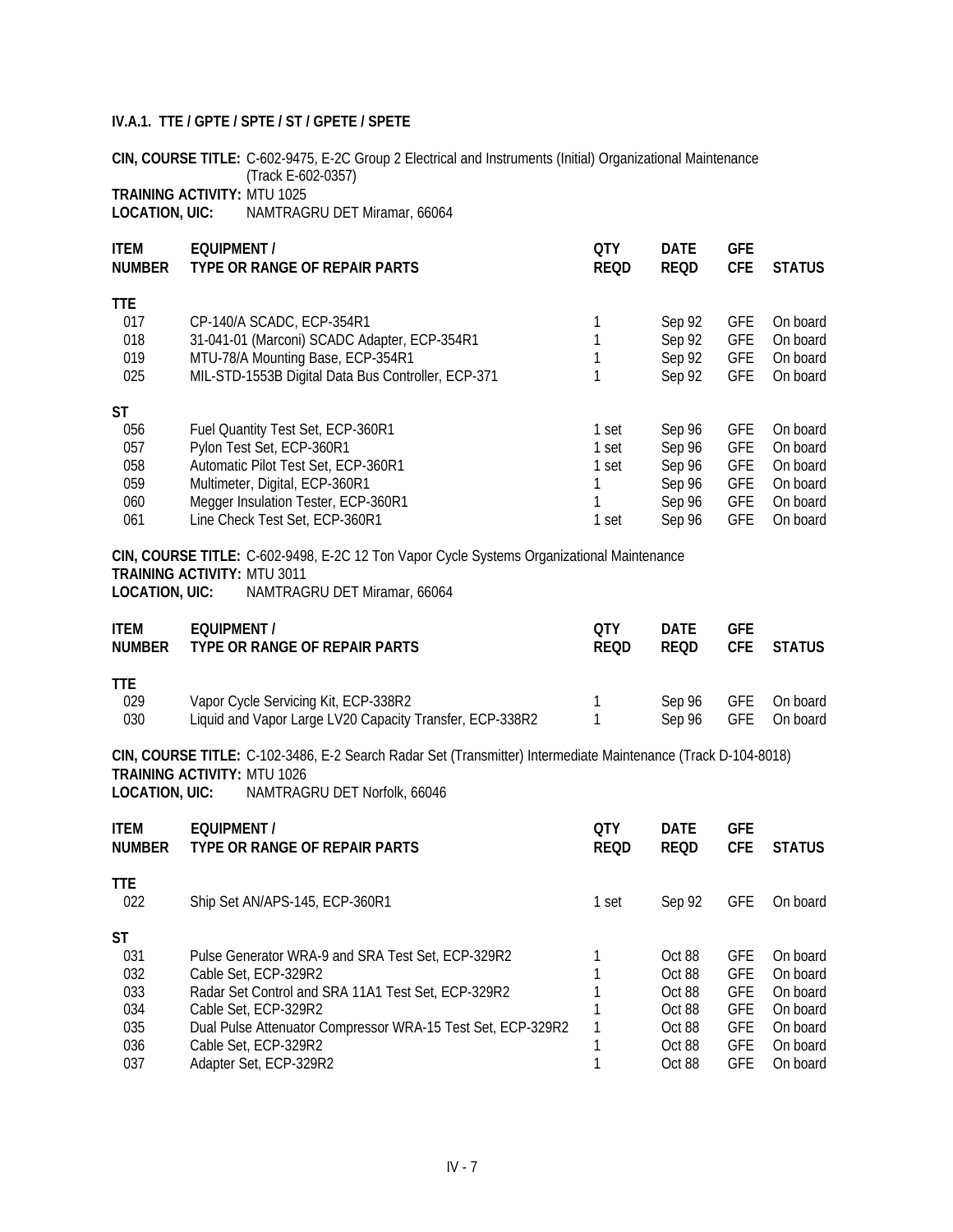### IV.A.1. TTE / GPTE / SPTE / ST / GPETE / SPETE

**CIN, COURSE TITLE:** C-602-9475, E-2C Group 2 Electrical and Instruments (Initial) Organizational Maintenance (Track E-602-0357)
**TRAINING ACTIVITY:** MTU 1025
**LOCATION, UIC:** NAMTRAGRU DET Miramar, 66064

| ITEM NUMBER | EQUIPMENT / TYPE OR RANGE OF REPAIR PARTS | QTY REQD | DATE REQD | GFE CFE | STATUS |
|---|---|---|---|---|---|
| **TTE** | | | | | |
| 017 | CP-140/A SCADC, ECP-354R1 | 1 | Sep 92 | GFE | On board |
| 018 | 31-041-01 (Marconi) SCADC Adapter, ECP-354R1 | 1 | Sep 92 | GFE | On board |
| 019 | MTU-78/A Mounting Base, ECP-354R1 | 1 | Sep 92 | GFE | On board |
| 025 | MIL-STD-1553B Digital Data Bus Controller, ECP-371 | 1 | Sep 92 | GFE | On board |
| **ST** | | | | | |
| 056 | Fuel Quantity Test Set, ECP-360R1 | 1 set | Sep 96 | GFE | On board |
| 057 | Pylon Test Set, ECP-360R1 | 1 set | Sep 96 | GFE | On board |
| 058 | Automatic Pilot Test Set, ECP-360R1 | 1 set | Sep 96 | GFE | On board |
| 059 | Multimeter, Digital, ECP-360R1 | 1 | Sep 96 | GFE | On board |
| 060 | Megger Insulation Tester, ECP-360R1 | 1 | Sep 96 | GFE | On board |
| 061 | Line Check Test Set, ECP-360R1 | 1 set | Sep 96 | GFE | On board |

**CIN, COURSE TITLE:** C-602-9498, E-2C 12 Ton Vapor Cycle Systems Organizational Maintenance
**TRAINING ACTIVITY:** MTU 3011
**LOCATION, UIC:** NAMTRAGRU DET Miramar, 66064

| ITEM NUMBER | EQUIPMENT / TYPE OR RANGE OF REPAIR PARTS | QTY REQD | DATE REQD | GFE CFE | STATUS |
|---|---|---|---|---|---|
| **TTE** | | | | | |
| 029 | Vapor Cycle Servicing Kit, ECP-338R2 | 1 | Sep 96 | GFE | On board |
| 030 | Liquid and Vapor Large LV20 Capacity Transfer, ECP-338R2 | 1 | Sep 96 | GFE | On board |

**CIN, COURSE TITLE:** C-102-3486, E-2 Search Radar Set (Transmitter) Intermediate Maintenance (Track D-104-8018)
**TRAINING ACTIVITY:** MTU 1026
**LOCATION, UIC:** NAMTRAGRU DET Norfolk, 66046

| ITEM NUMBER | EQUIPMENT / TYPE OR RANGE OF REPAIR PARTS | QTY REQD | DATE REQD | GFE CFE | STATUS |
|---|---|---|---|---|---|
| **TTE** | | | | | |
| 022 | Ship Set AN/APS-145, ECP-360R1 | 1 set | Sep 92 | GFE | On board |
| **ST** | | | | | |
| 031 | Pulse Generator WRA-9 and SRA Test Set, ECP-329R2 | 1 | Oct 88 | GFE | On board |
| 032 | Cable Set, ECP-329R2 | 1 | Oct 88 | GFE | On board |
| 033 | Radar Set Control and SRA 11A1 Test Set, ECP-329R2 | 1 | Oct 88 | GFE | On board |
| 034 | Cable Set, ECP-329R2 | 1 | Oct 88 | GFE | On board |
| 035 | Dual Pulse Attenuator Compressor WRA-15 Test Set, ECP-329R2 | 1 | Oct 88 | GFE | On board |
| 036 | Cable Set, ECP-329R2 | 1 | Oct 88 | GFE | On board |
| 037 | Adapter Set, ECP-329R2 | 1 | Oct 88 | GFE | On board |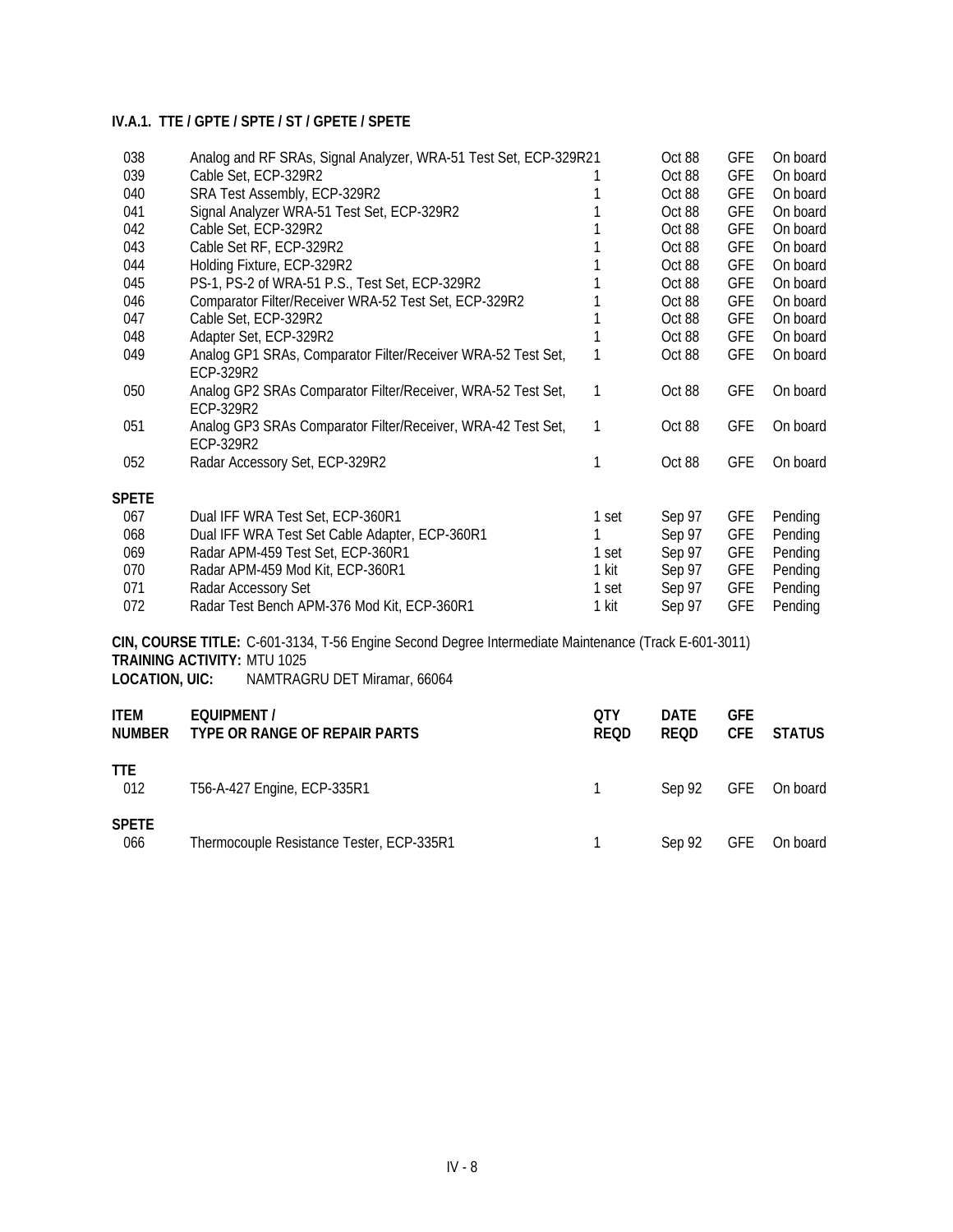#### IV.A.1. TTE / GPTE / SPTE / ST / GPETE / SPETE

| | | | | | |
|---|---|---|---|---|---|
| 038 | Analog and RF SRAs, Signal Analyzer, WRA-51 Test Set, ECP-329R2 | 1 | Oct 88 | GFE | On board |
| 039 | Cable Set, ECP-329R2 | 1 | Oct 88 | GFE | On board |
| 040 | SRA Test Assembly, ECP-329R2 | 1 | Oct 88 | GFE | On board |
| 041 | Signal Analyzer WRA-51 Test Set, ECP-329R2 | 1 | Oct 88 | GFE | On board |
| 042 | Cable Set, ECP-329R2 | 1 | Oct 88 | GFE | On board |
| 043 | Cable Set RF, ECP-329R2 | 1 | Oct 88 | GFE | On board |
| 044 | Holding Fixture, ECP-329R2 | 1 | Oct 88 | GFE | On board |
| 045 | PS-1, PS-2 of WRA-51 P.S., Test Set, ECP-329R2 | 1 | Oct 88 | GFE | On board |
| 046 | Comparator Filter/Receiver WRA-52 Test Set, ECP-329R2 | 1 | Oct 88 | GFE | On board |
| 047 | Cable Set, ECP-329R2 | 1 | Oct 88 | GFE | On board |
| 048 | Adapter Set, ECP-329R2 | 1 | Oct 88 | GFE | On board |
| 049 | Analog GP1 SRAs, Comparator Filter/Receiver WRA-52 Test Set, ECP-329R2 | 1 | Oct 88 | GFE | On board |
| 050 | Analog GP2 SRAs Comparator Filter/Receiver, WRA-52 Test Set, ECP-329R2 | 1 | Oct 88 | GFE | On board |
| 051 | Analog GP3 SRAs Comparator Filter/Receiver, WRA-42 Test Set, ECP-329R2 | 1 | Oct 88 | GFE | On board |
| 052 | Radar Accessory Set, ECP-329R2 | 1 | Oct 88 | GFE | On board |
| **SPETE** | | | | | |
| 067 | Dual IFF WRA Test Set, ECP-360R1 | 1 set | Sep 97 | GFE | Pending |
| 068 | Dual IFF WRA Test Set Cable Adapter, ECP-360R1 | 1 | Sep 97 | GFE | Pending |
| 069 | Radar APM-459 Test Set, ECP-360R1 | 1 set | Sep 97 | GFE | Pending |
| 070 | Radar APM-459 Mod Kit, ECP-360R1 | 1 kit | Sep 97 | GFE | Pending |
| 071 | Radar Accessory Set | 1 set | Sep 97 | GFE | Pending |
| 072 | Radar Test Bench APM-376 Mod Kit, ECP-360R1 | 1 kit | Sep 97 | GFE | Pending |

**CIN, COURSE TITLE:** C-601-3134, T-56 Engine Second Degree Intermediate Maintenance (Track E-601-3011)
**TRAINING ACTIVITY:** MTU 1025
**LOCATION, UIC:** NAMTRAGRU DET Miramar, 66064

| ITEM NUMBER | EQUIPMENT / TYPE OR RANGE OF REPAIR PARTS | QTY REQD | DATE REQD | GFE CFE | STATUS |
|---|---|---|---|---|---|
| **TTE** | | | | | |
| 012 | T56-A-427 Engine, ECP-335R1 | 1 | Sep 92 | GFE | On board |
| **SPETE** | | | | | |
| 066 | Thermocouple Resistance Tester, ECP-335R1 | 1 | Sep 92 | GFE | On board |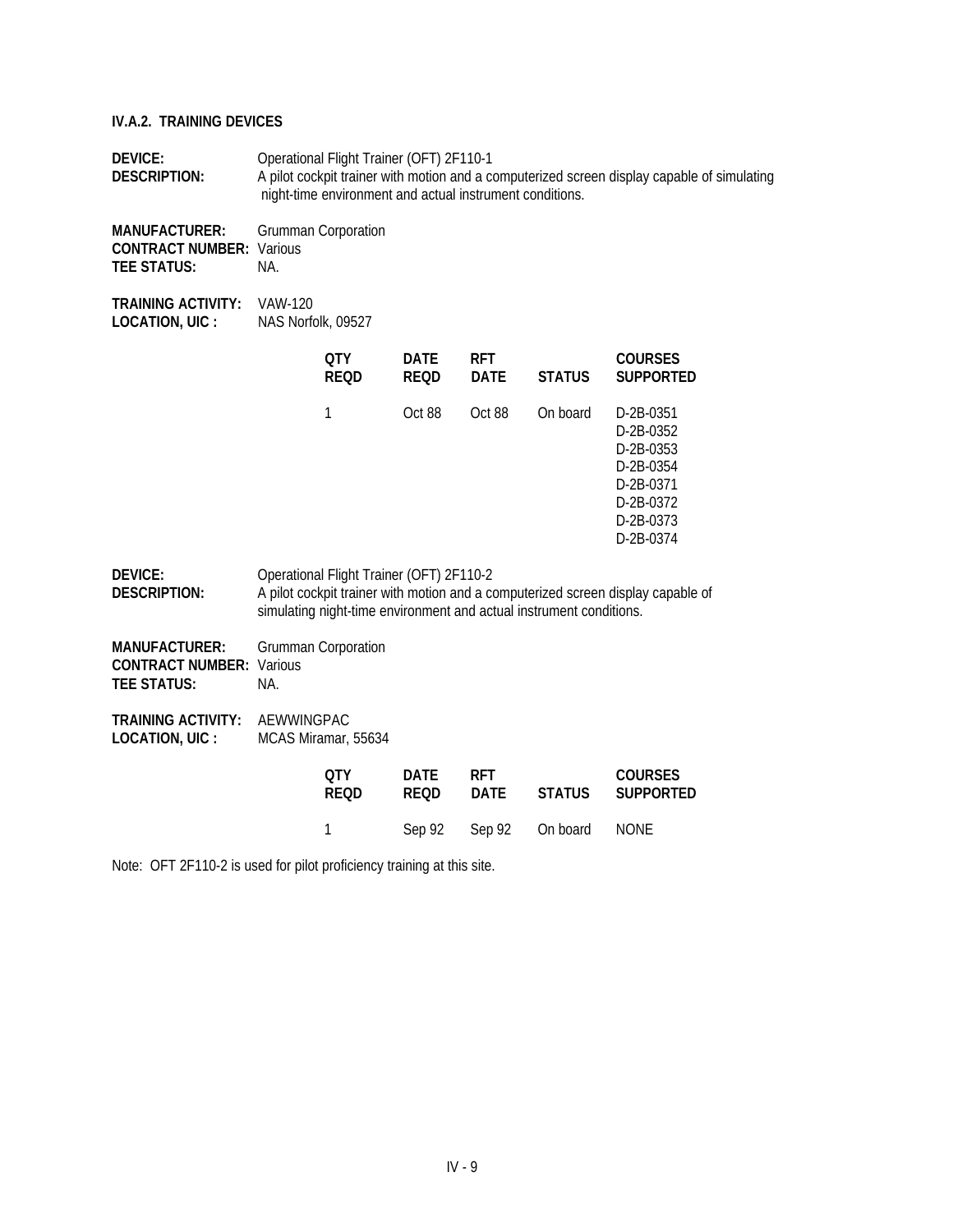### IV.A.2. TRAINING DEVICES

**DEVICE:** Operational Flight Trainer (OFT) 2F110-1
**DESCRIPTION:** A pilot cockpit trainer with motion and a computerized screen display capable of simulating night-time environment and actual instrument conditions.

**MANUFACTURER:** Grumman Corporation
**CONTRACT NUMBER:** Various
**TEE STATUS:** NA.

**TRAINING ACTIVITY:** VAW-120
**LOCATION, UIC :** NAS Norfolk, 09527

| QTY REQD | DATE REQD | RFT DATE | STATUS | COURSES SUPPORTED |
|---|---|---|---|---|
| 1 | Oct 88 | Oct 88 | On board | D-2B-0351<br>D-2B-0352<br>D-2B-0353<br>D-2B-0354<br>D-2B-0371<br>D-2B-0372<br>D-2B-0373<br>D-2B-0374 |

**DEVICE:** Operational Flight Trainer (OFT) 2F110-2
**DESCRIPTION:** A pilot cockpit trainer with motion and a computerized screen display capable of simulating night-time environment and actual instrument conditions.

**MANUFACTURER:** Grumman Corporation
**CONTRACT NUMBER:** Various
**TEE STATUS:** NA.

**TRAINING ACTIVITY:** AEWWINGPAC
**LOCATION, UIC :** MCAS Miramar, 55634

| QTY REQD | DATE REQD | RFT DATE | STATUS | COURSES SUPPORTED |
|---|---|---|---|---|
| 1 | Sep 92 | Sep 92 | On board | NONE |

Note: OFT 2F110-2 is used for pilot proficiency training at this site.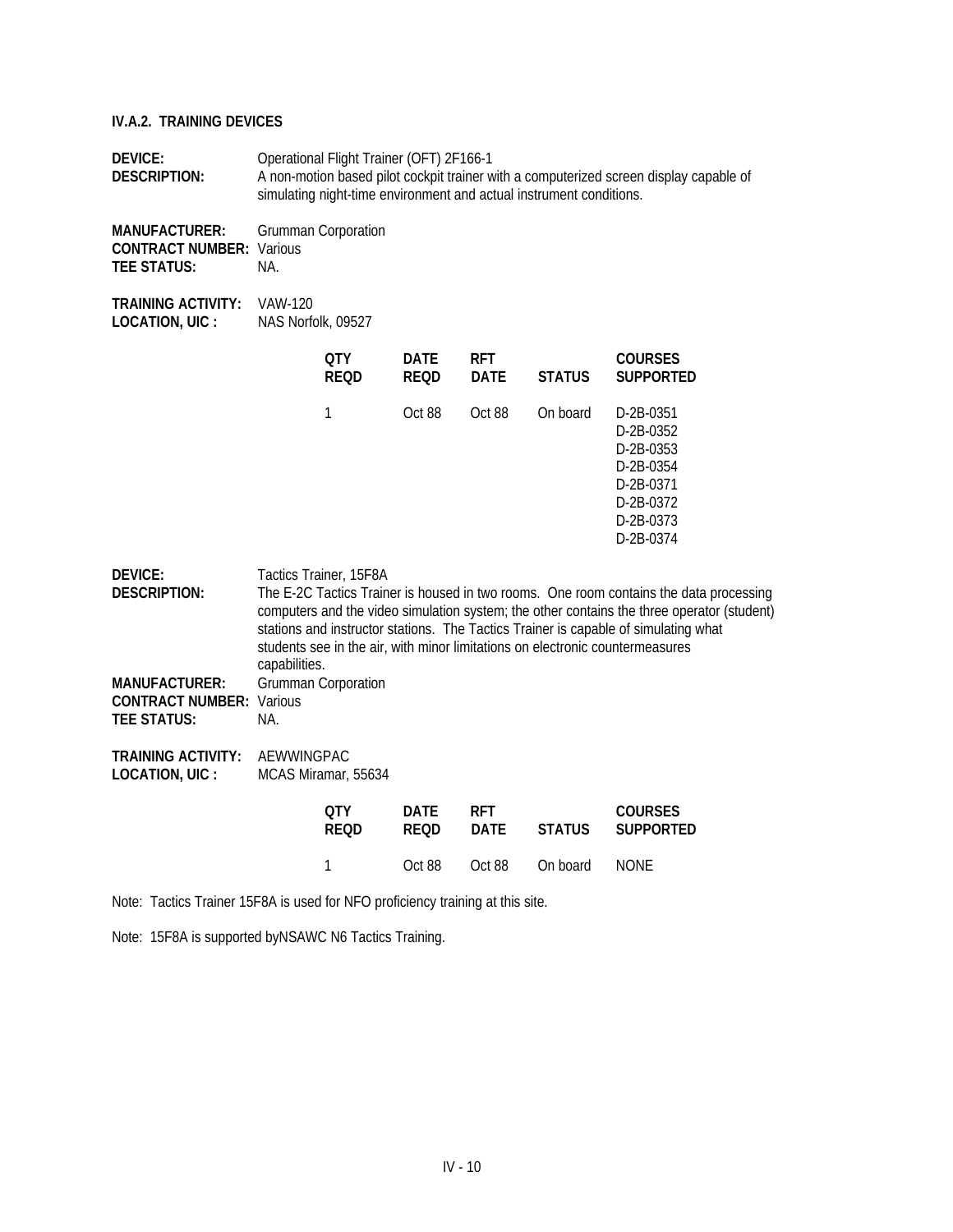### IV.A.2. TRAINING DEVICES

**DEVICE:** Operational Flight Trainer (OFT) 2F166-1
**DESCRIPTION:** A non-motion based pilot cockpit trainer with a computerized screen display capable of simulating night-time environment and actual instrument conditions.

**MANUFACTURER:** Grumman Corporation
**CONTRACT NUMBER:** Various
**TEE STATUS:** NA.

**TRAINING ACTIVITY:** VAW-120
**LOCATION, UIC :** NAS Norfolk, 09527

| QTY REQD | DATE REQD | RFT DATE | STATUS | COURSES SUPPORTED |
|---|---|---|---|---|
| 1 | Oct 88 | Oct 88 | On board | D-2B-0351<br>D-2B-0352<br>D-2B-0353<br>D-2B-0354<br>D-2B-0371<br>D-2B-0372<br>D-2B-0373<br>D-2B-0374 |

**DEVICE:** Tactics Trainer, 15F8A
**DESCRIPTION:** The E-2C Tactics Trainer is housed in two rooms. One room contains the data processing computers and the video simulation system; the other contains the three operator (student) stations and instructor stations. The Tactics Trainer is capable of simulating what students see in the air, with minor limitations on electronic countermeasures capabilities.
**MANUFACTURER:** Grumman Corporation
**CONTRACT NUMBER:** Various
**TEE STATUS:** NA.

**TRAINING ACTIVITY:** AEWWINGPAC
**LOCATION, UIC :** MCAS Miramar, 55634

| QTY REQD | DATE REQD | RFT DATE | STATUS | COURSES SUPPORTED |
|---|---|---|---|---|
| 1 | Oct 88 | Oct 88 | On board | NONE |

Note: Tactics Trainer 15F8A is used for NFO proficiency training at this site.

Note: 15F8A is supported byNSAWC N6 Tactics Training.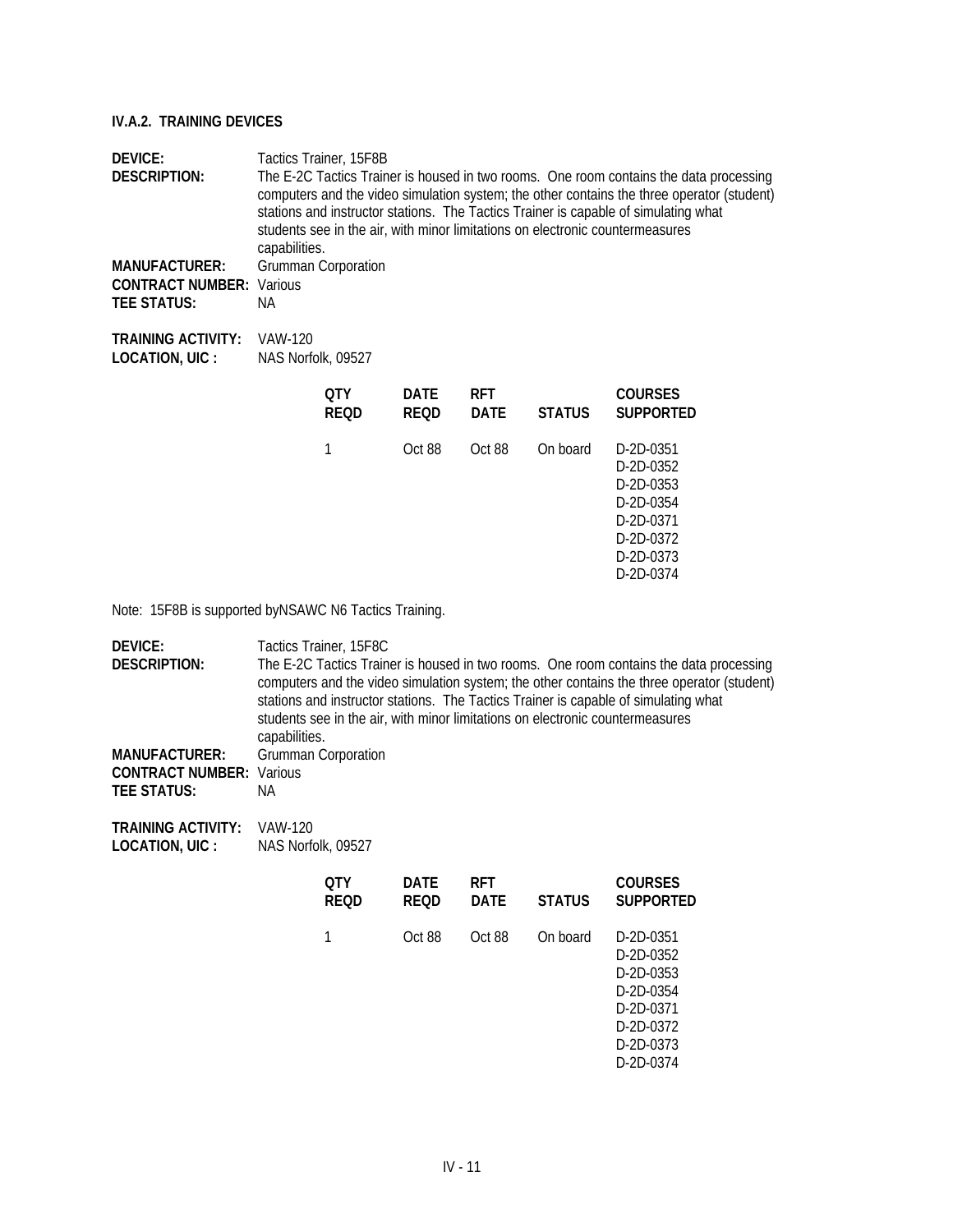#### IV.A.2. TRAINING DEVICES

**DEVICE:** Tactics Trainer, 15F8B
**DESCRIPTION:** The E-2C Tactics Trainer is housed in two rooms. One room contains the data processing computers and the video simulation system; the other contains the three operator (student) stations and instructor stations. The Tactics Trainer is capable of simulating what students see in the air, with minor limitations on electronic countermeasures capabilities.
**MANUFACTURER:** Grumman Corporation
**CONTRACT NUMBER:** Various
**TEE STATUS:** NA

**TRAINING ACTIVITY:** VAW-120
**LOCATION, UIC :** NAS Norfolk, 09527

| QTY REQD | DATE REQD | RFT DATE | STATUS | COURSES SUPPORTED |
|---|---|---|---|---|
| 1 | Oct 88 | Oct 88 | On board | D-2D-0351<br>D-2D-0352<br>D-2D-0353<br>D-2D-0354<br>D-2D-0371<br>D-2D-0372<br>D-2D-0373<br>D-2D-0374 |

Note: 15F8B is supported byNSAWC N6 Tactics Training.

**DEVICE:** Tactics Trainer, 15F8C
**DESCRIPTION:** The E-2C Tactics Trainer is housed in two rooms. One room contains the data processing computers and the video simulation system; the other contains the three operator (student) stations and instructor stations. The Tactics Trainer is capable of simulating what students see in the air, with minor limitations on electronic countermeasures capabilities.
**MANUFACTURER:** Grumman Corporation
**CONTRACT NUMBER:** Various
**TEE STATUS:** NA

**TRAINING ACTIVITY:** VAW-120
**LOCATION, UIC :** NAS Norfolk, 09527

| QTY REQD | DATE REQD | RFT DATE | STATUS | COURSES SUPPORTED |
|---|---|---|---|---|
| 1 | Oct 88 | Oct 88 | On board | D-2D-0351<br>D-2D-0352<br>D-2D-0353<br>D-2D-0354<br>D-2D-0371<br>D-2D-0372<br>D-2D-0373<br>D-2D-0374 |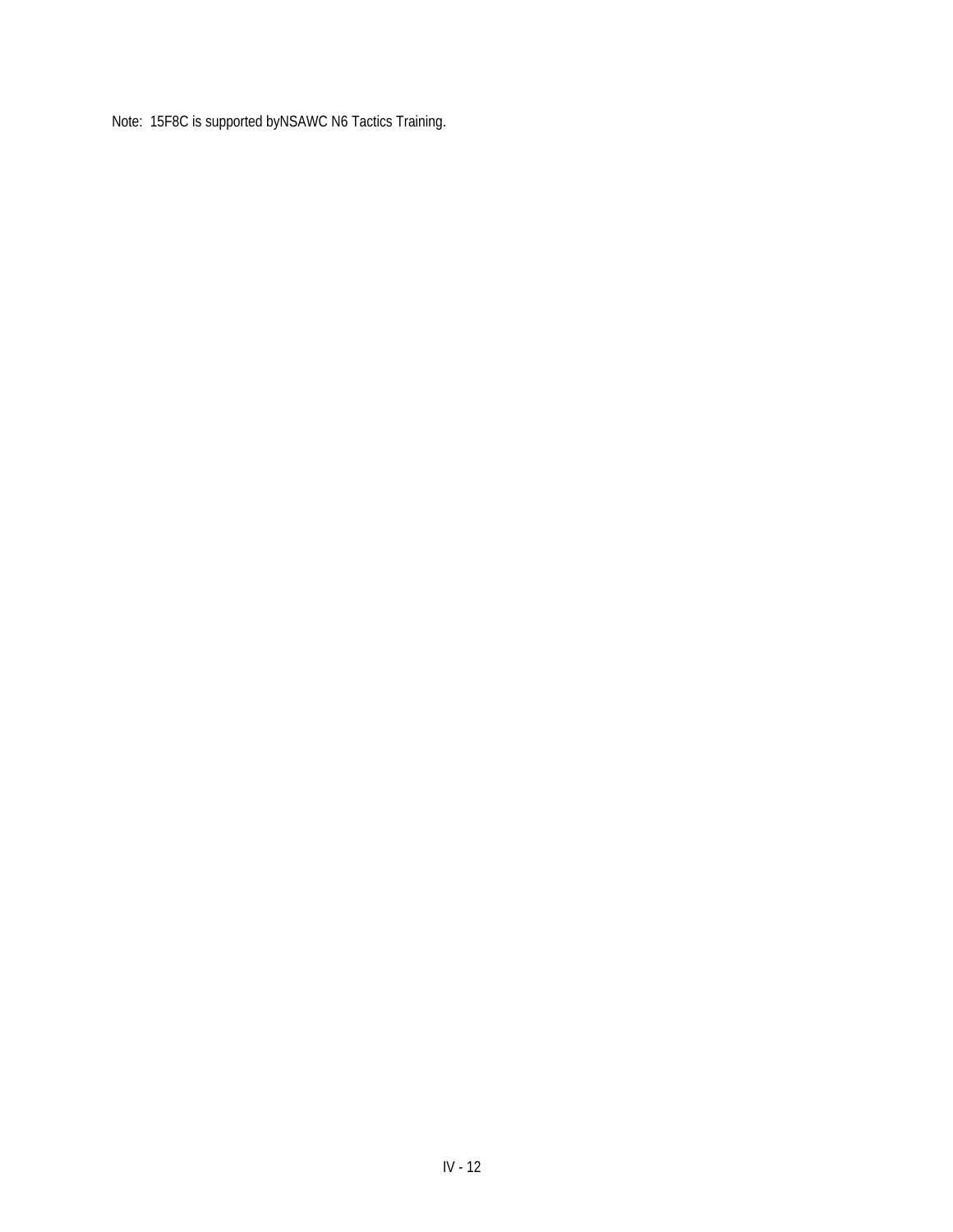Note: 15F8C is supported byNSAWC N6 Tactics Training.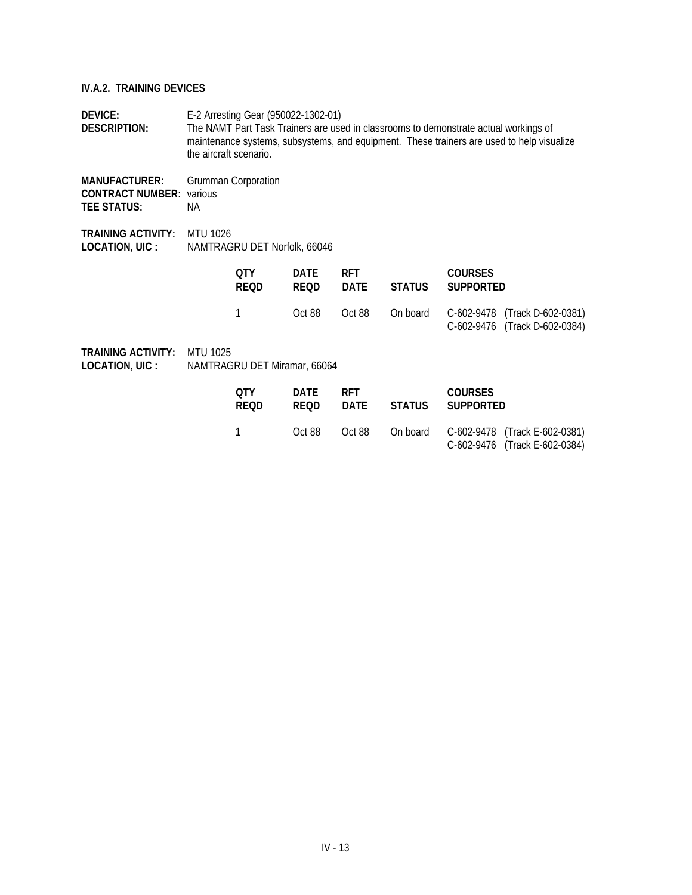### IV.A.2. TRAINING DEVICES

**DEVICE:** E-2 Arresting Gear (950022-1302-01)
**DESCRIPTION:** The NAMT Part Task Trainers are used in classrooms to demonstrate actual workings of maintenance systems, subsystems, and equipment. These trainers are used to help visualize the aircraft scenario.

**MANUFACTURER:** Grumman Corporation
**CONTRACT NUMBER:** various
**TEE STATUS:** NA

**TRAINING ACTIVITY:** MTU 1026
**LOCATION, UIC :** NAMTRAGRU DET Norfolk, 66046

| QTY REQD | DATE REQD | RFT DATE | STATUS | COURSES SUPPORTED |
|---|---|---|---|---|
| 1 | Oct 88 | Oct 88 | On board | C-602-9478 (Track D-602-0381)<br>C-602-9476 (Track D-602-0384) |

**TRAINING ACTIVITY:** MTU 1025
**LOCATION, UIC :** NAMTRAGRU DET Miramar, 66064

| QTY REQD | DATE REQD | RFT DATE | STATUS | COURSES SUPPORTED |
|---|---|---|---|---|
| 1 | Oct 88 | Oct 88 | On board | C-602-9478 (Track E-602-0381)<br>C-602-9476 (Track E-602-0384) |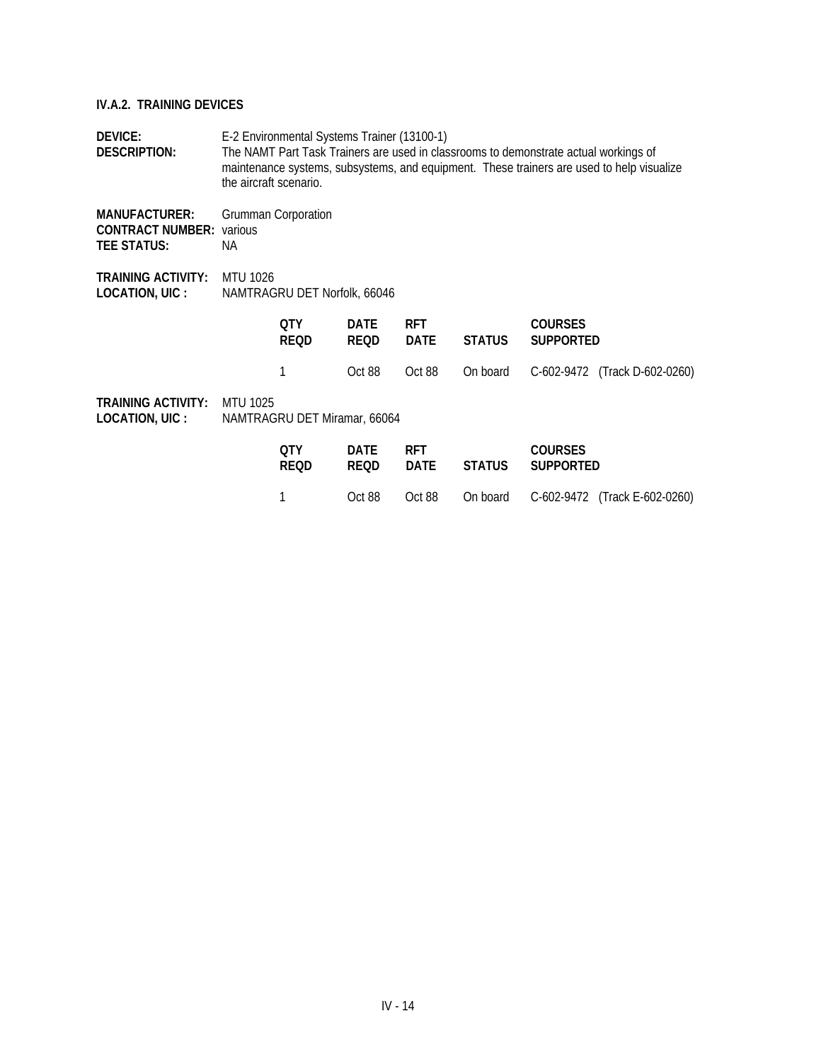#### IV.A.2. TRAINING DEVICES

**DEVICE:** E-2 Environmental Systems Trainer (13100-1)
**DESCRIPTION:** The NAMT Part Task Trainers are used in classrooms to demonstrate actual workings of maintenance systems, subsystems, and equipment. These trainers are used to help visualize the aircraft scenario.

**MANUFACTURER:** Grumman Corporation
**CONTRACT NUMBER:** various
**TEE STATUS:** NA

**TRAINING ACTIVITY:** MTU 1026
**LOCATION, UIC :** NAMTRAGRU DET Norfolk, 66046

| QTY REQD | DATE REQD | RFT DATE | STATUS | COURSES SUPPORTED |
|---|---|---|---|---|
| 1 | Oct 88 | Oct 88 | On board | C-602-9472 (Track D-602-0260) |

**TRAINING ACTIVITY:** MTU 1025
**LOCATION, UIC :** NAMTRAGRU DET Miramar, 66064

| QTY REQD | DATE REQD | RFT DATE | STATUS | COURSES SUPPORTED |
|---|---|---|---|---|
| 1 | Oct 88 | Oct 88 | On board | C-602-9472 (Track E-602-0260) |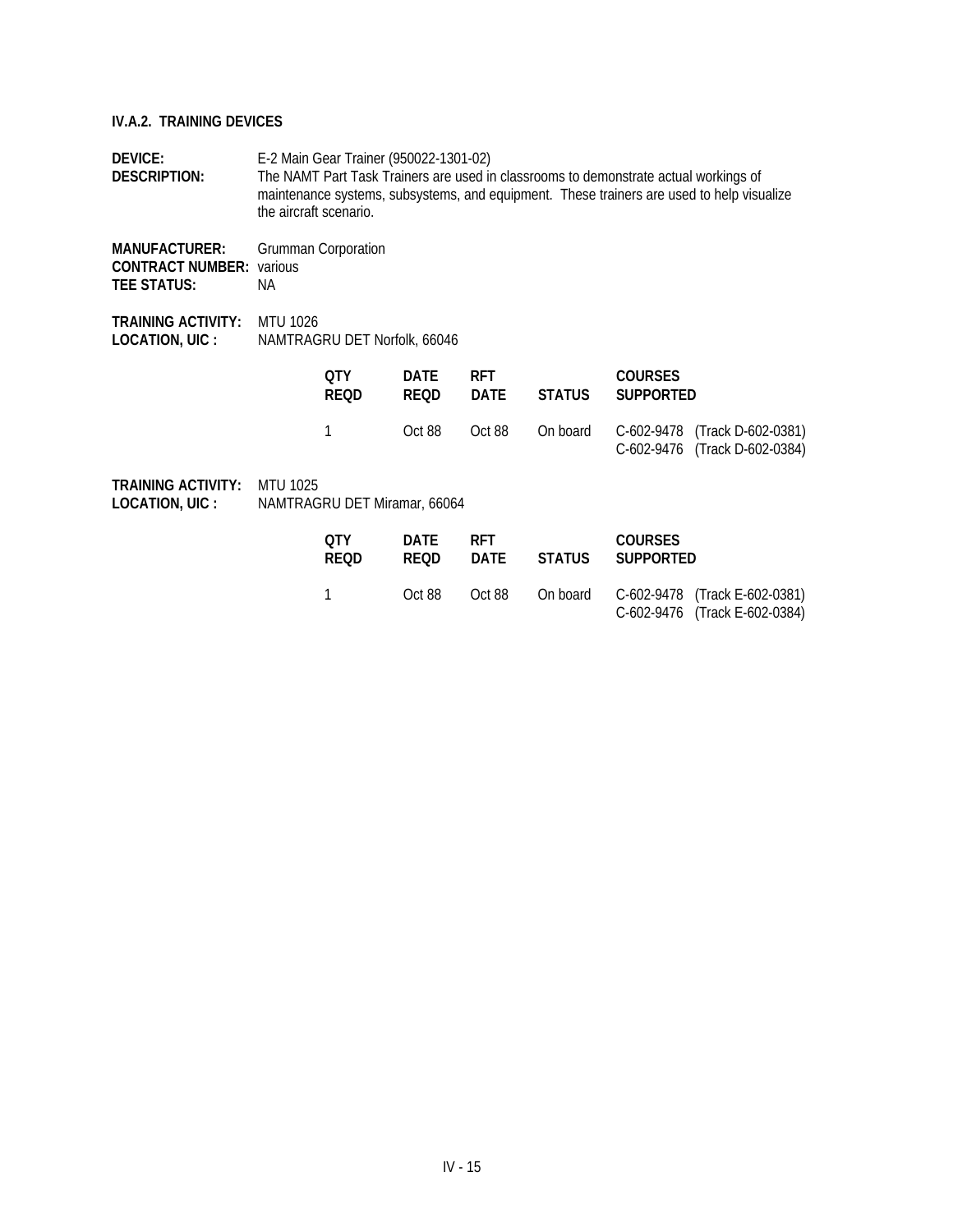### IV.A.2. TRAINING DEVICES

**DEVICE:** E-2 Main Gear Trainer (950022-1301-02)
**DESCRIPTION:** The NAMT Part Task Trainers are used in classrooms to demonstrate actual workings of maintenance systems, subsystems, and equipment. These trainers are used to help visualize the aircraft scenario.

**MANUFACTURER:** Grumman Corporation
**CONTRACT NUMBER:** various
**TEE STATUS:** NA

**TRAINING ACTIVITY:** MTU 1026
**LOCATION, UIC :** NAMTRAGRU DET Norfolk, 66046

| QTY REQD | DATE REQD | RFT DATE | STATUS | COURSES SUPPORTED |
|---|---|---|---|---|
| 1 | Oct 88 | Oct 88 | On board | C-602-9478 (Track D-602-0381)<br>C-602-9476 (Track D-602-0384) |

**TRAINING ACTIVITY:** MTU 1025
**LOCATION, UIC :** NAMTRAGRU DET Miramar, 66064

| QTY REQD | DATE REQD | RFT DATE | STATUS | COURSES SUPPORTED |
|---|---|---|---|---|
| 1 | Oct 88 | Oct 88 | On board | C-602-9478 (Track E-602-0381)<br>C-602-9476 (Track E-602-0384) |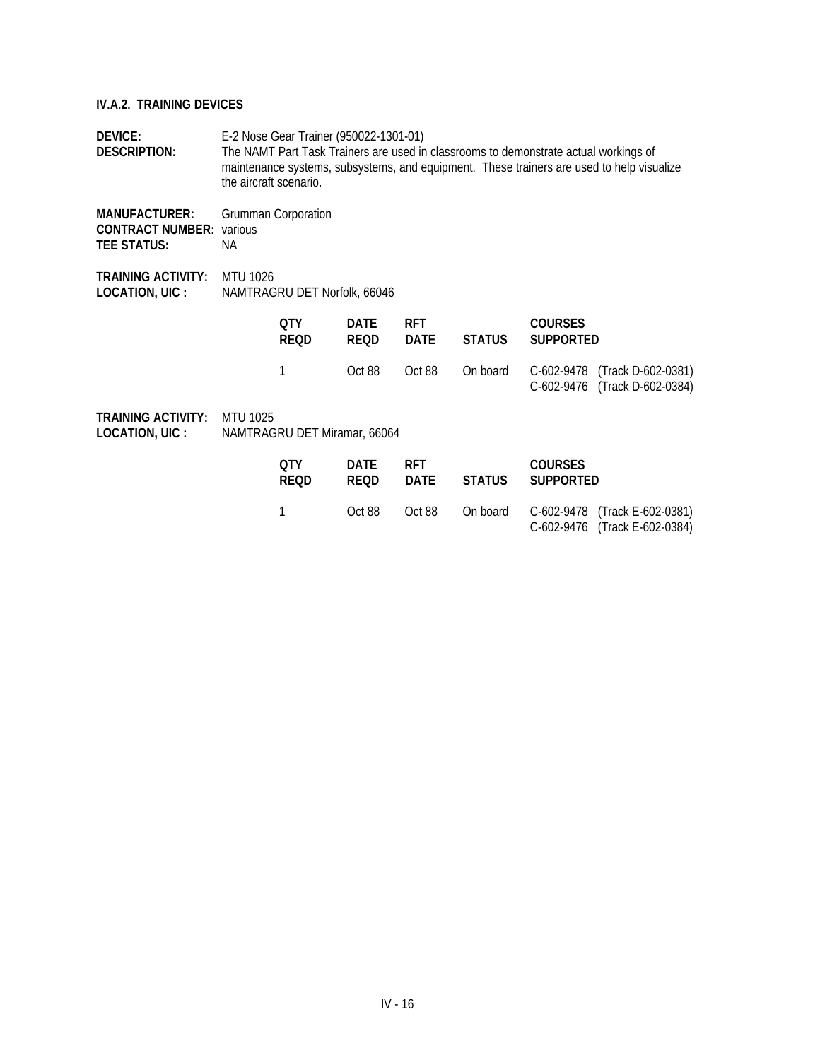### IV.A.2. TRAINING DEVICES

**DEVICE:** E-2 Nose Gear Trainer (950022-1301-01)
**DESCRIPTION:** The NAMT Part Task Trainers are used in classrooms to demonstrate actual workings of maintenance systems, subsystems, and equipment. These trainers are used to help visualize the aircraft scenario.

**MANUFACTURER:** Grumman Corporation
**CONTRACT NUMBER:** various
**TEE STATUS:** NA

**TRAINING ACTIVITY:** MTU 1026
**LOCATION, UIC :** NAMTRAGRU DET Norfolk, 66046

| QTY REQD | DATE REQD | RFT DATE | STATUS | COURSES SUPPORTED |
|---|---|---|---|---|
| 1 | Oct 88 | Oct 88 | On board | C-602-9478 (Track D-602-0381)<br>C-602-9476 (Track D-602-0384) |

**TRAINING ACTIVITY:** MTU 1025
**LOCATION, UIC :** NAMTRAGRU DET Miramar, 66064

| QTY REQD | DATE REQD | RFT DATE | STATUS | COURSES SUPPORTED |
|---|---|---|---|---|
| 1 | Oct 88 | Oct 88 | On board | C-602-9478 (Track E-602-0381)<br>C-602-9476 (Track E-602-0384) |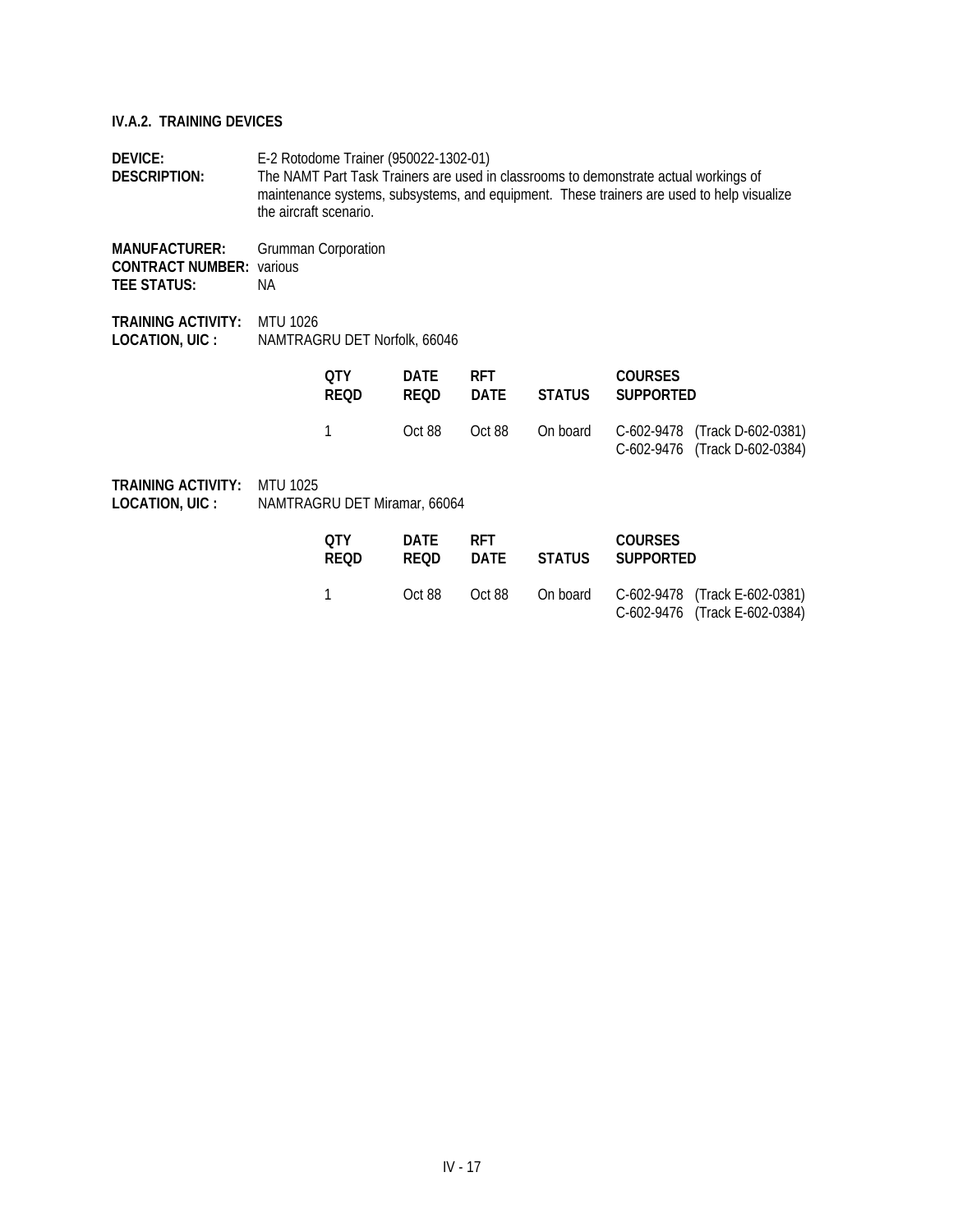### IV.A.2. TRAINING DEVICES

**DEVICE:** E-2 Rotodome Trainer (950022-1302-01)
**DESCRIPTION:** The NAMT Part Task Trainers are used in classrooms to demonstrate actual workings of maintenance systems, subsystems, and equipment. These trainers are used to help visualize the aircraft scenario.

**MANUFACTURER:** Grumman Corporation
**CONTRACT NUMBER:** various
**TEE STATUS:** NA

**TRAINING ACTIVITY:** MTU 1026
**LOCATION, UIC :** NAMTRAGRU DET Norfolk, 66046

| QTY REQD | DATE REQD | RFT DATE | STATUS | COURSES SUPPORTED |
|---|---|---|---|---|
| 1 | Oct 88 | Oct 88 | On board | C-602-9478 (Track D-602-0381)<br>C-602-9476 (Track D-602-0384) |

**TRAINING ACTIVITY:** MTU 1025
**LOCATION, UIC :** NAMTRAGRU DET Miramar, 66064

| QTY REQD | DATE REQD | RFT DATE | STATUS | COURSES SUPPORTED |
|---|---|---|---|---|
| 1 | Oct 88 | Oct 88 | On board | C-602-9478 (Track E-602-0381)<br>C-602-9476 (Track E-602-0384) |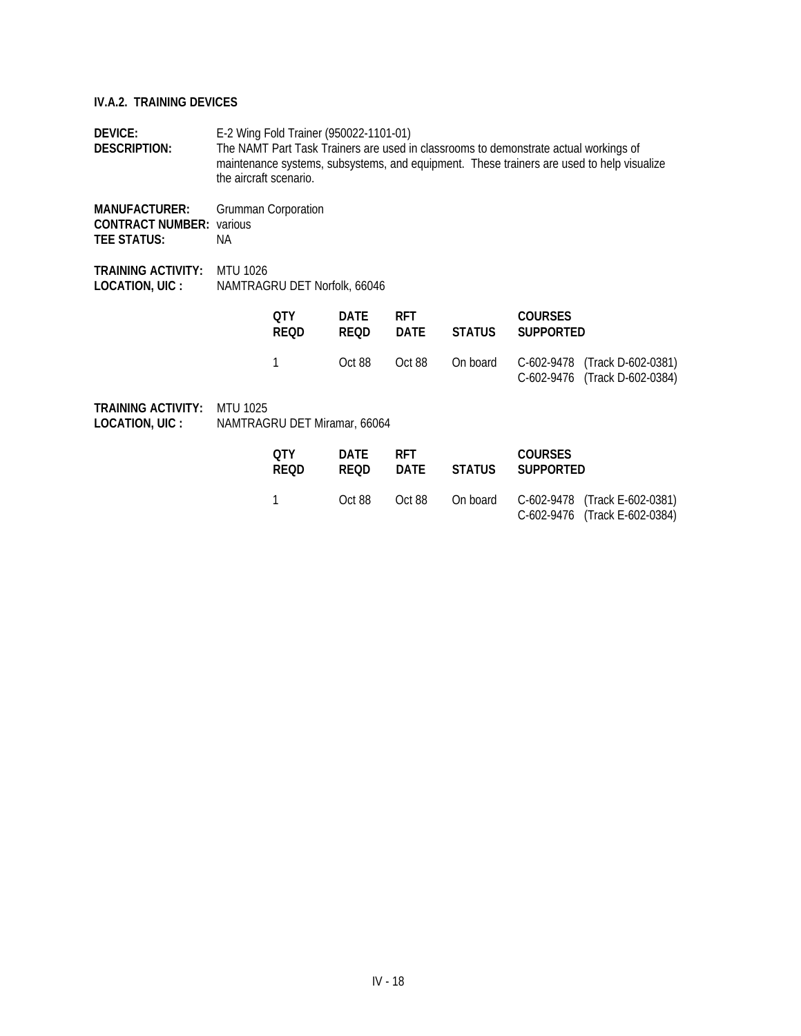#### IV.A.2. TRAINING DEVICES

**DEVICE:** E-2 Wing Fold Trainer (950022-1101-01)
**DESCRIPTION:** The NAMT Part Task Trainers are used in classrooms to demonstrate actual workings of maintenance systems, subsystems, and equipment. These trainers are used to help visualize the aircraft scenario.

**MANUFACTURER:** Grumman Corporation
**CONTRACT NUMBER:** various
**TEE STATUS:** NA

**TRAINING ACTIVITY:** MTU 1026
**LOCATION, UIC :** NAMTRAGRU DET Norfolk, 66046

| QTY REQD | DATE REQD | RFT DATE | STATUS | COURSES SUPPORTED |
|---|---|---|---|---|
| 1 | Oct 88 | Oct 88 | On board | C-602-9478 (Track D-602-0381)<br>C-602-9476 (Track D-602-0384) |

**TRAINING ACTIVITY:** MTU 1025
**LOCATION, UIC :** NAMTRAGRU DET Miramar, 66064

| QTY REQD | DATE REQD | RFT DATE | STATUS | COURSES SUPPORTED |
|---|---|---|---|---|
| 1 | Oct 88 | Oct 88 | On board | C-602-9478 (Track E-602-0381)<br>C-602-9476 (Track E-602-0384) |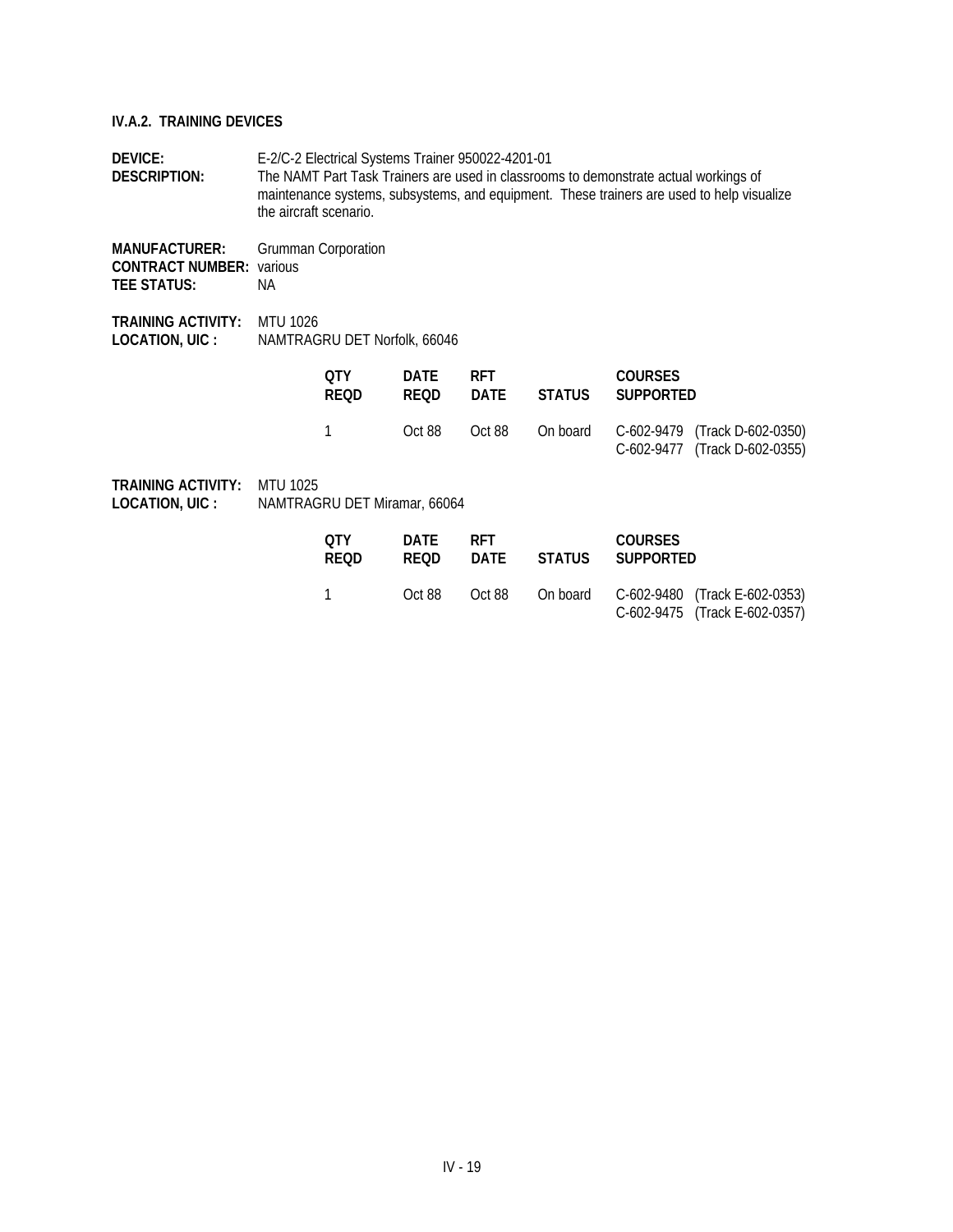### IV.A.2. TRAINING DEVICES

**DEVICE:** E-2/C-2 Electrical Systems Trainer 950022-4201-01
**DESCRIPTION:** The NAMT Part Task Trainers are used in classrooms to demonstrate actual workings of maintenance systems, subsystems, and equipment. These trainers are used to help visualize the aircraft scenario.

**MANUFACTURER:** Grumman Corporation
**CONTRACT NUMBER:** various
**TEE STATUS:** NA

**TRAINING ACTIVITY:** MTU 1026
**LOCATION, UIC :** NAMTRAGRU DET Norfolk, 66046

| QTY REQD | DATE REQD | RFT DATE | STATUS | COURSES SUPPORTED |
|---|---|---|---|---|
| 1 | Oct 88 | Oct 88 | On board | C-602-9479 (Track D-602-0350)<br>C-602-9477 (Track D-602-0355) |

**TRAINING ACTIVITY:** MTU 1025
**LOCATION, UIC :** NAMTRAGRU DET Miramar, 66064

| QTY REQD | DATE REQD | RFT DATE | STATUS | COURSES SUPPORTED |
|---|---|---|---|---|
| 1 | Oct 88 | Oct 88 | On board | C-602-9480 (Track E-602-0353)<br>C-602-9475 (Track E-602-0357) |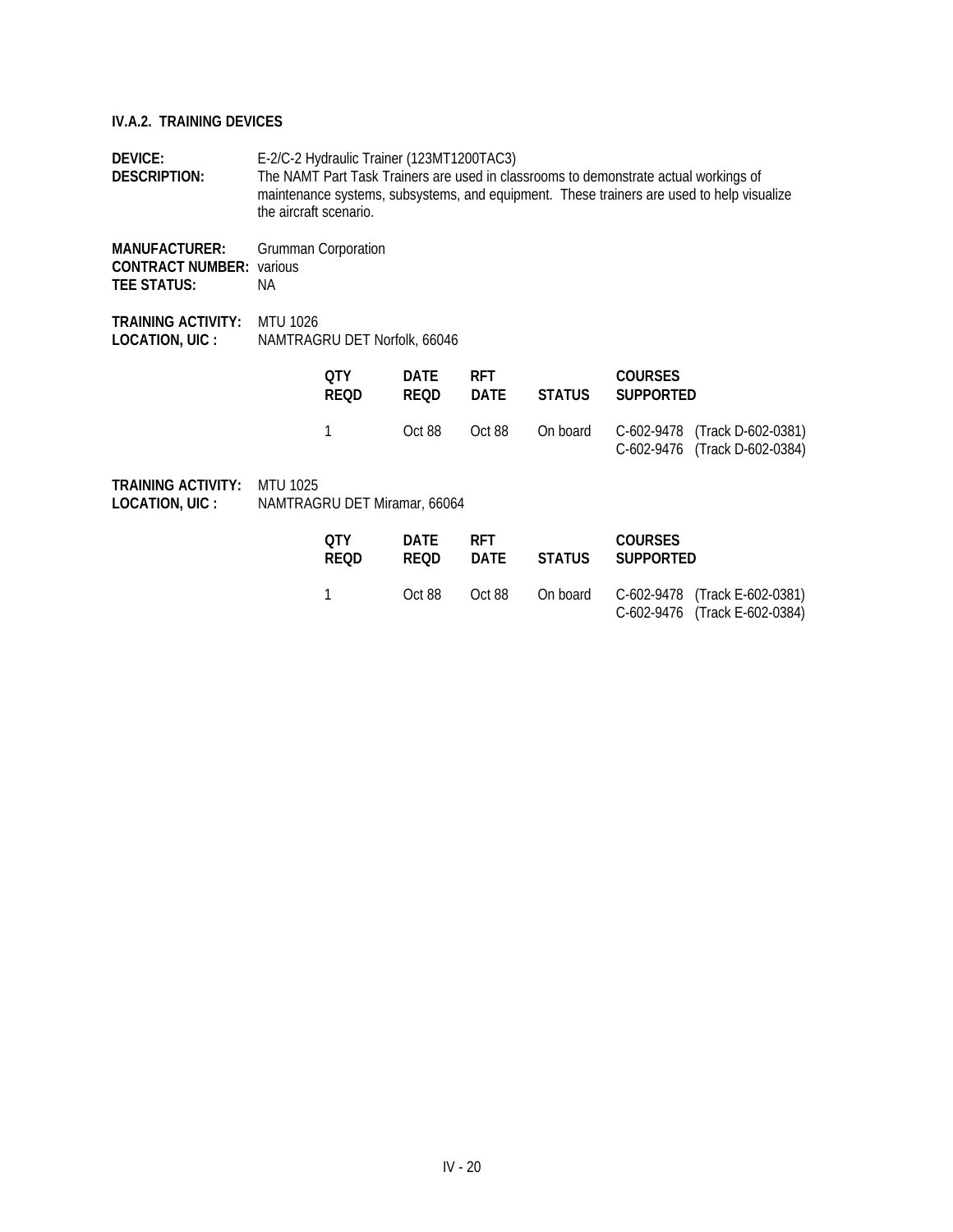### IV.A.2. TRAINING DEVICES

**DEVICE:** E-2/C-2 Hydraulic Trainer (123MT1200TAC3)
**DESCRIPTION:** The NAMT Part Task Trainers are used in classrooms to demonstrate actual workings of maintenance systems, subsystems, and equipment. These trainers are used to help visualize the aircraft scenario.

**MANUFACTURER:** Grumman Corporation
**CONTRACT NUMBER:** various
**TEE STATUS:** NA

**TRAINING ACTIVITY:** MTU 1026
**LOCATION, UIC :** NAMTRAGRU DET Norfolk, 66046

| QTY REQD | DATE REQD | RFT DATE | STATUS | COURSES SUPPORTED |
|---|---|---|---|---|
| 1 | Oct 88 | Oct 88 | On board | C-602-9478 (Track D-602-0381)<br>C-602-9476 (Track D-602-0384) |

**TRAINING ACTIVITY:** MTU 1025
**LOCATION, UIC :** NAMTRAGRU DET Miramar, 66064

| QTY REQD | DATE REQD | RFT DATE | STATUS | COURSES SUPPORTED |
|---|---|---|---|---|
| 1 | Oct 88 | Oct 88 | On board | C-602-9478 (Track E-602-0381)<br>C-602-9476 (Track E-602-0384) |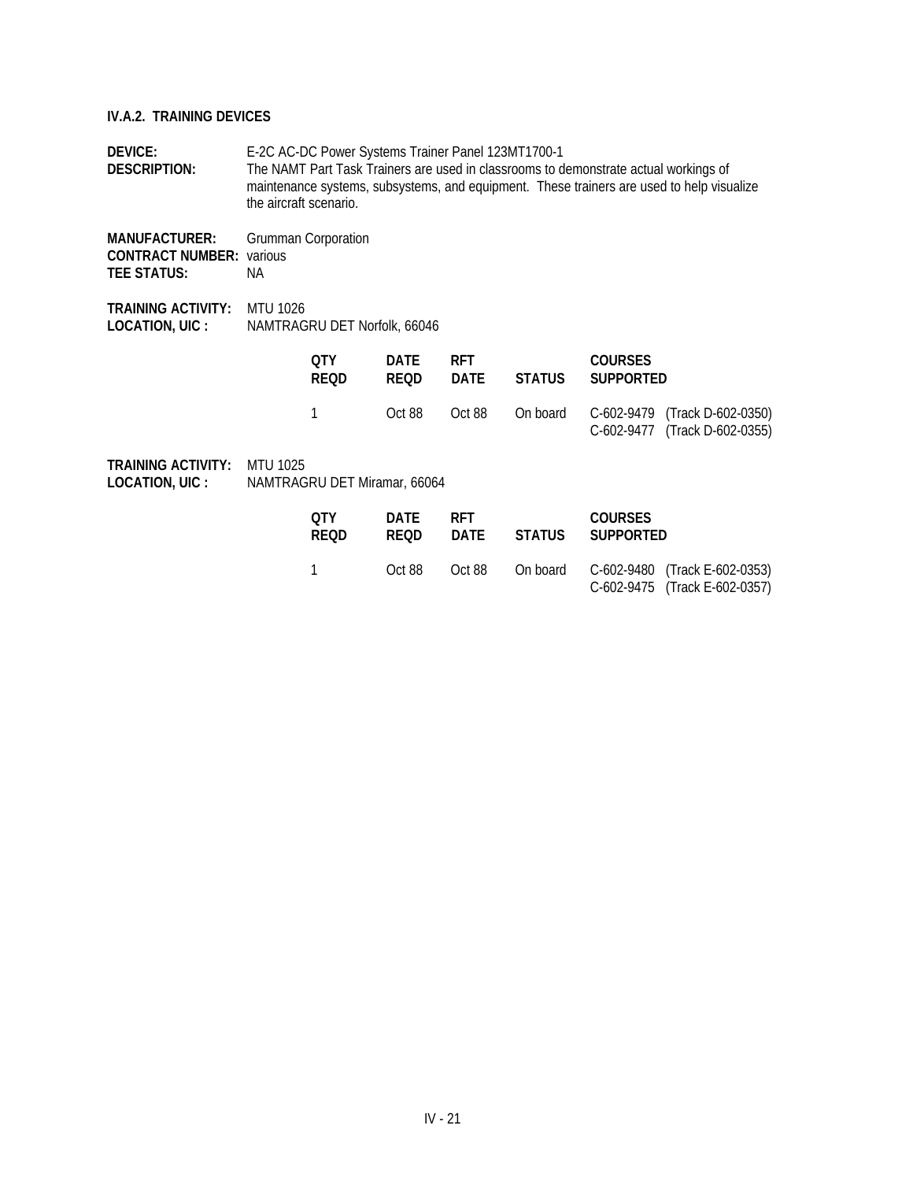### IV.A.2. TRAINING DEVICES

**DEVICE:** E-2C AC-DC Power Systems Trainer Panel 123MT1700-1
**DESCRIPTION:** The NAMT Part Task Trainers are used in classrooms to demonstrate actual workings of maintenance systems, subsystems, and equipment. These trainers are used to help visualize the aircraft scenario.

**MANUFACTURER:** Grumman Corporation
**CONTRACT NUMBER:** various
**TEE STATUS:** NA

**TRAINING ACTIVITY:** MTU 1026
**LOCATION, UIC :** NAMTRAGRU DET Norfolk, 66046

| QTY REQD | DATE REQD | RFT DATE | STATUS | COURSES SUPPORTED |
|---|---|---|---|---|
| 1 | Oct 88 | Oct 88 | On board | C-602-9479 (Track D-602-0350)<br>C-602-9477 (Track D-602-0355) |

**TRAINING ACTIVITY:** MTU 1025
**LOCATION, UIC :** NAMTRAGRU DET Miramar, 66064

| QTY REQD | DATE REQD | RFT DATE | STATUS | COURSES SUPPORTED |
|---|---|---|---|---|
| 1 | Oct 88 | Oct 88 | On board | C-602-9480 (Track E-602-0353)<br>C-602-9475 (Track E-602-0357) |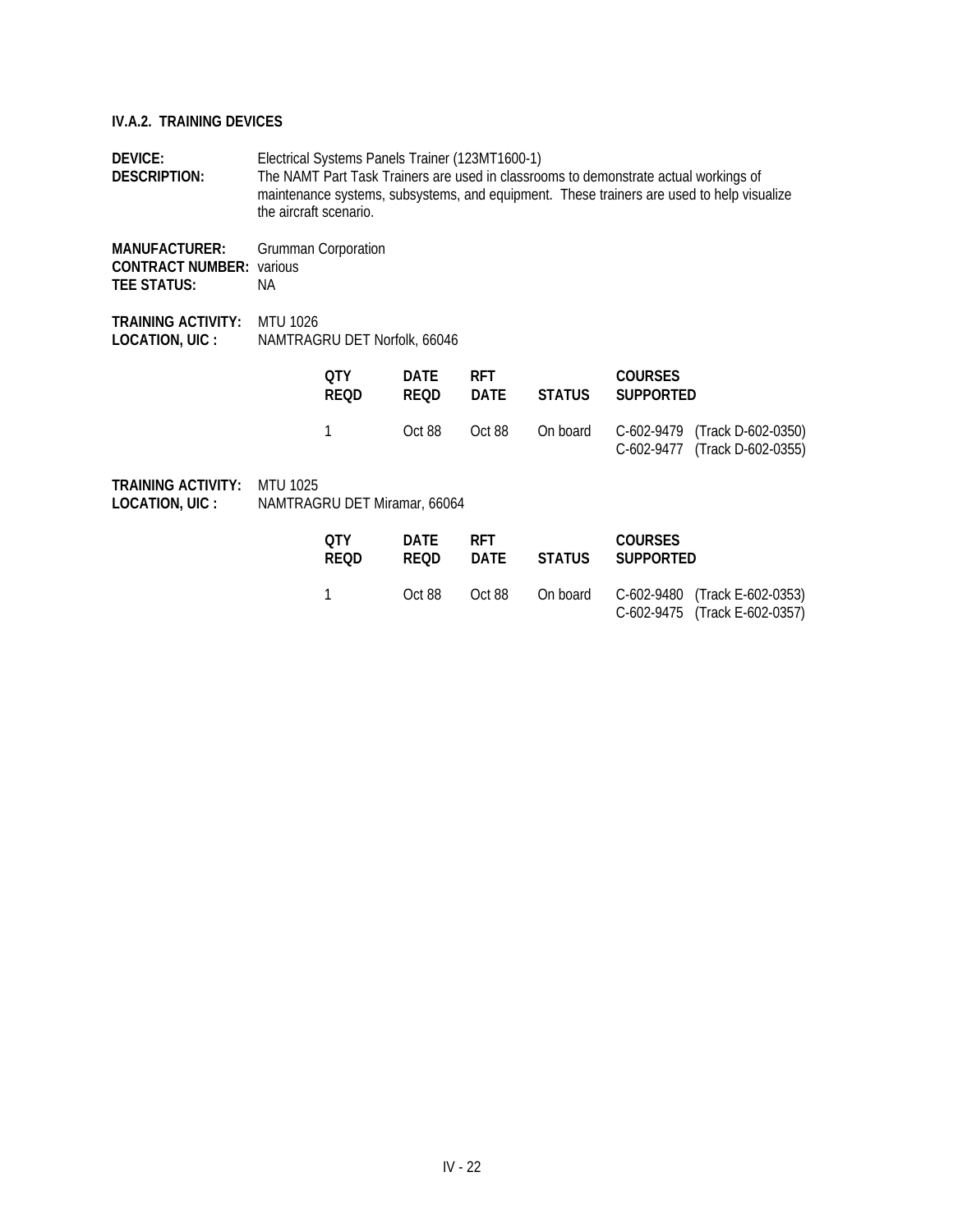### IV.A.2. TRAINING DEVICES

**DEVICE:** Electrical Systems Panels Trainer (123MT1600-1)
**DESCRIPTION:** The NAMT Part Task Trainers are used in classrooms to demonstrate actual workings of maintenance systems, subsystems, and equipment. These trainers are used to help visualize the aircraft scenario.

**MANUFACTURER:** Grumman Corporation
**CONTRACT NUMBER:** various
**TEE STATUS:** NA

**TRAINING ACTIVITY:** MTU 1026
**LOCATION, UIC :** NAMTRAGRU DET Norfolk, 66046

| QTY REQD | DATE REQD | RFT DATE | STATUS | COURSES SUPPORTED |
|---|---|---|---|---|
| 1 | Oct 88 | Oct 88 | On board | C-602-9479 (Track D-602-0350)<br>C-602-9477 (Track D-602-0355) |

**TRAINING ACTIVITY:** MTU 1025
**LOCATION, UIC :** NAMTRAGRU DET Miramar, 66064

| QTY REQD | DATE REQD | RFT DATE | STATUS | COURSES SUPPORTED |
|---|---|---|---|---|
| 1 | Oct 88 | Oct 88 | On board | C-602-9480 (Track E-602-0353)<br>C-602-9475 (Track E-602-0357) |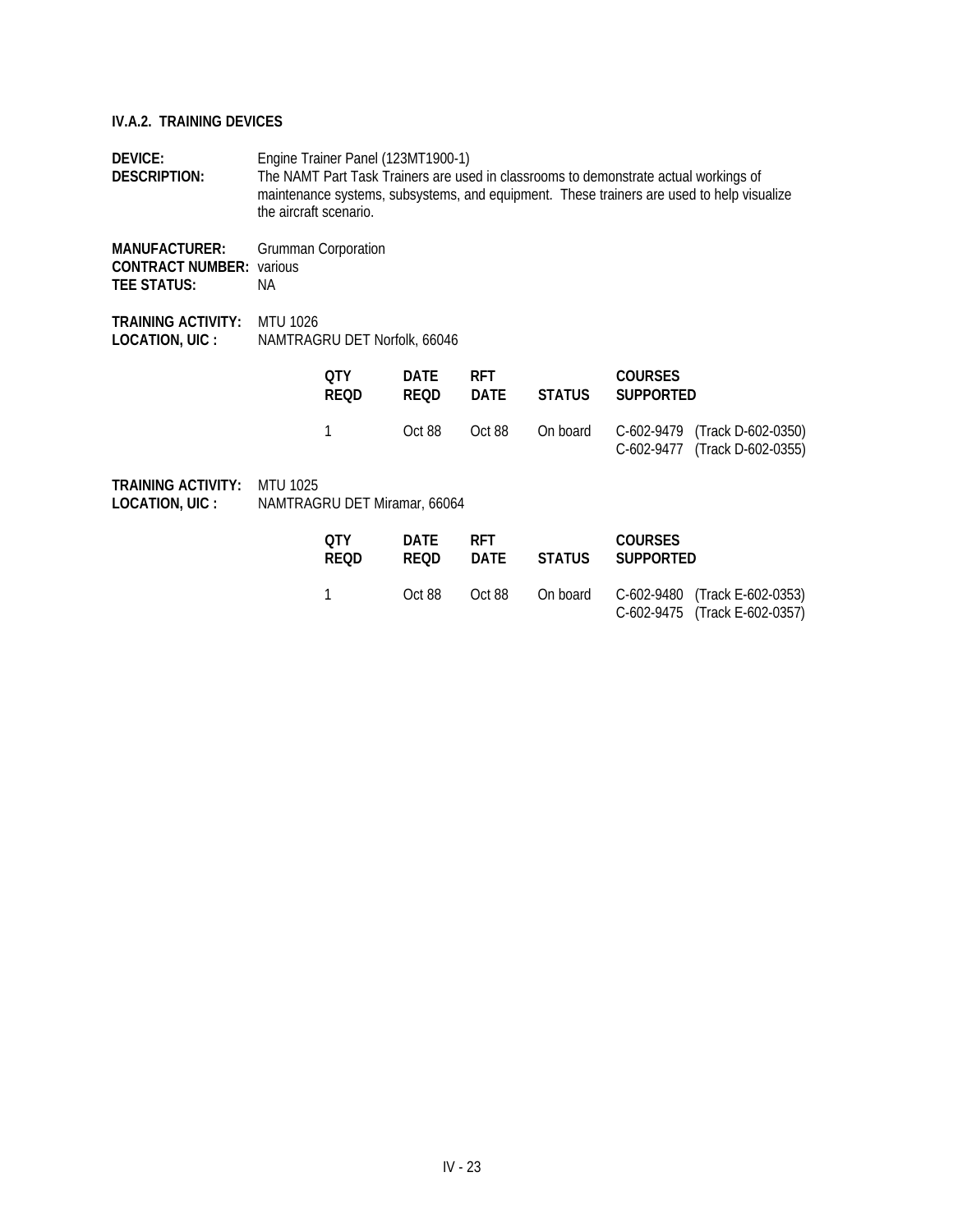### IV.A.2. TRAINING DEVICES

**DEVICE:** Engine Trainer Panel (123MT1900-1)
**DESCRIPTION:** The NAMT Part Task Trainers are used in classrooms to demonstrate actual workings of maintenance systems, subsystems, and equipment. These trainers are used to help visualize the aircraft scenario.

**MANUFACTURER:** Grumman Corporation
**CONTRACT NUMBER:** various
**TEE STATUS:** NA

**TRAINING ACTIVITY:** MTU 1026
**LOCATION, UIC :** NAMTRAGRU DET Norfolk, 66046

| QTY REQD | DATE REQD | RFT DATE | STATUS | COURSES SUPPORTED |
|---|---|---|---|---|
| 1 | Oct 88 | Oct 88 | On board | C-602-9479 (Track D-602-0350)<br>C-602-9477 (Track D-602-0355) |

**TRAINING ACTIVITY:** MTU 1025
**LOCATION, UIC :** NAMTRAGRU DET Miramar, 66064

| QTY REQD | DATE REQD | RFT DATE | STATUS | COURSES SUPPORTED |
|---|---|---|---|---|
| 1 | Oct 88 | Oct 88 | On board | C-602-9480 (Track E-602-0353)<br>C-602-9475 (Track E-602-0357) |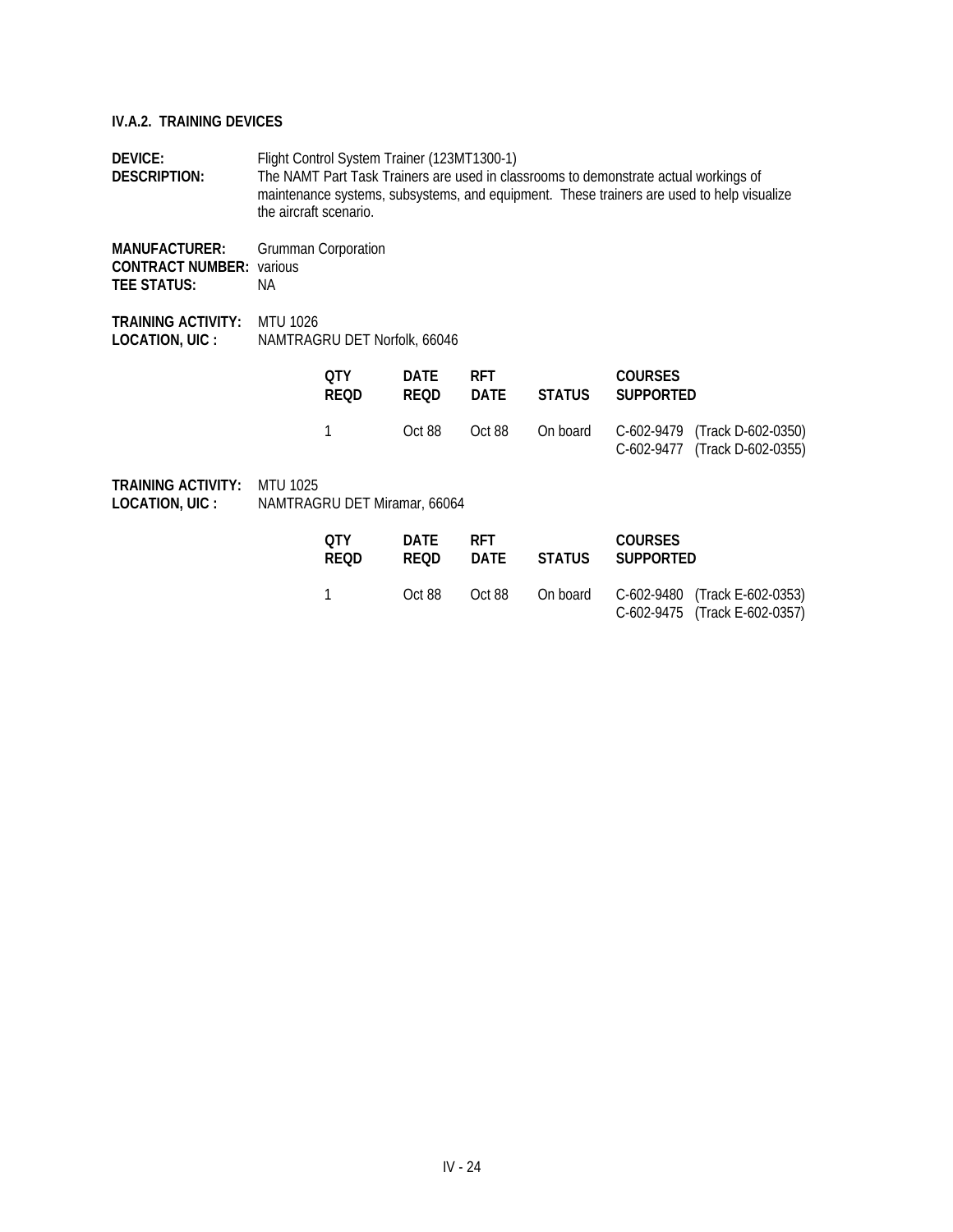#### IV.A.2. TRAINING DEVICES

**DEVICE:** Flight Control System Trainer (123MT1300-1)
**DESCRIPTION:** The NAMT Part Task Trainers are used in classrooms to demonstrate actual workings of maintenance systems, subsystems, and equipment. These trainers are used to help visualize the aircraft scenario.

**MANUFACTURER:** Grumman Corporation
**CONTRACT NUMBER:** various
**TEE STATUS:** NA

**TRAINING ACTIVITY:** MTU 1026
**LOCATION, UIC :** NAMTRAGRU DET Norfolk, 66046

| QTY REQD | DATE REQD | RFT DATE | STATUS | COURSES SUPPORTED |
|---|---|---|---|---|
| 1 | Oct 88 | Oct 88 | On board | C-602-9479 (Track D-602-0350)<br>C-602-9477 (Track D-602-0355) |

**TRAINING ACTIVITY:** MTU 1025
**LOCATION, UIC :** NAMTRAGRU DET Miramar, 66064

| QTY REQD | DATE REQD | RFT DATE | STATUS | COURSES SUPPORTED |
|---|---|---|---|---|
| 1 | Oct 88 | Oct 88 | On board | C-602-9480 (Track E-602-0353)<br>C-602-9475 (Track E-602-0357) |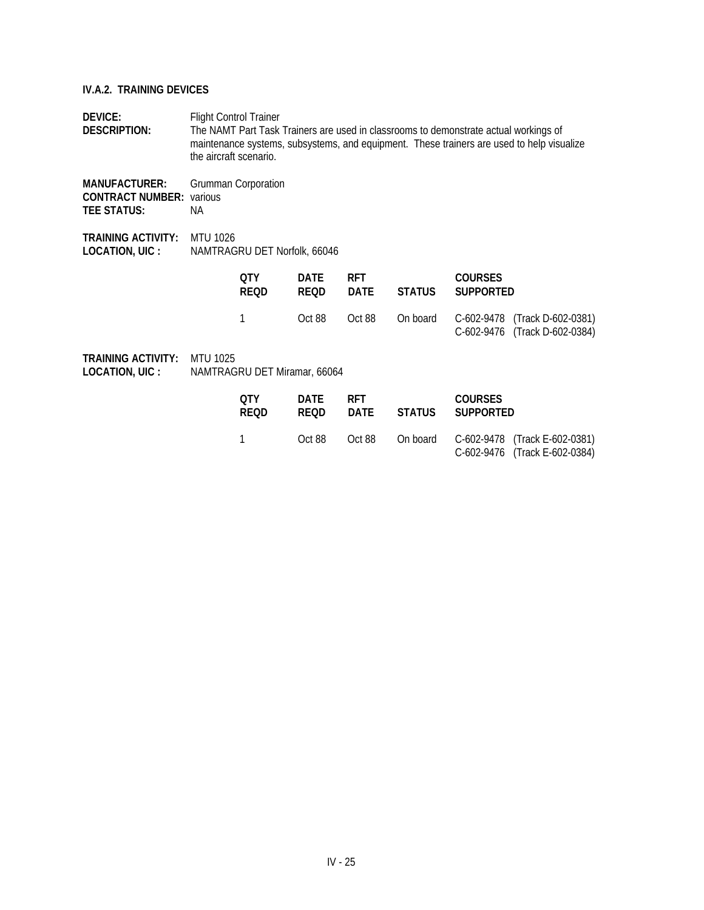### IV.A.2. TRAINING DEVICES

**DEVICE:** Flight Control Trainer
**DESCRIPTION:** The NAMT Part Task Trainers are used in classrooms to demonstrate actual workings of maintenance systems, subsystems, and equipment. These trainers are used to help visualize the aircraft scenario.

**MANUFACTURER:** Grumman Corporation
**CONTRACT NUMBER:** various
**TEE STATUS:** NA

**TRAINING ACTIVITY:** MTU 1026
**LOCATION, UIC :** NAMTRAGRU DET Norfolk, 66046

| QTY REQD | DATE REQD | RFT DATE | STATUS | COURSES SUPPORTED |
|---|---|---|---|---|
| 1 | Oct 88 | Oct 88 | On board | C-602-9478 (Track D-602-0381)<br>C-602-9476 (Track D-602-0384) |

**TRAINING ACTIVITY:** MTU 1025
**LOCATION, UIC :** NAMTRAGRU DET Miramar, 66064

| QTY REQD | DATE REQD | RFT DATE | STATUS | COURSES SUPPORTED |
|---|---|---|---|---|
| 1 | Oct 88 | Oct 88 | On board | C-602-9478 (Track E-602-0381)<br>C-602-9476 (Track E-602-0384) |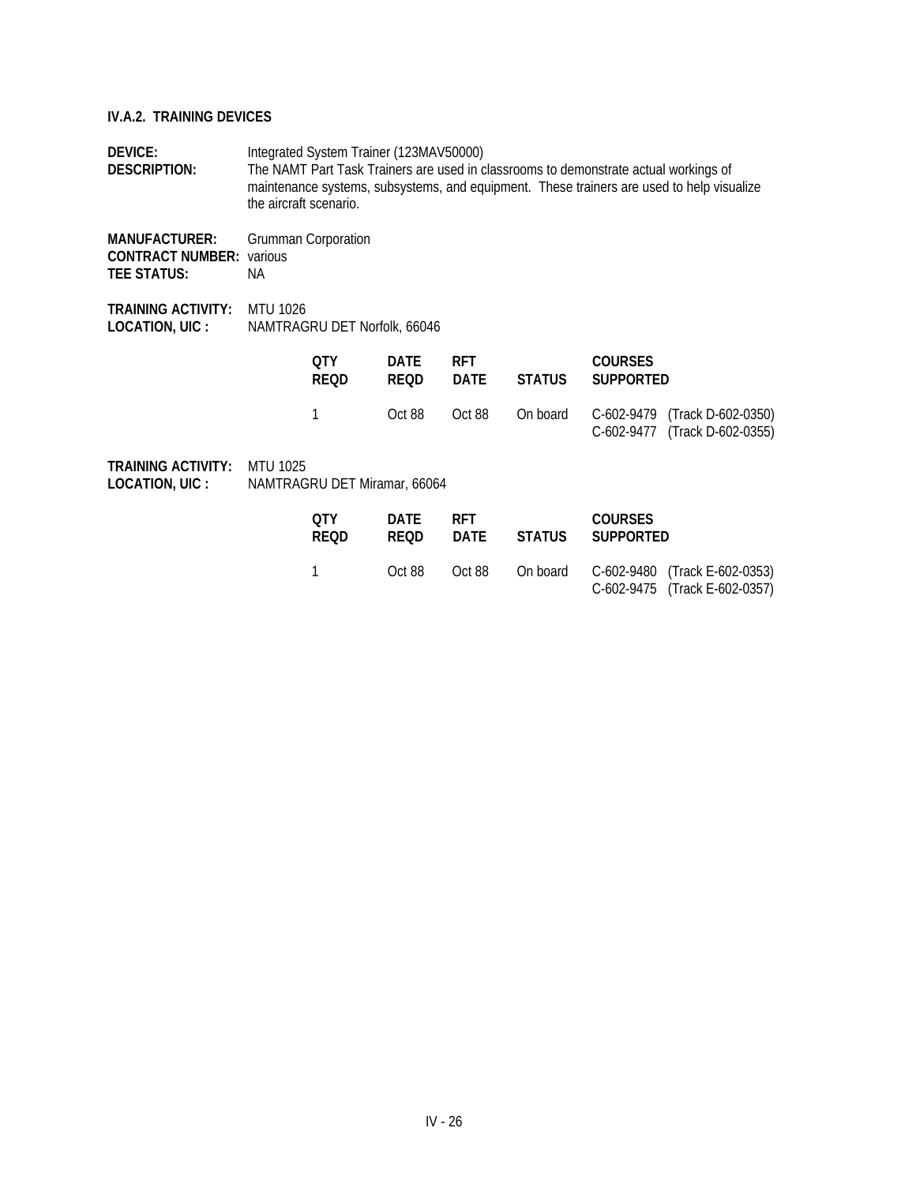### IV.A.2. TRAINING DEVICES

**DEVICE:** Integrated System Trainer (123MAV50000)
**DESCRIPTION:** The NAMT Part Task Trainers are used in classrooms to demonstrate actual workings of maintenance systems, subsystems, and equipment. These trainers are used to help visualize the aircraft scenario.

**MANUFACTURER:** Grumman Corporation
**CONTRACT NUMBER:** various
**TEE STATUS:** NA

**TRAINING ACTIVITY:** MTU 1026
**LOCATION, UIC :** NAMTRAGRU DET Norfolk, 66046

| QTY REQD | DATE REQD | RFT DATE | STATUS | COURSES SUPPORTED |
|---|---|---|---|---|
| 1 | Oct 88 | Oct 88 | On board | C-602-9479 (Track D-602-0350)<br>C-602-9477 (Track D-602-0355) |

**TRAINING ACTIVITY:** MTU 1025
**LOCATION, UIC :** NAMTRAGRU DET Miramar, 66064

| QTY REQD | DATE REQD | RFT DATE | STATUS | COURSES SUPPORTED |
|---|---|---|---|---|
| 1 | Oct 88 | Oct 88 | On board | C-602-9480 (Track E-602-0353)<br>C-602-9475 (Track E-602-0357) |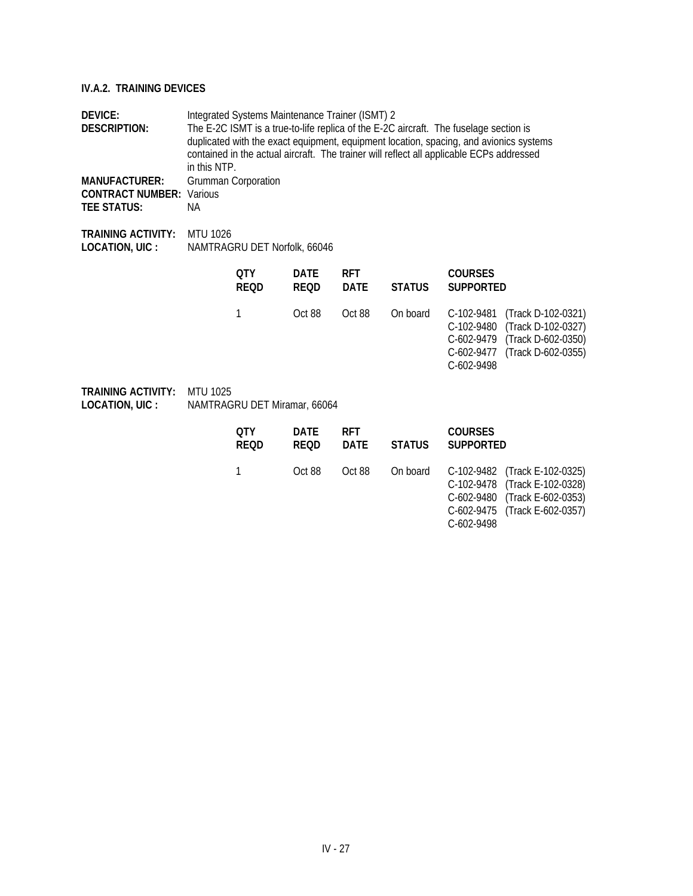### IV.A.2. TRAINING DEVICES

**DEVICE:** Integrated Systems Maintenance Trainer (ISMT) 2
**DESCRIPTION:** The E-2C ISMT is a true-to-life replica of the E-2C aircraft. The fuselage section is duplicated with the exact equipment, equipment location, spacing, and avionics systems contained in the actual aircraft. The trainer will reflect all applicable ECPs addressed in this NTP.
**MANUFACTURER:** Grumman Corporation
**CONTRACT NUMBER:** Various
**TEE STATUS:** NA

**TRAINING ACTIVITY:** MTU 1026
**LOCATION, UIC :** NAMTRAGRU DET Norfolk, 66046

| QTY REQD | DATE REQD | RFT DATE | STATUS | COURSES SUPPORTED |
|---|---|---|---|---|
| 1 | Oct 88 | Oct 88 | On board | C-102-9481 (Track D-102-0321)<br>C-102-9480 (Track D-102-0327)<br>C-602-9479 (Track D-602-0350)<br>C-602-9477 (Track D-602-0355)<br>C-602-9498 |

**TRAINING ACTIVITY:** MTU 1025
**LOCATION, UIC :** NAMTRAGRU DET Miramar, 66064

| QTY REQD | DATE REQD | RFT DATE | STATUS | COURSES SUPPORTED |
|---|---|---|---|---|
| 1 | Oct 88 | Oct 88 | On board | C-102-9482 (Track E-102-0325)<br>C-102-9478 (Track E-102-0328)<br>C-602-9480 (Track E-602-0353)<br>C-602-9475 (Track E-602-0357)<br>C-602-9498 |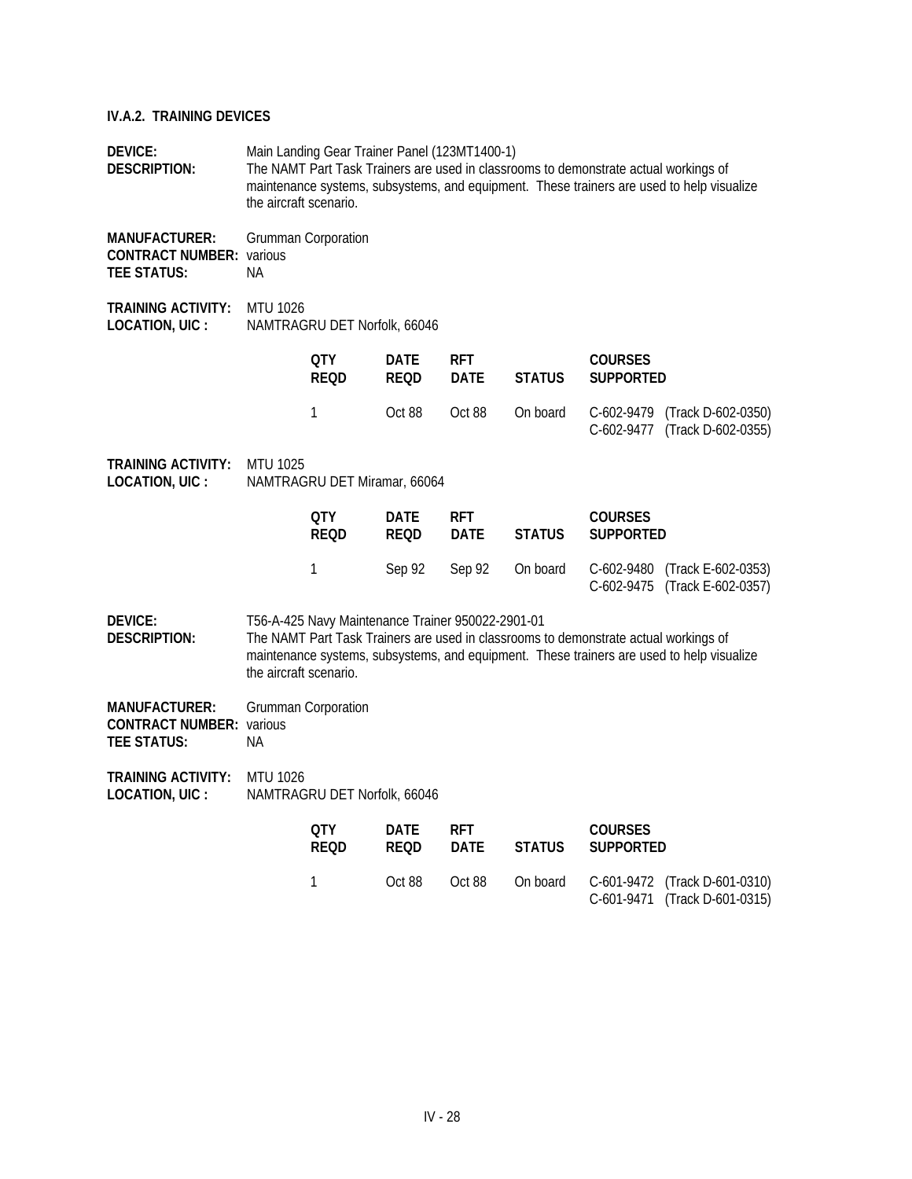### IV.A.2. TRAINING DEVICES

**DEVICE:** Main Landing Gear Trainer Panel (123MT1400-1)
**DESCRIPTION:** The NAMT Part Task Trainers are used in classrooms to demonstrate actual workings of maintenance systems, subsystems, and equipment. These trainers are used to help visualize the aircraft scenario.

**MANUFACTURER:** Grumman Corporation
**CONTRACT NUMBER:** various
**TEE STATUS:** NA

**TRAINING ACTIVITY:** MTU 1026
**LOCATION, UIC :** NAMTRAGRU DET Norfolk, 66046

| QTY REQD | DATE REQD | RFT DATE | STATUS | COURSES SUPPORTED |
|---|---|---|---|---|
| 1 | Oct 88 | Oct 88 | On board | C-602-9479 (Track D-602-0350)<br>C-602-9477 (Track D-602-0355) |

**TRAINING ACTIVITY:** MTU 1025
**LOCATION, UIC :** NAMTRAGRU DET Miramar, 66064

| QTY REQD | DATE REQD | RFT DATE | STATUS | COURSES SUPPORTED |
|---|---|---|---|---|
| 1 | Sep 92 | Sep 92 | On board | C-602-9480 (Track E-602-0353)<br>C-602-9475 (Track E-602-0357) |

**DEVICE:** T56-A-425 Navy Maintenance Trainer 950022-2901-01
**DESCRIPTION:** The NAMT Part Task Trainers are used in classrooms to demonstrate actual workings of maintenance systems, subsystems, and equipment. These trainers are used to help visualize the aircraft scenario.

**MANUFACTURER:** Grumman Corporation
**CONTRACT NUMBER:** various
**TEE STATUS:** NA

**TRAINING ACTIVITY:** MTU 1026
**LOCATION, UIC :** NAMTRAGRU DET Norfolk, 66046

| QTY REQD | DATE REQD | RFT DATE | STATUS | COURSES SUPPORTED |
|---|---|---|---|---|
| 1 | Oct 88 | Oct 88 | On board | C-601-9472 (Track D-601-0310)<br>C-601-9471 (Track D-601-0315) |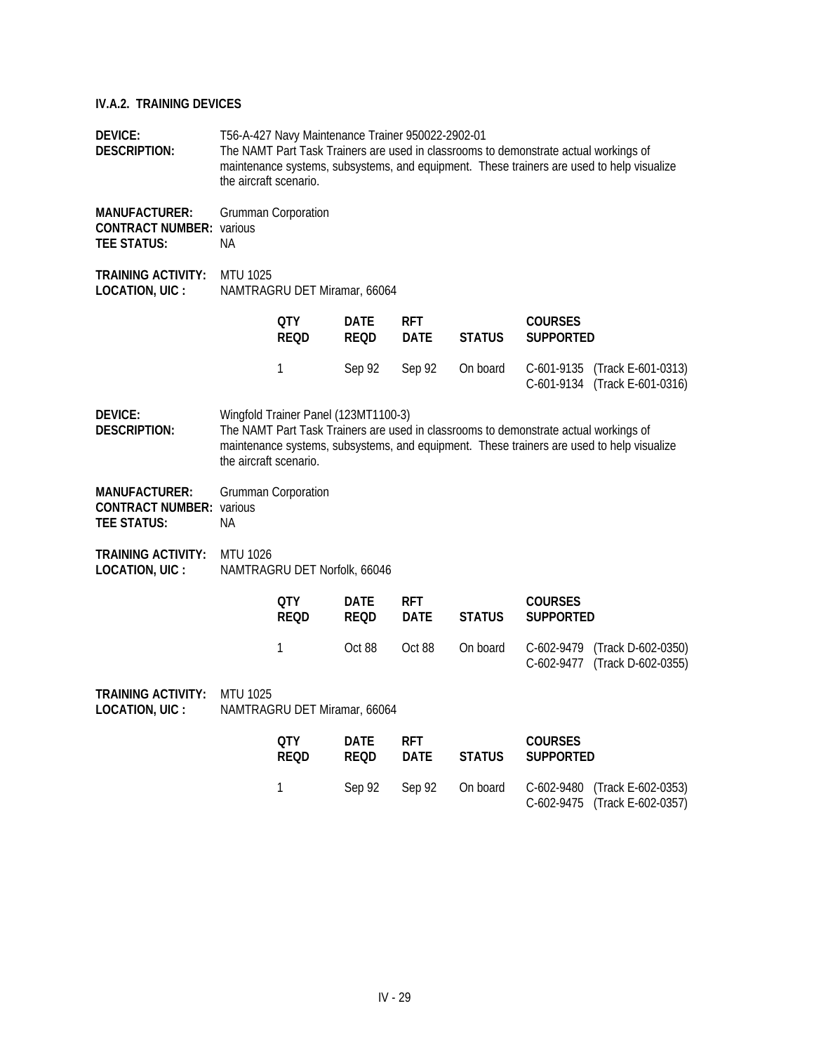### IV.A.2. TRAINING DEVICES

**DEVICE:** T56-A-427 Navy Maintenance Trainer 950022-2902-01
**DESCRIPTION:** The NAMT Part Task Trainers are used in classrooms to demonstrate actual workings of maintenance systems, subsystems, and equipment. These trainers are used to help visualize the aircraft scenario.

**MANUFACTURER:** Grumman Corporation
**CONTRACT NUMBER:** various
**TEE STATUS:** NA

**TRAINING ACTIVITY:** MTU 1025
**LOCATION, UIC :** NAMTRAGRU DET Miramar, 66064

| QTY REQD | DATE REQD | RFT DATE | STATUS | COURSES SUPPORTED |
|---|---|---|---|---|
| 1 | Sep 92 | Sep 92 | On board | C-601-9135 (Track E-601-0313)<br>C-601-9134 (Track E-601-0316) |

**DEVICE:** Wingfold Trainer Panel (123MT1100-3)
**DESCRIPTION:** The NAMT Part Task Trainers are used in classrooms to demonstrate actual workings of maintenance systems, subsystems, and equipment. These trainers are used to help visualize the aircraft scenario.

**MANUFACTURER:** Grumman Corporation
**CONTRACT NUMBER:** various
**TEE STATUS:** NA

**TRAINING ACTIVITY:** MTU 1026
**LOCATION, UIC :** NAMTRAGRU DET Norfolk, 66046

| QTY REQD | DATE REQD | RFT DATE | STATUS | COURSES SUPPORTED |
|---|---|---|---|---|
| 1 | Oct 88 | Oct 88 | On board | C-602-9479 (Track D-602-0350)<br>C-602-9477 (Track D-602-0355) |

**TRAINING ACTIVITY:** MTU 1025
**LOCATION, UIC :** NAMTRAGRU DET Miramar, 66064

| QTY REQD | DATE REQD | RFT DATE | STATUS | COURSES SUPPORTED |
|---|---|---|---|---|
| 1 | Sep 92 | Sep 92 | On board | C-602-9480 (Track E-602-0353)<br>C-602-9475 (Track E-602-0357) |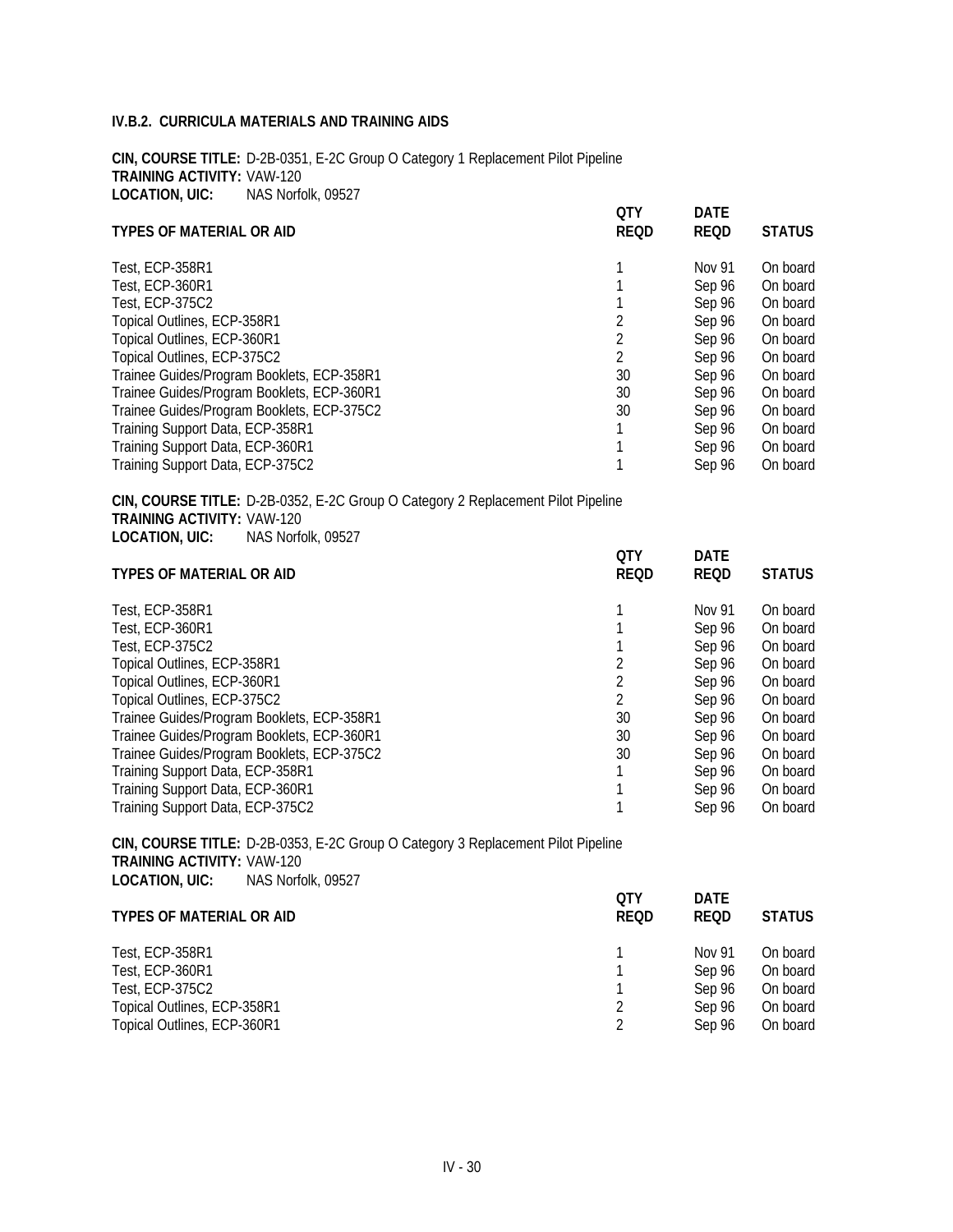### IV.B.2. CURRICULA MATERIALS AND TRAINING AIDS

**CIN, COURSE TITLE:** D-2B-0351, E-2C Group O Category 1 Replacement Pilot Pipeline
**TRAINING ACTIVITY:** VAW-120
**LOCATION, UIC:** NAS Norfolk, 09527

| TYPES OF MATERIAL OR AID | QTY REQD | DATE REQD | STATUS |
|---|---|---|---|
| Test, ECP-358R1 | 1 | Nov 91 | On board |
| Test, ECP-360R1 | 1 | Sep 96 | On board |
| Test, ECP-375C2 | 1 | Sep 96 | On board |
| Topical Outlines, ECP-358R1 | 2 | Sep 96 | On board |
| Topical Outlines, ECP-360R1 | 2 | Sep 96 | On board |
| Topical Outlines, ECP-375C2 | 2 | Sep 96 | On board |
| Trainee Guides/Program Booklets, ECP-358R1 | 30 | Sep 96 | On board |
| Trainee Guides/Program Booklets, ECP-360R1 | 30 | Sep 96 | On board |
| Trainee Guides/Program Booklets, ECP-375C2 | 30 | Sep 96 | On board |
| Training Support Data, ECP-358R1 | 1 | Sep 96 | On board |
| Training Support Data, ECP-360R1 | 1 | Sep 96 | On board |
| Training Support Data, ECP-375C2 | 1 | Sep 96 | On board |

**CIN, COURSE TITLE:** D-2B-0352, E-2C Group O Category 2 Replacement Pilot Pipeline
**TRAINING ACTIVITY:** VAW-120
**LOCATION, UIC:** NAS Norfolk, 09527

| TYPES OF MATERIAL OR AID | QTY REQD | DATE REQD | STATUS |
|---|---|---|---|
| Test, ECP-358R1 | 1 | Nov 91 | On board |
| Test, ECP-360R1 | 1 | Sep 96 | On board |
| Test, ECP-375C2 | 1 | Sep 96 | On board |
| Topical Outlines, ECP-358R1 | 2 | Sep 96 | On board |
| Topical Outlines, ECP-360R1 | 2 | Sep 96 | On board |
| Topical Outlines, ECP-375C2 | 2 | Sep 96 | On board |
| Trainee Guides/Program Booklets, ECP-358R1 | 30 | Sep 96 | On board |
| Trainee Guides/Program Booklets, ECP-360R1 | 30 | Sep 96 | On board |
| Trainee Guides/Program Booklets, ECP-375C2 | 30 | Sep 96 | On board |
| Training Support Data, ECP-358R1 | 1 | Sep 96 | On board |
| Training Support Data, ECP-360R1 | 1 | Sep 96 | On board |
| Training Support Data, ECP-375C2 | 1 | Sep 96 | On board |

**CIN, COURSE TITLE:** D-2B-0353, E-2C Group O Category 3 Replacement Pilot Pipeline
**TRAINING ACTIVITY:** VAW-120
**LOCATION, UIC:** NAS Norfolk, 09527

| TYPES OF MATERIAL OR AID | QTY REQD | DATE REQD | STATUS |
|---|---|---|---|
| Test, ECP-358R1 | 1 | Nov 91 | On board |
| Test, ECP-360R1 | 1 | Sep 96 | On board |
| Test, ECP-375C2 | 1 | Sep 96 | On board |
| Topical Outlines, ECP-358R1 | 2 | Sep 96 | On board |
| Topical Outlines, ECP-360R1 | 2 | Sep 96 | On board |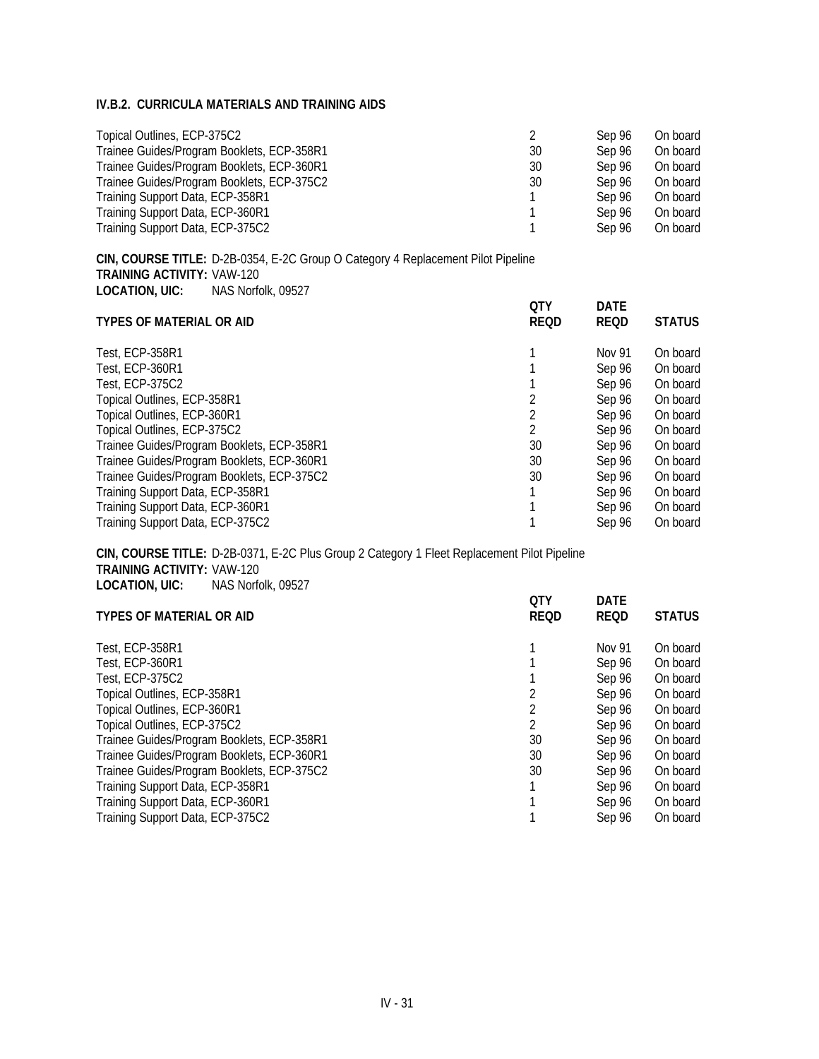**IV.B.2. CURRICULA MATERIALS AND TRAINING AIDS**

| | | | |
|---|---|---|---|
| Topical Outlines, ECP-375C2 | 2 | Sep 96 | On board |
| Trainee Guides/Program Booklets, ECP-358R1 | 30 | Sep 96 | On board |
| Trainee Guides/Program Booklets, ECP-360R1 | 30 | Sep 96 | On board |
| Trainee Guides/Program Booklets, ECP-375C2 | 30 | Sep 96 | On board |
| Training Support Data, ECP-358R1 | 1 | Sep 96 | On board |
| Training Support Data, ECP-360R1 | 1 | Sep 96 | On board |
| Training Support Data, ECP-375C2 | 1 | Sep 96 | On board |

**CIN, COURSE TITLE:** D-2B-0354, E-2C Group O Category 4 Replacement Pilot Pipeline
**TRAINING ACTIVITY:** VAW-120
**LOCATION, UIC:** NAS Norfolk, 09527

| TYPES OF MATERIAL OR AID | QTY REQD | DATE REQD | STATUS |
|---|---|---|---|
| Test, ECP-358R1 | 1 | Nov 91 | On board |
| Test, ECP-360R1 | 1 | Sep 96 | On board |
| Test, ECP-375C2 | 1 | Sep 96 | On board |
| Topical Outlines, ECP-358R1 | 2 | Sep 96 | On board |
| Topical Outlines, ECP-360R1 | 2 | Sep 96 | On board |
| Topical Outlines, ECP-375C2 | 2 | Sep 96 | On board |
| Trainee Guides/Program Booklets, ECP-358R1 | 30 | Sep 96 | On board |
| Trainee Guides/Program Booklets, ECP-360R1 | 30 | Sep 96 | On board |
| Trainee Guides/Program Booklets, ECP-375C2 | 30 | Sep 96 | On board |
| Training Support Data, ECP-358R1 | 1 | Sep 96 | On board |
| Training Support Data, ECP-360R1 | 1 | Sep 96 | On board |
| Training Support Data, ECP-375C2 | 1 | Sep 96 | On board |

**CIN, COURSE TITLE:** D-2B-0371, E-2C Plus Group 2 Category 1 Fleet Replacement Pilot Pipeline
**TRAINING ACTIVITY:** VAW-120
**LOCATION, UIC:** NAS Norfolk, 09527

| TYPES OF MATERIAL OR AID | QTY REQD | DATE REQD | STATUS |
|---|---|---|---|
| Test, ECP-358R1 | 1 | Nov 91 | On board |
| Test, ECP-360R1 | 1 | Sep 96 | On board |
| Test, ECP-375C2 | 1 | Sep 96 | On board |
| Topical Outlines, ECP-358R1 | 2 | Sep 96 | On board |
| Topical Outlines, ECP-360R1 | 2 | Sep 96 | On board |
| Topical Outlines, ECP-375C2 | 2 | Sep 96 | On board |
| Trainee Guides/Program Booklets, ECP-358R1 | 30 | Sep 96 | On board |
| Trainee Guides/Program Booklets, ECP-360R1 | 30 | Sep 96 | On board |
| Trainee Guides/Program Booklets, ECP-375C2 | 30 | Sep 96 | On board |
| Training Support Data, ECP-358R1 | 1 | Sep 96 | On board |
| Training Support Data, ECP-360R1 | 1 | Sep 96 | On board |
| Training Support Data, ECP-375C2 | 1 | Sep 96 | On board |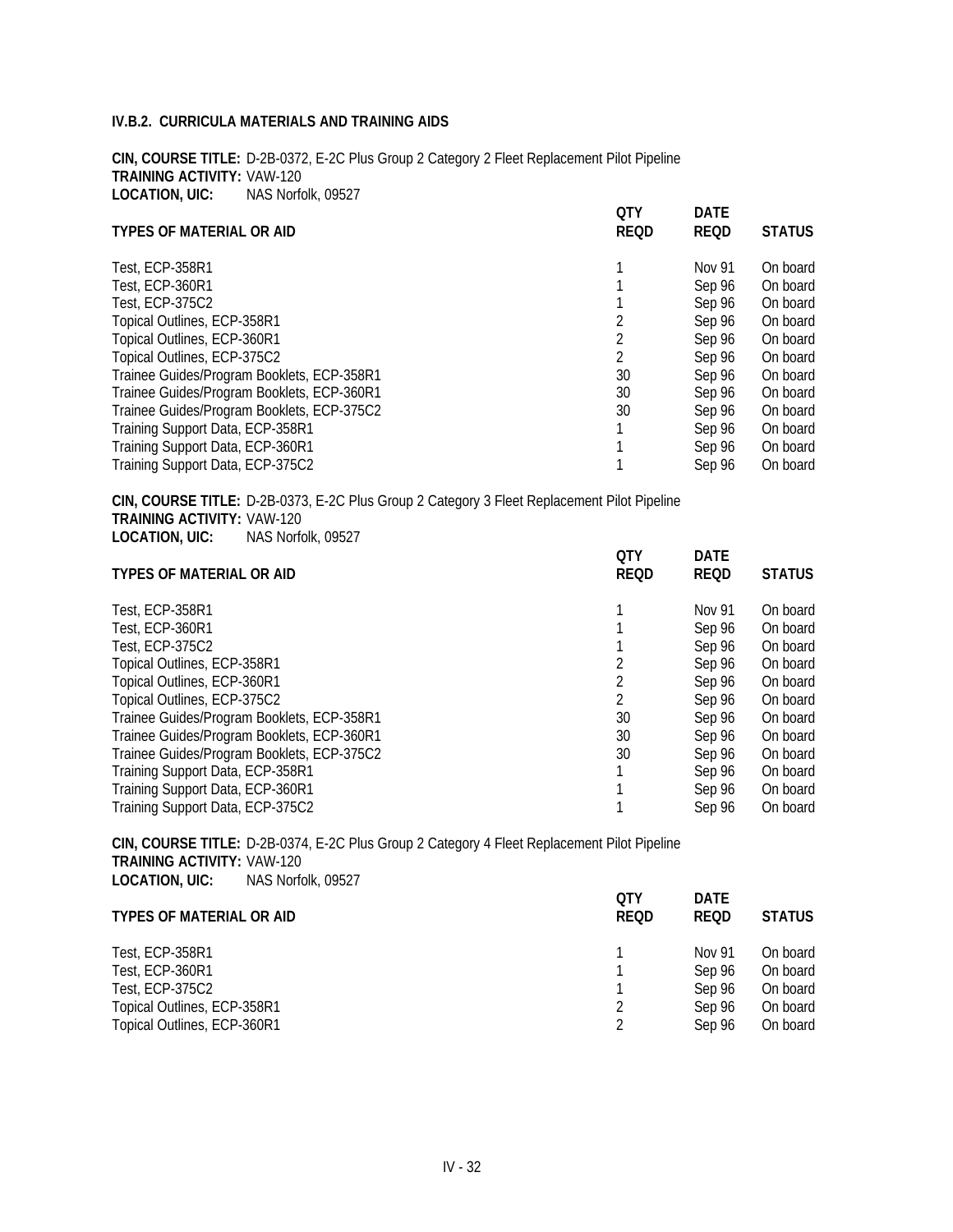### IV.B.2. CURRICULA MATERIALS AND TRAINING AIDS

**CIN, COURSE TITLE:** D-2B-0372, E-2C Plus Group 2 Category 2 Fleet Replacement Pilot Pipeline
**TRAINING ACTIVITY:** VAW-120
**LOCATION, UIC:** NAS Norfolk, 09527

| TYPES OF MATERIAL OR AID | QTY REQD | DATE REQD | STATUS |
|---|---|---|---|
| Test, ECP-358R1 | 1 | Nov 91 | On board |
| Test, ECP-360R1 | 1 | Sep 96 | On board |
| Test, ECP-375C2 | 1 | Sep 96 | On board |
| Topical Outlines, ECP-358R1 | 2 | Sep 96 | On board |
| Topical Outlines, ECP-360R1 | 2 | Sep 96 | On board |
| Topical Outlines, ECP-375C2 | 2 | Sep 96 | On board |
| Trainee Guides/Program Booklets, ECP-358R1 | 30 | Sep 96 | On board |
| Trainee Guides/Program Booklets, ECP-360R1 | 30 | Sep 96 | On board |
| Trainee Guides/Program Booklets, ECP-375C2 | 30 | Sep 96 | On board |
| Training Support Data, ECP-358R1 | 1 | Sep 96 | On board |
| Training Support Data, ECP-360R1 | 1 | Sep 96 | On board |
| Training Support Data, ECP-375C2 | 1 | Sep 96 | On board |

**CIN, COURSE TITLE:** D-2B-0373, E-2C Plus Group 2 Category 3 Fleet Replacement Pilot Pipeline
**TRAINING ACTIVITY:** VAW-120
**LOCATION, UIC:** NAS Norfolk, 09527

| TYPES OF MATERIAL OR AID | QTY REQD | DATE REQD | STATUS |
|---|---|---|---|
| Test, ECP-358R1 | 1 | Nov 91 | On board |
| Test, ECP-360R1 | 1 | Sep 96 | On board |
| Test, ECP-375C2 | 1 | Sep 96 | On board |
| Topical Outlines, ECP-358R1 | 2 | Sep 96 | On board |
| Topical Outlines, ECP-360R1 | 2 | Sep 96 | On board |
| Topical Outlines, ECP-375C2 | 2 | Sep 96 | On board |
| Trainee Guides/Program Booklets, ECP-358R1 | 30 | Sep 96 | On board |
| Trainee Guides/Program Booklets, ECP-360R1 | 30 | Sep 96 | On board |
| Trainee Guides/Program Booklets, ECP-375C2 | 30 | Sep 96 | On board |
| Training Support Data, ECP-358R1 | 1 | Sep 96 | On board |
| Training Support Data, ECP-360R1 | 1 | Sep 96 | On board |
| Training Support Data, ECP-375C2 | 1 | Sep 96 | On board |

**CIN, COURSE TITLE:** D-2B-0374, E-2C Plus Group 2 Category 4 Fleet Replacement Pilot Pipeline
**TRAINING ACTIVITY:** VAW-120
**LOCATION, UIC:** NAS Norfolk, 09527

| TYPES OF MATERIAL OR AID | QTY REQD | DATE REQD | STATUS |
|---|---|---|---|
| Test, ECP-358R1 | 1 | Nov 91 | On board |
| Test, ECP-360R1 | 1 | Sep 96 | On board |
| Test, ECP-375C2 | 1 | Sep 96 | On board |
| Topical Outlines, ECP-358R1 | 2 | Sep 96 | On board |
| Topical Outlines, ECP-360R1 | 2 | Sep 96 | On board |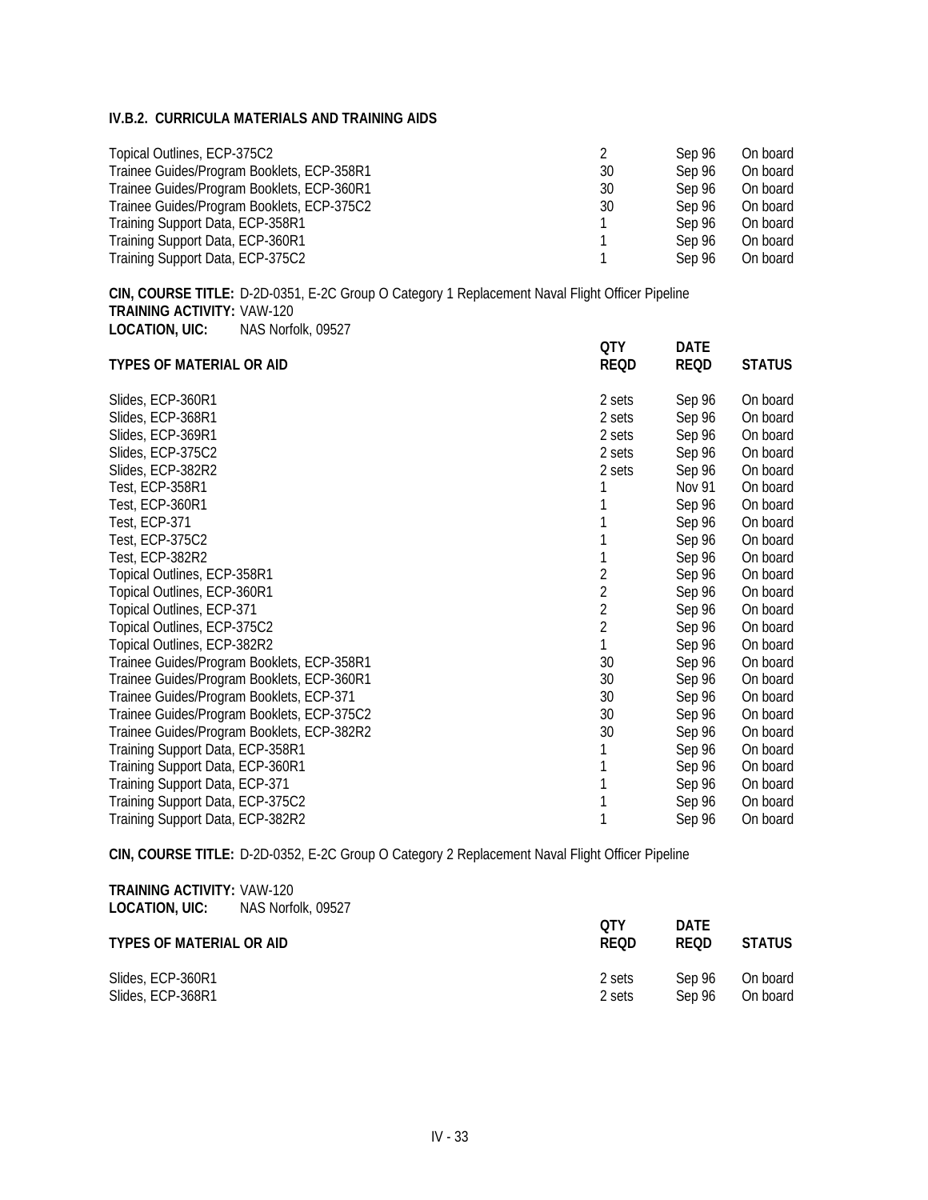### IV.B.2. CURRICULA MATERIALS AND TRAINING AIDS

| | | | |
|---|---|---|---|
| Topical Outlines, ECP-375C2 | 2 | Sep 96 | On board |
| Trainee Guides/Program Booklets, ECP-358R1 | 30 | Sep 96 | On board |
| Trainee Guides/Program Booklets, ECP-360R1 | 30 | Sep 96 | On board |
| Trainee Guides/Program Booklets, ECP-375C2 | 30 | Sep 96 | On board |
| Training Support Data, ECP-358R1 | 1 | Sep 96 | On board |
| Training Support Data, ECP-360R1 | 1 | Sep 96 | On board |
| Training Support Data, ECP-375C2 | 1 | Sep 96 | On board |

**CIN, COURSE TITLE:** D-2D-0351, E-2C Group O Category 1 Replacement Naval Flight Officer Pipeline
**TRAINING ACTIVITY:** VAW-120
**LOCATION, UIC:** NAS Norfolk, 09527

| TYPES OF MATERIAL OR AID | QTY REQD | DATE REQD | STATUS |
|---|---|---|---|
| Slides, ECP-360R1 | 2 sets | Sep 96 | On board |
| Slides, ECP-368R1 | 2 sets | Sep 96 | On board |
| Slides, ECP-369R1 | 2 sets | Sep 96 | On board |
| Slides, ECP-375C2 | 2 sets | Sep 96 | On board |
| Slides, ECP-382R2 | 2 sets | Sep 96 | On board |
| Test, ECP-358R1 | 1 | Nov 91 | On board |
| Test, ECP-360R1 | 1 | Sep 96 | On board |
| Test, ECP-371 | 1 | Sep 96 | On board |
| Test, ECP-375C2 | 1 | Sep 96 | On board |
| Test, ECP-382R2 | 1 | Sep 96 | On board |
| Topical Outlines, ECP-358R1 | 2 | Sep 96 | On board |
| Topical Outlines, ECP-360R1 | 2 | Sep 96 | On board |
| Topical Outlines, ECP-371 | 2 | Sep 96 | On board |
| Topical Outlines, ECP-375C2 | 2 | Sep 96 | On board |
| Topical Outlines, ECP-382R2 | 1 | Sep 96 | On board |
| Trainee Guides/Program Booklets, ECP-358R1 | 30 | Sep 96 | On board |
| Trainee Guides/Program Booklets, ECP-360R1 | 30 | Sep 96 | On board |
| Trainee Guides/Program Booklets, ECP-371 | 30 | Sep 96 | On board |
| Trainee Guides/Program Booklets, ECP-375C2 | 30 | Sep 96 | On board |
| Trainee Guides/Program Booklets, ECP-382R2 | 30 | Sep 96 | On board |
| Training Support Data, ECP-358R1 | 1 | Sep 96 | On board |
| Training Support Data, ECP-360R1 | 1 | Sep 96 | On board |
| Training Support Data, ECP-371 | 1 | Sep 96 | On board |
| Training Support Data, ECP-375C2 | 1 | Sep 96 | On board |
| Training Support Data, ECP-382R2 | 1 | Sep 96 | On board |

**CIN, COURSE TITLE:** D-2D-0352, E-2C Group O Category 2 Replacement Naval Flight Officer Pipeline

**TRAINING ACTIVITY:** VAW-120
**LOCATION, UIC:** NAS Norfolk, 09527

| TYPES OF MATERIAL OR AID | QTY REQD | DATE REQD | STATUS |
|---|---|---|---|
| Slides, ECP-360R1 | 2 sets | Sep 96 | On board |
| Slides, ECP-368R1 | 2 sets | Sep 96 | On board |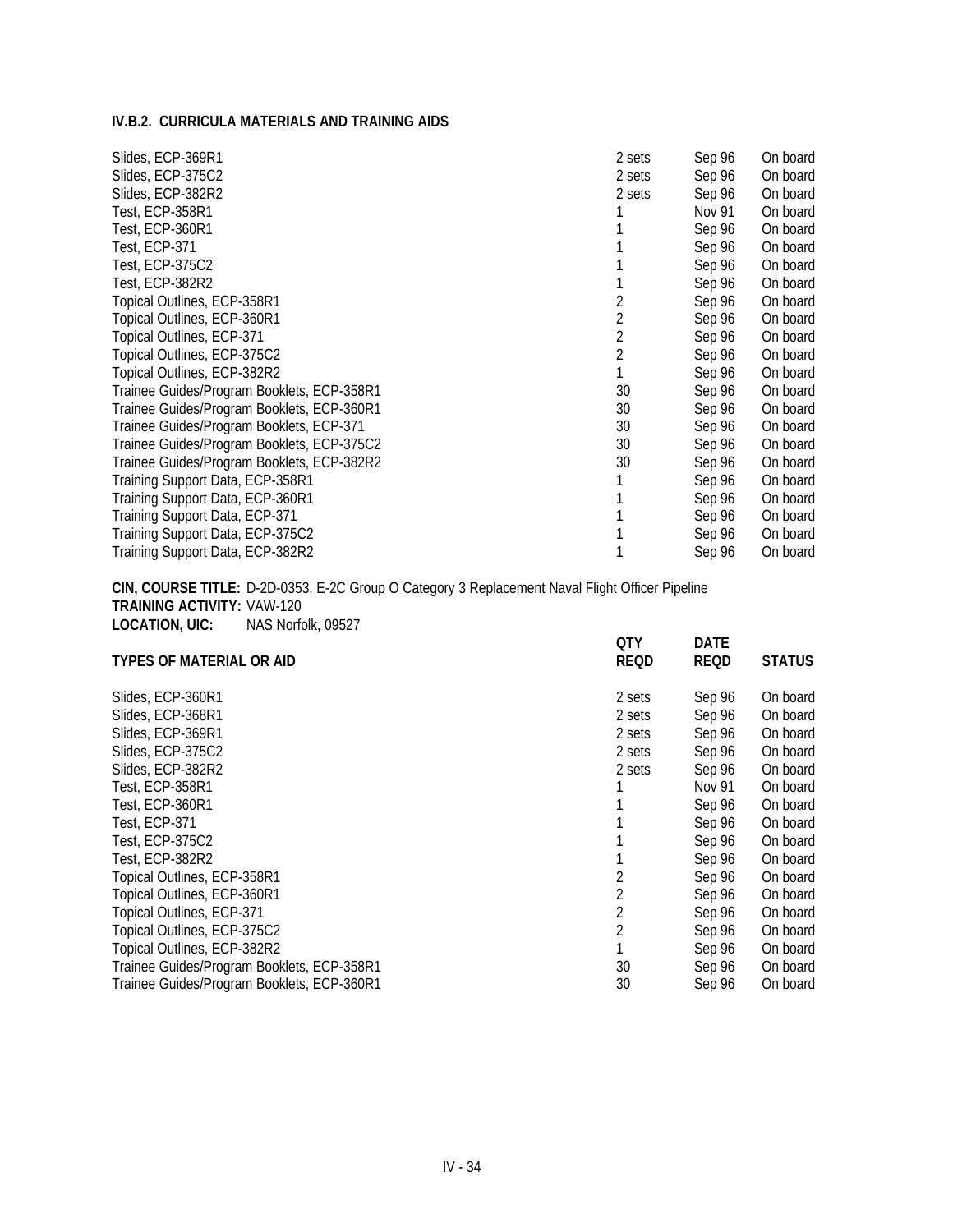### IV.B.2. CURRICULA MATERIALS AND TRAINING AIDS

| | | | |
|---|---|---|---|
| Slides, ECP-369R1 | 2 sets | Sep 96 | On board |
| Slides, ECP-375C2 | 2 sets | Sep 96 | On board |
| Slides, ECP-382R2 | 2 sets | Sep 96 | On board |
| Test, ECP-358R1 | 1 | Nov 91 | On board |
| Test, ECP-360R1 | 1 | Sep 96 | On board |
| Test, ECP-371 | 1 | Sep 96 | On board |
| Test, ECP-375C2 | 1 | Sep 96 | On board |
| Test, ECP-382R2 | 1 | Sep 96 | On board |
| Topical Outlines, ECP-358R1 | 2 | Sep 96 | On board |
| Topical Outlines, ECP-360R1 | 2 | Sep 96 | On board |
| Topical Outlines, ECP-371 | 2 | Sep 96 | On board |
| Topical Outlines, ECP-375C2 | 2 | Sep 96 | On board |
| Topical Outlines, ECP-382R2 | 1 | Sep 96 | On board |
| Trainee Guides/Program Booklets, ECP-358R1 | 30 | Sep 96 | On board |
| Trainee Guides/Program Booklets, ECP-360R1 | 30 | Sep 96 | On board |
| Trainee Guides/Program Booklets, ECP-371 | 30 | Sep 96 | On board |
| Trainee Guides/Program Booklets, ECP-375C2 | 30 | Sep 96 | On board |
| Trainee Guides/Program Booklets, ECP-382R2 | 30 | Sep 96 | On board |
| Training Support Data, ECP-358R1 | 1 | Sep 96 | On board |
| Training Support Data, ECP-360R1 | 1 | Sep 96 | On board |
| Training Support Data, ECP-371 | 1 | Sep 96 | On board |
| Training Support Data, ECP-375C2 | 1 | Sep 96 | On board |
| Training Support Data, ECP-382R2 | 1 | Sep 96 | On board |

**CIN, COURSE TITLE:** D-2D-0353, E-2C Group O Category 3 Replacement Naval Flight Officer Pipeline
**TRAINING ACTIVITY:** VAW-120
**LOCATION, UIC:** NAS Norfolk, 09527

| TYPES OF MATERIAL OR AID | QTY REQD | DATE REQD | STATUS |
|---|---|---|---|
| Slides, ECP-360R1 | 2 sets | Sep 96 | On board |
| Slides, ECP-368R1 | 2 sets | Sep 96 | On board |
| Slides, ECP-369R1 | 2 sets | Sep 96 | On board |
| Slides, ECP-375C2 | 2 sets | Sep 96 | On board |
| Slides, ECP-382R2 | 2 sets | Sep 96 | On board |
| Test, ECP-358R1 | 1 | Nov 91 | On board |
| Test, ECP-360R1 | 1 | Sep 96 | On board |
| Test, ECP-371 | 1 | Sep 96 | On board |
| Test, ECP-375C2 | 1 | Sep 96 | On board |
| Test, ECP-382R2 | 1 | Sep 96 | On board |
| Topical Outlines, ECP-358R1 | 2 | Sep 96 | On board |
| Topical Outlines, ECP-360R1 | 2 | Sep 96 | On board |
| Topical Outlines, ECP-371 | 2 | Sep 96 | On board |
| Topical Outlines, ECP-375C2 | 2 | Sep 96 | On board |
| Topical Outlines, ECP-382R2 | 1 | Sep 96 | On board |
| Trainee Guides/Program Booklets, ECP-358R1 | 30 | Sep 96 | On board |
| Trainee Guides/Program Booklets, ECP-360R1 | 30 | Sep 96 | On board |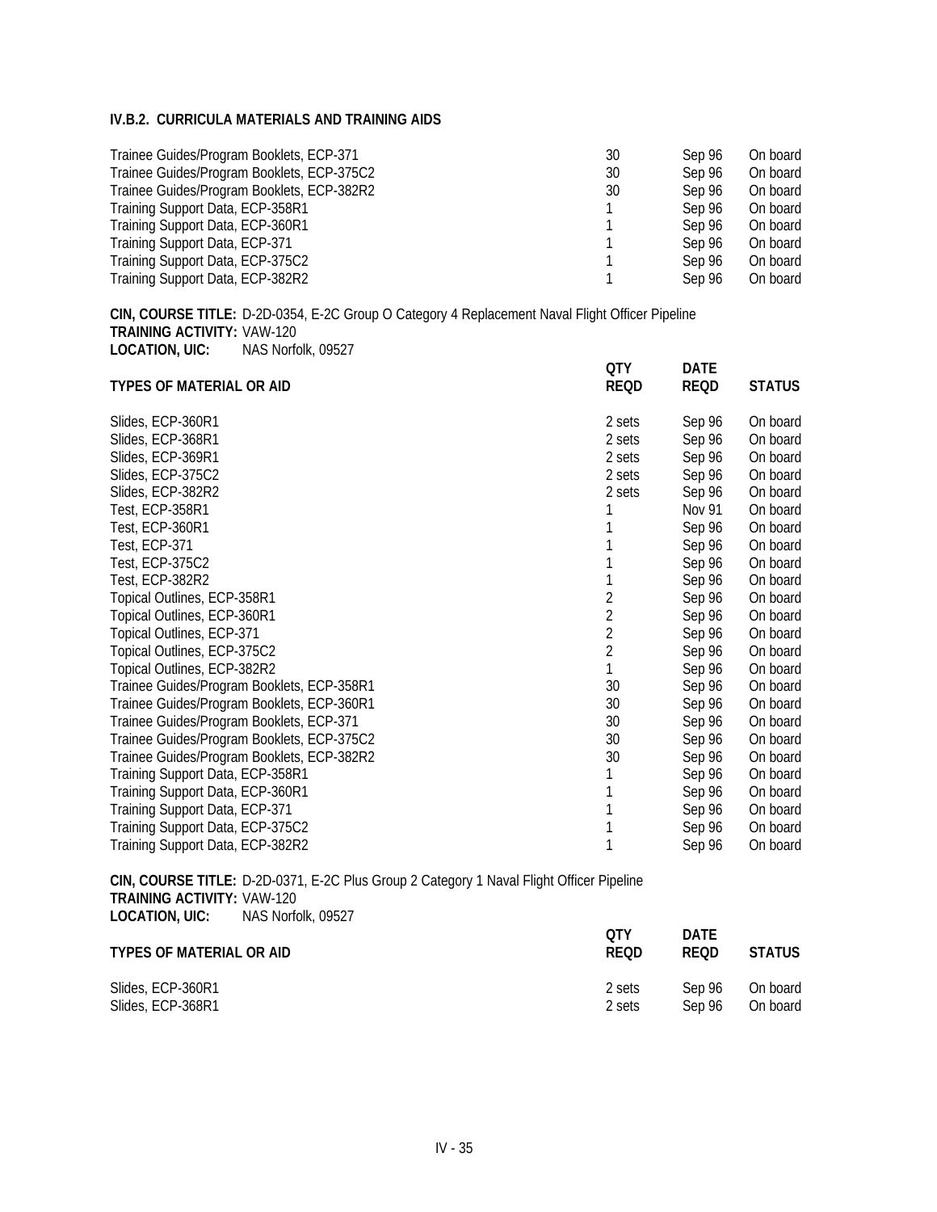#### IV.B.2. CURRICULA MATERIALS AND TRAINING AIDS

| | | | |
|---|---|---|---|
| Trainee Guides/Program Booklets, ECP-371 | 30 | Sep 96 | On board |
| Trainee Guides/Program Booklets, ECP-375C2 | 30 | Sep 96 | On board |
| Trainee Guides/Program Booklets, ECP-382R2 | 30 | Sep 96 | On board |
| Training Support Data, ECP-358R1 | 1 | Sep 96 | On board |
| Training Support Data, ECP-360R1 | 1 | Sep 96 | On board |
| Training Support Data, ECP-371 | 1 | Sep 96 | On board |
| Training Support Data, ECP-375C2 | 1 | Sep 96 | On board |
| Training Support Data, ECP-382R2 | 1 | Sep 96 | On board |

**CIN, COURSE TITLE:** D-2D-0354, E-2C Group O Category 4 Replacement Naval Flight Officer Pipeline
**TRAINING ACTIVITY:** VAW-120
**LOCATION, UIC:** NAS Norfolk, 09527

| TYPES OF MATERIAL OR AID | QTY REQD | DATE REQD | STATUS |
|---|---|---|---|
| Slides, ECP-360R1 | 2 sets | Sep 96 | On board |
| Slides, ECP-368R1 | 2 sets | Sep 96 | On board |
| Slides, ECP-369R1 | 2 sets | Sep 96 | On board |
| Slides, ECP-375C2 | 2 sets | Sep 96 | On board |
| Slides, ECP-382R2 | 2 sets | Sep 96 | On board |
| Test, ECP-358R1 | 1 | Nov 91 | On board |
| Test, ECP-360R1 | 1 | Sep 96 | On board |
| Test, ECP-371 | 1 | Sep 96 | On board |
| Test, ECP-375C2 | 1 | Sep 96 | On board |
| Test, ECP-382R2 | 1 | Sep 96 | On board |
| Topical Outlines, ECP-358R1 | 2 | Sep 96 | On board |
| Topical Outlines, ECP-360R1 | 2 | Sep 96 | On board |
| Topical Outlines, ECP-371 | 2 | Sep 96 | On board |
| Topical Outlines, ECP-375C2 | 2 | Sep 96 | On board |
| Topical Outlines, ECP-382R2 | 1 | Sep 96 | On board |
| Trainee Guides/Program Booklets, ECP-358R1 | 30 | Sep 96 | On board |
| Trainee Guides/Program Booklets, ECP-360R1 | 30 | Sep 96 | On board |
| Trainee Guides/Program Booklets, ECP-371 | 30 | Sep 96 | On board |
| Trainee Guides/Program Booklets, ECP-375C2 | 30 | Sep 96 | On board |
| Trainee Guides/Program Booklets, ECP-382R2 | 30 | Sep 96 | On board |
| Training Support Data, ECP-358R1 | 1 | Sep 96 | On board |
| Training Support Data, ECP-360R1 | 1 | Sep 96 | On board |
| Training Support Data, ECP-371 | 1 | Sep 96 | On board |
| Training Support Data, ECP-375C2 | 1 | Sep 96 | On board |
| Training Support Data, ECP-382R2 | 1 | Sep 96 | On board |

**CIN, COURSE TITLE:** D-2D-0371, E-2C Plus Group 2 Category 1 Naval Flight Officer Pipeline
**TRAINING ACTIVITY:** VAW-120
**LOCATION, UIC:** NAS Norfolk, 09527

| TYPES OF MATERIAL OR AID | QTY REQD | DATE REQD | STATUS |
|---|---|---|---|
| Slides, ECP-360R1 | 2 sets | Sep 96 | On board |
| Slides, ECP-368R1 | 2 sets | Sep 96 | On board |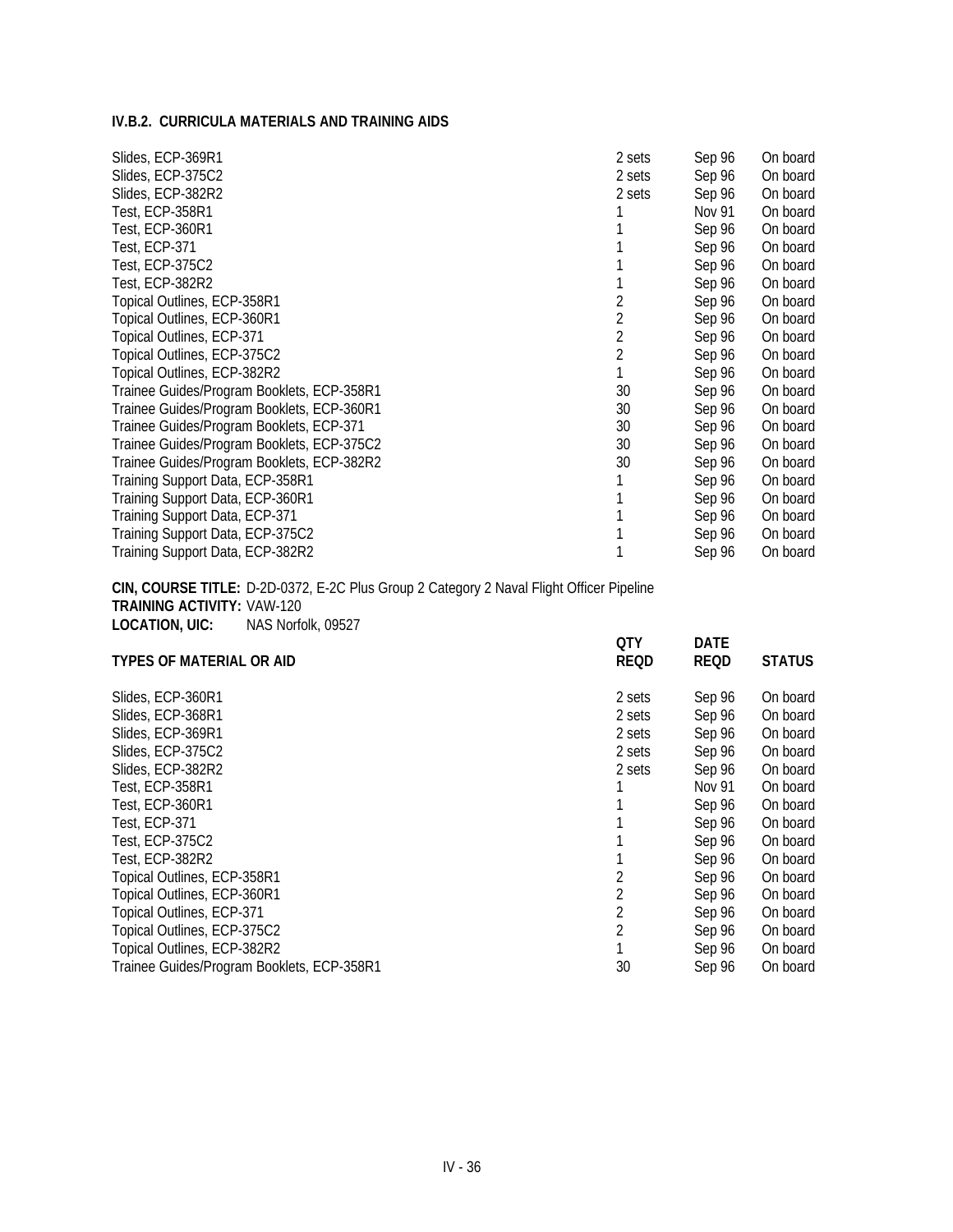**IV.B.2. CURRICULA MATERIALS AND TRAINING AIDS**

| | | | |
|---|---|---|---|
| Slides, ECP-369R1 | 2 sets | Sep 96 | On board |
| Slides, ECP-375C2 | 2 sets | Sep 96 | On board |
| Slides, ECP-382R2 | 2 sets | Sep 96 | On board |
| Test, ECP-358R1 | 1 | Nov 91 | On board |
| Test, ECP-360R1 | 1 | Sep 96 | On board |
| Test, ECP-371 | 1 | Sep 96 | On board |
| Test, ECP-375C2 | 1 | Sep 96 | On board |
| Test, ECP-382R2 | 1 | Sep 96 | On board |
| Topical Outlines, ECP-358R1 | 2 | Sep 96 | On board |
| Topical Outlines, ECP-360R1 | 2 | Sep 96 | On board |
| Topical Outlines, ECP-371 | 2 | Sep 96 | On board |
| Topical Outlines, ECP-375C2 | 2 | Sep 96 | On board |
| Topical Outlines, ECP-382R2 | 1 | Sep 96 | On board |
| Trainee Guides/Program Booklets, ECP-358R1 | 30 | Sep 96 | On board |
| Trainee Guides/Program Booklets, ECP-360R1 | 30 | Sep 96 | On board |
| Trainee Guides/Program Booklets, ECP-371 | 30 | Sep 96 | On board |
| Trainee Guides/Program Booklets, ECP-375C2 | 30 | Sep 96 | On board |
| Trainee Guides/Program Booklets, ECP-382R2 | 30 | Sep 96 | On board |
| Training Support Data, ECP-358R1 | 1 | Sep 96 | On board |
| Training Support Data, ECP-360R1 | 1 | Sep 96 | On board |
| Training Support Data, ECP-371 | 1 | Sep 96 | On board |
| Training Support Data, ECP-375C2 | 1 | Sep 96 | On board |
| Training Support Data, ECP-382R2 | 1 | Sep 96 | On board |

**CIN, COURSE TITLE:** D-2D-0372, E-2C Plus Group 2 Category 2 Naval Flight Officer Pipeline
**TRAINING ACTIVITY:** VAW-120
**LOCATION, UIC:** NAS Norfolk, 09527

| TYPES OF MATERIAL OR AID | QTY REQD | DATE REQD | STATUS |
|---|---|---|---|
| Slides, ECP-360R1 | 2 sets | Sep 96 | On board |
| Slides, ECP-368R1 | 2 sets | Sep 96 | On board |
| Slides, ECP-369R1 | 2 sets | Sep 96 | On board |
| Slides, ECP-375C2 | 2 sets | Sep 96 | On board |
| Slides, ECP-382R2 | 2 sets | Sep 96 | On board |
| Test, ECP-358R1 | 1 | Nov 91 | On board |
| Test, ECP-360R1 | 1 | Sep 96 | On board |
| Test, ECP-371 | 1 | Sep 96 | On board |
| Test, ECP-375C2 | 1 | Sep 96 | On board |
| Test, ECP-382R2 | 1 | Sep 96 | On board |
| Topical Outlines, ECP-358R1 | 2 | Sep 96 | On board |
| Topical Outlines, ECP-360R1 | 2 | Sep 96 | On board |
| Topical Outlines, ECP-371 | 2 | Sep 96 | On board |
| Topical Outlines, ECP-375C2 | 2 | Sep 96 | On board |
| Topical Outlines, ECP-382R2 | 1 | Sep 96 | On board |
| Trainee Guides/Program Booklets, ECP-358R1 | 30 | Sep 96 | On board |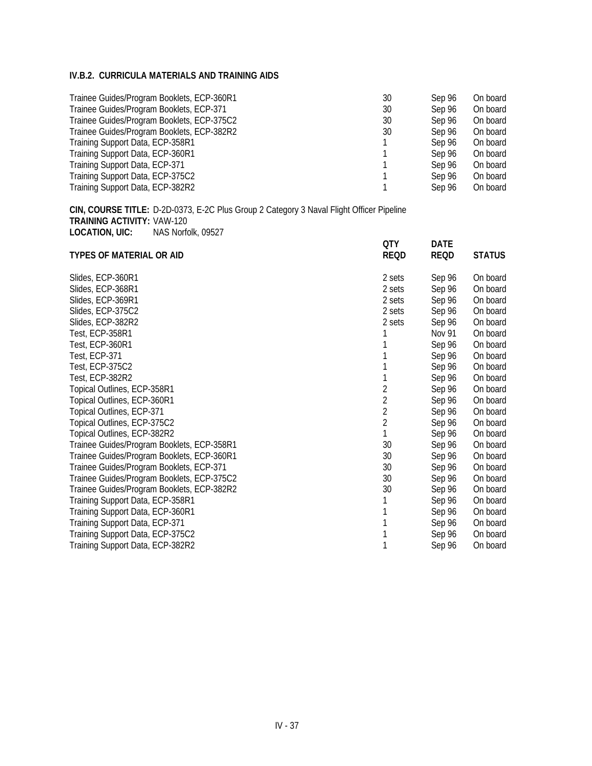#### IV.B.2. CURRICULA MATERIALS AND TRAINING AIDS

| | | | |
|---|---|---|---|
| Trainee Guides/Program Booklets, ECP-360R1 | 30 | Sep 96 | On board |
| Trainee Guides/Program Booklets, ECP-371 | 30 | Sep 96 | On board |
| Trainee Guides/Program Booklets, ECP-375C2 | 30 | Sep 96 | On board |
| Trainee Guides/Program Booklets, ECP-382R2 | 30 | Sep 96 | On board |
| Training Support Data, ECP-358R1 | 1 | Sep 96 | On board |
| Training Support Data, ECP-360R1 | 1 | Sep 96 | On board |
| Training Support Data, ECP-371 | 1 | Sep 96 | On board |
| Training Support Data, ECP-375C2 | 1 | Sep 96 | On board |
| Training Support Data, ECP-382R2 | 1 | Sep 96 | On board |

**CIN, COURSE TITLE:** D-2D-0373, E-2C Plus Group 2 Category 3 Naval Flight Officer Pipeline
**TRAINING ACTIVITY:** VAW-120
**LOCATION, UIC:** NAS Norfolk, 09527

| TYPES OF MATERIAL OR AID | QTY REQD | DATE REQD | STATUS |
|---|---|---|---|
| Slides, ECP-360R1 | 2 sets | Sep 96 | On board |
| Slides, ECP-368R1 | 2 sets | Sep 96 | On board |
| Slides, ECP-369R1 | 2 sets | Sep 96 | On board |
| Slides, ECP-375C2 | 2 sets | Sep 96 | On board |
| Slides, ECP-382R2 | 2 sets | Sep 96 | On board |
| Test, ECP-358R1 | 1 | Nov 91 | On board |
| Test, ECP-360R1 | 1 | Sep 96 | On board |
| Test, ECP-371 | 1 | Sep 96 | On board |
| Test, ECP-375C2 | 1 | Sep 96 | On board |
| Test, ECP-382R2 | 1 | Sep 96 | On board |
| Topical Outlines, ECP-358R1 | 2 | Sep 96 | On board |
| Topical Outlines, ECP-360R1 | 2 | Sep 96 | On board |
| Topical Outlines, ECP-371 | 2 | Sep 96 | On board |
| Topical Outlines, ECP-375C2 | 2 | Sep 96 | On board |
| Topical Outlines, ECP-382R2 | 1 | Sep 96 | On board |
| Trainee Guides/Program Booklets, ECP-358R1 | 30 | Sep 96 | On board |
| Trainee Guides/Program Booklets, ECP-360R1 | 30 | Sep 96 | On board |
| Trainee Guides/Program Booklets, ECP-371 | 30 | Sep 96 | On board |
| Trainee Guides/Program Booklets, ECP-375C2 | 30 | Sep 96 | On board |
| Trainee Guides/Program Booklets, ECP-382R2 | 30 | Sep 96 | On board |
| Training Support Data, ECP-358R1 | 1 | Sep 96 | On board |
| Training Support Data, ECP-360R1 | 1 | Sep 96 | On board |
| Training Support Data, ECP-371 | 1 | Sep 96 | On board |
| Training Support Data, ECP-375C2 | 1 | Sep 96 | On board |
| Training Support Data, ECP-382R2 | 1 | Sep 96 | On board |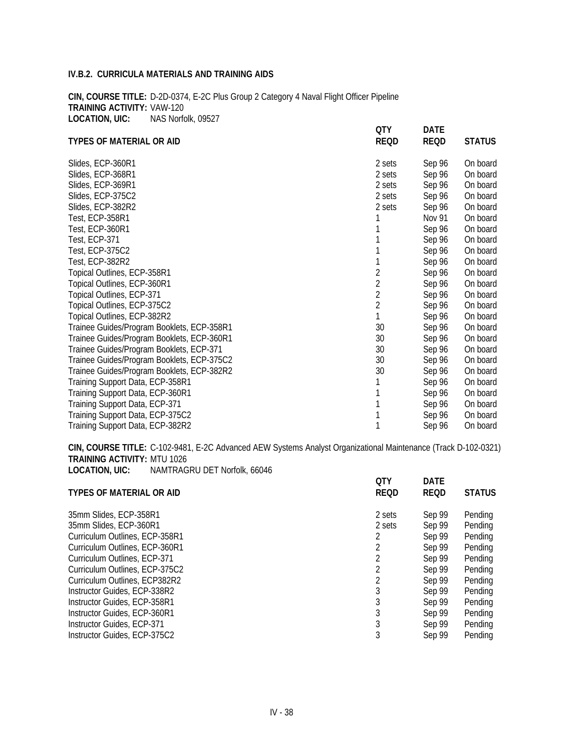### IV.B.2. CURRICULA MATERIALS AND TRAINING AIDS

**CIN, COURSE TITLE:** D-2D-0374, E-2C Plus Group 2 Category 4 Naval Flight Officer Pipeline
**TRAINING ACTIVITY:** VAW-120
**LOCATION, UIC:** NAS Norfolk, 09527

| TYPES OF MATERIAL OR AID | QTY REQD | DATE REQD | STATUS |
|---|---|---|---|
| Slides, ECP-360R1 | 2 sets | Sep 96 | On board |
| Slides, ECP-368R1 | 2 sets | Sep 96 | On board |
| Slides, ECP-369R1 | 2 sets | Sep 96 | On board |
| Slides, ECP-375C2 | 2 sets | Sep 96 | On board |
| Slides, ECP-382R2 | 2 sets | Sep 96 | On board |
| Test, ECP-358R1 | 1 | Nov 91 | On board |
| Test, ECP-360R1 | 1 | Sep 96 | On board |
| Test, ECP-371 | 1 | Sep 96 | On board |
| Test, ECP-375C2 | 1 | Sep 96 | On board |
| Test, ECP-382R2 | 1 | Sep 96 | On board |
| Topical Outlines, ECP-358R1 | 2 | Sep 96 | On board |
| Topical Outlines, ECP-360R1 | 2 | Sep 96 | On board |
| Topical Outlines, ECP-371 | 2 | Sep 96 | On board |
| Topical Outlines, ECP-375C2 | 2 | Sep 96 | On board |
| Topical Outlines, ECP-382R2 | 1 | Sep 96 | On board |
| Trainee Guides/Program Booklets, ECP-358R1 | 30 | Sep 96 | On board |
| Trainee Guides/Program Booklets, ECP-360R1 | 30 | Sep 96 | On board |
| Trainee Guides/Program Booklets, ECP-371 | 30 | Sep 96 | On board |
| Trainee Guides/Program Booklets, ECP-375C2 | 30 | Sep 96 | On board |
| Trainee Guides/Program Booklets, ECP-382R2 | 30 | Sep 96 | On board |
| Training Support Data, ECP-358R1 | 1 | Sep 96 | On board |
| Training Support Data, ECP-360R1 | 1 | Sep 96 | On board |
| Training Support Data, ECP-371 | 1 | Sep 96 | On board |
| Training Support Data, ECP-375C2 | 1 | Sep 96 | On board |
| Training Support Data, ECP-382R2 | 1 | Sep 96 | On board |

**CIN, COURSE TITLE:** C-102-9481, E-2C Advanced AEW Systems Analyst Organizational Maintenance (Track D-102-0321)
**TRAINING ACTIVITY:** MTU 1026
**LOCATION, UIC:** NAMTRAGRU DET Norfolk, 66046

| TYPES OF MATERIAL OR AID | QTY REQD | DATE REQD | STATUS |
|---|---|---|---|
| 35mm Slides, ECP-358R1 | 2 sets | Sep 99 | Pending |
| 35mm Slides, ECP-360R1 | 2 sets | Sep 99 | Pending |
| Curriculum Outlines, ECP-358R1 | 2 | Sep 99 | Pending |
| Curriculum Outlines, ECP-360R1 | 2 | Sep 99 | Pending |
| Curriculum Outlines, ECP-371 | 2 | Sep 99 | Pending |
| Curriculum Outlines, ECP-375C2 | 2 | Sep 99 | Pending |
| Curriculum Outlines, ECP382R2 | 2 | Sep 99 | Pending |
| Instructor Guides, ECP-338R2 | 3 | Sep 99 | Pending |
| Instructor Guides, ECP-358R1 | 3 | Sep 99 | Pending |
| Instructor Guides, ECP-360R1 | 3 | Sep 99 | Pending |
| Instructor Guides, ECP-371 | 3 | Sep 99 | Pending |
| Instructor Guides, ECP-375C2 | 3 | Sep 99 | Pending |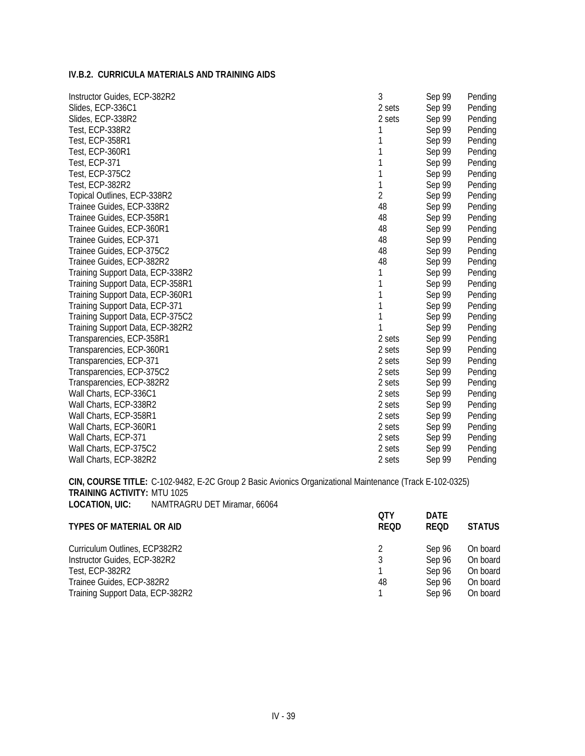### IV.B.2. CURRICULA MATERIALS AND TRAINING AIDS

| | | | |
|---|---|---|---|
| Instructor Guides, ECP-382R2 | 3 | Sep 99 | Pending |
| Slides, ECP-336C1 | 2 sets | Sep 99 | Pending |
| Slides, ECP-338R2 | 2 sets | Sep 99 | Pending |
| Test, ECP-338R2 | 1 | Sep 99 | Pending |
| Test, ECP-358R1 | 1 | Sep 99 | Pending |
| Test, ECP-360R1 | 1 | Sep 99 | Pending |
| Test, ECP-371 | 1 | Sep 99 | Pending |
| Test, ECP-375C2 | 1 | Sep 99 | Pending |
| Test, ECP-382R2 | 1 | Sep 99 | Pending |
| Topical Outlines, ECP-338R2 | 2 | Sep 99 | Pending |
| Trainee Guides, ECP-338R2 | 48 | Sep 99 | Pending |
| Trainee Guides, ECP-358R1 | 48 | Sep 99 | Pending |
| Trainee Guides, ECP-360R1 | 48 | Sep 99 | Pending |
| Trainee Guides, ECP-371 | 48 | Sep 99 | Pending |
| Trainee Guides, ECP-375C2 | 48 | Sep 99 | Pending |
| Trainee Guides, ECP-382R2 | 48 | Sep 99 | Pending |
| Training Support Data, ECP-338R2 | 1 | Sep 99 | Pending |
| Training Support Data, ECP-358R1 | 1 | Sep 99 | Pending |
| Training Support Data, ECP-360R1 | 1 | Sep 99 | Pending |
| Training Support Data, ECP-371 | 1 | Sep 99 | Pending |
| Training Support Data, ECP-375C2 | 1 | Sep 99 | Pending |
| Training Support Data, ECP-382R2 | 1 | Sep 99 | Pending |
| Transparencies, ECP-358R1 | 2 sets | Sep 99 | Pending |
| Transparencies, ECP-360R1 | 2 sets | Sep 99 | Pending |
| Transparencies, ECP-371 | 2 sets | Sep 99 | Pending |
| Transparencies, ECP-375C2 | 2 sets | Sep 99 | Pending |
| Transparencies, ECP-382R2 | 2 sets | Sep 99 | Pending |
| Wall Charts, ECP-336C1 | 2 sets | Sep 99 | Pending |
| Wall Charts, ECP-338R2 | 2 sets | Sep 99 | Pending |
| Wall Charts, ECP-358R1 | 2 sets | Sep 99 | Pending |
| Wall Charts, ECP-360R1 | 2 sets | Sep 99 | Pending |
| Wall Charts, ECP-371 | 2 sets | Sep 99 | Pending |
| Wall Charts, ECP-375C2 | 2 sets | Sep 99 | Pending |
| Wall Charts, ECP-382R2 | 2 sets | Sep 99 | Pending |

**CIN, COURSE TITLE:** C-102-9482, E-2C Group 2 Basic Avionics Organizational Maintenance (Track E-102-0325)
**TRAINING ACTIVITY:** MTU 1025
**LOCATION, UIC:** NAMTRAGRU DET Miramar, 66064

| TYPES OF MATERIAL OR AID | QTY REQD | DATE REQD | STATUS |
|---|---|---|---|
| Curriculum Outlines, ECP382R2 | 2 | Sep 96 | On board |
| Instructor Guides, ECP-382R2 | 3 | Sep 96 | On board |
| Test, ECP-382R2 | 1 | Sep 96 | On board |
| Trainee Guides, ECP-382R2 | 48 | Sep 96 | On board |
| Training Support Data, ECP-382R2 | 1 | Sep 96 | On board |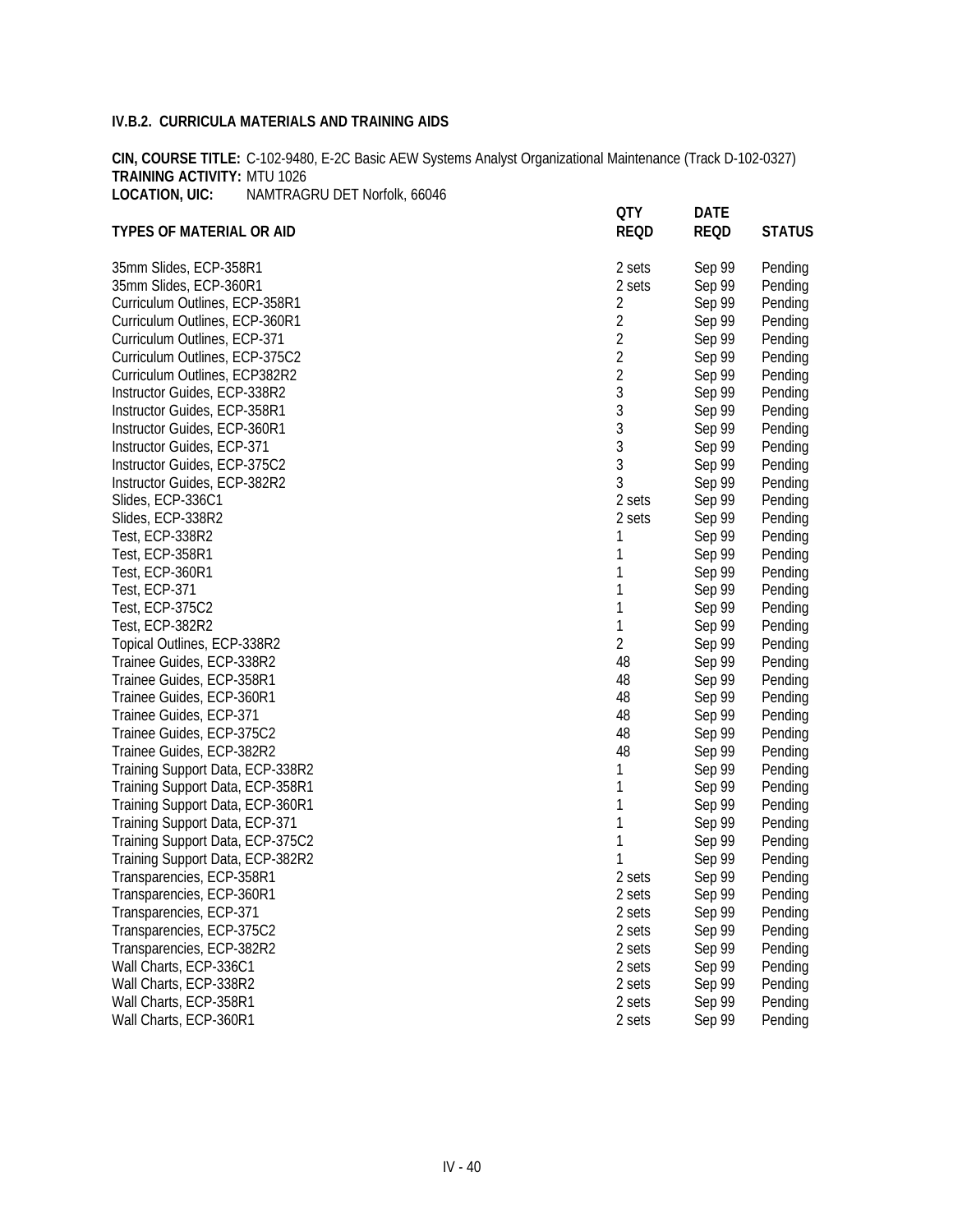## IV.B.2. CURRICULA MATERIALS AND TRAINING AIDS

**CIN, COURSE TITLE:** C-102-9480, E-2C Basic AEW Systems Analyst Organizational Maintenance (Track D-102-0327)
**TRAINING ACTIVITY:** MTU 1026
**LOCATION, UIC:** NAMTRAGRU DET Norfolk, 66046

| TYPES OF MATERIAL OR AID | QTY REQD | DATE REQD | STATUS |
|---|---|---|---|
| 35mm Slides, ECP-358R1 | 2 sets | Sep 99 | Pending |
| 35mm Slides, ECP-360R1 | 2 sets | Sep 99 | Pending |
| Curriculum Outlines, ECP-358R1 | 2 | Sep 99 | Pending |
| Curriculum Outlines, ECP-360R1 | 2 | Sep 99 | Pending |
| Curriculum Outlines, ECP-371 | 2 | Sep 99 | Pending |
| Curriculum Outlines, ECP-375C2 | 2 | Sep 99 | Pending |
| Curriculum Outlines, ECP382R2 | 2 | Sep 99 | Pending |
| Instructor Guides, ECP-338R2 | 3 | Sep 99 | Pending |
| Instructor Guides, ECP-358R1 | 3 | Sep 99 | Pending |
| Instructor Guides, ECP-360R1 | 3 | Sep 99 | Pending |
| Instructor Guides, ECP-371 | 3 | Sep 99 | Pending |
| Instructor Guides, ECP-375C2 | 3 | Sep 99 | Pending |
| Instructor Guides, ECP-382R2 | 3 | Sep 99 | Pending |
| Slides, ECP-336C1 | 2 sets | Sep 99 | Pending |
| Slides, ECP-338R2 | 2 sets | Sep 99 | Pending |
| Test, ECP-338R2 | 1 | Sep 99 | Pending |
| Test, ECP-358R1 | 1 | Sep 99 | Pending |
| Test, ECP-360R1 | 1 | Sep 99 | Pending |
| Test, ECP-371 | 1 | Sep 99 | Pending |
| Test, ECP-375C2 | 1 | Sep 99 | Pending |
| Test, ECP-382R2 | 1 | Sep 99 | Pending |
| Topical Outlines, ECP-338R2 | 2 | Sep 99 | Pending |
| Trainee Guides, ECP-338R2 | 48 | Sep 99 | Pending |
| Trainee Guides, ECP-358R1 | 48 | Sep 99 | Pending |
| Trainee Guides, ECP-360R1 | 48 | Sep 99 | Pending |
| Trainee Guides, ECP-371 | 48 | Sep 99 | Pending |
| Trainee Guides, ECP-375C2 | 48 | Sep 99 | Pending |
| Trainee Guides, ECP-382R2 | 48 | Sep 99 | Pending |
| Training Support Data, ECP-338R2 | 1 | Sep 99 | Pending |
| Training Support Data, ECP-358R1 | 1 | Sep 99 | Pending |
| Training Support Data, ECP-360R1 | 1 | Sep 99 | Pending |
| Training Support Data, ECP-371 | 1 | Sep 99 | Pending |
| Training Support Data, ECP-375C2 | 1 | Sep 99 | Pending |
| Training Support Data, ECP-382R2 | 1 | Sep 99 | Pending |
| Transparencies, ECP-358R1 | 2 sets | Sep 99 | Pending |
| Transparencies, ECP-360R1 | 2 sets | Sep 99 | Pending |
| Transparencies, ECP-371 | 2 sets | Sep 99 | Pending |
| Transparencies, ECP-375C2 | 2 sets | Sep 99 | Pending |
| Transparencies, ECP-382R2 | 2 sets | Sep 99 | Pending |
| Wall Charts, ECP-336C1 | 2 sets | Sep 99 | Pending |
| Wall Charts, ECP-338R2 | 2 sets | Sep 99 | Pending |
| Wall Charts, ECP-358R1 | 2 sets | Sep 99 | Pending |
| Wall Charts, ECP-360R1 | 2 sets | Sep 99 | Pending |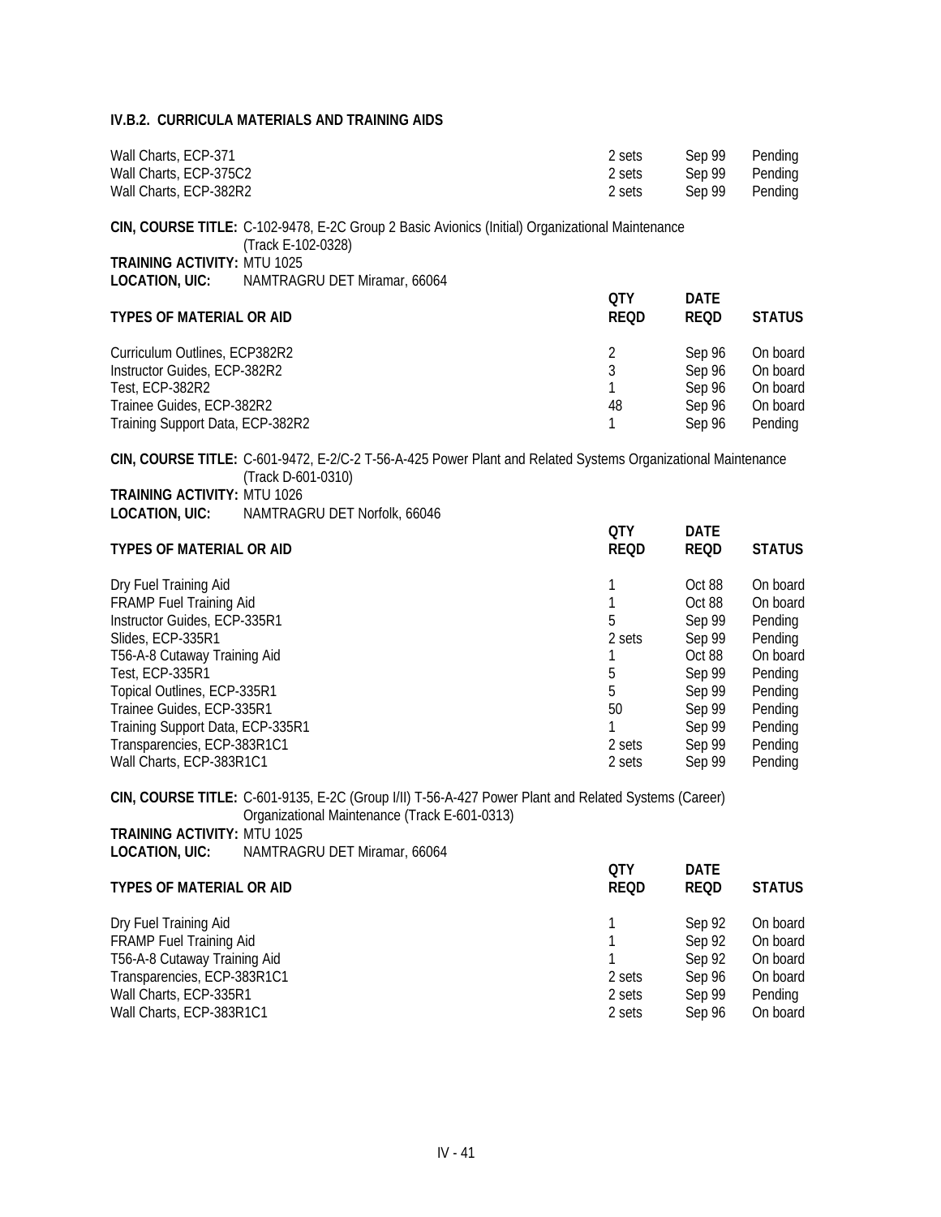#### IV.B.2. CURRICULA MATERIALS AND TRAINING AIDS

| | | | |
|---|---|---|---|
| Wall Charts, ECP-371 | 2 sets | Sep 99 | Pending |
| Wall Charts, ECP-375C2 | 2 sets | Sep 99 | Pending |
| Wall Charts, ECP-382R2 | 2 sets | Sep 99 | Pending |

**CIN, COURSE TITLE:** C-102-9478, E-2C Group 2 Basic Avionics (Initial) Organizational Maintenance (Track E-102-0328)
**TRAINING ACTIVITY:** MTU 1025
**LOCATION, UIC:** NAMTRAGRU DET Miramar, 66064

| TYPES OF MATERIAL OR AID | QTY REQD | DATE REQD | STATUS |
|---|---|---|---|
| Curriculum Outlines, ECP382R2 | 2 | Sep 96 | On board |
| Instructor Guides, ECP-382R2 | 3 | Sep 96 | On board |
| Test, ECP-382R2 | 1 | Sep 96 | On board |
| Trainee Guides, ECP-382R2 | 48 | Sep 96 | On board |
| Training Support Data, ECP-382R2 | 1 | Sep 96 | Pending |

**CIN, COURSE TITLE:** C-601-9472, E-2/C-2 T-56-A-425 Power Plant and Related Systems Organizational Maintenance (Track D-601-0310)
**TRAINING ACTIVITY:** MTU 1026
**LOCATION, UIC:** NAMTRAGRU DET Norfolk, 66046

| TYPES OF MATERIAL OR AID | QTY REQD | DATE REQD | STATUS |
|---|---|---|---|
| Dry Fuel Training Aid | 1 | Oct 88 | On board |
| FRAMP Fuel Training Aid | 1 | Oct 88 | On board |
| Instructor Guides, ECP-335R1 | 5 | Sep 99 | Pending |
| Slides, ECP-335R1 | 2 sets | Sep 99 | Pending |
| T56-A-8 Cutaway Training Aid | 1 | Oct 88 | On board |
| Test, ECP-335R1 | 5 | Sep 99 | Pending |
| Topical Outlines, ECP-335R1 | 5 | Sep 99 | Pending |
| Trainee Guides, ECP-335R1 | 50 | Sep 99 | Pending |
| Training Support Data, ECP-335R1 | 1 | Sep 99 | Pending |
| Transparencies, ECP-383R1C1 | 2 sets | Sep 99 | Pending |
| Wall Charts, ECP-383R1C1 | 2 sets | Sep 99 | Pending |

**CIN, COURSE TITLE:** C-601-9135, E-2C (Group I/II) T-56-A-427 Power Plant and Related Systems (Career) Organizational Maintenance (Track E-601-0313)
**TRAINING ACTIVITY:** MTU 1025
**LOCATION, UIC:** NAMTRAGRU DET Miramar, 66064

| TYPES OF MATERIAL OR AID | QTY REQD | DATE REQD | STATUS |
|---|---|---|---|
| Dry Fuel Training Aid | 1 | Sep 92 | On board |
| FRAMP Fuel Training Aid | 1 | Sep 92 | On board |
| T56-A-8 Cutaway Training Aid | 1 | Sep 92 | On board |
| Transparencies, ECP-383R1C1 | 2 sets | Sep 96 | On board |
| Wall Charts, ECP-335R1 | 2 sets | Sep 99 | Pending |
| Wall Charts, ECP-383R1C1 | 2 sets | Sep 96 | On board |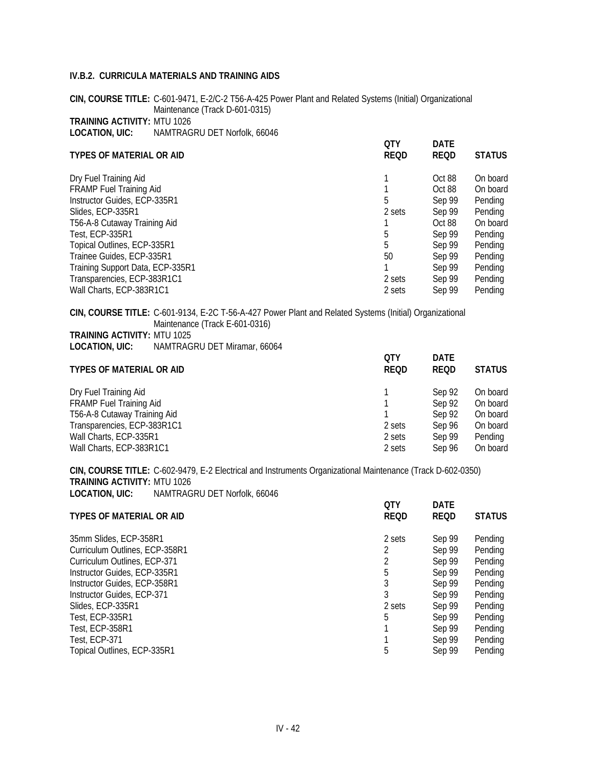### IV.B.2. CURRICULA MATERIALS AND TRAINING AIDS

**CIN, COURSE TITLE:** C-601-9471, E-2/C-2 T56-A-425 Power Plant and Related Systems (Initial) Organizational Maintenance (Track D-601-0315)
**TRAINING ACTIVITY:** MTU 1026
**LOCATION, UIC:** NAMTRAGRU DET Norfolk, 66046

| TYPES OF MATERIAL OR AID | QTY REQD | DATE REQD | STATUS |
|---|---|---|---|
| Dry Fuel Training Aid | 1 | Oct 88 | On board |
| FRAMP Fuel Training Aid | 1 | Oct 88 | On board |
| Instructor Guides, ECP-335R1 | 5 | Sep 99 | Pending |
| Slides, ECP-335R1 | 2 sets | Sep 99 | Pending |
| T56-A-8 Cutaway Training Aid | 1 | Oct 88 | On board |
| Test, ECP-335R1 | 5 | Sep 99 | Pending |
| Topical Outlines, ECP-335R1 | 5 | Sep 99 | Pending |
| Trainee Guides, ECP-335R1 | 50 | Sep 99 | Pending |
| Training Support Data, ECP-335R1 | 1 | Sep 99 | Pending |
| Transparencies, ECP-383R1C1 | 2 sets | Sep 99 | Pending |
| Wall Charts, ECP-383R1C1 | 2 sets | Sep 99 | Pending |

**CIN, COURSE TITLE:** C-601-9134, E-2C T-56-A-427 Power Plant and Related Systems (Initial) Organizational Maintenance (Track E-601-0316)
**TRAINING ACTIVITY:** MTU 1025
**LOCATION, UIC:** NAMTRAGRU DET Miramar, 66064

| TYPES OF MATERIAL OR AID | QTY REQD | DATE REQD | STATUS |
|---|---|---|---|
| Dry Fuel Training Aid | 1 | Sep 92 | On board |
| FRAMP Fuel Training Aid | 1 | Sep 92 | On board |
| T56-A-8 Cutaway Training Aid | 1 | Sep 92 | On board |
| Transparencies, ECP-383R1C1 | 2 sets | Sep 96 | On board |
| Wall Charts, ECP-335R1 | 2 sets | Sep 99 | Pending |
| Wall Charts, ECP-383R1C1 | 2 sets | Sep 96 | On board |

**CIN, COURSE TITLE:** C-602-9479, E-2 Electrical and Instruments Organizational Maintenance (Track D-602-0350)
**TRAINING ACTIVITY:** MTU 1026
**LOCATION, UIC:** NAMTRAGRU DET Norfolk, 66046

| TYPES OF MATERIAL OR AID | QTY REQD | DATE REQD | STATUS |
|---|---|---|---|
| 35mm Slides, ECP-358R1 | 2 sets | Sep 99 | Pending |
| Curriculum Outlines, ECP-358R1 | 2 | Sep 99 | Pending |
| Curriculum Outlines, ECP-371 | 2 | Sep 99 | Pending |
| Instructor Guides, ECP-335R1 | 5 | Sep 99 | Pending |
| Instructor Guides, ECP-358R1 | 3 | Sep 99 | Pending |
| Instructor Guides, ECP-371 | 3 | Sep 99 | Pending |
| Slides, ECP-335R1 | 2 sets | Sep 99 | Pending |
| Test, ECP-335R1 | 5 | Sep 99 | Pending |
| Test, ECP-358R1 | 1 | Sep 99 | Pending |
| Test, ECP-371 | 1 | Sep 99 | Pending |
| Topical Outlines, ECP-335R1 | 5 | Sep 99 | Pending |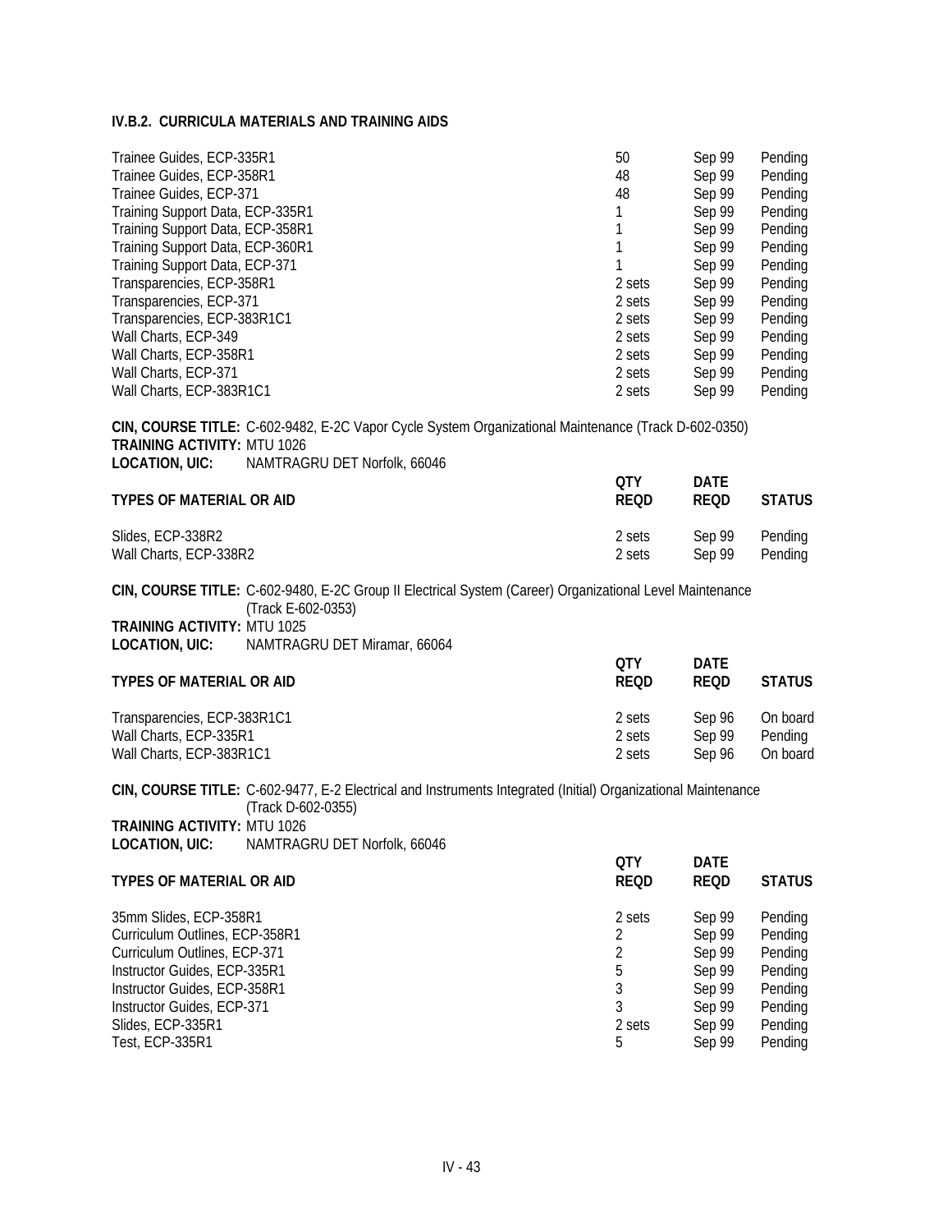### IV.B.2. CURRICULA MATERIALS AND TRAINING AIDS

| | | | |
|---|---|---|---|
| Trainee Guides, ECP-335R1 | 50 | Sep 99 | Pending |
| Trainee Guides, ECP-358R1 | 48 | Sep 99 | Pending |
| Trainee Guides, ECP-371 | 48 | Sep 99 | Pending |
| Training Support Data, ECP-335R1 | 1 | Sep 99 | Pending |
| Training Support Data, ECP-358R1 | 1 | Sep 99 | Pending |
| Training Support Data, ECP-360R1 | 1 | Sep 99 | Pending |
| Training Support Data, ECP-371 | 1 | Sep 99 | Pending |
| Transparencies, ECP-358R1 | 2 sets | Sep 99 | Pending |
| Transparencies, ECP-371 | 2 sets | Sep 99 | Pending |
| Transparencies, ECP-383R1C1 | 2 sets | Sep 99 | Pending |
| Wall Charts, ECP-349 | 2 sets | Sep 99 | Pending |
| Wall Charts, ECP-358R1 | 2 sets | Sep 99 | Pending |
| Wall Charts, ECP-371 | 2 sets | Sep 99 | Pending |
| Wall Charts, ECP-383R1C1 | 2 sets | Sep 99 | Pending |

**CIN, COURSE TITLE:** C-602-9482, E-2C Vapor Cycle System Organizational Maintenance (Track D-602-0350)
**TRAINING ACTIVITY:** MTU 1026
**LOCATION, UIC:** NAMTRAGRU DET Norfolk, 66046

| TYPES OF MATERIAL OR AID | QTY REQD | DATE REQD | STATUS |
|---|---|---|---|
| Slides, ECP-338R2 | 2 sets | Sep 99 | Pending |
| Wall Charts, ECP-338R2 | 2 sets | Sep 99 | Pending |

**CIN, COURSE TITLE:** C-602-9480, E-2C Group II Electrical System (Career) Organizational Level Maintenance (Track E-602-0353)
**TRAINING ACTIVITY:** MTU 1025
**LOCATION, UIC:** NAMTRAGRU DET Miramar, 66064

| TYPES OF MATERIAL OR AID | QTY REQD | DATE REQD | STATUS |
|---|---|---|---|
| Transparencies, ECP-383R1C1 | 2 sets | Sep 96 | On board |
| Wall Charts, ECP-335R1 | 2 sets | Sep 99 | Pending |
| Wall Charts, ECP-383R1C1 | 2 sets | Sep 96 | On board |

**CIN, COURSE TITLE:** C-602-9477, E-2 Electrical and Instruments Integrated (Initial) Organizational Maintenance (Track D-602-0355)
**TRAINING ACTIVITY:** MTU 1026
**LOCATION, UIC:** NAMTRAGRU DET Norfolk, 66046

| TYPES OF MATERIAL OR AID | QTY REQD | DATE REQD | STATUS |
|---|---|---|---|
| 35mm Slides, ECP-358R1 | 2 sets | Sep 99 | Pending |
| Curriculum Outlines, ECP-358R1 | 2 | Sep 99 | Pending |
| Curriculum Outlines, ECP-371 | 2 | Sep 99 | Pending |
| Instructor Guides, ECP-335R1 | 5 | Sep 99 | Pending |
| Instructor Guides, ECP-358R1 | 3 | Sep 99 | Pending |
| Instructor Guides, ECP-371 | 3 | Sep 99 | Pending |
| Slides, ECP-335R1 | 2 sets | Sep 99 | Pending |
| Test, ECP-335R1 | 5 | Sep 99 | Pending |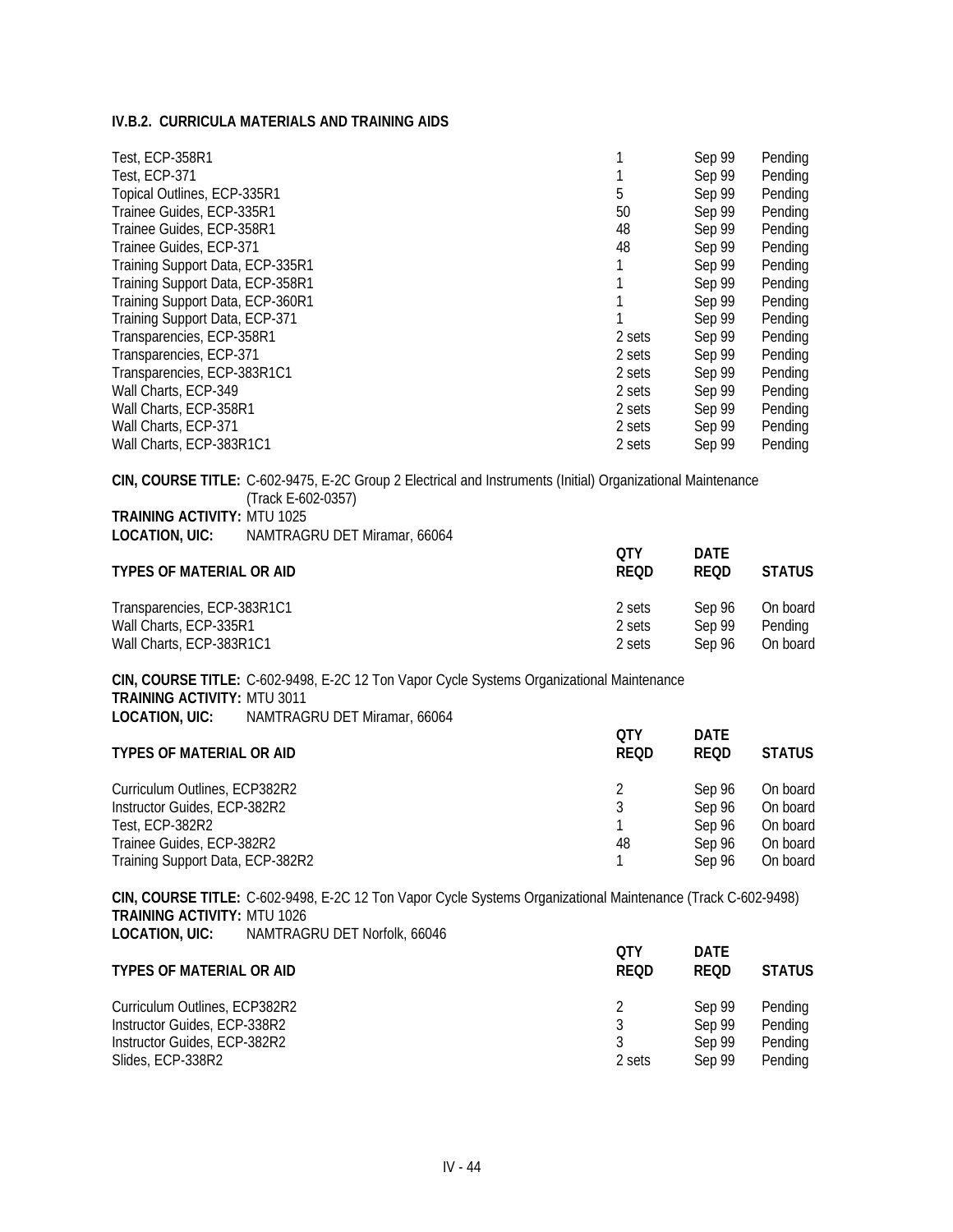#### IV.B.2. CURRICULA MATERIALS AND TRAINING AIDS

| | | | |
|---|---|---|---|
| Test, ECP-358R1 | 1 | Sep 99 | Pending |
| Test, ECP-371 | 1 | Sep 99 | Pending |
| Topical Outlines, ECP-335R1 | 5 | Sep 99 | Pending |
| Trainee Guides, ECP-335R1 | 50 | Sep 99 | Pending |
| Trainee Guides, ECP-358R1 | 48 | Sep 99 | Pending |
| Trainee Guides, ECP-371 | 48 | Sep 99 | Pending |
| Training Support Data, ECP-335R1 | 1 | Sep 99 | Pending |
| Training Support Data, ECP-358R1 | 1 | Sep 99 | Pending |
| Training Support Data, ECP-360R1 | 1 | Sep 99 | Pending |
| Training Support Data, ECP-371 | 1 | Sep 99 | Pending |
| Transparencies, ECP-358R1 | 2 sets | Sep 99 | Pending |
| Transparencies, ECP-371 | 2 sets | Sep 99 | Pending |
| Transparencies, ECP-383R1C1 | 2 sets | Sep 99 | Pending |
| Wall Charts, ECP-349 | 2 sets | Sep 99 | Pending |
| Wall Charts, ECP-358R1 | 2 sets | Sep 99 | Pending |
| Wall Charts, ECP-371 | 2 sets | Sep 99 | Pending |
| Wall Charts, ECP-383R1C1 | 2 sets | Sep 99 | Pending |

**CIN, COURSE TITLE:** C-602-9475, E-2C Group 2 Electrical and Instruments (Initial) Organizational Maintenance (Track E-602-0357)
**TRAINING ACTIVITY:** MTU 1025
**LOCATION, UIC:** NAMTRAGRU DET Miramar, 66064

| TYPES OF MATERIAL OR AID | QTY REQD | DATE REQD | STATUS |
|---|---|---|---|
| Transparencies, ECP-383R1C1 | 2 sets | Sep 96 | On board |
| Wall Charts, ECP-335R1 | 2 sets | Sep 99 | Pending |
| Wall Charts, ECP-383R1C1 | 2 sets | Sep 96 | On board |

**CIN, COURSE TITLE:** C-602-9498, E-2C 12 Ton Vapor Cycle Systems Organizational Maintenance
**TRAINING ACTIVITY:** MTU 3011
**LOCATION, UIC:** NAMTRAGRU DET Miramar, 66064

| TYPES OF MATERIAL OR AID | QTY REQD | DATE REQD | STATUS |
|---|---|---|---|
| Curriculum Outlines, ECP382R2 | 2 | Sep 96 | On board |
| Instructor Guides, ECP-382R2 | 3 | Sep 96 | On board |
| Test, ECP-382R2 | 1 | Sep 96 | On board |
| Trainee Guides, ECP-382R2 | 48 | Sep 96 | On board |
| Training Support Data, ECP-382R2 | 1 | Sep 96 | On board |

**CIN, COURSE TITLE:** C-602-9498, E-2C 12 Ton Vapor Cycle Systems Organizational Maintenance (Track C-602-9498)
**TRAINING ACTIVITY:** MTU 1026
**LOCATION, UIC:** NAMTRAGRU DET Norfolk, 66046

| TYPES OF MATERIAL OR AID | QTY REQD | DATE REQD | STATUS |
|---|---|---|---|
| Curriculum Outlines, ECP382R2 | 2 | Sep 99 | Pending |
| Instructor Guides, ECP-338R2 | 3 | Sep 99 | Pending |
| Instructor Guides, ECP-382R2 | 3 | Sep 99 | Pending |
| Slides, ECP-338R2 | 2 sets | Sep 99 | Pending |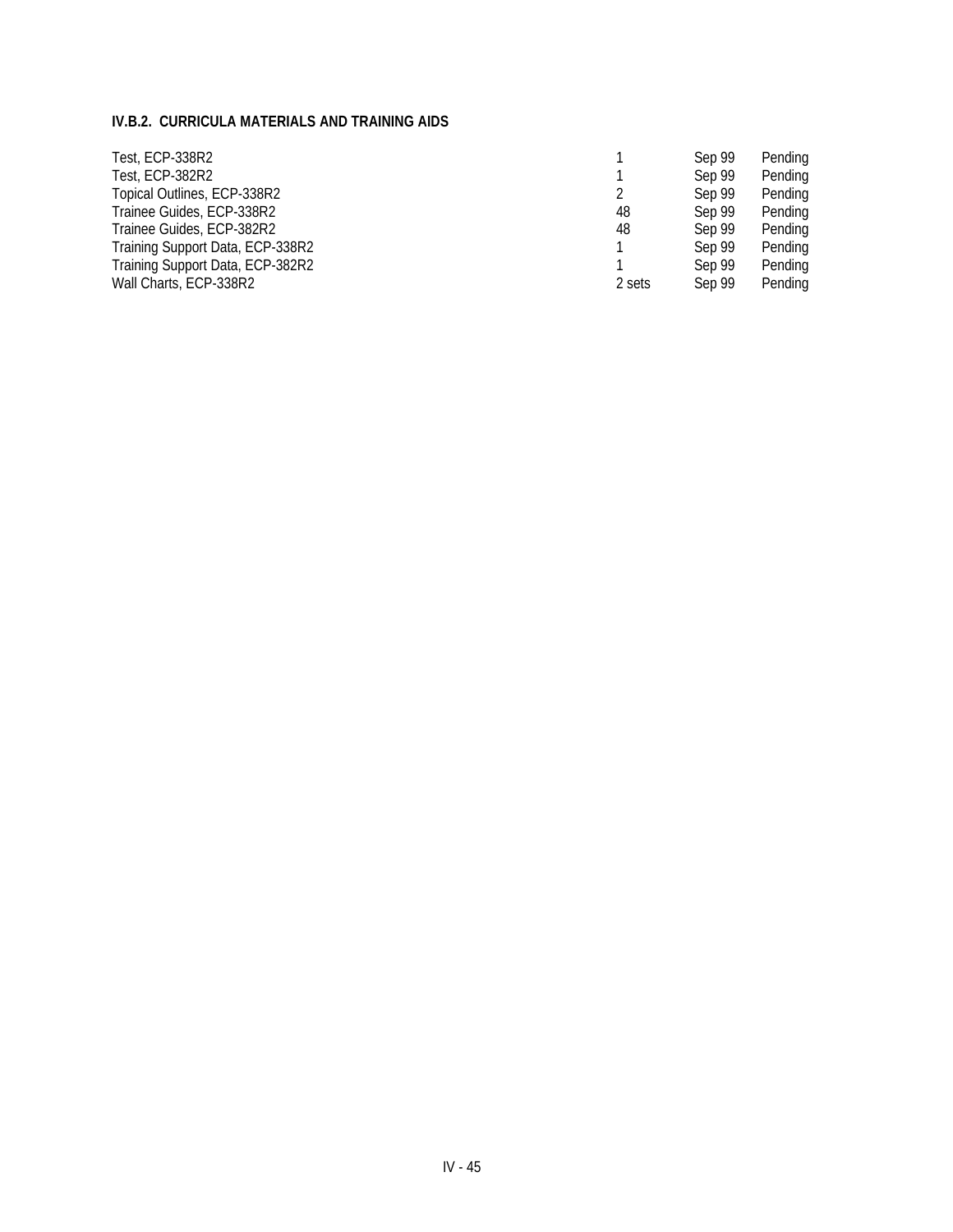#### IV.B.2. CURRICULA MATERIALS AND TRAINING AIDS

| | | | |
|---|---|---|---|
| Test, ECP-338R2 | 1 | Sep 99 | Pending |
| Test, ECP-382R2 | 1 | Sep 99 | Pending |
| Topical Outlines, ECP-338R2 | 2 | Sep 99 | Pending |
| Trainee Guides, ECP-338R2 | 48 | Sep 99 | Pending |
| Trainee Guides, ECP-382R2 | 48 | Sep 99 | Pending |
| Training Support Data, ECP-338R2 | 1 | Sep 99 | Pending |
| Training Support Data, ECP-382R2 | 1 | Sep 99 | Pending |
| Wall Charts, ECP-338R2 | 2 sets | Sep 99 | Pending |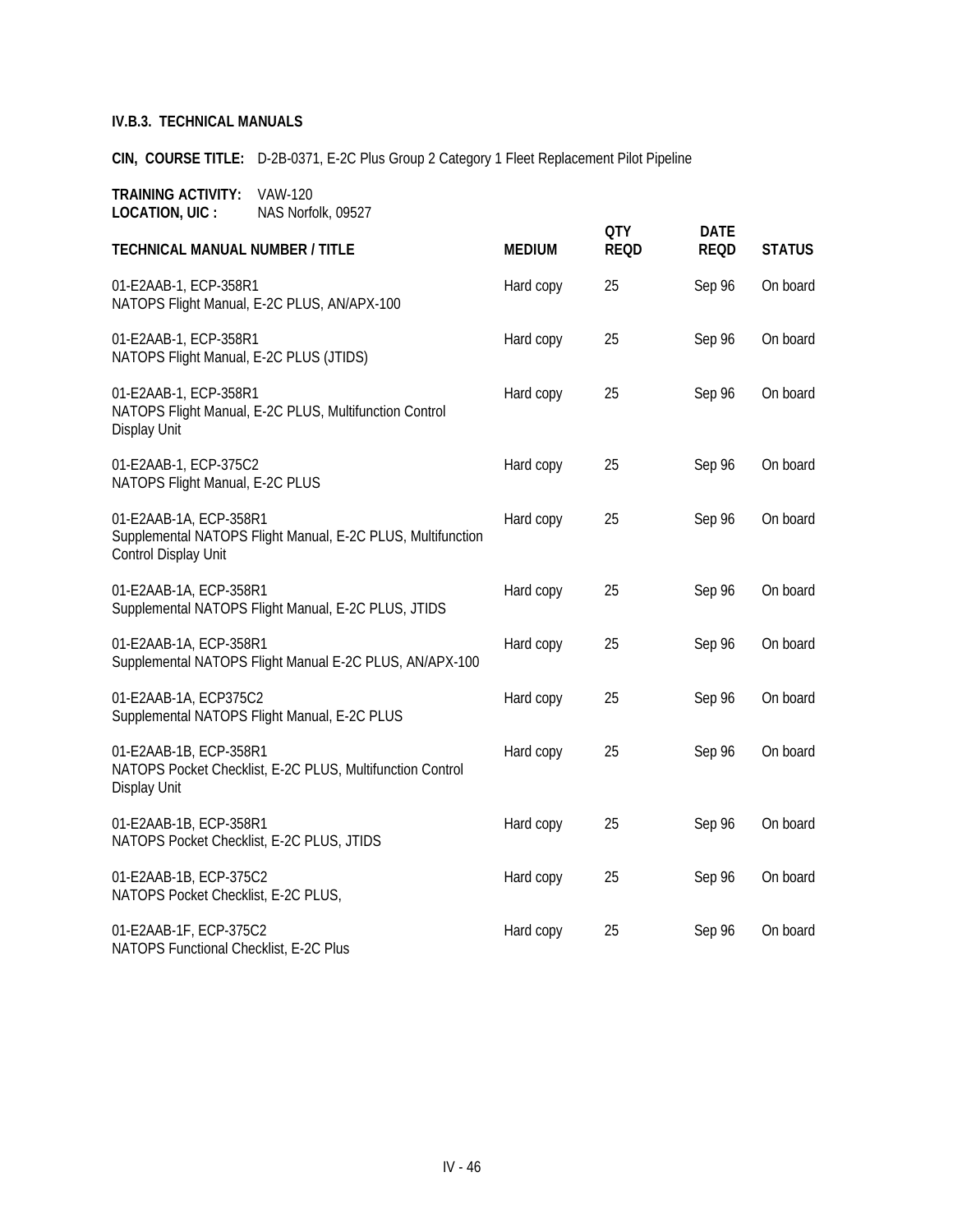**IV.B.3. TECHNICAL MANUALS**

**CIN, COURSE TITLE:** D-2B-0371, E-2C Plus Group 2 Category 1 Fleet Replacement Pilot Pipeline

**TRAINING ACTIVITY:** VAW-120
**LOCATION, UIC :** NAS Norfolk, 09527

| TECHNICAL MANUAL NUMBER / TITLE | MEDIUM | QTY REQD | DATE REQD | STATUS |
|---|---|---|---|---|
| 01-E2AAB-1, ECP-358R1<br>NATOPS Flight Manual, E-2C PLUS, AN/APX-100 | Hard copy | 25 | Sep 96 | On board |
| 01-E2AAB-1, ECP-358R1<br>NATOPS Flight Manual, E-2C PLUS (JTIDS) | Hard copy | 25 | Sep 96 | On board |
| 01-E2AAB-1, ECP-358R1<br>NATOPS Flight Manual, E-2C PLUS, Multifunction Control Display Unit | Hard copy | 25 | Sep 96 | On board |
| 01-E2AAB-1, ECP-375C2<br>NATOPS Flight Manual, E-2C PLUS | Hard copy | 25 | Sep 96 | On board |
| 01-E2AAB-1A, ECP-358R1<br>Supplemental NATOPS Flight Manual, E-2C PLUS, Multifunction Control Display Unit | Hard copy | 25 | Sep 96 | On board |
| 01-E2AAB-1A, ECP-358R1<br>Supplemental NATOPS Flight Manual, E-2C PLUS, JTIDS | Hard copy | 25 | Sep 96 | On board |
| 01-E2AAB-1A, ECP-358R1<br>Supplemental NATOPS Flight Manual E-2C PLUS, AN/APX-100 | Hard copy | 25 | Sep 96 | On board |
| 01-E2AAB-1A, ECP375C2<br>Supplemental NATOPS Flight Manual, E-2C PLUS | Hard copy | 25 | Sep 96 | On board |
| 01-E2AAB-1B, ECP-358R1<br>NATOPS Pocket Checklist, E-2C PLUS, Multifunction Control Display Unit | Hard copy | 25 | Sep 96 | On board |
| 01-E2AAB-1B, ECP-358R1<br>NATOPS Pocket Checklist, E-2C PLUS, JTIDS | Hard copy | 25 | Sep 96 | On board |
| 01-E2AAB-1B, ECP-375C2<br>NATOPS Pocket Checklist, E-2C PLUS, | Hard copy | 25 | Sep 96 | On board |
| 01-E2AAB-1F, ECP-375C2<br>NATOPS Functional Checklist, E-2C Plus | Hard copy | 25 | Sep 96 | On board |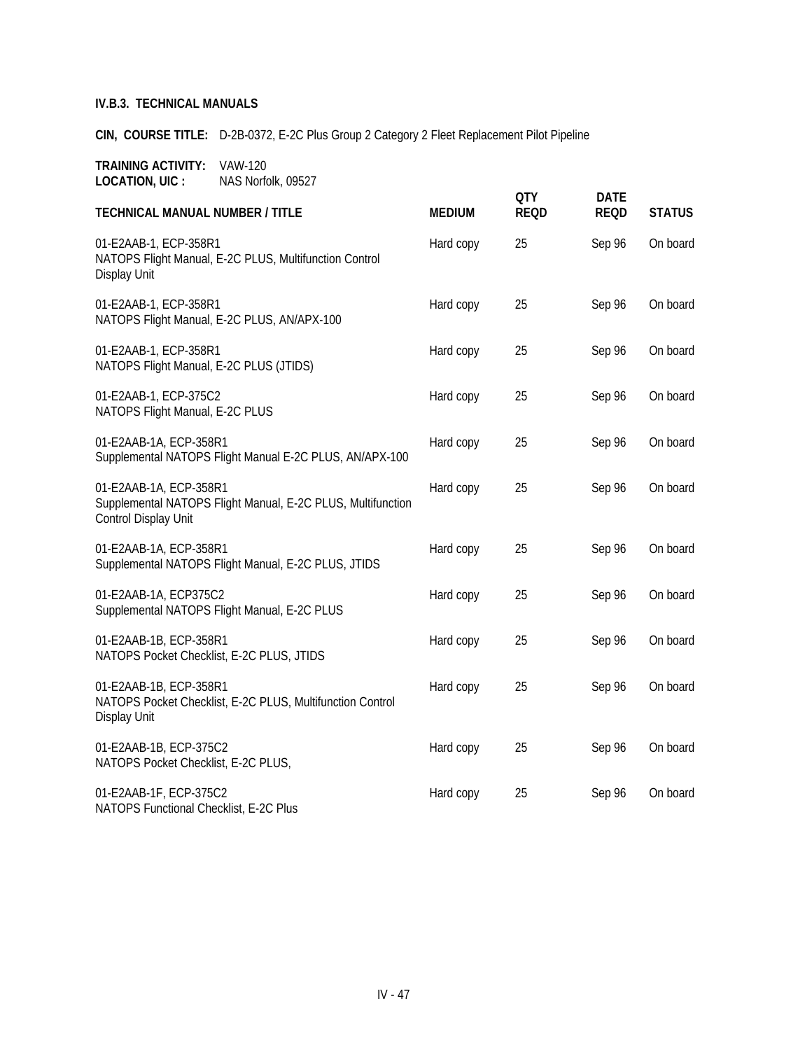### IV.B.3. TECHNICAL MANUALS

**CIN, COURSE TITLE:** D-2B-0372, E-2C Plus Group 2 Category 2 Fleet Replacement Pilot Pipeline

**TRAINING ACTIVITY:** VAW-120
**LOCATION, UIC :** NAS Norfolk, 09527

| TECHNICAL MANUAL NUMBER / TITLE | MEDIUM | QTY REQD | DATE REQD | STATUS |
|---|---|---|---|---|
| 01-E2AAB-1, ECP-358R1 NATOPS Flight Manual, E-2C PLUS, Multifunction Control Display Unit | Hard copy | 25 | Sep 96 | On board |
| 01-E2AAB-1, ECP-358R1 NATOPS Flight Manual, E-2C PLUS, AN/APX-100 | Hard copy | 25 | Sep 96 | On board |
| 01-E2AAB-1, ECP-358R1 NATOPS Flight Manual, E-2C PLUS (JTIDS) | Hard copy | 25 | Sep 96 | On board |
| 01-E2AAB-1, ECP-375C2 NATOPS Flight Manual, E-2C PLUS | Hard copy | 25 | Sep 96 | On board |
| 01-E2AAB-1A, ECP-358R1 Supplemental NATOPS Flight Manual E-2C PLUS, AN/APX-100 | Hard copy | 25 | Sep 96 | On board |
| 01-E2AAB-1A, ECP-358R1 Supplemental NATOPS Flight Manual, E-2C PLUS, Multifunction Control Display Unit | Hard copy | 25 | Sep 96 | On board |
| 01-E2AAB-1A, ECP-358R1 Supplemental NATOPS Flight Manual, E-2C PLUS, JTIDS | Hard copy | 25 | Sep 96 | On board |
| 01-E2AAB-1A, ECP375C2 Supplemental NATOPS Flight Manual, E-2C PLUS | Hard copy | 25 | Sep 96 | On board |
| 01-E2AAB-1B, ECP-358R1 NATOPS Pocket Checklist, E-2C PLUS, JTIDS | Hard copy | 25 | Sep 96 | On board |
| 01-E2AAB-1B, ECP-358R1 NATOPS Pocket Checklist, E-2C PLUS, Multifunction Control Display Unit | Hard copy | 25 | Sep 96 | On board |
| 01-E2AAB-1B, ECP-375C2 NATOPS Pocket Checklist, E-2C PLUS, | Hard copy | 25 | Sep 96 | On board |
| 01-E2AAB-1F, ECP-375C2 NATOPS Functional Checklist, E-2C Plus | Hard copy | 25 | Sep 96 | On board |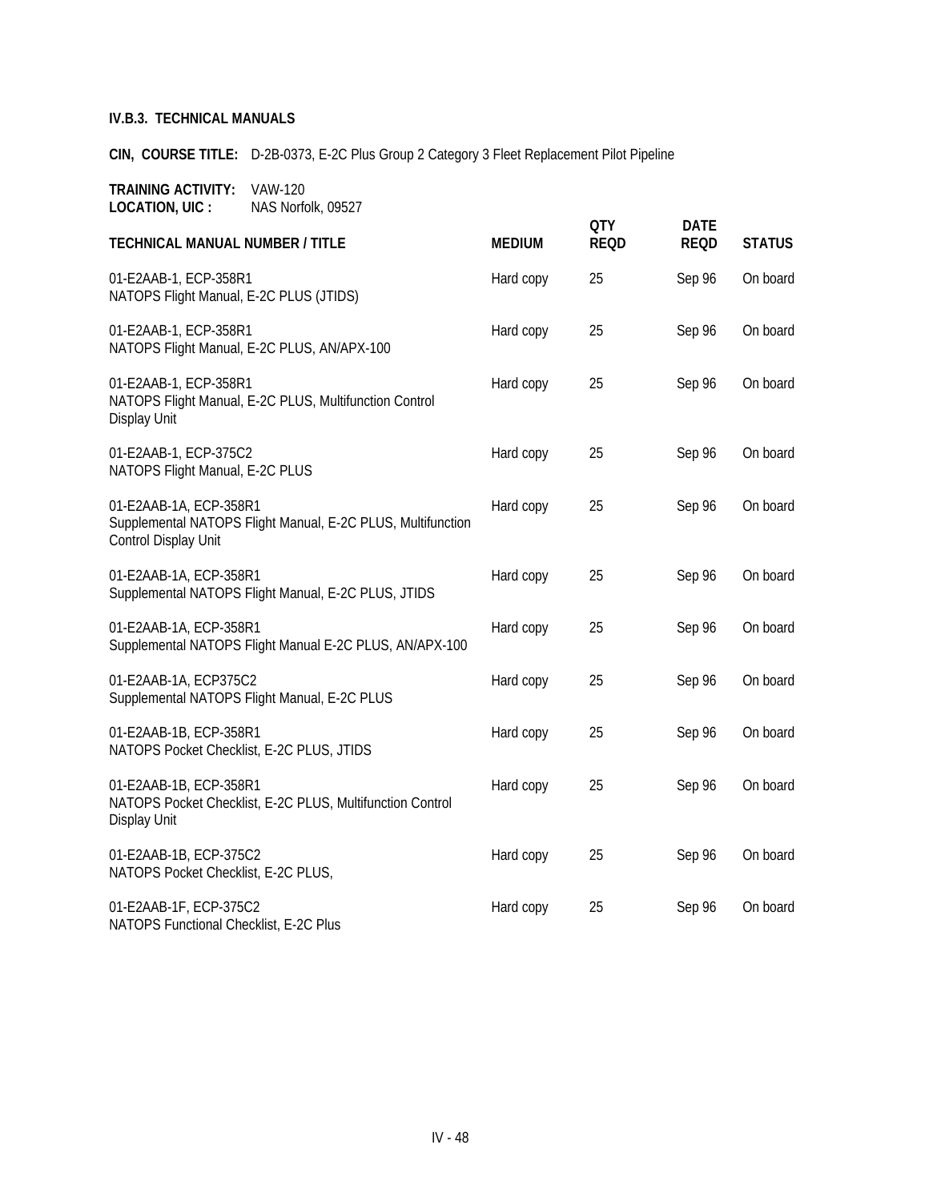### IV.B.3. TECHNICAL MANUALS

**CIN, COURSE TITLE:** D-2B-0373, E-2C Plus Group 2 Category 3 Fleet Replacement Pilot Pipeline

**TRAINING ACTIVITY:** VAW-120
**LOCATION, UIC :** NAS Norfolk, 09527

| TECHNICAL MANUAL NUMBER / TITLE | MEDIUM | QTY REQD | DATE REQD | STATUS |
|---|---|---|---|---|
| 01-E2AAB-1, ECP-358R1 NATOPS Flight Manual, E-2C PLUS (JTIDS) | Hard copy | 25 | Sep 96 | On board |
| 01-E2AAB-1, ECP-358R1 NATOPS Flight Manual, E-2C PLUS, AN/APX-100 | Hard copy | 25 | Sep 96 | On board |
| 01-E2AAB-1, ECP-358R1 NATOPS Flight Manual, E-2C PLUS, Multifunction Control Display Unit | Hard copy | 25 | Sep 96 | On board |
| 01-E2AAB-1, ECP-375C2 NATOPS Flight Manual, E-2C PLUS | Hard copy | 25 | Sep 96 | On board |
| 01-E2AAB-1A, ECP-358R1 Supplemental NATOPS Flight Manual, E-2C PLUS, Multifunction Control Display Unit | Hard copy | 25 | Sep 96 | On board |
| 01-E2AAB-1A, ECP-358R1 Supplemental NATOPS Flight Manual, E-2C PLUS, JTIDS | Hard copy | 25 | Sep 96 | On board |
| 01-E2AAB-1A, ECP-358R1 Supplemental NATOPS Flight Manual E-2C PLUS, AN/APX-100 | Hard copy | 25 | Sep 96 | On board |
| 01-E2AAB-1A, ECP375C2 Supplemental NATOPS Flight Manual, E-2C PLUS | Hard copy | 25 | Sep 96 | On board |
| 01-E2AAB-1B, ECP-358R1 NATOPS Pocket Checklist, E-2C PLUS, JTIDS | Hard copy | 25 | Sep 96 | On board |
| 01-E2AAB-1B, ECP-358R1 NATOPS Pocket Checklist, E-2C PLUS, Multifunction Control Display Unit | Hard copy | 25 | Sep 96 | On board |
| 01-E2AAB-1B, ECP-375C2 NATOPS Pocket Checklist, E-2C PLUS, | Hard copy | 25 | Sep 96 | On board |
| 01-E2AAB-1F, ECP-375C2 NATOPS Functional Checklist, E-2C Plus | Hard copy | 25 | Sep 96 | On board |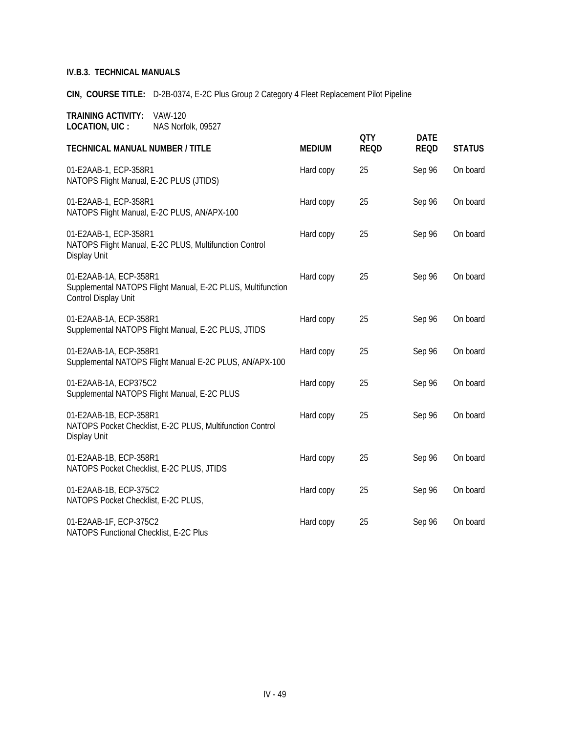**IV.B.3. TECHNICAL MANUALS**

**CIN, COURSE TITLE:** D-2B-0374, E-2C Plus Group 2 Category 4 Fleet Replacement Pilot Pipeline

**TRAINING ACTIVITY:** VAW-120
**LOCATION, UIC :** NAS Norfolk, 09527

| TECHNICAL MANUAL NUMBER / TITLE | MEDIUM | QTY REQD | DATE REQD | STATUS |
|---|---|---|---|---|
| 01-E2AAB-1, ECP-358R1 NATOPS Flight Manual, E-2C PLUS (JTIDS) | Hard copy | 25 | Sep 96 | On board |
| 01-E2AAB-1, ECP-358R1 NATOPS Flight Manual, E-2C PLUS, AN/APX-100 | Hard copy | 25 | Sep 96 | On board |
| 01-E2AAB-1, ECP-358R1 NATOPS Flight Manual, E-2C PLUS, Multifunction Control Display Unit | Hard copy | 25 | Sep 96 | On board |
| 01-E2AAB-1A, ECP-358R1 Supplemental NATOPS Flight Manual, E-2C PLUS, Multifunction Control Display Unit | Hard copy | 25 | Sep 96 | On board |
| 01-E2AAB-1A, ECP-358R1 Supplemental NATOPS Flight Manual, E-2C PLUS, JTIDS | Hard copy | 25 | Sep 96 | On board |
| 01-E2AAB-1A, ECP-358R1 Supplemental NATOPS Flight Manual E-2C PLUS, AN/APX-100 | Hard copy | 25 | Sep 96 | On board |
| 01-E2AAB-1A, ECP375C2 Supplemental NATOPS Flight Manual, E-2C PLUS | Hard copy | 25 | Sep 96 | On board |
| 01-E2AAB-1B, ECP-358R1 NATOPS Pocket Checklist, E-2C PLUS, Multifunction Control Display Unit | Hard copy | 25 | Sep 96 | On board |
| 01-E2AAB-1B, ECP-358R1 NATOPS Pocket Checklist, E-2C PLUS, JTIDS | Hard copy | 25 | Sep 96 | On board |
| 01-E2AAB-1B, ECP-375C2 NATOPS Pocket Checklist, E-2C PLUS, | Hard copy | 25 | Sep 96 | On board |
| 01-E2AAB-1F, ECP-375C2 NATOPS Functional Checklist, E-2C Plus | Hard copy | 25 | Sep 96 | On board |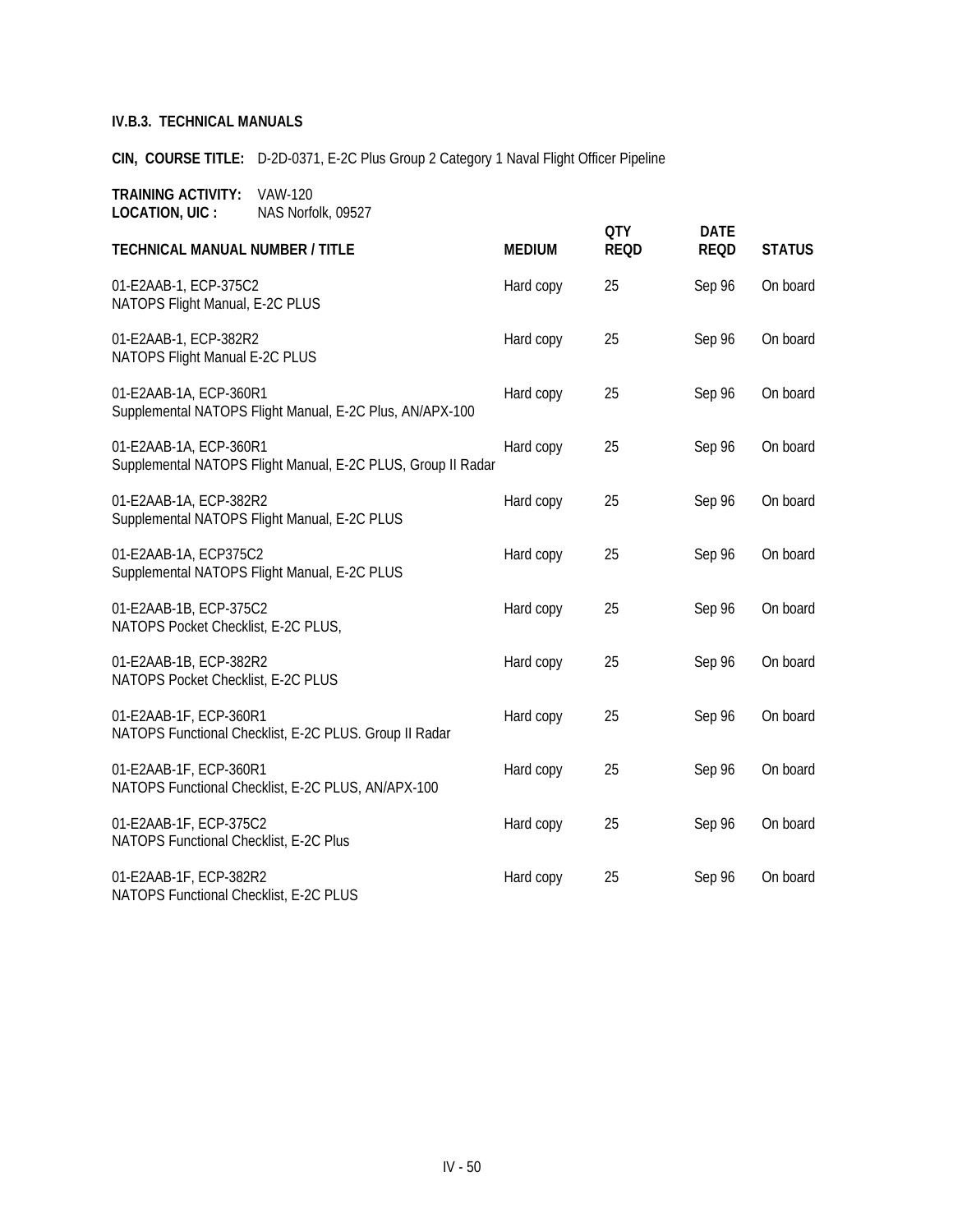### IV.B.3. TECHNICAL MANUALS

**CIN, COURSE TITLE:** D-2D-0371, E-2C Plus Group 2 Category 1 Naval Flight Officer Pipeline

**TRAINING ACTIVITY:** VAW-120
**LOCATION, UIC :** NAS Norfolk, 09527

| TECHNICAL MANUAL NUMBER / TITLE | MEDIUM | QTY REQD | DATE REQD | STATUS |
|---|---|---|---|---|
| 01-E2AAB-1, ECP-375C2<br>NATOPS Flight Manual, E-2C PLUS | Hard copy | 25 | Sep 96 | On board |
| 01-E2AAB-1, ECP-382R2<br>NATOPS Flight Manual E-2C PLUS | Hard copy | 25 | Sep 96 | On board |
| 01-E2AAB-1A, ECP-360R1<br>Supplemental NATOPS Flight Manual, E-2C Plus, AN/APX-100 | Hard copy | 25 | Sep 96 | On board |
| 01-E2AAB-1A, ECP-360R1<br>Supplemental NATOPS Flight Manual, E-2C PLUS, Group II Radar | Hard copy | 25 | Sep 96 | On board |
| 01-E2AAB-1A, ECP-382R2<br>Supplemental NATOPS Flight Manual, E-2C PLUS | Hard copy | 25 | Sep 96 | On board |
| 01-E2AAB-1A, ECP375C2<br>Supplemental NATOPS Flight Manual, E-2C PLUS | Hard copy | 25 | Sep 96 | On board |
| 01-E2AAB-1B, ECP-375C2<br>NATOPS Pocket Checklist, E-2C PLUS, | Hard copy | 25 | Sep 96 | On board |
| 01-E2AAB-1B, ECP-382R2<br>NATOPS Pocket Checklist, E-2C PLUS | Hard copy | 25 | Sep 96 | On board |
| 01-E2AAB-1F, ECP-360R1<br>NATOPS Functional Checklist, E-2C PLUS. Group II Radar | Hard copy | 25 | Sep 96 | On board |
| 01-E2AAB-1F, ECP-360R1<br>NATOPS Functional Checklist, E-2C PLUS, AN/APX-100 | Hard copy | 25 | Sep 96 | On board |
| 01-E2AAB-1F, ECP-375C2<br>NATOPS Functional Checklist, E-2C Plus | Hard copy | 25 | Sep 96 | On board |
| 01-E2AAB-1F, ECP-382R2<br>NATOPS Functional Checklist, E-2C PLUS | Hard copy | 25 | Sep 96 | On board |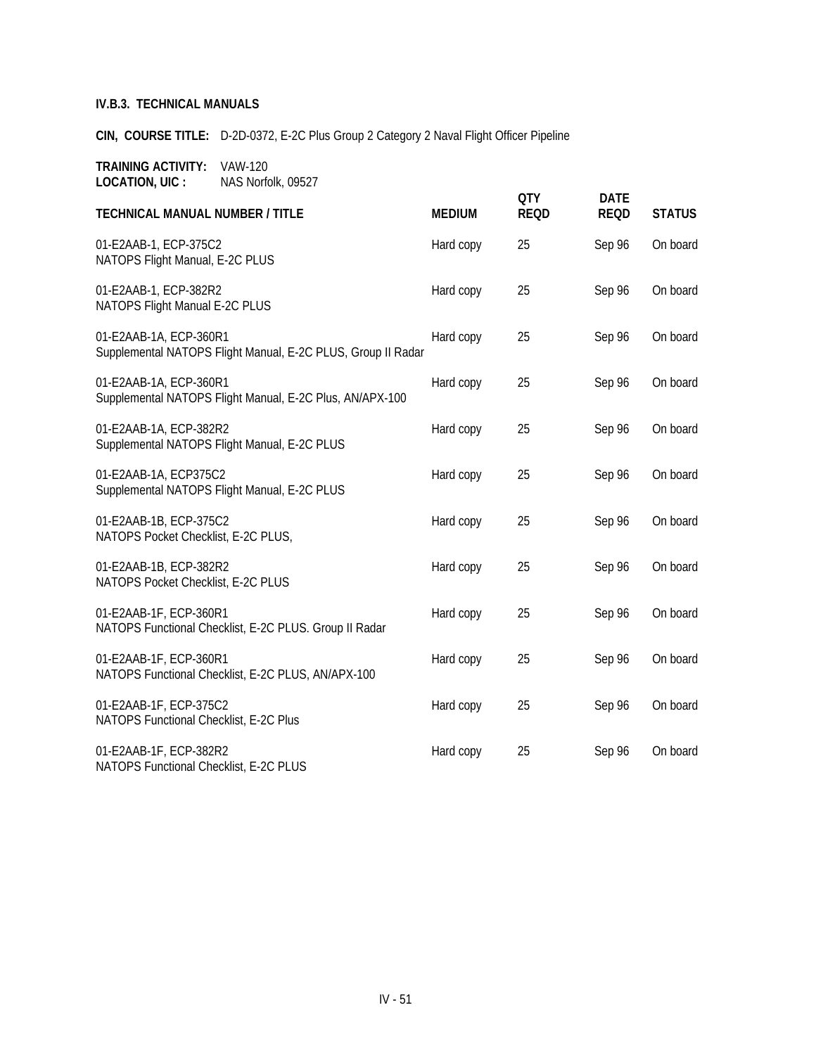**IV.B.3. TECHNICAL MANUALS**

**CIN, COURSE TITLE:** D-2D-0372, E-2C Plus Group 2 Category 2 Naval Flight Officer Pipeline

**TRAINING ACTIVITY:** VAW-120
**LOCATION, UIC :** NAS Norfolk, 09527

| TECHNICAL MANUAL NUMBER / TITLE | MEDIUM | QTY REQD | DATE REQD | STATUS |
|---|---|---|---|---|
| 01-E2AAB-1, ECP-375C2<br>NATOPS Flight Manual, E-2C PLUS | Hard copy | 25 | Sep 96 | On board |
| 01-E2AAB-1, ECP-382R2<br>NATOPS Flight Manual E-2C PLUS | Hard copy | 25 | Sep 96 | On board |
| 01-E2AAB-1A, ECP-360R1<br>Supplemental NATOPS Flight Manual, E-2C PLUS, Group II Radar | Hard copy | 25 | Sep 96 | On board |
| 01-E2AAB-1A, ECP-360R1<br>Supplemental NATOPS Flight Manual, E-2C Plus, AN/APX-100 | Hard copy | 25 | Sep 96 | On board |
| 01-E2AAB-1A, ECP-382R2<br>Supplemental NATOPS Flight Manual, E-2C PLUS | Hard copy | 25 | Sep 96 | On board |
| 01-E2AAB-1A, ECP375C2<br>Supplemental NATOPS Flight Manual, E-2C PLUS | Hard copy | 25 | Sep 96 | On board |
| 01-E2AAB-1B, ECP-375C2<br>NATOPS Pocket Checklist, E-2C PLUS, | Hard copy | 25 | Sep 96 | On board |
| 01-E2AAB-1B, ECP-382R2<br>NATOPS Pocket Checklist, E-2C PLUS | Hard copy | 25 | Sep 96 | On board |
| 01-E2AAB-1F, ECP-360R1<br>NATOPS Functional Checklist, E-2C PLUS. Group II Radar | Hard copy | 25 | Sep 96 | On board |
| 01-E2AAB-1F, ECP-360R1<br>NATOPS Functional Checklist, E-2C PLUS, AN/APX-100 | Hard copy | 25 | Sep 96 | On board |
| 01-E2AAB-1F, ECP-375C2<br>NATOPS Functional Checklist, E-2C Plus | Hard copy | 25 | Sep 96 | On board |
| 01-E2AAB-1F, ECP-382R2<br>NATOPS Functional Checklist, E-2C PLUS | Hard copy | 25 | Sep 96 | On board |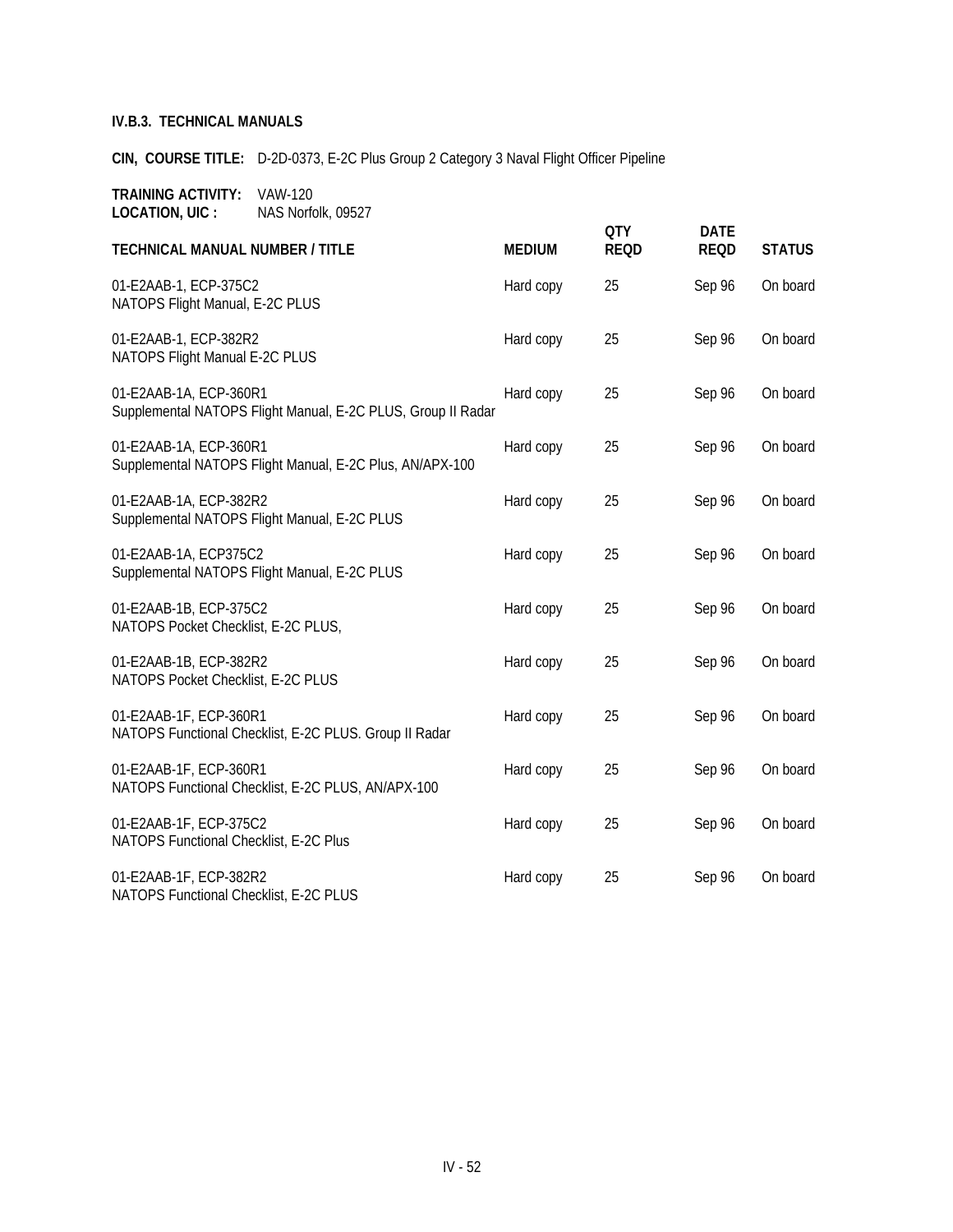### IV.B.3. TECHNICAL MANUALS

**CIN, COURSE TITLE:** D-2D-0373, E-2C Plus Group 2 Category 3 Naval Flight Officer Pipeline

**TRAINING ACTIVITY:** VAW-120
**LOCATION, UIC :** NAS Norfolk, 09527

| TECHNICAL MANUAL NUMBER / TITLE | MEDIUM | QTY REQD | DATE REQD | STATUS |
|---|---|---|---|---|
| 01-E2AAB-1, ECP-375C2<br>NATOPS Flight Manual, E-2C PLUS | Hard copy | 25 | Sep 96 | On board |
| 01-E2AAB-1, ECP-382R2<br>NATOPS Flight Manual E-2C PLUS | Hard copy | 25 | Sep 96 | On board |
| 01-E2AAB-1A, ECP-360R1<br>Supplemental NATOPS Flight Manual, E-2C PLUS, Group II Radar | Hard copy | 25 | Sep 96 | On board |
| 01-E2AAB-1A, ECP-360R1<br>Supplemental NATOPS Flight Manual, E-2C Plus, AN/APX-100 | Hard copy | 25 | Sep 96 | On board |
| 01-E2AAB-1A, ECP-382R2<br>Supplemental NATOPS Flight Manual, E-2C PLUS | Hard copy | 25 | Sep 96 | On board |
| 01-E2AAB-1A, ECP375C2<br>Supplemental NATOPS Flight Manual, E-2C PLUS | Hard copy | 25 | Sep 96 | On board |
| 01-E2AAB-1B, ECP-375C2<br>NATOPS Pocket Checklist, E-2C PLUS, | Hard copy | 25 | Sep 96 | On board |
| 01-E2AAB-1B, ECP-382R2<br>NATOPS Pocket Checklist, E-2C PLUS | Hard copy | 25 | Sep 96 | On board |
| 01-E2AAB-1F, ECP-360R1<br>NATOPS Functional Checklist, E-2C PLUS. Group II Radar | Hard copy | 25 | Sep 96 | On board |
| 01-E2AAB-1F, ECP-360R1<br>NATOPS Functional Checklist, E-2C PLUS, AN/APX-100 | Hard copy | 25 | Sep 96 | On board |
| 01-E2AAB-1F, ECP-375C2<br>NATOPS Functional Checklist, E-2C Plus | Hard copy | 25 | Sep 96 | On board |
| 01-E2AAB-1F, ECP-382R2<br>NATOPS Functional Checklist, E-2C PLUS | Hard copy | 25 | Sep 96 | On board |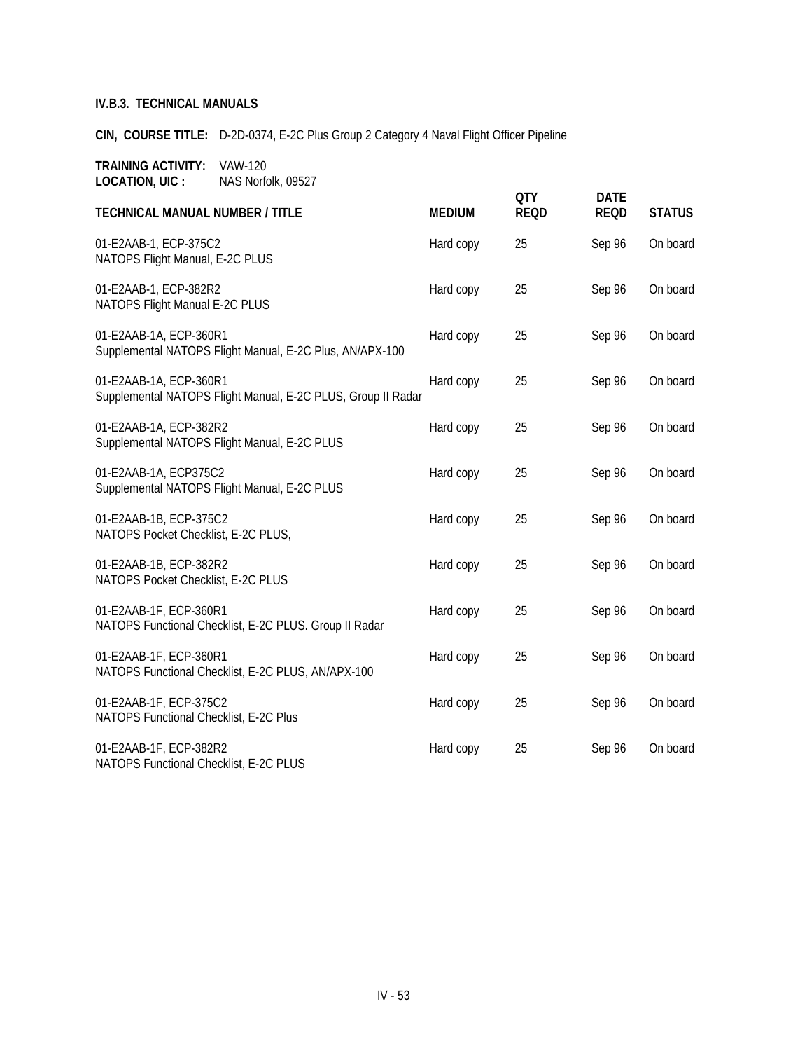**IV.B.3. TECHNICAL MANUALS**

**CIN, COURSE TITLE:** D-2D-0374, E-2C Plus Group 2 Category 4 Naval Flight Officer Pipeline

**TRAINING ACTIVITY:** VAW-120
**LOCATION, UIC :** NAS Norfolk, 09527

| TECHNICAL MANUAL NUMBER / TITLE | MEDIUM | QTY REQD | DATE REQD | STATUS |
|---|---|---|---|---|
| 01-E2AAB-1, ECP-375C2<br>NATOPS Flight Manual, E-2C PLUS | Hard copy | 25 | Sep 96 | On board |
| 01-E2AAB-1, ECP-382R2<br>NATOPS Flight Manual E-2C PLUS | Hard copy | 25 | Sep 96 | On board |
| 01-E2AAB-1A, ECP-360R1<br>Supplemental NATOPS Flight Manual, E-2C Plus, AN/APX-100 | Hard copy | 25 | Sep 96 | On board |
| 01-E2AAB-1A, ECP-360R1<br>Supplemental NATOPS Flight Manual, E-2C PLUS, Group II Radar | Hard copy | 25 | Sep 96 | On board |
| 01-E2AAB-1A, ECP-382R2<br>Supplemental NATOPS Flight Manual, E-2C PLUS | Hard copy | 25 | Sep 96 | On board |
| 01-E2AAB-1A, ECP375C2<br>Supplemental NATOPS Flight Manual, E-2C PLUS | Hard copy | 25 | Sep 96 | On board |
| 01-E2AAB-1B, ECP-375C2<br>NATOPS Pocket Checklist, E-2C PLUS, | Hard copy | 25 | Sep 96 | On board |
| 01-E2AAB-1B, ECP-382R2<br>NATOPS Pocket Checklist, E-2C PLUS | Hard copy | 25 | Sep 96 | On board |
| 01-E2AAB-1F, ECP-360R1<br>NATOPS Functional Checklist, E-2C PLUS. Group II Radar | Hard copy | 25 | Sep 96 | On board |
| 01-E2AAB-1F, ECP-360R1<br>NATOPS Functional Checklist, E-2C PLUS, AN/APX-100 | Hard copy | 25 | Sep 96 | On board |
| 01-E2AAB-1F, ECP-375C2<br>NATOPS Functional Checklist, E-2C Plus | Hard copy | 25 | Sep 96 | On board |
| 01-E2AAB-1F, ECP-382R2<br>NATOPS Functional Checklist, E-2C PLUS | Hard copy | 25 | Sep 96 | On board |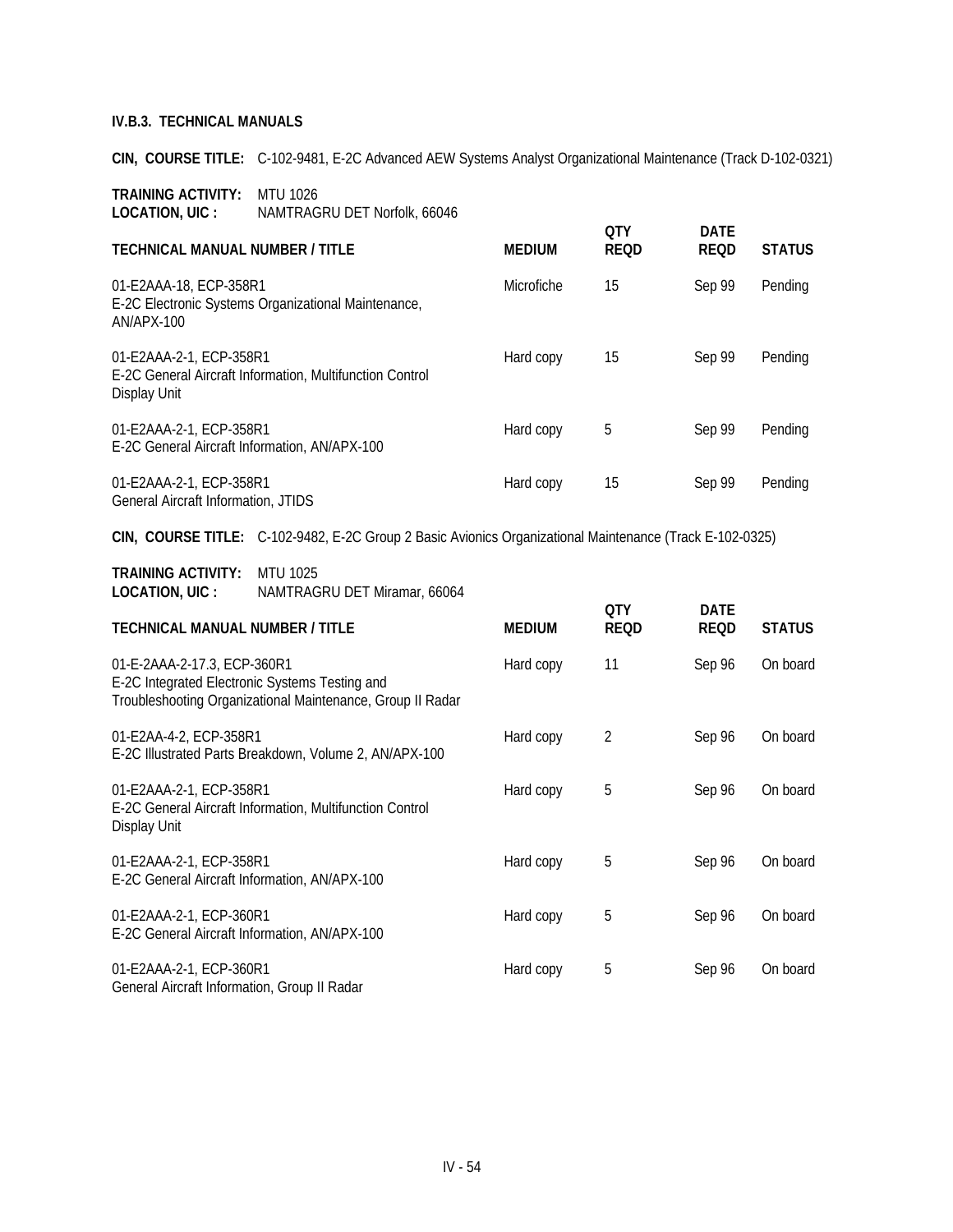### IV.B.3. TECHNICAL MANUALS

**CIN, COURSE TITLE:** C-102-9481, E-2C Advanced AEW Systems Analyst Organizational Maintenance (Track D-102-0321)

**TRAINING ACTIVITY:** MTU 1026
**LOCATION, UIC :** NAMTRAGRU DET Norfolk, 66046

| TECHNICAL MANUAL NUMBER / TITLE | MEDIUM | QTY REQD | DATE REQD | STATUS |
|---|---|---|---|---|
| 01-E2AAA-18, ECP-358R1 E-2C Electronic Systems Organizational Maintenance, AN/APX-100 | Microfiche | 15 | Sep 99 | Pending |
| 01-E2AAA-2-1, ECP-358R1 E-2C General Aircraft Information, Multifunction Control Display Unit | Hard copy | 15 | Sep 99 | Pending |
| 01-E2AAA-2-1, ECP-358R1 E-2C General Aircraft Information, AN/APX-100 | Hard copy | 5 | Sep 99 | Pending |
| 01-E2AAA-2-1, ECP-358R1 General Aircraft Information, JTIDS | Hard copy | 15 | Sep 99 | Pending |

**CIN, COURSE TITLE:** C-102-9482, E-2C Group 2 Basic Avionics Organizational Maintenance (Track E-102-0325)

**TRAINING ACTIVITY:** MTU 1025
**LOCATION, UIC :** NAMTRAGRU DET Miramar, 66064

| TECHNICAL MANUAL NUMBER / TITLE | MEDIUM | QTY REQD | DATE REQD | STATUS |
|---|---|---|---|---|
| 01-E-2AAA-2-17.3, ECP-360R1 E-2C Integrated Electronic Systems Testing and Troubleshooting Organizational Maintenance, Group II Radar | Hard copy | 11 | Sep 96 | On board |
| 01-E2AA-4-2, ECP-358R1 E-2C Illustrated Parts Breakdown, Volume 2, AN/APX-100 | Hard copy | 2 | Sep 96 | On board |
| 01-E2AAA-2-1, ECP-358R1 E-2C General Aircraft Information, Multifunction Control Display Unit | Hard copy | 5 | Sep 96 | On board |
| 01-E2AAA-2-1, ECP-358R1 E-2C General Aircraft Information, AN/APX-100 | Hard copy | 5 | Sep 96 | On board |
| 01-E2AAA-2-1, ECP-360R1 E-2C General Aircraft Information, AN/APX-100 | Hard copy | 5 | Sep 96 | On board |
| 01-E2AAA-2-1, ECP-360R1 General Aircraft Information, Group II Radar | Hard copy | 5 | Sep 96 | On board |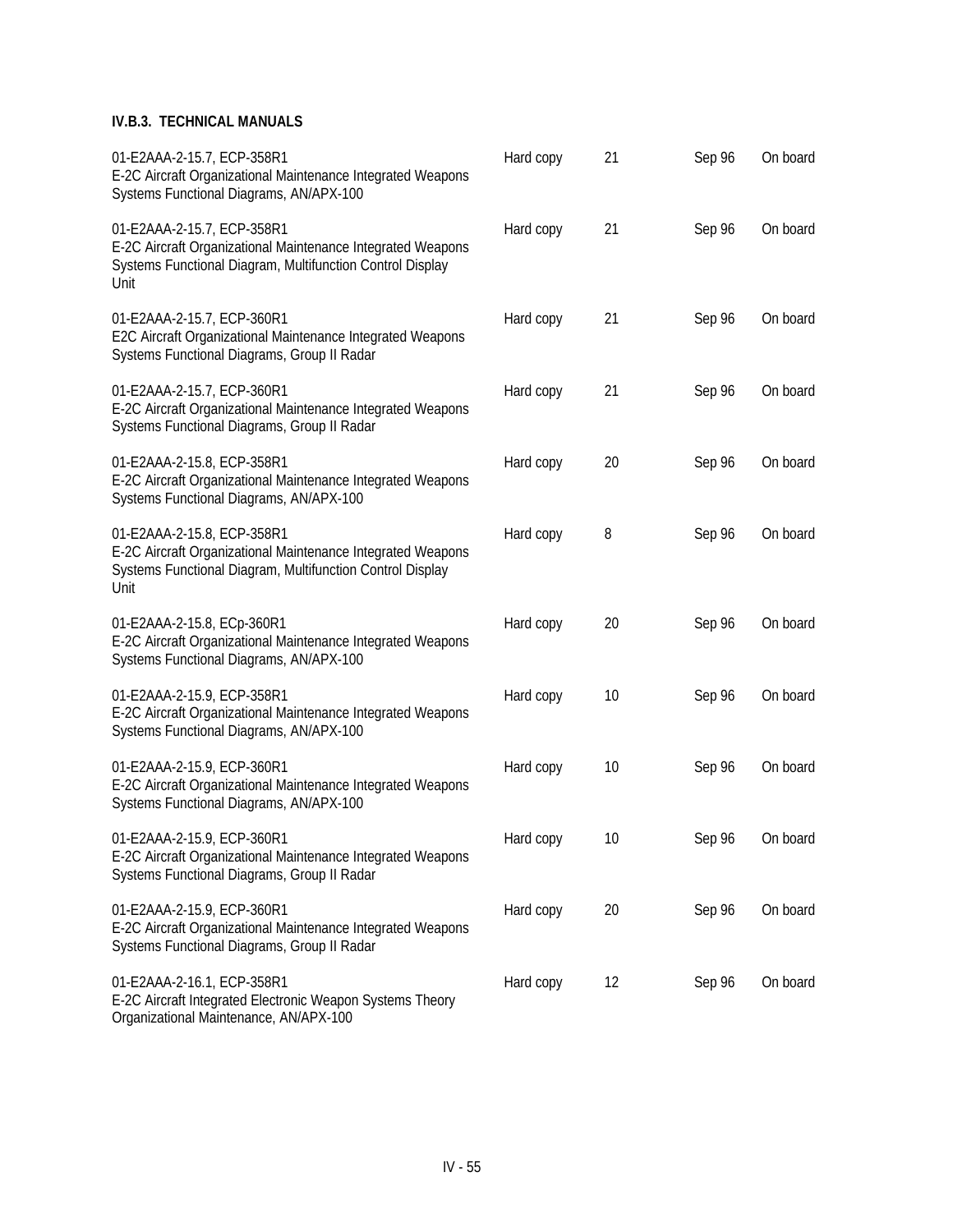### IV.B.3. TECHNICAL MANUALS

| | | | | |
|---|---|---|---|---|
| 01-E2AAA-2-15.7, ECP-358R1<br>E-2C Aircraft Organizational Maintenance Integrated Weapons Systems Functional Diagrams, AN/APX-100 | Hard copy | 21 | Sep 96 | On board |
| 01-E2AAA-2-15.7, ECP-358R1<br>E-2C Aircraft Organizational Maintenance Integrated Weapons Systems Functional Diagram, Multifunction Control Display Unit | Hard copy | 21 | Sep 96 | On board |
| 01-E2AAA-2-15.7, ECP-360R1<br>E2C Aircraft Organizational Maintenance Integrated Weapons Systems Functional Diagrams, Group II Radar | Hard copy | 21 | Sep 96 | On board |
| 01-E2AAA-2-15.7, ECP-360R1<br>E-2C Aircraft Organizational Maintenance Integrated Weapons Systems Functional Diagrams, Group II Radar | Hard copy | 21 | Sep 96 | On board |
| 01-E2AAA-2-15.8, ECP-358R1<br>E-2C Aircraft Organizational Maintenance Integrated Weapons Systems Functional Diagrams, AN/APX-100 | Hard copy | 20 | Sep 96 | On board |
| 01-E2AAA-2-15.8, ECP-358R1<br>E-2C Aircraft Organizational Maintenance Integrated Weapons Systems Functional Diagram, Multifunction Control Display Unit | Hard copy | 8 | Sep 96 | On board |
| 01-E2AAA-2-15.8, ECp-360R1<br>E-2C Aircraft Organizational Maintenance Integrated Weapons Systems Functional Diagrams, AN/APX-100 | Hard copy | 20 | Sep 96 | On board |
| 01-E2AAA-2-15.9, ECP-358R1<br>E-2C Aircraft Organizational Maintenance Integrated Weapons Systems Functional Diagrams, AN/APX-100 | Hard copy | 10 | Sep 96 | On board |
| 01-E2AAA-2-15.9, ECP-360R1<br>E-2C Aircraft Organizational Maintenance Integrated Weapons Systems Functional Diagrams, AN/APX-100 | Hard copy | 10 | Sep 96 | On board |
| 01-E2AAA-2-15.9, ECP-360R1<br>E-2C Aircraft Organizational Maintenance Integrated Weapons Systems Functional Diagrams, Group II Radar | Hard copy | 10 | Sep 96 | On board |
| 01-E2AAA-2-15.9, ECP-360R1<br>E-2C Aircraft Organizational Maintenance Integrated Weapons Systems Functional Diagrams, Group II Radar | Hard copy | 20 | Sep 96 | On board |
| 01-E2AAA-2-16.1, ECP-358R1<br>E-2C Aircraft Integrated Electronic Weapon Systems Theory Organizational Maintenance, AN/APX-100 | Hard copy | 12 | Sep 96 | On board |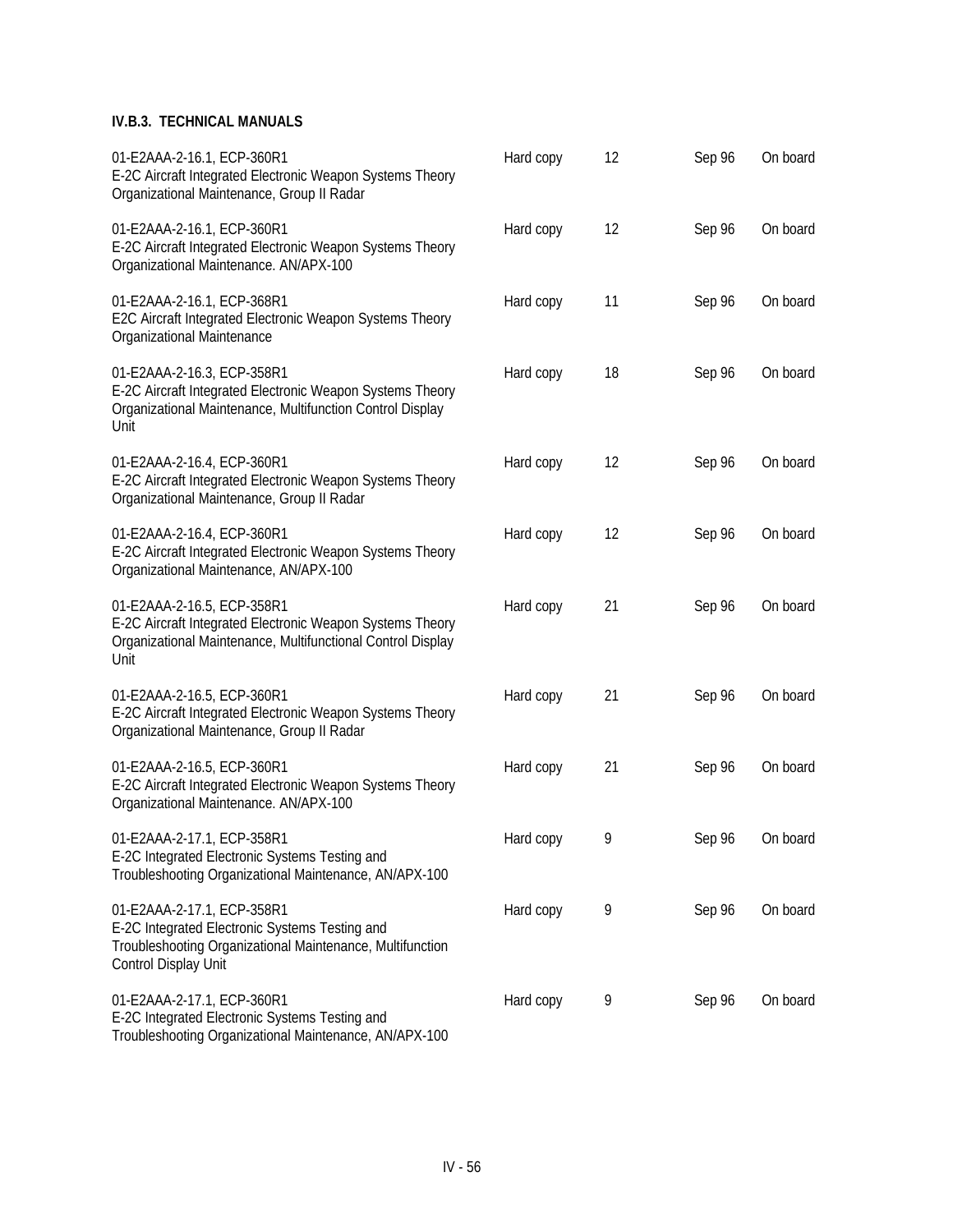**IV.B.3. TECHNICAL MANUALS**

| | | | | |
|---|---|---|---|---|
| 01-E2AAA-2-16.1, ECP-360R1<br>E-2C Aircraft Integrated Electronic Weapon Systems Theory Organizational Maintenance, Group II Radar | Hard copy | 12 | Sep 96 | On board |
| 01-E2AAA-2-16.1, ECP-360R1<br>E-2C Aircraft Integrated Electronic Weapon Systems Theory Organizational Maintenance. AN/APX-100 | Hard copy | 12 | Sep 96 | On board |
| 01-E2AAA-2-16.1, ECP-368R1<br>E2C Aircraft Integrated Electronic Weapon Systems Theory Organizational Maintenance | Hard copy | 11 | Sep 96 | On board |
| 01-E2AAA-2-16.3, ECP-358R1<br>E-2C Aircraft Integrated Electronic Weapon Systems Theory Organizational Maintenance, Multifunction Control Display Unit | Hard copy | 18 | Sep 96 | On board |
| 01-E2AAA-2-16.4, ECP-360R1<br>E-2C Aircraft Integrated Electronic Weapon Systems Theory Organizational Maintenance, Group II Radar | Hard copy | 12 | Sep 96 | On board |
| 01-E2AAA-2-16.4, ECP-360R1<br>E-2C Aircraft Integrated Electronic Weapon Systems Theory Organizational Maintenance, AN/APX-100 | Hard copy | 12 | Sep 96 | On board |
| 01-E2AAA-2-16.5, ECP-358R1<br>E-2C Aircraft Integrated Electronic Weapon Systems Theory Organizational Maintenance, Multifunctional Control Display Unit | Hard copy | 21 | Sep 96 | On board |
| 01-E2AAA-2-16.5, ECP-360R1<br>E-2C Aircraft Integrated Electronic Weapon Systems Theory Organizational Maintenance, Group II Radar | Hard copy | 21 | Sep 96 | On board |
| 01-E2AAA-2-16.5, ECP-360R1<br>E-2C Aircraft Integrated Electronic Weapon Systems Theory Organizational Maintenance. AN/APX-100 | Hard copy | 21 | Sep 96 | On board |
| 01-E2AAA-2-17.1, ECP-358R1<br>E-2C Integrated Electronic Systems Testing and Troubleshooting Organizational Maintenance, AN/APX-100 | Hard copy | 9 | Sep 96 | On board |
| 01-E2AAA-2-17.1, ECP-358R1<br>E-2C Integrated Electronic Systems Testing and Troubleshooting Organizational Maintenance, Multifunction Control Display Unit | Hard copy | 9 | Sep 96 | On board |
| 01-E2AAA-2-17.1, ECP-360R1<br>E-2C Integrated Electronic Systems Testing and Troubleshooting Organizational Maintenance, AN/APX-100 | Hard copy | 9 | Sep 96 | On board |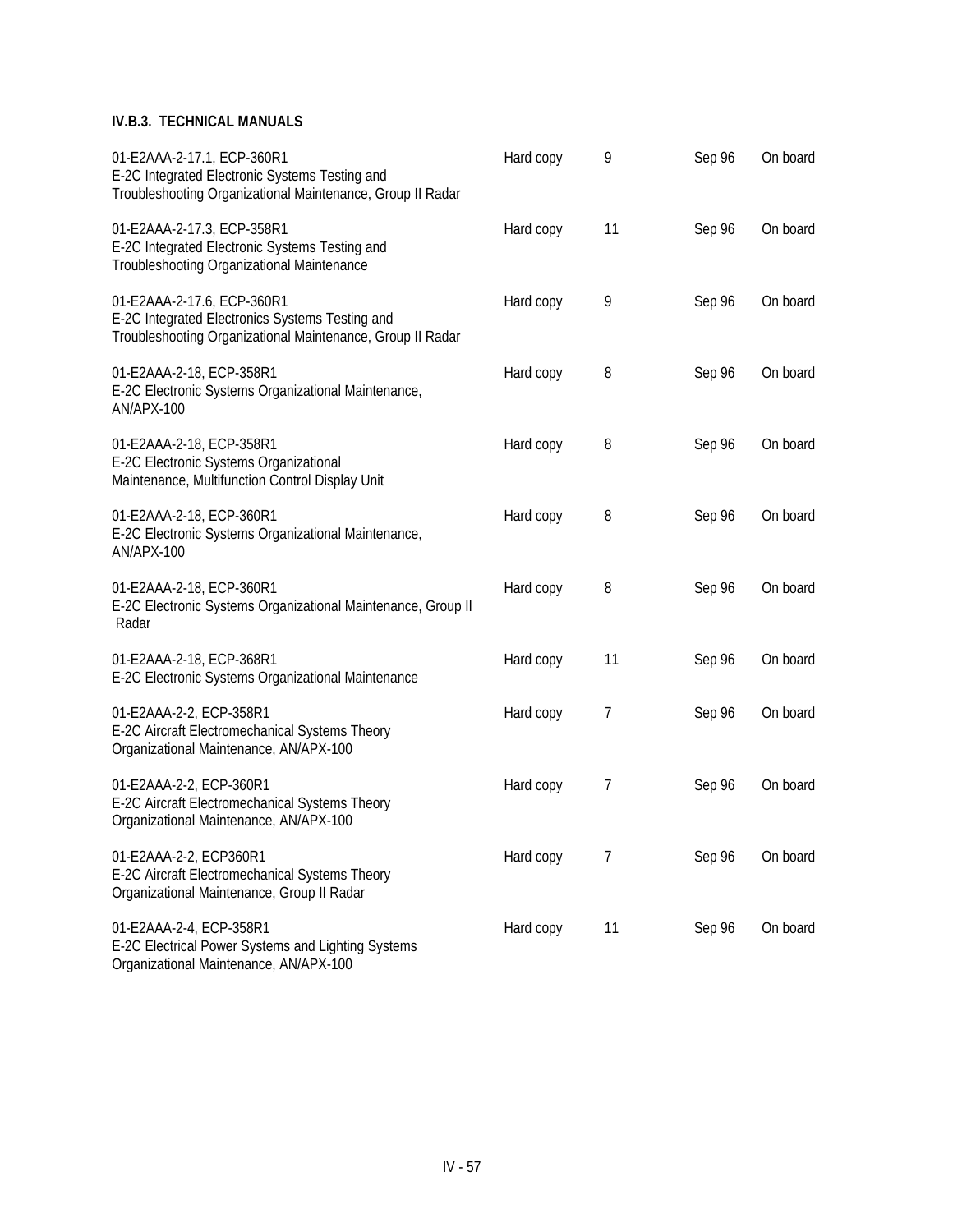**IV.B.3. TECHNICAL MANUALS**

| | | | | |
|---|---|---|---|---|
| 01-E2AAA-2-17.1, ECP-360R1<br>E-2C Integrated Electronic Systems Testing and Troubleshooting Organizational Maintenance, Group II Radar | Hard copy | 9 | Sep 96 | On board |
| 01-E2AAA-2-17.3, ECP-358R1<br>E-2C Integrated Electronic Systems Testing and Troubleshooting Organizational Maintenance | Hard copy | 11 | Sep 96 | On board |
| 01-E2AAA-2-17.6, ECP-360R1<br>E-2C Integrated Electronics Systems Testing and Troubleshooting Organizational Maintenance, Group II Radar | Hard copy | 9 | Sep 96 | On board |
| 01-E2AAA-2-18, ECP-358R1<br>E-2C Electronic Systems Organizational Maintenance, AN/APX-100 | Hard copy | 8 | Sep 96 | On board |
| 01-E2AAA-2-18, ECP-358R1<br>E-2C Electronic Systems Organizational Maintenance, Multifunction Control Display Unit | Hard copy | 8 | Sep 96 | On board |
| 01-E2AAA-2-18, ECP-360R1<br>E-2C Electronic Systems Organizational Maintenance, AN/APX-100 | Hard copy | 8 | Sep 96 | On board |
| 01-E2AAA-2-18, ECP-360R1<br>E-2C Electronic Systems Organizational Maintenance, Group II Radar | Hard copy | 8 | Sep 96 | On board |
| 01-E2AAA-2-18, ECP-368R1<br>E-2C Electronic Systems Organizational Maintenance | Hard copy | 11 | Sep 96 | On board |
| 01-E2AAA-2-2, ECP-358R1<br>E-2C Aircraft Electromechanical Systems Theory Organizational Maintenance, AN/APX-100 | Hard copy | 7 | Sep 96 | On board |
| 01-E2AAA-2-2, ECP-360R1<br>E-2C Aircraft Electromechanical Systems Theory Organizational Maintenance, AN/APX-100 | Hard copy | 7 | Sep 96 | On board |
| 01-E2AAA-2-2, ECP360R1<br>E-2C Aircraft Electromechanical Systems Theory Organizational Maintenance, Group II Radar | Hard copy | 7 | Sep 96 | On board |
| 01-E2AAA-2-4, ECP-358R1<br>E-2C Electrical Power Systems and Lighting Systems Organizational Maintenance, AN/APX-100 | Hard copy | 11 | Sep 96 | On board |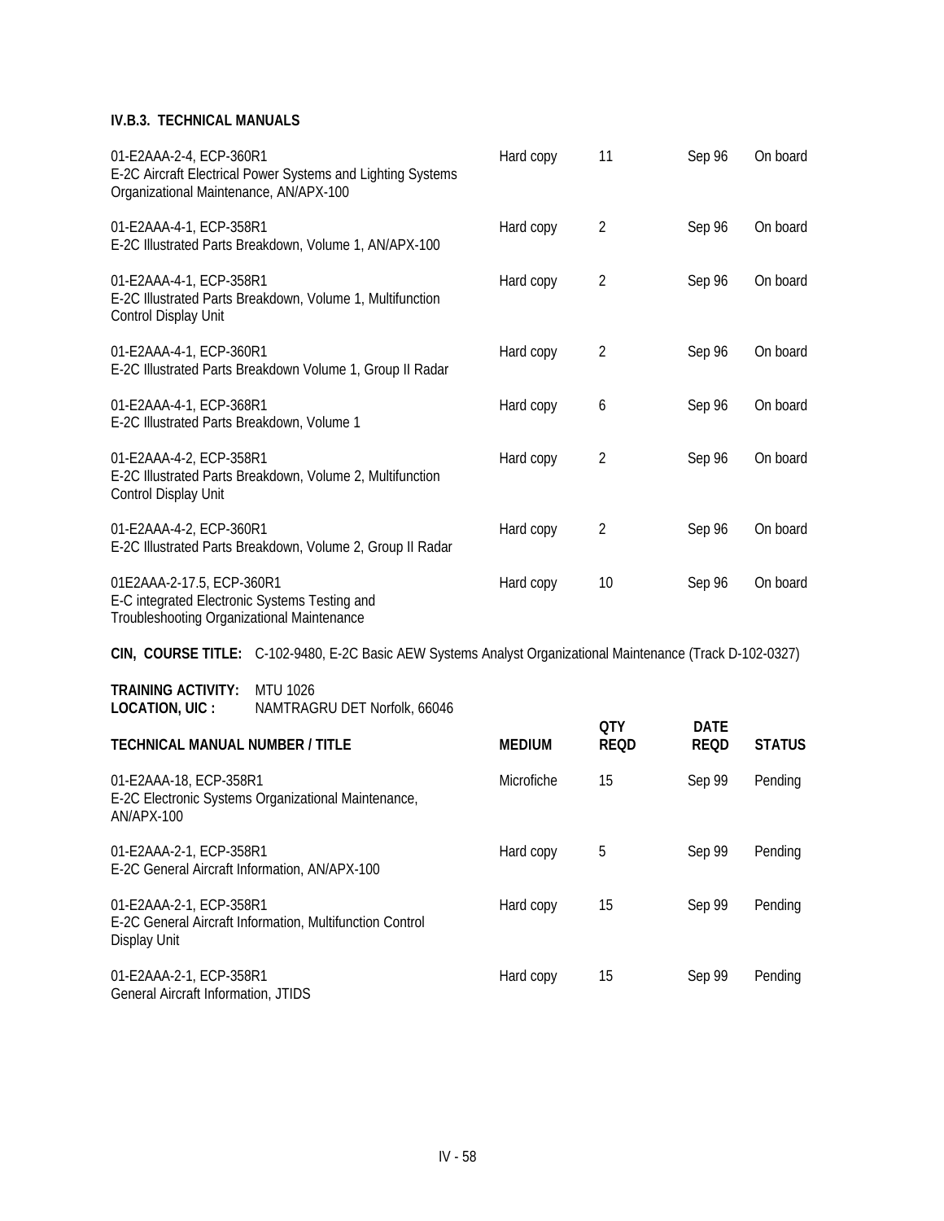#### IV.B.3. TECHNICAL MANUALS

| | | | | |
|---|---|---|---|---|
| 01-E2AAA-2-4, ECP-360R1<br>E-2C Aircraft Electrical Power Systems and Lighting Systems Organizational Maintenance, AN/APX-100 | Hard copy | 11 | Sep 96 | On board |
| 01-E2AAA-4-1, ECP-358R1<br>E-2C Illustrated Parts Breakdown, Volume 1, AN/APX-100 | Hard copy | 2 | Sep 96 | On board |
| 01-E2AAA-4-1, ECP-358R1<br>E-2C Illustrated Parts Breakdown, Volume 1, Multifunction Control Display Unit | Hard copy | 2 | Sep 96 | On board |
| 01-E2AAA-4-1, ECP-360R1<br>E-2C Illustrated Parts Breakdown Volume 1, Group II Radar | Hard copy | 2 | Sep 96 | On board |
| 01-E2AAA-4-1, ECP-368R1<br>E-2C Illustrated Parts Breakdown, Volume 1 | Hard copy | 6 | Sep 96 | On board |
| 01-E2AAA-4-2, ECP-358R1<br>E-2C Illustrated Parts Breakdown, Volume 2, Multifunction Control Display Unit | Hard copy | 2 | Sep 96 | On board |
| 01-E2AAA-4-2, ECP-360R1<br>E-2C Illustrated Parts Breakdown, Volume 2, Group II Radar | Hard copy | 2 | Sep 96 | On board |
| 01E2AAA-2-17.5, ECP-360R1<br>E-C integrated Electronic Systems Testing and Troubleshooting Organizational Maintenance | Hard copy | 10 | Sep 96 | On board |

**CIN, COURSE TITLE:** C-102-9480, E-2C Basic AEW Systems Analyst Organizational Maintenance (Track D-102-0327)

**TRAINING ACTIVITY:** MTU 1026
**LOCATION, UIC :** NAMTRAGRU DET Norfolk, 66046

| TECHNICAL MANUAL NUMBER / TITLE | MEDIUM | QTY REQD | DATE REQD | STATUS |
|---|---|---|---|---|
| 01-E2AAA-18, ECP-358R1<br>E-2C Electronic Systems Organizational Maintenance, AN/APX-100 | Microfiche | 15 | Sep 99 | Pending |
| 01-E2AAA-2-1, ECP-358R1<br>E-2C General Aircraft Information, AN/APX-100 | Hard copy | 5 | Sep 99 | Pending |
| 01-E2AAA-2-1, ECP-358R1<br>E-2C General Aircraft Information, Multifunction Control Display Unit | Hard copy | 15 | Sep 99 | Pending |
| 01-E2AAA-2-1, ECP-358R1<br>General Aircraft Information, JTIDS | Hard copy | 15 | Sep 99 | Pending |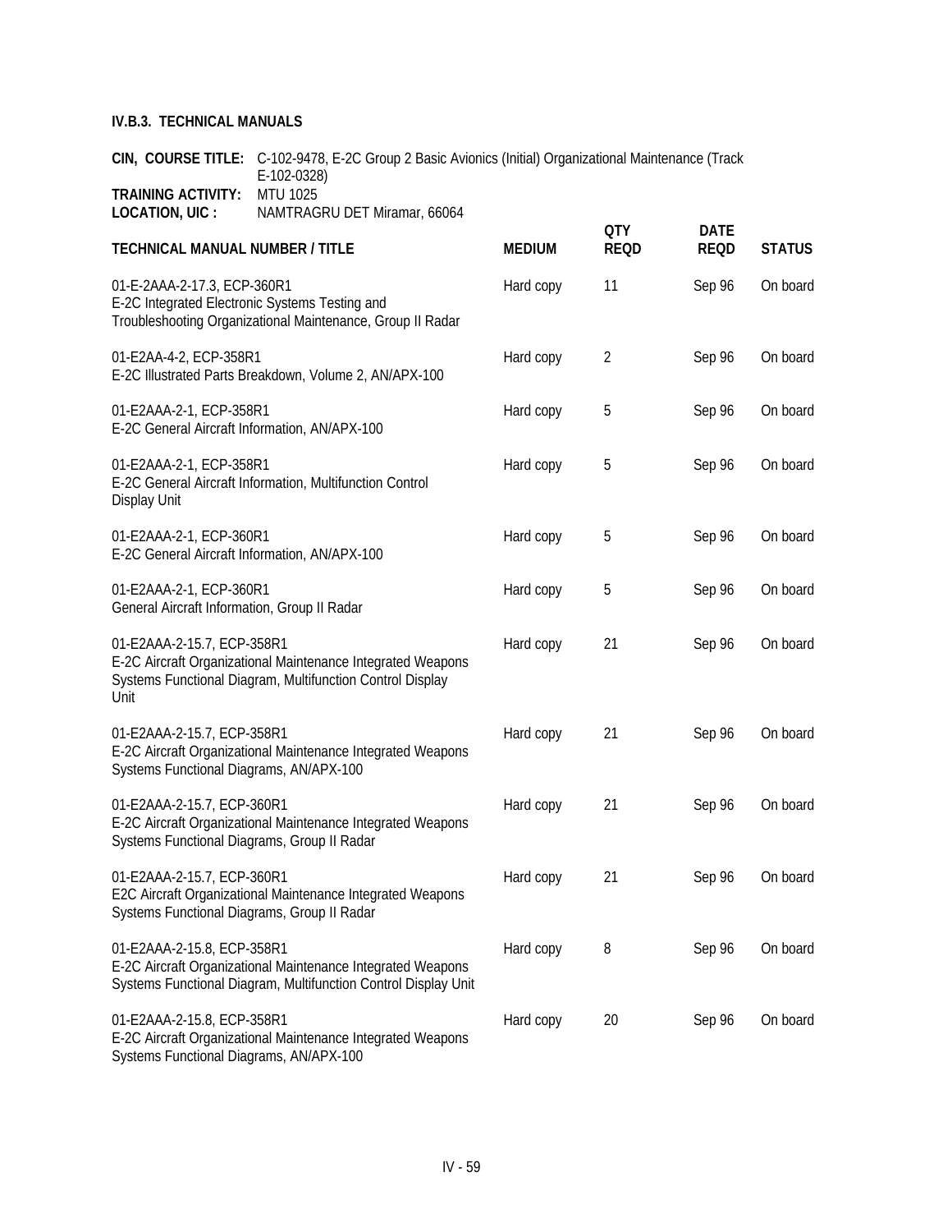### IV.B.3. TECHNICAL MANUALS

**CIN, COURSE TITLE:** C-102-9478, E-2C Group 2 Basic Avionics (Initial) Organizational Maintenance (Track E-102-0328)
**TRAINING ACTIVITY:** MTU 1025
**LOCATION, UIC :** NAMTRAGRU DET Miramar, 66064

| TECHNICAL MANUAL NUMBER / TITLE | MEDIUM | QTY REQD | DATE REQD | STATUS |
|---|---|---|---|---|
| 01-E-2AAA-2-17.3, ECP-360R1<br>E-2C Integrated Electronic Systems Testing and Troubleshooting Organizational Maintenance, Group II Radar | Hard copy | 11 | Sep 96 | On board |
| 01-E2AA-4-2, ECP-358R1<br>E-2C Illustrated Parts Breakdown, Volume 2, AN/APX-100 | Hard copy | 2 | Sep 96 | On board |
| 01-E2AAA-2-1, ECP-358R1<br>E-2C General Aircraft Information, AN/APX-100 | Hard copy | 5 | Sep 96 | On board |
| 01-E2AAA-2-1, ECP-358R1<br>E-2C General Aircraft Information, Multifunction Control Display Unit | Hard copy | 5 | Sep 96 | On board |
| 01-E2AAA-2-1, ECP-360R1<br>E-2C General Aircraft Information, AN/APX-100 | Hard copy | 5 | Sep 96 | On board |
| 01-E2AAA-2-1, ECP-360R1<br>General Aircraft Information, Group II Radar | Hard copy | 5 | Sep 96 | On board |
| 01-E2AAA-2-15.7, ECP-358R1<br>E-2C Aircraft Organizational Maintenance Integrated Weapons Systems Functional Diagram, Multifunction Control Display Unit | Hard copy | 21 | Sep 96 | On board |
| 01-E2AAA-2-15.7, ECP-358R1<br>E-2C Aircraft Organizational Maintenance Integrated Weapons Systems Functional Diagrams, AN/APX-100 | Hard copy | 21 | Sep 96 | On board |
| 01-E2AAA-2-15.7, ECP-360R1<br>E-2C Aircraft Organizational Maintenance Integrated Weapons Systems Functional Diagrams, Group II Radar | Hard copy | 21 | Sep 96 | On board |
| 01-E2AAA-2-15.7, ECP-360R1<br>E2C Aircraft Organizational Maintenance Integrated Weapons Systems Functional Diagrams, Group II Radar | Hard copy | 21 | Sep 96 | On board |
| 01-E2AAA-2-15.8, ECP-358R1<br>E-2C Aircraft Organizational Maintenance Integrated Weapons Systems Functional Diagram, Multifunction Control Display Unit | Hard copy | 8 | Sep 96 | On board |
| 01-E2AAA-2-15.8, ECP-358R1<br>E-2C Aircraft Organizational Maintenance Integrated Weapons Systems Functional Diagrams, AN/APX-100 | Hard copy | 20 | Sep 96 | On board |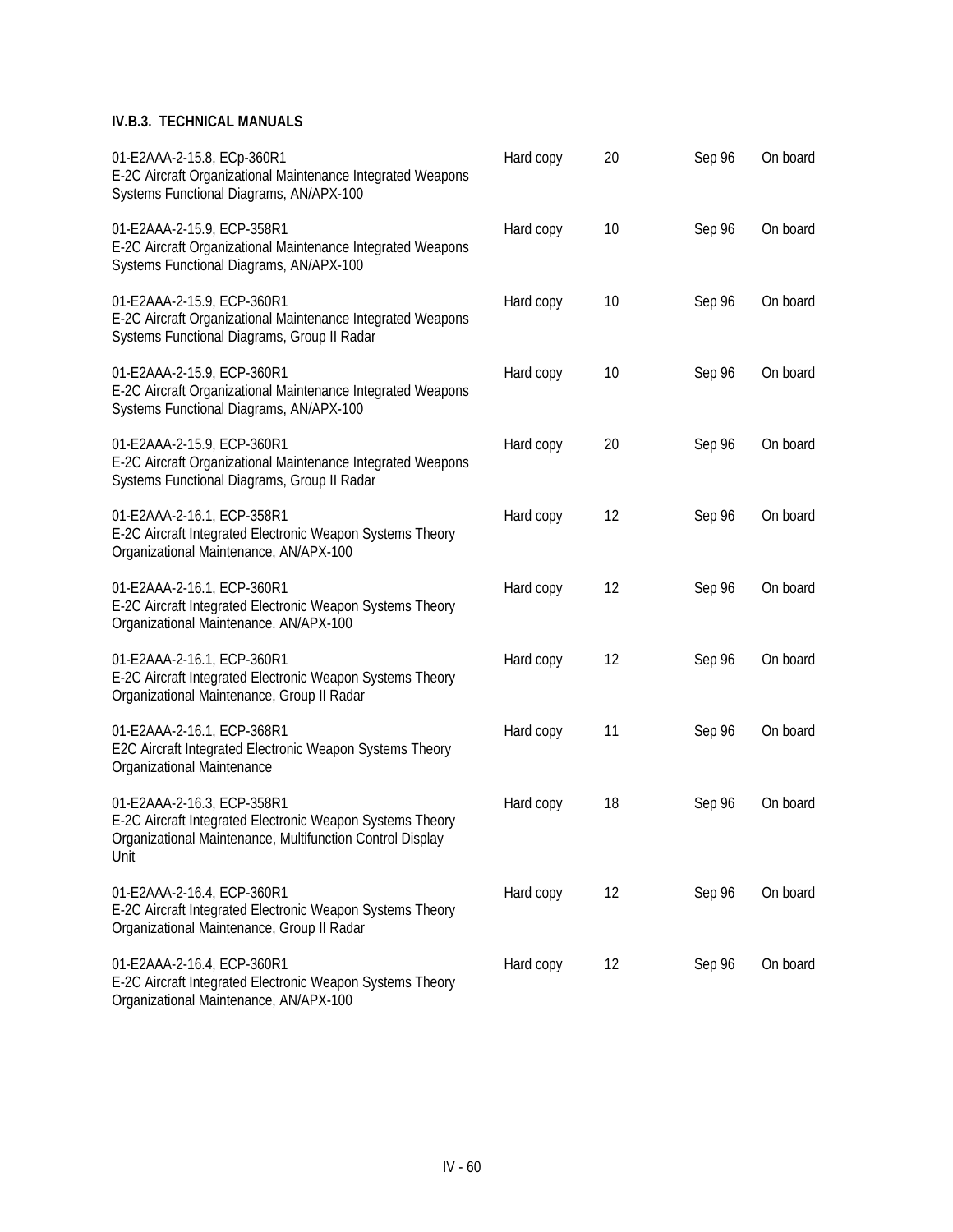**IV.B.3. TECHNICAL MANUALS**

| | | | | |
|---|---|---|---|---|
| 01-E2AAA-2-15.8, ECp-360R1<br>E-2C Aircraft Organizational Maintenance Integrated Weapons Systems Functional Diagrams, AN/APX-100 | Hard copy | 20 | Sep 96 | On board |
| 01-E2AAA-2-15.9, ECP-358R1<br>E-2C Aircraft Organizational Maintenance Integrated Weapons Systems Functional Diagrams, AN/APX-100 | Hard copy | 10 | Sep 96 | On board |
| 01-E2AAA-2-15.9, ECP-360R1<br>E-2C Aircraft Organizational Maintenance Integrated Weapons Systems Functional Diagrams, Group II Radar | Hard copy | 10 | Sep 96 | On board |
| 01-E2AAA-2-15.9, ECP-360R1<br>E-2C Aircraft Organizational Maintenance Integrated Weapons Systems Functional Diagrams, AN/APX-100 | Hard copy | 10 | Sep 96 | On board |
| 01-E2AAA-2-15.9, ECP-360R1<br>E-2C Aircraft Organizational Maintenance Integrated Weapons Systems Functional Diagrams, Group II Radar | Hard copy | 20 | Sep 96 | On board |
| 01-E2AAA-2-16.1, ECP-358R1<br>E-2C Aircraft Integrated Electronic Weapon Systems Theory Organizational Maintenance, AN/APX-100 | Hard copy | 12 | Sep 96 | On board |
| 01-E2AAA-2-16.1, ECP-360R1<br>E-2C Aircraft Integrated Electronic Weapon Systems Theory Organizational Maintenance. AN/APX-100 | Hard copy | 12 | Sep 96 | On board |
| 01-E2AAA-2-16.1, ECP-360R1<br>E-2C Aircraft Integrated Electronic Weapon Systems Theory Organizational Maintenance, Group II Radar | Hard copy | 12 | Sep 96 | On board |
| 01-E2AAA-2-16.1, ECP-368R1<br>E2C Aircraft Integrated Electronic Weapon Systems Theory Organizational Maintenance | Hard copy | 11 | Sep 96 | On board |
| 01-E2AAA-2-16.3, ECP-358R1<br>E-2C Aircraft Integrated Electronic Weapon Systems Theory Organizational Maintenance, Multifunction Control Display Unit | Hard copy | 18 | Sep 96 | On board |
| 01-E2AAA-2-16.4, ECP-360R1<br>E-2C Aircraft Integrated Electronic Weapon Systems Theory Organizational Maintenance, Group II Radar | Hard copy | 12 | Sep 96 | On board |
| 01-E2AAA-2-16.4, ECP-360R1<br>E-2C Aircraft Integrated Electronic Weapon Systems Theory Organizational Maintenance, AN/APX-100 | Hard copy | 12 | Sep 96 | On board |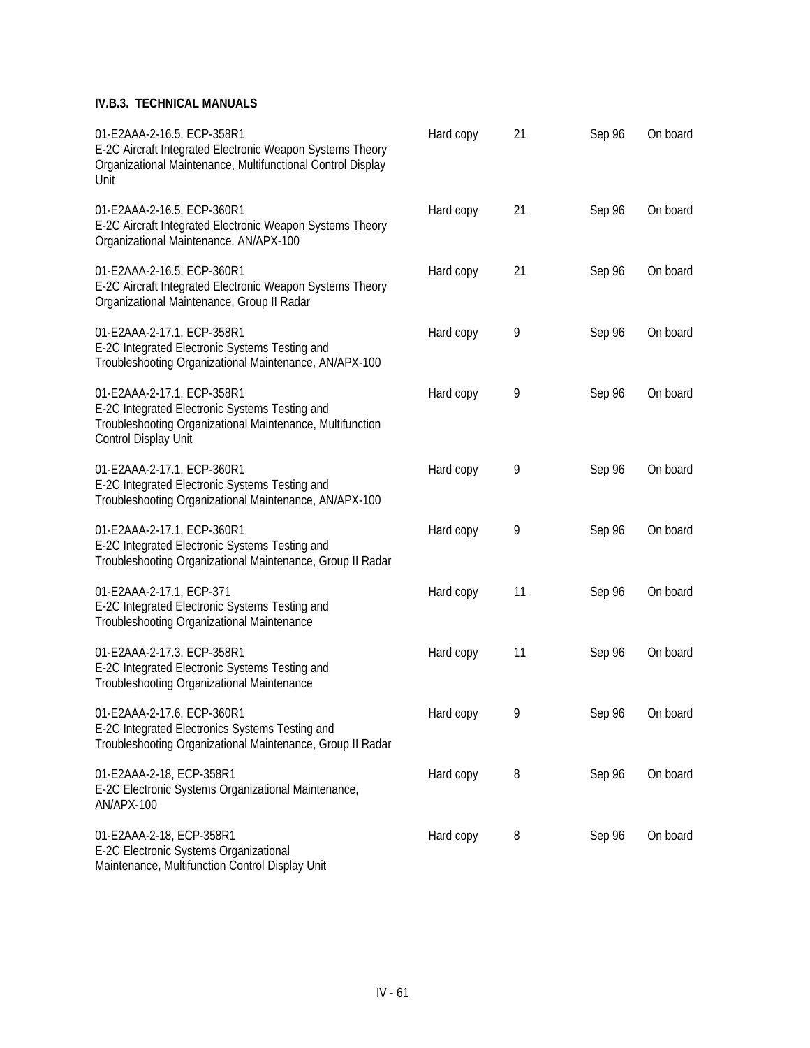### IV.B.3. TECHNICAL MANUALS

| | | | | |
|---|---|---|---|---|
| 01-E2AAA-2-16.5, ECP-358R1<br>E-2C Aircraft Integrated Electronic Weapon Systems Theory Organizational Maintenance, Multifunctional Control Display Unit | Hard copy | 21 | Sep 96 | On board |
| 01-E2AAA-2-16.5, ECP-360R1<br>E-2C Aircraft Integrated Electronic Weapon Systems Theory Organizational Maintenance. AN/APX-100 | Hard copy | 21 | Sep 96 | On board |
| 01-E2AAA-2-16.5, ECP-360R1<br>E-2C Aircraft Integrated Electronic Weapon Systems Theory Organizational Maintenance, Group II Radar | Hard copy | 21 | Sep 96 | On board |
| 01-E2AAA-2-17.1, ECP-358R1<br>E-2C Integrated Electronic Systems Testing and Troubleshooting Organizational Maintenance, AN/APX-100 | Hard copy | 9 | Sep 96 | On board |
| 01-E2AAA-2-17.1, ECP-358R1<br>E-2C Integrated Electronic Systems Testing and Troubleshooting Organizational Maintenance, Multifunction Control Display Unit | Hard copy | 9 | Sep 96 | On board |
| 01-E2AAA-2-17.1, ECP-360R1<br>E-2C Integrated Electronic Systems Testing and Troubleshooting Organizational Maintenance, AN/APX-100 | Hard copy | 9 | Sep 96 | On board |
| 01-E2AAA-2-17.1, ECP-360R1<br>E-2C Integrated Electronic Systems Testing and Troubleshooting Organizational Maintenance, Group II Radar | Hard copy | 9 | Sep 96 | On board |
| 01-E2AAA-2-17.1, ECP-371<br>E-2C Integrated Electronic Systems Testing and Troubleshooting Organizational Maintenance | Hard copy | 11 | Sep 96 | On board |
| 01-E2AAA-2-17.3, ECP-358R1<br>E-2C Integrated Electronic Systems Testing and Troubleshooting Organizational Maintenance | Hard copy | 11 | Sep 96 | On board |
| 01-E2AAA-2-17.6, ECP-360R1<br>E-2C Integrated Electronics Systems Testing and Troubleshooting Organizational Maintenance, Group II Radar | Hard copy | 9 | Sep 96 | On board |
| 01-E2AAA-2-18, ECP-358R1<br>E-2C Electronic Systems Organizational Maintenance, AN/APX-100 | Hard copy | 8 | Sep 96 | On board |
| 01-E2AAA-2-18, ECP-358R1<br>E-2C Electronic Systems Organizational Maintenance, Multifunction Control Display Unit | Hard copy | 8 | Sep 96 | On board |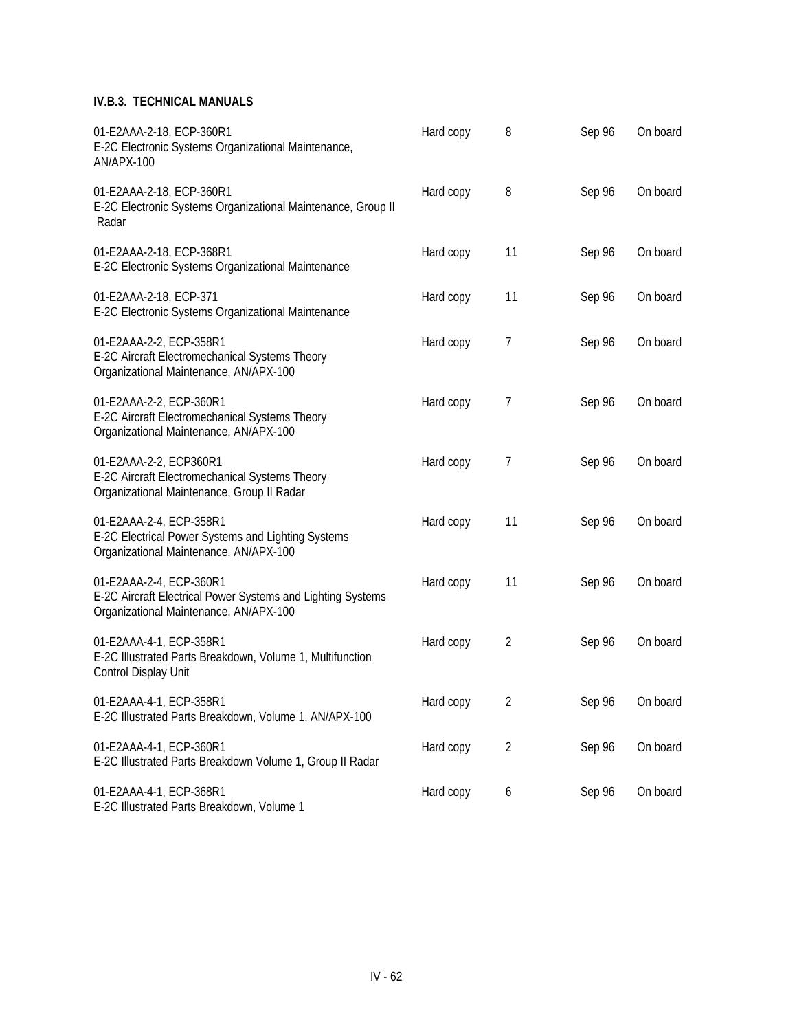**IV.B.3. TECHNICAL MANUALS**

| | | | | |
|---|---|---|---|---|
| 01-E2AAA-2-18, ECP-360R1<br>E-2C Electronic Systems Organizational Maintenance, AN/APX-100 | Hard copy | 8 | Sep 96 | On board |
| 01-E2AAA-2-18, ECP-360R1<br>E-2C Electronic Systems Organizational Maintenance, Group II Radar | Hard copy | 8 | Sep 96 | On board |
| 01-E2AAA-2-18, ECP-368R1<br>E-2C Electronic Systems Organizational Maintenance | Hard copy | 11 | Sep 96 | On board |
| 01-E2AAA-2-18, ECP-371<br>E-2C Electronic Systems Organizational Maintenance | Hard copy | 11 | Sep 96 | On board |
| 01-E2AAA-2-2, ECP-358R1<br>E-2C Aircraft Electromechanical Systems Theory Organizational Maintenance, AN/APX-100 | Hard copy | 7 | Sep 96 | On board |
| 01-E2AAA-2-2, ECP-360R1<br>E-2C Aircraft Electromechanical Systems Theory Organizational Maintenance, AN/APX-100 | Hard copy | 7 | Sep 96 | On board |
| 01-E2AAA-2-2, ECP360R1<br>E-2C Aircraft Electromechanical Systems Theory Organizational Maintenance, Group II Radar | Hard copy | 7 | Sep 96 | On board |
| 01-E2AAA-2-4, ECP-358R1<br>E-2C Electrical Power Systems and Lighting Systems Organizational Maintenance, AN/APX-100 | Hard copy | 11 | Sep 96 | On board |
| 01-E2AAA-2-4, ECP-360R1<br>E-2C Aircraft Electrical Power Systems and Lighting Systems Organizational Maintenance, AN/APX-100 | Hard copy | 11 | Sep 96 | On board |
| 01-E2AAA-4-1, ECP-358R1<br>E-2C Illustrated Parts Breakdown, Volume 1, Multifunction Control Display Unit | Hard copy | 2 | Sep 96 | On board |
| 01-E2AAA-4-1, ECP-358R1<br>E-2C Illustrated Parts Breakdown, Volume 1, AN/APX-100 | Hard copy | 2 | Sep 96 | On board |
| 01-E2AAA-4-1, ECP-360R1<br>E-2C Illustrated Parts Breakdown Volume 1, Group II Radar | Hard copy | 2 | Sep 96 | On board |
| 01-E2AAA-4-1, ECP-368R1<br>E-2C Illustrated Parts Breakdown, Volume 1 | Hard copy | 6 | Sep 96 | On board |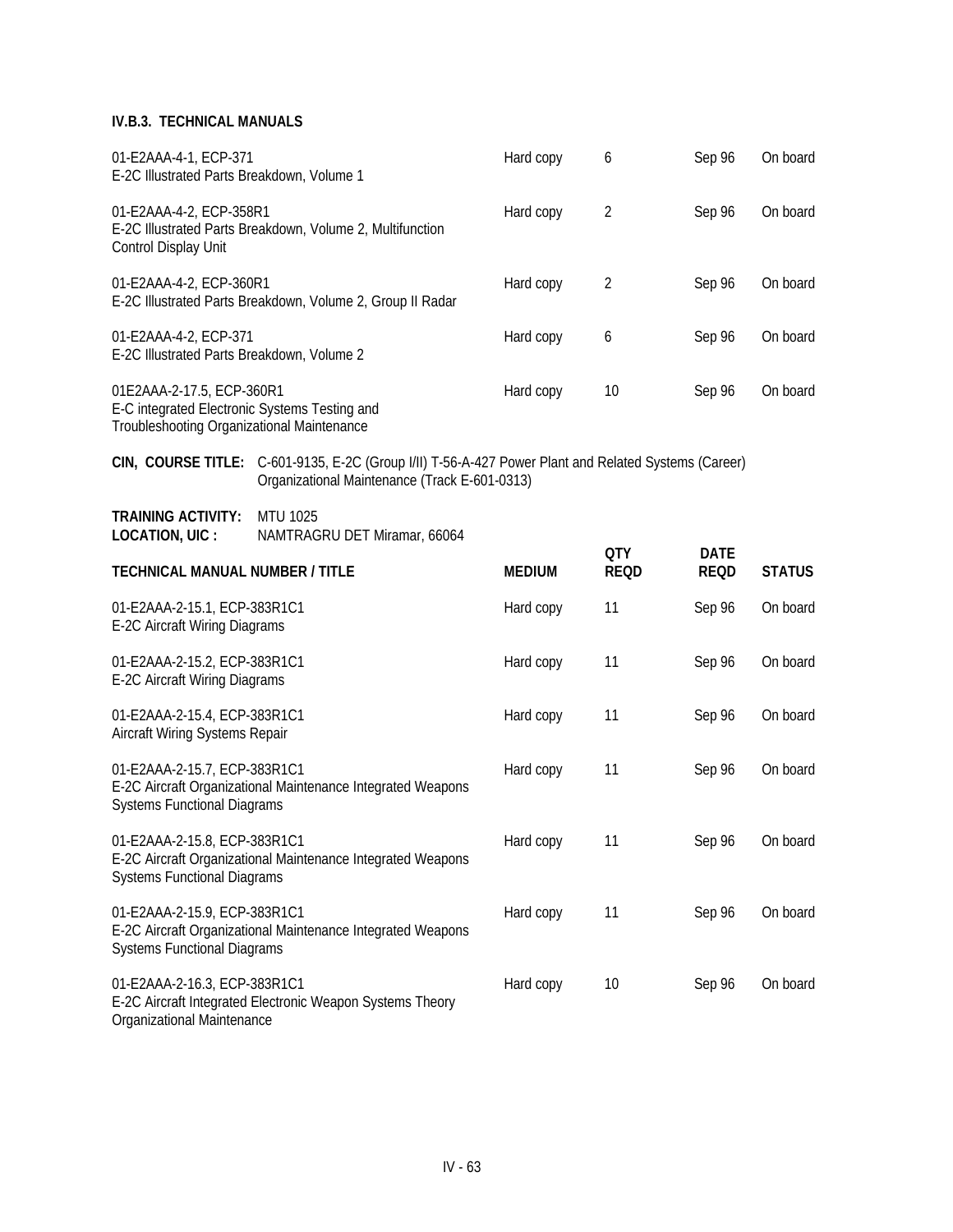### IV.B.3. TECHNICAL MANUALS

| | | | | |
|---|---|---|---|---|
| 01-E2AAA-4-1, ECP-371<br>E-2C Illustrated Parts Breakdown, Volume 1 | Hard copy | 6 | Sep 96 | On board |
| 01-E2AAA-4-2, ECP-358R1<br>E-2C Illustrated Parts Breakdown, Volume 2, Multifunction Control Display Unit | Hard copy | 2 | Sep 96 | On board |
| 01-E2AAA-4-2, ECP-360R1<br>E-2C Illustrated Parts Breakdown, Volume 2, Group II Radar | Hard copy | 2 | Sep 96 | On board |
| 01-E2AAA-4-2, ECP-371<br>E-2C Illustrated Parts Breakdown, Volume 2 | Hard copy | 6 | Sep 96 | On board |
| 01E2AAA-2-17.5, ECP-360R1<br>E-C integrated Electronic Systems Testing and Troubleshooting Organizational Maintenance | Hard copy | 10 | Sep 96 | On board |

**CIN, COURSE TITLE:** C-601-9135, E-2C (Group I/II) T-56-A-427 Power Plant and Related Systems (Career) Organizational Maintenance (Track E-601-0313)

**TRAINING ACTIVITY:** MTU 1025
**LOCATION, UIC :** NAMTRAGRU DET Miramar, 66064

| TECHNICAL MANUAL NUMBER / TITLE | MEDIUM | QTY REQD | DATE REQD | STATUS |
|---|---|---|---|---|
| 01-E2AAA-2-15.1, ECP-383R1C1<br>E-2C Aircraft Wiring Diagrams | Hard copy | 11 | Sep 96 | On board |
| 01-E2AAA-2-15.2, ECP-383R1C1<br>E-2C Aircraft Wiring Diagrams | Hard copy | 11 | Sep 96 | On board |
| 01-E2AAA-2-15.4, ECP-383R1C1<br>Aircraft Wiring Systems Repair | Hard copy | 11 | Sep 96 | On board |
| 01-E2AAA-2-15.7, ECP-383R1C1<br>E-2C Aircraft Organizational Maintenance Integrated Weapons Systems Functional Diagrams | Hard copy | 11 | Sep 96 | On board |
| 01-E2AAA-2-15.8, ECP-383R1C1<br>E-2C Aircraft Organizational Maintenance Integrated Weapons Systems Functional Diagrams | Hard copy | 11 | Sep 96 | On board |
| 01-E2AAA-2-15.9, ECP-383R1C1<br>E-2C Aircraft Organizational Maintenance Integrated Weapons Systems Functional Diagrams | Hard copy | 11 | Sep 96 | On board |
| 01-E2AAA-2-16.3, ECP-383R1C1<br>E-2C Aircraft Integrated Electronic Weapon Systems Theory Organizational Maintenance | Hard copy | 10 | Sep 96 | On board |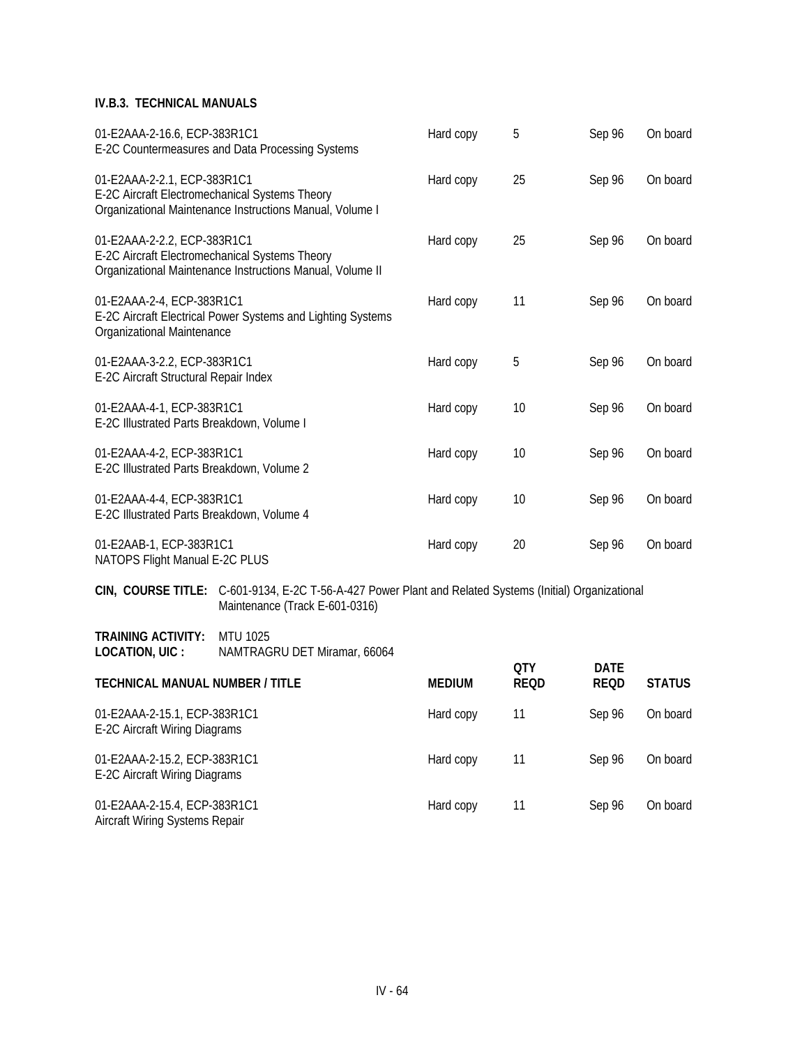**IV.B.3. TECHNICAL MANUALS**

| TECHNICAL MANUAL NUMBER / TITLE | MEDIUM | QTY REQD | DATE REQD | STATUS |
|---|---|---|---|---|
| 01-E2AAA-2-16.6, ECP-383R1C1 E-2C Countermeasures and Data Processing Systems | Hard copy | 5 | Sep 96 | On board |
| 01-E2AAA-2-2.1, ECP-383R1C1 E-2C Aircraft Electromechanical Systems Theory Organizational Maintenance Instructions Manual, Volume I | Hard copy | 25 | Sep 96 | On board |
| 01-E2AAA-2-2.2, ECP-383R1C1 E-2C Aircraft Electromechanical Systems Theory Organizational Maintenance Instructions Manual, Volume II | Hard copy | 25 | Sep 96 | On board |
| 01-E2AAA-2-4, ECP-383R1C1 E-2C Aircraft Electrical Power Systems and Lighting Systems Organizational Maintenance | Hard copy | 11 | Sep 96 | On board |
| 01-E2AAA-3-2.2, ECP-383R1C1 E-2C Aircraft Structural Repair Index | Hard copy | 5 | Sep 96 | On board |
| 01-E2AAA-4-1, ECP-383R1C1 E-2C Illustrated Parts Breakdown, Volume I | Hard copy | 10 | Sep 96 | On board |
| 01-E2AAA-4-2, ECP-383R1C1 E-2C Illustrated Parts Breakdown, Volume 2 | Hard copy | 10 | Sep 96 | On board |
| 01-E2AAA-4-4, ECP-383R1C1 E-2C Illustrated Parts Breakdown, Volume 4 | Hard copy | 10 | Sep 96 | On board |
| 01-E2AAB-1, ECP-383R1C1 NATOPS Flight Manual E-2C PLUS | Hard copy | 20 | Sep 96 | On board |

**CIN, COURSE TITLE:** C-601-9134, E-2C T-56-A-427 Power Plant and Related Systems (Initial) Organizational Maintenance (Track E-601-0316)

**TRAINING ACTIVITY:** MTU 1025
**LOCATION, UIC :** NAMTRAGRU DET Miramar, 66064

| TECHNICAL MANUAL NUMBER / TITLE | MEDIUM | QTY REQD | DATE REQD | STATUS |
|---|---|---|---|---|
| 01-E2AAA-2-15.1, ECP-383R1C1 E-2C Aircraft Wiring Diagrams | Hard copy | 11 | Sep 96 | On board |
| 01-E2AAA-2-15.2, ECP-383R1C1 E-2C Aircraft Wiring Diagrams | Hard copy | 11 | Sep 96 | On board |
| 01-E2AAA-2-15.4, ECP-383R1C1 Aircraft Wiring Systems Repair | Hard copy | 11 | Sep 96 | On board |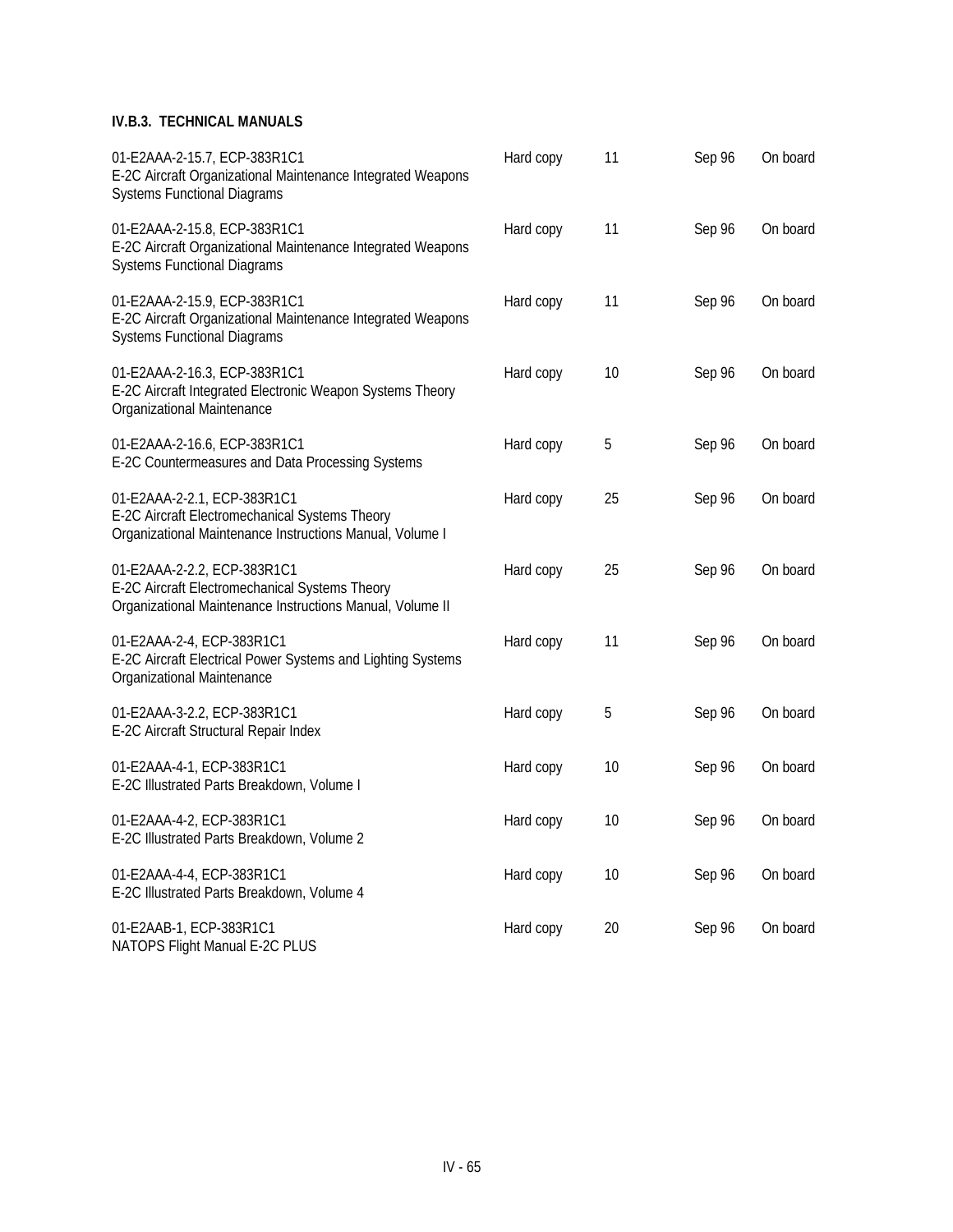### IV.B.3. TECHNICAL MANUALS

| | | | | |
|---|---|---|---|---|
| 01-E2AAA-2-15.7, ECP-383R1C1<br>E-2C Aircraft Organizational Maintenance Integrated Weapons Systems Functional Diagrams | Hard copy | 11 | Sep 96 | On board |
| 01-E2AAA-2-15.8, ECP-383R1C1<br>E-2C Aircraft Organizational Maintenance Integrated Weapons Systems Functional Diagrams | Hard copy | 11 | Sep 96 | On board |
| 01-E2AAA-2-15.9, ECP-383R1C1<br>E-2C Aircraft Organizational Maintenance Integrated Weapons Systems Functional Diagrams | Hard copy | 11 | Sep 96 | On board |
| 01-E2AAA-2-16.3, ECP-383R1C1<br>E-2C Aircraft Integrated Electronic Weapon Systems Theory Organizational Maintenance | Hard copy | 10 | Sep 96 | On board |
| 01-E2AAA-2-16.6, ECP-383R1C1<br>E-2C Countermeasures and Data Processing Systems | Hard copy | 5 | Sep 96 | On board |
| 01-E2AAA-2-2.1, ECP-383R1C1<br>E-2C Aircraft Electromechanical Systems Theory Organizational Maintenance Instructions Manual, Volume I | Hard copy | 25 | Sep 96 | On board |
| 01-E2AAA-2-2.2, ECP-383R1C1<br>E-2C Aircraft Electromechanical Systems Theory Organizational Maintenance Instructions Manual, Volume II | Hard copy | 25 | Sep 96 | On board |
| 01-E2AAA-2-4, ECP-383R1C1<br>E-2C Aircraft Electrical Power Systems and Lighting Systems Organizational Maintenance | Hard copy | 11 | Sep 96 | On board |
| 01-E2AAA-3-2.2, ECP-383R1C1<br>E-2C Aircraft Structural Repair Index | Hard copy | 5 | Sep 96 | On board |
| 01-E2AAA-4-1, ECP-383R1C1<br>E-2C Illustrated Parts Breakdown, Volume I | Hard copy | 10 | Sep 96 | On board |
| 01-E2AAA-4-2, ECP-383R1C1<br>E-2C Illustrated Parts Breakdown, Volume 2 | Hard copy | 10 | Sep 96 | On board |
| 01-E2AAA-4-4, ECP-383R1C1<br>E-2C Illustrated Parts Breakdown, Volume 4 | Hard copy | 10 | Sep 96 | On board |
| 01-E2AAB-1, ECP-383R1C1<br>NATOPS Flight Manual E-2C PLUS | Hard copy | 20 | Sep 96 | On board |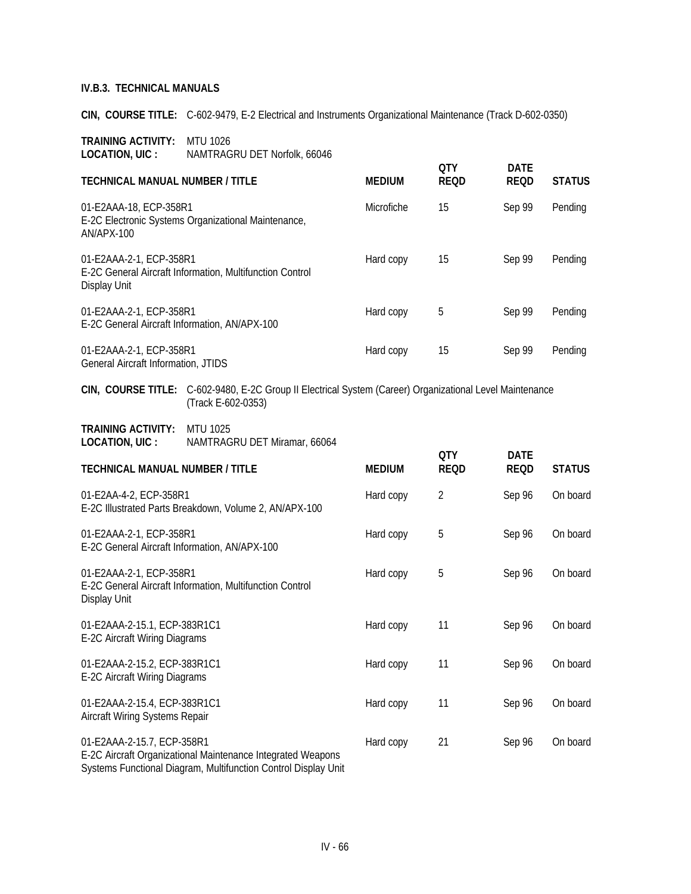### IV.B.3. TECHNICAL MANUALS

**CIN, COURSE TITLE:** C-602-9479, E-2 Electrical and Instruments Organizational Maintenance (Track D-602-0350)

**TRAINING ACTIVITY:** MTU 1026
**LOCATION, UIC :** NAMTRAGRU DET Norfolk, 66046

| TECHNICAL MANUAL NUMBER / TITLE | MEDIUM | QTY REQD | DATE REQD | STATUS |
|---|---|---|---|---|
| 01-E2AAA-18, ECP-358R1 E-2C Electronic Systems Organizational Maintenance, AN/APX-100 | Microfiche | 15 | Sep 99 | Pending |
| 01-E2AAA-2-1, ECP-358R1 E-2C General Aircraft Information, Multifunction Control Display Unit | Hard copy | 15 | Sep 99 | Pending |
| 01-E2AAA-2-1, ECP-358R1 E-2C General Aircraft Information, AN/APX-100 | Hard copy | 5 | Sep 99 | Pending |
| 01-E2AAA-2-1, ECP-358R1 General Aircraft Information, JTIDS | Hard copy | 15 | Sep 99 | Pending |

**CIN, COURSE TITLE:** C-602-9480, E-2C Group II Electrical System (Career) Organizational Level Maintenance (Track E-602-0353)

**TRAINING ACTIVITY:** MTU 1025
**LOCATION, UIC :** NAMTRAGRU DET Miramar, 66064

| TECHNICAL MANUAL NUMBER / TITLE | MEDIUM | QTY REQD | DATE REQD | STATUS |
|---|---|---|---|---|
| 01-E2AA-4-2, ECP-358R1 E-2C Illustrated Parts Breakdown, Volume 2, AN/APX-100 | Hard copy | 2 | Sep 96 | On board |
| 01-E2AAA-2-1, ECP-358R1 E-2C General Aircraft Information, AN/APX-100 | Hard copy | 5 | Sep 96 | On board |
| 01-E2AAA-2-1, ECP-358R1 E-2C General Aircraft Information, Multifunction Control Display Unit | Hard copy | 5 | Sep 96 | On board |
| 01-E2AAA-2-15.1, ECP-383R1C1 E-2C Aircraft Wiring Diagrams | Hard copy | 11 | Sep 96 | On board |
| 01-E2AAA-2-15.2, ECP-383R1C1 E-2C Aircraft Wiring Diagrams | Hard copy | 11 | Sep 96 | On board |
| 01-E2AAA-2-15.4, ECP-383R1C1 Aircraft Wiring Systems Repair | Hard copy | 11 | Sep 96 | On board |
| 01-E2AAA-2-15.7, ECP-358R1 E-2C Aircraft Organizational Maintenance Integrated Weapons Systems Functional Diagram, Multifunction Control Display Unit | Hard copy | 21 | Sep 96 | On board |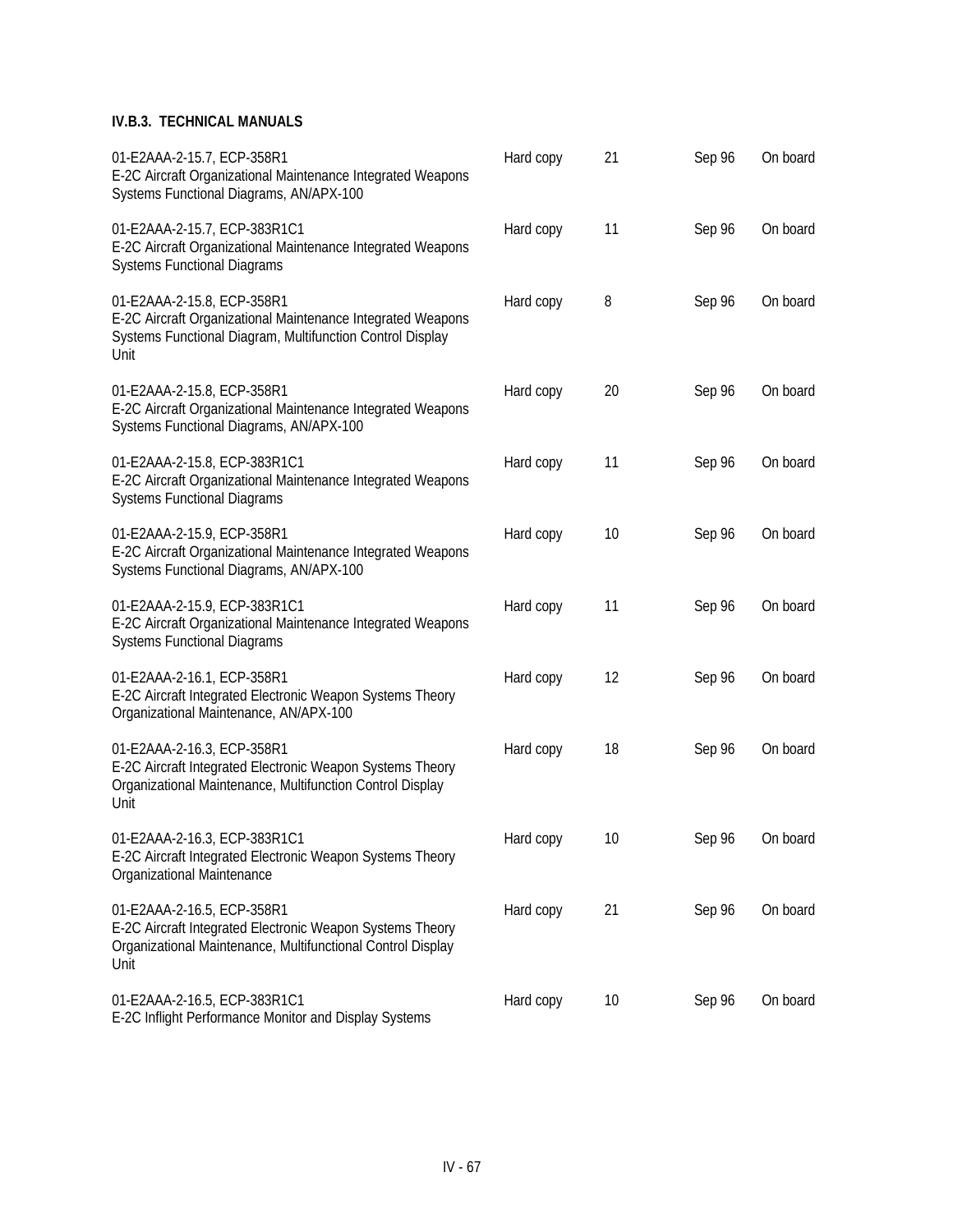### IV.B.3. TECHNICAL MANUALS

| | | | | |
|---|---|---|---|---|
| 01-E2AAA-2-15.7, ECP-358R1<br>E-2C Aircraft Organizational Maintenance Integrated Weapons Systems Functional Diagrams, AN/APX-100 | Hard copy | 21 | Sep 96 | On board |
| 01-E2AAA-2-15.7, ECP-383R1C1<br>E-2C Aircraft Organizational Maintenance Integrated Weapons Systems Functional Diagrams | Hard copy | 11 | Sep 96 | On board |
| 01-E2AAA-2-15.8, ECP-358R1<br>E-2C Aircraft Organizational Maintenance Integrated Weapons Systems Functional Diagram, Multifunction Control Display Unit | Hard copy | 8 | Sep 96 | On board |
| 01-E2AAA-2-15.8, ECP-358R1<br>E-2C Aircraft Organizational Maintenance Integrated Weapons Systems Functional Diagrams, AN/APX-100 | Hard copy | 20 | Sep 96 | On board |
| 01-E2AAA-2-15.8, ECP-383R1C1<br>E-2C Aircraft Organizational Maintenance Integrated Weapons Systems Functional Diagrams | Hard copy | 11 | Sep 96 | On board |
| 01-E2AAA-2-15.9, ECP-358R1<br>E-2C Aircraft Organizational Maintenance Integrated Weapons Systems Functional Diagrams, AN/APX-100 | Hard copy | 10 | Sep 96 | On board |
| 01-E2AAA-2-15.9, ECP-383R1C1<br>E-2C Aircraft Organizational Maintenance Integrated Weapons Systems Functional Diagrams | Hard copy | 11 | Sep 96 | On board |
| 01-E2AAA-2-16.1, ECP-358R1<br>E-2C Aircraft Integrated Electronic Weapon Systems Theory Organizational Maintenance, AN/APX-100 | Hard copy | 12 | Sep 96 | On board |
| 01-E2AAA-2-16.3, ECP-358R1<br>E-2C Aircraft Integrated Electronic Weapon Systems Theory Organizational Maintenance, Multifunction Control Display Unit | Hard copy | 18 | Sep 96 | On board |
| 01-E2AAA-2-16.3, ECP-383R1C1<br>E-2C Aircraft Integrated Electronic Weapon Systems Theory Organizational Maintenance | Hard copy | 10 | Sep 96 | On board |
| 01-E2AAA-2-16.5, ECP-358R1<br>E-2C Aircraft Integrated Electronic Weapon Systems Theory Organizational Maintenance, Multifunctional Control Display Unit | Hard copy | 21 | Sep 96 | On board |
| 01-E2AAA-2-16.5, ECP-383R1C1<br>E-2C Inflight Performance Monitor and Display Systems | Hard copy | 10 | Sep 96 | On board |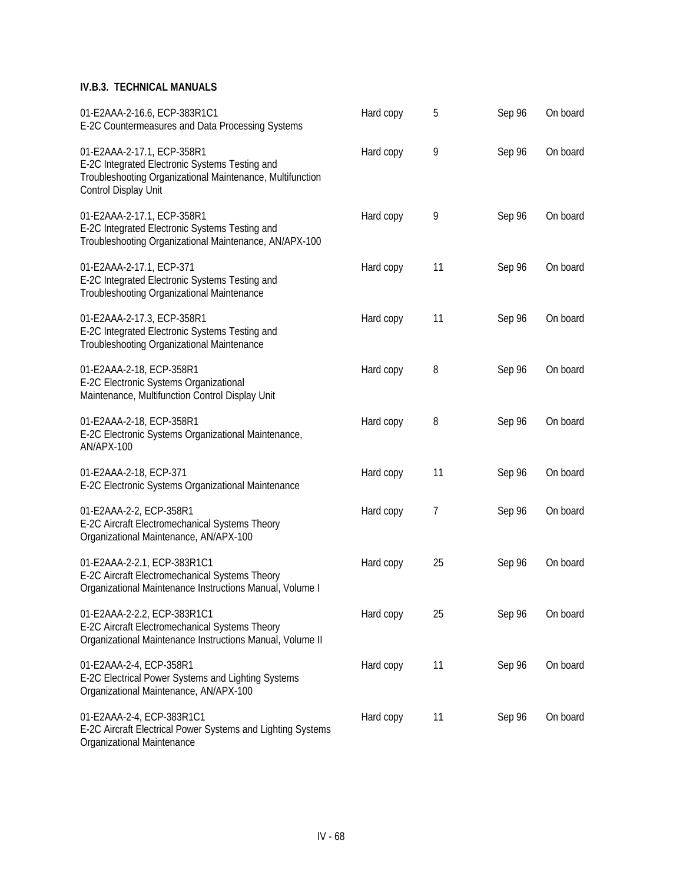**IV.B.3. TECHNICAL MANUALS**

| | | | | |
|---|---|---|---|---|
| 01-E2AAA-2-16.6, ECP-383R1C1<br>E-2C Countermeasures and Data Processing Systems | Hard copy | 5 | Sep 96 | On board |
| 01-E2AAA-2-17.1, ECP-358R1<br>E-2C Integrated Electronic Systems Testing and Troubleshooting Organizational Maintenance, Multifunction Control Display Unit | Hard copy | 9 | Sep 96 | On board |
| 01-E2AAA-2-17.1, ECP-358R1<br>E-2C Integrated Electronic Systems Testing and Troubleshooting Organizational Maintenance, AN/APX-100 | Hard copy | 9 | Sep 96 | On board |
| 01-E2AAA-2-17.1, ECP-371<br>E-2C Integrated Electronic Systems Testing and Troubleshooting Organizational Maintenance | Hard copy | 11 | Sep 96 | On board |
| 01-E2AAA-2-17.3, ECP-358R1<br>E-2C Integrated Electronic Systems Testing and Troubleshooting Organizational Maintenance | Hard copy | 11 | Sep 96 | On board |
| 01-E2AAA-2-18, ECP-358R1<br>E-2C Electronic Systems Organizational Maintenance, Multifunction Control Display Unit | Hard copy | 8 | Sep 96 | On board |
| 01-E2AAA-2-18, ECP-358R1<br>E-2C Electronic Systems Organizational Maintenance, AN/APX-100 | Hard copy | 8 | Sep 96 | On board |
| 01-E2AAA-2-18, ECP-371<br>E-2C Electronic Systems Organizational Maintenance | Hard copy | 11 | Sep 96 | On board |
| 01-E2AAA-2-2, ECP-358R1<br>E-2C Aircraft Electromechanical Systems Theory Organizational Maintenance, AN/APX-100 | Hard copy | 7 | Sep 96 | On board |
| 01-E2AAA-2-2.1, ECP-383R1C1<br>E-2C Aircraft Electromechanical Systems Theory Organizational Maintenance Instructions Manual, Volume I | Hard copy | 25 | Sep 96 | On board |
| 01-E2AAA-2-2.2, ECP-383R1C1<br>E-2C Aircraft Electromechanical Systems Theory Organizational Maintenance Instructions Manual, Volume II | Hard copy | 25 | Sep 96 | On board |
| 01-E2AAA-2-4, ECP-358R1<br>E-2C Electrical Power Systems and Lighting Systems Organizational Maintenance, AN/APX-100 | Hard copy | 11 | Sep 96 | On board |
| 01-E2AAA-2-4, ECP-383R1C1<br>E-2C Aircraft Electrical Power Systems and Lighting Systems Organizational Maintenance | Hard copy | 11 | Sep 96 | On board |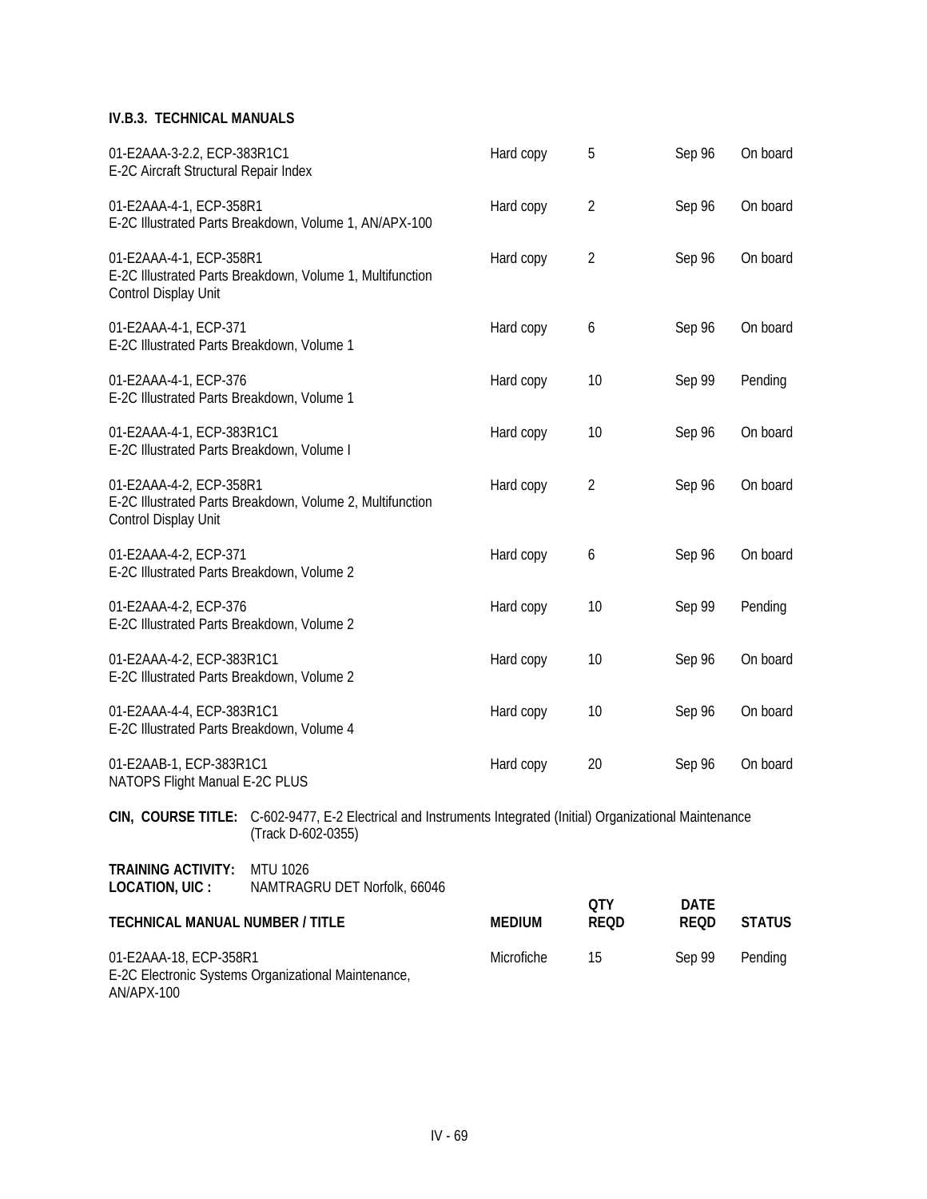### IV.B.3. TECHNICAL MANUALS

| | | | | |
|---|---|---|---|---|
| 01-E2AAA-3-2.2, ECP-383R1C1<br>E-2C Aircraft Structural Repair Index | Hard copy | 5 | Sep 96 | On board |
| 01-E2AAA-4-1, ECP-358R1<br>E-2C Illustrated Parts Breakdown, Volume 1, AN/APX-100 | Hard copy | 2 | Sep 96 | On board |
| 01-E2AAA-4-1, ECP-358R1<br>E-2C Illustrated Parts Breakdown, Volume 1, Multifunction Control Display Unit | Hard copy | 2 | Sep 96 | On board |
| 01-E2AAA-4-1, ECP-371<br>E-2C Illustrated Parts Breakdown, Volume 1 | Hard copy | 6 | Sep 96 | On board |
| 01-E2AAA-4-1, ECP-376<br>E-2C Illustrated Parts Breakdown, Volume 1 | Hard copy | 10 | Sep 99 | Pending |
| 01-E2AAA-4-1, ECP-383R1C1<br>E-2C Illustrated Parts Breakdown, Volume I | Hard copy | 10 | Sep 96 | On board |
| 01-E2AAA-4-2, ECP-358R1<br>E-2C Illustrated Parts Breakdown, Volume 2, Multifunction Control Display Unit | Hard copy | 2 | Sep 96 | On board |
| 01-E2AAA-4-2, ECP-371<br>E-2C Illustrated Parts Breakdown, Volume 2 | Hard copy | 6 | Sep 96 | On board |
| 01-E2AAA-4-2, ECP-376<br>E-2C Illustrated Parts Breakdown, Volume 2 | Hard copy | 10 | Sep 99 | Pending |
| 01-E2AAA-4-2, ECP-383R1C1<br>E-2C Illustrated Parts Breakdown, Volume 2 | Hard copy | 10 | Sep 96 | On board |
| 01-E2AAA-4-4, ECP-383R1C1<br>E-2C Illustrated Parts Breakdown, Volume 4 | Hard copy | 10 | Sep 96 | On board |
| 01-E2AAB-1, ECP-383R1C1<br>NATOPS Flight Manual E-2C PLUS | Hard copy | 20 | Sep 96 | On board |

**CIN, COURSE TITLE:** C-602-9477, E-2 Electrical and Instruments Integrated (Initial) Organizational Maintenance (Track D-602-0355)

**TRAINING ACTIVITY:** MTU 1026
**LOCATION, UIC :** NAMTRAGRU DET Norfolk, 66046

| TECHNICAL MANUAL NUMBER / TITLE | MEDIUM | QTY REQD | DATE REQD | STATUS |
|---|---|---|---|---|
| 01-E2AAA-18, ECP-358R1<br>E-2C Electronic Systems Organizational Maintenance, AN/APX-100 | Microfiche | 15 | Sep 99 | Pending |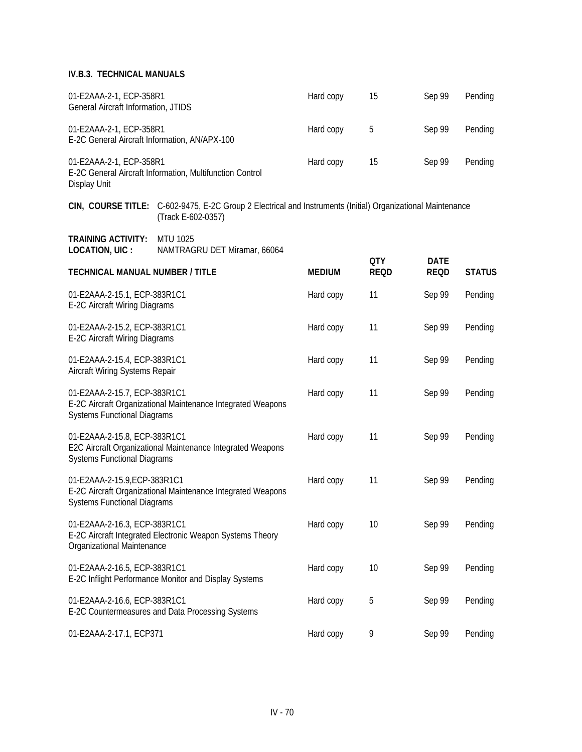**IV.B.3. TECHNICAL MANUALS**

| | | | | |
|---|---|---|---|---|
| 01-E2AAA-2-1, ECP-358R1<br>General Aircraft Information, JTIDS | Hard copy | 15 | Sep 99 | Pending |
| 01-E2AAA-2-1, ECP-358R1<br>E-2C General Aircraft Information, AN/APX-100 | Hard copy | 5 | Sep 99 | Pending |
| 01-E2AAA-2-1, ECP-358R1<br>E-2C General Aircraft Information, Multifunction Control Display Unit | Hard copy | 15 | Sep 99 | Pending |

**CIN, COURSE TITLE:** C-602-9475, E-2C Group 2 Electrical and Instruments (Initial) Organizational Maintenance (Track E-602-0357)

**TRAINING ACTIVITY:** MTU 1025
**LOCATION, UIC :** NAMTRAGRU DET Miramar, 66064

| TECHNICAL MANUAL NUMBER / TITLE | MEDIUM | QTY REQD | DATE REQD | STATUS |
|---|---|---|---|---|
| 01-E2AAA-2-15.1, ECP-383R1C1<br>E-2C Aircraft Wiring Diagrams | Hard copy | 11 | Sep 99 | Pending |
| 01-E2AAA-2-15.2, ECP-383R1C1<br>E-2C Aircraft Wiring Diagrams | Hard copy | 11 | Sep 99 | Pending |
| 01-E2AAA-2-15.4, ECP-383R1C1<br>Aircraft Wiring Systems Repair | Hard copy | 11 | Sep 99 | Pending |
| 01-E2AAA-2-15.7, ECP-383R1C1<br>E-2C Aircraft Organizational Maintenance Integrated Weapons Systems Functional Diagrams | Hard copy | 11 | Sep 99 | Pending |
| 01-E2AAA-2-15.8, ECP-383R1C1<br>E2C Aircraft Organizational Maintenance Integrated Weapons Systems Functional Diagrams | Hard copy | 11 | Sep 99 | Pending |
| 01-E2AAA-2-15.9,ECP-383R1C1<br>E-2C Aircraft Organizational Maintenance Integrated Weapons Systems Functional Diagrams | Hard copy | 11 | Sep 99 | Pending |
| 01-E2AAA-2-16.3, ECP-383R1C1<br>E-2C Aircraft Integrated Electronic Weapon Systems Theory Organizational Maintenance | Hard copy | 10 | Sep 99 | Pending |
| 01-E2AAA-2-16.5, ECP-383R1C1<br>E-2C Inflight Performance Monitor and Display Systems | Hard copy | 10 | Sep 99 | Pending |
| 01-E2AAA-2-16.6, ECP-383R1C1<br>E-2C Countermeasures and Data Processing Systems | Hard copy | 5 | Sep 99 | Pending |
| 01-E2AAA-2-17.1, ECP371 | Hard copy | 9 | Sep 99 | Pending |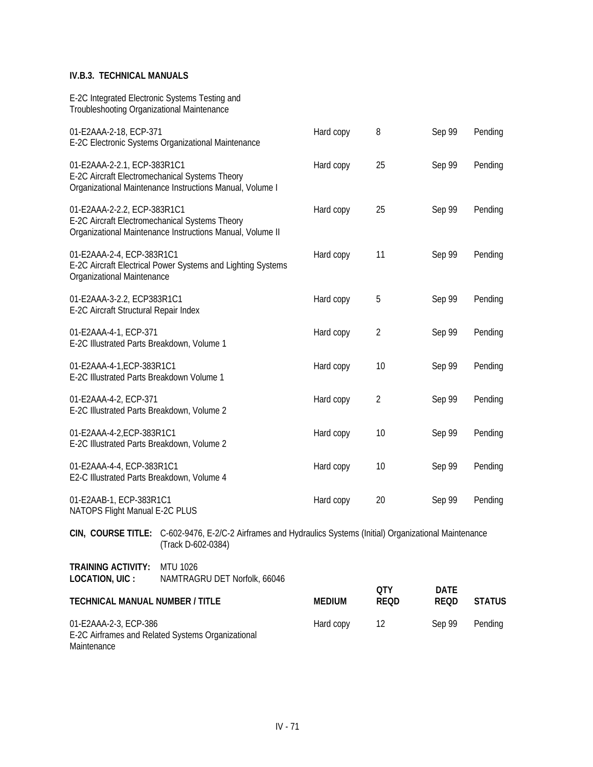**IV.B.3. TECHNICAL MANUALS**

| TECHNICAL MANUAL NUMBER / TITLE | MEDIUM | QTY REQD | DATE REQD | STATUS |
|---|---|---|---|---|
| E-2C Integrated Electronic Systems Testing and Troubleshooting Organizational Maintenance | | | | |
| 01-E2AAA-2-18, ECP-371<br>E-2C Electronic Systems Organizational Maintenance | Hard copy | 8 | Sep 99 | Pending |
| 01-E2AAA-2-2.1, ECP-383R1C1<br>E-2C Aircraft Electromechanical Systems Theory Organizational Maintenance Instructions Manual, Volume I | Hard copy | 25 | Sep 99 | Pending |
| 01-E2AAA-2-2.2, ECP-383R1C1<br>E-2C Aircraft Electromechanical Systems Theory Organizational Maintenance Instructions Manual, Volume II | Hard copy | 25 | Sep 99 | Pending |
| 01-E2AAA-2-4, ECP-383R1C1<br>E-2C Aircraft Electrical Power Systems and Lighting Systems Organizational Maintenance | Hard copy | 11 | Sep 99 | Pending |
| 01-E2AAA-3-2.2, ECP383R1C1<br>E-2C Aircraft Structural Repair Index | Hard copy | 5 | Sep 99 | Pending |
| 01-E2AAA-4-1, ECP-371<br>E-2C Illustrated Parts Breakdown, Volume 1 | Hard copy | 2 | Sep 99 | Pending |
| 01-E2AAA-4-1,ECP-383R1C1<br>E-2C Illustrated Parts Breakdown Volume 1 | Hard copy | 10 | Sep 99 | Pending |
| 01-E2AAA-4-2, ECP-371<br>E-2C Illustrated Parts Breakdown, Volume 2 | Hard copy | 2 | Sep 99 | Pending |
| 01-E2AAA-4-2,ECP-383R1C1<br>E-2C Illustrated Parts Breakdown, Volume 2 | Hard copy | 10 | Sep 99 | Pending |
| 01-E2AAA-4-4, ECP-383R1C1<br>E2-C Illustrated Parts Breakdown, Volume 4 | Hard copy | 10 | Sep 99 | Pending |
| 01-E2AAB-1, ECP-383R1C1<br>NATOPS Flight Manual E-2C PLUS | Hard copy | 20 | Sep 99 | Pending |

**CIN, COURSE TITLE:** C-602-9476, E-2/C-2 Airframes and Hydraulics Systems (Initial) Organizational Maintenance (Track D-602-0384)

**TRAINING ACTIVITY:** MTU 1026
**LOCATION, UIC :** NAMTRAGRU DET Norfolk, 66046

| TECHNICAL MANUAL NUMBER / TITLE | MEDIUM | QTY REQD | DATE REQD | STATUS |
|---|---|---|---|---|
| 01-E2AAA-2-3, ECP-386<br>E-2C Airframes and Related Systems Organizational Maintenance | Hard copy | 12 | Sep 99 | Pending |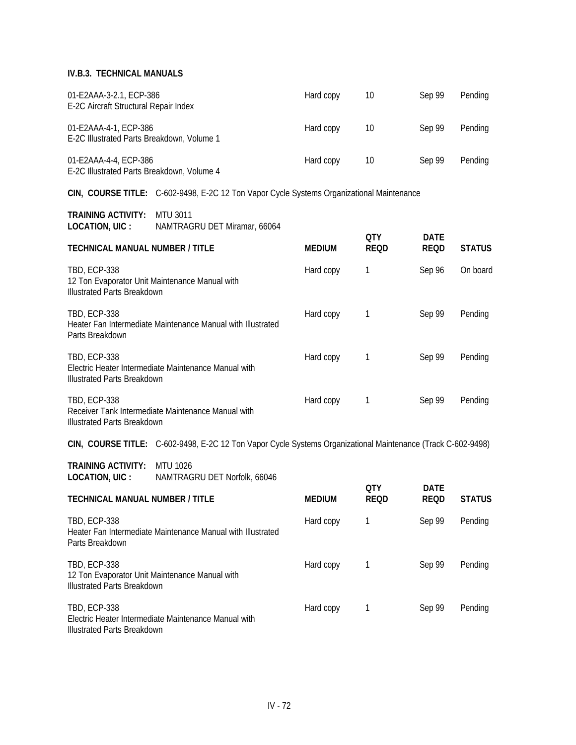### IV.B.3. TECHNICAL MANUALS

| | | | | |
|---|---|---|---|---|
| 01-E2AAA-3-2.1, ECP-386<br>E-2C Aircraft Structural Repair Index | Hard copy | 10 | Sep 99 | Pending |
| 01-E2AAA-4-1, ECP-386<br>E-2C Illustrated Parts Breakdown, Volume 1 | Hard copy | 10 | Sep 99 | Pending |
| 01-E2AAA-4-4, ECP-386<br>E-2C Illustrated Parts Breakdown, Volume 4 | Hard copy | 10 | Sep 99 | Pending |

**CIN, COURSE TITLE:** C-602-9498, E-2C 12 Ton Vapor Cycle Systems Organizational Maintenance

**TRAINING ACTIVITY:** MTU 3011
**LOCATION, UIC :** NAMTRAGRU DET Miramar, 66064

| TECHNICAL MANUAL NUMBER / TITLE | MEDIUM | QTY REQD | DATE REQD | STATUS |
|---|---|---|---|---|
| TBD, ECP-338<br>12 Ton Evaporator Unit Maintenance Manual with Illustrated Parts Breakdown | Hard copy | 1 | Sep 96 | On board |
| TBD, ECP-338<br>Heater Fan Intermediate Maintenance Manual with Illustrated Parts Breakdown | Hard copy | 1 | Sep 99 | Pending |
| TBD, ECP-338<br>Electric Heater Intermediate Maintenance Manual with Illustrated Parts Breakdown | Hard copy | 1 | Sep 99 | Pending |
| TBD, ECP-338<br>Receiver Tank Intermediate Maintenance Manual with Illustrated Parts Breakdown | Hard copy | 1 | Sep 99 | Pending |

**CIN, COURSE TITLE:** C-602-9498, E-2C 12 Ton Vapor Cycle Systems Organizational Maintenance (Track C-602-9498)

**TRAINING ACTIVITY:** MTU 1026
**LOCATION, UIC :** NAMTRAGRU DET Norfolk, 66046

| TECHNICAL MANUAL NUMBER / TITLE | MEDIUM | QTY REQD | DATE REQD | STATUS |
|---|---|---|---|---|
| TBD, ECP-338<br>Heater Fan Intermediate Maintenance Manual with Illustrated Parts Breakdown | Hard copy | 1 | Sep 99 | Pending |
| TBD, ECP-338<br>12 Ton Evaporator Unit Maintenance Manual with Illustrated Parts Breakdown | Hard copy | 1 | Sep 99 | Pending |
| TBD, ECP-338<br>Electric Heater Intermediate Maintenance Manual with Illustrated Parts Breakdown | Hard copy | 1 | Sep 99 | Pending |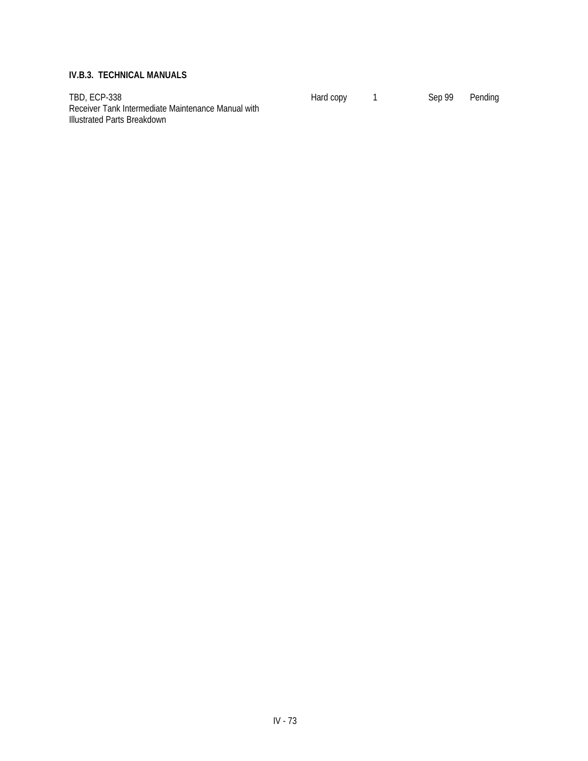### IV.B.3. TECHNICAL MANUALS

| | | | | |
|---|---|---|---|---|
| TBD, ECP-338<br>Receiver Tank Intermediate Maintenance Manual with Illustrated Parts Breakdown | Hard copy | 1 | Sep 99 | Pending |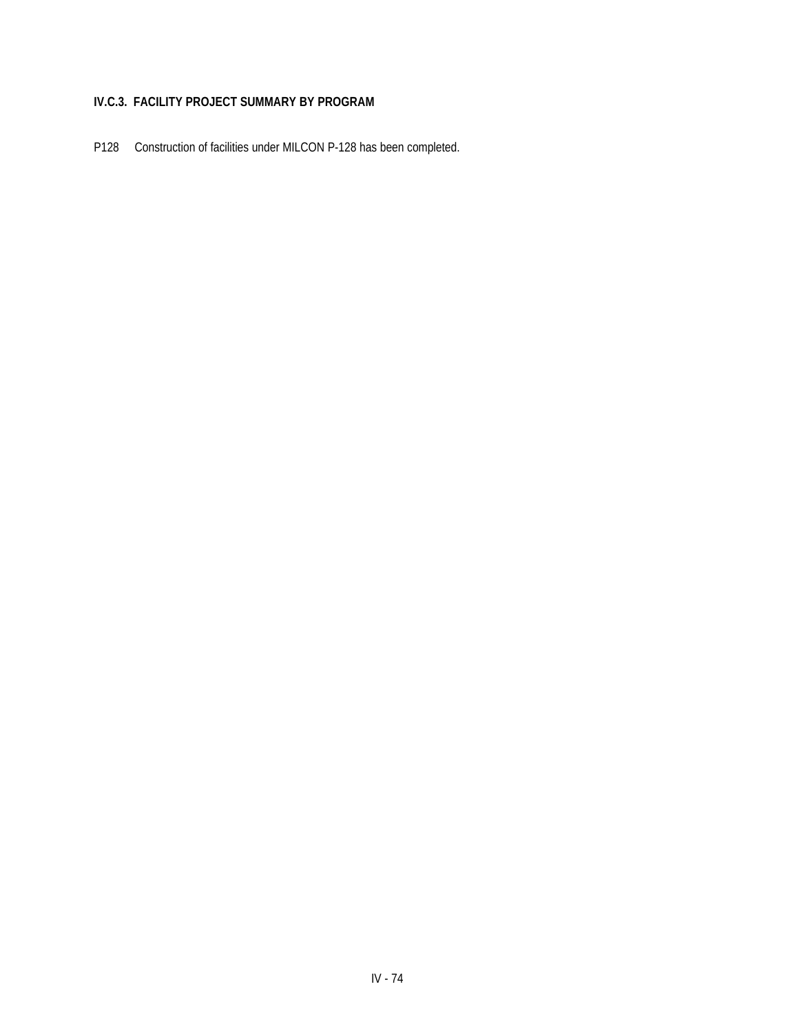**IV.C.3. FACILITY PROJECT SUMMARY BY PROGRAM**

P128 Construction of facilities under MILCON P-128 has been completed.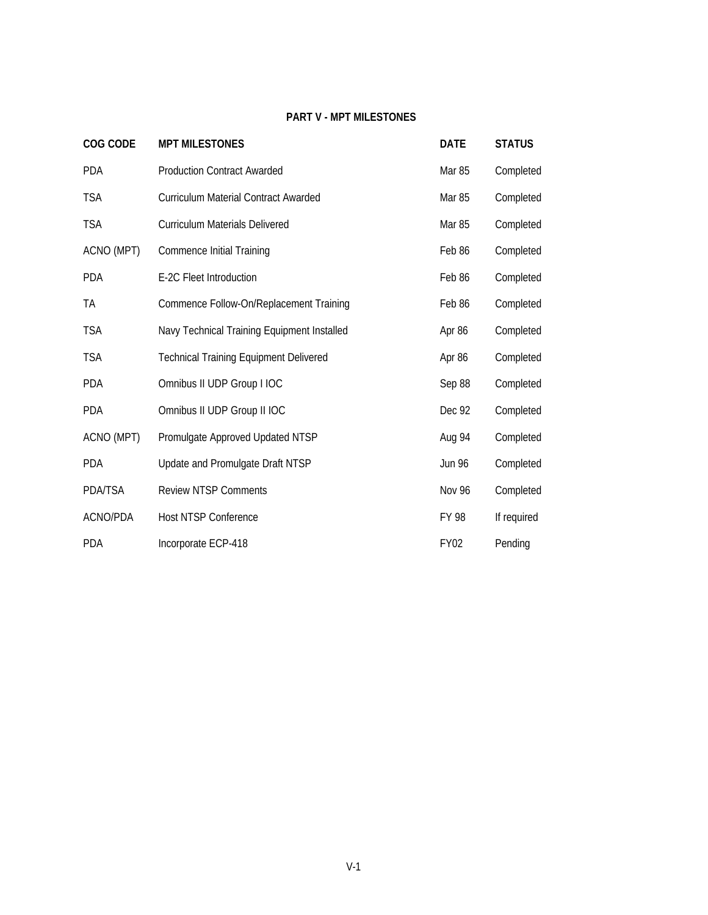## PART V - MPT MILESTONES

| COG CODE | MPT MILESTONES | DATE | STATUS |
|---|---|---|---|
| PDA | Production Contract Awarded | Mar 85 | Completed |
| TSA | Curriculum Material Contract Awarded | Mar 85 | Completed |
| TSA | Curriculum Materials Delivered | Mar 85 | Completed |
| ACNO (MPT) | Commence Initial Training | Feb 86 | Completed |
| PDA | E-2C Fleet Introduction | Feb 86 | Completed |
| TA | Commence Follow-On/Replacement Training | Feb 86 | Completed |
| TSA | Navy Technical Training Equipment Installed | Apr 86 | Completed |
| TSA | Technical Training Equipment Delivered | Apr 86 | Completed |
| PDA | Omnibus II UDP Group I IOC | Sep 88 | Completed |
| PDA | Omnibus II UDP Group II IOC | Dec 92 | Completed |
| ACNO (MPT) | Promulgate Approved Updated NTSP | Aug 94 | Completed |
| PDA | Update and Promulgate Draft NTSP | Jun 96 | Completed |
| PDA/TSA | Review NTSP Comments | Nov 96 | Completed |
| ACNO/PDA | Host NTSP Conference | FY 98 | If required |
| PDA | Incorporate ECP-418 | FY02 | Pending |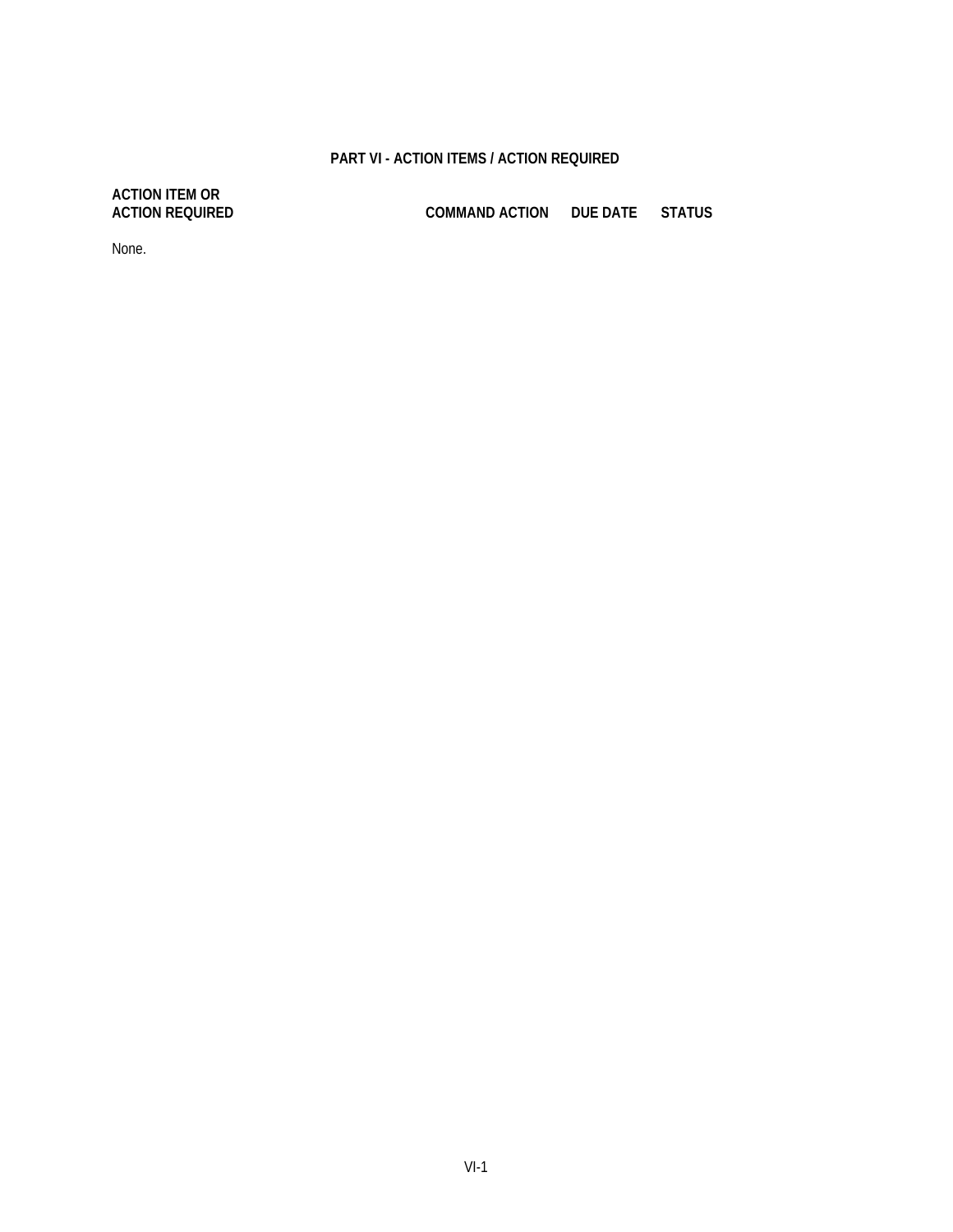## PART VI - ACTION ITEMS / ACTION REQUIRED

| ACTION ITEM OR ACTION REQUIRED | COMMAND ACTION | DUE DATE | STATUS |
|---|---|---|---|

None.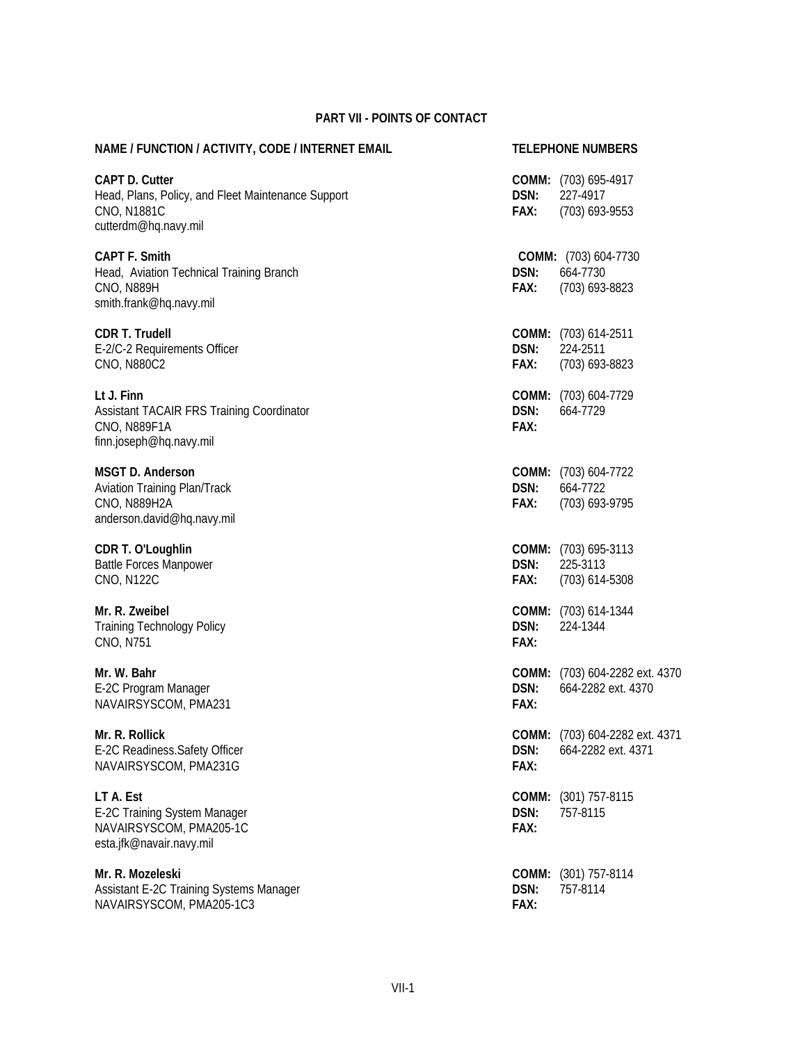## PART VII - POINTS OF CONTACT

| NAME / FUNCTION / ACTIVITY, CODE / INTERNET EMAIL | TELEPHONE NUMBERS |
|---|---|
| **CAPT D. Cutter**<br>Head, Plans, Policy, and Fleet Maintenance Support<br>CNO, N1881C<br>cutterdm@hq.navy.mil | **COMM:** (703) 695-4917<br>**DSN:** 227-4917<br>**FAX:** (703) 693-9553 |
| **CAPT F. Smith**<br>Head, Aviation Technical Training Branch<br>CNO, N889H<br>smith.frank@hq.navy.mil | **COMM:** (703) 604-7730<br>**DSN:** 664-7730<br>**FAX:** (703) 693-8823 |
| **CDR T. Trudell**<br>E-2/C-2 Requirements Officer<br>CNO, N880C2 | **COMM:** (703) 614-2511<br>**DSN:** 224-2511<br>**FAX:** (703) 693-8823 |
| **Lt J. Finn**<br>Assistant TACAIR FRS Training Coordinator<br>CNO, N889F1A<br>finn.joseph@hq.navy.mil | **COMM:** (703) 604-7729<br>**DSN:** 664-7729<br>**FAX:** |
| **MSGT D. Anderson**<br>Aviation Training Plan/Track<br>CNO, N889H2A<br>anderson.david@hq.navy.mil | **COMM:** (703) 604-7722<br>**DSN:** 664-7722<br>**FAX:** (703) 693-9795 |
| **CDR T. O'Loughlin**<br>Battle Forces Manpower<br>CNO, N122C | **COMM:** (703) 695-3113<br>**DSN:** 225-3113<br>**FAX:** (703) 614-5308 |
| **Mr. R. Zweibel**<br>Training Technology Policy<br>CNO, N751 | **COMM:** (703) 614-1344<br>**DSN:** 224-1344<br>**FAX:** |
| **Mr. W. Bahr**<br>E-2C Program Manager<br>NAVAIRSYSCOM, PMA231 | **COMM:** (703) 604-2282 ext. 4370<br>**DSN:** 664-2282 ext. 4370<br>**FAX:** |
| **Mr. R. Rollick**<br>E-2C Readiness.Safety Officer<br>NAVAIRSYSCOM, PMA231G | **COMM:** (703) 604-2282 ext. 4371<br>**DSN:** 664-2282 ext. 4371<br>**FAX:** |
| **LT A. Est**<br>E-2C Training System Manager<br>NAVAIRSYSCOM, PMA205-1C<br>esta.jfk@navair.navy.mil | **COMM:** (301) 757-8115<br>**DSN:** 757-8115<br>**FAX:** |
| **Mr. R. Mozeleski**<br>Assistant E-2C Training Systems Manager<br>NAVAIRSYSCOM, PMA205-1C3 | **COMM:** (301) 757-8114<br>**DSN:** 757-8114<br>**FAX:** |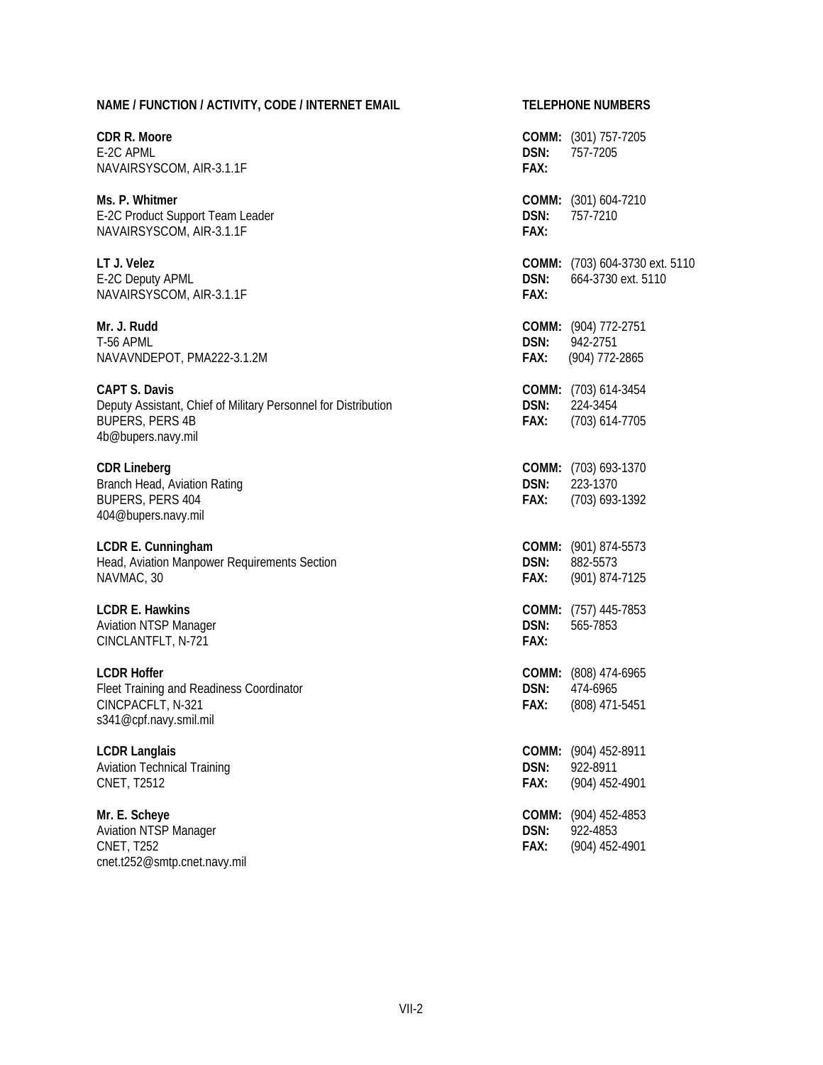| NAME / FUNCTION / ACTIVITY, CODE / INTERNET EMAIL | TELEPHONE NUMBERS |
|---|---|
| **CDR R. Moore**<br>E-2C APML<br>NAVAIRSYSCOM, AIR-3.1.1F | **COMM:** (301) 757-7205<br>**DSN:** 757-7205<br>**FAX:** |
| **Ms. P. Whitmer**<br>E-2C Product Support Team Leader<br>NAVAIRSYSCOM, AIR-3.1.1F | **COMM:** (301) 604-7210<br>**DSN:** 757-7210<br>**FAX:** |
| **LT J. Velez**<br>E-2C Deputy APML<br>NAVAIRSYSCOM, AIR-3.1.1F | **COMM:** (703) 604-3730 ext. 5110<br>**DSN:** 664-3730 ext. 5110<br>**FAX:** |
| **Mr. J. Rudd**<br>T-56 APML<br>NAVAVNDEPOT, PMA222-3.1.2M | **COMM:** (904) 772-2751<br>**DSN:** 942-2751<br>**FAX:** (904) 772-2865 |
| **CAPT S. Davis**<br>Deputy Assistant, Chief of Military Personnel for Distribution<br>BUPERS, PERS 4B<br>4b@bupers.navy.mil | **COMM:** (703) 614-3454<br>**DSN:** 224-3454<br>**FAX:** (703) 614-7705 |
| **CDR Lineberg**<br>Branch Head, Aviation Rating<br>BUPERS, PERS 404<br>404@bupers.navy.mil | **COMM:** (703) 693-1370<br>**DSN:** 223-1370<br>**FAX:** (703) 693-1392 |
| **LCDR E. Cunningham**<br>Head, Aviation Manpower Requirements Section<br>NAVMAC, 30 | **COMM:** (901) 874-5573<br>**DSN:** 882-5573<br>**FAX:** (901) 874-7125 |
| **LCDR E. Hawkins**<br>Aviation NTSP Manager<br>CINCLANTFLT, N-721 | **COMM:** (757) 445-7853<br>**DSN:** 565-7853<br>**FAX:** |
| **LCDR Hoffer**<br>Fleet Training and Readiness Coordinator<br>CINCPACFLT, N-321<br>s341@cpf.navy.smil.mil | **COMM:** (808) 474-6965<br>**DSN:** 474-6965<br>**FAX:** (808) 471-5451 |
| **LCDR Langlais**<br>Aviation Technical Training<br>CNET, T2512 | **COMM:** (904) 452-8911<br>**DSN:** 922-8911<br>**FAX:** (904) 452-4901 |
| **Mr. E. Scheye**<br>Aviation NTSP Manager<br>CNET, T252<br>cnet.t252@smtp.cnet.navy.mil | **COMM:** (904) 452-4853<br>**DSN:** 922-4853<br>**FAX:** (904) 452-4901 |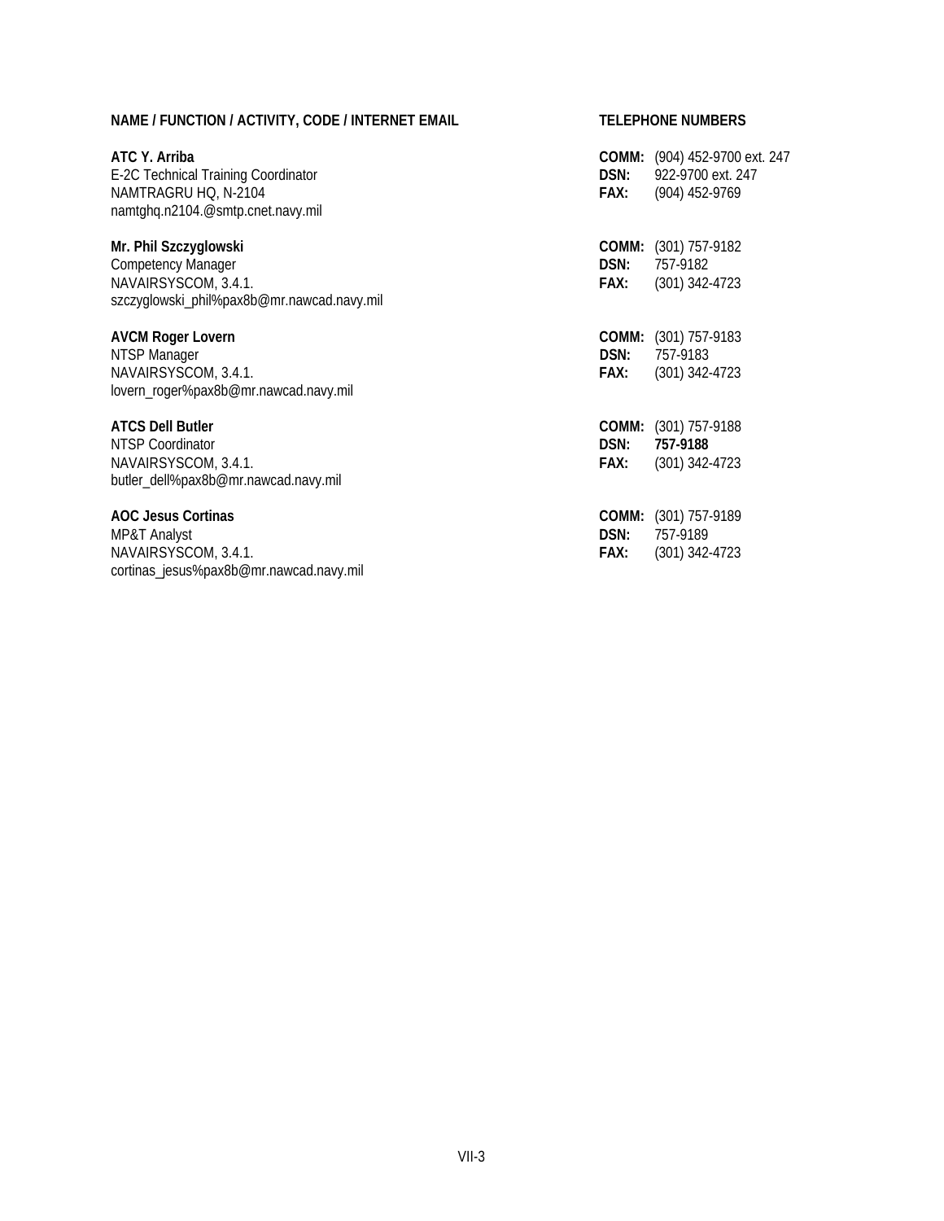| NAME / FUNCTION / ACTIVITY, CODE / INTERNET EMAIL | TELEPHONE NUMBERS |
|---|---|
| **ATC Y. Arriba**<br>E-2C Technical Training Coordinator<br>NAMTRAGRU HQ, N-2104<br>namtghq.n2104.@smtp.cnet.navy.mil | **COMM:** (904) 452-9700 ext. 247<br>**DSN:** 922-9700 ext. 247<br>**FAX:** (904) 452-9769 |
| **Mr. Phil Szczyglowski**<br>Competency Manager<br>NAVAIRSYSCOM, 3.4.1.<br>szczyglowski_phil%pax8b@mr.nawcad.navy.mil | **COMM:** (301) 757-9182<br>**DSN:** 757-9182<br>**FAX:** (301) 342-4723 |
| **AVCM Roger Lovern**<br>NTSP Manager<br>NAVAIRSYSCOM, 3.4.1.<br>lovern_roger%pax8b@mr.nawcad.navy.mil | **COMM:** (301) 757-9183<br>**DSN:** 757-9183<br>**FAX:** (301) 342-4723 |
| **ATCS Dell Butler**<br>NTSP Coordinator<br>NAVAIRSYSCOM, 3.4.1.<br>butler_dell%pax8b@mr.nawcad.navy.mil | **COMM:** (301) 757-9188<br>**DSN:** **757-9188**<br>**FAX:** (301) 342-4723 |
| **AOC Jesus Cortinas**<br>MP&T Analyst<br>NAVAIRSYSCOM, 3.4.1.<br>cortinas_jesus%pax8b@mr.nawcad.navy.mil | **COMM:** (301) 757-9189<br>**DSN:** 757-9189<br>**FAX:** (301) 342-4723 |